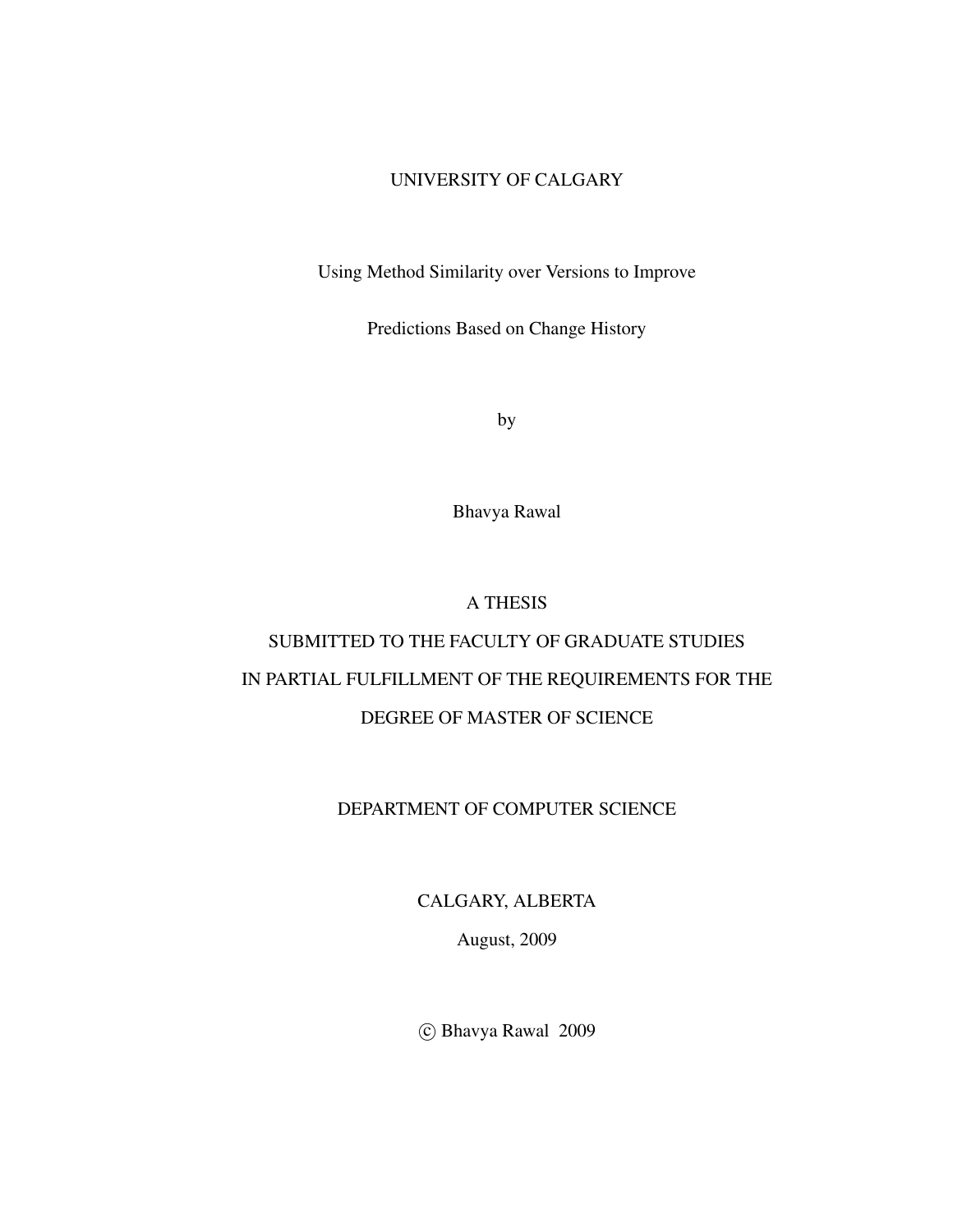UNIVERSITY OF CALGARY

# Using Method Similarity over Versions to Improve Predictions Based on Change History

by

Bhavya Rawal

A THESIS

SUBMITTED TO THE FACULTY OF GRADUATE STUDIES

IN PARTIAL FULFILLMENT OF THE REQUIREMENTS FOR THE

DEGREE OF MASTER OF SCIENCE

DEPARTMENT OF COMPUTER SCIENCE

CALGARY, ALBERTA

August, 2009

© Bhavya Rawal 2009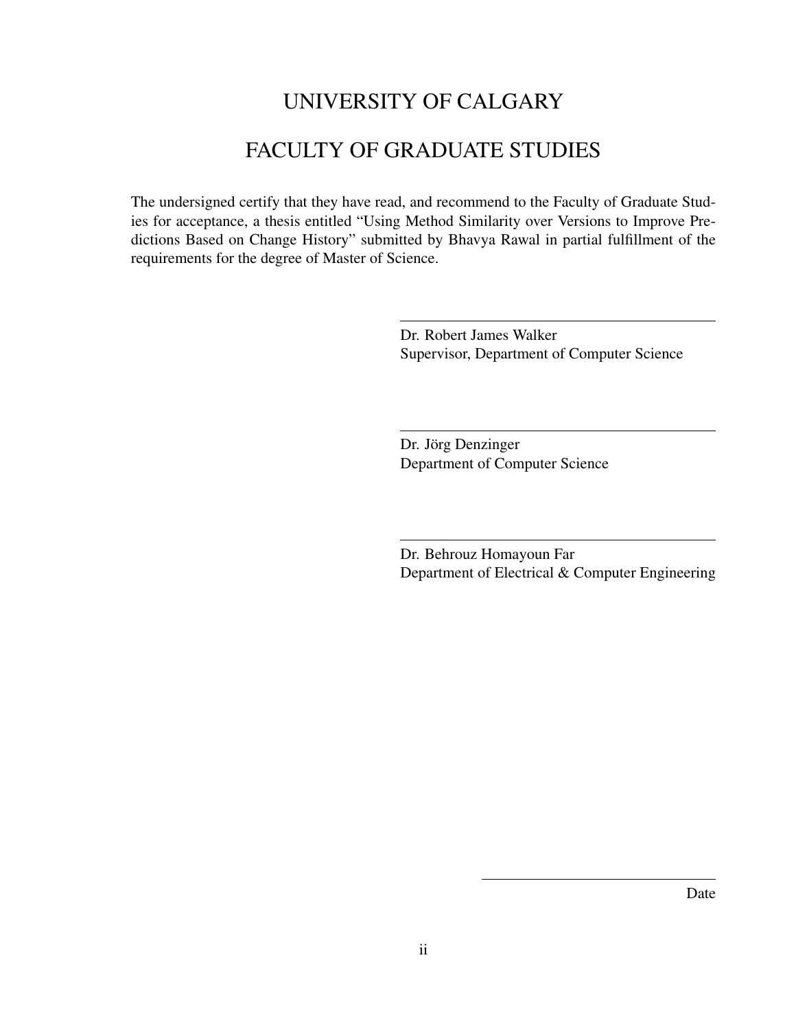# UNIVERSITY OF CALGARY

# FACULTY OF GRADUATE STUDIES

The undersigned certify that they have read, and recommend to the Faculty of Graduate Studies for acceptance, a thesis entitled "Using Method Similarity over Versions to Improve Predictions Based on Change History" submitted by Bhavya Rawal in partial fulfillment of the requirements for the degree of Master of Science.

---

Dr. Robert James Walker
Supervisor, Department of Computer Science

---

Dr. Jörg Denzinger
Department of Computer Science

---

Dr. Behrouz Homayoun Far
Department of Electrical & Computer Engineering

---

Date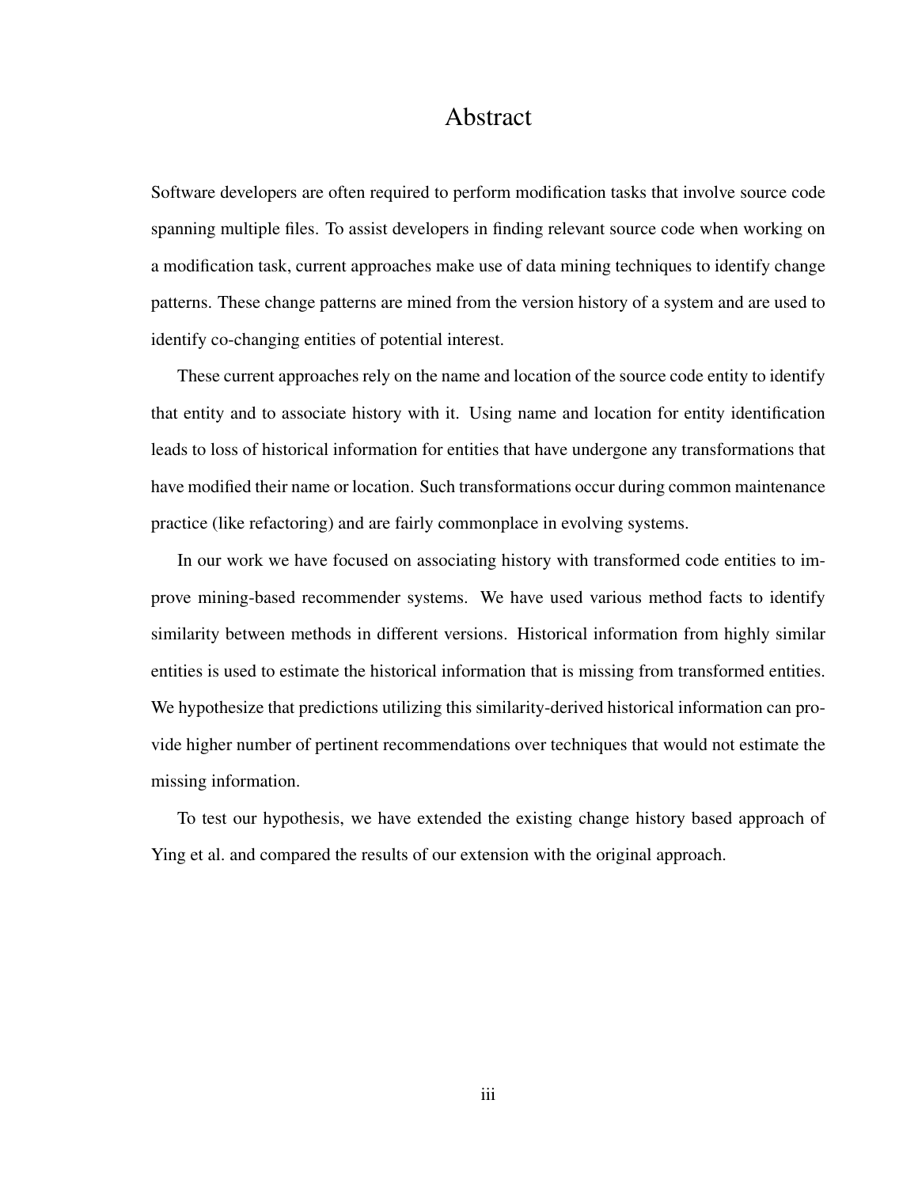# Abstract

Software developers are often required to perform modification tasks that involve source code spanning multiple files. To assist developers in finding relevant source code when working on a modification task, current approaches make use of data mining techniques to identify change patterns. These change patterns are mined from the version history of a system and are used to identify co-changing entities of potential interest.

These current approaches rely on the name and location of the source code entity to identify that entity and to associate history with it. Using name and location for entity identification leads to loss of historical information for entities that have undergone any transformations that have modified their name or location. Such transformations occur during common maintenance practice (like refactoring) and are fairly commonplace in evolving systems.

In our work we have focused on associating history with transformed code entities to improve mining-based recommender systems. We have used various method facts to identify similarity between methods in different versions. Historical information from highly similar entities is used to estimate the historical information that is missing from transformed entities. We hypothesize that predictions utilizing this similarity-derived historical information can provide higher number of pertinent recommendations over techniques that would not estimate the missing information.

To test our hypothesis, we have extended the existing change history based approach of Ying et al. and compared the results of our extension with the original approach.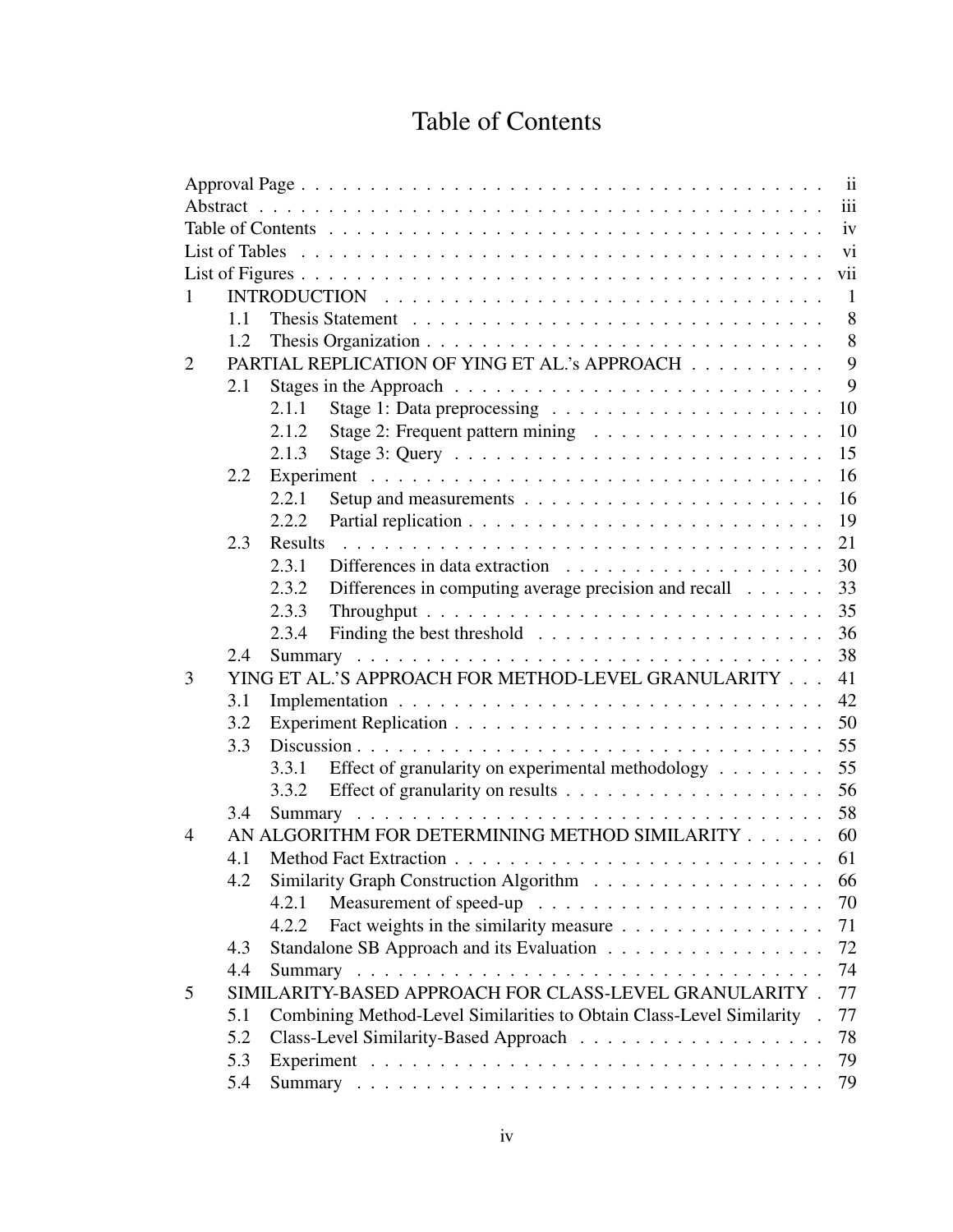# Table of Contents

| | | | |
|---|---|---|---|
| Approval Page | | | ii |
| Abstract | | | iii |
| Table of Contents | | | iv |
| List of Tables | | | vi |
| List of Figures | | | vii |
| 1 | INTRODUCTION | | 1 |
| | 1.1 | Thesis Statement | 8 |
| | 1.2 | Thesis Organization | 8 |
| 2 | PARTIAL REPLICATION OF YING ET AL.'s APPROACH | | 9 |
| | 2.1 | Stages in the Approach | 9 |
| | 2.1.1 | Stage 1: Data preprocessing | 10 |
| | 2.1.2 | Stage 2: Frequent pattern mining | 10 |
| | 2.1.3 | Stage 3: Query | 15 |
| | 2.2 | Experiment | 16 |
| | 2.2.1 | Setup and measurements | 16 |
| | 2.2.2 | Partial replication | 19 |
| | 2.3 | Results | 21 |
| | 2.3.1 | Differences in data extraction | 30 |
| | 2.3.2 | Differences in computing average precision and recall | 33 |
| | 2.3.3 | Throughput | 35 |
| | 2.3.4 | Finding the best threshold | 36 |
| | 2.4 | Summary | 38 |
| 3 | YING ET AL.'S APPROACH FOR METHOD-LEVEL GRANULARITY | | 41 |
| | 3.1 | Implementation | 42 |
| | 3.2 | Experiment Replication | 50 |
| | 3.3 | Discussion | 55 |
| | 3.3.1 | Effect of granularity on experimental methodology | 55 |
| | 3.3.2 | Effect of granularity on results | 56 |
| | 3.4 | Summary | 58 |
| 4 | AN ALGORITHM FOR DETERMINING METHOD SIMILARITY | | 60 |
| | 4.1 | Method Fact Extraction | 61 |
| | 4.2 | Similarity Graph Construction Algorithm | 66 |
| | 4.2.1 | Measurement of speed-up | 70 |
| | 4.2.2 | Fact weights in the similarity measure | 71 |
| | 4.3 | Standalone SB Approach and its Evaluation | 72 |
| | 4.4 | Summary | 74 |
| 5 | SIMILARITY-BASED APPROACH FOR CLASS-LEVEL GRANULARITY | | 77 |
| | 5.1 | Combining Method-Level Similarities to Obtain Class-Level Similarity | 77 |
| | 5.2 | Class-Level Similarity-Based Approach | 78 |
| | 5.3 | Experiment | 79 |
| | 5.4 | Summary | 79 |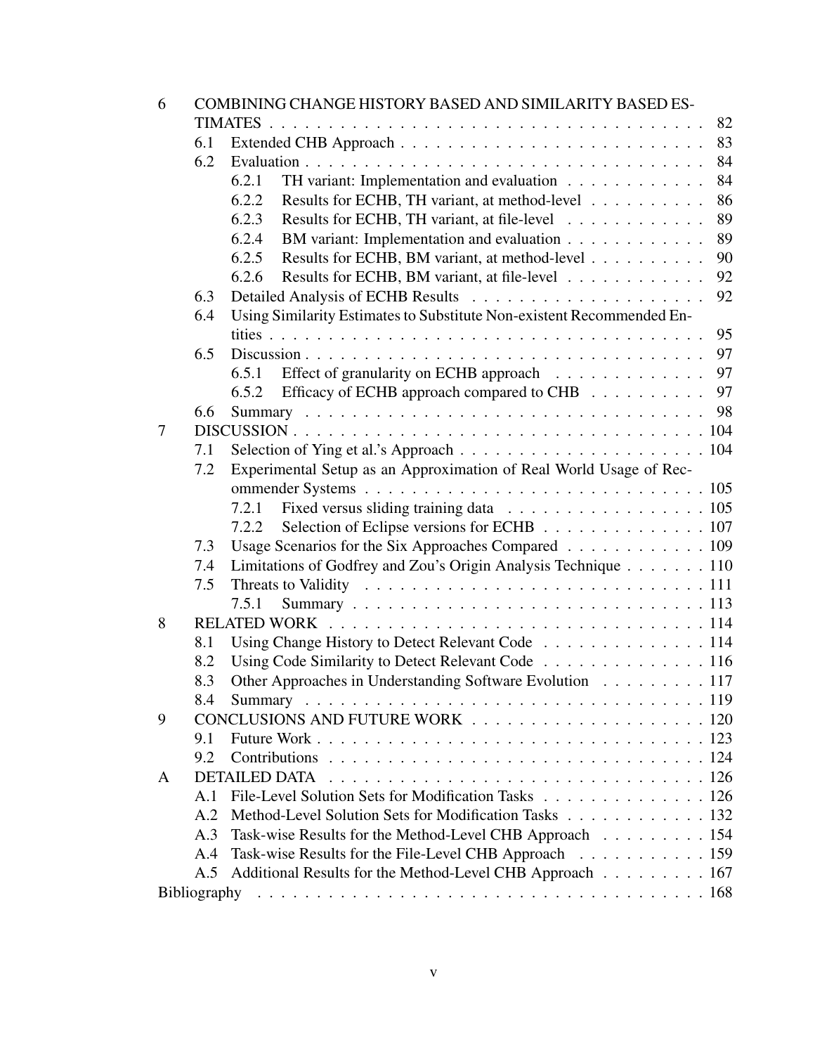| | | | |
|---|---|---|---|
| 6 | COMBINING CHANGE HISTORY BASED AND SIMILARITY BASED ESTIMATES | | 82 |
| | 6.1 | Extended CHB Approach | 83 |
| | 6.2 | Evaluation | 84 |
| | | 6.2.1 TH variant: Implementation and evaluation | 84 |
| | | 6.2.2 Results for ECHB, TH variant, at method-level | 86 |
| | | 6.2.3 Results for ECHB, TH variant, at file-level | 89 |
| | | 6.2.4 BM variant: Implementation and evaluation | 89 |
| | | 6.2.5 Results for ECHB, BM variant, at method-level | 90 |
| | | 6.2.6 Results for ECHB, BM variant, at file-level | 92 |
| | 6.3 | Detailed Analysis of ECHB Results | 92 |
| | 6.4 | Using Similarity Estimates to Substitute Non-existent Recommended Entities | 95 |
| | 6.5 | Discussion | 97 |
| | | 6.5.1 Effect of granularity on ECHB approach | 97 |
| | | 6.5.2 Efficacy of ECHB approach compared to CHB | 97 |
| | 6.6 | Summary | 98 |
| 7 | DISCUSSION | | 104 |
| | 7.1 | Selection of Ying et al.'s Approach | 104 |
| | 7.2 | Experimental Setup as an Approximation of Real World Usage of Recommender Systems | 105 |
| | | 7.2.1 Fixed versus sliding training data | 105 |
| | | 7.2.2 Selection of Eclipse versions for ECHB | 107 |
| | 7.3 | Usage Scenarios for the Six Approaches Compared | 109 |
| | 7.4 | Limitations of Godfrey and Zou's Origin Analysis Technique | 110 |
| | 7.5 | Threats to Validity | 111 |
| | | 7.5.1 Summary | 113 |
| 8 | RELATED WORK | | 114 |
| | 8.1 | Using Change History to Detect Relevant Code | 114 |
| | 8.2 | Using Code Similarity to Detect Relevant Code | 116 |
| | 8.3 | Other Approaches in Understanding Software Evolution | 117 |
| | 8.4 | Summary | 119 |
| 9 | CONCLUSIONS AND FUTURE WORK | | 120 |
| | 9.1 | Future Work | 123 |
| | 9.2 | Contributions | 124 |
| A | DETAILED DATA | | 126 |
| | A.1 | File-Level Solution Sets for Modification Tasks | 126 |
| | A.2 | Method-Level Solution Sets for Modification Tasks | 132 |
| | A.3 | Task-wise Results for the Method-Level CHB Approach | 154 |
| | A.4 | Task-wise Results for the File-Level CHB Approach | 159 |
| | A.5 | Additional Results for the Method-Level CHB Approach | 167 |
| Bibliography | | | 168 |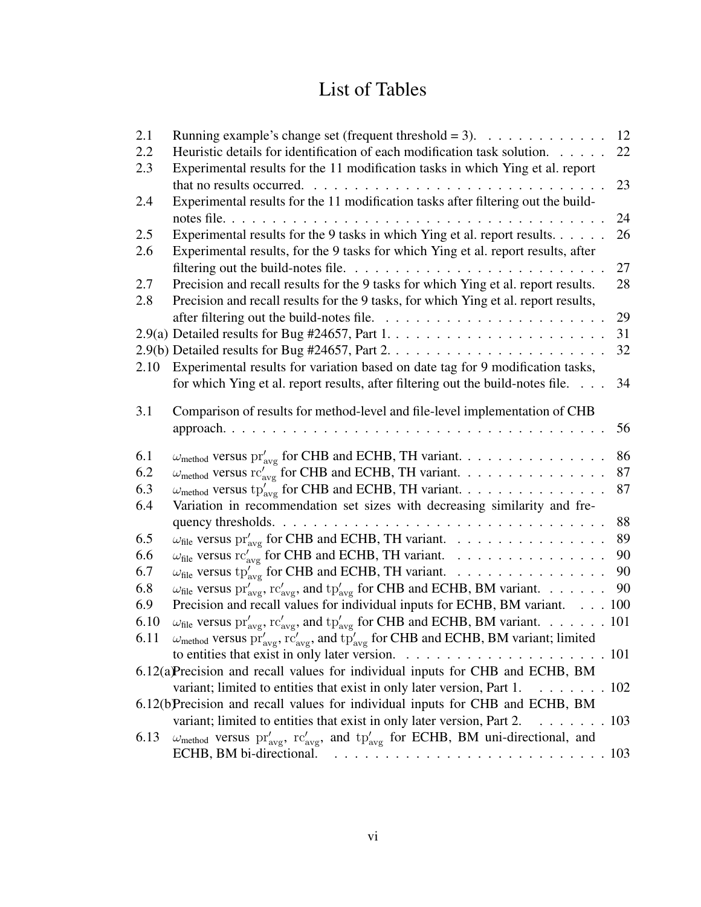# List of Tables

| | | |
|---|---|---|
| 2.1 | Running example's change set (frequent threshold = 3). | 12 |
| 2.2 | Heuristic details for identification of each modification task solution. | 22 |
| 2.3 | Experimental results for the 11 modification tasks in which Ying et al. report that no results occurred. | 23 |
| 2.4 | Experimental results for the 11 modification tasks after filtering out the build-notes file. | 24 |
| 2.5 | Experimental results for the 9 tasks in which Ying et al. report results. | 26 |
| 2.6 | Experimental results, for the 9 tasks for which Ying et al. report results, after filtering out the build-notes file. | 27 |
| 2.7 | Precision and recall results for the 9 tasks for which Ying et al. report results. | 28 |
| 2.8 | Precision and recall results for the 9 tasks, for which Ying et al. report results, after filtering out the build-notes file. | 29 |
| 2.9(a) | Detailed results for Bug #24657, Part 1. | 31 |
| 2.9(b) | Detailed results for Bug #24657, Part 2. | 32 |
| 2.10 | Experimental results for variation based on date tag for 9 modification tasks, for which Ying et al. report results, after filtering out the build-notes file. | 34 |
| 3.1 | Comparison of results for method-level and file-level implementation of CHB approach. | 56 |
| 6.1 | $\omega_{\text{method}}$ versus $\mathrm{pr}'_{\text{avg}}$ for CHB and ECHB, TH variant. | 86 |
| 6.2 | $\omega_{\text{method}}$ versus $\mathrm{rc}'_{\text{avg}}$ for CHB and ECHB, TH variant. | 87 |
| 6.3 | $\omega_{\text{method}}$ versus $\mathrm{tp}'_{\text{avg}}$ for CHB and ECHB, TH variant. | 87 |
| 6.4 | Variation in recommendation set sizes with decreasing similarity and frequency thresholds. | 88 |
| 6.5 | $\omega_{\text{file}}$ versus $\mathrm{pr}'_{\text{avg}}$ for CHB and ECHB, TH variant. | 89 |
| 6.6 | $\omega_{\text{file}}$ versus $\mathrm{rc}'_{\text{avg}}$ for CHB and ECHB, TH variant. | 90 |
| 6.7 | $\omega_{\text{file}}$ versus $\mathrm{tp}'_{\text{avg}}$ for CHB and ECHB, TH variant. | 90 |
| 6.8 | $\omega_{\text{file}}$ versus $\mathrm{pr}'_{\text{avg}}$, $\mathrm{rc}'_{\text{avg}}$, and $\mathrm{tp}'_{\text{avg}}$ for CHB and ECHB, BM variant. | 90 |
| 6.9 | Precision and recall values for individual inputs for ECHB, BM variant. | 100 |
| 6.10 | $\omega_{\text{file}}$ versus $\mathrm{pr}'_{\text{avg}}$, $\mathrm{rc}'_{\text{avg}}$, and $\mathrm{tp}'_{\text{avg}}$ for CHB and ECHB, BM variant. | 101 |
| 6.11 | $\omega_{\text{method}}$ versus $\mathrm{pr}'_{\text{avg}}$, $\mathrm{rc}'_{\text{avg}}$, and $\mathrm{tp}'_{\text{avg}}$ for CHB and ECHB, BM variant; limited to entities that exist in only later version. | 101 |
| 6.12(a) | Precision and recall values for individual inputs for CHB and ECHB, BM variant; limited to entities that exist in only later version, Part 1. | 102 |
| 6.12(b) | Precision and recall values for individual inputs for CHB and ECHB, BM variant; limited to entities that exist in only later version, Part 2. | 103 |
| 6.13 | $\omega_{\text{method}}$ versus $\mathrm{pr}'_{\text{avg}}$, $\mathrm{rc}'_{\text{avg}}$, and $\mathrm{tp}'_{\text{avg}}$ for ECHB, BM uni-directional, and ECHB, BM bi-directional. | 103 |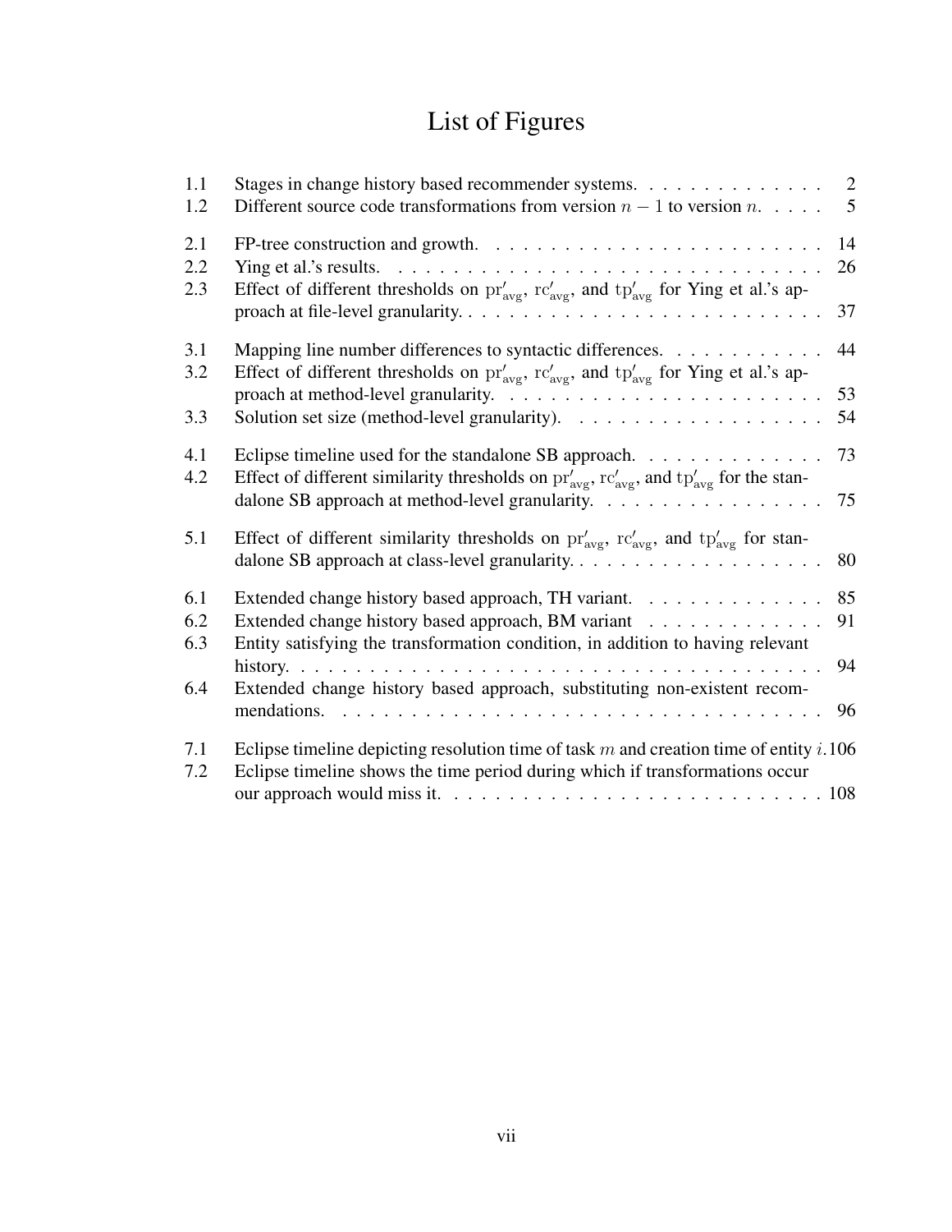# List of Figures

| | | |
|---|---|---|
| 1.1 | Stages in change history based recommender systems. | 2 |
| 1.2 | Different source code transformations from version $n-1$ to version $n$. | 5 |
| 2.1 | FP-tree construction and growth. | 14 |
| 2.2 | Ying et al.'s results. | 26 |
| 2.3 | Effect of different thresholds on $\mathrm{pr}'_{\mathrm{avg}}$, $\mathrm{rc}'_{\mathrm{avg}}$, and $\mathrm{tp}'_{\mathrm{avg}}$ for Ying et al.'s approach at file-level granularity. | 37 |
| 3.1 | Mapping line number differences to syntactic differences. | 44 |
| 3.2 | Effect of different thresholds on $\mathrm{pr}'_{\mathrm{avg}}$, $\mathrm{rc}'_{\mathrm{avg}}$, and $\mathrm{tp}'_{\mathrm{avg}}$ for Ying et al.'s approach at method-level granularity. | 53 |
| 3.3 | Solution set size (method-level granularity). | 54 |
| 4.1 | Eclipse timeline used for the standalone SB approach. | 73 |
| 4.2 | Effect of different similarity thresholds on $\mathrm{pr}'_{\mathrm{avg}}$, $\mathrm{rc}'_{\mathrm{avg}}$, and $\mathrm{tp}'_{\mathrm{avg}}$ for the standalone SB approach at method-level granularity. | 75 |
| 5.1 | Effect of different similarity thresholds on $\mathrm{pr}'_{\mathrm{avg}}$, $\mathrm{rc}'_{\mathrm{avg}}$, and $\mathrm{tp}'_{\mathrm{avg}}$ for standalone SB approach at class-level granularity. | 80 |
| 6.1 | Extended change history based approach, TH variant. | 85 |
| 6.2 | Extended change history based approach, BM variant | 91 |
| 6.3 | Entity satisfying the transformation condition, in addition to having relevant history. | 94 |
| 6.4 | Extended change history based approach, substituting non-existent recommendations. | 96 |
| 7.1 | Eclipse timeline depicting resolution time of task $m$ and creation time of entity $i$. | 106 |
| 7.2 | Eclipse timeline shows the time period during which if transformations occur our approach would miss it. | 108 |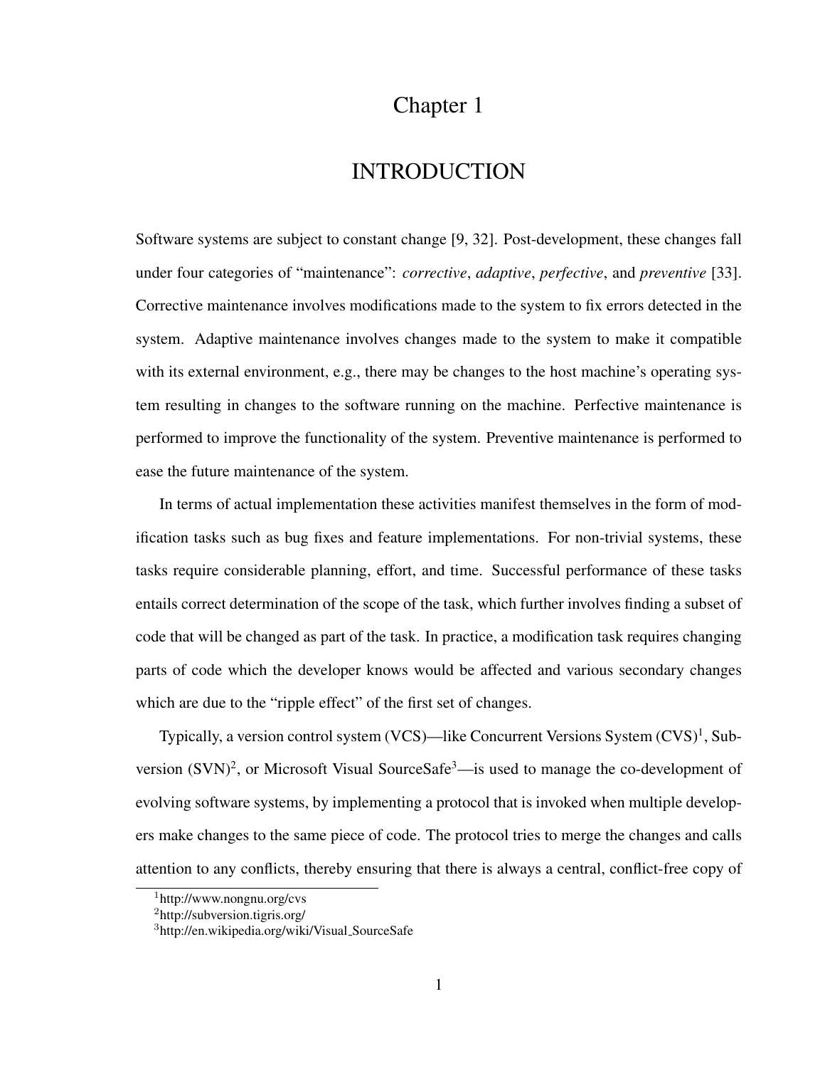# Chapter 1

# INTRODUCTION

Software systems are subject to constant change [9, 32]. Post-development, these changes fall under four categories of "maintenance": *corrective*, *adaptive*, *perfective*, and *preventive* [33]. Corrective maintenance involves modifications made to the system to fix errors detected in the system. Adaptive maintenance involves changes made to the system to make it compatible with its external environment, e.g., there may be changes to the host machine's operating system resulting in changes to the software running on the machine. Perfective maintenance is performed to improve the functionality of the system. Preventive maintenance is performed to ease the future maintenance of the system.

In terms of actual implementation these activities manifest themselves in the form of modification tasks such as bug fixes and feature implementations. For non-trivial systems, these tasks require considerable planning, effort, and time. Successful performance of these tasks entails correct determination of the scope of the task, which further involves finding a subset of code that will be changed as part of the task. In practice, a modification task requires changing parts of code which the developer knows would be affected and various secondary changes which are due to the "ripple effect" of the first set of changes.

Typically, a version control system (VCS)—like Concurrent Versions System (CVS)[1], Subversion (SVN)[2], or Microsoft Visual SourceSafe[3]—is used to manage the co-development of evolving software systems, by implementing a protocol that is invoked when multiple developers make changes to the same piece of code. The protocol tries to merge the changes and calls attention to any conflicts, thereby ensuring that there is always a central, conflict-free copy of

[1] http://www.nongnu.org/cvs

[2] http://subversion.tigris.org/

[3] http://en.wikipedia.org/wiki/Visual_SourceSafe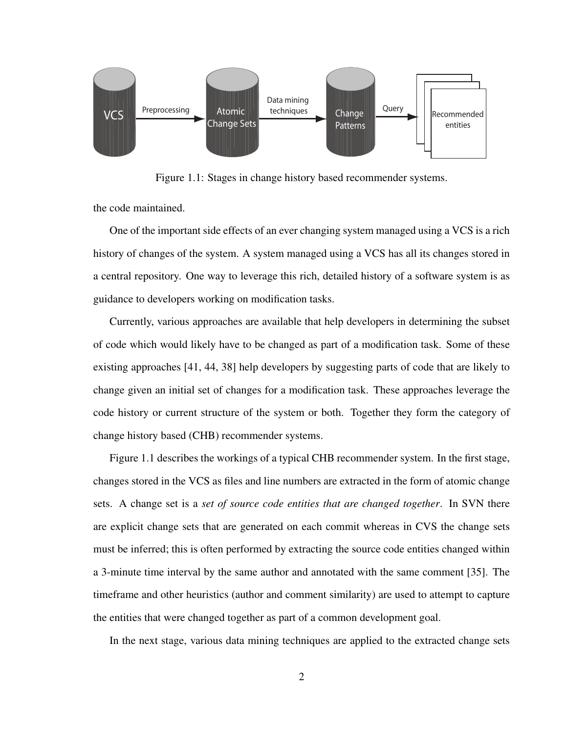Figure 1.1: Stages in change history based recommender systems.

the code maintained.

One of the important side effects of an ever changing system managed using a VCS is a rich history of changes of the system. A system managed using a VCS has all its changes stored in a central repository. One way to leverage this rich, detailed history of a software system is as guidance to developers working on modification tasks.

Currently, various approaches are available that help developers in determining the subset of code which would likely have to be changed as part of a modification task. Some of these existing approaches [41, 44, 38] help developers by suggesting parts of code that are likely to change given an initial set of changes for a modification task. These approaches leverage the code history or current structure of the system or both. Together they form the category of change history based (CHB) recommender systems.

Figure 1.1 describes the workings of a typical CHB recommender system. In the first stage, changes stored in the VCS as files and line numbers are extracted in the form of atomic change sets. A change set is a *set of source code entities that are changed together*. In SVN there are explicit change sets that are generated on each commit whereas in CVS the change sets must be inferred; this is often performed by extracting the source code entities changed within a 3-minute time interval by the same author and annotated with the same comment [35]. The timeframe and other heuristics (author and comment similarity) are used to attempt to capture the entities that were changed together as part of a common development goal.

In the next stage, various data mining techniques are applied to the extracted change sets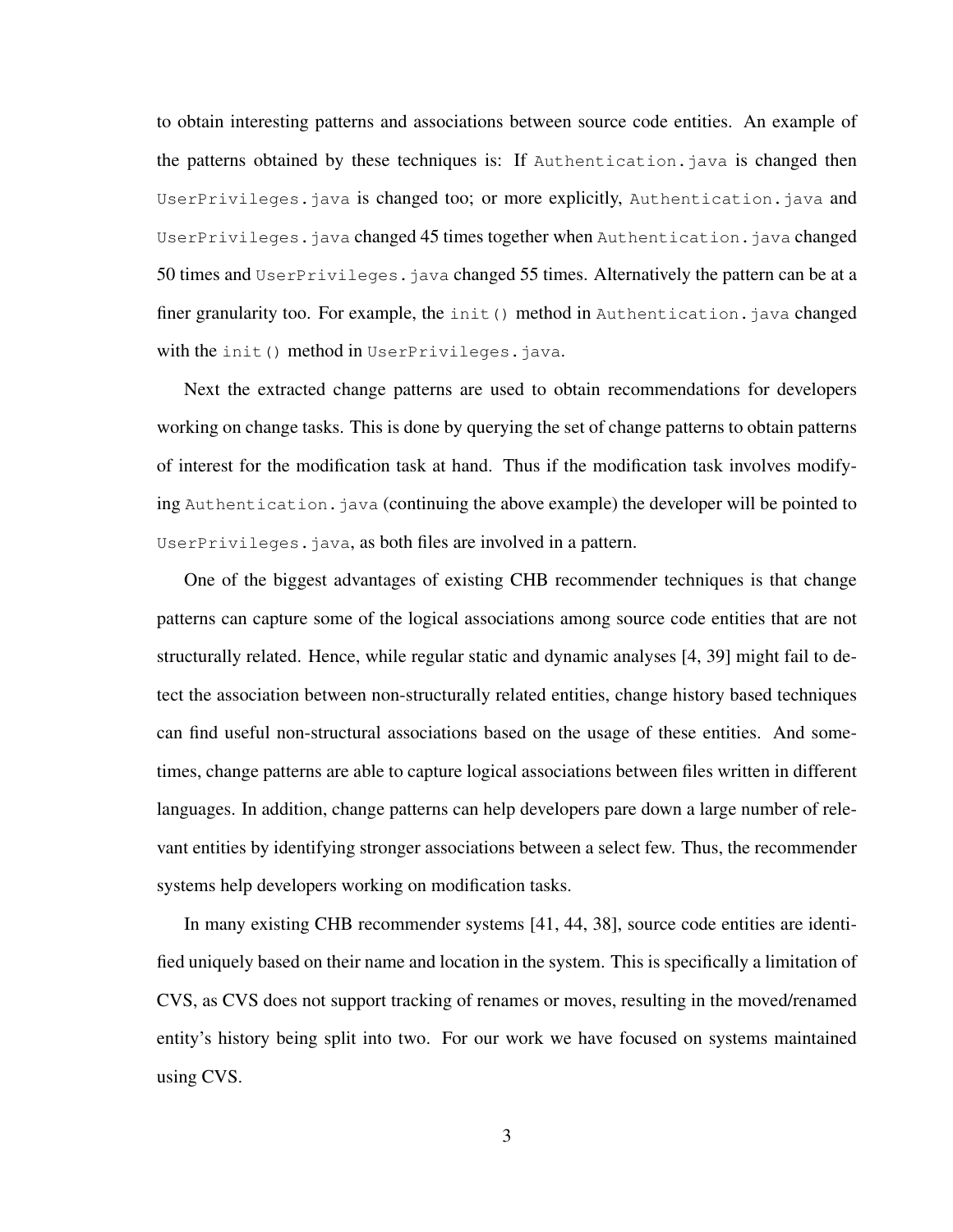to obtain interesting patterns and associations between source code entities. An example of the patterns obtained by these techniques is: If `Authentication.java` is changed then `UserPrivileges.java` is changed too; or more explicitly, `Authentication.java` and `UserPrivileges.java` changed 45 times together when `Authentication.java` changed 50 times and `UserPrivileges.java` changed 55 times. Alternatively the pattern can be at a finer granularity too. For example, the `init()` method in `Authentication.java` changed with the `init()` method in `UserPrivileges.java`.

Next the extracted change patterns are used to obtain recommendations for developers working on change tasks. This is done by querying the set of change patterns to obtain patterns of interest for the modification task at hand. Thus if the modification task involves modifying `Authentication.java` (continuing the above example) the developer will be pointed to `UserPrivileges.java`, as both files are involved in a pattern.

One of the biggest advantages of existing CHB recommender techniques is that change patterns can capture some of the logical associations among source code entities that are not structurally related. Hence, while regular static and dynamic analyses [4, 39] might fail to detect the association between non-structurally related entities, change history based techniques can find useful non-structural associations based on the usage of these entities. And sometimes, change patterns are able to capture logical associations between files written in different languages. In addition, change patterns can help developers pare down a large number of relevant entities by identifying stronger associations between a select few. Thus, the recommender systems help developers working on modification tasks.

In many existing CHB recommender systems [41, 44, 38], source code entities are identified uniquely based on their name and location in the system. This is specifically a limitation of CVS, as CVS does not support tracking of renames or moves, resulting in the moved/renamed entity's history being split into two. For our work we have focused on systems maintained using CVS.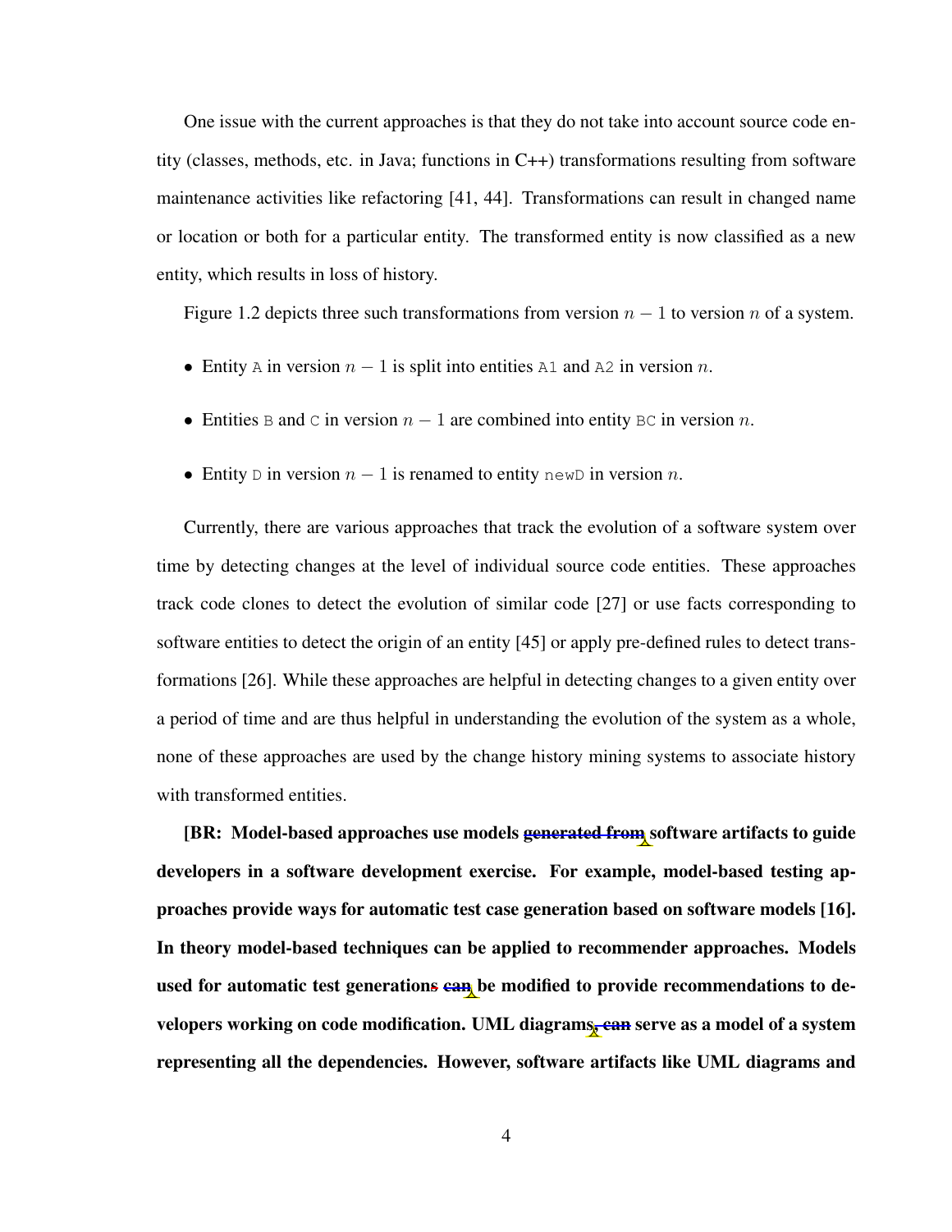One issue with the current approaches is that they do not take into account source code entity (classes, methods, etc. in Java; functions in C++) transformations resulting from software maintenance activities like refactoring [41, 44]. Transformations can result in changed name or location or both for a particular entity. The transformed entity is now classified as a new entity, which results in loss of history.

Figure 1.2 depicts three such transformations from version $n-1$ to version $n$ of a system.

- Entity `A` in version $n-1$ is split into entities `A1` and `A2` in version $n$.
- Entities `B` and `C` in version $n-1$ are combined into entity `BC` in version $n$.
- Entity `D` in version $n-1$ is renamed to entity `newD` in version $n$.

Currently, there are various approaches that track the evolution of a software system over time by detecting changes at the level of individual source code entities. These approaches track code clones to detect the evolution of similar code [27] or use facts corresponding to software entities to detect the origin of an entity [45] or apply pre-defined rules to detect transformations [26]. While these approaches are helpful in detecting changes to a given entity over a period of time and are thus helpful in understanding the evolution of the system as a whole, none of these approaches are used by the change history mining systems to associate history with transformed entities.

**[BR: Model-based approaches use models ~~generated from~~ software artifacts to guide developers in a software development exercise. For example, model-based testing approaches provide ways for automatic test case generation based on software models [16]. In theory model-based techniques can be applied to recommender approaches. Models used for automatic test generations ~~can~~ be modified to provide recommendations to developers working on code modification. UML diagrams~~, can~~ serve as a model of a system representing all the dependencies. However, software artifacts like UML diagrams and**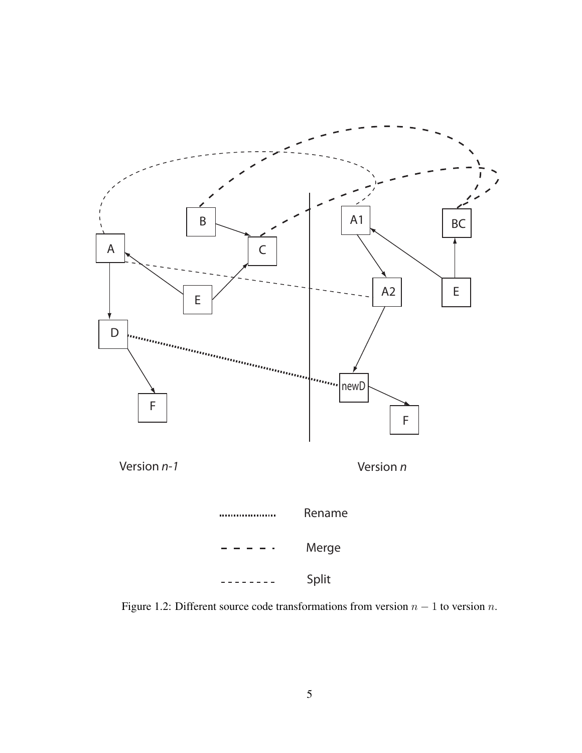Figure 1.2: Different source code transformations from version $n-1$ to version $n$.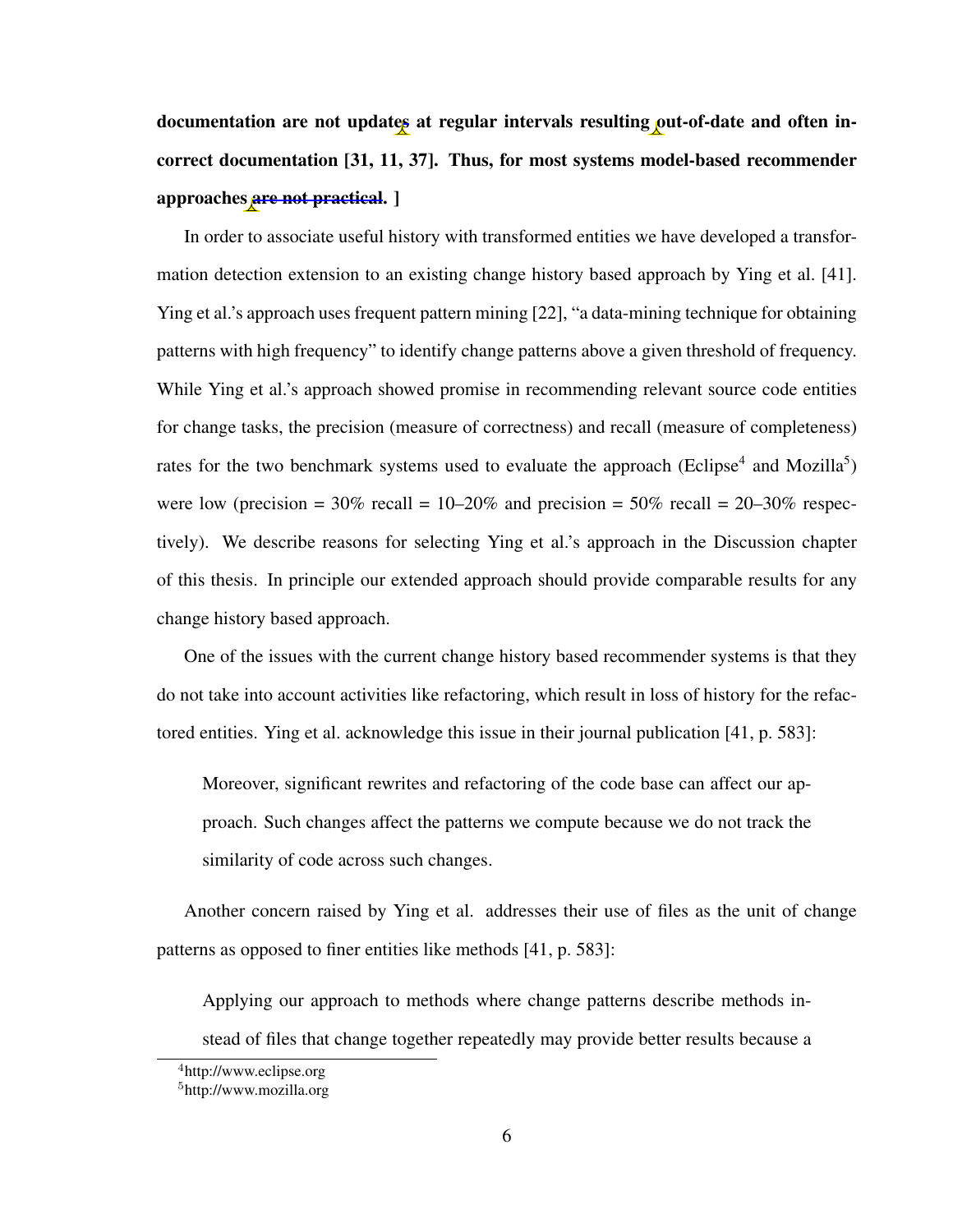**documentation are not updates at regular intervals resulting out-of-date and often incorrect documentation [31, 11, 37]. Thus, for most systems model-based recommender approaches ~~are not practical~~. ]**

In order to associate useful history with transformed entities we have developed a transformation detection extension to an existing change history based approach by Ying et al. [41]. Ying et al.'s approach uses frequent pattern mining [22], "a data-mining technique for obtaining patterns with high frequency" to identify change patterns above a given threshold of frequency. While Ying et al.'s approach showed promise in recommending relevant source code entities for change tasks, the precision (measure of correctness) and recall (measure of completeness) rates for the two benchmark systems used to evaluate the approach (Eclipse[4] and Mozilla[5]) were low (precision = 30% recall = 10–20% and precision = 50% recall = 20–30% respectively). We describe reasons for selecting Ying et al.'s approach in the Discussion chapter of this thesis. In principle our extended approach should provide comparable results for any change history based approach.

One of the issues with the current change history based recommender systems is that they do not take into account activities like refactoring, which result in loss of history for the refactored entities. Ying et al. acknowledge this issue in their journal publication [41, p. 583]:

> Moreover, significant rewrites and refactoring of the code base can affect our approach. Such changes affect the patterns we compute because we do not track the similarity of code across such changes.

Another concern raised by Ying et al. addresses their use of files as the unit of change patterns as opposed to finer entities like methods [41, p. 583]:

> Applying our approach to methods where change patterns describe methods instead of files that change together repeatedly may provide better results because a

[4] http://www.eclipse.org

[5] http://www.mozilla.org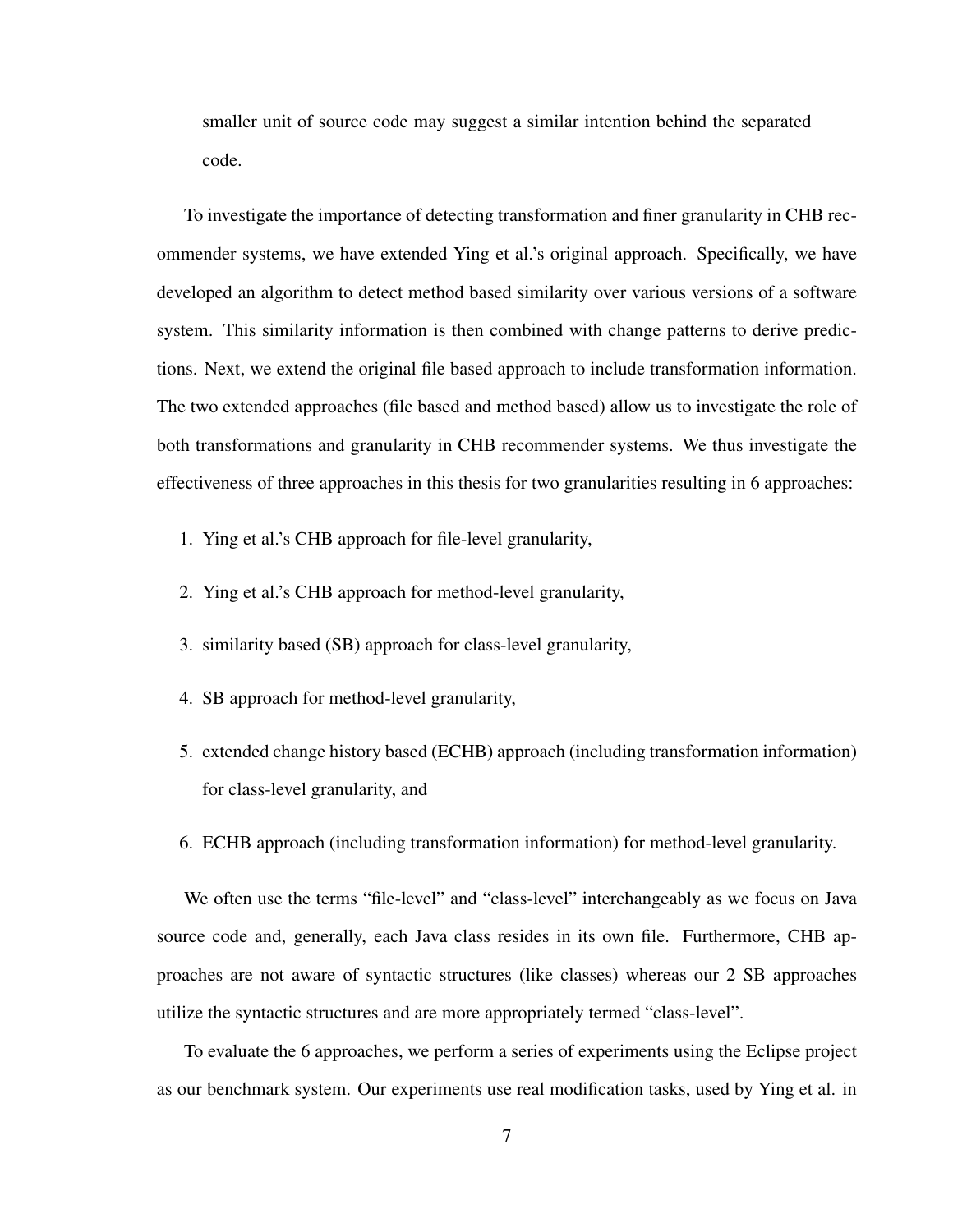smaller unit of source code may suggest a similar intention behind the separated code.

To investigate the importance of detecting transformation and finer granularity in CHB recommender systems, we have extended Ying et al.'s original approach. Specifically, we have developed an algorithm to detect method based similarity over various versions of a software system. This similarity information is then combined with change patterns to derive predictions. Next, we extend the original file based approach to include transformation information. The two extended approaches (file based and method based) allow us to investigate the role of both transformations and granularity in CHB recommender systems. We thus investigate the effectiveness of three approaches in this thesis for two granularities resulting in 6 approaches:

1. Ying et al.'s CHB approach for file-level granularity,
2. Ying et al.'s CHB approach for method-level granularity,
3. similarity based (SB) approach for class-level granularity,
4. SB approach for method-level granularity,
5. extended change history based (ECHB) approach (including transformation information) for class-level granularity, and
6. ECHB approach (including transformation information) for method-level granularity.

We often use the terms "file-level" and "class-level" interchangeably as we focus on Java source code and, generally, each Java class resides in its own file. Furthermore, CHB approaches are not aware of syntactic structures (like classes) whereas our 2 SB approaches utilize the syntactic structures and are more appropriately termed "class-level".

To evaluate the 6 approaches, we perform a series of experiments using the Eclipse project as our benchmark system. Our experiments use real modification tasks, used by Ying et al. in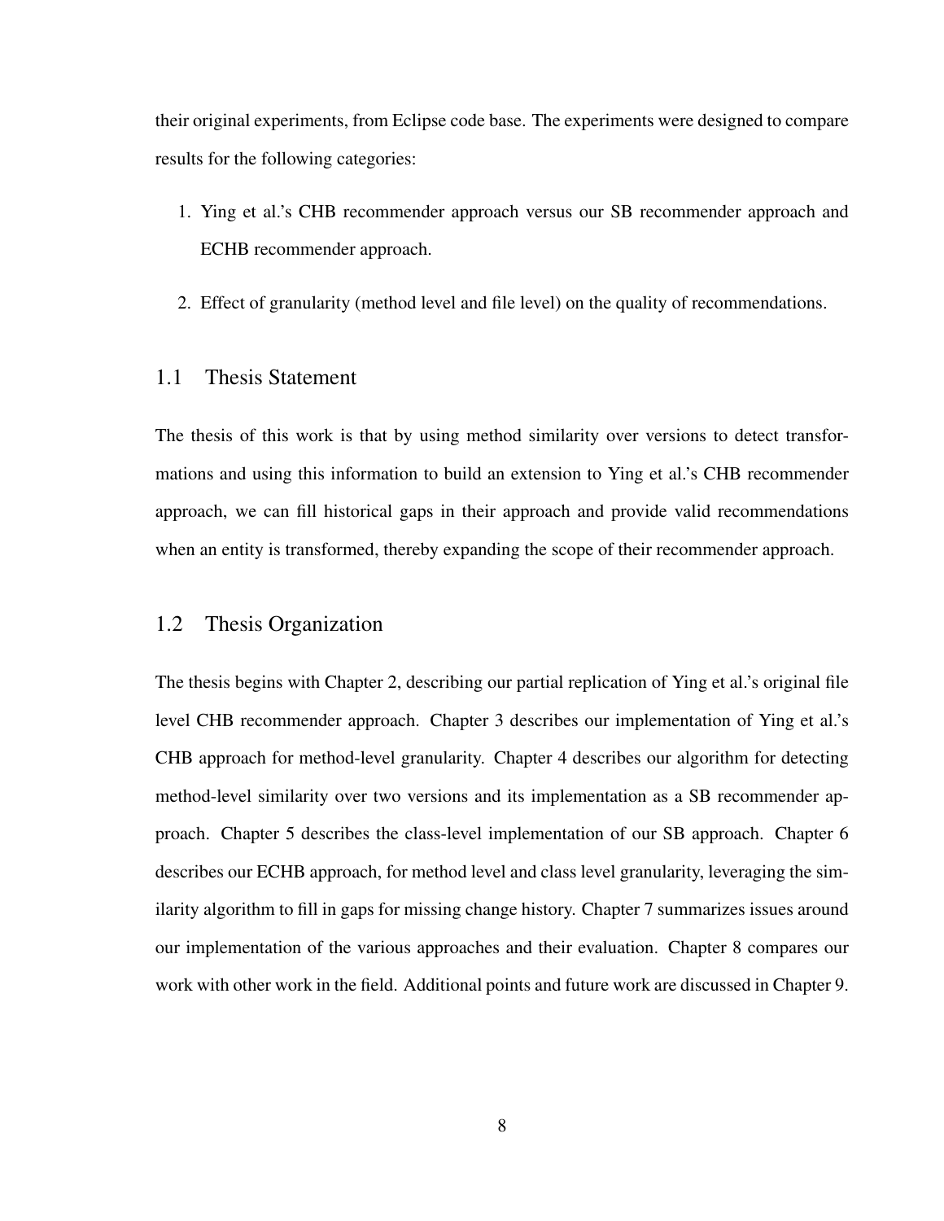their original experiments, from Eclipse code base. The experiments were designed to compare results for the following categories:

1. Ying et al.'s CHB recommender approach versus our SB recommender approach and ECHB recommender approach.
2. Effect of granularity (method level and file level) on the quality of recommendations.

## 1.1 Thesis Statement

The thesis of this work is that by using method similarity over versions to detect transformations and using this information to build an extension to Ying et al.'s CHB recommender approach, we can fill historical gaps in their approach and provide valid recommendations when an entity is transformed, thereby expanding the scope of their recommender approach.

## 1.2 Thesis Organization

The thesis begins with Chapter 2, describing our partial replication of Ying et al.'s original file level CHB recommender approach. Chapter 3 describes our implementation of Ying et al.'s CHB approach for method-level granularity. Chapter 4 describes our algorithm for detecting method-level similarity over two versions and its implementation as a SB recommender approach. Chapter 5 describes the class-level implementation of our SB approach. Chapter 6 describes our ECHB approach, for method level and class level granularity, leveraging the similarity algorithm to fill in gaps for missing change history. Chapter 7 summarizes issues around our implementation of the various approaches and their evaluation. Chapter 8 compares our work with other work in the field. Additional points and future work are discussed in Chapter 9.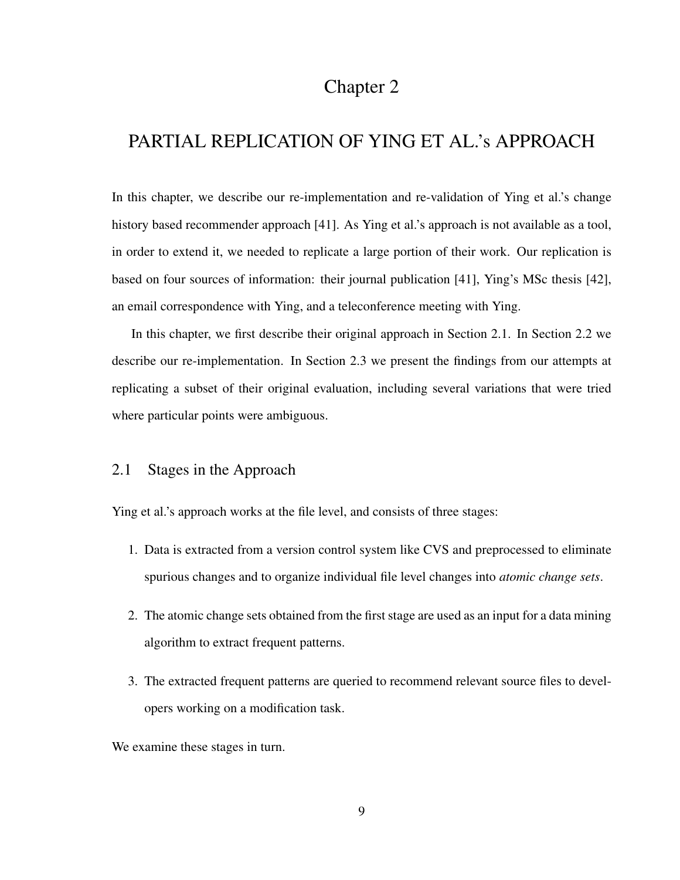# Chapter 2

# PARTIAL REPLICATION OF YING ET AL.'s APPROACH

In this chapter, we describe our re-implementation and re-validation of Ying et al.'s change history based recommender approach [41]. As Ying et al.'s approach is not available as a tool, in order to extend it, we needed to replicate a large portion of their work. Our replication is based on four sources of information: their journal publication [41], Ying's MSc thesis [42], an email correspondence with Ying, and a teleconference meeting with Ying.

In this chapter, we first describe their original approach in Section 2.1. In Section 2.2 we describe our re-implementation. In Section 2.3 we present the findings from our attempts at replicating a subset of their original evaluation, including several variations that were tried where particular points were ambiguous.

## 2.1 Stages in the Approach

Ying et al.'s approach works at the file level, and consists of three stages:

1. Data is extracted from a version control system like CVS and preprocessed to eliminate spurious changes and to organize individual file level changes into *atomic change sets*.
2. The atomic change sets obtained from the first stage are used as an input for a data mining algorithm to extract frequent patterns.
3. The extracted frequent patterns are queried to recommend relevant source files to developers working on a modification task.

We examine these stages in turn.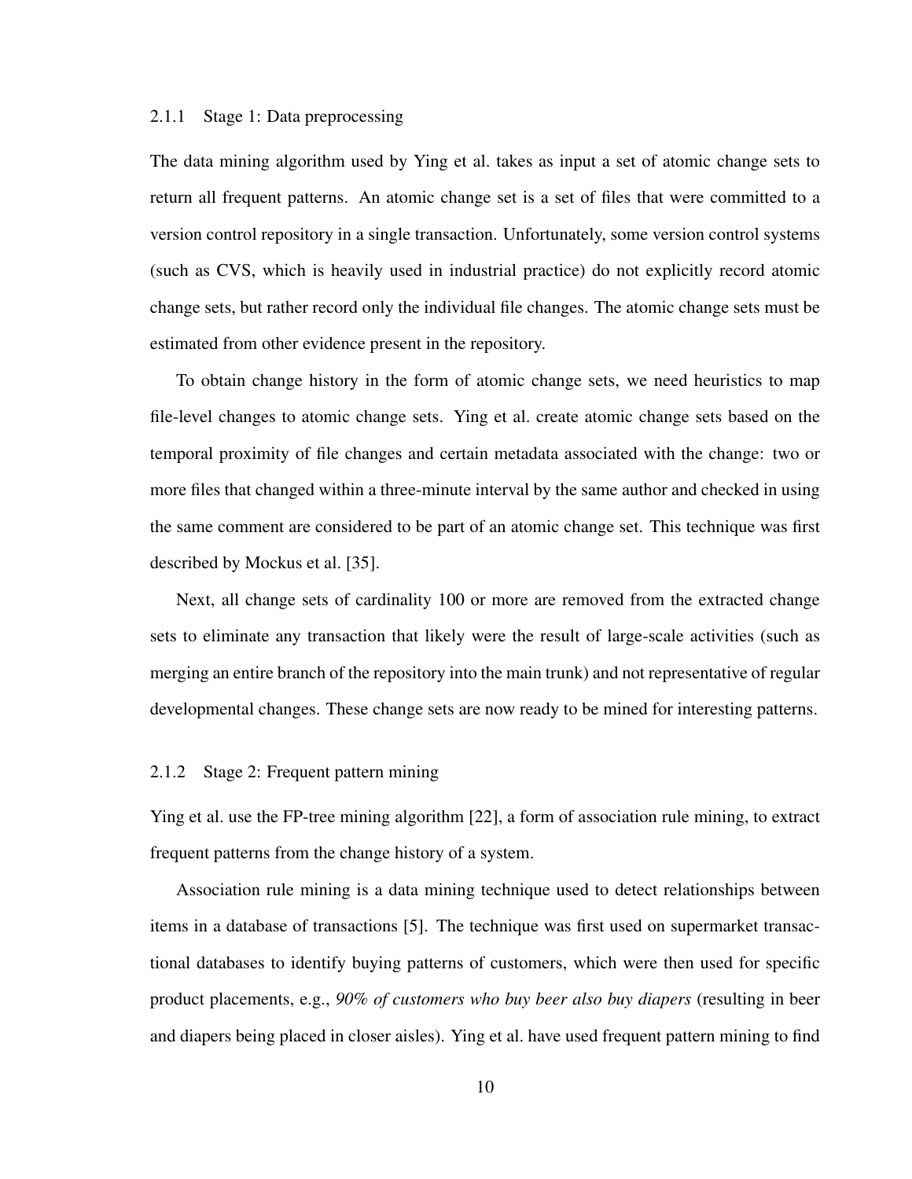### 2.1.1 Stage 1: Data preprocessing

The data mining algorithm used by Ying et al. takes as input a set of atomic change sets to return all frequent patterns. An atomic change set is a set of files that were committed to a version control repository in a single transaction. Unfortunately, some version control systems (such as CVS, which is heavily used in industrial practice) do not explicitly record atomic change sets, but rather record only the individual file changes. The atomic change sets must be estimated from other evidence present in the repository.

To obtain change history in the form of atomic change sets, we need heuristics to map file-level changes to atomic change sets. Ying et al. create atomic change sets based on the temporal proximity of file changes and certain metadata associated with the change: two or more files that changed within a three-minute interval by the same author and checked in using the same comment are considered to be part of an atomic change set. This technique was first described by Mockus et al. [35].

Next, all change sets of cardinality 100 or more are removed from the extracted change sets to eliminate any transaction that likely were the result of large-scale activities (such as merging an entire branch of the repository into the main trunk) and not representative of regular developmental changes. These change sets are now ready to be mined for interesting patterns.

### 2.1.2 Stage 2: Frequent pattern mining

Ying et al. use the FP-tree mining algorithm [22], a form of association rule mining, to extract frequent patterns from the change history of a system.

Association rule mining is a data mining technique used to detect relationships between items in a database of transactions [5]. The technique was first used on supermarket transactional databases to identify buying patterns of customers, which were then used for specific product placements, e.g., *90% of customers who buy beer also buy diapers* (resulting in beer and diapers being placed in closer aisles). Ying et al. have used frequent pattern mining to find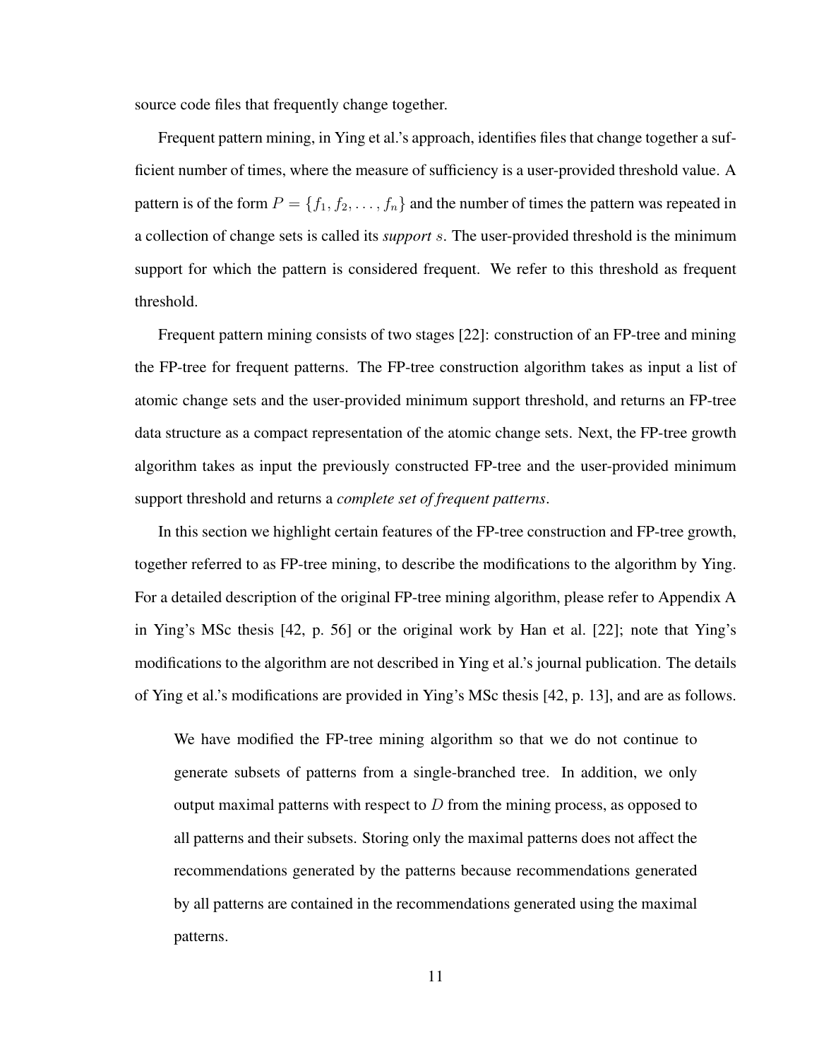source code files that frequently change together.

Frequent pattern mining, in Ying et al.'s approach, identifies files that change together a sufficient number of times, where the measure of sufficiency is a user-provided threshold value. A pattern is of the form $P = \{f_1, f_2, \ldots, f_n\}$ and the number of times the pattern was repeated in a collection of change sets is called its *support* $s$. The user-provided threshold is the minimum support for which the pattern is considered frequent. We refer to this threshold as frequent threshold.

Frequent pattern mining consists of two stages [22]: construction of an FP-tree and mining the FP-tree for frequent patterns. The FP-tree construction algorithm takes as input a list of atomic change sets and the user-provided minimum support threshold, and returns an FP-tree data structure as a compact representation of the atomic change sets. Next, the FP-tree growth algorithm takes as input the previously constructed FP-tree and the user-provided minimum support threshold and returns a *complete set of frequent patterns*.

In this section we highlight certain features of the FP-tree construction and FP-tree growth, together referred to as FP-tree mining, to describe the modifications to the algorithm by Ying. For a detailed description of the original FP-tree mining algorithm, please refer to Appendix A in Ying's MSc thesis [42, p. 56] or the original work by Han et al. [22]; note that Ying's modifications to the algorithm are not described in Ying et al.'s journal publication. The details of Ying et al.'s modifications are provided in Ying's MSc thesis [42, p. 13], and are as follows.

> We have modified the FP-tree mining algorithm so that we do not continue to generate subsets of patterns from a single-branched tree. In addition, we only output maximal patterns with respect to $D$ from the mining process, as opposed to all patterns and their subsets. Storing only the maximal patterns does not affect the recommendations generated by the patterns because recommendations generated by all patterns are contained in the recommendations generated using the maximal patterns.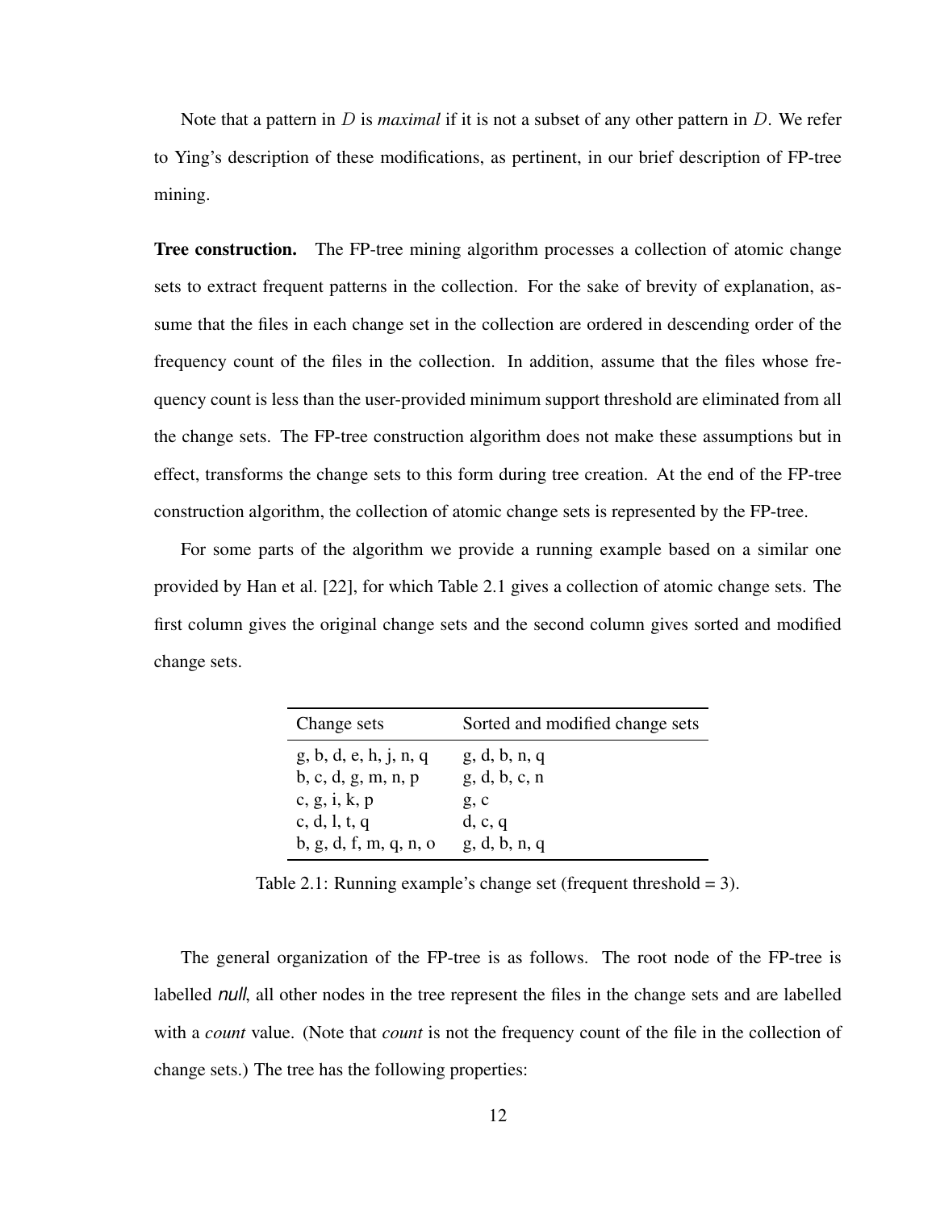Note that a pattern in $D$ is *maximal* if it is not a subset of any other pattern in $D$. We refer to Ying's description of these modifications, as pertinent, in our brief description of FP-tree mining.

**Tree construction.** The FP-tree mining algorithm processes a collection of atomic change sets to extract frequent patterns in the collection. For the sake of brevity of explanation, assume that the files in each change set in the collection are ordered in descending order of the frequency count of the files in the collection. In addition, assume that the files whose frequency count is less than the user-provided minimum support threshold are eliminated from all the change sets. The FP-tree construction algorithm does not make these assumptions but in effect, transforms the change sets to this form during tree creation. At the end of the FP-tree construction algorithm, the collection of atomic change sets is represented by the FP-tree.

For some parts of the algorithm we provide a running example based on a similar one provided by Han et al. [22], for which Table 2.1 gives a collection of atomic change sets. The first column gives the original change sets and the second column gives sorted and modified change sets.

| Change sets | Sorted and modified change sets |
|---|---|
| g, b, d, e, h, j, n, q | g, d, b, n, q |
| b, c, d, g, m, n, p | g, d, b, c, n |
| c, g, i, k, p | g, c |
| c, d, l, t, q | d, c, q |
| b, g, d, f, m, q, n, o | g, d, b, n, q |

Table 2.1: Running example's change set (frequent threshold = 3).

The general organization of the FP-tree is as follows. The root node of the FP-tree is labelled *null*, all other nodes in the tree represent the files in the change sets and are labelled with a *count* value. (Note that *count* is not the frequency count of the file in the collection of change sets.) The tree has the following properties: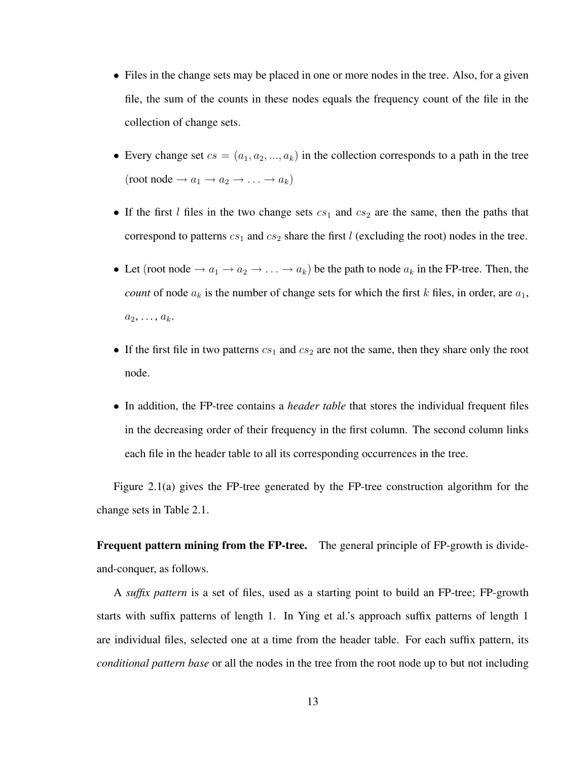- Files in the change sets may be placed in one or more nodes in the tree. Also, for a given file, the sum of the counts in these nodes equals the frequency count of the file in the collection of change sets.
- Every change set $cs = (a_1, a_2, ..., a_k)$ in the collection corresponds to a path in the tree (root node $\rightarrow a_1 \rightarrow a_2 \rightarrow \ldots \rightarrow a_k$)
- If the first $l$ files in the two change sets $cs_1$ and $cs_2$ are the same, then the paths that correspond to patterns $cs_1$ and $cs_2$ share the first $l$ (excluding the root) nodes in the tree.
- Let (root node $\rightarrow a_1 \rightarrow a_2 \rightarrow \ldots \rightarrow a_k$) be the path to node $a_k$ in the FP-tree. Then, the *count* of node $a_k$ is the number of change sets for which the first $k$ files, in order, are $a_1$, $a_2$, ..., $a_k$.
- If the first file in two patterns $cs_1$ and $cs_2$ are not the same, then they share only the root node.
- In addition, the FP-tree contains a *header table* that stores the individual frequent files in the decreasing order of their frequency in the first column. The second column links each file in the header table to all its corresponding occurrences in the tree.

Figure 2.1(a) gives the FP-tree generated by the FP-tree construction algorithm for the change sets in Table 2.1.

**Frequent pattern mining from the FP-tree.** The general principle of FP-growth is divide-and-conquer, as follows.

A *suffix pattern* is a set of files, used as a starting point to build an FP-tree; FP-growth starts with suffix patterns of length 1. In Ying et al.'s approach suffix patterns of length 1 are individual files, selected one at a time from the header table. For each suffix pattern, its *conditional pattern base* or all the nodes in the tree from the root node up to but not including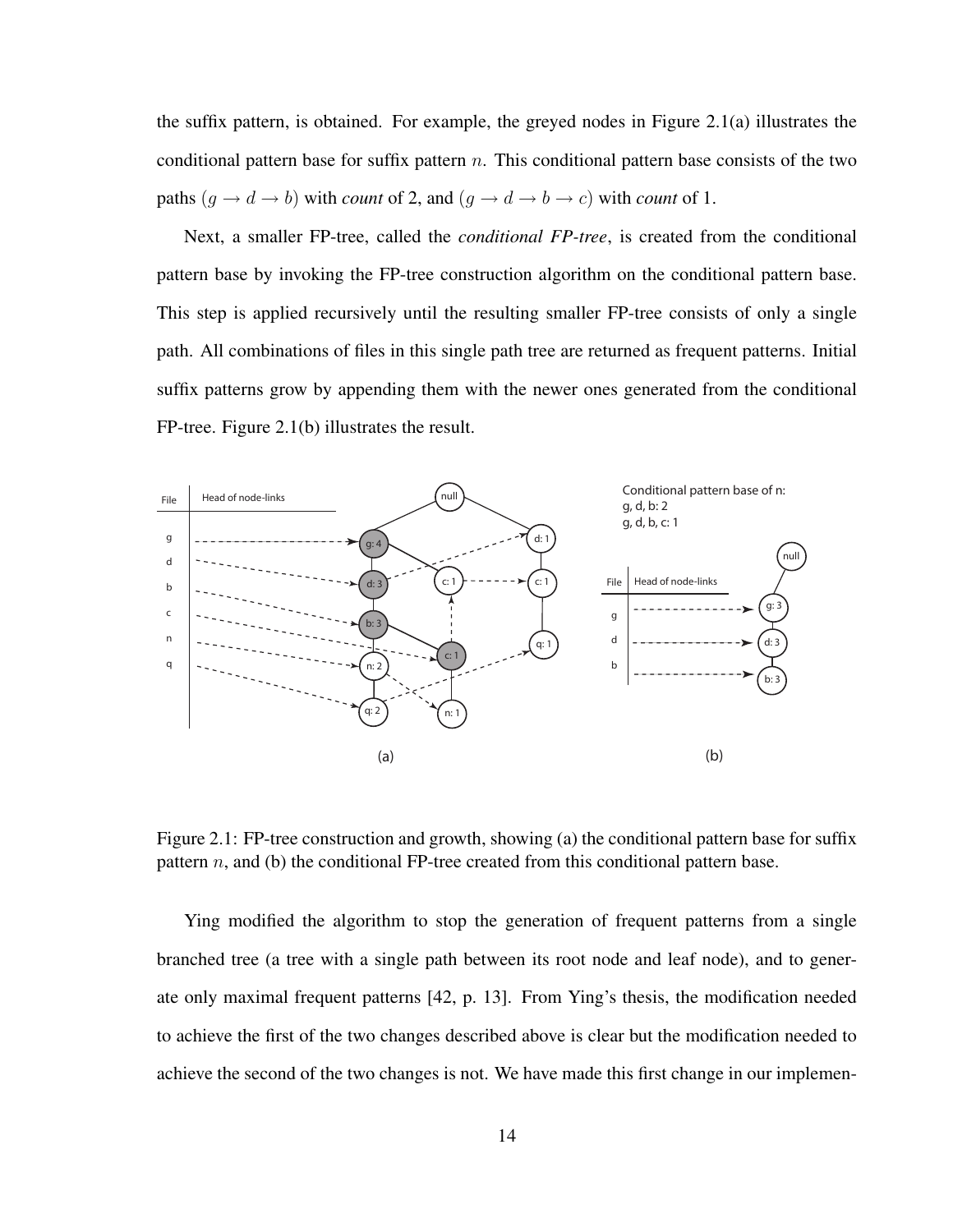the suffix pattern, is obtained. For example, the greyed nodes in Figure 2.1(a) illustrates the conditional pattern base for suffix pattern $n$. This conditional pattern base consists of the two paths $(g \rightarrow d \rightarrow b)$ with *count* of 2, and $(g \rightarrow d \rightarrow b \rightarrow c)$ with *count* of 1.

Next, a smaller FP-tree, called the *conditional FP-tree*, is created from the conditional pattern base by invoking the FP-tree construction algorithm on the conditional pattern base. This step is applied recursively until the resulting smaller FP-tree consists of only a single path. All combinations of files in this single path tree are returned as frequent patterns. Initial suffix patterns grow by appending them with the newer ones generated from the conditional FP-tree. Figure 2.1(b) illustrates the result.

Figure 2.1: FP-tree construction and growth, showing (a) the conditional pattern base for suffix pattern $n$, and (b) the conditional FP-tree created from this conditional pattern base.

Ying modified the algorithm to stop the generation of frequent patterns from a single branched tree (a tree with a single path between its root node and leaf node), and to generate only maximal frequent patterns [42, p. 13]. From Ying's thesis, the modification needed to achieve the first of the two changes described above is clear but the modification needed to achieve the second of the two changes is not. We have made this first change in our implemen-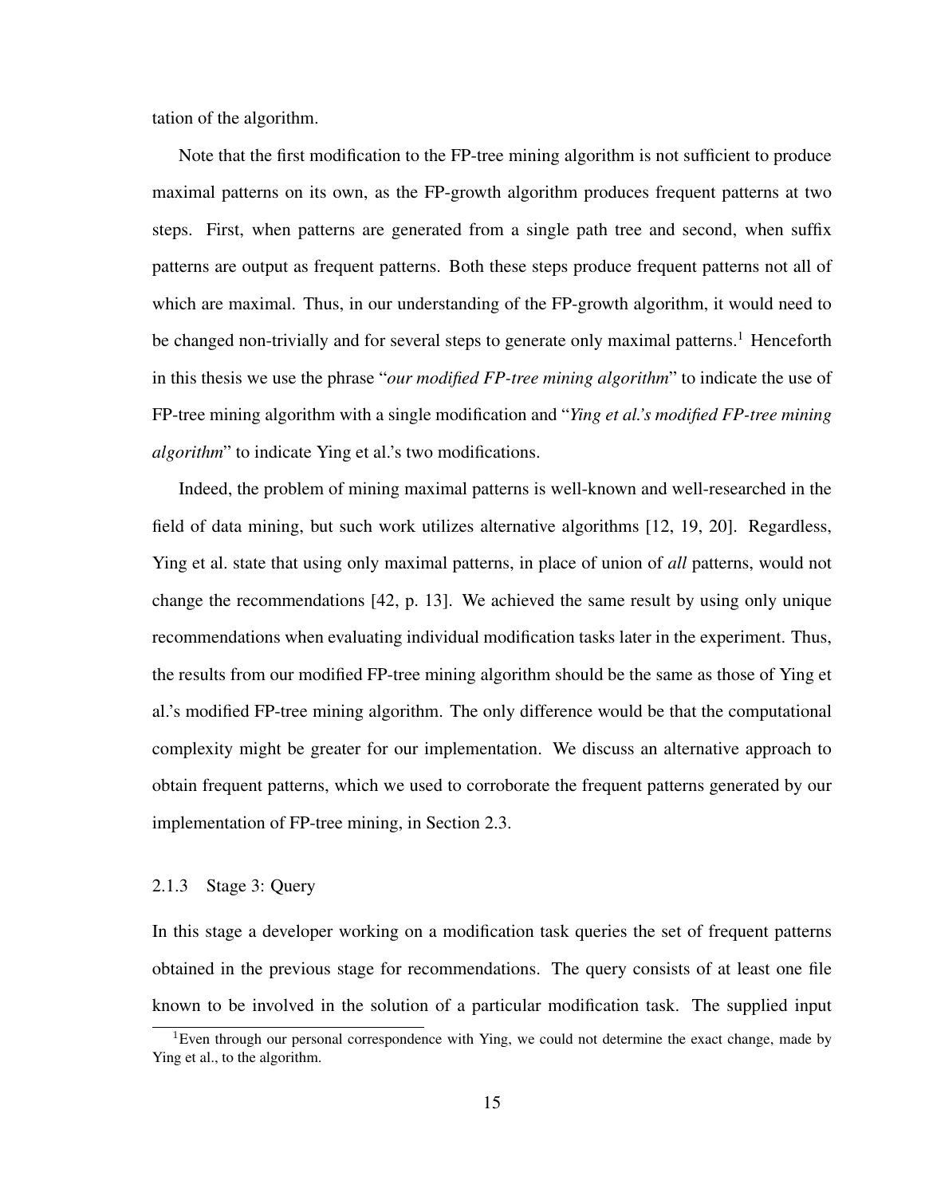tation of the algorithm.

Note that the first modification to the FP-tree mining algorithm is not sufficient to produce maximal patterns on its own, as the FP-growth algorithm produces frequent patterns at two steps. First, when patterns are generated from a single path tree and second, when suffix patterns are output as frequent patterns. Both these steps produce frequent patterns not all of which are maximal. Thus, in our understanding of the FP-growth algorithm, it would need to be changed non-trivially and for several steps to generate only maximal patterns.[1] Henceforth in this thesis we use the phrase "*our modified FP-tree mining algorithm*" to indicate the use of FP-tree mining algorithm with a single modification and "*Ying et al.'s modified FP-tree mining algorithm*" to indicate Ying et al.'s two modifications.

Indeed, the problem of mining maximal patterns is well-known and well-researched in the field of data mining, but such work utilizes alternative algorithms [12, 19, 20]. Regardless, Ying et al. state that using only maximal patterns, in place of union of *all* patterns, would not change the recommendations [42, p. 13]. We achieved the same result by using only unique recommendations when evaluating individual modification tasks later in the experiment. Thus, the results from our modified FP-tree mining algorithm should be the same as those of Ying et al.'s modified FP-tree mining algorithm. The only difference would be that the computational complexity might be greater for our implementation. We discuss an alternative approach to obtain frequent patterns, which we used to corroborate the frequent patterns generated by our implementation of FP-tree mining, in Section 2.3.

### 2.1.3 Stage 3: Query

In this stage a developer working on a modification task queries the set of frequent patterns obtained in the previous stage for recommendations. The query consists of at least one file known to be involved in the solution of a particular modification task. The supplied input

[1] Even through our personal correspondence with Ying, we could not determine the exact change, made by Ying et al., to the algorithm.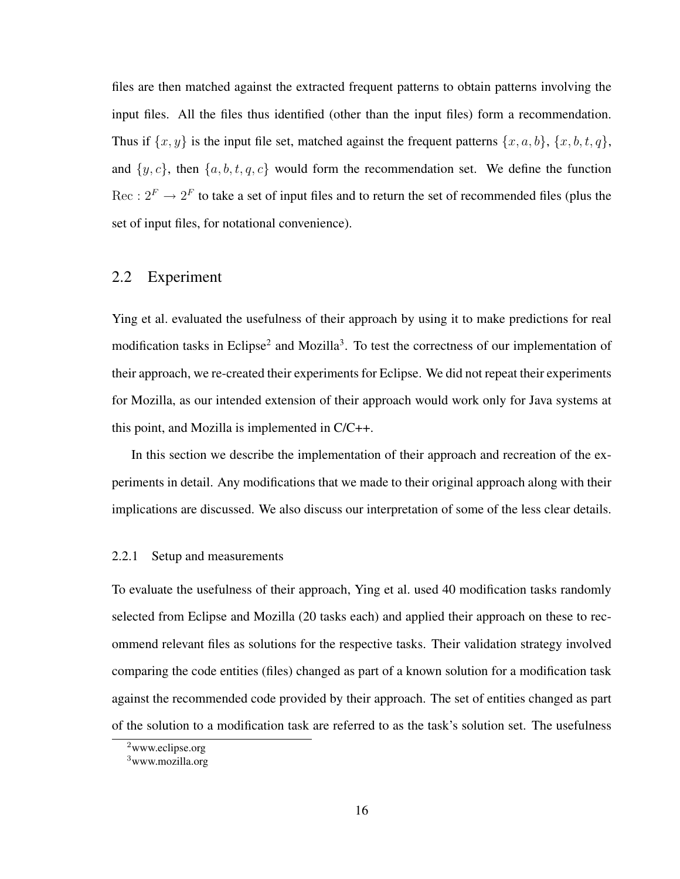files are then matched against the extracted frequent patterns to obtain patterns involving the input files. All the files thus identified (other than the input files) form a recommendation. Thus if $\{x, y\}$ is the input file set, matched against the frequent patterns $\{x, a, b\}$, $\{x, b, t, q\}$, and $\{y, c\}$, then $\{a, b, t, q, c\}$ would form the recommendation set. We define the function $\mathrm{Rec} : 2^F \rightarrow 2^F$ to take a set of input files and to return the set of recommended files (plus the set of input files, for notational convenience).

## 2.2 Experiment

Ying et al. evaluated the usefulness of their approach by using it to make predictions for real modification tasks in Eclipse[2] and Mozilla[3]. To test the correctness of our implementation of their approach, we re-created their experiments for Eclipse. We did not repeat their experiments for Mozilla, as our intended extension of their approach would work only for Java systems at this point, and Mozilla is implemented in C/C++.

In this section we describe the implementation of their approach and recreation of the experiments in detail. Any modifications that we made to their original approach along with their implications are discussed. We also discuss our interpretation of some of the less clear details.

### 2.2.1 Setup and measurements

To evaluate the usefulness of their approach, Ying et al. used 40 modification tasks randomly selected from Eclipse and Mozilla (20 tasks each) and applied their approach on these to recommend relevant files as solutions for the respective tasks. Their validation strategy involved comparing the code entities (files) changed as part of a known solution for a modification task against the recommended code provided by their approach. The set of entities changed as part of the solution to a modification task are referred to as the task's solution set. The usefulness

[2] www.eclipse.org

[3] www.mozilla.org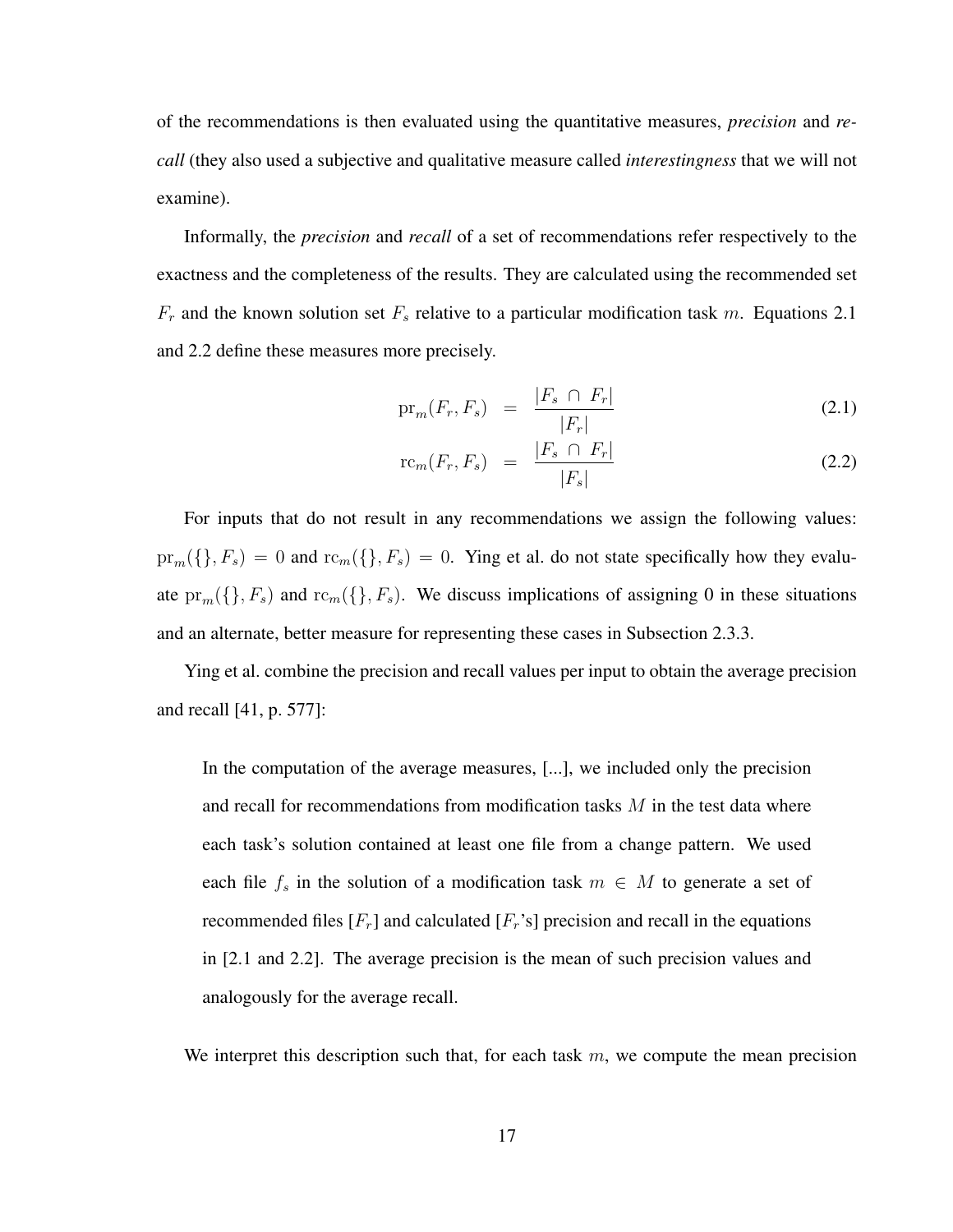of the recommendations is then evaluated using the quantitative measures, *precision* and *recall* (they also used a subjective and qualitative measure called *interestingness* that we will not examine).

Informally, the *precision* and *recall* of a set of recommendations refer respectively to the exactness and the completeness of the results. They are calculated using the recommended set $F_r$ and the known solution set $F_s$ relative to a particular modification task $m$. Equations 2.1 and 2.2 define these measures more precisely.

$$\mathrm{pr}_m(F_r, F_s) = \frac{|F_s \cap F_r|}{|F_r|} \tag{2.1}$$

$$\mathrm{rc}_m(F_r, F_s) = \frac{|F_s \cap F_r|}{|F_s|} \tag{2.2}$$

For inputs that do not result in any recommendations we assign the following values: $\mathrm{pr}_m(\{\}, F_s) = 0$ and $\mathrm{rc}_m(\{\}, F_s) = 0$. Ying et al. do not state specifically how they evaluate $\mathrm{pr}_m(\{\}, F_s)$ and $\mathrm{rc}_m(\{\}, F_s)$. We discuss implications of assigning 0 in these situations and an alternate, better measure for representing these cases in Subsection 2.3.3.

Ying et al. combine the precision and recall values per input to obtain the average precision and recall [41, p. 577]:

> In the computation of the average measures, [...], we included only the precision and recall for recommendations from modification tasks $M$ in the test data where each task's solution contained at least one file from a change pattern. We used each file $f_s$ in the solution of a modification task $m \in M$ to generate a set of recommended files [$F_r$] and calculated [$F_r$'s] precision and recall in the equations in [2.1 and 2.2]. The average precision is the mean of such precision values and analogously for the average recall.

We interpret this description such that, for each task $m$, we compute the mean precision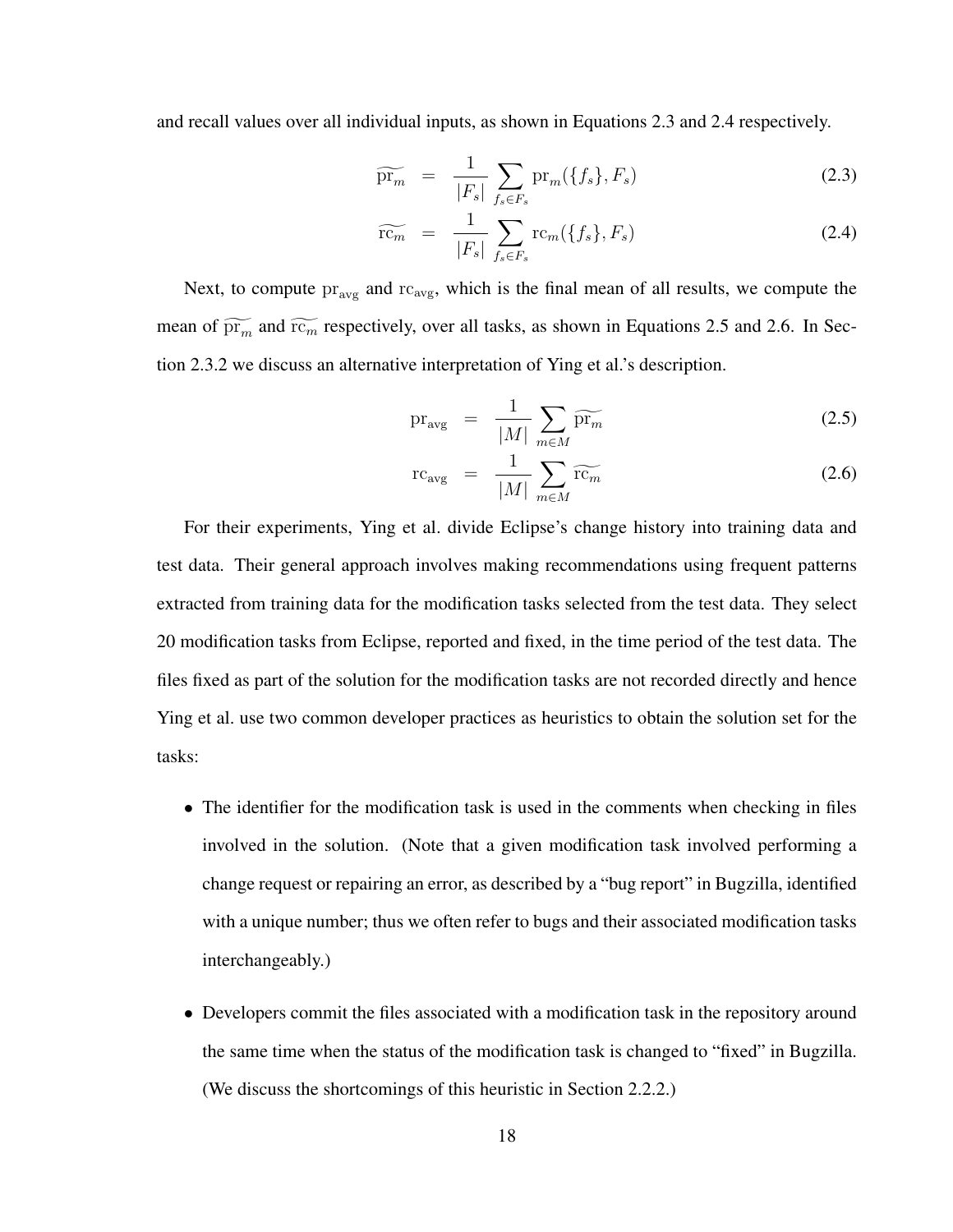and recall values over all individual inputs, as shown in Equations 2.3 and 2.4 respectively.

$$\widetilde{\mathrm{pr}_m} = \frac{1}{|F_s|} \sum_{f_s \in F_s} \mathrm{pr}_m(\{f_s\}, F_s) \tag{2.3}$$

$$\widetilde{\mathrm{rc}_m} = \frac{1}{|F_s|} \sum_{f_s \in F_s} \mathrm{rc}_m(\{f_s\}, F_s) \tag{2.4}$$

Next, to compute $\mathrm{pr}_{\mathrm{avg}}$ and $\mathrm{rc}_{\mathrm{avg}}$, which is the final mean of all results, we compute the mean of $\widetilde{\mathrm{pr}_m}$ and $\widetilde{\mathrm{rc}_m}$ respectively, over all tasks, as shown in Equations 2.5 and 2.6. In Section 2.3.2 we discuss an alternative interpretation of Ying et al.'s description.

$$\mathrm{pr}_{\mathrm{avg}} = \frac{1}{|M|} \sum_{m \in M} \widetilde{\mathrm{pr}_m} \tag{2.5}$$

$$\mathrm{rc}_{\mathrm{avg}} = \frac{1}{|M|} \sum_{m \in M} \widetilde{\mathrm{rc}_m} \tag{2.6}$$

For their experiments, Ying et al. divide Eclipse's change history into training data and test data. Their general approach involves making recommendations using frequent patterns extracted from training data for the modification tasks selected from the test data. They select 20 modification tasks from Eclipse, reported and fixed, in the time period of the test data. The files fixed as part of the solution for the modification tasks are not recorded directly and hence Ying et al. use two common developer practices as heuristics to obtain the solution set for the tasks:

- The identifier for the modification task is used in the comments when checking in files involved in the solution. (Note that a given modification task involved performing a change request or repairing an error, as described by a "bug report" in Bugzilla, identified with a unique number; thus we often refer to bugs and their associated modification tasks interchangeably.)

- Developers commit the files associated with a modification task in the repository around the same time when the status of the modification task is changed to "fixed" in Bugzilla. (We discuss the shortcomings of this heuristic in Section 2.2.2.)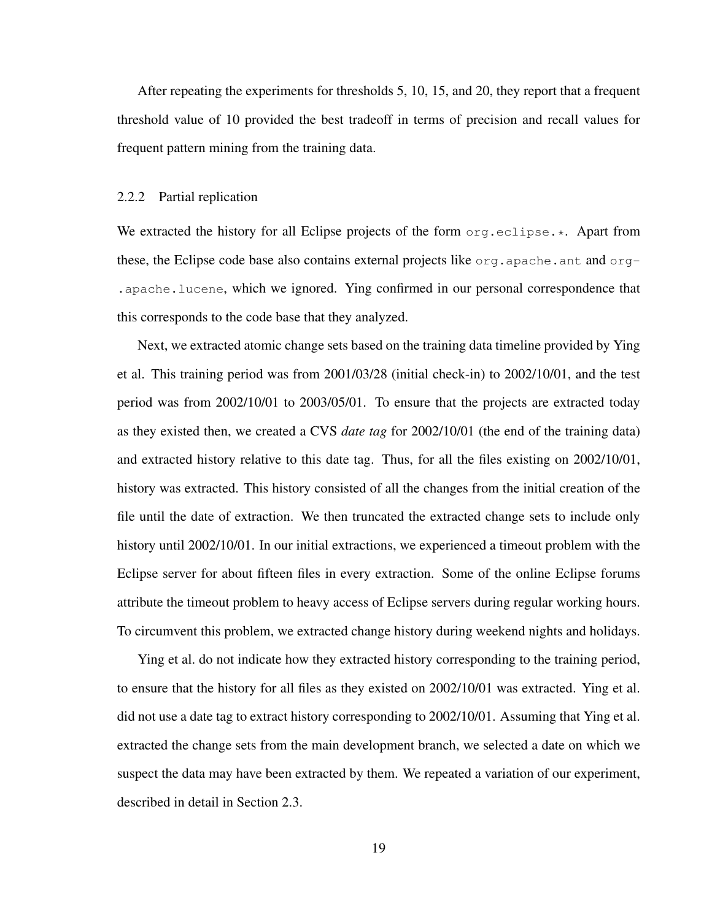After repeating the experiments for thresholds 5, 10, 15, and 20, they report that a frequent threshold value of 10 provided the best tradeoff in terms of precision and recall values for frequent pattern mining from the training data.

### 2.2.2 Partial replication

We extracted the history for all Eclipse projects of the form `org.eclipse.*`. Apart from these, the Eclipse code base also contains external projects like `org.apache.ant` and `org-.apache.lucene`, which we ignored. Ying confirmed in our personal correspondence that this corresponds to the code base that they analyzed.

Next, we extracted atomic change sets based on the training data timeline provided by Ying et al. This training period was from 2001/03/28 (initial check-in) to 2002/10/01, and the test period was from 2002/10/01 to 2003/05/01. To ensure that the projects are extracted today as they existed then, we created a CVS *date tag* for 2002/10/01 (the end of the training data) and extracted history relative to this date tag. Thus, for all the files existing on 2002/10/01, history was extracted. This history consisted of all the changes from the initial creation of the file until the date of extraction. We then truncated the extracted change sets to include only history until 2002/10/01. In our initial extractions, we experienced a timeout problem with the Eclipse server for about fifteen files in every extraction. Some of the online Eclipse forums attribute the timeout problem to heavy access of Eclipse servers during regular working hours. To circumvent this problem, we extracted change history during weekend nights and holidays.

Ying et al. do not indicate how they extracted history corresponding to the training period, to ensure that the history for all files as they existed on 2002/10/01 was extracted. Ying et al. did not use a date tag to extract history corresponding to 2002/10/01. Assuming that Ying et al. extracted the change sets from the main development branch, we selected a date on which we suspect the data may have been extracted by them. We repeated a variation of our experiment, described in detail in Section 2.3.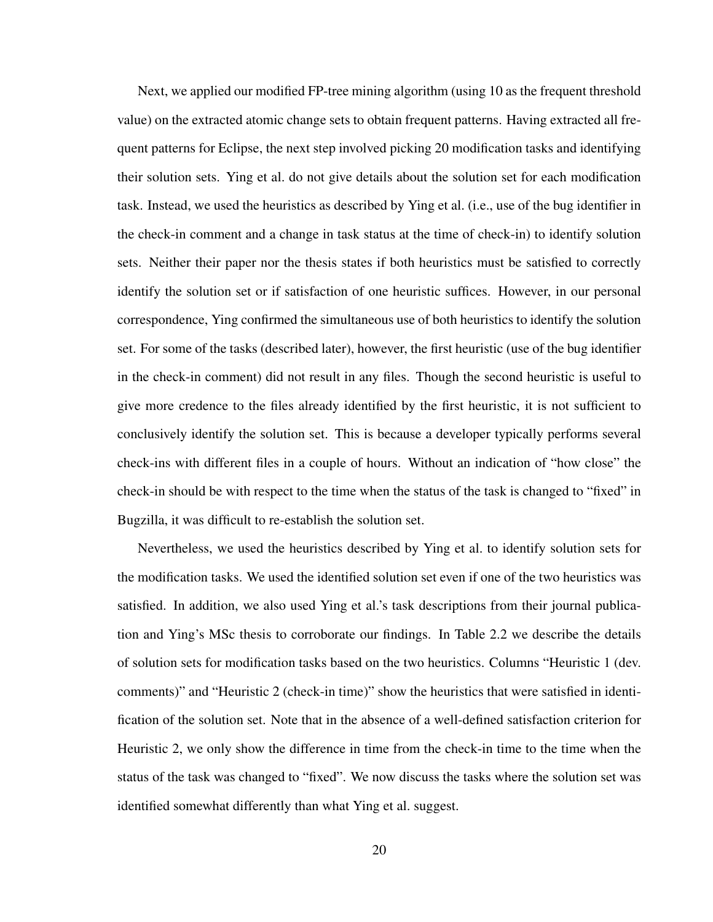Next, we applied our modified FP-tree mining algorithm (using 10 as the frequent threshold value) on the extracted atomic change sets to obtain frequent patterns. Having extracted all frequent patterns for Eclipse, the next step involved picking 20 modification tasks and identifying their solution sets. Ying et al. do not give details about the solution set for each modification task. Instead, we used the heuristics as described by Ying et al. (i.e., use of the bug identifier in the check-in comment and a change in task status at the time of check-in) to identify solution sets. Neither their paper nor the thesis states if both heuristics must be satisfied to correctly identify the solution set or if satisfaction of one heuristic suffices. However, in our personal correspondence, Ying confirmed the simultaneous use of both heuristics to identify the solution set. For some of the tasks (described later), however, the first heuristic (use of the bug identifier in the check-in comment) did not result in any files. Though the second heuristic is useful to give more credence to the files already identified by the first heuristic, it is not sufficient to conclusively identify the solution set. This is because a developer typically performs several check-ins with different files in a couple of hours. Without an indication of "how close" the check-in should be with respect to the time when the status of the task is changed to "fixed" in Bugzilla, it was difficult to re-establish the solution set.

Nevertheless, we used the heuristics described by Ying et al. to identify solution sets for the modification tasks. We used the identified solution set even if one of the two heuristics was satisfied. In addition, we also used Ying et al.'s task descriptions from their journal publication and Ying's MSc thesis to corroborate our findings. In Table 2.2 we describe the details of solution sets for modification tasks based on the two heuristics. Columns "Heuristic 1 (dev. comments)" and "Heuristic 2 (check-in time)" show the heuristics that were satisfied in identification of the solution set. Note that in the absence of a well-defined satisfaction criterion for Heuristic 2, we only show the difference in time from the check-in time to the time when the status of the task was changed to "fixed". We now discuss the tasks where the solution set was identified somewhat differently than what Ying et al. suggest.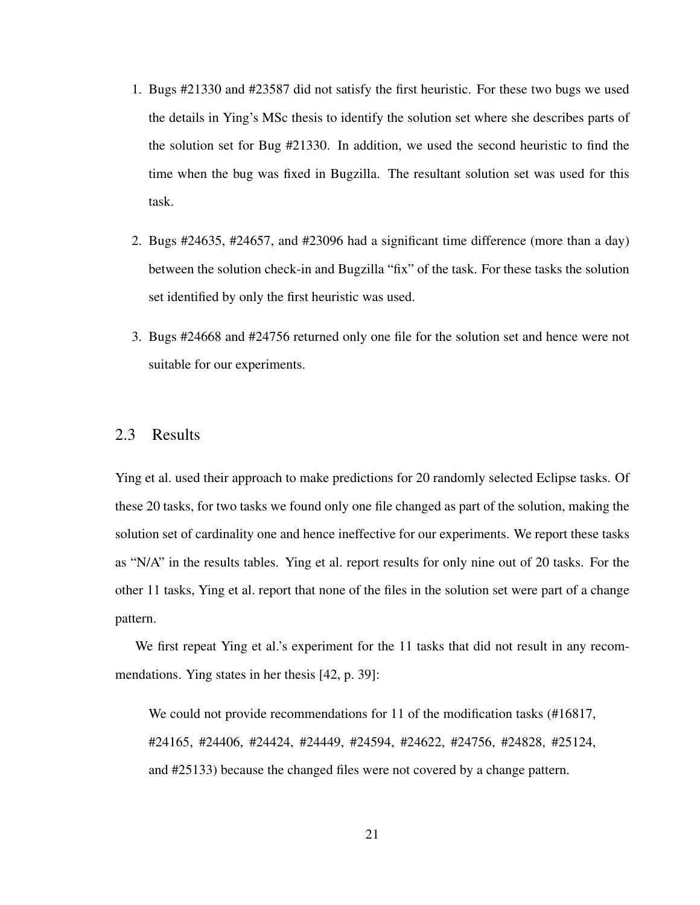1. Bugs #21330 and #23587 did not satisfy the first heuristic. For these two bugs we used the details in Ying's MSc thesis to identify the solution set where she describes parts of the solution set for Bug #21330. In addition, we used the second heuristic to find the time when the bug was fixed in Bugzilla. The resultant solution set was used for this task.

2. Bugs #24635, #24657, and #23096 had a significant time difference (more than a day) between the solution check-in and Bugzilla "fix" of the task. For these tasks the solution set identified by only the first heuristic was used.

3. Bugs #24668 and #24756 returned only one file for the solution set and hence were not suitable for our experiments.

## 2.3 Results

Ying et al. used their approach to make predictions for 20 randomly selected Eclipse tasks. Of these 20 tasks, for two tasks we found only one file changed as part of the solution, making the solution set of cardinality one and hence ineffective for our experiments. We report these tasks as "N/A" in the results tables. Ying et al. report results for only nine out of 20 tasks. For the other 11 tasks, Ying et al. report that none of the files in the solution set were part of a change pattern.

We first repeat Ying et al.'s experiment for the 11 tasks that did not result in any recommendations. Ying states in her thesis [42, p. 39]:

> We could not provide recommendations for 11 of the modification tasks (#16817, #24165, #24406, #24424, #24449, #24594, #24622, #24756, #24828, #25124, and #25133) because the changed files were not covered by a change pattern.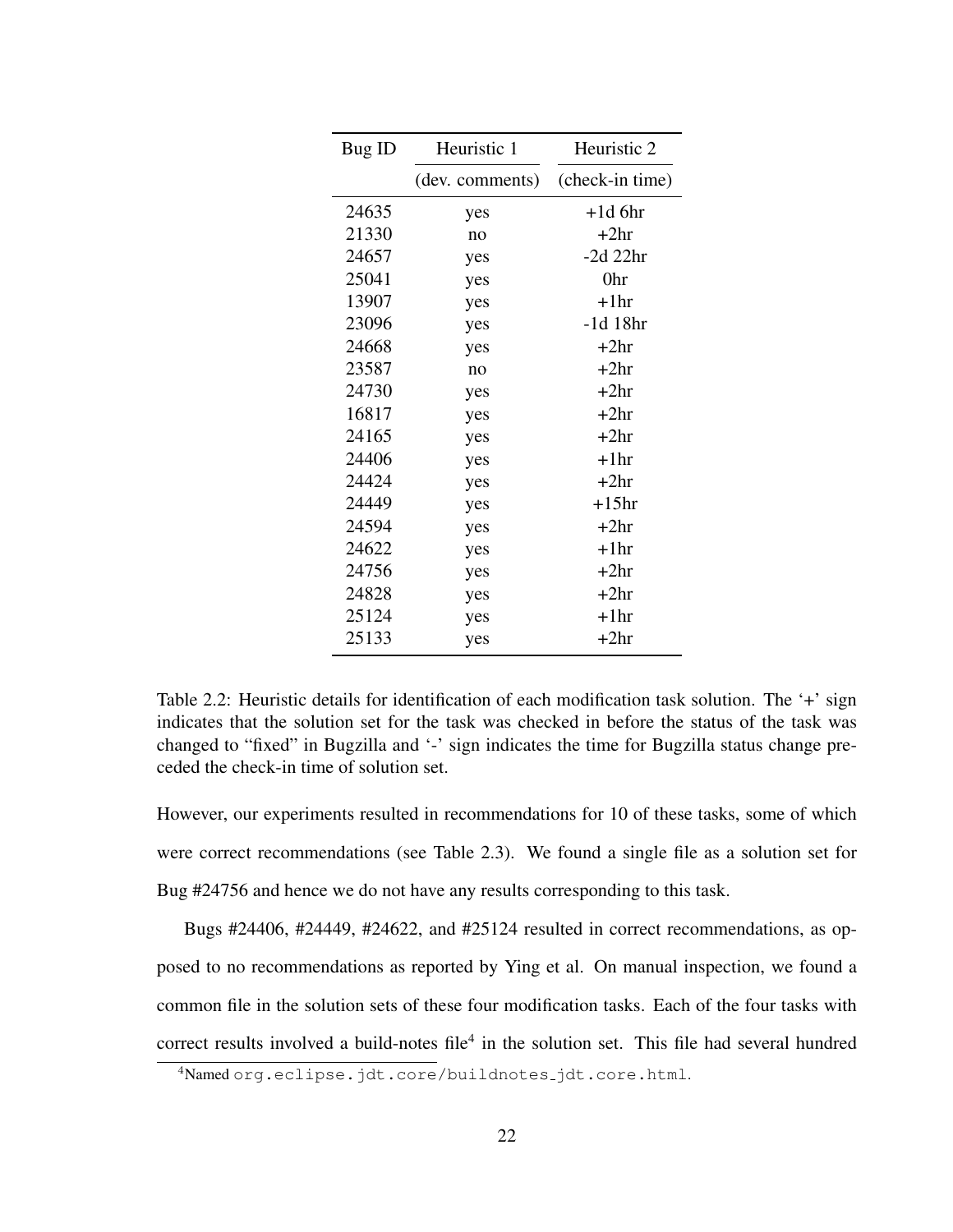| Bug ID | Heuristic 1 | Heuristic 2 |
|---|---|---|
| | (dev. comments) | (check-in time) |
| 24635 | yes | +1d 6hr |
| 21330 | no | +2hr |
| 24657 | yes | -2d 22hr |
| 25041 | yes | 0hr |
| 13907 | yes | +1hr |
| 23096 | yes | -1d 18hr |
| 24668 | yes | +2hr |
| 23587 | no | +2hr |
| 24730 | yes | +2hr |
| 16817 | yes | +2hr |
| 24165 | yes | +2hr |
| 24406 | yes | +1hr |
| 24424 | yes | +2hr |
| 24449 | yes | +15hr |
| 24594 | yes | +2hr |
| 24622 | yes | +1hr |
| 24756 | yes | +2hr |
| 24828 | yes | +2hr |
| 25124 | yes | +1hr |
| 25133 | yes | +2hr |

Table 2.2: Heuristic details for identification of each modification task solution. The '+' sign indicates that the solution set for the task was checked in before the status of the task was changed to "fixed" in Bugzilla and '-' sign indicates the time for Bugzilla status change preceded the check-in time of solution set.

However, our experiments resulted in recommendations for 10 of these tasks, some of which were correct recommendations (see Table 2.3). We found a single file as a solution set for Bug #24756 and hence we do not have any results corresponding to this task.

Bugs #24406, #24449, #24622, and #25124 resulted in correct recommendations, as opposed to no recommendations as reported by Ying et al. On manual inspection, we found a common file in the solution sets of these four modification tasks. Each of the four tasks with correct results involved a build-notes file[4] in the solution set. This file had several hundred

[4]Named `org.eclipse.jdt.core/buildnotes_jdt.core.html`.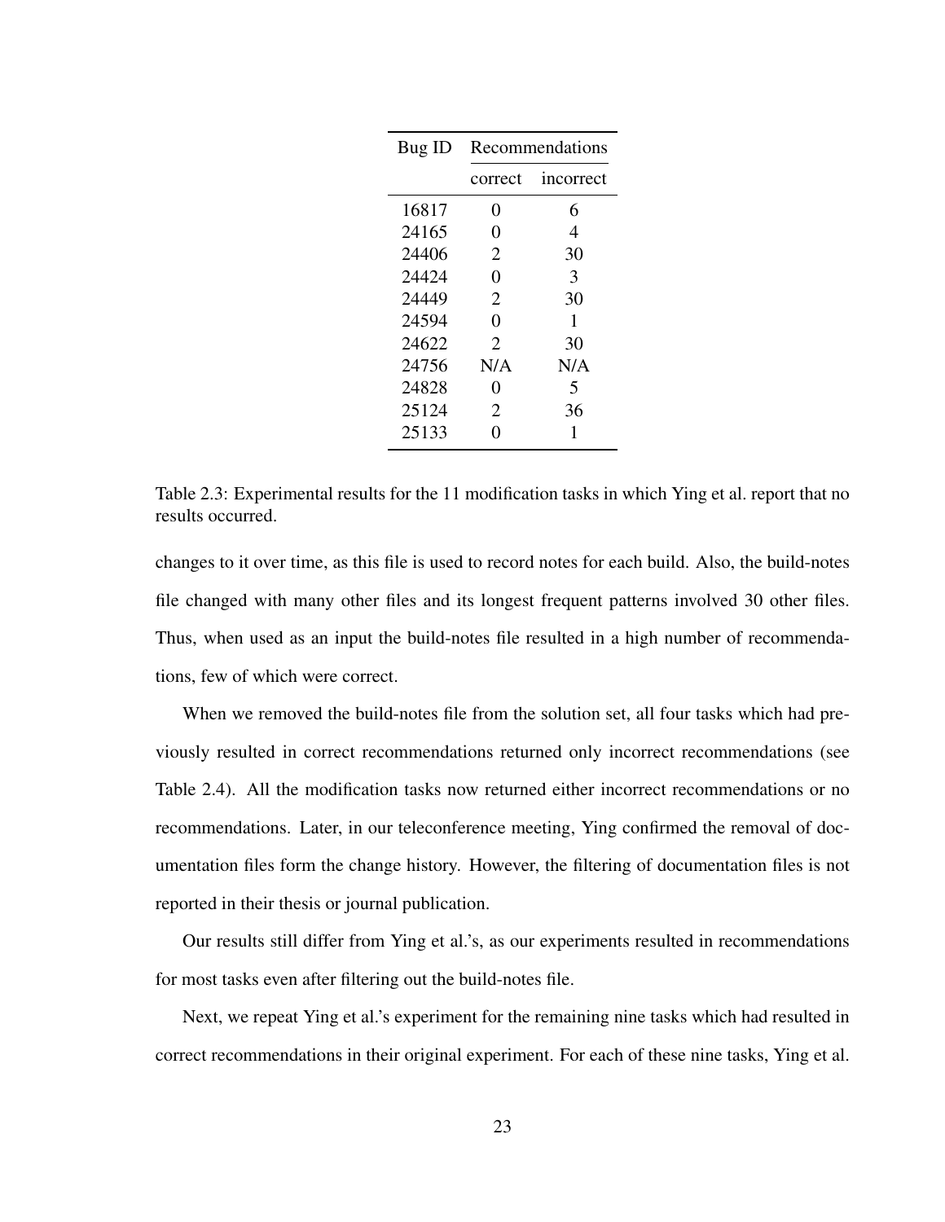| Bug ID | Recommendations | |
|---|---|---|
| | correct | incorrect |
| 16817 | 0 | 6 |
| 24165 | 0 | 4 |
| 24406 | 2 | 30 |
| 24424 | 0 | 3 |
| 24449 | 2 | 30 |
| 24594 | 0 | 1 |
| 24622 | 2 | 30 |
| 24756 | N/A | N/A |
| 24828 | 0 | 5 |
| 25124 | 2 | 36 |
| 25133 | 0 | 1 |

Table 2.3: Experimental results for the 11 modification tasks in which Ying et al. report that no results occurred.

changes to it over time, as this file is used to record notes for each build. Also, the build-notes file changed with many other files and its longest frequent patterns involved 30 other files. Thus, when used as an input the build-notes file resulted in a high number of recommendations, few of which were correct.

When we removed the build-notes file from the solution set, all four tasks which had previously resulted in correct recommendations returned only incorrect recommendations (see Table 2.4). All the modification tasks now returned either incorrect recommendations or no recommendations. Later, in our teleconference meeting, Ying confirmed the removal of documentation files form the change history. However, the filtering of documentation files is not reported in their thesis or journal publication.

Our results still differ from Ying et al.'s, as our experiments resulted in recommendations for most tasks even after filtering out the build-notes file.

Next, we repeat Ying et al.'s experiment for the remaining nine tasks which had resulted in correct recommendations in their original experiment. For each of these nine tasks, Ying et al.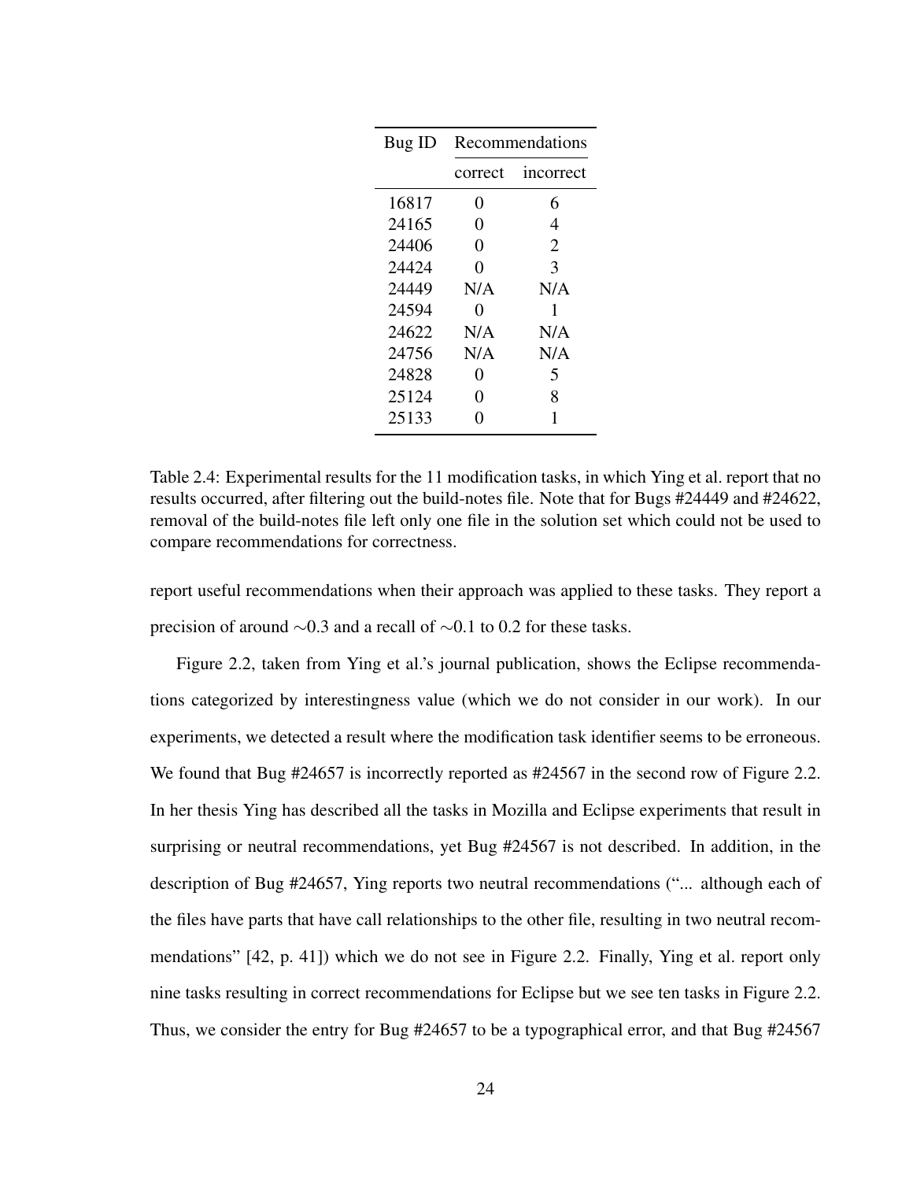| Bug ID | Recommendations | |
|---|---|---|
| | correct | incorrect |
| 16817 | 0 | 6 |
| 24165 | 0 | 4 |
| 24406 | 0 | 2 |
| 24424 | 0 | 3 |
| 24449 | N/A | N/A |
| 24594 | 0 | 1 |
| 24622 | N/A | N/A |
| 24756 | N/A | N/A |
| 24828 | 0 | 5 |
| 25124 | 0 | 8 |
| 25133 | 0 | 1 |

Table 2.4: Experimental results for the 11 modification tasks, in which Ying et al. report that no results occurred, after filtering out the build-notes file. Note that for Bugs #24449 and #24622, removal of the build-notes file left only one file in the solution set which could not be used to compare recommendations for correctness.

report useful recommendations when their approach was applied to these tasks. They report a precision of around ∼0.3 and a recall of ∼0.1 to 0.2 for these tasks.

Figure 2.2, taken from Ying et al.'s journal publication, shows the Eclipse recommendations categorized by interestingness value (which we do not consider in our work). In our experiments, we detected a result where the modification task identifier seems to be erroneous. We found that Bug #24657 is incorrectly reported as #24567 in the second row of Figure 2.2. In her thesis Ying has described all the tasks in Mozilla and Eclipse experiments that result in surprising or neutral recommendations, yet Bug #24567 is not described. In addition, in the description of Bug #24657, Ying reports two neutral recommendations ("... although each of the files have parts that have call relationships to the other file, resulting in two neutral recommendations" [42, p. 41]) which we do not see in Figure 2.2. Finally, Ying et al. report only nine tasks resulting in correct recommendations for Eclipse but we see ten tasks in Figure 2.2. Thus, we consider the entry for Bug #24657 to be a typographical error, and that Bug #24567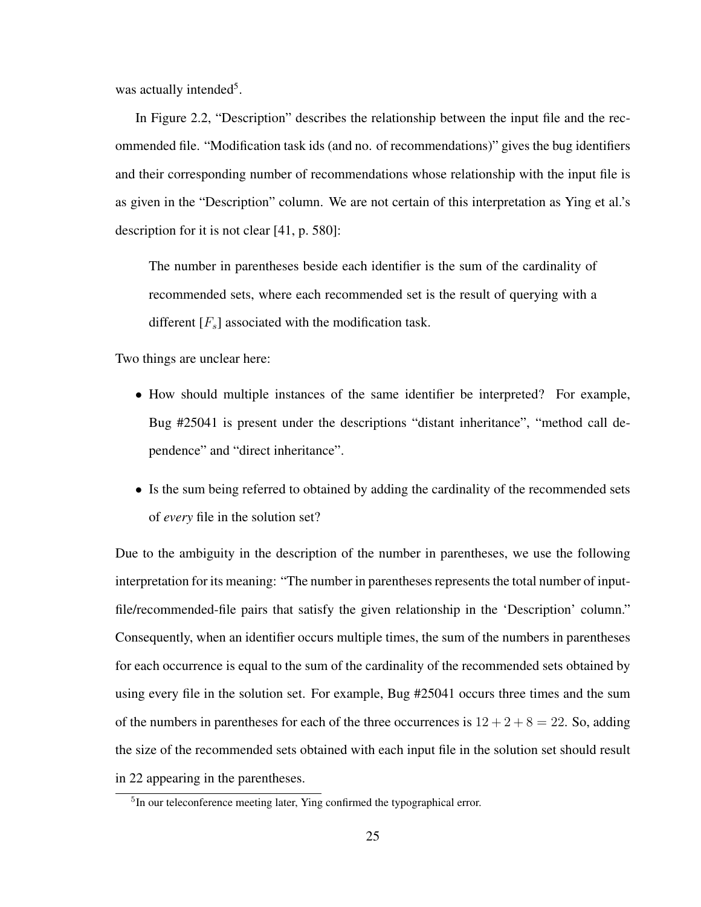was actually intended[5].

In Figure 2.2, "Description" describes the relationship between the input file and the recommended file. "Modification task ids (and no. of recommendations)" gives the bug identifiers and their corresponding number of recommendations whose relationship with the input file is as given in the "Description" column. We are not certain of this interpretation as Ying et al.'s description for it is not clear [41, p. 580]:

> The number in parentheses beside each identifier is the sum of the cardinality of recommended sets, where each recommended set is the result of querying with a different [$F_s$] associated with the modification task.

Two things are unclear here:

- How should multiple instances of the same identifier be interpreted? For example, Bug #25041 is present under the descriptions "distant inheritance", "method call dependence" and "direct inheritance".
- Is the sum being referred to obtained by adding the cardinality of the recommended sets of *every* file in the solution set?

Due to the ambiguity in the description of the number in parentheses, we use the following interpretation for its meaning: "The number in parentheses represents the total number of input-file/recommended-file pairs that satisfy the given relationship in the 'Description' column." Consequently, when an identifier occurs multiple times, the sum of the numbers in parentheses for each occurrence is equal to the sum of the cardinality of the recommended sets obtained by using every file in the solution set. For example, Bug #25041 occurs three times and the sum of the numbers in parentheses for each of the three occurrences is $12 + 2 + 8 = 22$. So, adding the size of the recommended sets obtained with each input file in the solution set should result in 22 appearing in the parentheses.

[5] In our teleconference meeting later, Ying confirmed the typographical error.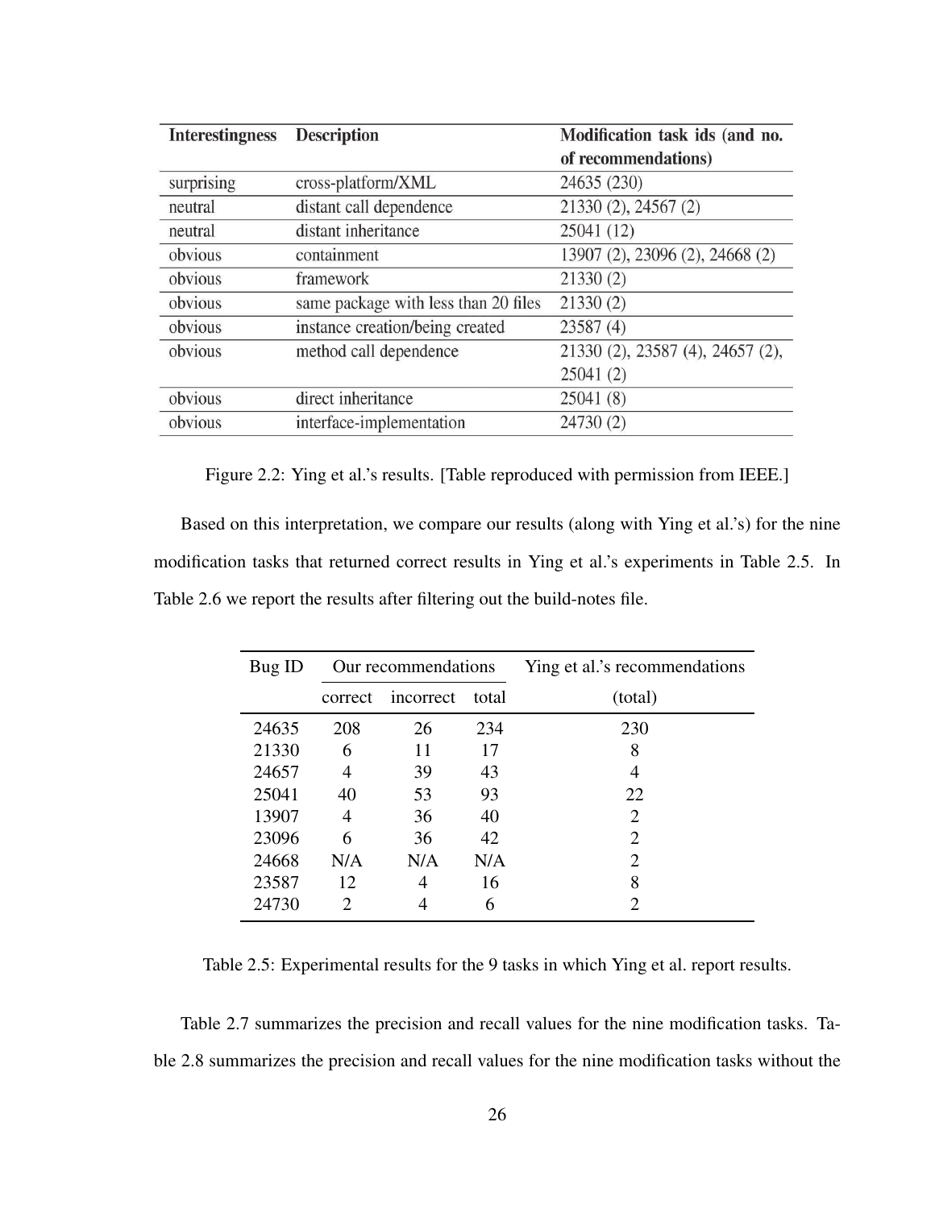| Interestingness | Description | Modification task ids (and no. of recommendations) |
|---|---|---|
| surprising | cross-platform/XML | 24635 (230) |
| neutral | distant call dependence | 21330 (2), 24567 (2) |
| neutral | distant inheritance | 25041 (12) |
| obvious | containment | 13907 (2), 23096 (2), 24668 (2) |
| obvious | framework | 21330 (2) |
| obvious | same package with less than 20 files | 21330 (2) |
| obvious | instance creation/being created | 23587 (4) |
| obvious | method call dependence | 21330 (2), 23587 (4), 24657 (2), 25041 (2) |
| obvious | direct inheritance | 25041 (8) |
| obvious | interface-implementation | 24730 (2) |

Figure 2.2: Ying et al.'s results. [Table reproduced with permission from IEEE.]

Based on this interpretation, we compare our results (along with Ying et al.'s) for the nine modification tasks that returned correct results in Ying et al.'s experiments in Table 2.5. In Table 2.6 we report the results after filtering out the build-notes file.

| Bug ID | Our recommendations | | | Ying et al.'s recommendations |
|---|---|---|---|---|
| | correct | incorrect | total | (total) |
| 24635 | 208 | 26 | 234 | 230 |
| 21330 | 6 | 11 | 17 | 8 |
| 24657 | 4 | 39 | 43 | 4 |
| 25041 | 40 | 53 | 93 | 22 |
| 13907 | 4 | 36 | 40 | 2 |
| 23096 | 6 | 36 | 42 | 2 |
| 24668 | N/A | N/A | N/A | 2 |
| 23587 | 12 | 4 | 16 | 8 |
| 24730 | 2 | 4 | 6 | 2 |

Table 2.5: Experimental results for the 9 tasks in which Ying et al. report results.

Table 2.7 summarizes the precision and recall values for the nine modification tasks. Table 2.8 summarizes the precision and recall values for the nine modification tasks without the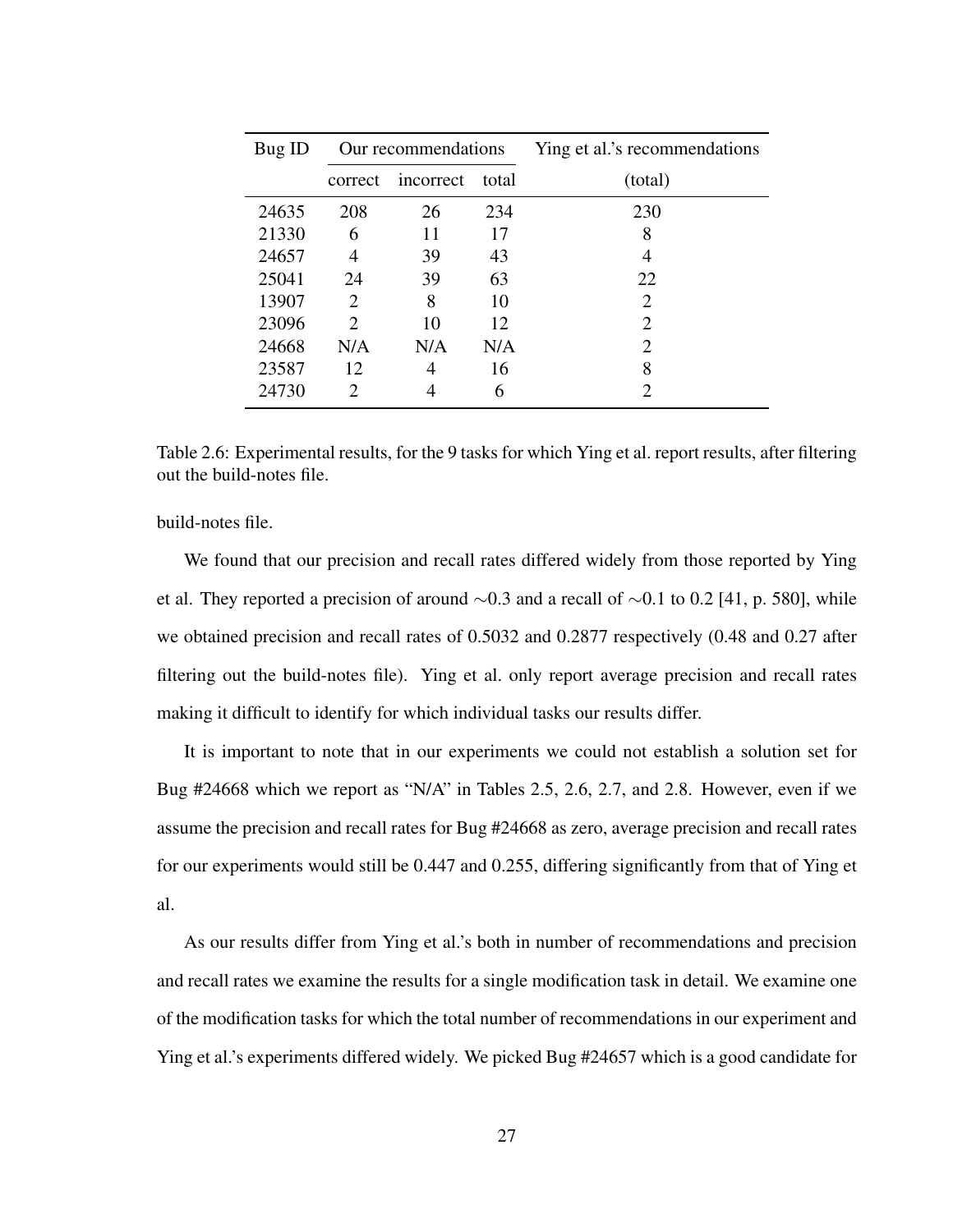| Bug ID | Our recommendations | | | Ying et al.'s recommendations |
|---|---|---|---|---|
| | correct | incorrect | total | (total) |
| 24635 | 208 | 26 | 234 | 230 |
| 21330 | 6 | 11 | 17 | 8 |
| 24657 | 4 | 39 | 43 | 4 |
| 25041 | 24 | 39 | 63 | 22 |
| 13907 | 2 | 8 | 10 | 2 |
| 23096 | 2 | 10 | 12 | 2 |
| 24668 | N/A | N/A | N/A | 2 |
| 23587 | 12 | 4 | 16 | 8 |
| 24730 | 2 | 4 | 6 | 2 |

Table 2.6: Experimental results, for the 9 tasks for which Ying et al. report results, after filtering out the build-notes file.

build-notes file.

We found that our precision and recall rates differed widely from those reported by Ying et al. They reported a precision of around $\sim$0.3 and a recall of $\sim$0.1 to 0.2 [41, p. 580], while we obtained precision and recall rates of 0.5032 and 0.2877 respectively (0.48 and 0.27 after filtering out the build-notes file). Ying et al. only report average precision and recall rates making it difficult to identify for which individual tasks our results differ.

It is important to note that in our experiments we could not establish a solution set for Bug #24668 which we report as "N/A" in Tables 2.5, 2.6, 2.7, and 2.8. However, even if we assume the precision and recall rates for Bug #24668 as zero, average precision and recall rates for our experiments would still be 0.447 and 0.255, differing significantly from that of Ying et al.

As our results differ from Ying et al.'s both in number of recommendations and precision and recall rates we examine the results for a single modification task in detail. We examine one of the modification tasks for which the total number of recommendations in our experiment and Ying et al.'s experiments differed widely. We picked Bug #24657 which is a good candidate for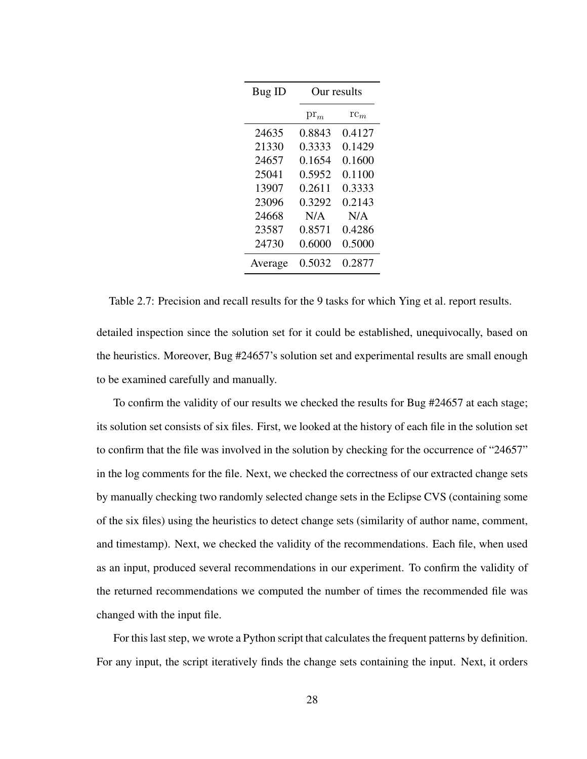| Bug ID | Our results | |
|---|---|---|
| | $\mathrm{pr}_m$ | $\mathrm{rc}_m$ |
| 24635 | 0.8843 | 0.4127 |
| 21330 | 0.3333 | 0.1429 |
| 24657 | 0.1654 | 0.1600 |
| 25041 | 0.5952 | 0.1100 |
| 13907 | 0.2611 | 0.3333 |
| 23096 | 0.3292 | 0.2143 |
| 24668 | N/A | N/A |
| 23587 | 0.8571 | 0.4286 |
| 24730 | 0.6000 | 0.5000 |
| Average | 0.5032 | 0.2877 |

Table 2.7: Precision and recall results for the 9 tasks for which Ying et al. report results.

detailed inspection since the solution set for it could be established, unequivocally, based on the heuristics. Moreover, Bug #24657's solution set and experimental results are small enough to be examined carefully and manually.

To confirm the validity of our results we checked the results for Bug #24657 at each stage; its solution set consists of six files. First, we looked at the history of each file in the solution set to confirm that the file was involved in the solution by checking for the occurrence of "24657" in the log comments for the file. Next, we checked the correctness of our extracted change sets by manually checking two randomly selected change sets in the Eclipse CVS (containing some of the six files) using the heuristics to detect change sets (similarity of author name, comment, and timestamp). Next, we checked the validity of the recommendations. Each file, when used as an input, produced several recommendations in our experiment. To confirm the validity of the returned recommendations we computed the number of times the recommended file was changed with the input file.

For this last step, we wrote a Python script that calculates the frequent patterns by definition. For any input, the script iteratively finds the change sets containing the input. Next, it orders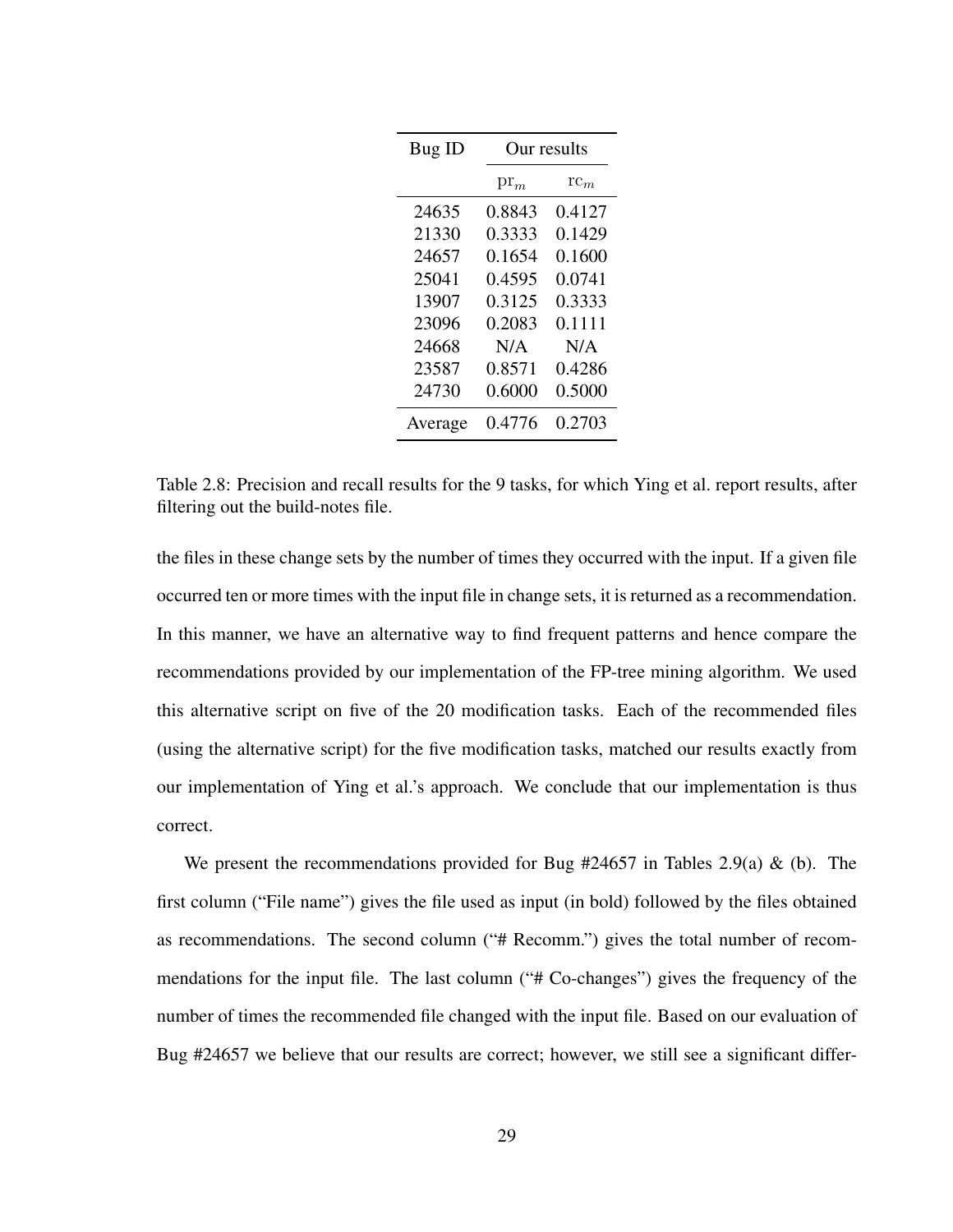| Bug ID | Our results | |
|---|---|---|
| | $\mathrm{pr}_m$ | $\mathrm{rc}_m$ |
| 24635 | 0.8843 | 0.4127 |
| 21330 | 0.3333 | 0.1429 |
| 24657 | 0.1654 | 0.1600 |
| 25041 | 0.4595 | 0.0741 |
| 13907 | 0.3125 | 0.3333 |
| 23096 | 0.2083 | 0.1111 |
| 24668 | N/A | N/A |
| 23587 | 0.8571 | 0.4286 |
| 24730 | 0.6000 | 0.5000 |
| Average | 0.4776 | 0.2703 |

Table 2.8: Precision and recall results for the 9 tasks, for which Ying et al. report results, after filtering out the build-notes file.

the files in these change sets by the number of times they occurred with the input. If a given file occurred ten or more times with the input file in change sets, it is returned as a recommendation. In this manner, we have an alternative way to find frequent patterns and hence compare the recommendations provided by our implementation of the FP-tree mining algorithm. We used this alternative script on five of the 20 modification tasks. Each of the recommended files (using the alternative script) for the five modification tasks, matched our results exactly from our implementation of Ying et al.'s approach. We conclude that our implementation is thus correct.

We present the recommendations provided for Bug #24657 in Tables 2.9(a) & (b). The first column ("File name") gives the file used as input (in bold) followed by the files obtained as recommendations. The second column ("# Recomm.") gives the total number of recommendations for the input file. The last column ("# Co-changes") gives the frequency of the number of times the recommended file changed with the input file. Based on our evaluation of Bug #24657 we believe that our results are correct; however, we still see a significant differ-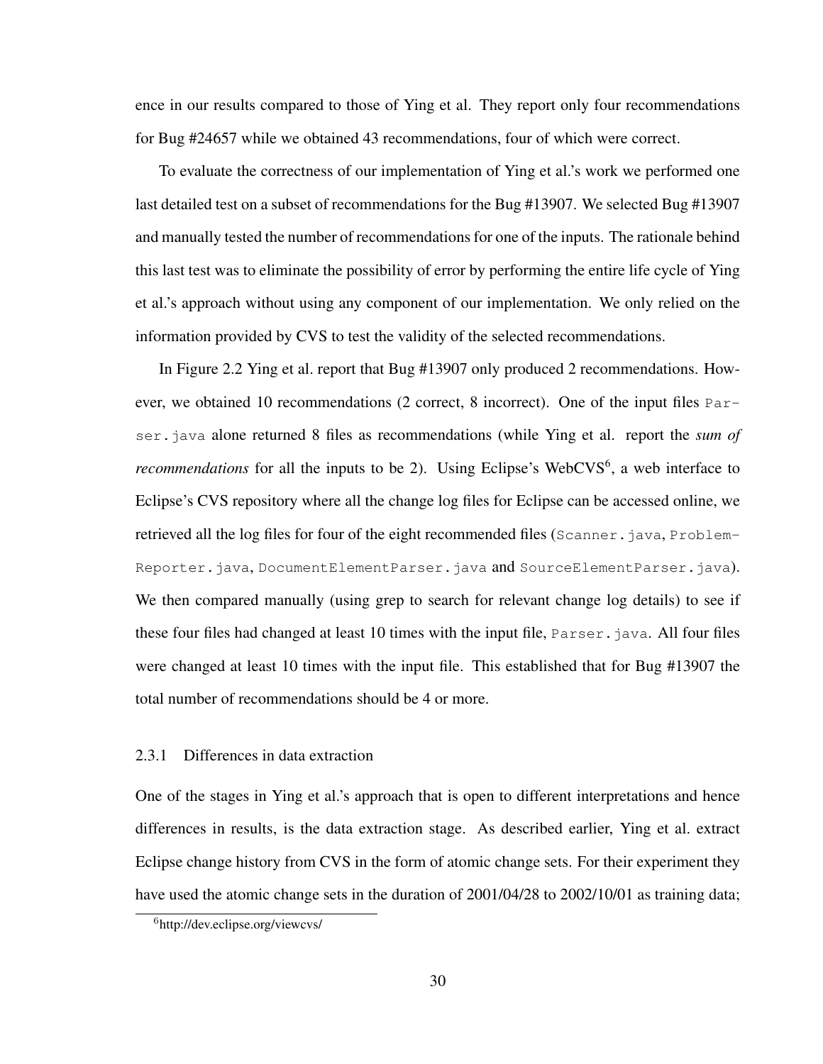ence in our results compared to those of Ying et al. They report only four recommendations for Bug #24657 while we obtained 43 recommendations, four of which were correct.

To evaluate the correctness of our implementation of Ying et al.'s work we performed one last detailed test on a subset of recommendations for the Bug #13907. We selected Bug #13907 and manually tested the number of recommendations for one of the inputs. The rationale behind this last test was to eliminate the possibility of error by performing the entire life cycle of Ying et al.'s approach without using any component of our implementation. We only relied on the information provided by CVS to test the validity of the selected recommendations.

In Figure 2.2 Ying et al. report that Bug #13907 only produced 2 recommendations. However, we obtained 10 recommendations (2 correct, 8 incorrect). One of the input files `Parser.java` alone returned 8 files as recommendations (while Ying et al. report the *sum of recommendations* for all the inputs to be 2). Using Eclipse's WebCVS[6], a web interface to Eclipse's CVS repository where all the change log files for Eclipse can be accessed online, we retrieved all the log files for four of the eight recommended files (`Scanner.java`, `ProblemReporter.java`, `DocumentElementParser.java` and `SourceElementParser.java`). We then compared manually (using grep to search for relevant change log details) to see if these four files had changed at least 10 times with the input file, `Parser.java`. All four files were changed at least 10 times with the input file. This established that for Bug #13907 the total number of recommendations should be 4 or more.

### 2.3.1 Differences in data extraction

One of the stages in Ying et al.'s approach that is open to different interpretations and hence differences in results, is the data extraction stage. As described earlier, Ying et al. extract Eclipse change history from CVS in the form of atomic change sets. For their experiment they have used the atomic change sets in the duration of 2001/04/28 to 2002/10/01 as training data;

[6] http://dev.eclipse.org/viewcvs/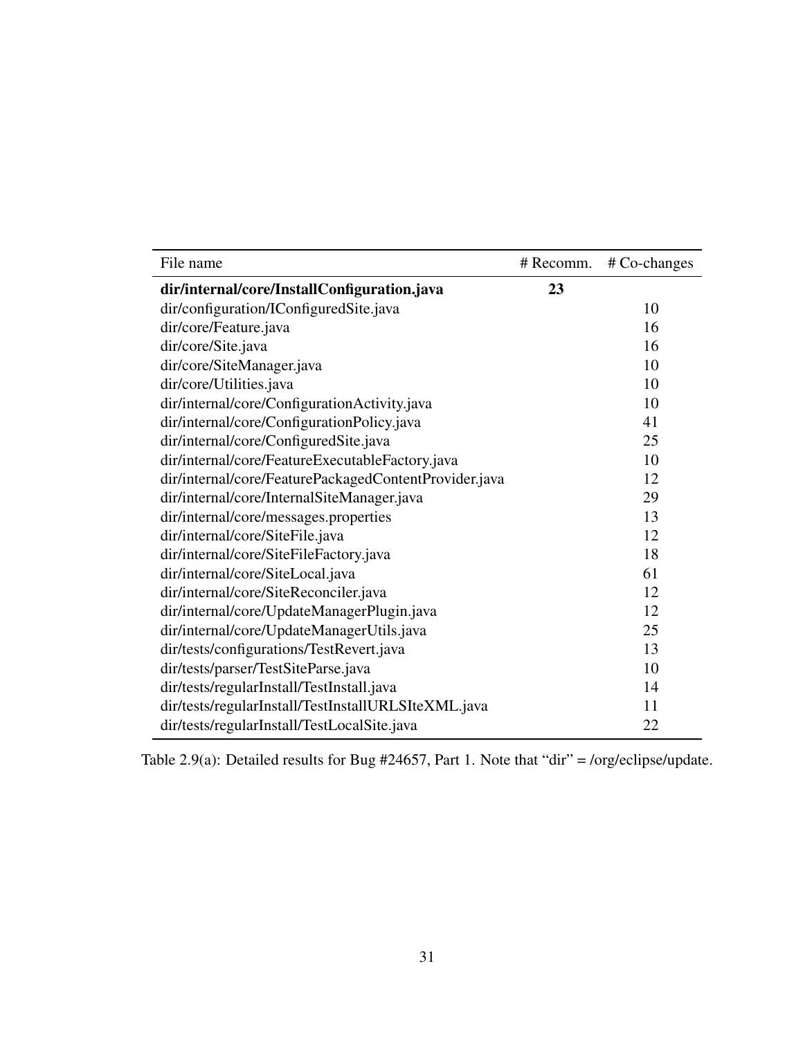| File name | # Recomm. | # Co-changes |
|---|---|---|
| **dir/internal/core/InstallConfiguration.java** | **23** | |
| dir/configuration/IConfiguredSite.java | | 10 |
| dir/core/Feature.java | | 16 |
| dir/core/Site.java | | 16 |
| dir/core/SiteManager.java | | 10 |
| dir/core/Utilities.java | | 10 |
| dir/internal/core/ConfigurationActivity.java | | 10 |
| dir/internal/core/ConfigurationPolicy.java | | 41 |
| dir/internal/core/ConfiguredSite.java | | 25 |
| dir/internal/core/FeatureExecutableFactory.java | | 10 |
| dir/internal/core/FeaturePackagedContentProvider.java | | 12 |
| dir/internal/core/InternalSiteManager.java | | 29 |
| dir/internal/core/messages.properties | | 13 |
| dir/internal/core/SiteFile.java | | 12 |
| dir/internal/core/SiteFileFactory.java | | 18 |
| dir/internal/core/SiteLocal.java | | 61 |
| dir/internal/core/SiteReconciler.java | | 12 |
| dir/internal/core/UpdateManagerPlugin.java | | 12 |
| dir/internal/core/UpdateManagerUtils.java | | 25 |
| dir/tests/configurations/TestRevert.java | | 13 |
| dir/tests/parser/TestSiteParse.java | | 10 |
| dir/tests/regularInstall/TestInstall.java | | 14 |
| dir/tests/regularInstall/TestInstallURLSIteXML.java | | 11 |
| dir/tests/regularInstall/TestLocalSite.java | | 22 |

Table 2.9(a): Detailed results for Bug #24657, Part 1. Note that "dir" = /org/eclipse/update.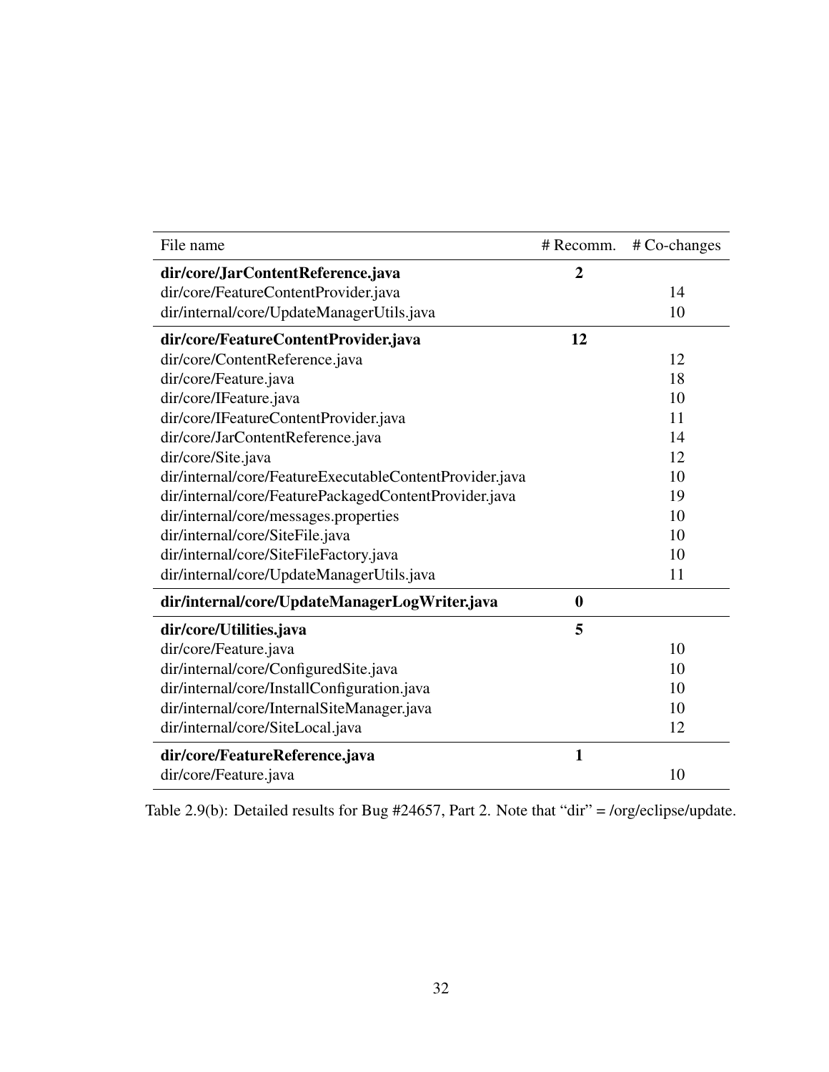| File name | # Recomm. | # Co-changes |
|---|---|---|
| **dir/core/JarContentReference.java** | **2** | |
| dir/core/FeatureContentProvider.java | | 14 |
| dir/internal/core/UpdateManagerUtils.java | | 10 |
| **dir/core/FeatureContentProvider.java** | **12** | |
| dir/core/ContentReference.java | | 12 |
| dir/core/Feature.java | | 18 |
| dir/core/IFeature.java | | 10 |
| dir/core/IFeatureContentProvider.java | | 11 |
| dir/core/JarContentReference.java | | 14 |
| dir/core/Site.java | | 12 |
| dir/internal/core/FeatureExecutableContentProvider.java | | 10 |
| dir/internal/core/FeaturePackagedContentProvider.java | | 19 |
| dir/internal/core/messages.properties | | 10 |
| dir/internal/core/SiteFile.java | | 10 |
| dir/internal/core/SiteFileFactory.java | | 10 |
| dir/internal/core/UpdateManagerUtils.java | | 11 |
| **dir/internal/core/UpdateManagerLogWriter.java** | **0** | |
| **dir/core/Utilities.java** | **5** | |
| dir/core/Feature.java | | 10 |
| dir/internal/core/ConfiguredSite.java | | 10 |
| dir/internal/core/InstallConfiguration.java | | 10 |
| dir/internal/core/InternalSiteManager.java | | 10 |
| dir/internal/core/SiteLocal.java | | 12 |
| **dir/core/FeatureReference.java** | **1** | |
| dir/core/Feature.java | | 10 |

Table 2.9(b): Detailed results for Bug #24657, Part 2. Note that "dir" = /org/eclipse/update.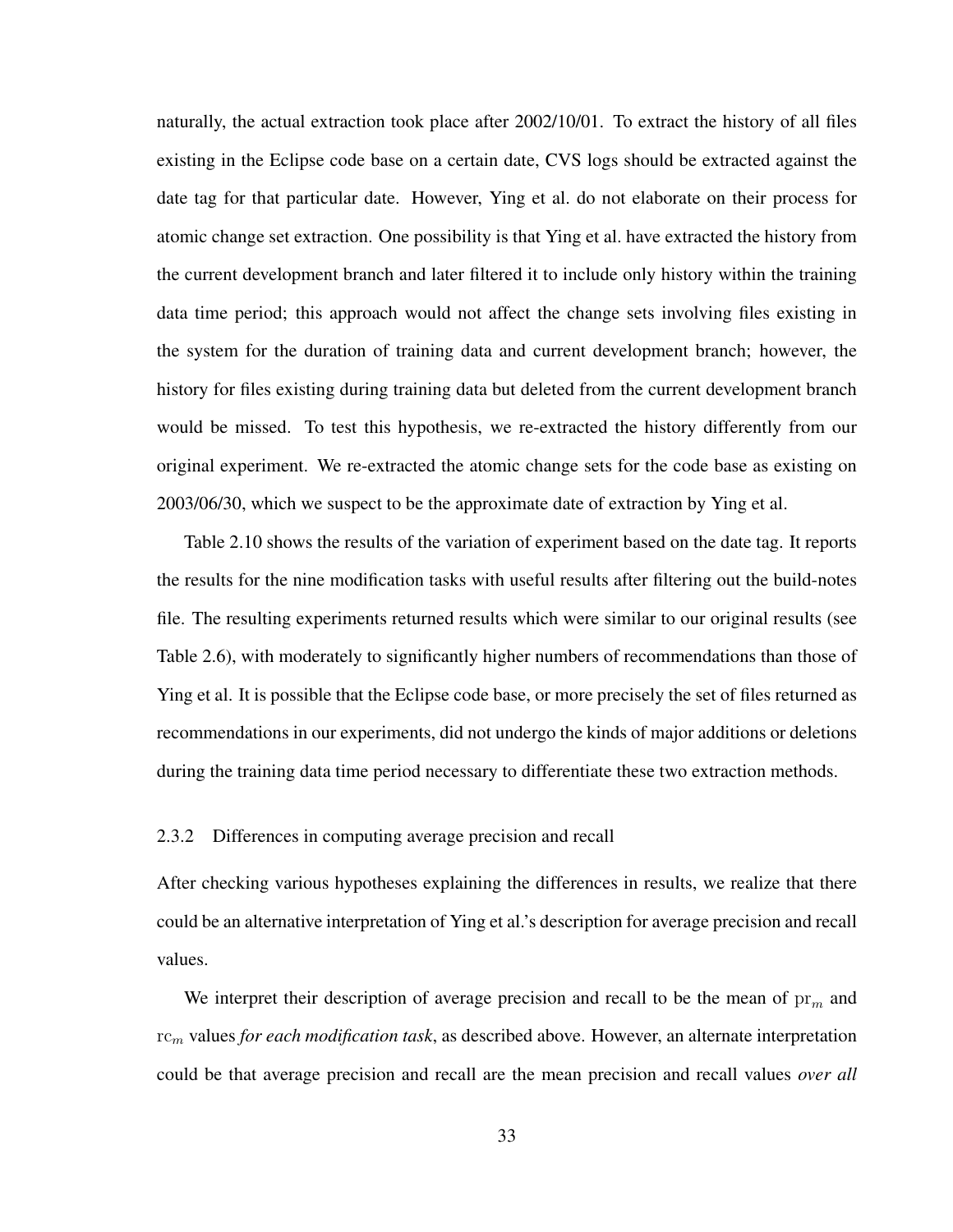naturally, the actual extraction took place after 2002/10/01. To extract the history of all files existing in the Eclipse code base on a certain date, CVS logs should be extracted against the date tag for that particular date. However, Ying et al. do not elaborate on their process for atomic change set extraction. One possibility is that Ying et al. have extracted the history from the current development branch and later filtered it to include only history within the training data time period; this approach would not affect the change sets involving files existing in the system for the duration of training data and current development branch; however, the history for files existing during training data but deleted from the current development branch would be missed. To test this hypothesis, we re-extracted the history differently from our original experiment. We re-extracted the atomic change sets for the code base as existing on 2003/06/30, which we suspect to be the approximate date of extraction by Ying et al.

Table 2.10 shows the results of the variation of experiment based on the date tag. It reports the results for the nine modification tasks with useful results after filtering out the build-notes file. The resulting experiments returned results which were similar to our original results (see Table 2.6), with moderately to significantly higher numbers of recommendations than those of Ying et al. It is possible that the Eclipse code base, or more precisely the set of files returned as recommendations in our experiments, did not undergo the kinds of major additions or deletions during the training data time period necessary to differentiate these two extraction methods.

### 2.3.2 Differences in computing average precision and recall

After checking various hypotheses explaining the differences in results, we realize that there could be an alternative interpretation of Ying et al.'s description for average precision and recall values.

We interpret their description of average precision and recall to be the mean of $\mathrm{pr}_m$ and $\mathrm{rc}_m$ values *for each modification task*, as described above. However, an alternate interpretation could be that average precision and recall are the mean precision and recall values *over all*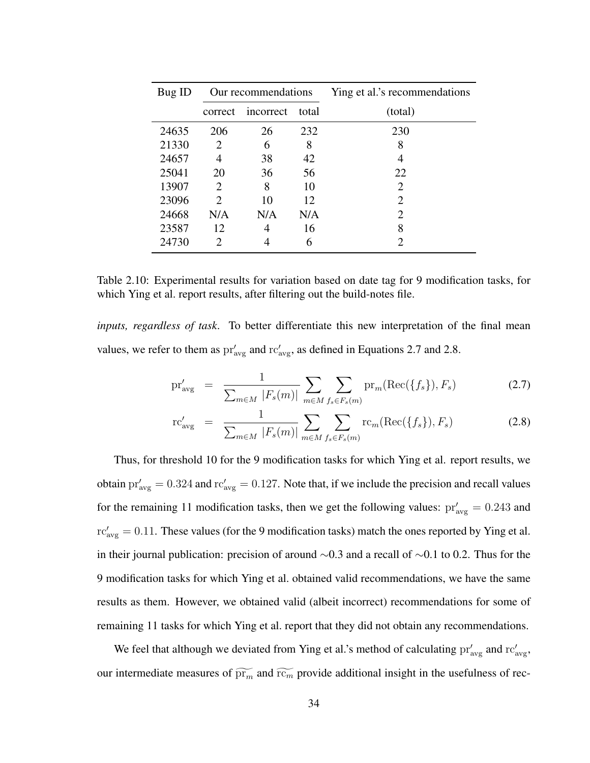| Bug ID | Our recommendations | | | Ying et al.'s recommendations |
|---|---|---|---|---|
| | correct | incorrect | total | (total) |
| 24635 | 206 | 26 | 232 | 230 |
| 21330 | 2 | 6 | 8 | 8 |
| 24657 | 4 | 38 | 42 | 4 |
| 25041 | 20 | 36 | 56 | 22 |
| 13907 | 2 | 8 | 10 | 2 |
| 23096 | 2 | 10 | 12 | 2 |
| 24668 | N/A | N/A | N/A | 2 |
| 23587 | 12 | 4 | 16 | 8 |
| 24730 | 2 | 4 | 6 | 2 |

Table 2.10: Experimental results for variation based on date tag for 9 modification tasks, for which Ying et al. report results, after filtering out the build-notes file.

*inputs, regardless of task*. To better differentiate this new interpretation of the final mean values, we refer to them as $\mathrm{pr}'_{\mathrm{avg}}$ and $\mathrm{rc}'_{\mathrm{avg}}$, as defined in Equations 2.7 and 2.8.

$$\mathrm{pr}'_{\mathrm{avg}} = \frac{1}{\sum_{m \in M} |F_s(m)|} \sum_{m \in M} \sum_{f_s \in F_s(m)} \mathrm{pr}_m(\mathrm{Rec}(\{f_s\}), F_s) \quad (2.7)$$

$$\mathrm{rc}'_{\mathrm{avg}} = \frac{1}{\sum_{m \in M} |F_s(m)|} \sum_{m \in M} \sum_{f_s \in F_s(m)} \mathrm{rc}_m(\mathrm{Rec}(\{f_s\}), F_s) \quad (2.8)$$

Thus, for threshold 10 for the 9 modification tasks for which Ying et al. report results, we obtain $\mathrm{pr}'_{\mathrm{avg}} = 0.324$ and $\mathrm{rc}'_{\mathrm{avg}} = 0.127$. Note that, if we include the precision and recall values for the remaining 11 modification tasks, then we get the following values: $\mathrm{pr}'_{\mathrm{avg}} = 0.243$ and $\mathrm{rc}'_{\mathrm{avg}} = 0.11$. These values (for the 9 modification tasks) match the ones reported by Ying et al. in their journal publication: precision of around ∼0.3 and a recall of ∼0.1 to 0.2. Thus for the 9 modification tasks for which Ying et al. obtained valid recommendations, we have the same results as them. However, we obtained valid (albeit incorrect) recommendations for some of remaining 11 tasks for which Ying et al. report that they did not obtain any recommendations.

We feel that although we deviated from Ying et al.'s method of calculating $\mathrm{pr}'_{\mathrm{avg}}$ and $\mathrm{rc}'_{\mathrm{avg}}$, our intermediate measures of $\widetilde{\mathrm{pr}_m}$ and $\widetilde{\mathrm{rc}_m}$ provide additional insight in the usefulness of rec-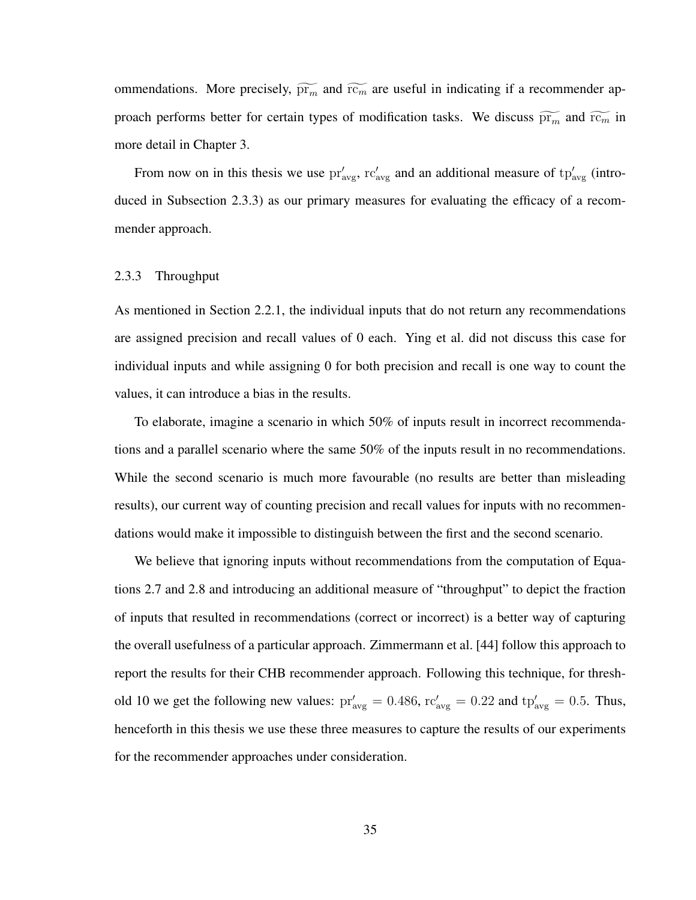ommendations. More precisely, $\widetilde{\mathrm{pr}_m}$ and $\widetilde{\mathrm{rc}_m}$ are useful in indicating if a recommender approach performs better for certain types of modification tasks. We discuss $\widetilde{\mathrm{pr}_m}$ and $\widetilde{\mathrm{rc}_m}$ in more detail in Chapter 3.

From now on in this thesis we use $\mathrm{pr}'_{\mathrm{avg}}$, $\mathrm{rc}'_{\mathrm{avg}}$ and an additional measure of $\mathrm{tp}'_{\mathrm{avg}}$ (introduced in Subsection 2.3.3) as our primary measures for evaluating the efficacy of a recommender approach.

### 2.3.3 Throughput

As mentioned in Section 2.2.1, the individual inputs that do not return any recommendations are assigned precision and recall values of 0 each. Ying et al. did not discuss this case for individual inputs and while assigning 0 for both precision and recall is one way to count the values, it can introduce a bias in the results.

To elaborate, imagine a scenario in which 50% of inputs result in incorrect recommendations and a parallel scenario where the same 50% of the inputs result in no recommendations. While the second scenario is much more favourable (no results are better than misleading results), our current way of counting precision and recall values for inputs with no recommendations would make it impossible to distinguish between the first and the second scenario.

We believe that ignoring inputs without recommendations from the computation of Equations 2.7 and 2.8 and introducing an additional measure of "throughput" to depict the fraction of inputs that resulted in recommendations (correct or incorrect) is a better way of capturing the overall usefulness of a particular approach. Zimmermann et al. [44] follow this approach to report the results for their CHB recommender approach. Following this technique, for threshold 10 we get the following new values: $\mathrm{pr}'_{\mathrm{avg}} = 0.486$, $\mathrm{rc}'_{\mathrm{avg}} = 0.22$ and $\mathrm{tp}'_{\mathrm{avg}} = 0.5$. Thus, henceforth in this thesis we use these three measures to capture the results of our experiments for the recommender approaches under consideration.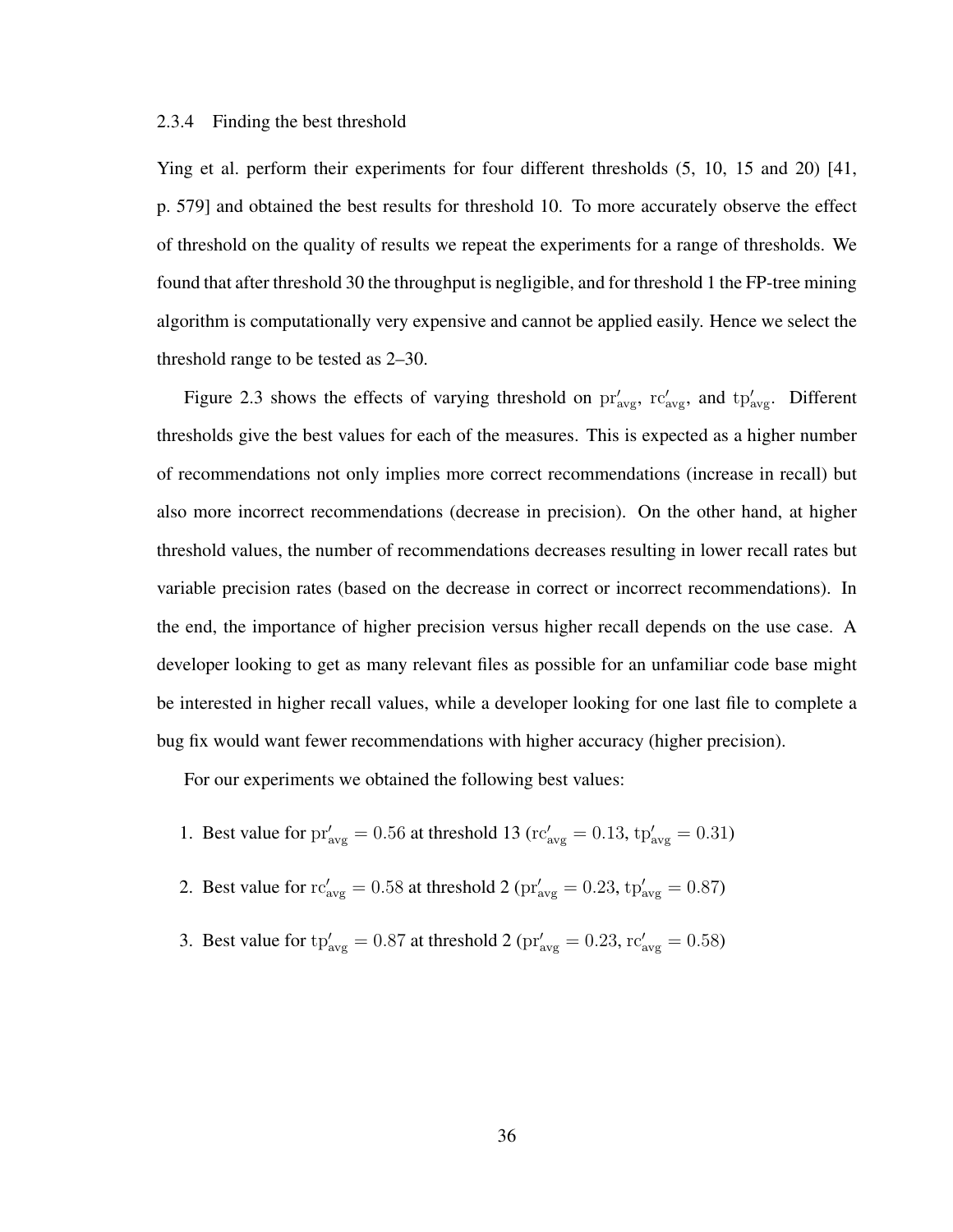### 2.3.4 Finding the best threshold

Ying et al. perform their experiments for four different thresholds (5, 10, 15 and 20) [41, p. 579] and obtained the best results for threshold 10. To more accurately observe the effect of threshold on the quality of results we repeat the experiments for a range of thresholds. We found that after threshold 30 the throughput is negligible, and for threshold 1 the FP-tree mining algorithm is computationally very expensive and cannot be applied easily. Hence we select the threshold range to be tested as 2–30.

Figure 2.3 shows the effects of varying threshold on $\mathrm{pr}'_{\mathrm{avg}}$, $\mathrm{rc}'_{\mathrm{avg}}$, and $\mathrm{tp}'_{\mathrm{avg}}$. Different thresholds give the best values for each of the measures. This is expected as a higher number of recommendations not only implies more correct recommendations (increase in recall) but also more incorrect recommendations (decrease in precision). On the other hand, at higher threshold values, the number of recommendations decreases resulting in lower recall rates but variable precision rates (based on the decrease in correct or incorrect recommendations). In the end, the importance of higher precision versus higher recall depends on the use case. A developer looking to get as many relevant files as possible for an unfamiliar code base might be interested in higher recall values, while a developer looking for one last file to complete a bug fix would want fewer recommendations with higher accuracy (higher precision).

For our experiments we obtained the following best values:

1. Best value for $\mathrm{pr}'_{\mathrm{avg}} = 0.56$ at threshold 13 ($\mathrm{rc}'_{\mathrm{avg}} = 0.13$, $\mathrm{tp}'_{\mathrm{avg}} = 0.31$)
2. Best value for $\mathrm{rc}'_{\mathrm{avg}} = 0.58$ at threshold 2 ($\mathrm{pr}'_{\mathrm{avg}} = 0.23$, $\mathrm{tp}'_{\mathrm{avg}} = 0.87$)
3. Best value for $\mathrm{tp}'_{\mathrm{avg}} = 0.87$ at threshold 2 ($\mathrm{pr}'_{\mathrm{avg}} = 0.23$, $\mathrm{rc}'_{\mathrm{avg}} = 0.58$)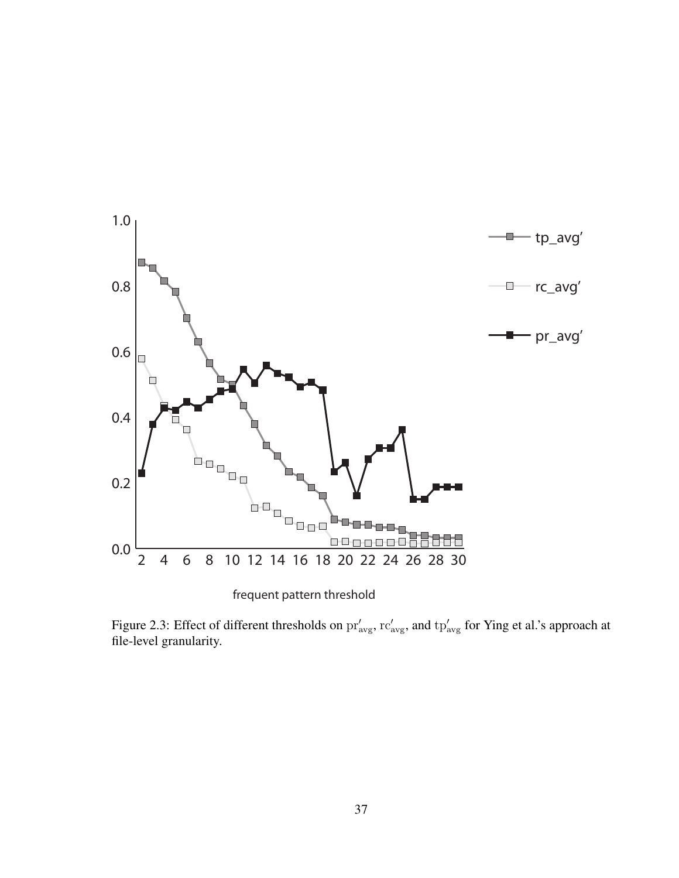Figure 2.3: Effect of different thresholds on $\mathrm{pr}'_{\mathrm{avg}}$, $\mathrm{rc}'_{\mathrm{avg}}$, and $\mathrm{tp}'_{\mathrm{avg}}$ for Ying et al.'s approach at file-level granularity.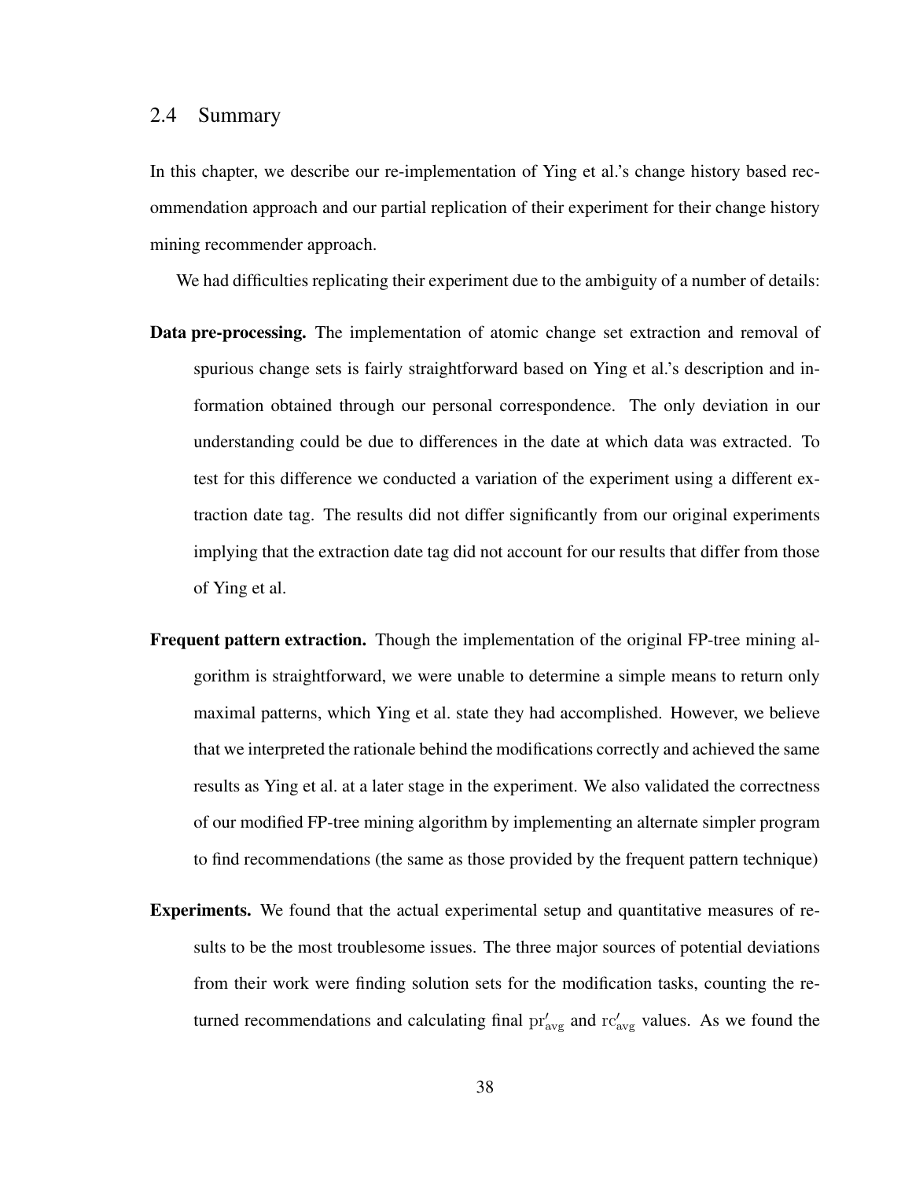## 2.4 Summary

In this chapter, we describe our re-implementation of Ying et al.'s change history based recommendation approach and our partial replication of their experiment for their change history mining recommender approach.

We had difficulties replicating their experiment due to the ambiguity of a number of details:

**Data pre-processing.** The implementation of atomic change set extraction and removal of spurious change sets is fairly straightforward based on Ying et al.'s description and information obtained through our personal correspondence. The only deviation in our understanding could be due to differences in the date at which data was extracted. To test for this difference we conducted a variation of the experiment using a different extraction date tag. The results did not differ significantly from our original experiments implying that the extraction date tag did not account for our results that differ from those of Ying et al.

**Frequent pattern extraction.** Though the implementation of the original FP-tree mining algorithm is straightforward, we were unable to determine a simple means to return only maximal patterns, which Ying et al. state they had accomplished. However, we believe that we interpreted the rationale behind the modifications correctly and achieved the same results as Ying et al. at a later stage in the experiment. We also validated the correctness of our modified FP-tree mining algorithm by implementing an alternate simpler program to find recommendations (the same as those provided by the frequent pattern technique)

**Experiments.** We found that the actual experimental setup and quantitative measures of results to be the most troublesome issues. The three major sources of potential deviations from their work were finding solution sets for the modification tasks, counting the returned recommendations and calculating final $\mathrm{pr}'_{\mathrm{avg}}$ and $\mathrm{rc}'_{\mathrm{avg}}$ values. As we found the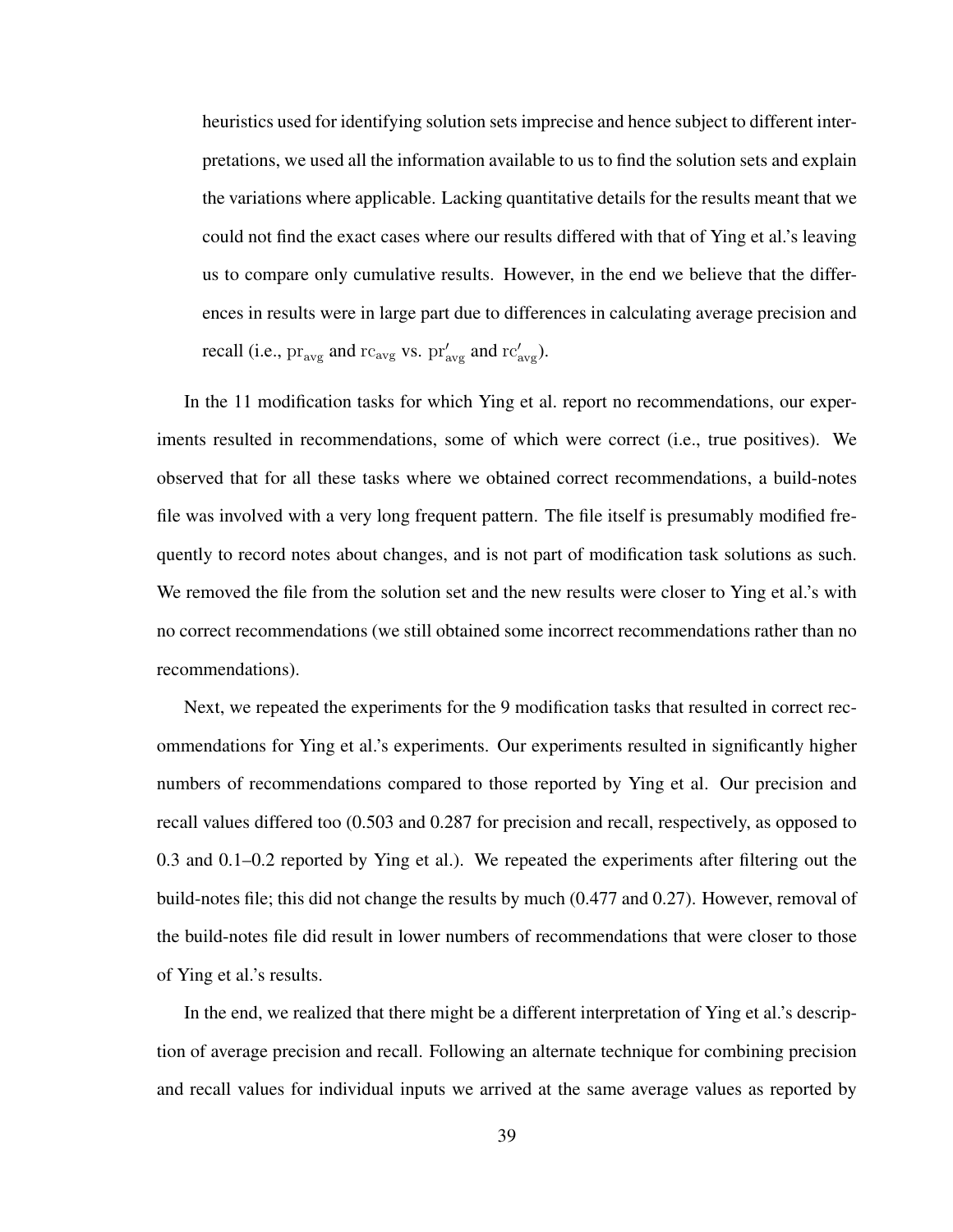heuristics used for identifying solution sets imprecise and hence subject to different interpretations, we used all the information available to us to find the solution sets and explain the variations where applicable. Lacking quantitative details for the results meant that we could not find the exact cases where our results differed with that of Ying et al.'s leaving us to compare only cumulative results. However, in the end we believe that the differences in results were in large part due to differences in calculating average precision and recall (i.e., $\mathrm{pr}_{\mathrm{avg}}$ and $\mathrm{rc}_{\mathrm{avg}}$ vs. $\mathrm{pr}'_{\mathrm{avg}}$ and $\mathrm{rc}'_{\mathrm{avg}}$).

In the 11 modification tasks for which Ying et al. report no recommendations, our experiments resulted in recommendations, some of which were correct (i.e., true positives). We observed that for all these tasks where we obtained correct recommendations, a build-notes file was involved with a very long frequent pattern. The file itself is presumably modified frequently to record notes about changes, and is not part of modification task solutions as such. We removed the file from the solution set and the new results were closer to Ying et al.'s with no correct recommendations (we still obtained some incorrect recommendations rather than no recommendations).

Next, we repeated the experiments for the 9 modification tasks that resulted in correct recommendations for Ying et al.'s experiments. Our experiments resulted in significantly higher numbers of recommendations compared to those reported by Ying et al. Our precision and recall values differed too (0.503 and 0.287 for precision and recall, respectively, as opposed to 0.3 and 0.1–0.2 reported by Ying et al.). We repeated the experiments after filtering out the build-notes file; this did not change the results by much (0.477 and 0.27). However, removal of the build-notes file did result in lower numbers of recommendations that were closer to those of Ying et al.'s results.

In the end, we realized that there might be a different interpretation of Ying et al.'s description of average precision and recall. Following an alternate technique for combining precision and recall values for individual inputs we arrived at the same average values as reported by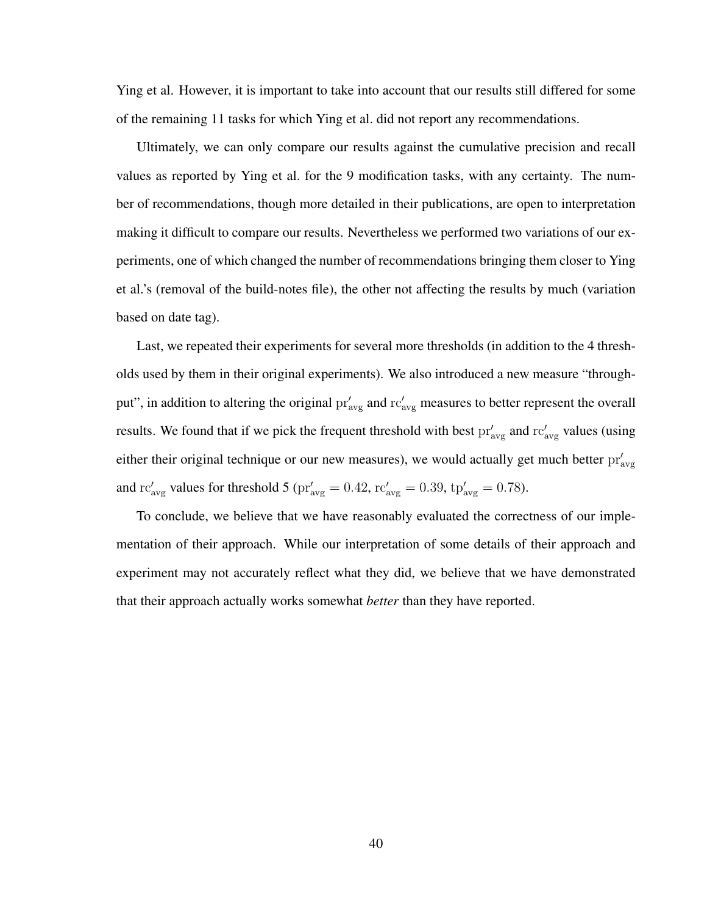Ying et al. However, it is important to take into account that our results still differed for some of the remaining 11 tasks for which Ying et al. did not report any recommendations.

Ultimately, we can only compare our results against the cumulative precision and recall values as reported by Ying et al. for the 9 modification tasks, with any certainty. The number of recommendations, though more detailed in their publications, are open to interpretation making it difficult to compare our results. Nevertheless we performed two variations of our experiments, one of which changed the number of recommendations bringing them closer to Ying et al.'s (removal of the build-notes file), the other not affecting the results by much (variation based on date tag).

Last, we repeated their experiments for several more thresholds (in addition to the 4 thresholds used by them in their original experiments). We also introduced a new measure "throughput", in addition to altering the original $\mathrm{pr}'_{\mathrm{avg}}$ and $\mathrm{rc}'_{\mathrm{avg}}$ measures to better represent the overall results. We found that if we pick the frequent threshold with best $\mathrm{pr}'_{\mathrm{avg}}$ and $\mathrm{rc}'_{\mathrm{avg}}$ values (using either their original technique or our new measures), we would actually get much better $\mathrm{pr}'_{\mathrm{avg}}$ and $\mathrm{rc}'_{\mathrm{avg}}$ values for threshold 5 ($\mathrm{pr}'_{\mathrm{avg}} = 0.42$, $\mathrm{rc}'_{\mathrm{avg}} = 0.39$, $\mathrm{tp}'_{\mathrm{avg}} = 0.78$).

To conclude, we believe that we have reasonably evaluated the correctness of our implementation of their approach. While our interpretation of some details of their approach and experiment may not accurately reflect what they did, we believe that we have demonstrated that their approach actually works somewhat *better* than they have reported.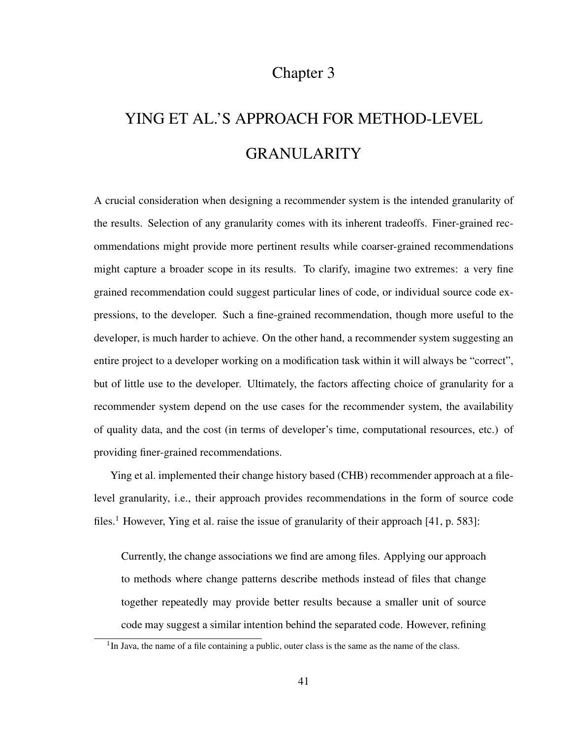# Chapter 3

# YING ET AL.'S APPROACH FOR METHOD-LEVEL GRANULARITY

A crucial consideration when designing a recommender system is the intended granularity of the results. Selection of any granularity comes with its inherent tradeoffs. Finer-grained recommendations might provide more pertinent results while coarser-grained recommendations might capture a broader scope in its results. To clarify, imagine two extremes: a very fine grained recommendation could suggest particular lines of code, or individual source code expressions, to the developer. Such a fine-grained recommendation, though more useful to the developer, is much harder to achieve. On the other hand, a recommender system suggesting an entire project to a developer working on a modification task within it will always be "correct", but of little use to the developer. Ultimately, the factors affecting choice of granularity for a recommender system depend on the use cases for the recommender system, the availability of quality data, and the cost (in terms of developer's time, computational resources, etc.) of providing finer-grained recommendations.

Ying et al. implemented their change history based (CHB) recommender approach at a file-level granularity, i.e., their approach provides recommendations in the form of source code files.[1] However, Ying et al. raise the issue of granularity of their approach [41, p. 583]:

> Currently, the change associations we find are among files. Applying our approach to methods where change patterns describe methods instead of files that change together repeatedly may provide better results because a smaller unit of source code may suggest a similar intention behind the separated code. However, refining

[1] In Java, the name of a file containing a public, outer class is the same as the name of the class.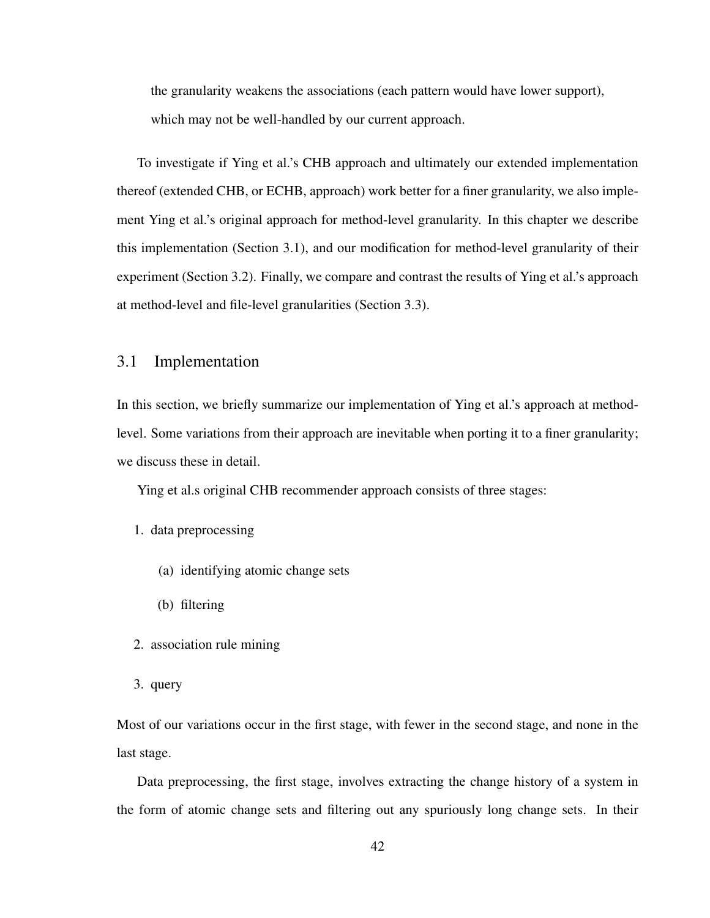the granularity weakens the associations (each pattern would have lower support), which may not be well-handled by our current approach.

To investigate if Ying et al.'s CHB approach and ultimately our extended implementation thereof (extended CHB, or ECHB, approach) work better for a finer granularity, we also implement Ying et al.'s original approach for method-level granularity. In this chapter we describe this implementation (Section 3.1), and our modification for method-level granularity of their experiment (Section 3.2). Finally, we compare and contrast the results of Ying et al.'s approach at method-level and file-level granularities (Section 3.3).

## 3.1 Implementation

In this section, we briefly summarize our implementation of Ying et al.'s approach at method-level. Some variations from their approach are inevitable when porting it to a finer granularity; we discuss these in detail.

Ying et al.s original CHB recommender approach consists of three stages:

1. data preprocessing
   (a) identifying atomic change sets
   (b) filtering
2. association rule mining
3. query

Most of our variations occur in the first stage, with fewer in the second stage, and none in the last stage.

Data preprocessing, the first stage, involves extracting the change history of a system in the form of atomic change sets and filtering out any spuriously long change sets. In their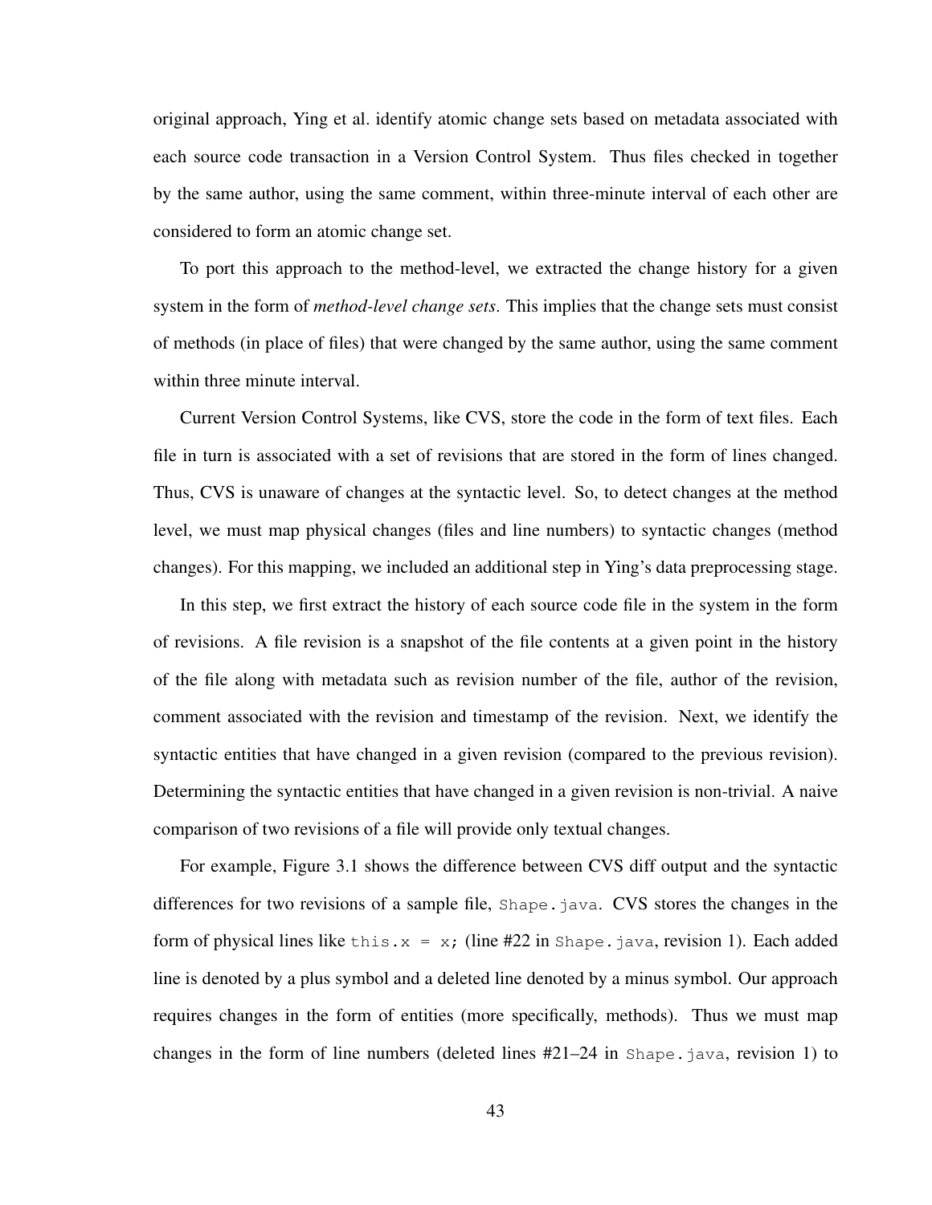original approach, Ying et al. identify atomic change sets based on metadata associated with each source code transaction in a Version Control System. Thus files checked in together by the same author, using the same comment, within three-minute interval of each other are considered to form an atomic change set.

To port this approach to the method-level, we extracted the change history for a given system in the form of *method-level change sets*. This implies that the change sets must consist of methods (in place of files) that were changed by the same author, using the same comment within three minute interval.

Current Version Control Systems, like CVS, store the code in the form of text files. Each file in turn is associated with a set of revisions that are stored in the form of lines changed. Thus, CVS is unaware of changes at the syntactic level. So, to detect changes at the method level, we must map physical changes (files and line numbers) to syntactic changes (method changes). For this mapping, we included an additional step in Ying's data preprocessing stage.

In this step, we first extract the history of each source code file in the system in the form of revisions. A file revision is a snapshot of the file contents at a given point in the history of the file along with metadata such as revision number of the file, author of the revision, comment associated with the revision and timestamp of the revision. Next, we identify the syntactic entities that have changed in a given revision (compared to the previous revision). Determining the syntactic entities that have changed in a given revision is non-trivial. A naive comparison of two revisions of a file will provide only textual changes.

For example, Figure 3.1 shows the difference between CVS diff output and the syntactic differences for two revisions of a sample file, `Shape.java`. CVS stores the changes in the form of physical lines like `this.x = x;` (line #22 in `Shape.java`, revision 1). Each added line is denoted by a plus symbol and a deleted line denoted by a minus symbol. Our approach requires changes in the form of entities (more specifically, methods). Thus we must map changes in the form of line numbers (deleted lines #21–24 in `Shape.java`, revision 1) to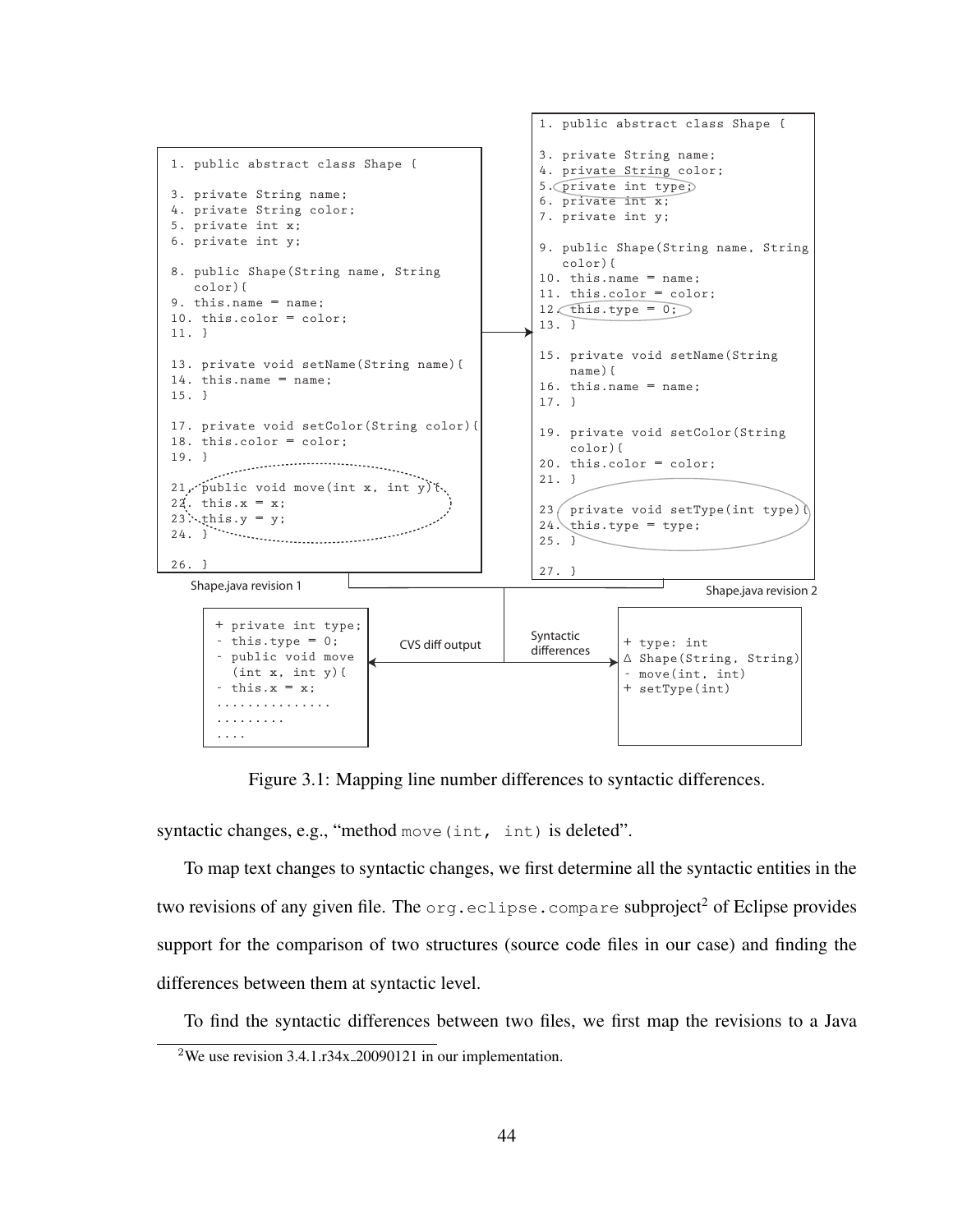```
1. public abstract class Shape {

3. private String name;
4. private String color;
5. private int x;
6. private int y;

8. public Shape(String name, String
   color){
9. this.name = name;
10. this.color = color;
11. }

13. private void setName(String name){
14. this.name = name;
15. }

17. private void setColor(String color){
18. this.color = color;
19. }

21. public void move(int x, int y){
22. this.x = x;
23. this.y = y;
24. }

26. }
```

Shape.java revision 1

```
1. public abstract class Shape {

3. private String name;
4. private String color;
5. private int type;
6. private int x;
7. private int y;

9. public Shape(String name, String
   color){
10. this.name = name;
11. this.color = color;
12. this.type = 0;
13. }

15. private void setName(String
    name){
16. this.name = name;
17. }

19. private void setColor(String
    color){
20. this.color = color;
21. }

23. private void setType(int type){
24. this.type = type;
25. }

27. }
```

Shape.java revision 2

CVS diff output

```
+ private int type;
- this.type = 0;
- public void move
  (int x, int y){
- this.x = x;
...............
.........
....
```

Syntactic differences

```
+ type: int
Δ Shape(String, String)
- move(int, int)
+ setType(int)
```

Figure 3.1: Mapping line number differences to syntactic differences.

syntactic changes, e.g., "method `move(int, int)` is deleted".

To map text changes to syntactic changes, we first determine all the syntactic entities in the two revisions of any given file. The `org.eclipse.compare` subproject[2] of Eclipse provides support for the comparison of two structures (source code files in our case) and finding the differences between them at syntactic level.

To find the syntactic differences between two files, we first map the revisions to a Java

[2] We use revision 3.4.1.r34x_20090121 in our implementation.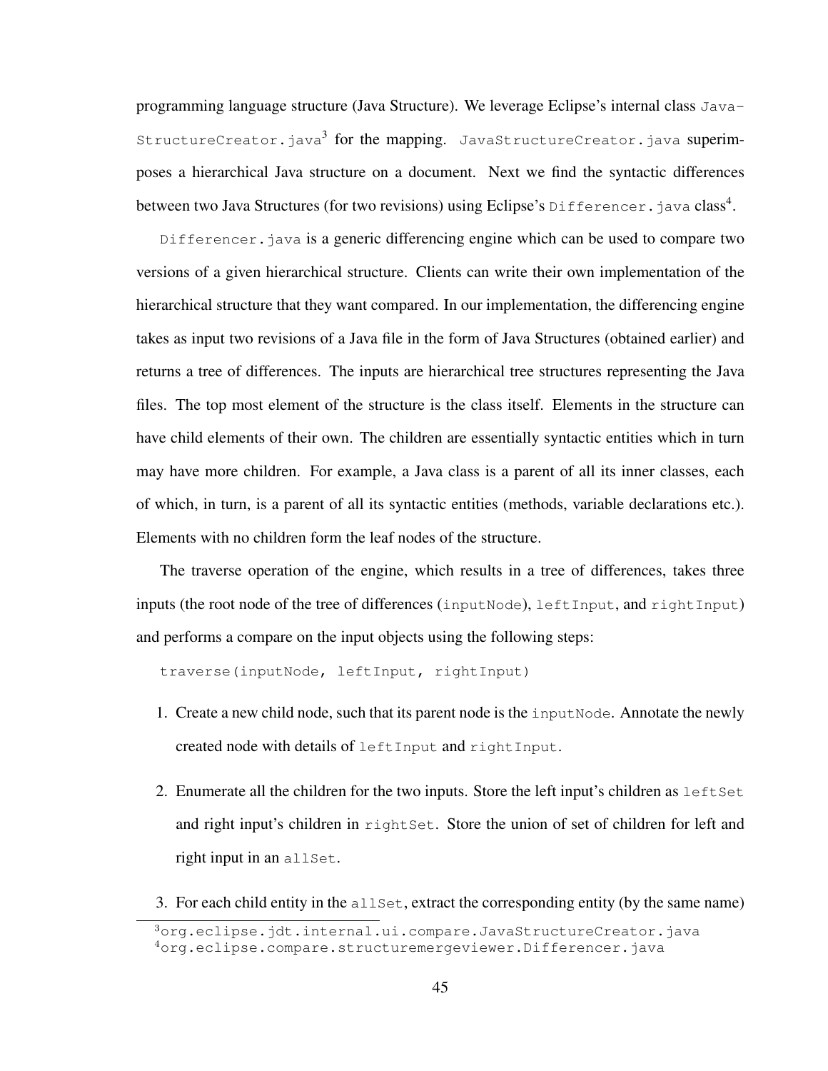programming language structure (Java Structure). We leverage Eclipse's internal class `JavaStructureCreator.java`[3] for the mapping. `JavaStructureCreator.java` superimposes a hierarchical Java structure on a document. Next we find the syntactic differences between two Java Structures (for two revisions) using Eclipse's `Differencer.java` class[4].

`Differencer.java` is a generic differencing engine which can be used to compare two versions of a given hierarchical structure. Clients can write their own implementation of the hierarchical structure that they want compared. In our implementation, the differencing engine takes as input two revisions of a Java file in the form of Java Structures (obtained earlier) and returns a tree of differences. The inputs are hierarchical tree structures representing the Java files. The top most element of the structure is the class itself. Elements in the structure can have child elements of their own. The children are essentially syntactic entities which in turn may have more children. For example, a Java class is a parent of all its inner classes, each of which, in turn, is a parent of all its syntactic entities (methods, variable declarations etc.). Elements with no children form the leaf nodes of the structure.

The traverse operation of the engine, which results in a tree of differences, takes three inputs (the root node of the tree of differences (`inputNode`), `leftInput`, and `rightInput`) and performs a compare on the input objects using the following steps:

```
traverse(inputNode, leftInput, rightInput)
```

1. Create a new child node, such that its parent node is the `inputNode`. Annotate the newly created node with details of `leftInput` and `rightInput`.
2. Enumerate all the children for the two inputs. Store the left input's children as `leftSet` and right input's children in `rightSet`. Store the union of set of children for left and right input in an `allSet`.
3. For each child entity in the `allSet`, extract the corresponding entity (by the same name)

[3] `org.eclipse.jdt.internal.ui.compare.JavaStructureCreator.java`

[4] `org.eclipse.compare.structuremergeviewer.Differencer.java`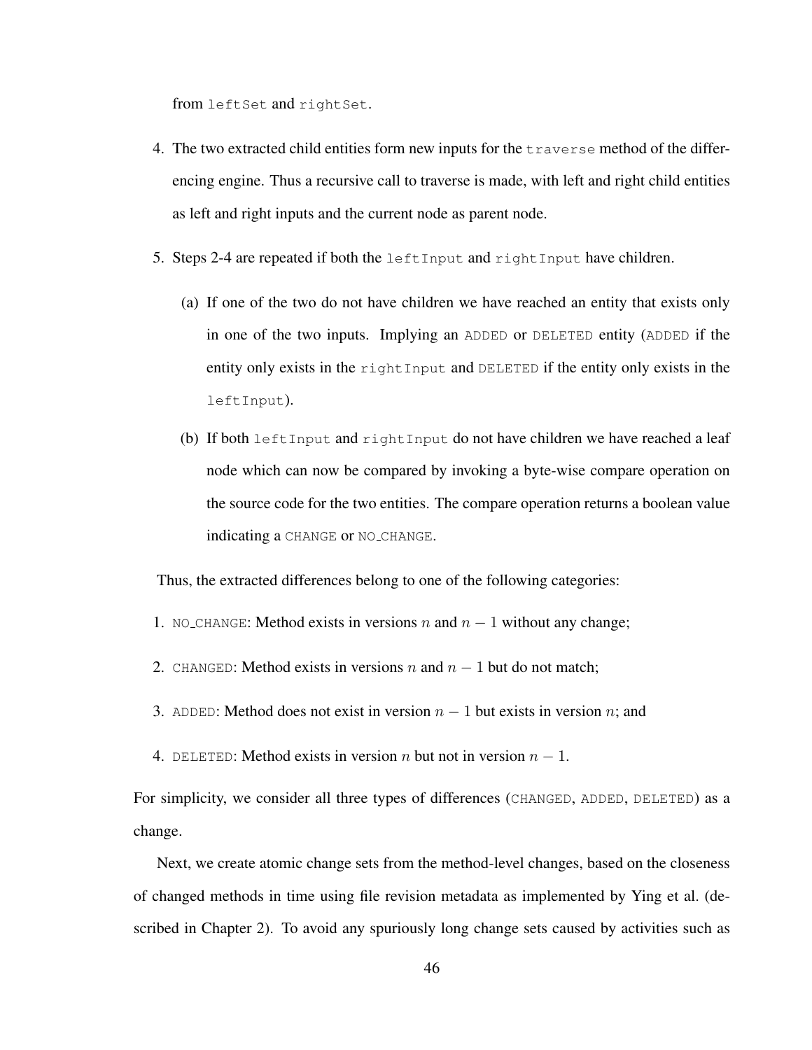from `leftSet` and `rightSet`.

4. The two extracted child entities form new inputs for the `traverse` method of the differencing engine. Thus a recursive call to traverse is made, with left and right child entities as left and right inputs and the current node as parent node.

5. Steps 2-4 are repeated if both the `leftInput` and `rightInput` have children.

   (a) If one of the two do not have children we have reached an entity that exists only in one of the two inputs. Implying an ADDED or DELETED entity (ADDED if the entity only exists in the `rightInput` and DELETED if the entity only exists in the `leftInput`).

   (b) If both `leftInput` and `rightInput` do not have children we have reached a leaf node which can now be compared by invoking a byte-wise compare operation on the source code for the two entities. The compare operation returns a boolean value indicating a CHANGE or NO_CHANGE.

Thus, the extracted differences belong to one of the following categories:

1. NO_CHANGE: Method exists in versions $n$ and $n-1$ without any change;

2. CHANGED: Method exists in versions $n$ and $n-1$ but do not match;

3. ADDED: Method does not exist in version $n-1$ but exists in version $n$; and

4. DELETED: Method exists in version $n$ but not in version $n-1$.

For simplicity, we consider all three types of differences (CHANGED, ADDED, DELETED) as a change.

Next, we create atomic change sets from the method-level changes, based on the closeness of changed methods in time using file revision metadata as implemented by Ying et al. (described in Chapter 2). To avoid any spuriously long change sets caused by activities such as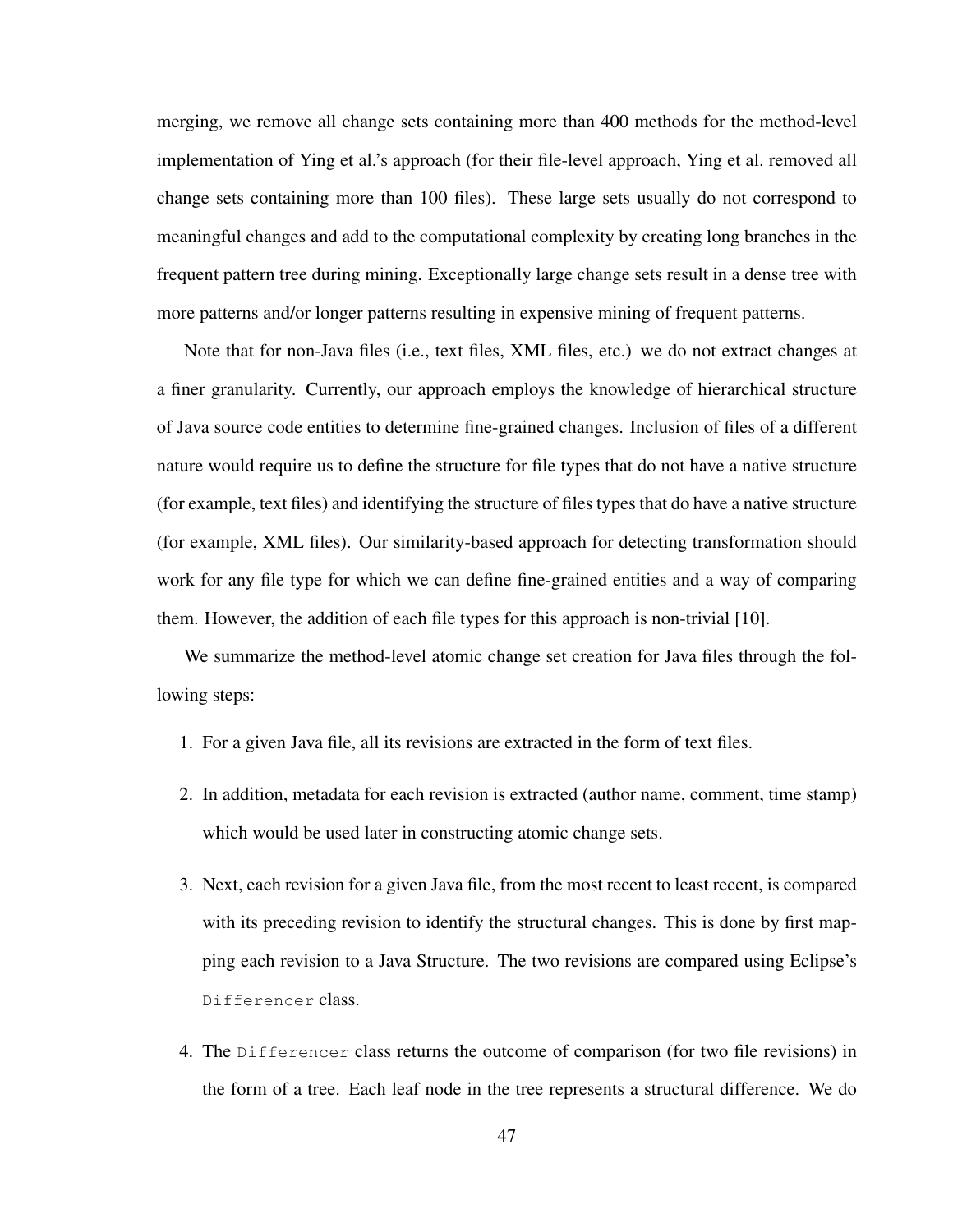merging, we remove all change sets containing more than 400 methods for the method-level implementation of Ying et al.'s approach (for their file-level approach, Ying et al. removed all change sets containing more than 100 files). These large sets usually do not correspond to meaningful changes and add to the computational complexity by creating long branches in the frequent pattern tree during mining. Exceptionally large change sets result in a dense tree with more patterns and/or longer patterns resulting in expensive mining of frequent patterns.

Note that for non-Java files (i.e., text files, XML files, etc.) we do not extract changes at a finer granularity. Currently, our approach employs the knowledge of hierarchical structure of Java source code entities to determine fine-grained changes. Inclusion of files of a different nature would require us to define the structure for file types that do not have a native structure (for example, text files) and identifying the structure of files types that do have a native structure (for example, XML files). Our similarity-based approach for detecting transformation should work for any file type for which we can define fine-grained entities and a way of comparing them. However, the addition of each file types for this approach is non-trivial [10].

We summarize the method-level atomic change set creation for Java files through the following steps:

1. For a given Java file, all its revisions are extracted in the form of text files.
2. In addition, metadata for each revision is extracted (author name, comment, time stamp) which would be used later in constructing atomic change sets.
3. Next, each revision for a given Java file, from the most recent to least recent, is compared with its preceding revision to identify the structural changes. This is done by first mapping each revision to a Java Structure. The two revisions are compared using Eclipse's `Differencer` class.
4. The `Differencer` class returns the outcome of comparison (for two file revisions) in the form of a tree. Each leaf node in the tree represents a structural difference. We do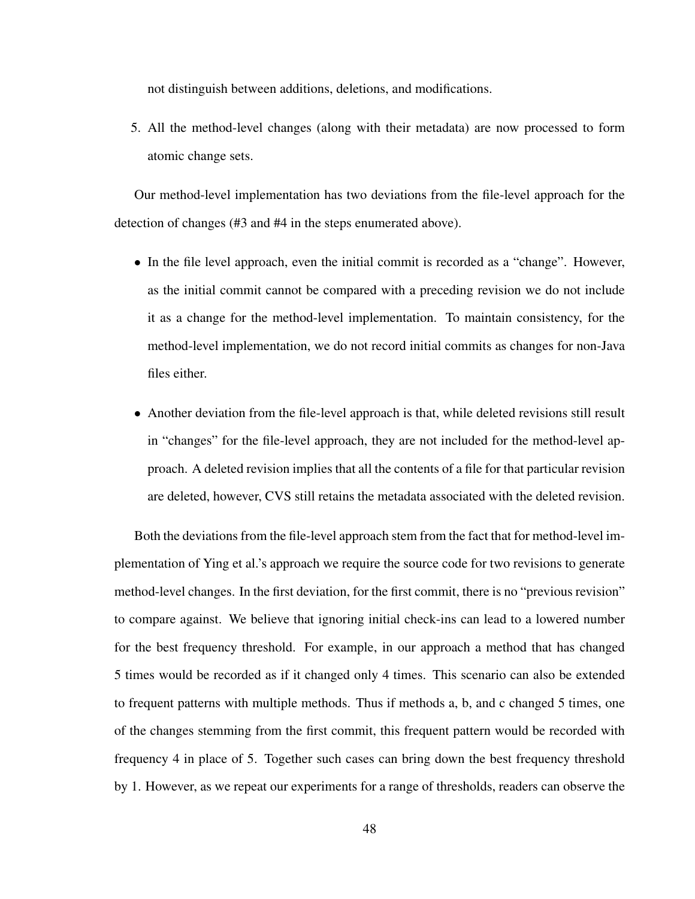not distinguish between additions, deletions, and modifications.

5. All the method-level changes (along with their metadata) are now processed to form atomic change sets.

Our method-level implementation has two deviations from the file-level approach for the detection of changes (#3 and #4 in the steps enumerated above).

- In the file level approach, even the initial commit is recorded as a "change". However, as the initial commit cannot be compared with a preceding revision we do not include it as a change for the method-level implementation. To maintain consistency, for the method-level implementation, we do not record initial commits as changes for non-Java files either.
- Another deviation from the file-level approach is that, while deleted revisions still result in "changes" for the file-level approach, they are not included for the method-level approach. A deleted revision implies that all the contents of a file for that particular revision are deleted, however, CVS still retains the metadata associated with the deleted revision.

Both the deviations from the file-level approach stem from the fact that for method-level implementation of Ying et al.'s approach we require the source code for two revisions to generate method-level changes. In the first deviation, for the first commit, there is no "previous revision" to compare against. We believe that ignoring initial check-ins can lead to a lowered number for the best frequency threshold. For example, in our approach a method that has changed 5 times would be recorded as if it changed only 4 times. This scenario can also be extended to frequent patterns with multiple methods. Thus if methods a, b, and c changed 5 times, one of the changes stemming from the first commit, this frequent pattern would be recorded with frequency 4 in place of 5. Together such cases can bring down the best frequency threshold by 1. However, as we repeat our experiments for a range of thresholds, readers can observe the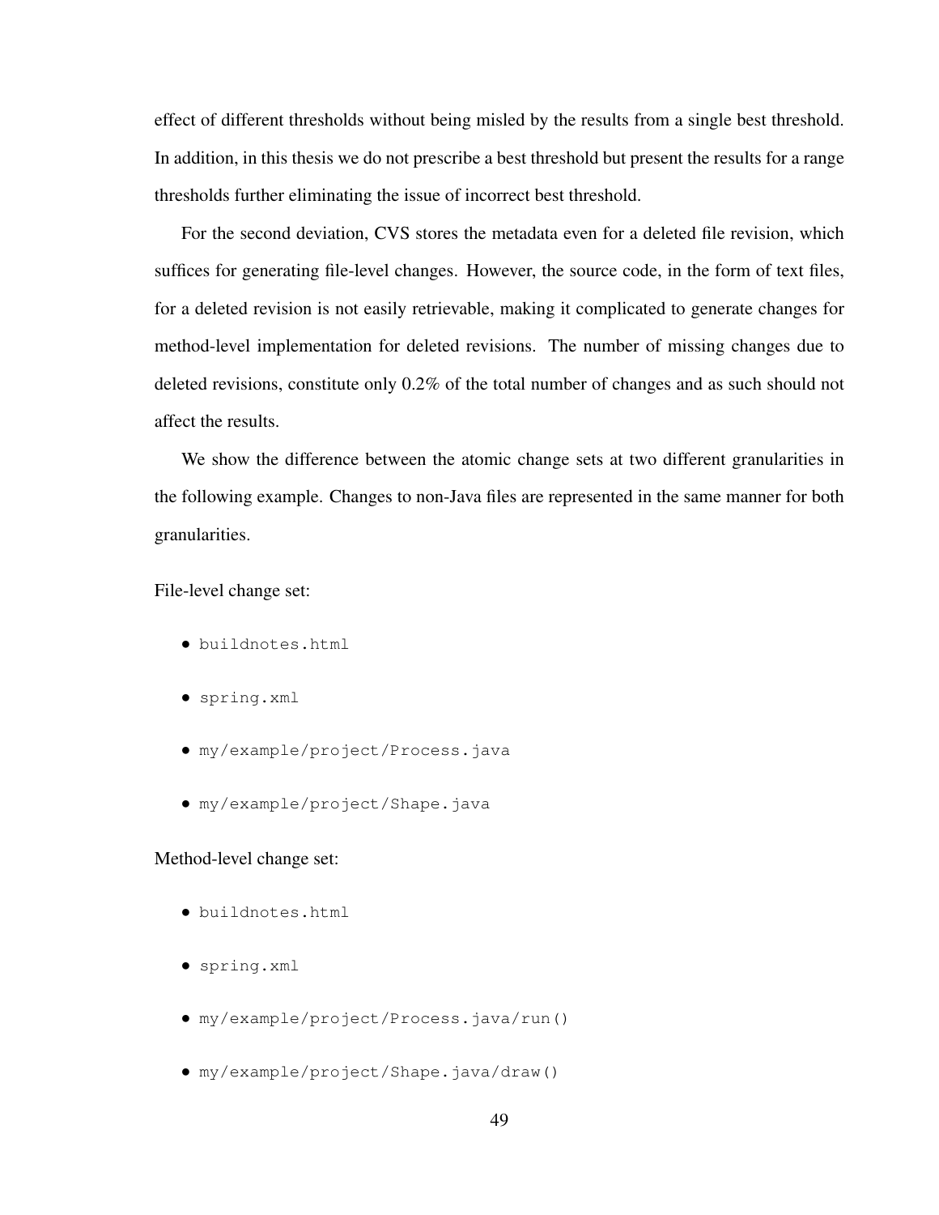effect of different thresholds without being misled by the results from a single best threshold. In addition, in this thesis we do not prescribe a best threshold but present the results for a range thresholds further eliminating the issue of incorrect best threshold.

For the second deviation, CVS stores the metadata even for a deleted file revision, which suffices for generating file-level changes. However, the source code, in the form of text files, for a deleted revision is not easily retrievable, making it complicated to generate changes for method-level implementation for deleted revisions. The number of missing changes due to deleted revisions, constitute only 0.2% of the total number of changes and as such should not affect the results.

We show the difference between the atomic change sets at two different granularities in the following example. Changes to non-Java files are represented in the same manner for both granularities.

File-level change set:

- `buildnotes.html`
- `spring.xml`
- `my/example/project/Process.java`
- `my/example/project/Shape.java`

Method-level change set:

- `buildnotes.html`
- `spring.xml`
- `my/example/project/Process.java/run()`
- `my/example/project/Shape.java/draw()`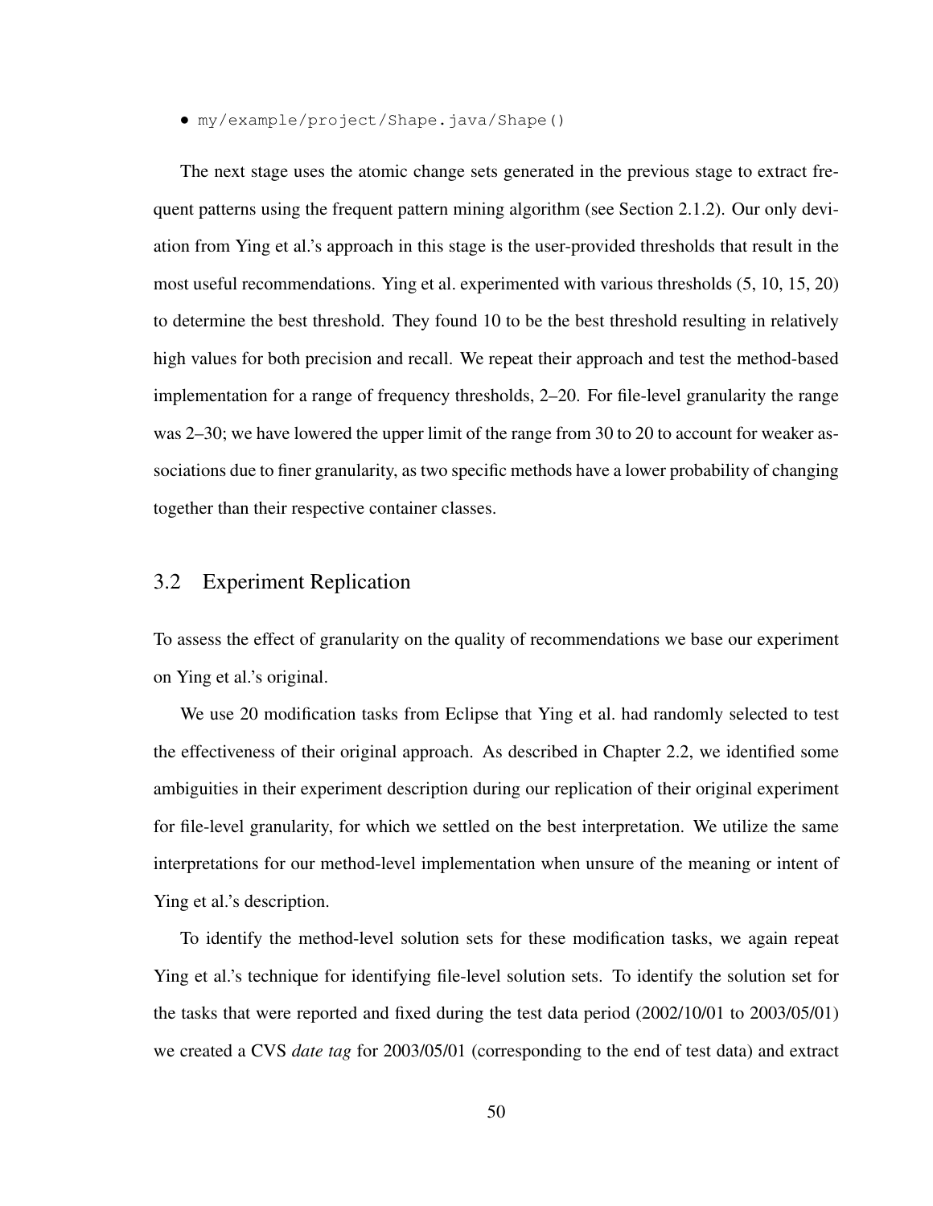- `my/example/project/Shape.java/Shape()`

The next stage uses the atomic change sets generated in the previous stage to extract frequent patterns using the frequent pattern mining algorithm (see Section 2.1.2). Our only deviation from Ying et al.'s approach in this stage is the user-provided thresholds that result in the most useful recommendations. Ying et al. experimented with various thresholds (5, 10, 15, 20) to determine the best threshold. They found 10 to be the best threshold resulting in relatively high values for both precision and recall. We repeat their approach and test the method-based implementation for a range of frequency thresholds, 2–20. For file-level granularity the range was 2–30; we have lowered the upper limit of the range from 30 to 20 to account for weaker associations due to finer granularity, as two specific methods have a lower probability of changing together than their respective container classes.

## 3.2 Experiment Replication

To assess the effect of granularity on the quality of recommendations we base our experiment on Ying et al.'s original.

We use 20 modification tasks from Eclipse that Ying et al. had randomly selected to test the effectiveness of their original approach. As described in Chapter 2.2, we identified some ambiguities in their experiment description during our replication of their original experiment for file-level granularity, for which we settled on the best interpretation. We utilize the same interpretations for our method-level implementation when unsure of the meaning or intent of Ying et al.'s description.

To identify the method-level solution sets for these modification tasks, we again repeat Ying et al.'s technique for identifying file-level solution sets. To identify the solution set for the tasks that were reported and fixed during the test data period (2002/10/01 to 2003/05/01) we created a CVS *date tag* for 2003/05/01 (corresponding to the end of test data) and extract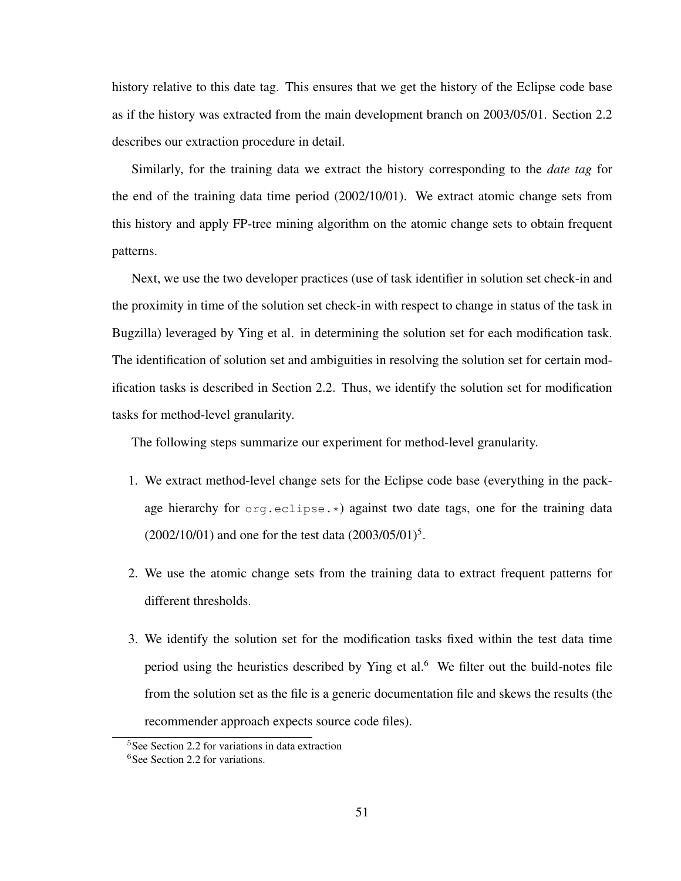history relative to this date tag. This ensures that we get the history of the Eclipse code base as if the history was extracted from the main development branch on 2003/05/01. Section 2.2 describes our extraction procedure in detail.

Similarly, for the training data we extract the history corresponding to the *date tag* for the end of the training data time period (2002/10/01). We extract atomic change sets from this history and apply FP-tree mining algorithm on the atomic change sets to obtain frequent patterns.

Next, we use the two developer practices (use of task identifier in solution set check-in and the proximity in time of the solution set check-in with respect to change in status of the task in Bugzilla) leveraged by Ying et al. in determining the solution set for each modification task. The identification of solution set and ambiguities in resolving the solution set for certain modification tasks is described in Section 2.2. Thus, we identify the solution set for modification tasks for method-level granularity.

The following steps summarize our experiment for method-level granularity.

1. We extract method-level change sets for the Eclipse code base (everything in the package hierarchy for `org.eclipse.*`) against two date tags, one for the training data (2002/10/01) and one for the test data (2003/05/01)[5].

2. We use the atomic change sets from the training data to extract frequent patterns for different thresholds.

3. We identify the solution set for the modification tasks fixed within the test data time period using the heuristics described by Ying et al.[6] We filter out the build-notes file from the solution set as the file is a generic documentation file and skews the results (the recommender approach expects source code files).

[5] See Section 2.2 for variations in data extraction

[6] See Section 2.2 for variations.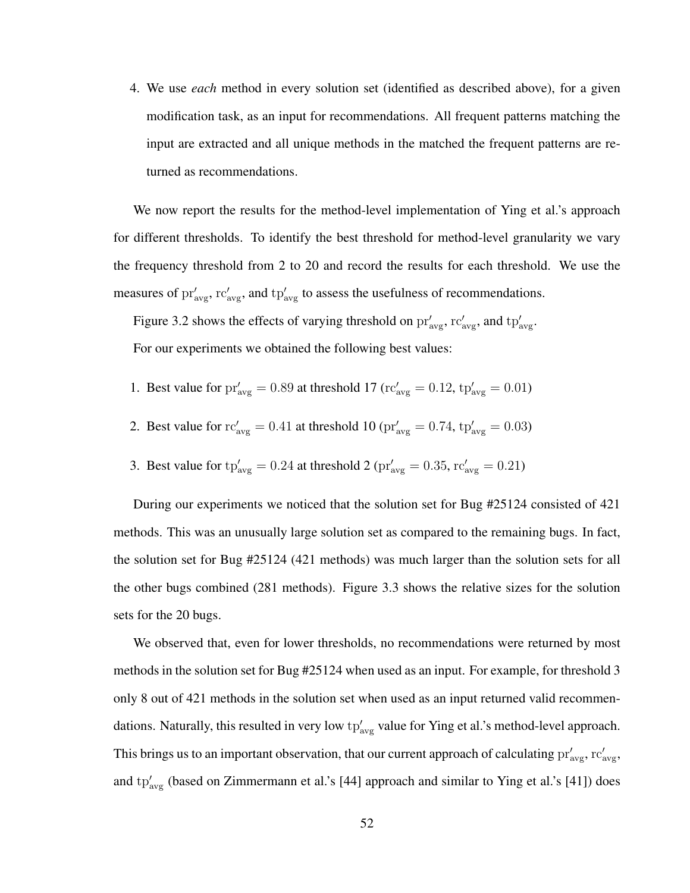4. We use *each* method in every solution set (identified as described above), for a given modification task, as an input for recommendations. All frequent patterns matching the input are extracted and all unique methods in the matched the frequent patterns are returned as recommendations.

We now report the results for the method-level implementation of Ying et al.'s approach for different thresholds. To identify the best threshold for method-level granularity we vary the frequency threshold from 2 to 20 and record the results for each threshold. We use the measures of $\mathrm{pr}'_{\mathrm{avg}}$, $\mathrm{rc}'_{\mathrm{avg}}$, and $\mathrm{tp}'_{\mathrm{avg}}$ to assess the usefulness of recommendations.

Figure 3.2 shows the effects of varying threshold on $\mathrm{pr}'_{\mathrm{avg}}$, $\mathrm{rc}'_{\mathrm{avg}}$, and $\mathrm{tp}'_{\mathrm{avg}}$.

For our experiments we obtained the following best values:

1. Best value for $\mathrm{pr}'_{\mathrm{avg}} = 0.89$ at threshold 17 ($\mathrm{rc}'_{\mathrm{avg}} = 0.12$, $\mathrm{tp}'_{\mathrm{avg}} = 0.01$)
2. Best value for $\mathrm{rc}'_{\mathrm{avg}} = 0.41$ at threshold 10 ($\mathrm{pr}'_{\mathrm{avg}} = 0.74$, $\mathrm{tp}'_{\mathrm{avg}} = 0.03$)
3. Best value for $\mathrm{tp}'_{\mathrm{avg}} = 0.24$ at threshold 2 ($\mathrm{pr}'_{\mathrm{avg}} = 0.35$, $\mathrm{rc}'_{\mathrm{avg}} = 0.21$)

During our experiments we noticed that the solution set for Bug #25124 consisted of 421 methods. This was an unusually large solution set as compared to the remaining bugs. In fact, the solution set for Bug #25124 (421 methods) was much larger than the solution sets for all the other bugs combined (281 methods). Figure 3.3 shows the relative sizes for the solution sets for the 20 bugs.

We observed that, even for lower thresholds, no recommendations were returned by most methods in the solution set for Bug #25124 when used as an input. For example, for threshold 3 only 8 out of 421 methods in the solution set when used as an input returned valid recommendations. Naturally, this resulted in very low $\mathrm{tp}'_{\mathrm{avg}}$ value for Ying et al.'s method-level approach. This brings us to an important observation, that our current approach of calculating $\mathrm{pr}'_{\mathrm{avg}}$, $\mathrm{rc}'_{\mathrm{avg}}$, and $\mathrm{tp}'_{\mathrm{avg}}$ (based on Zimmermann et al.'s [44] approach and similar to Ying et al.'s [41]) does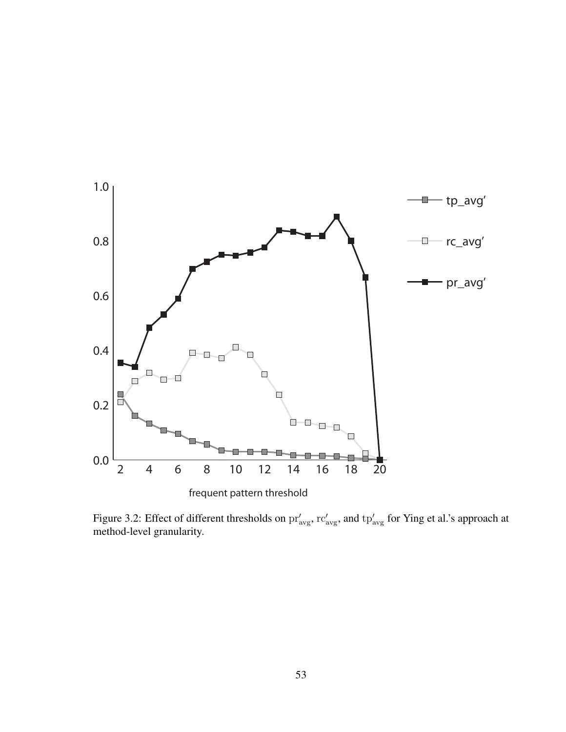Figure 3.2: Effect of different thresholds on $\mathrm{pr}'_{\mathrm{avg}}$, $\mathrm{rc}'_{\mathrm{avg}}$, and $\mathrm{tp}'_{\mathrm{avg}}$ for Ying et al.'s approach at method-level granularity.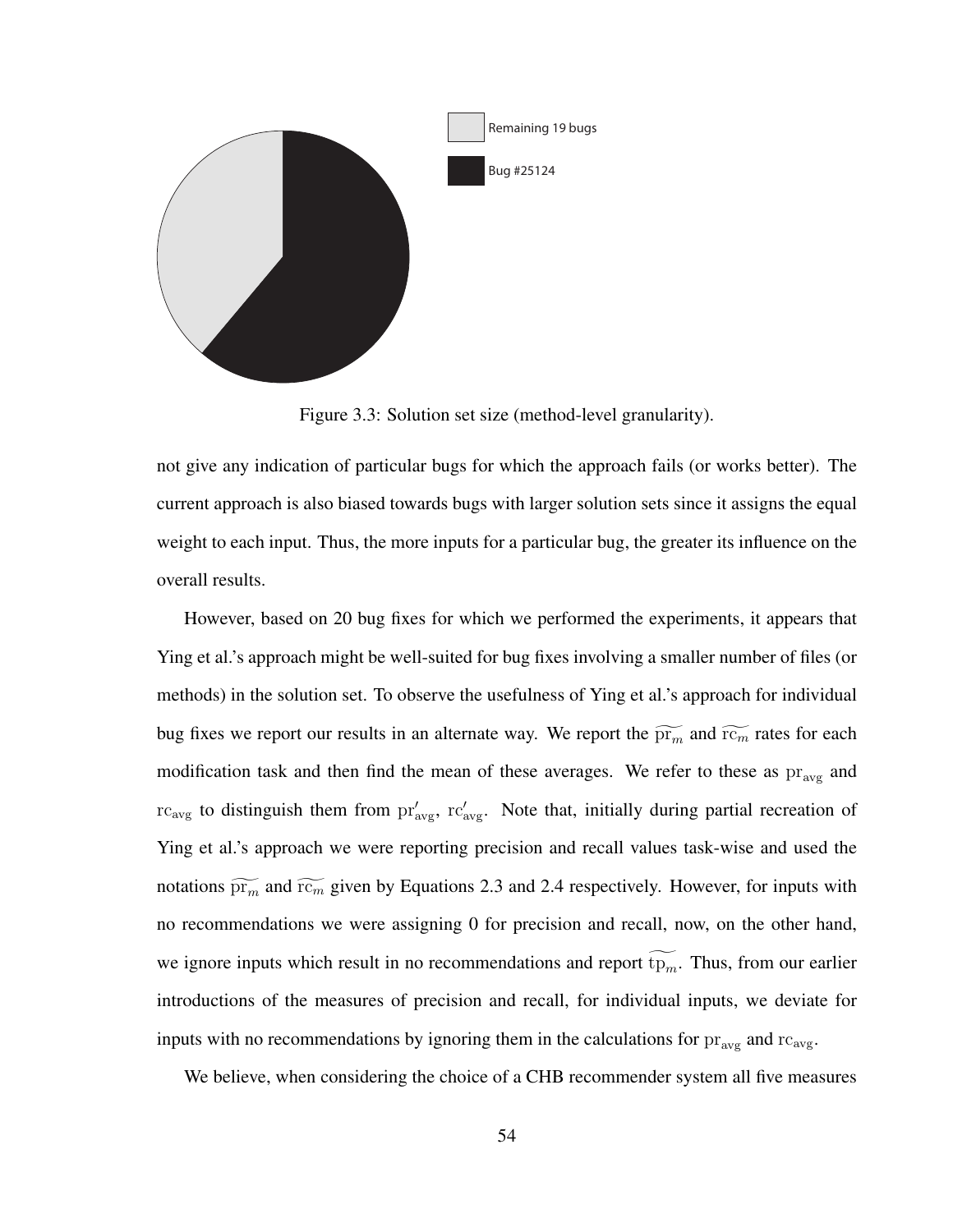Remaining 19 bugs

Bug #25124

Figure 3.3: Solution set size (method-level granularity).

not give any indication of particular bugs for which the approach fails (or works better). The current approach is also biased towards bugs with larger solution sets since it assigns the equal weight to each input. Thus, the more inputs for a particular bug, the greater its influence on the overall results.

However, based on 20 bug fixes for which we performed the experiments, it appears that Ying et al.'s approach might be well-suited for bug fixes involving a smaller number of files (or methods) in the solution set. To observe the usefulness of Ying et al.'s approach for individual bug fixes we report our results in an alternate way. We report the $\widetilde{\mathrm{pr}_m}$ and $\widetilde{\mathrm{rc}_m}$ rates for each modification task and then find the mean of these averages. We refer to these as $\mathrm{pr}_{\mathrm{avg}}$ and $\mathrm{rc}_{\mathrm{avg}}$ to distinguish them from $\mathrm{pr}'_{\mathrm{avg}}$, $\mathrm{rc}'_{\mathrm{avg}}$. Note that, initially during partial recreation of Ying et al.'s approach we were reporting precision and recall values task-wise and used the notations $\widetilde{\mathrm{pr}_m}$ and $\widetilde{\mathrm{rc}_m}$ given by Equations 2.3 and 2.4 respectively. However, for inputs with no recommendations we were assigning 0 for precision and recall, now, on the other hand, we ignore inputs which result in no recommendations and report $\widetilde{\mathrm{tp}_m}$. Thus, from our earlier introductions of the measures of precision and recall, for individual inputs, we deviate for inputs with no recommendations by ignoring them in the calculations for $\mathrm{pr}_{\mathrm{avg}}$ and $\mathrm{rc}_{\mathrm{avg}}$.

We believe, when considering the choice of a CHB recommender system all five measures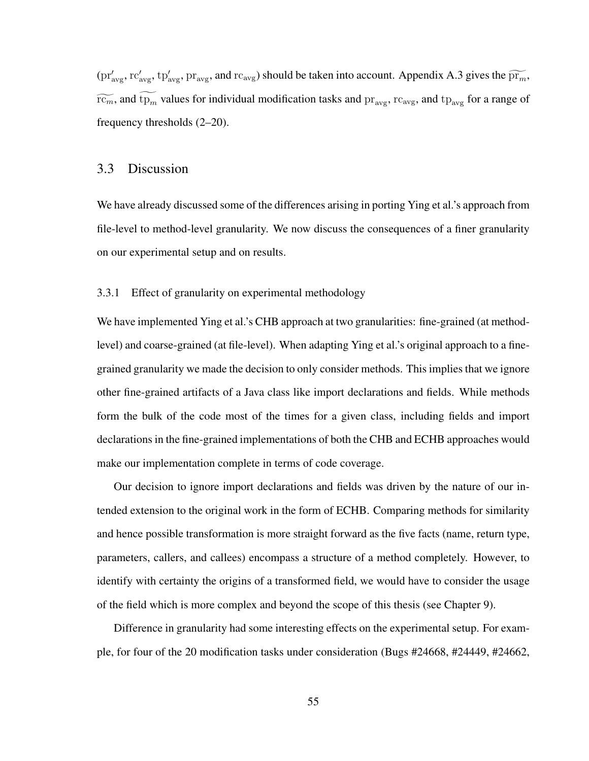($\mathrm{pr}'_{\mathrm{avg}}$, $\mathrm{rc}'_{\mathrm{avg}}$, $\mathrm{tp}'_{\mathrm{avg}}$, $\mathrm{pr}_{\mathrm{avg}}$, and $\mathrm{rc}_{\mathrm{avg}}$) should be taken into account. Appendix A.3 gives the $\widetilde{\mathrm{pr}_m}$, $\widetilde{\mathrm{rc}_m}$, and $\widetilde{\mathrm{tp}_m}$ values for individual modification tasks and $\mathrm{pr}_{\mathrm{avg}}$, $\mathrm{rc}_{\mathrm{avg}}$, and $\mathrm{tp}_{\mathrm{avg}}$ for a range of frequency thresholds (2–20).

## 3.3 Discussion

We have already discussed some of the differences arising in porting Ying et al.'s approach from file-level to method-level granularity. We now discuss the consequences of a finer granularity on our experimental setup and on results.

### 3.3.1 Effect of granularity on experimental methodology

We have implemented Ying et al.'s CHB approach at two granularities: fine-grained (at method-level) and coarse-grained (at file-level). When adapting Ying et al.'s original approach to a fine-grained granularity we made the decision to only consider methods. This implies that we ignore other fine-grained artifacts of a Java class like import declarations and fields. While methods form the bulk of the code most of the times for a given class, including fields and import declarations in the fine-grained implementations of both the CHB and ECHB approaches would make our implementation complete in terms of code coverage.

Our decision to ignore import declarations and fields was driven by the nature of our intended extension to the original work in the form of ECHB. Comparing methods for similarity and hence possible transformation is more straight forward as the five facts (name, return type, parameters, callers, and callees) encompass a structure of a method completely. However, to identify with certainty the origins of a transformed field, we would have to consider the usage of the field which is more complex and beyond the scope of this thesis (see Chapter 9).

Difference in granularity had some interesting effects on the experimental setup. For example, for four of the 20 modification tasks under consideration (Bugs #24668, #24449, #24662,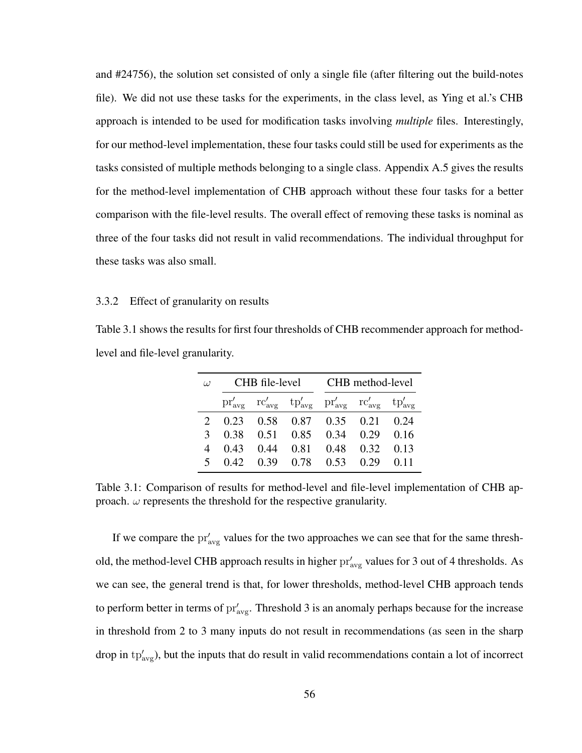and #24756), the solution set consisted of only a single file (after filtering out the build-notes file). We did not use these tasks for the experiments, in the class level, as Ying et al.'s CHB approach is intended to be used for modification tasks involving *multiple* files. Interestingly, for our method-level implementation, these four tasks could still be used for experiments as the tasks consisted of multiple methods belonging to a single class. Appendix A.5 gives the results for the method-level implementation of CHB approach without these four tasks for a better comparison with the file-level results. The overall effect of removing these tasks is nominal as three of the four tasks did not result in valid recommendations. The individual throughput for these tasks was also small.

### 3.3.2 Effect of granularity on results

Table 3.1 shows the results for first four thresholds of CHB recommender approach for method-level and file-level granularity.

| $\omega$ | CHB file-level | | | CHB method-level | | |
|---|---|---|---|---|---|---|
| | $\mathrm{pr}'_{\mathrm{avg}}$ | $\mathrm{rc}'_{\mathrm{avg}}$ | $\mathrm{tp}'_{\mathrm{avg}}$ | $\mathrm{pr}'_{\mathrm{avg}}$ | $\mathrm{rc}'_{\mathrm{avg}}$ | $\mathrm{tp}'_{\mathrm{avg}}$ |
| 2 | 0.23 | 0.58 | 0.87 | 0.35 | 0.21 | 0.24 |
| 3 | 0.38 | 0.51 | 0.85 | 0.34 | 0.29 | 0.16 |
| 4 | 0.43 | 0.44 | 0.81 | 0.48 | 0.32 | 0.13 |
| 5 | 0.42 | 0.39 | 0.78 | 0.53 | 0.29 | 0.11 |

Table 3.1: Comparison of results for method-level and file-level implementation of CHB approach. $\omega$ represents the threshold for the respective granularity.

If we compare the $\mathrm{pr}'_{\mathrm{avg}}$ values for the two approaches we can see that for the same threshold, the method-level CHB approach results in higher $\mathrm{pr}'_{\mathrm{avg}}$ values for 3 out of 4 thresholds. As we can see, the general trend is that, for lower thresholds, method-level CHB approach tends to perform better in terms of $\mathrm{pr}'_{\mathrm{avg}}$. Threshold 3 is an anomaly perhaps because for the increase in threshold from 2 to 3 many inputs do not result in recommendations (as seen in the sharp drop in $\mathrm{tp}'_{\mathrm{avg}}$), but the inputs that do result in valid recommendations contain a lot of incorrect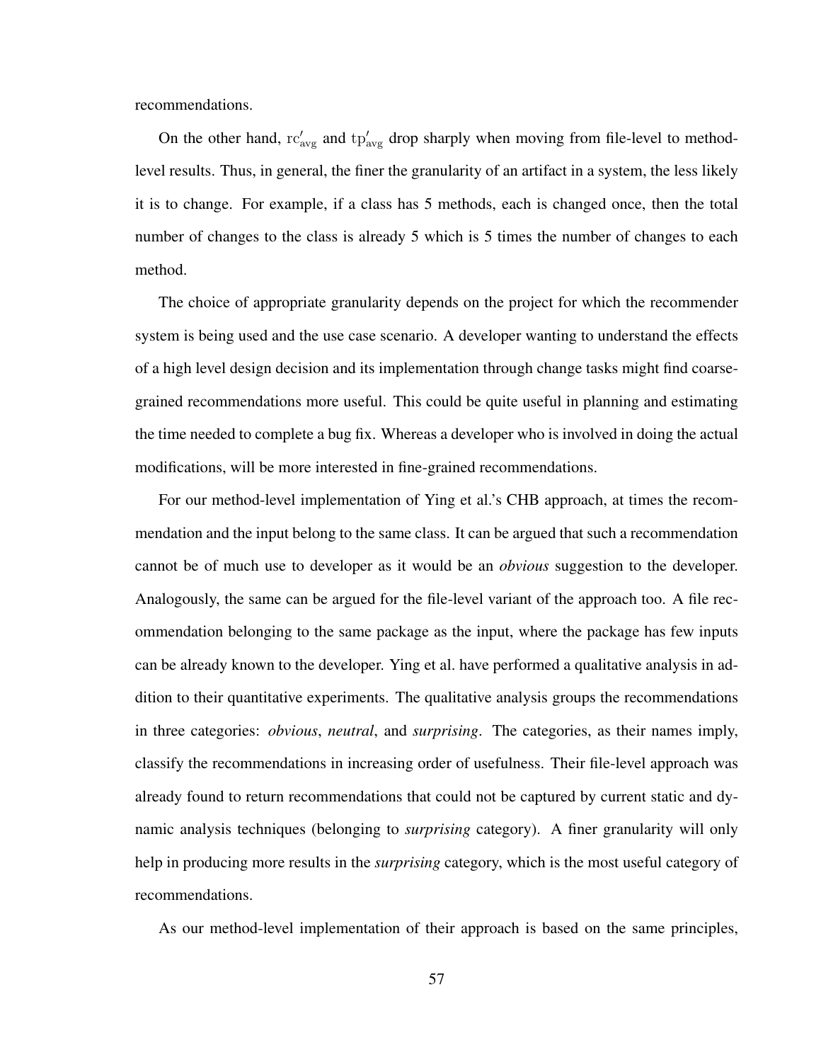recommendations.

On the other hand, $\mathrm{rc}'_{\mathrm{avg}}$ and $\mathrm{tp}'_{\mathrm{avg}}$ drop sharply when moving from file-level to method-level results. Thus, in general, the finer the granularity of an artifact in a system, the less likely it is to change. For example, if a class has 5 methods, each is changed once, then the total number of changes to the class is already 5 which is 5 times the number of changes to each method.

The choice of appropriate granularity depends on the project for which the recommender system is being used and the use case scenario. A developer wanting to understand the effects of a high level design decision and its implementation through change tasks might find coarse-grained recommendations more useful. This could be quite useful in planning and estimating the time needed to complete a bug fix. Whereas a developer who is involved in doing the actual modifications, will be more interested in fine-grained recommendations.

For our method-level implementation of Ying et al.'s CHB approach, at times the recommendation and the input belong to the same class. It can be argued that such a recommendation cannot be of much use to developer as it would be an *obvious* suggestion to the developer. Analogously, the same can be argued for the file-level variant of the approach too. A file recommendation belonging to the same package as the input, where the package has few inputs can be already known to the developer. Ying et al. have performed a qualitative analysis in addition to their quantitative experiments. The qualitative analysis groups the recommendations in three categories: *obvious*, *neutral*, and *surprising*. The categories, as their names imply, classify the recommendations in increasing order of usefulness. Their file-level approach was already found to return recommendations that could not be captured by current static and dynamic analysis techniques (belonging to *surprising* category). A finer granularity will only help in producing more results in the *surprising* category, which is the most useful category of recommendations.

As our method-level implementation of their approach is based on the same principles,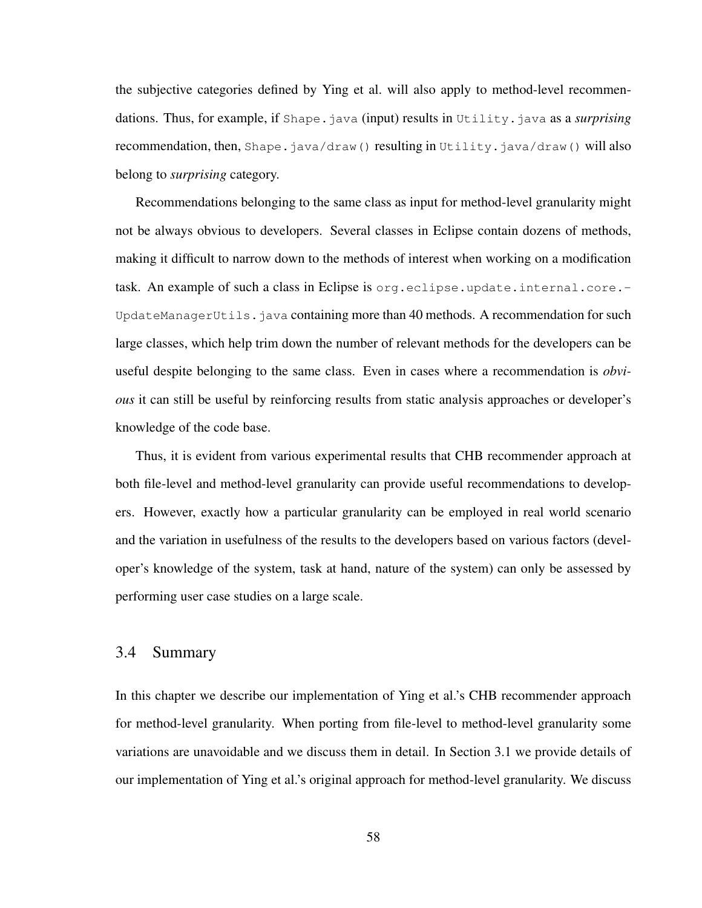the subjective categories defined by Ying et al. will also apply to method-level recommendations. Thus, for example, if `Shape.java` (input) results in `Utility.java` as a *surprising* recommendation, then, `Shape.java/draw()` resulting in `Utility.java/draw()` will also belong to *surprising* category.

Recommendations belonging to the same class as input for method-level granularity might not be always obvious to developers. Several classes in Eclipse contain dozens of methods, making it difficult to narrow down to the methods of interest when working on a modification task. An example of such a class in Eclipse is `org.eclipse.update.internal.core.-UpdateManagerUtils.java` containing more than 40 methods. A recommendation for such large classes, which help trim down the number of relevant methods for the developers can be useful despite belonging to the same class. Even in cases where a recommendation is *obvious* it can still be useful by reinforcing results from static analysis approaches or developer's knowledge of the code base.

Thus, it is evident from various experimental results that CHB recommender approach at both file-level and method-level granularity can provide useful recommendations to developers. However, exactly how a particular granularity can be employed in real world scenario and the variation in usefulness of the results to the developers based on various factors (developer's knowledge of the system, task at hand, nature of the system) can only be assessed by performing user case studies on a large scale.

## 3.4 Summary

In this chapter we describe our implementation of Ying et al.'s CHB recommender approach for method-level granularity. When porting from file-level to method-level granularity some variations are unavoidable and we discuss them in detail. In Section 3.1 we provide details of our implementation of Ying et al.'s original approach for method-level granularity. We discuss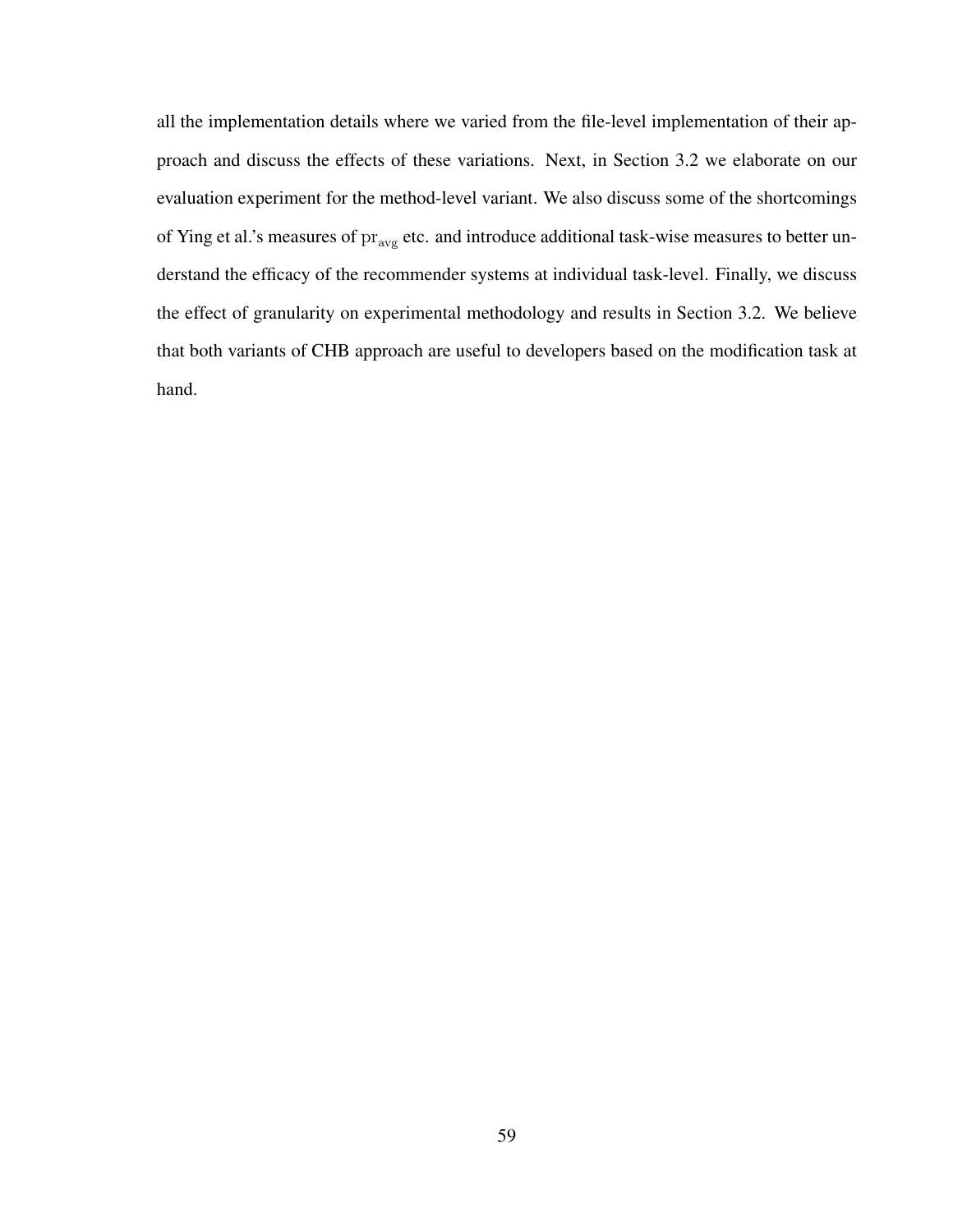all the implementation details where we varied from the file-level implementation of their approach and discuss the effects of these variations. Next, in Section 3.2 we elaborate on our evaluation experiment for the method-level variant. We also discuss some of the shortcomings of Ying et al.'s measures of $\mathrm{pr}_{\mathrm{avg}}$ etc. and introduce additional task-wise measures to better understand the efficacy of the recommender systems at individual task-level. Finally, we discuss the effect of granularity on experimental methodology and results in Section 3.2. We believe that both variants of CHB approach are useful to developers based on the modification task at hand.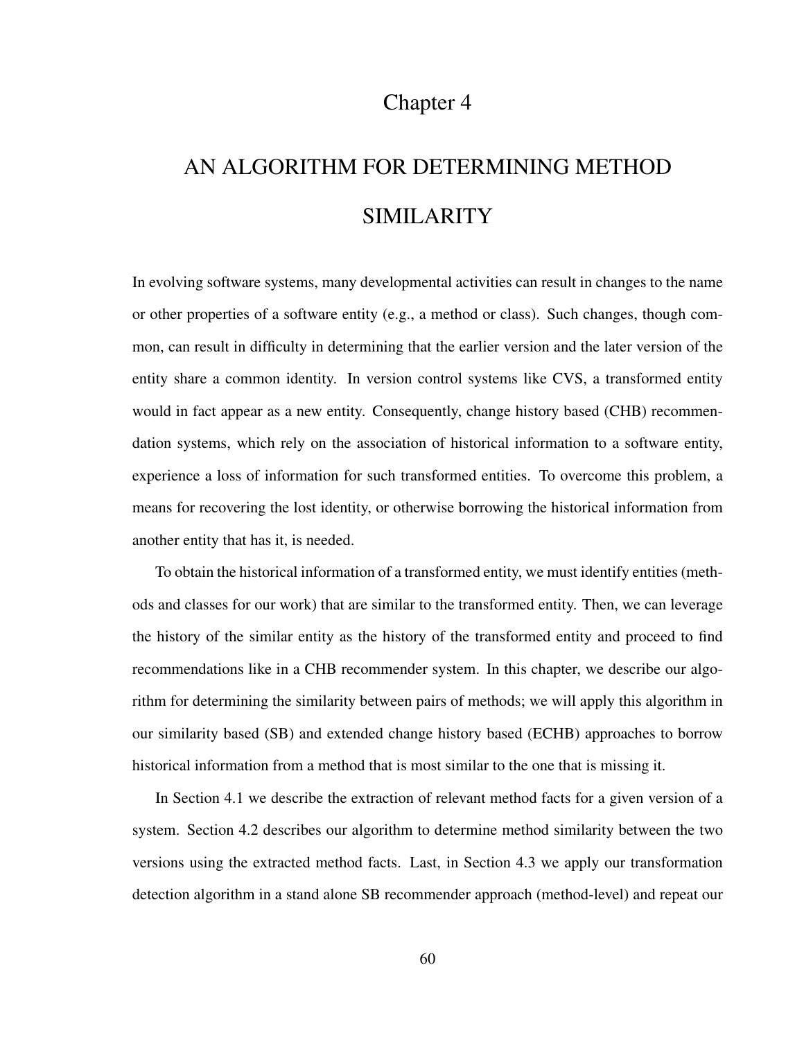# Chapter 4

# AN ALGORITHM FOR DETERMINING METHOD SIMILARITY

In evolving software systems, many developmental activities can result in changes to the name or other properties of a software entity (e.g., a method or class). Such changes, though common, can result in difficulty in determining that the earlier version and the later version of the entity share a common identity. In version control systems like CVS, a transformed entity would in fact appear as a new entity. Consequently, change history based (CHB) recommendation systems, which rely on the association of historical information to a software entity, experience a loss of information for such transformed entities. To overcome this problem, a means for recovering the lost identity, or otherwise borrowing the historical information from another entity that has it, is needed.

To obtain the historical information of a transformed entity, we must identify entities (methods and classes for our work) that are similar to the transformed entity. Then, we can leverage the history of the similar entity as the history of the transformed entity and proceed to find recommendations like in a CHB recommender system. In this chapter, we describe our algorithm for determining the similarity between pairs of methods; we will apply this algorithm in our similarity based (SB) and extended change history based (ECHB) approaches to borrow historical information from a method that is most similar to the one that is missing it.

In Section 4.1 we describe the extraction of relevant method facts for a given version of a system. Section 4.2 describes our algorithm to determine method similarity between the two versions using the extracted method facts. Last, in Section 4.3 we apply our transformation detection algorithm in a stand alone SB recommender approach (method-level) and repeat our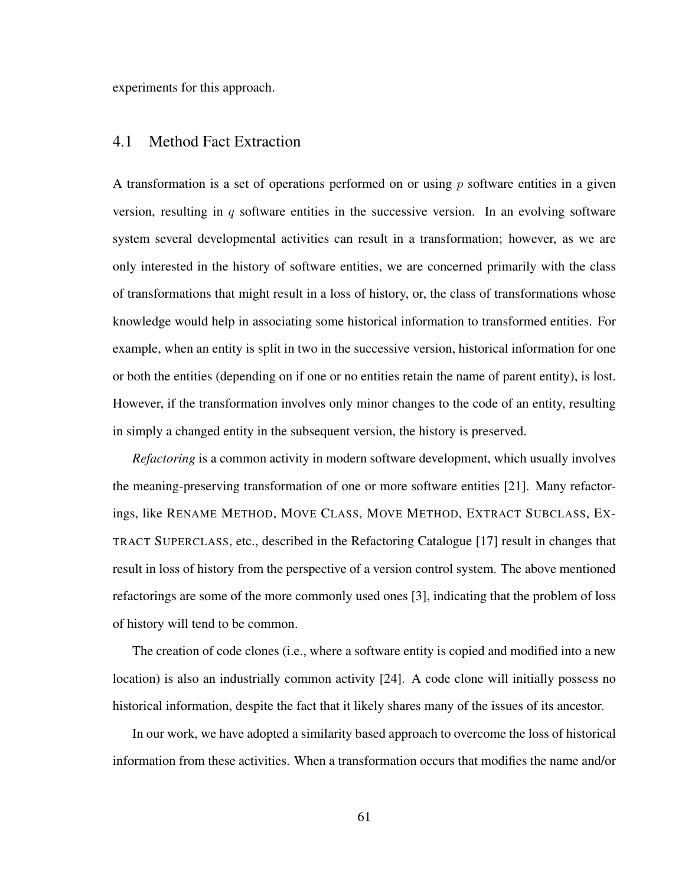experiments for this approach.

## 4.1 Method Fact Extraction

A transformation is a set of operations performed on or using $p$ software entities in a given version, resulting in $q$ software entities in the successive version. In an evolving software system several developmental activities can result in a transformation; however, as we are only interested in the history of software entities, we are concerned primarily with the class of transformations that might result in a loss of history, or, the class of transformations whose knowledge would help in associating some historical information to transformed entities. For example, when an entity is split in two in the successive version, historical information for one or both the entities (depending on if one or no entities retain the name of parent entity), is lost. However, if the transformation involves only minor changes to the code of an entity, resulting in simply a changed entity in the subsequent version, the history is preserved.

*Refactoring* is a common activity in modern software development, which usually involves the meaning-preserving transformation of one or more software entities [21]. Many refactorings, like RENAME METHOD, MOVE CLASS, MOVE METHOD, EXTRACT SUBCLASS, EXTRACT SUPERCLASS, etc., described in the Refactoring Catalogue [17] result in changes that result in loss of history from the perspective of a version control system. The above mentioned refactorings are some of the more commonly used ones [3], indicating that the problem of loss of history will tend to be common.

The creation of code clones (i.e., where a software entity is copied and modified into a new location) is also an industrially common activity [24]. A code clone will initially possess no historical information, despite the fact that it likely shares many of the issues of its ancestor.

In our work, we have adopted a similarity based approach to overcome the loss of historical information from these activities. When a transformation occurs that modifies the name and/or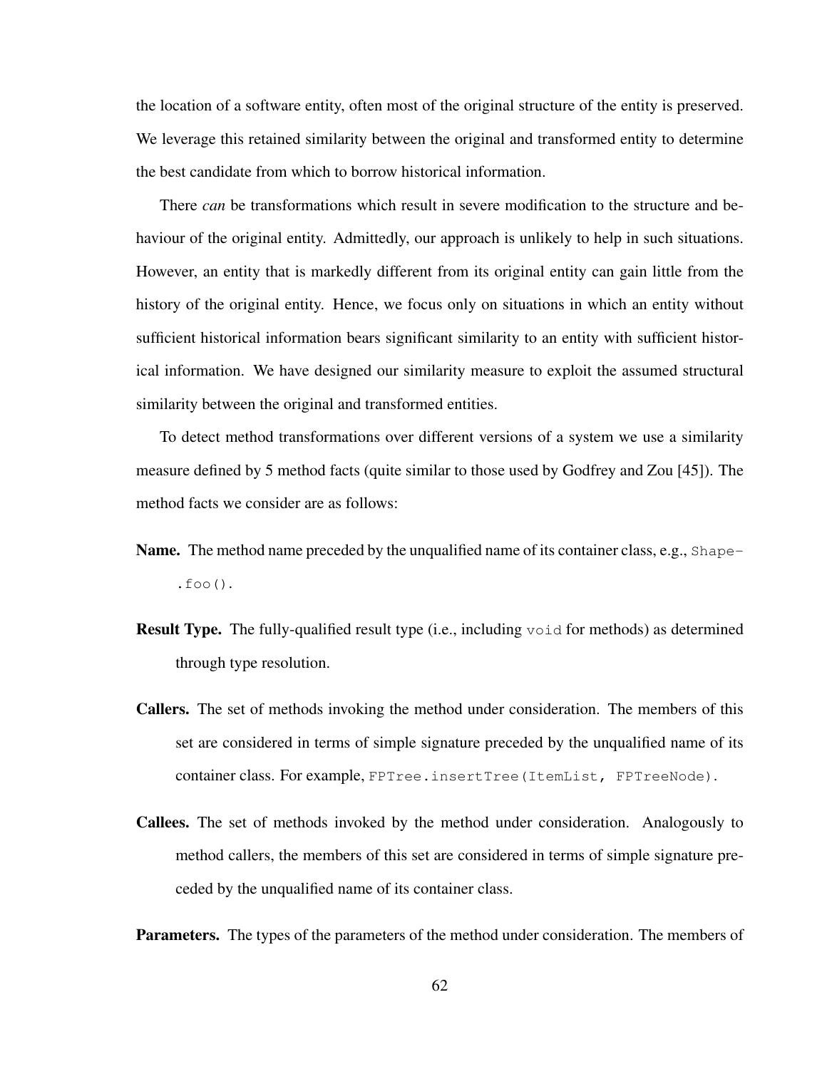the location of a software entity, often most of the original structure of the entity is preserved. We leverage this retained similarity between the original and transformed entity to determine the best candidate from which to borrow historical information.

There *can* be transformations which result in severe modification to the structure and behaviour of the original entity. Admittedly, our approach is unlikely to help in such situations. However, an entity that is markedly different from its original entity can gain little from the history of the original entity. Hence, we focus only on situations in which an entity without sufficient historical information bears significant similarity to an entity with sufficient historical information. We have designed our similarity measure to exploit the assumed structural similarity between the original and transformed entities.

To detect method transformations over different versions of a system we use a similarity measure defined by 5 method facts (quite similar to those used by Godfrey and Zou [45]). The method facts we consider are as follows:

**Name.** The method name preceded by the unqualified name of its container class, e.g., `Shape.foo()`.

**Result Type.** The fully-qualified result type (i.e., including `void` for methods) as determined through type resolution.

**Callers.** The set of methods invoking the method under consideration. The members of this set are considered in terms of simple signature preceded by the unqualified name of its container class. For example, `FPTree.insertTree(ItemList, FPTreeNode)`.

**Callees.** The set of methods invoked by the method under consideration. Analogously to method callers, the members of this set are considered in terms of simple signature preceded by the unqualified name of its container class.

**Parameters.** The types of the parameters of the method under consideration. The members of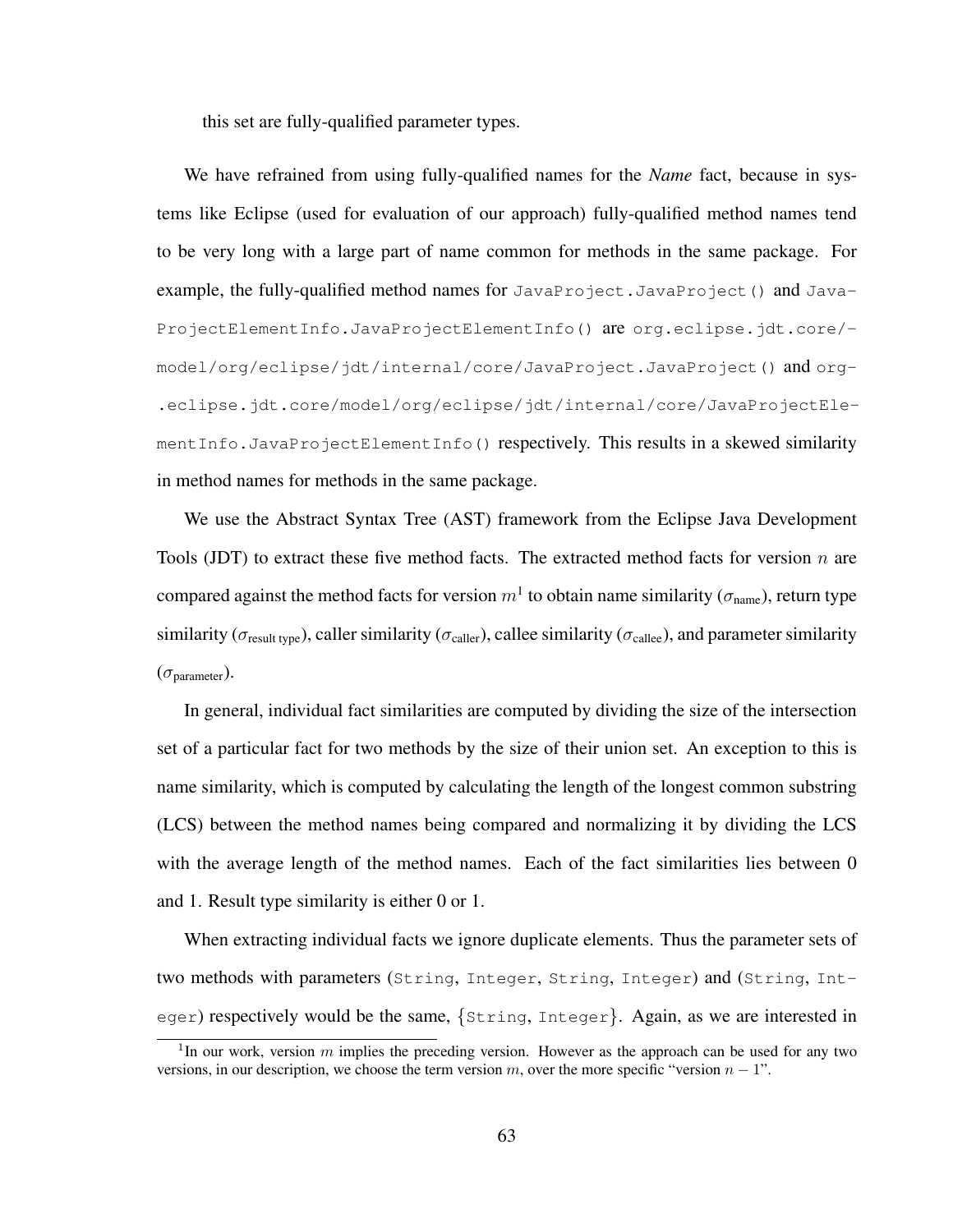this set are fully-qualified parameter types.

We have refrained from using fully-qualified names for the *Name* fact, because in systems like Eclipse (used for evaluation of our approach) fully-qualified method names tend to be very long with a large part of name common for methods in the same package. For example, the fully-qualified method names for `JavaProject.JavaProject()` and `JavaProjectElementInfo.JavaProjectElementInfo()` are `org.eclipse.jdt.core/model/org/eclipse/jdt/internal/core/JavaProject.JavaProject()` and `org.eclipse.jdt.core/model/org/eclipse/jdt/internal/core/JavaProjectElementInfo.JavaProjectElementInfo()` respectively. This results in a skewed similarity in method names for methods in the same package.

We use the Abstract Syntax Tree (AST) framework from the Eclipse Java Development Tools (JDT) to extract these five method facts. The extracted method facts for version $n$ are compared against the method facts for version $m$[1] to obtain name similarity ($\sigma_{\text{name}}$), return type similarity ($\sigma_{\text{result type}}$), caller similarity ($\sigma_{\text{caller}}$), callee similarity ($\sigma_{\text{callee}}$), and parameter similarity ($\sigma_{\text{parameter}}$).

In general, individual fact similarities are computed by dividing the size of the intersection set of a particular fact for two methods by the size of their union set. An exception to this is name similarity, which is computed by calculating the length of the longest common substring (LCS) between the method names being compared and normalizing it by dividing the LCS with the average length of the method names. Each of the fact similarities lies between 0 and 1. Result type similarity is either 0 or 1.

When extracting individual facts we ignore duplicate elements. Thus the parameter sets of two methods with parameters (`String`, `Integer`, `String`, `Integer`) and (`String`, `Integer`) respectively would be the same, {`String`, `Integer`}. Again, as we are interested in

[1] In our work, version $m$ implies the preceding version. However as the approach can be used for any two versions, in our description, we choose the term version $m$, over the more specific "version $n - 1$".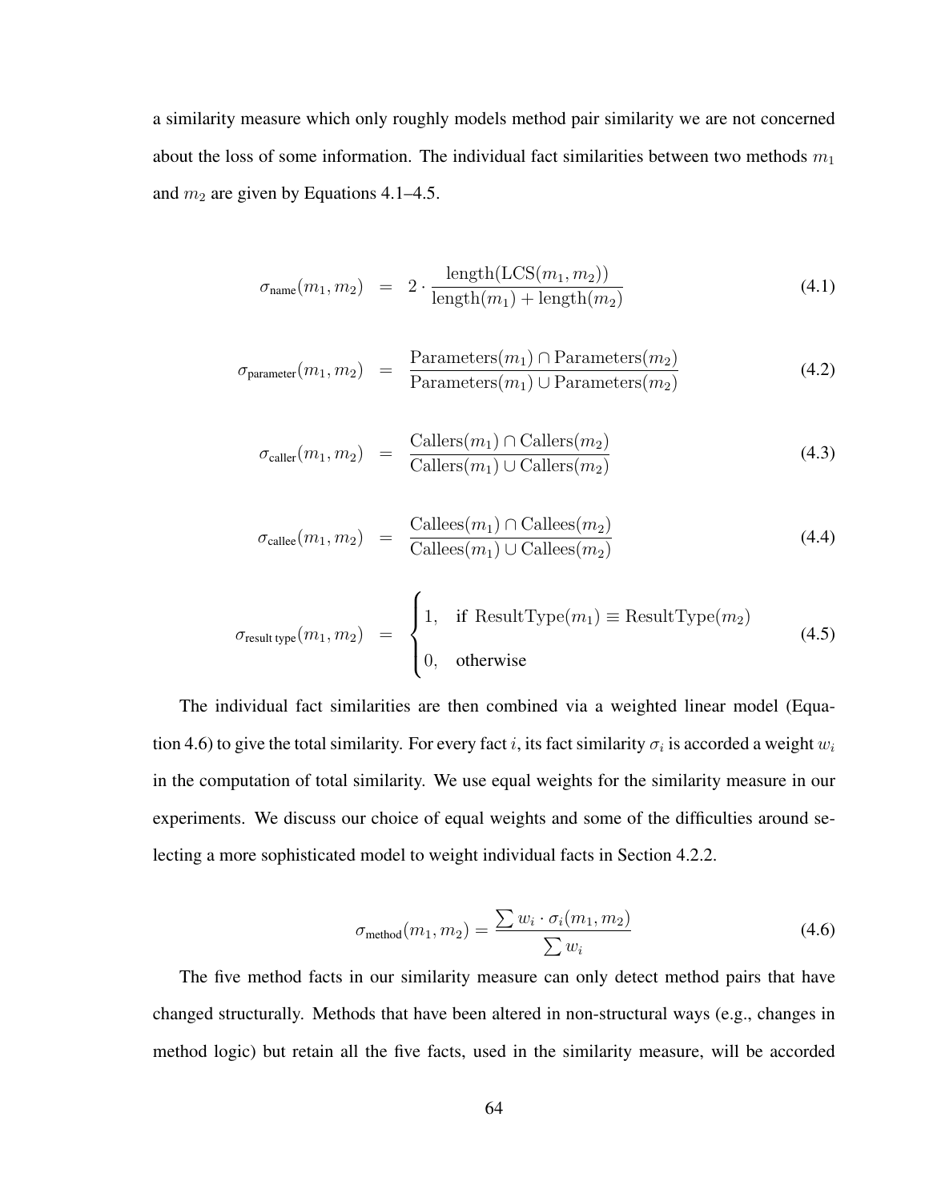a similarity measure which only roughly models method pair similarity we are not concerned about the loss of some information. The individual fact similarities between two methods $m_1$ and $m_2$ are given by Equations 4.1–4.5.

$$\sigma_{\text{name}}(m_1, m_2) = 2 \cdot \frac{\text{length}(\text{LCS}(m_1, m_2))}{\text{length}(m_1) + \text{length}(m_2)} \tag{4.1}$$

$$\sigma_{\text{parameter}}(m_1, m_2) = \frac{\text{Parameters}(m_1) \cap \text{Parameters}(m_2)}{\text{Parameters}(m_1) \cup \text{Parameters}(m_2)} \tag{4.2}$$

$$\sigma_{\text{caller}}(m_1, m_2) = \frac{\text{Callers}(m_1) \cap \text{Callers}(m_2)}{\text{Callers}(m_1) \cup \text{Callers}(m_2)} \tag{4.3}$$

$$\sigma_{\text{callee}}(m_1, m_2) = \frac{\text{Callees}(m_1) \cap \text{Callees}(m_2)}{\text{Callees}(m_1) \cup \text{Callees}(m_2)} \tag{4.4}$$

$$\sigma_{\text{result type}}(m_1, m_2) = \begin{cases} 1, & \text{if } \text{ResultType}(m_1) \equiv \text{ResultType}(m_2) \\ 0, & \text{otherwise} \end{cases} \tag{4.5}$$

The individual fact similarities are then combined via a weighted linear model (Equation 4.6) to give the total similarity. For every fact $i$, its fact similarity $\sigma_i$ is accorded a weight $w_i$ in the computation of total similarity. We use equal weights for the similarity measure in our experiments. We discuss our choice of equal weights and some of the difficulties around selecting a more sophisticated model to weight individual facts in Section 4.2.2.

$$\sigma_{\text{method}}(m_1, m_2) = \frac{\sum w_i \cdot \sigma_i(m_1, m_2)}{\sum w_i} \tag{4.6}$$

The five method facts in our similarity measure can only detect method pairs that have changed structurally. Methods that have been altered in non-structural ways (e.g., changes in method logic) but retain all the five facts, used in the similarity measure, will be accorded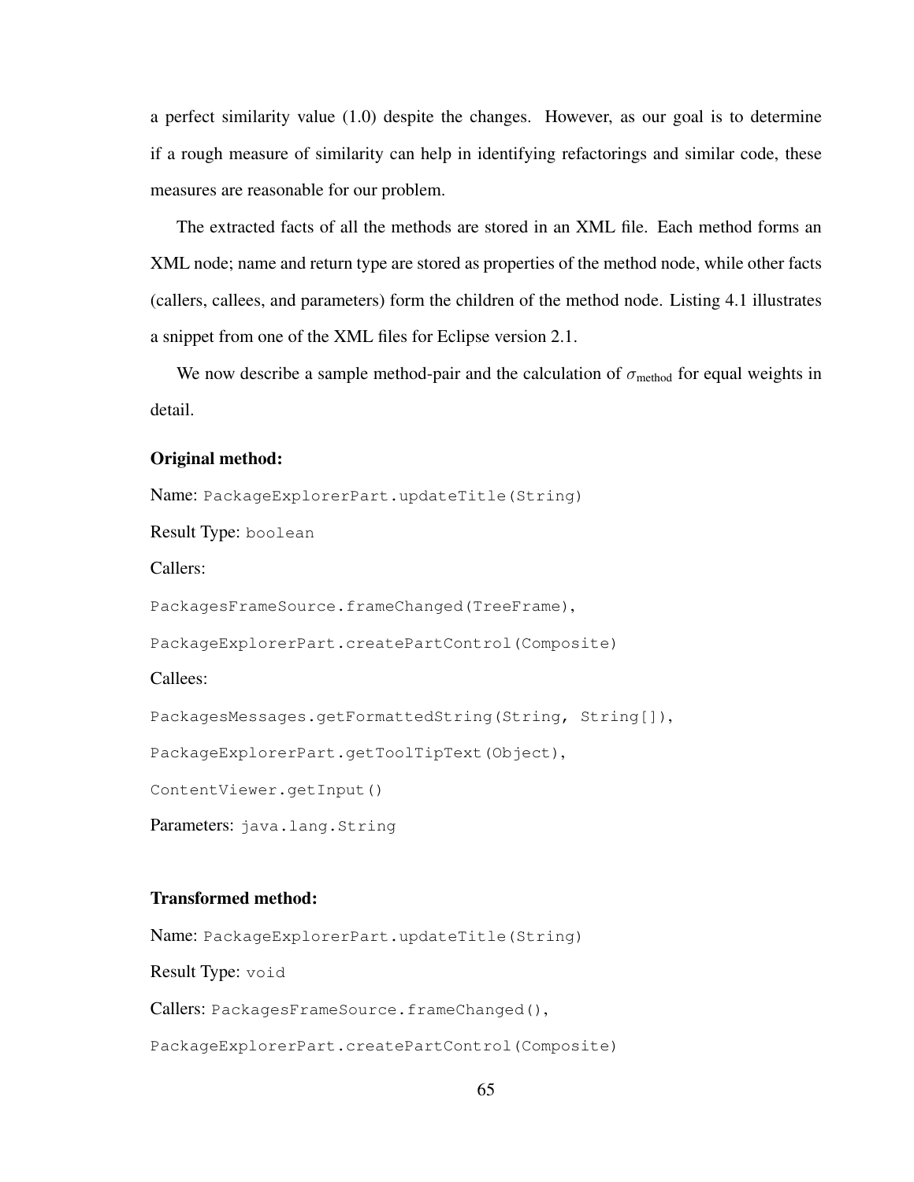a perfect similarity value (1.0) despite the changes. However, as our goal is to determine if a rough measure of similarity can help in identifying refactorings and similar code, these measures are reasonable for our problem.

The extracted facts of all the methods are stored in an XML file. Each method forms an XML node; name and return type are stored as properties of the method node, while other facts (callers, callees, and parameters) form the children of the method node. Listing 4.1 illustrates a snippet from one of the XML files for Eclipse version 2.1.

We now describe a sample method-pair and the calculation of $\sigma_{\text{method}}$ for equal weights in detail.

**Original method:**

Name: `PackageExplorerPart.updateTitle(String)`

Result Type: `boolean`

Callers:

`PackagesFrameSource.frameChanged(TreeFrame),`

`PackageExplorerPart.createPartControl(Composite)`

Callees:

`PackagesMessages.getFormattedString(String, String[]),`

`PackageExplorerPart.getToolTipText(Object),`

`ContentViewer.getInput()`

Parameters: `java.lang.String`

**Transformed method:**

Name: `PackageExplorerPart.updateTitle(String)`

Result Type: `void`

Callers: `PackagesFrameSource.frameChanged(),`

`PackageExplorerPart.createPartControl(Composite)`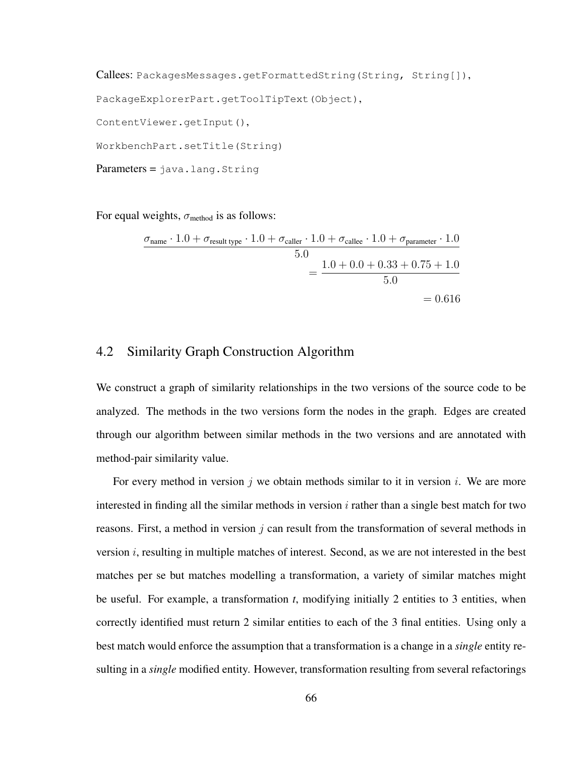Callees: `PackagesMessages.getFormattedString(String, String[])`,

`PackageExplorerPart.getToolTipText(Object)`,

`ContentViewer.getInput()`,

`WorkbenchPart.setTitle(String)`

Parameters = `java.lang.String`

For equal weights, $\sigma_{\text{method}}$ is as follows:

$$
\begin{aligned}
&\frac{\sigma_{\text{name}} \cdot 1.0 + \sigma_{\text{result type}} \cdot 1.0 + \sigma_{\text{caller}} \cdot 1.0 + \sigma_{\text{callee}} \cdot 1.0 + \sigma_{\text{parameter}} \cdot 1.0}{5.0} \\
&= \frac{1.0 + 0.0 + 0.33 + 0.75 + 1.0}{5.0} \\
&= 0.616
\end{aligned}
$$

## 4.2 Similarity Graph Construction Algorithm

We construct a graph of similarity relationships in the two versions of the source code to be analyzed. The methods in the two versions form the nodes in the graph. Edges are created through our algorithm between similar methods in the two versions and are annotated with method-pair similarity value.

For every method in version $j$ we obtain methods similar to it in version $i$. We are more interested in finding all the similar methods in version $i$ rather than a single best match for two reasons. First, a method in version $j$ can result from the transformation of several methods in version $i$, resulting in multiple matches of interest. Second, as we are not interested in the best matches per se but matches modelling a transformation, a variety of similar matches might be useful. For example, a transformation *t*, modifying initially 2 entities to 3 entities, when correctly identified must return 2 similar entities to each of the 3 final entities. Using only a best match would enforce the assumption that a transformation is a change in a *single* entity resulting in a *single* modified entity. However, transformation resulting from several refactorings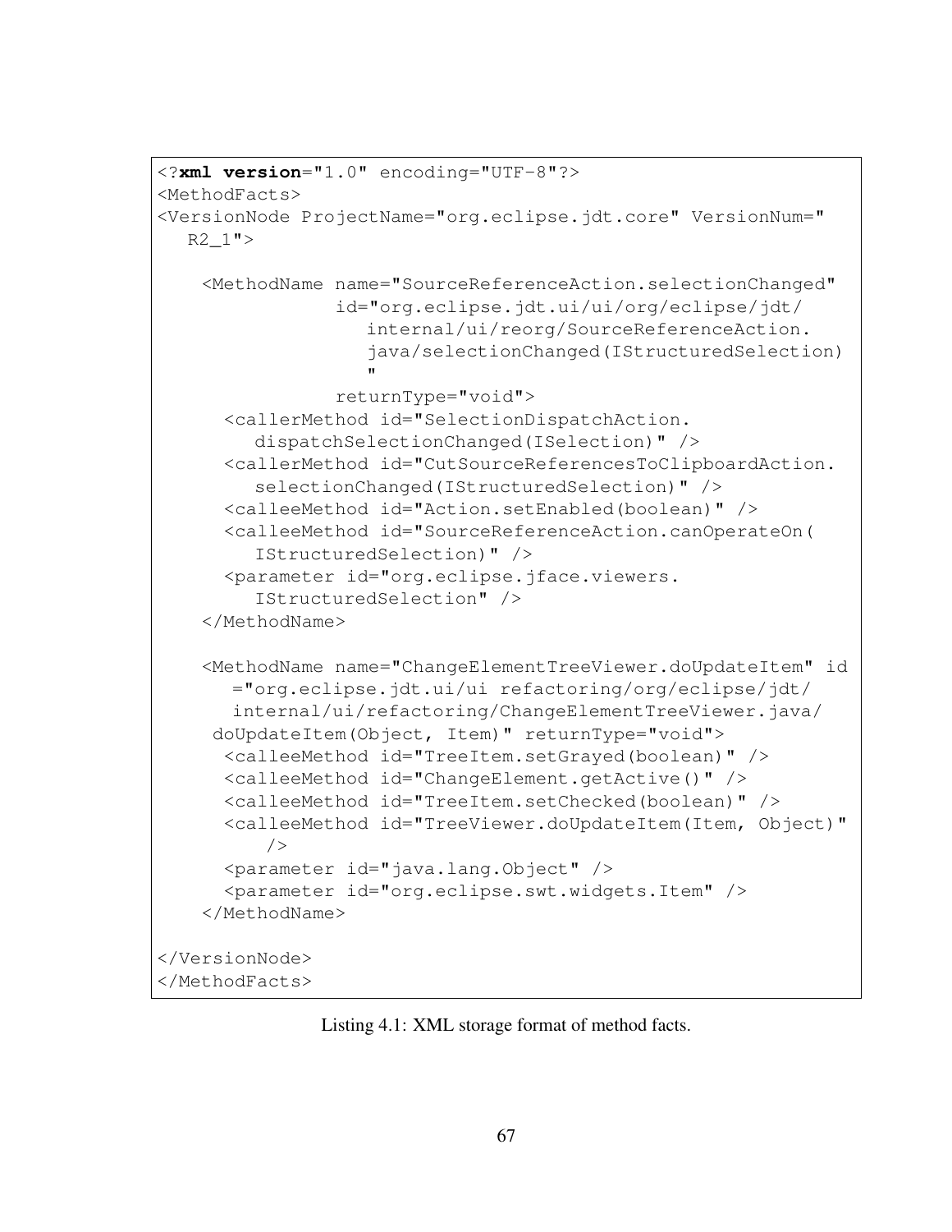```xml
<?xml version="1.0" encoding="UTF-8"?>
<MethodFacts>
<VersionNode ProjectName="org.eclipse.jdt.core" VersionNum="
   R2_1">

    <MethodName name="SourceReferenceAction.selectionChanged"
                id="org.eclipse.jdt.ui/ui/org/eclipse/jdt/
                   internal/ui/reorg/SourceReferenceAction.
                   java/selectionChanged(IStructuredSelection)
                   "
                returnType="void">
      <callerMethod id="SelectionDispatchAction.
         dispatchSelectionChanged(ISelection)" />
      <callerMethod id="CutSourceReferencesToClipboardAction.
         selectionChanged(IStructuredSelection)" />
      <calleeMethod id="Action.setEnabled(boolean)" />
      <calleeMethod id="SourceReferenceAction.canOperateOn(
         IStructuredSelection)" />
      <parameter id="org.eclipse.jface.viewers.
         IStructuredSelection" />
    </MethodName>

    <MethodName name="ChangeElementTreeViewer.doUpdateItem" id
       ="org.eclipse.jdt.ui/ui refactoring/org/eclipse/jdt/
       internal/ui/refactoring/ChangeElementTreeViewer.java/
     doUpdateItem(Object, Item)" returnType="void">
      <calleeMethod id="TreeItem.setGrayed(boolean)" />
      <calleeMethod id="ChangeElement.getActive()" />
      <calleeMethod id="TreeItem.setChecked(boolean)" />
      <calleeMethod id="TreeViewer.doUpdateItem(Item, Object)"
          />
      <parameter id="java.lang.Object" />
      <parameter id="org.eclipse.swt.widgets.Item" />
    </MethodName>

</VersionNode>
</MethodFacts>
```

Listing 4.1: XML storage format of method facts.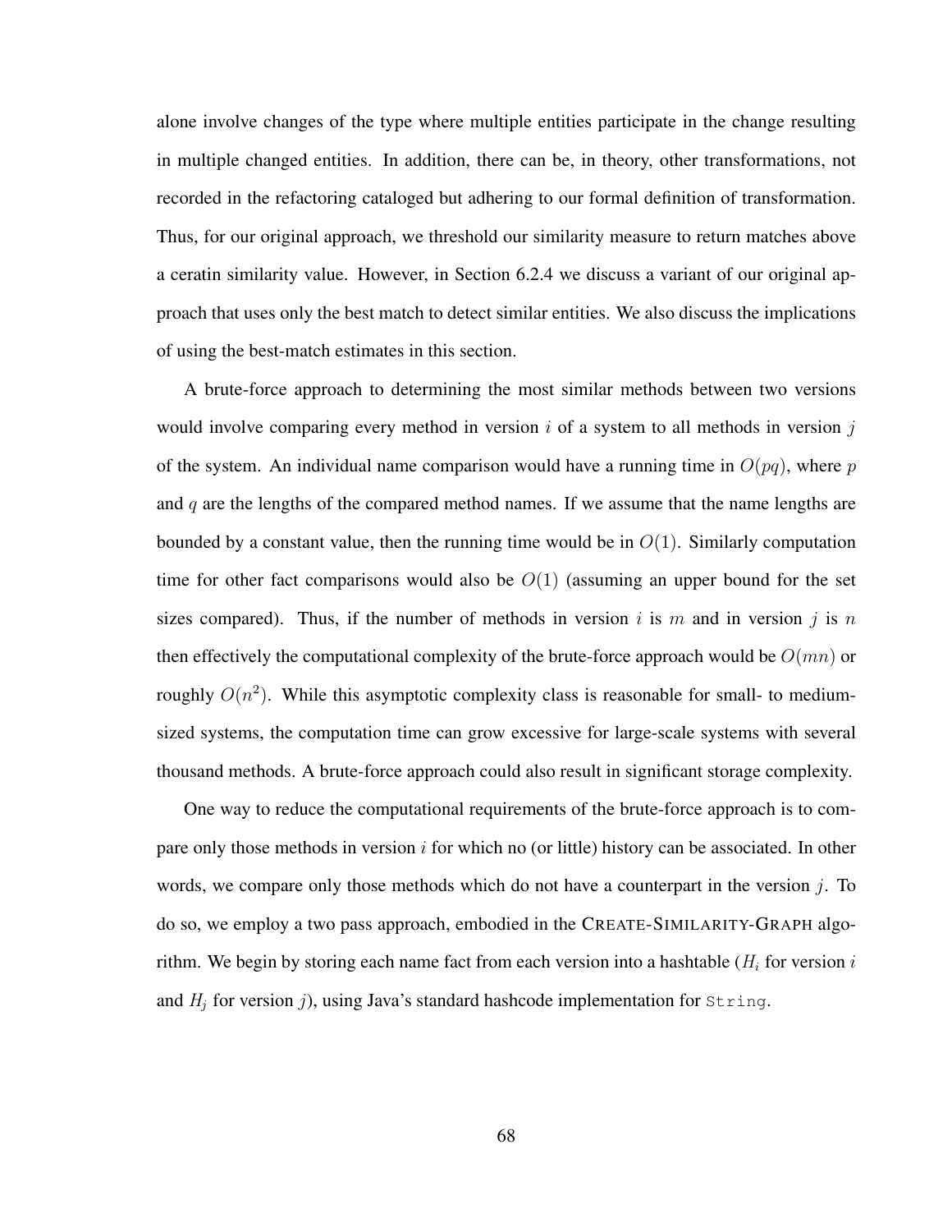alone involve changes of the type where multiple entities participate in the change resulting in multiple changed entities. In addition, there can be, in theory, other transformations, not recorded in the refactoring cataloged but adhering to our formal definition of transformation. Thus, for our original approach, we threshold our similarity measure to return matches above a ceratin similarity value. However, in Section 6.2.4 we discuss a variant of our original approach that uses only the best match to detect similar entities. We also discuss the implications of using the best-match estimates in this section.

A brute-force approach to determining the most similar methods between two versions would involve comparing every method in version $i$ of a system to all methods in version $j$ of the system. An individual name comparison would have a running time in $O(pq)$, where $p$ and $q$ are the lengths of the compared method names. If we assume that the name lengths are bounded by a constant value, then the running time would be in $O(1)$. Similarly computation time for other fact comparisons would also be $O(1)$ (assuming an upper bound for the set sizes compared). Thus, if the number of methods in version $i$ is $m$ and in version $j$ is $n$ then effectively the computational complexity of the brute-force approach would be $O(mn)$ or roughly $O(n^2)$. While this asymptotic complexity class is reasonable for small- to medium-sized systems, the computation time can grow excessive for large-scale systems with several thousand methods. A brute-force approach could also result in significant storage complexity.

One way to reduce the computational requirements of the brute-force approach is to compare only those methods in version $i$ for which no (or little) history can be associated. In other words, we compare only those methods which do not have a counterpart in the version $j$. To do so, we employ a two pass approach, embodied in the CREATE-SIMILARITY-GRAPH algorithm. We begin by storing each name fact from each version into a hashtable ($H_i$ for version $i$ and $H_j$ for version $j$), using Java's standard hashcode implementation for `String`.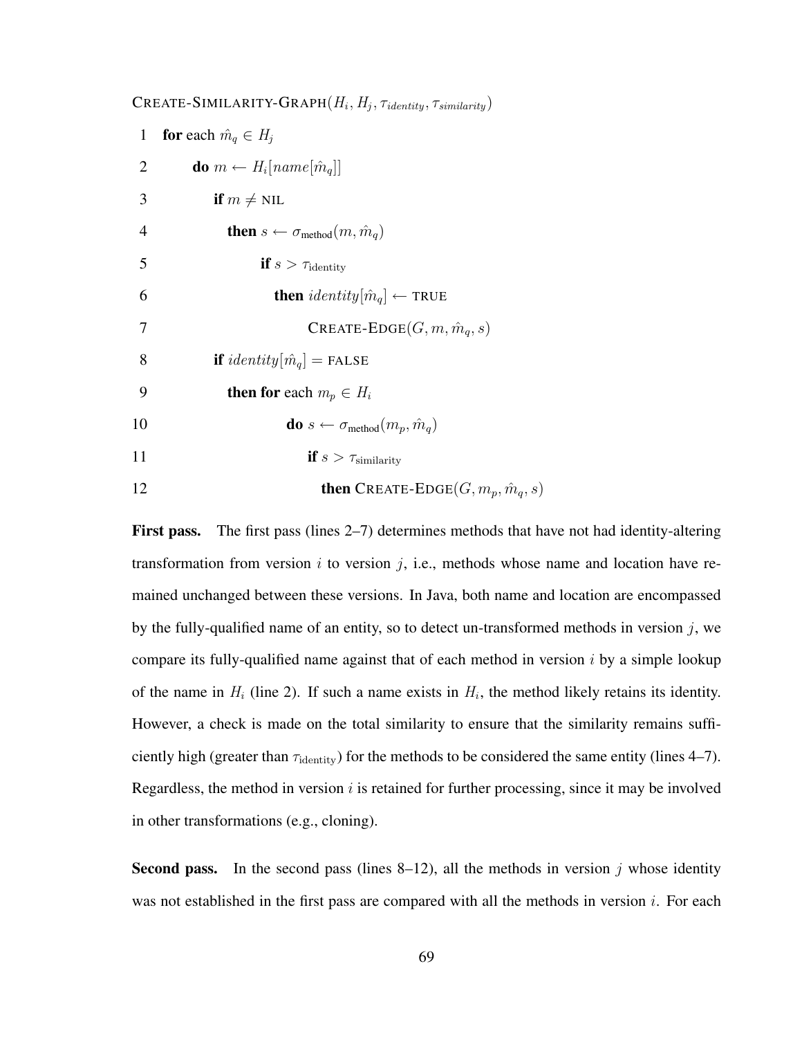CREATE-SIMILARITY-GRAPH($H_i, H_j, \tau_{identity}, \tau_{similarity}$)

```
 1  for each m̂_q ∈ H_j
 2      do m ← H_i[name[m̂_q]]
 3         if m ≠ NIL
 4            then s ← σ_method(m, m̂_q)
 5                 if s > τ_identity
 6                    then identity[m̂_q] ← TRUE
 7                         CREATE-EDGE(G, m, m̂_q, s)
 8         if identity[m̂_q] = FALSE
 9            then for each m_p ∈ H_i
10                     do s ← σ_method(m_p, m̂_q)
11                        if s > τ_similarity
12                           then CREATE-EDGE(G, m_p, m̂_q, s)
```

**First pass.** The first pass (lines 2–7) determines methods that have not had identity-altering transformation from version $i$ to version $j$, i.e., methods whose name and location have remained unchanged between these versions. In Java, both name and location are encompassed by the fully-qualified name of an entity, so to detect un-transformed methods in version $j$, we compare its fully-qualified name against that of each method in version $i$ by a simple lookup of the name in $H_i$ (line 2). If such a name exists in $H_i$, the method likely retains its identity. However, a check is made on the total similarity to ensure that the similarity remains sufficiently high (greater than $\tau_{\text{identity}}$) for the methods to be considered the same entity (lines 4–7). Regardless, the method in version $i$ is retained for further processing, since it may be involved in other transformations (e.g., cloning).

**Second pass.** In the second pass (lines 8–12), all the methods in version $j$ whose identity was not established in the first pass are compared with all the methods in version $i$. For each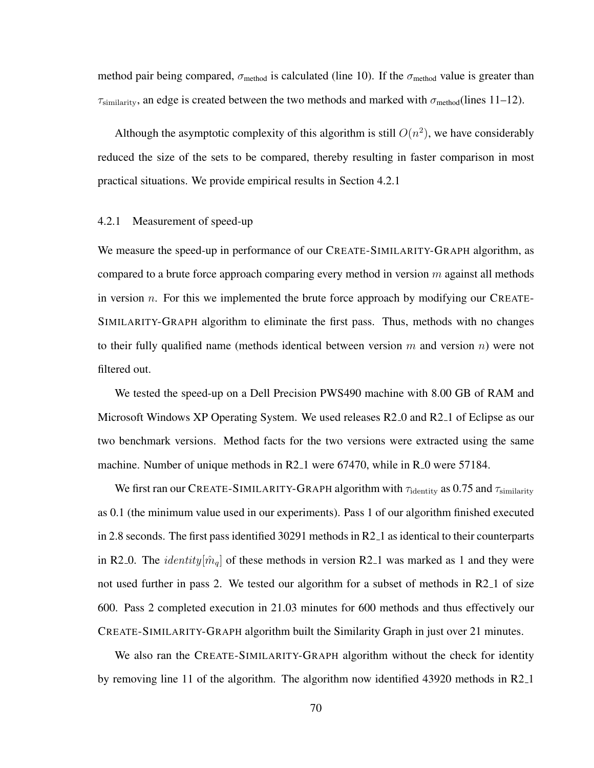method pair being compared, $\sigma_{\text{method}}$ is calculated (line 10). If the $\sigma_{\text{method}}$ value is greater than $\tau_{\text{similarity}}$, an edge is created between the two methods and marked with $\sigma_{\text{method}}$(lines 11–12).

Although the asymptotic complexity of this algorithm is still $O(n^2)$, we have considerably reduced the size of the sets to be compared, thereby resulting in faster comparison in most practical situations. We provide empirical results in Section 4.2.1

### 4.2.1 Measurement of speed-up

We measure the speed-up in performance of our CREATE-SIMILARITY-GRAPH algorithm, as compared to a brute force approach comparing every method in version $m$ against all methods in version $n$. For this we implemented the brute force approach by modifying our CREATE-SIMILARITY-GRAPH algorithm to eliminate the first pass. Thus, methods with no changes to their fully qualified name (methods identical between version $m$ and version $n$) were not filtered out.

We tested the speed-up on a Dell Precision PWS490 machine with 8.00 GB of RAM and Microsoft Windows XP Operating System. We used releases R2_0 and R2_1 of Eclipse as our two benchmark versions. Method facts for the two versions were extracted using the same machine. Number of unique methods in R2_1 were 67470, while in R_0 were 57184.

We first ran our CREATE-SIMILARITY-GRAPH algorithm with $\tau_{\text{identity}}$ as 0.75 and $\tau_{\text{similarity}}$ as 0.1 (the minimum value used in our experiments). Pass 1 of our algorithm finished executed in 2.8 seconds. The first pass identified 30291 methods in R2_1 as identical to their counterparts in R2_0. The $identity[\hat{m}_q]$ of these methods in version R2_1 was marked as 1 and they were not used further in pass 2. We tested our algorithm for a subset of methods in R2_1 of size 600. Pass 2 completed execution in 21.03 minutes for 600 methods and thus effectively our CREATE-SIMILARITY-GRAPH algorithm built the Similarity Graph in just over 21 minutes.

We also ran the CREATE-SIMILARITY-GRAPH algorithm without the check for identity by removing line 11 of the algorithm. The algorithm now identified 43920 methods in R2_1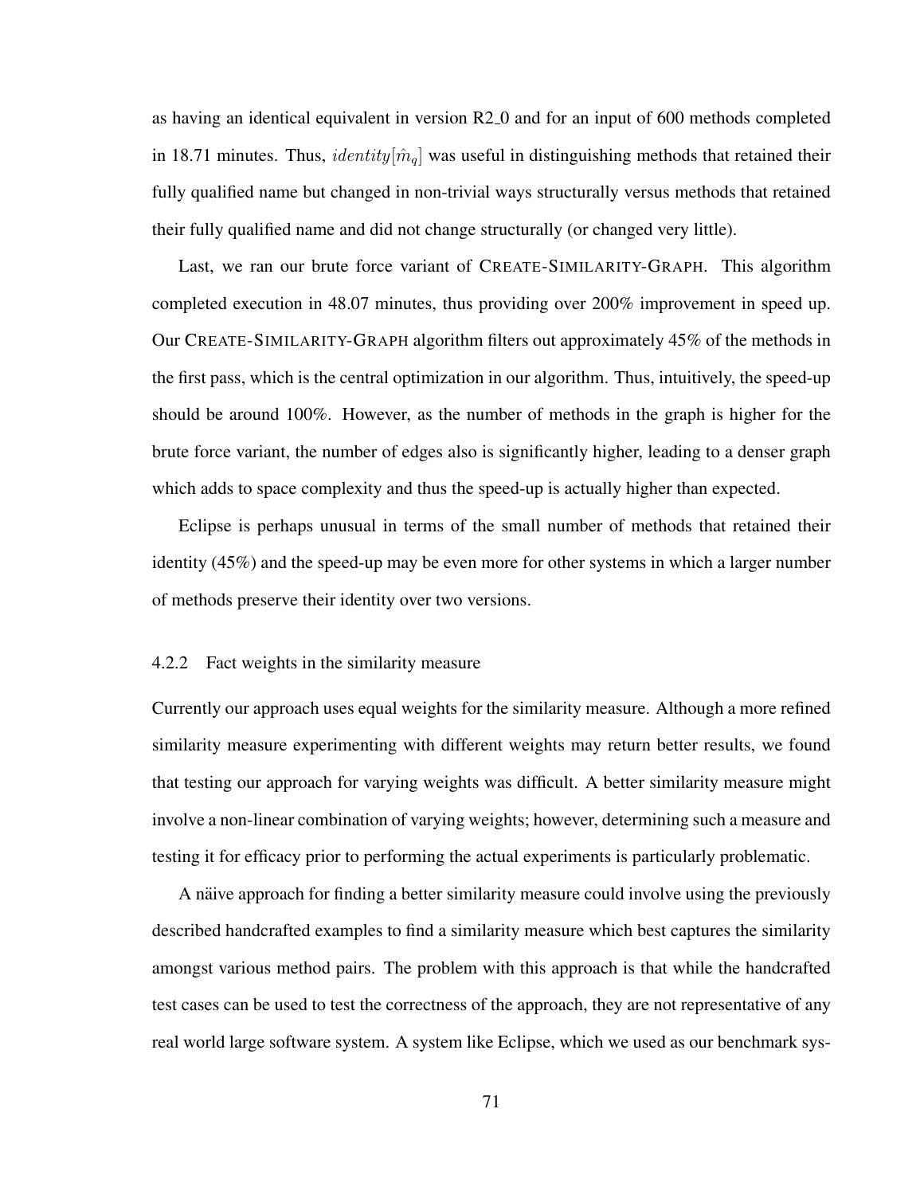as having an identical equivalent in version R2_0 and for an input of 600 methods completed in 18.71 minutes. Thus, $identity[\hat{m}_q]$ was useful in distinguishing methods that retained their fully qualified name but changed in non-trivial ways structurally versus methods that retained their fully qualified name and did not change structurally (or changed very little).

Last, we ran our brute force variant of CREATE-SIMILARITY-GRAPH. This algorithm completed execution in 48.07 minutes, thus providing over 200% improvement in speed up. Our CREATE-SIMILARITY-GRAPH algorithm filters out approximately 45% of the methods in the first pass, which is the central optimization in our algorithm. Thus, intuitively, the speed-up should be around 100%. However, as the number of methods in the graph is higher for the brute force variant, the number of edges also is significantly higher, leading to a denser graph which adds to space complexity and thus the speed-up is actually higher than expected.

Eclipse is perhaps unusual in terms of the small number of methods that retained their identity (45%) and the speed-up may be even more for other systems in which a larger number of methods preserve their identity over two versions.

### 4.2.2 Fact weights in the similarity measure

Currently our approach uses equal weights for the similarity measure. Although a more refined similarity measure experimenting with different weights may return better results, we found that testing our approach for varying weights was difficult. A better similarity measure might involve a non-linear combination of varying weights; however, determining such a measure and testing it for efficacy prior to performing the actual experiments is particularly problematic.

A näive approach for finding a better similarity measure could involve using the previously described handcrafted examples to find a similarity measure which best captures the similarity amongst various method pairs. The problem with this approach is that while the handcrafted test cases can be used to test the correctness of the approach, they are not representative of any real world large software system. A system like Eclipse, which we used as our benchmark sys-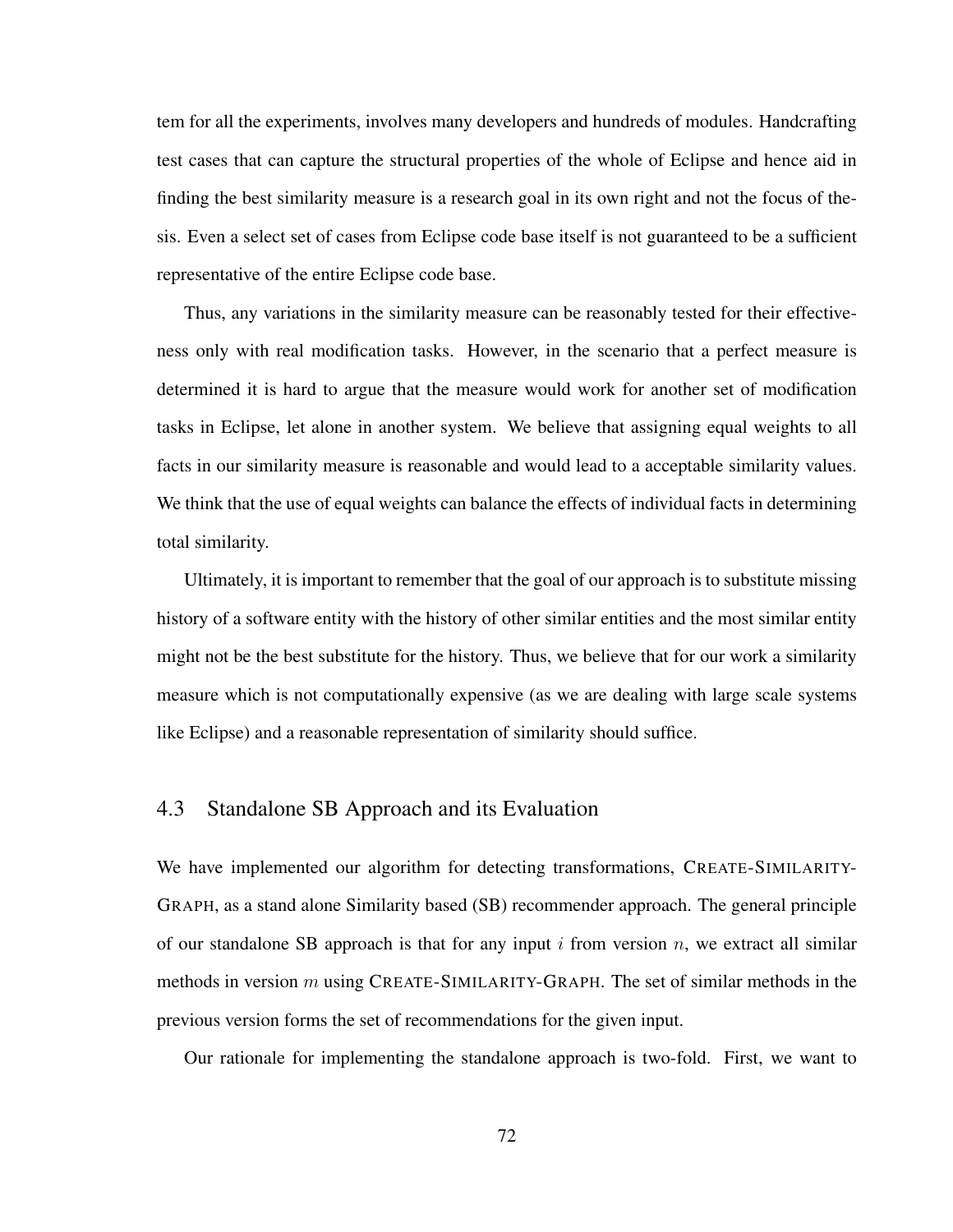tem for all the experiments, involves many developers and hundreds of modules. Handcrafting test cases that can capture the structural properties of the whole of Eclipse and hence aid in finding the best similarity measure is a research goal in its own right and not the focus of thesis. Even a select set of cases from Eclipse code base itself is not guaranteed to be a sufficient representative of the entire Eclipse code base.

Thus, any variations in the similarity measure can be reasonably tested for their effectiveness only with real modification tasks. However, in the scenario that a perfect measure is determined it is hard to argue that the measure would work for another set of modification tasks in Eclipse, let alone in another system. We believe that assigning equal weights to all facts in our similarity measure is reasonable and would lead to a acceptable similarity values. We think that the use of equal weights can balance the effects of individual facts in determining total similarity.

Ultimately, it is important to remember that the goal of our approach is to substitute missing history of a software entity with the history of other similar entities and the most similar entity might not be the best substitute for the history. Thus, we believe that for our work a similarity measure which is not computationally expensive (as we are dealing with large scale systems like Eclipse) and a reasonable representation of similarity should suffice.

## 4.3 Standalone SB Approach and its Evaluation

We have implemented our algorithm for detecting transformations, CREATE-SIMILARITY-GRAPH, as a stand alone Similarity based (SB) recommender approach. The general principle of our standalone SB approach is that for any input $i$ from version $n$, we extract all similar methods in version $m$ using CREATE-SIMILARITY-GRAPH. The set of similar methods in the previous version forms the set of recommendations for the given input.

Our rationale for implementing the standalone approach is two-fold. First, we want to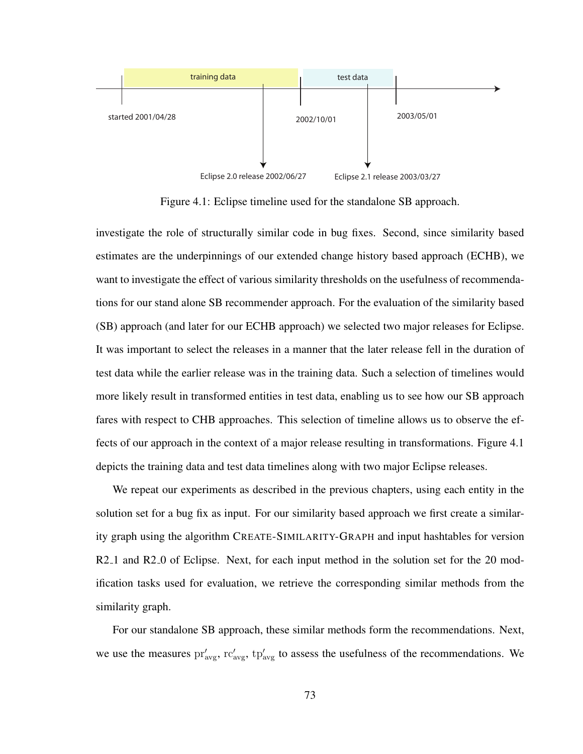training data | test data

started 2001/04/28 — 2002/10/01 — 2003/05/01

Eclipse 2.0 release 2002/06/27 — Eclipse 2.1 release 2003/03/27

Figure 4.1: Eclipse timeline used for the standalone SB approach.

investigate the role of structurally similar code in bug fixes. Second, since similarity based estimates are the underpinnings of our extended change history based approach (ECHB), we want to investigate the effect of various similarity thresholds on the usefulness of recommendations for our stand alone SB recommender approach. For the evaluation of the similarity based (SB) approach (and later for our ECHB approach) we selected two major releases for Eclipse. It was important to select the releases in a manner that the later release fell in the duration of test data while the earlier release was in the training data. Such a selection of timelines would more likely result in transformed entities in test data, enabling us to see how our SB approach fares with respect to CHB approaches. This selection of timeline allows us to observe the effects of our approach in the context of a major release resulting in transformations. Figure 4.1 depicts the training data and test data timelines along with two major Eclipse releases.

We repeat our experiments as described in the previous chapters, using each entity in the solution set for a bug fix as input. For our similarity based approach we first create a similarity graph using the algorithm CREATE-SIMILARITY-GRAPH and input hashtables for version R2_1 and R2_0 of Eclipse. Next, for each input method in the solution set for the 20 modification tasks used for evaluation, we retrieve the corresponding similar methods from the similarity graph.

For our standalone SB approach, these similar methods form the recommendations. Next, we use the measures $\mathrm{pr}'_{\mathrm{avg}}$, $\mathrm{rc}'_{\mathrm{avg}}$, $\mathrm{tp}'_{\mathrm{avg}}$ to assess the usefulness of the recommendations. We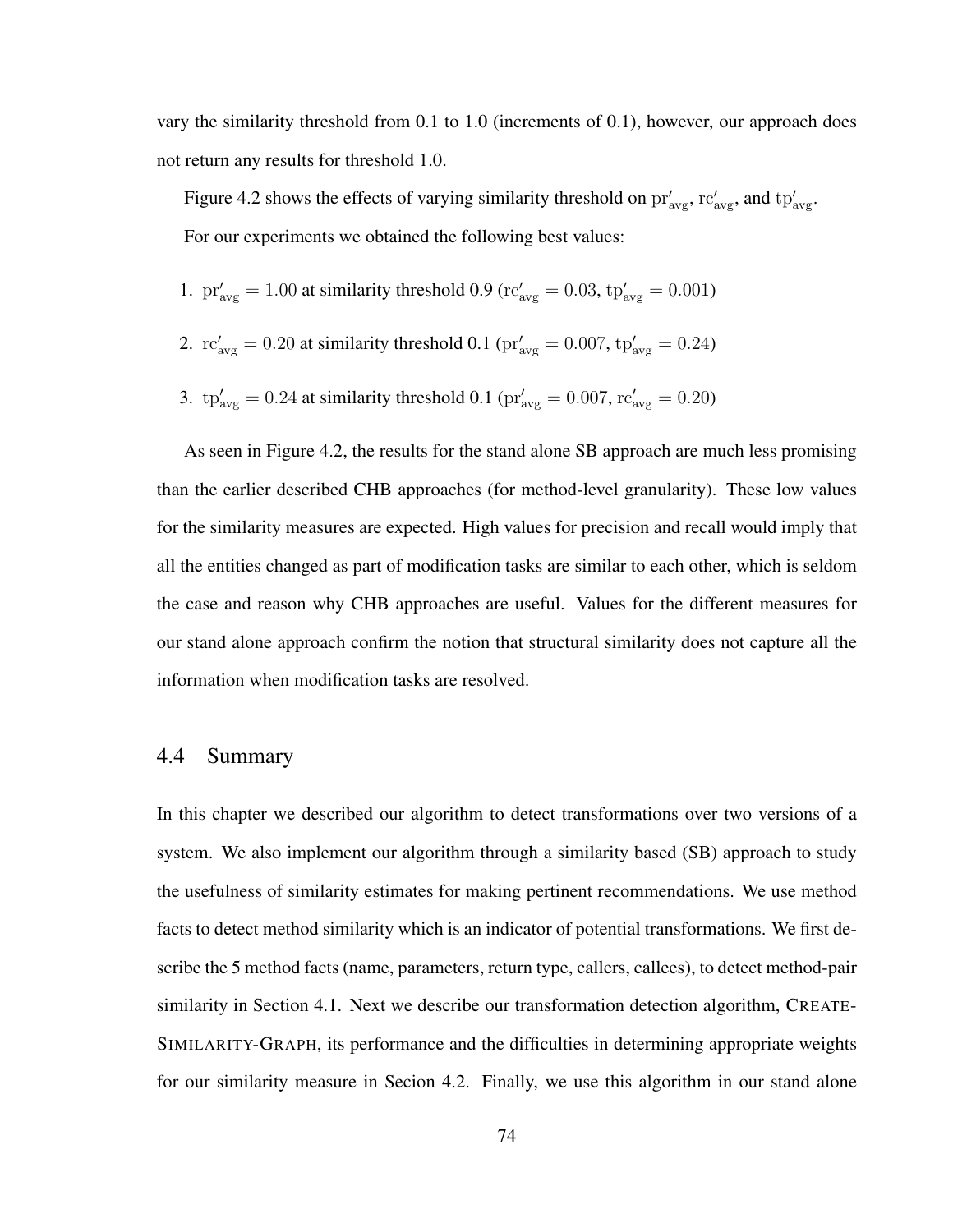vary the similarity threshold from 0.1 to 1.0 (increments of 0.1), however, our approach does not return any results for threshold 1.0.

Figure 4.2 shows the effects of varying similarity threshold on $\mathrm{pr}'_{\mathrm{avg}}$, $\mathrm{rc}'_{\mathrm{avg}}$, and $\mathrm{tp}'_{\mathrm{avg}}$.

For our experiments we obtained the following best values:

1. $\mathrm{pr}'_{\mathrm{avg}} = 1.00$ at similarity threshold 0.9 ($\mathrm{rc}'_{\mathrm{avg}} = 0.03$, $\mathrm{tp}'_{\mathrm{avg}} = 0.001$)

2. $\mathrm{rc}'_{\mathrm{avg}} = 0.20$ at similarity threshold 0.1 ($\mathrm{pr}'_{\mathrm{avg}} = 0.007$, $\mathrm{tp}'_{\mathrm{avg}} = 0.24$)

3. $\mathrm{tp}'_{\mathrm{avg}} = 0.24$ at similarity threshold 0.1 ($\mathrm{pr}'_{\mathrm{avg}} = 0.007$, $\mathrm{rc}'_{\mathrm{avg}} = 0.20$)

As seen in Figure 4.2, the results for the stand alone SB approach are much less promising than the earlier described CHB approaches (for method-level granularity). These low values for the similarity measures are expected. High values for precision and recall would imply that all the entities changed as part of modification tasks are similar to each other, which is seldom the case and reason why CHB approaches are useful. Values for the different measures for our stand alone approach confirm the notion that structural similarity does not capture all the information when modification tasks are resolved.

## 4.4 Summary

In this chapter we described our algorithm to detect transformations over two versions of a system. We also implement our algorithm through a similarity based (SB) approach to study the usefulness of similarity estimates for making pertinent recommendations. We use method facts to detect method similarity which is an indicator of potential transformations. We first describe the 5 method facts (name, parameters, return type, callers, callees), to detect method-pair similarity in Section 4.1. Next we describe our transformation detection algorithm, CREATE-SIMILARITY-GRAPH, its performance and the difficulties in determining appropriate weights for our similarity measure in Secion 4.2. Finally, we use this algorithm in our stand alone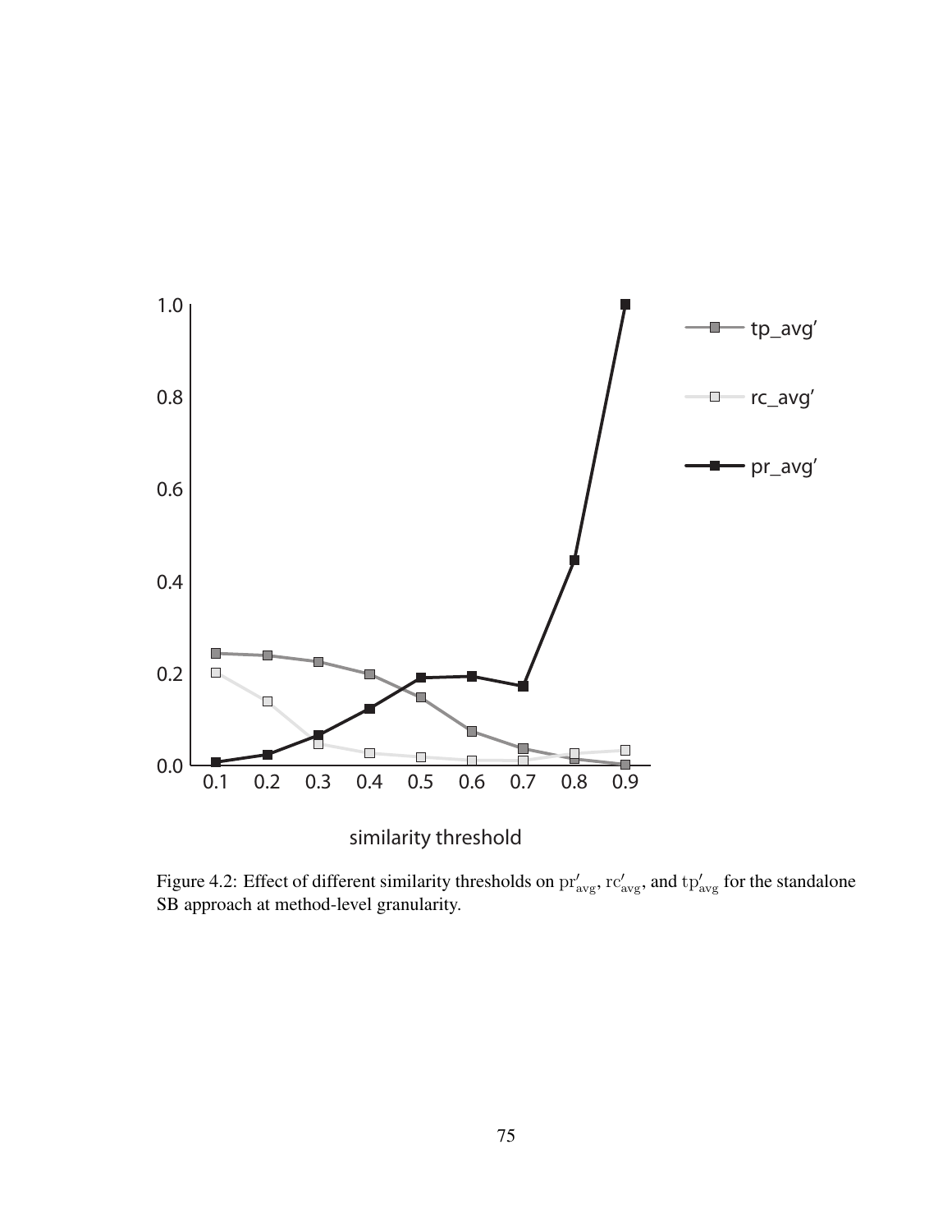Figure 4.2: Effect of different similarity thresholds on $\mathrm{pr}'_{\mathrm{avg}}$, $\mathrm{rc}'_{\mathrm{avg}}$, and $\mathrm{tp}'_{\mathrm{avg}}$ for the standalone SB approach at method-level granularity.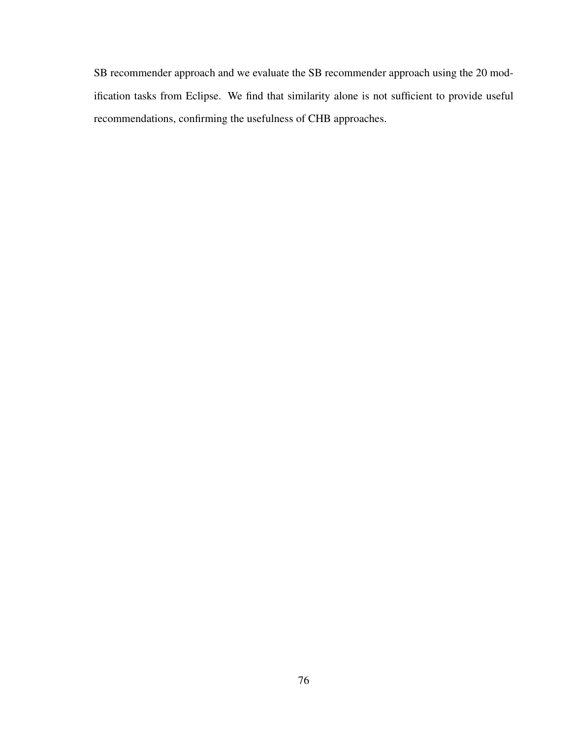SB recommender approach and we evaluate the SB recommender approach using the 20 modification tasks from Eclipse. We find that similarity alone is not sufficient to provide useful recommendations, confirming the usefulness of CHB approaches.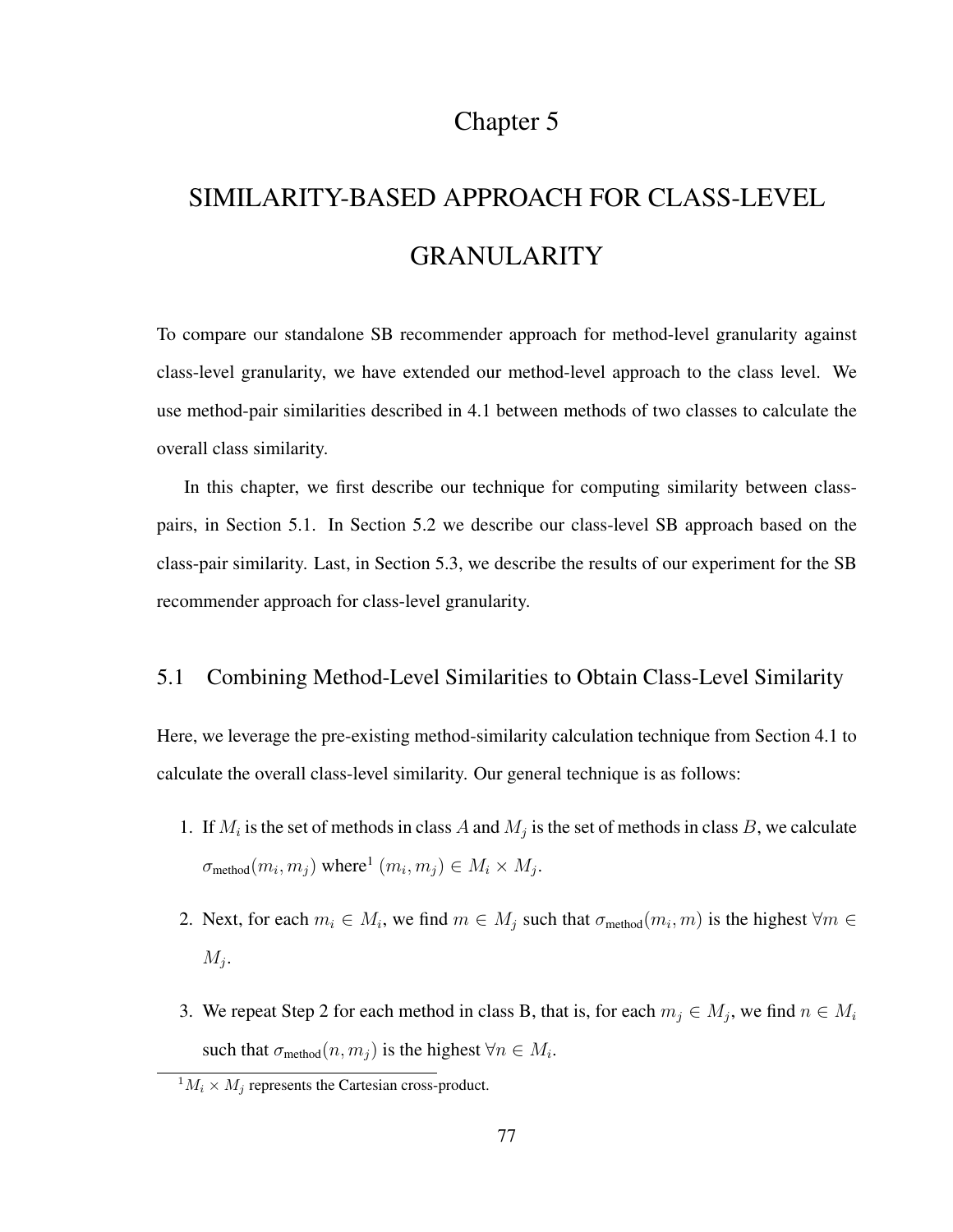# Chapter 5

# SIMILARITY-BASED APPROACH FOR CLASS-LEVEL GRANULARITY

To compare our standalone SB recommender approach for method-level granularity against class-level granularity, we have extended our method-level approach to the class level. We use method-pair similarities described in 4.1 between methods of two classes to calculate the overall class similarity.

In this chapter, we first describe our technique for computing similarity between class-pairs, in Section 5.1. In Section 5.2 we describe our class-level SB approach based on the class-pair similarity. Last, in Section 5.3, we describe the results of our experiment for the SB recommender approach for class-level granularity.

## 5.1 Combining Method-Level Similarities to Obtain Class-Level Similarity

Here, we leverage the pre-existing method-similarity calculation technique from Section 4.1 to calculate the overall class-level similarity. Our general technique is as follows:

1. If $M_i$ is the set of methods in class $A$ and $M_j$ is the set of methods in class $B$, we calculate $\sigma_{\text{method}}(m_i, m_j)$ where[1] $(m_i, m_j) \in M_i \times M_j$.
2. Next, for each $m_i \in M_i$, we find $m \in M_j$ such that $\sigma_{\text{method}}(m_i, m)$ is the highest $\forall m \in M_j$.
3. We repeat Step 2 for each method in class B, that is, for each $m_j \in M_j$, we find $n \in M_i$ such that $\sigma_{\text{method}}(n, m_j)$ is the highest $\forall n \in M_i$.

[1] $M_i \times M_j$ represents the Cartesian cross-product.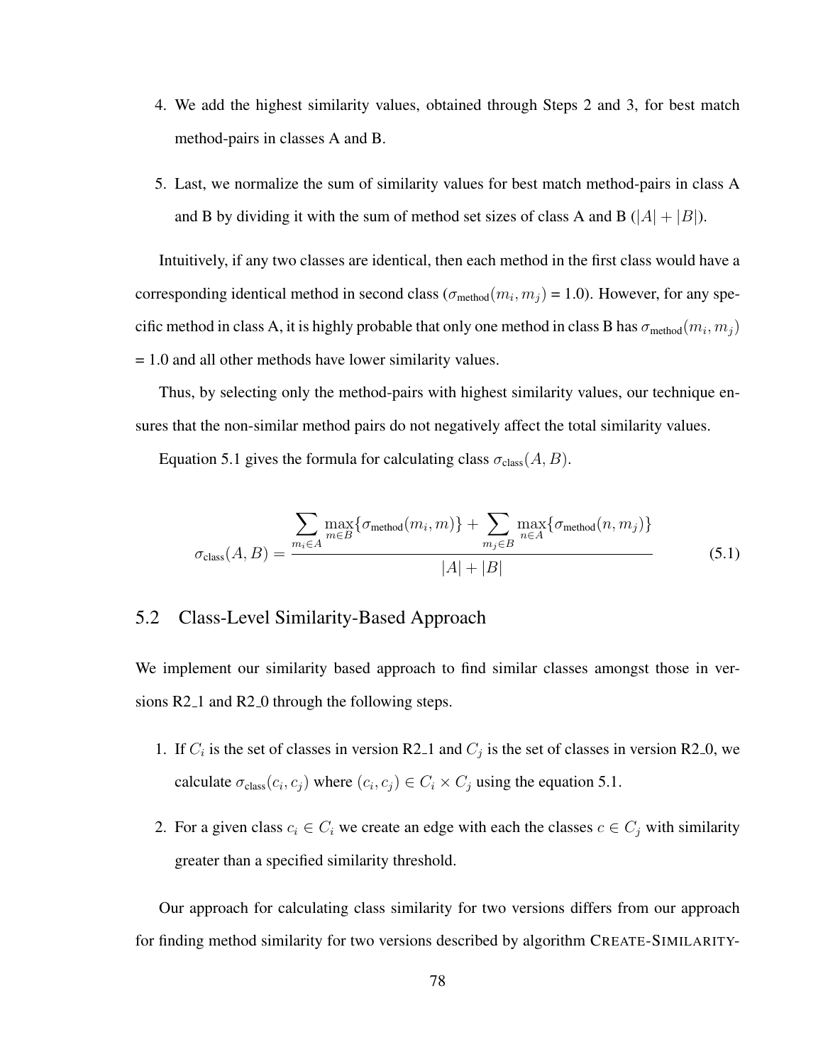4. We add the highest similarity values, obtained through Steps 2 and 3, for best match method-pairs in classes A and B.

5. Last, we normalize the sum of similarity values for best match method-pairs in class A and B by dividing it with the sum of method set sizes of class A and B ($|A| + |B|$).

Intuitively, if any two classes are identical, then each method in the first class would have a corresponding identical method in second class ($\sigma_{\text{method}}(m_i, m_j)$ = 1.0). However, for any specific method in class A, it is highly probable that only one method in class B has $\sigma_{\text{method}}(m_i, m_j)$ = 1.0 and all other methods have lower similarity values.

Thus, by selecting only the method-pairs with highest similarity values, our technique ensures that the non-similar method pairs do not negatively affect the total similarity values.

Equation 5.1 gives the formula for calculating class $\sigma_{\text{class}}(A, B)$.

$$\sigma_{\text{class}}(A, B) = \frac{\displaystyle\sum_{m_i \in A} \max_{m \in B}\{\sigma_{\text{method}}(m_i, m)\} + \sum_{m_j \in B} \max_{n \in A}\{\sigma_{\text{method}}(n, m_j)\}}{|A| + |B|} \tag{5.1}$$

## 5.2 Class-Level Similarity-Based Approach

We implement our similarity based approach to find similar classes amongst those in versions R2_1 and R2_0 through the following steps.

1. If $C_i$ is the set of classes in version R2_1 and $C_j$ is the set of classes in version R2_0, we calculate $\sigma_{\text{class}}(c_i, c_j)$ where $(c_i, c_j) \in C_i \times C_j$ using the equation 5.1.

2. For a given class $c_i \in C_i$ we create an edge with each the classes $c \in C_j$ with similarity greater than a specified similarity threshold.

Our approach for calculating class similarity for two versions differs from our approach for finding method similarity for two versions described by algorithm CREATE-SIMILARITY-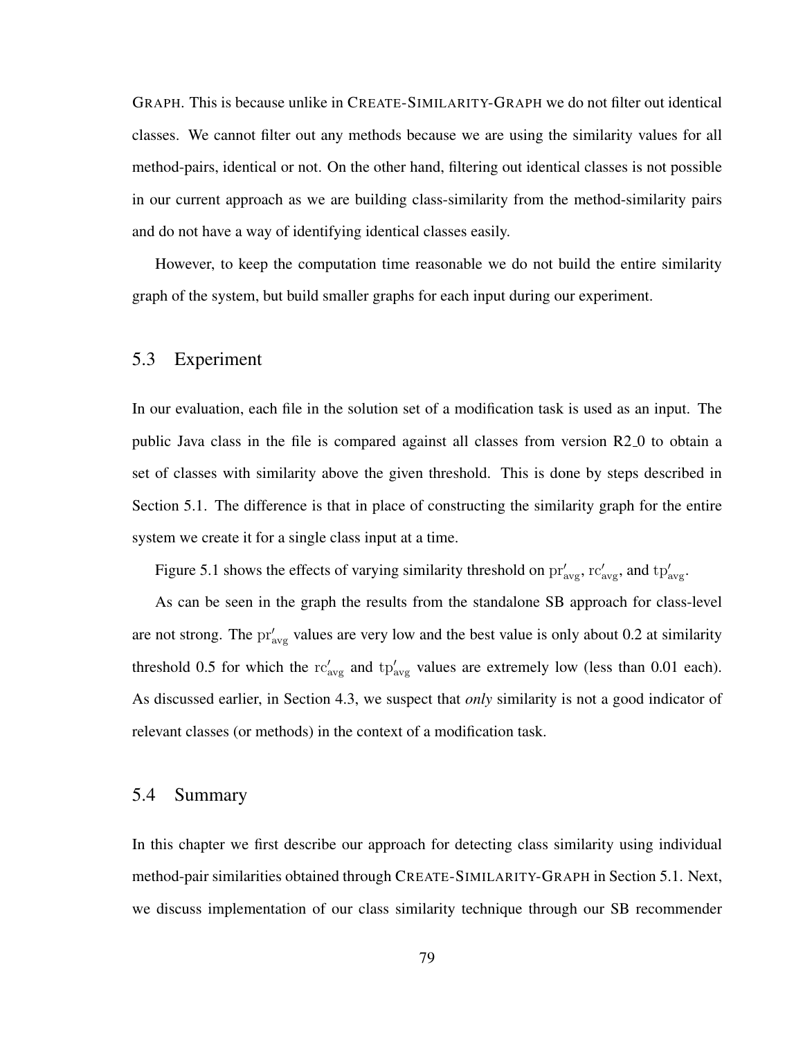GRAPH. This is because unlike in CREATE-SIMILARITY-GRAPH we do not filter out identical classes. We cannot filter out any methods because we are using the similarity values for all method-pairs, identical or not. On the other hand, filtering out identical classes is not possible in our current approach as we are building class-similarity from the method-similarity pairs and do not have a way of identifying identical classes easily.

However, to keep the computation time reasonable we do not build the entire similarity graph of the system, but build smaller graphs for each input during our experiment.

## 5.3 Experiment

In our evaluation, each file in the solution set of a modification task is used as an input. The public Java class in the file is compared against all classes from version R2_0 to obtain a set of classes with similarity above the given threshold. This is done by steps described in Section 5.1. The difference is that in place of constructing the similarity graph for the entire system we create it for a single class input at a time.

Figure 5.1 shows the effects of varying similarity threshold on $\mathrm{pr}'_{\mathrm{avg}}$, $\mathrm{rc}'_{\mathrm{avg}}$, and $\mathrm{tp}'_{\mathrm{avg}}$.

As can be seen in the graph the results from the standalone SB approach for class-level are not strong. The $\mathrm{pr}'_{\mathrm{avg}}$ values are very low and the best value is only about 0.2 at similarity threshold 0.5 for which the $\mathrm{rc}'_{\mathrm{avg}}$ and $\mathrm{tp}'_{\mathrm{avg}}$ values are extremely low (less than 0.01 each). As discussed earlier, in Section 4.3, we suspect that *only* similarity is not a good indicator of relevant classes (or methods) in the context of a modification task.

## 5.4 Summary

In this chapter we first describe our approach for detecting class similarity using individual method-pair similarities obtained through CREATE-SIMILARITY-GRAPH in Section 5.1. Next, we discuss implementation of our class similarity technique through our SB recommender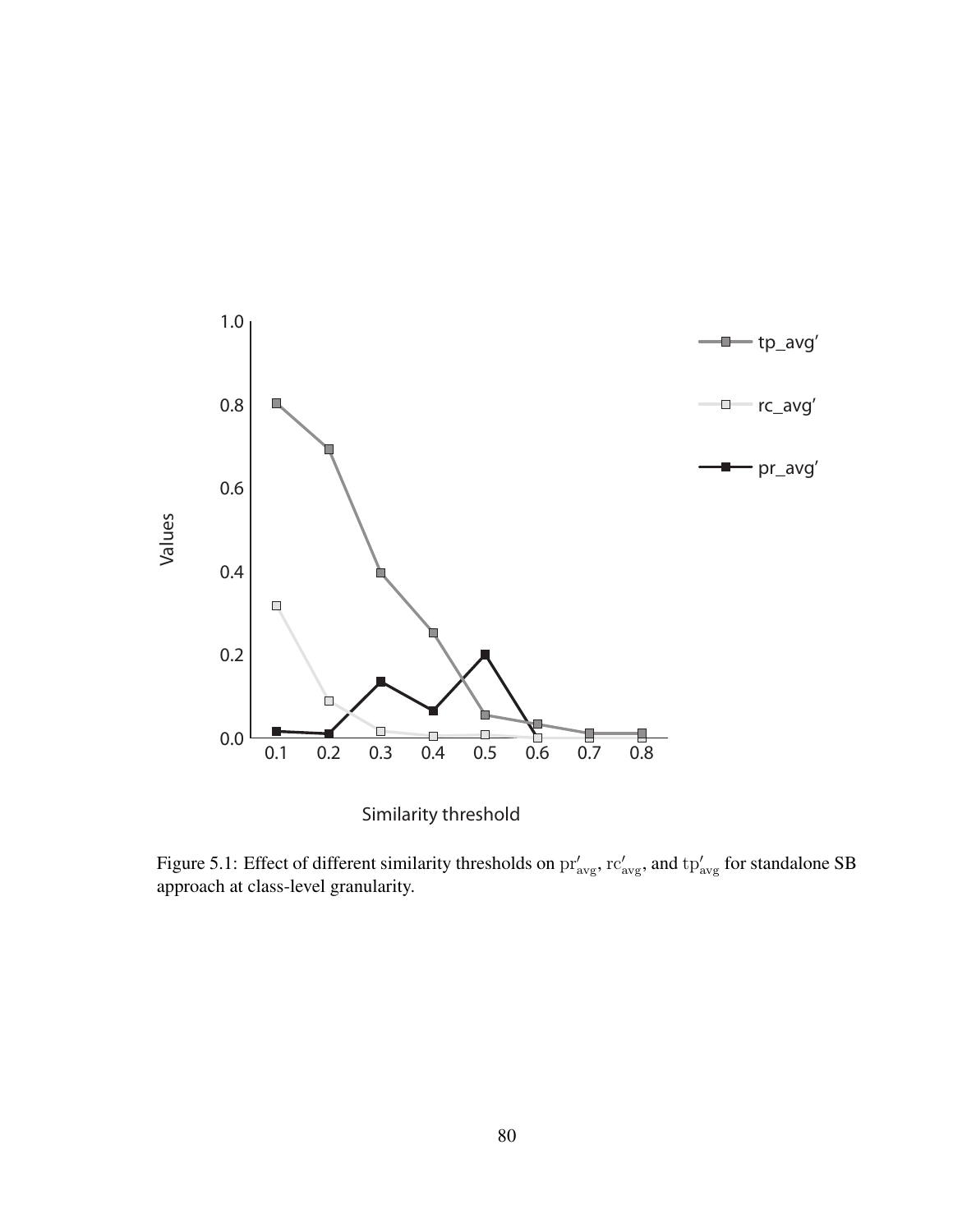Figure 5.1: Effect of different similarity thresholds on $\mathrm{pr}'_{\mathrm{avg}}$, $\mathrm{rc}'_{\mathrm{avg}}$, and $\mathrm{tp}'_{\mathrm{avg}}$ for standalone SB approach at class-level granularity.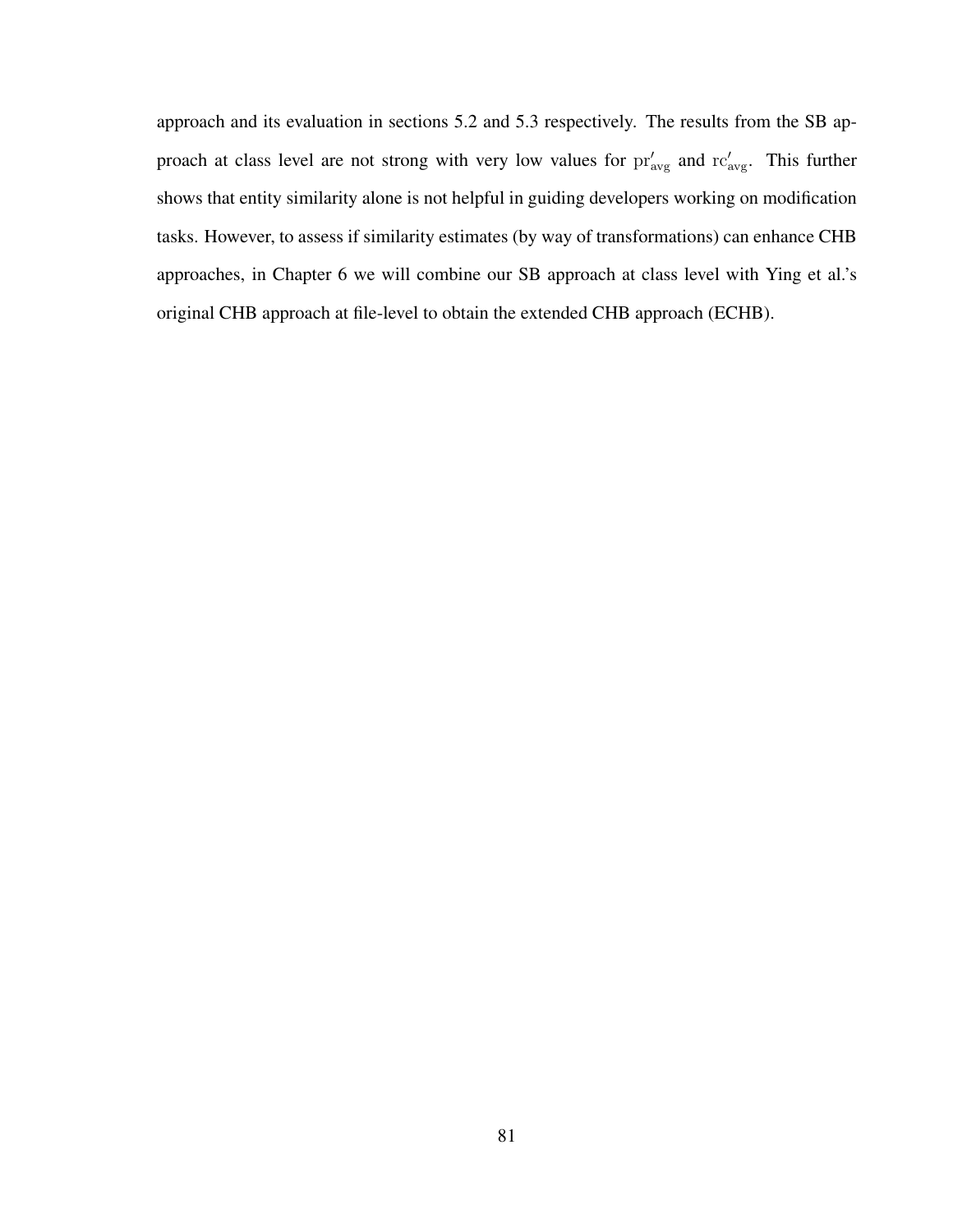approach and its evaluation in sections 5.2 and 5.3 respectively. The results from the SB approach at class level are not strong with very low values for $\mathrm{pr}'_{\mathrm{avg}}$ and $\mathrm{rc}'_{\mathrm{avg}}$. This further shows that entity similarity alone is not helpful in guiding developers working on modification tasks. However, to assess if similarity estimates (by way of transformations) can enhance CHB approaches, in Chapter 6 we will combine our SB approach at class level with Ying et al.'s original CHB approach at file-level to obtain the extended CHB approach (ECHB).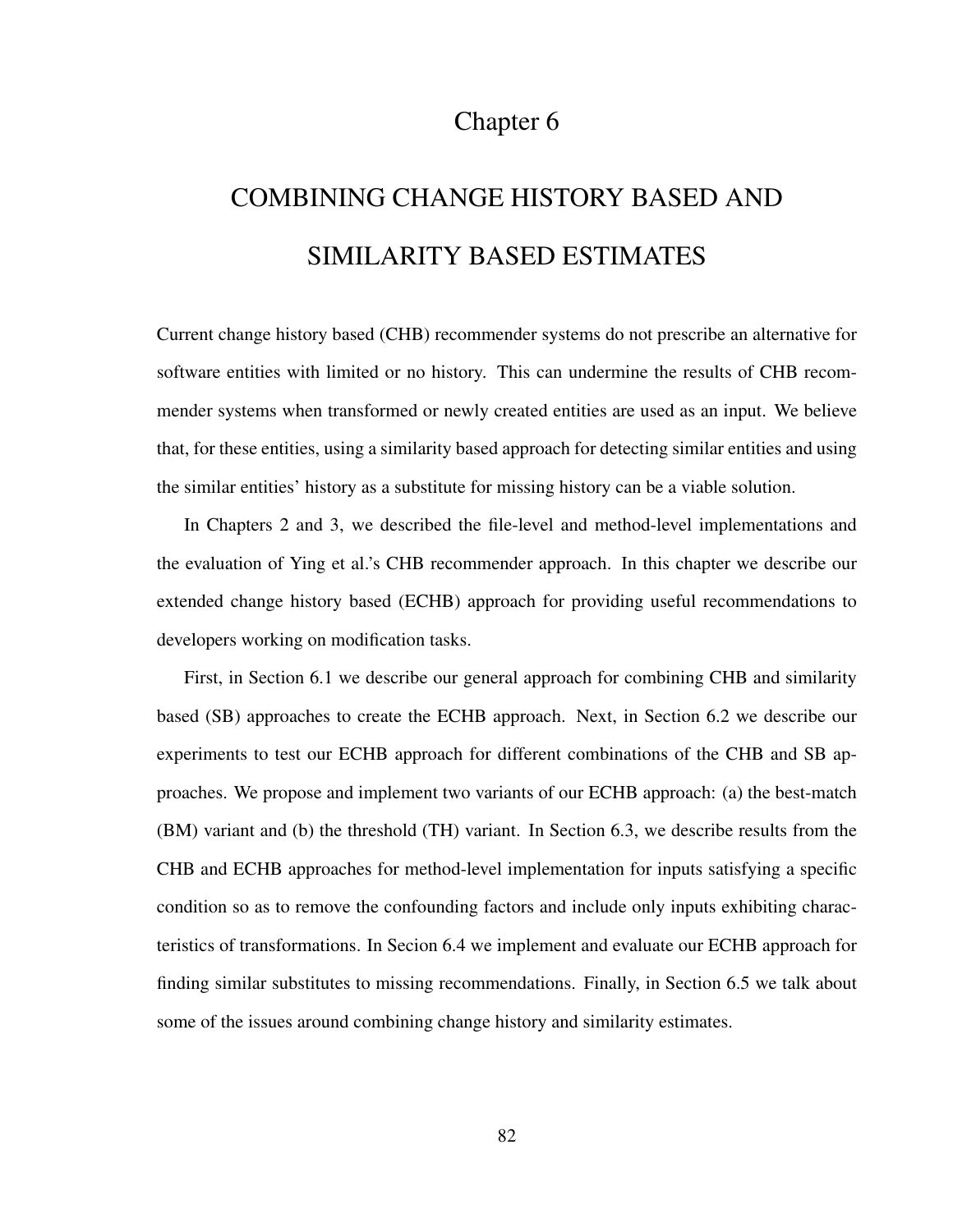# Chapter 6

# COMBINING CHANGE HISTORY BASED AND SIMILARITY BASED ESTIMATES

Current change history based (CHB) recommender systems do not prescribe an alternative for software entities with limited or no history. This can undermine the results of CHB recommender systems when transformed or newly created entities are used as an input. We believe that, for these entities, using a similarity based approach for detecting similar entities and using the similar entities' history as a substitute for missing history can be a viable solution.

In Chapters 2 and 3, we described the file-level and method-level implementations and the evaluation of Ying et al.'s CHB recommender approach. In this chapter we describe our extended change history based (ECHB) approach for providing useful recommendations to developers working on modification tasks.

First, in Section 6.1 we describe our general approach for combining CHB and similarity based (SB) approaches to create the ECHB approach. Next, in Section 6.2 we describe our experiments to test our ECHB approach for different combinations of the CHB and SB approaches. We propose and implement two variants of our ECHB approach: (a) the best-match (BM) variant and (b) the threshold (TH) variant. In Section 6.3, we describe results from the CHB and ECHB approaches for method-level implementation for inputs satisfying a specific condition so as to remove the confounding factors and include only inputs exhibiting characteristics of transformations. In Secion 6.4 we implement and evaluate our ECHB approach for finding similar substitutes to missing recommendations. Finally, in Section 6.5 we talk about some of the issues around combining change history and similarity estimates.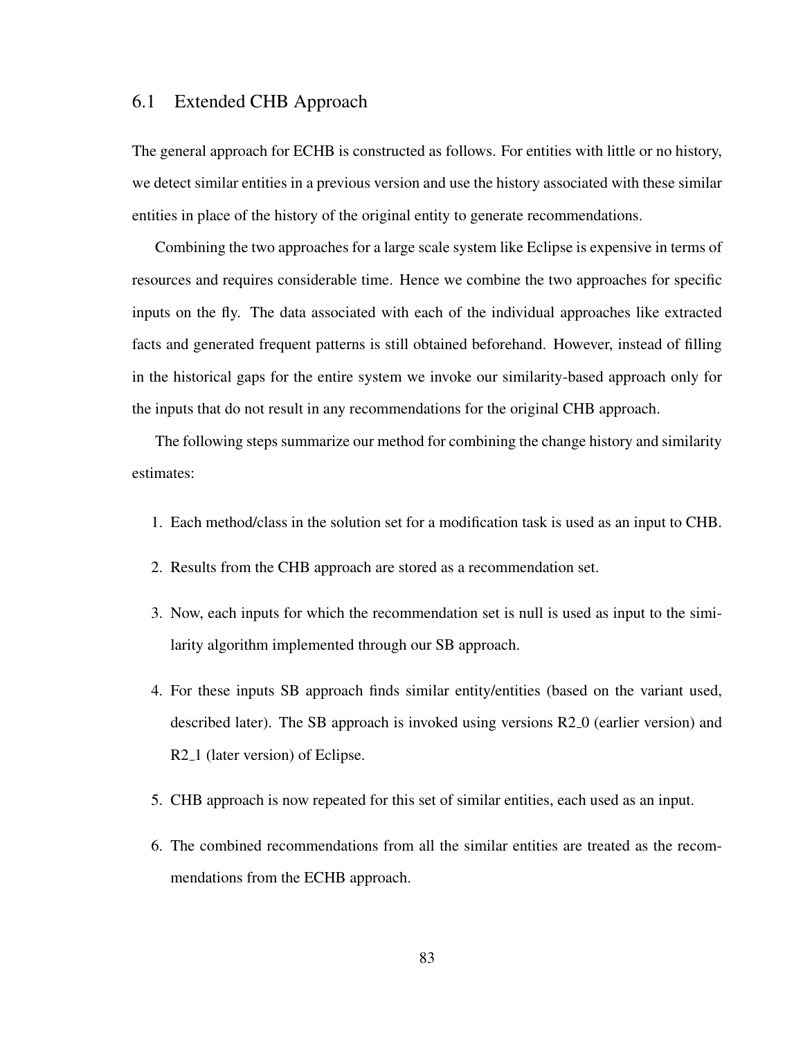## 6.1 Extended CHB Approach

The general approach for ECHB is constructed as follows. For entities with little or no history, we detect similar entities in a previous version and use the history associated with these similar entities in place of the history of the original entity to generate recommendations.

Combining the two approaches for a large scale system like Eclipse is expensive in terms of resources and requires considerable time. Hence we combine the two approaches for specific inputs on the fly. The data associated with each of the individual approaches like extracted facts and generated frequent patterns is still obtained beforehand. However, instead of filling in the historical gaps for the entire system we invoke our similarity-based approach only for the inputs that do not result in any recommendations for the original CHB approach.

The following steps summarize our method for combining the change history and similarity estimates:

1. Each method/class in the solution set for a modification task is used as an input to CHB.
2. Results from the CHB approach are stored as a recommendation set.
3. Now, each inputs for which the recommendation set is null is used as input to the similarity algorithm implemented through our SB approach.
4. For these inputs SB approach finds similar entity/entities (based on the variant used, described later). The SB approach is invoked using versions R2_0 (earlier version) and R2_1 (later version) of Eclipse.
5. CHB approach is now repeated for this set of similar entities, each used as an input.
6. The combined recommendations from all the similar entities are treated as the recommendations from the ECHB approach.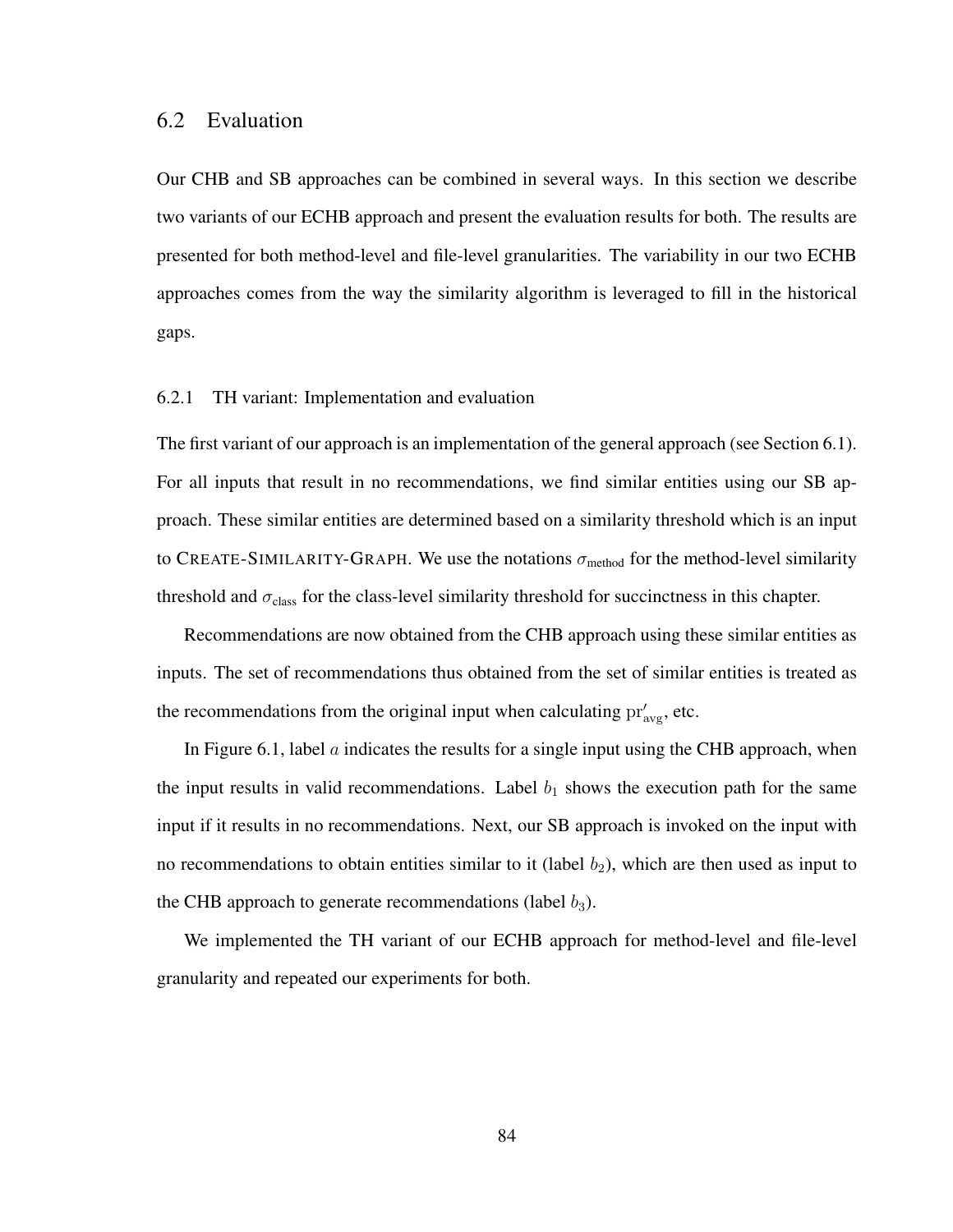## 6.2 Evaluation

Our CHB and SB approaches can be combined in several ways. In this section we describe two variants of our ECHB approach and present the evaluation results for both. The results are presented for both method-level and file-level granularities. The variability in our two ECHB approaches comes from the way the similarity algorithm is leveraged to fill in the historical gaps.

### 6.2.1 TH variant: Implementation and evaluation

The first variant of our approach is an implementation of the general approach (see Section 6.1). For all inputs that result in no recommendations, we find similar entities using our SB approach. These similar entities are determined based on a similarity threshold which is an input to CREATE-SIMILARITY-GRAPH. We use the notations $\sigma_{\text{method}}$ for the method-level similarity threshold and $\sigma_{\text{class}}$ for the class-level similarity threshold for succinctness in this chapter.

Recommendations are now obtained from the CHB approach using these similar entities as inputs. The set of recommendations thus obtained from the set of similar entities is treated as the recommendations from the original input when calculating $\mathrm{pr}'_{\text{avg}}$, etc.

In Figure 6.1, label $a$ indicates the results for a single input using the CHB approach, when the input results in valid recommendations. Label $b_1$ shows the execution path for the same input if it results in no recommendations. Next, our SB approach is invoked on the input with no recommendations to obtain entities similar to it (label $b_2$), which are then used as input to the CHB approach to generate recommendations (label $b_3$).

We implemented the TH variant of our ECHB approach for method-level and file-level granularity and repeated our experiments for both.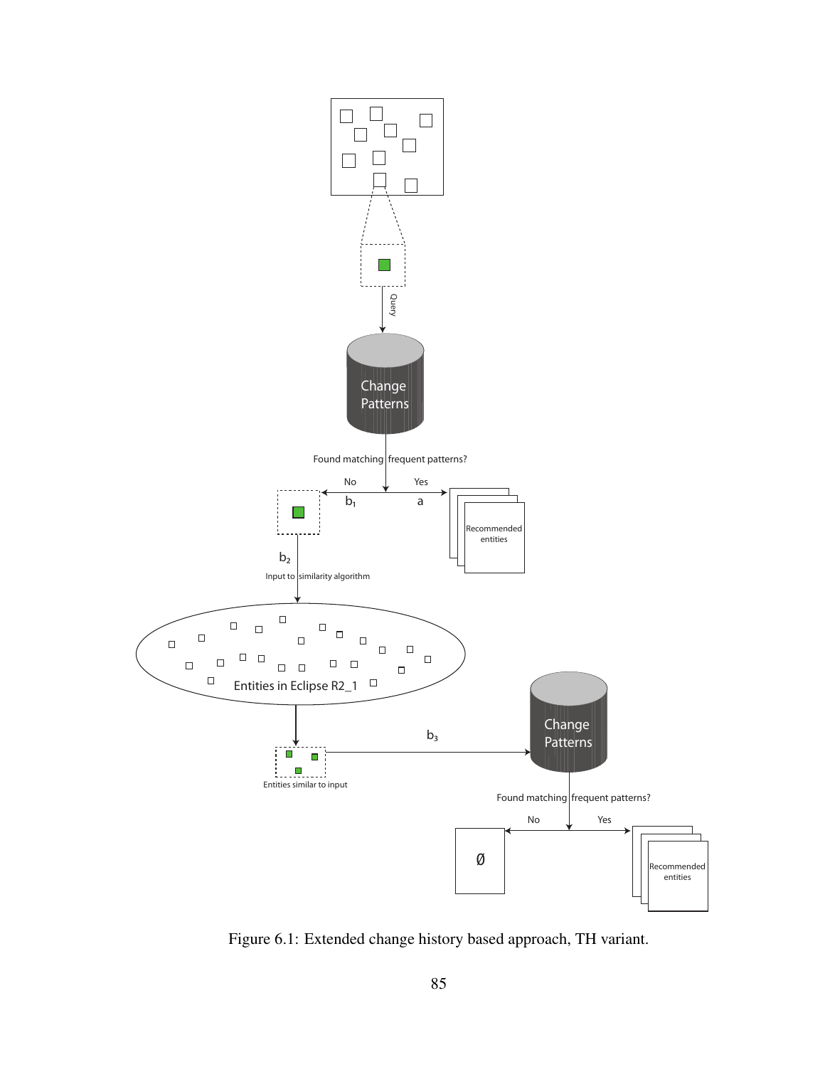Figure 6.1: Extended change history based approach, TH variant.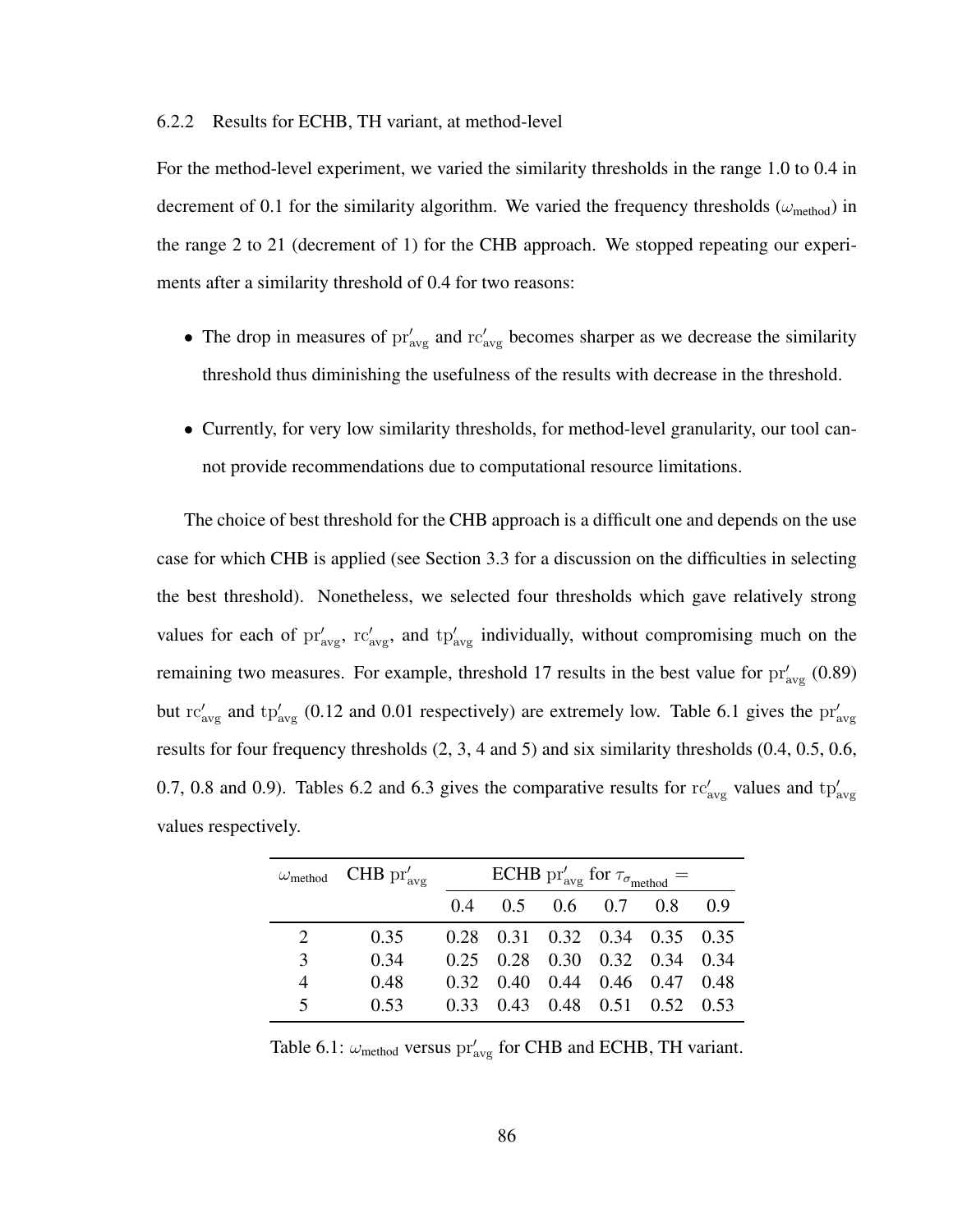### 6.2.2 Results for ECHB, TH variant, at method-level

For the method-level experiment, we varied the similarity thresholds in the range 1.0 to 0.4 in decrement of 0.1 for the similarity algorithm. We varied the frequency thresholds ($\omega_{\text{method}}$) in the range 2 to 21 (decrement of 1) for the CHB approach. We stopped repeating our experiments after a similarity threshold of 0.4 for two reasons:

- The drop in measures of $\text{pr}'_{\text{avg}}$ and $\text{rc}'_{\text{avg}}$ becomes sharper as we decrease the similarity threshold thus diminishing the usefulness of the results with decrease in the threshold.
- Currently, for very low similarity thresholds, for method-level granularity, our tool cannot provide recommendations due to computational resource limitations.

The choice of best threshold for the CHB approach is a difficult one and depends on the use case for which CHB is applied (see Section 3.3 for a discussion on the difficulties in selecting the best threshold). Nonetheless, we selected four thresholds which gave relatively strong values for each of $\text{pr}'_{\text{avg}}$, $\text{rc}'_{\text{avg}}$, and $\text{tp}'_{\text{avg}}$ individually, without compromising much on the remaining two measures. For example, threshold 17 results in the best value for $\text{pr}'_{\text{avg}}$ (0.89) but $\text{rc}'_{\text{avg}}$ and $\text{tp}'_{\text{avg}}$ (0.12 and 0.01 respectively) are extremely low. Table 6.1 gives the $\text{pr}'_{\text{avg}}$ results for four frequency thresholds (2, 3, 4 and 5) and six similarity thresholds (0.4, 0.5, 0.6, 0.7, 0.8 and 0.9). Tables 6.2 and 6.3 gives the comparative results for $\text{rc}'_{\text{avg}}$ values and $\text{tp}'_{\text{avg}}$ values respectively.

| $\omega_{\text{method}}$ | CHB $\text{pr}'_{\text{avg}}$ | ECHB $\text{pr}'_{\text{avg}}$ for $\tau_{\sigma_{\text{method}}} =$ | | | | | |
|---|---|---|---|---|---|---|---|
| | | 0.4 | 0.5 | 0.6 | 0.7 | 0.8 | 0.9 |
| 2 | 0.35 | 0.28 | 0.31 | 0.32 | 0.34 | 0.35 | 0.35 |
| 3 | 0.34 | 0.25 | 0.28 | 0.30 | 0.32 | 0.34 | 0.34 |
| 4 | 0.48 | 0.32 | 0.40 | 0.44 | 0.46 | 0.47 | 0.48 |
| 5 | 0.53 | 0.33 | 0.43 | 0.48 | 0.51 | 0.52 | 0.53 |

Table 6.1: $\omega_{\text{method}}$ versus $\text{pr}'_{\text{avg}}$ for CHB and ECHB, TH variant.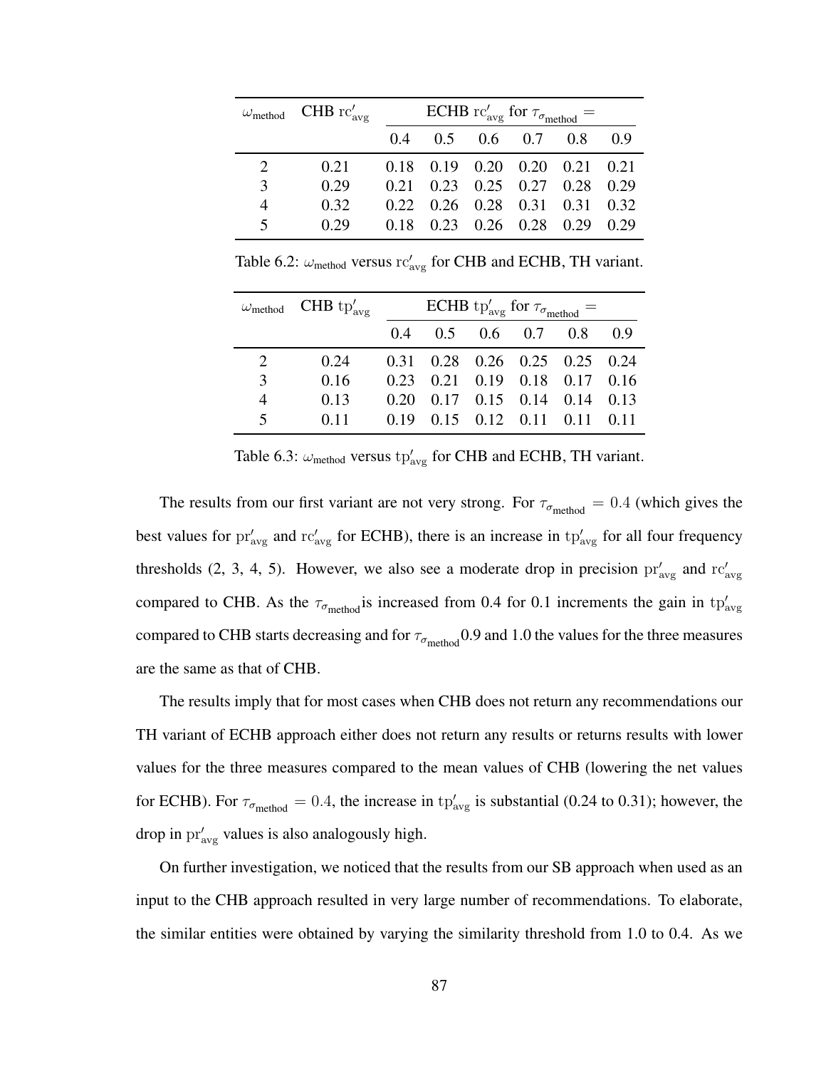| $\omega_{\text{method}}$ | CHB $\text{rc}'_{\text{avg}}$ | ECHB $\text{rc}'_{\text{avg}}$ for $\tau_{\sigma_{\text{method}}} =$ | | | | | |
|---|---|---|---|---|---|---|---|
| | | 0.4 | 0.5 | 0.6 | 0.7 | 0.8 | 0.9 |
| 2 | 0.21 | 0.18 | 0.19 | 0.20 | 0.20 | 0.21 | 0.21 |
| 3 | 0.29 | 0.21 | 0.23 | 0.25 | 0.27 | 0.28 | 0.29 |
| 4 | 0.32 | 0.22 | 0.26 | 0.28 | 0.31 | 0.31 | 0.32 |
| 5 | 0.29 | 0.18 | 0.23 | 0.26 | 0.28 | 0.29 | 0.29 |

Table 6.2: $\omega_{\text{method}}$ versus $\text{rc}'_{\text{avg}}$ for CHB and ECHB, TH variant.

| $\omega_{\text{method}}$ | CHB $\text{tp}'_{\text{avg}}$ | ECHB $\text{tp}'_{\text{avg}}$ for $\tau_{\sigma_{\text{method}}} =$ | | | | | |
|---|---|---|---|---|---|---|---|
| | | 0.4 | 0.5 | 0.6 | 0.7 | 0.8 | 0.9 |
| 2 | 0.24 | 0.31 | 0.28 | 0.26 | 0.25 | 0.25 | 0.24 |
| 3 | 0.16 | 0.23 | 0.21 | 0.19 | 0.18 | 0.17 | 0.16 |
| 4 | 0.13 | 0.20 | 0.17 | 0.15 | 0.14 | 0.14 | 0.13 |
| 5 | 0.11 | 0.19 | 0.15 | 0.12 | 0.11 | 0.11 | 0.11 |

Table 6.3: $\omega_{\text{method}}$ versus $\text{tp}'_{\text{avg}}$ for CHB and ECHB, TH variant.

The results from our first variant are not very strong. For $\tau_{\sigma_{\text{method}}} = 0.4$ (which gives the best values for $\text{pr}'_{\text{avg}}$ and $\text{rc}'_{\text{avg}}$ for ECHB), there is an increase in $\text{tp}'_{\text{avg}}$ for all four frequency thresholds (2, 3, 4, 5). However, we also see a moderate drop in precision $\text{pr}'_{\text{avg}}$ and $\text{rc}'_{\text{avg}}$ compared to CHB. As the $\tau_{\sigma_{\text{method}}}$is increased from 0.4 for 0.1 increments the gain in $\text{tp}'_{\text{avg}}$ compared to CHB starts decreasing and for $\tau_{\sigma_{\text{method}}}$0.9 and 1.0 the values for the three measures are the same as that of CHB.

The results imply that for most cases when CHB does not return any recommendations our TH variant of ECHB approach either does not return any results or returns results with lower values for the three measures compared to the mean values of CHB (lowering the net values for ECHB). For $\tau_{\sigma_{\text{method}}} = 0.4$, the increase in $\text{tp}'_{\text{avg}}$ is substantial (0.24 to 0.31); however, the drop in $\text{pr}'_{\text{avg}}$ values is also analogously high.

On further investigation, we noticed that the results from our SB approach when used as an input to the CHB approach resulted in very large number of recommendations. To elaborate, the similar entities were obtained by varying the similarity threshold from 1.0 to 0.4. As we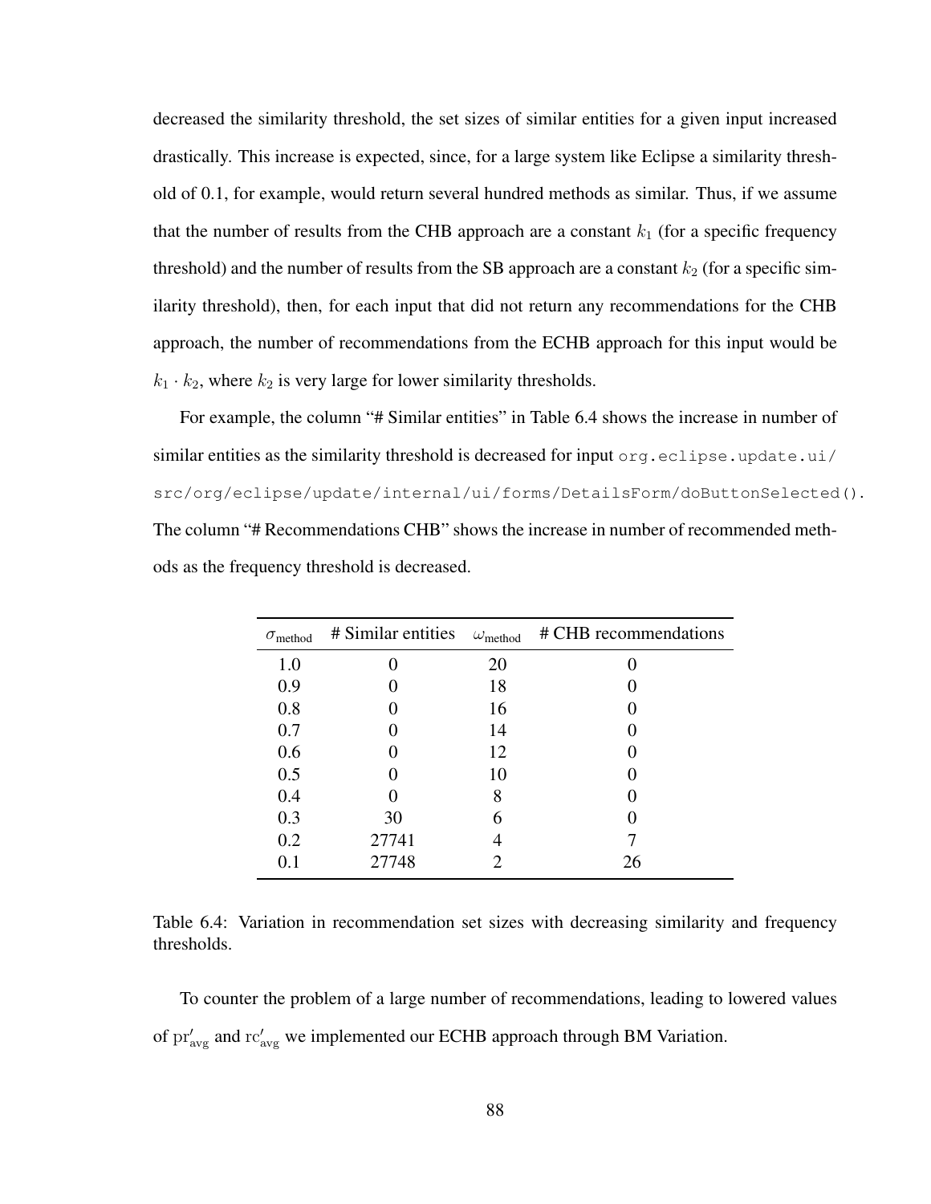decreased the similarity threshold, the set sizes of similar entities for a given input increased drastically. This increase is expected, since, for a large system like Eclipse a similarity threshold of 0.1, for example, would return several hundred methods as similar. Thus, if we assume that the number of results from the CHB approach are a constant $k_1$ (for a specific frequency threshold) and the number of results from the SB approach are a constant $k_2$ (for a specific similarity threshold), then, for each input that did not return any recommendations for the CHB approach, the number of recommendations from the ECHB approach for this input would be $k_1 \cdot k_2$, where $k_2$ is very large for lower similarity thresholds.

For example, the column "# Similar entities" in Table 6.4 shows the increase in number of similar entities as the similarity threshold is decreased for input `org.eclipse.update.ui/src/org/eclipse/update/internal/ui/forms/DetailsForm/doButtonSelected()`. The column "# Recommendations CHB" shows the increase in number of recommended methods as the frequency threshold is decreased.

| $\sigma_{\text{method}}$ | # Similar entities | $\omega_{\text{method}}$ | # CHB recommendations |
|---|---|---|---|
| 1.0 | 0 | 20 | 0 |
| 0.9 | 0 | 18 | 0 |
| 0.8 | 0 | 16 | 0 |
| 0.7 | 0 | 14 | 0 |
| 0.6 | 0 | 12 | 0 |
| 0.5 | 0 | 10 | 0 |
| 0.4 | 0 | 8 | 0 |
| 0.3 | 30 | 6 | 0 |
| 0.2 | 27741 | 4 | 7 |
| 0.1 | 27748 | 2 | 26 |

Table 6.4: Variation in recommendation set sizes with decreasing similarity and frequency thresholds.

To counter the problem of a large number of recommendations, leading to lowered values of $\text{pr}'_{\text{avg}}$ and $\text{rc}'_{\text{avg}}$ we implemented our ECHB approach through BM Variation.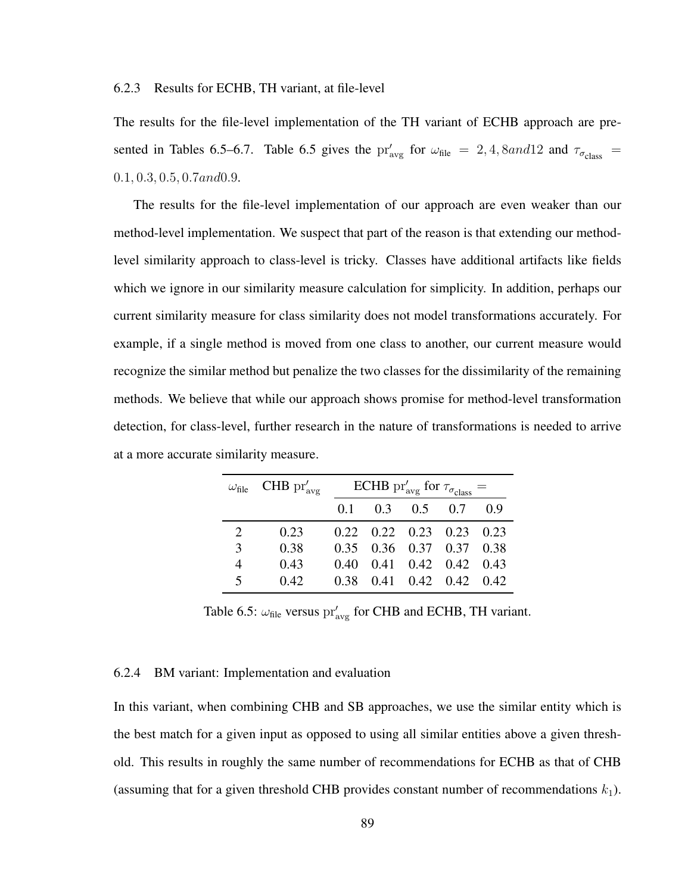### 6.2.3 Results for ECHB, TH variant, at file-level

The results for the file-level implementation of the TH variant of ECHB approach are presented in Tables 6.5–6.7. Table 6.5 gives the $\text{pr}'_{\text{avg}}$ for $\omega_{\text{file}} = 2, 4, 8 and 12$ and $\tau_{\sigma_{\text{class}}} = 0.1, 0.3, 0.5, 0.7 and 0.9$.

The results for the file-level implementation of our approach are even weaker than our method-level implementation. We suspect that part of the reason is that extending our method-level similarity approach to class-level is tricky. Classes have additional artifacts like fields which we ignore in our similarity measure calculation for simplicity. In addition, perhaps our current similarity measure for class similarity does not model transformations accurately. For example, if a single method is moved from one class to another, our current measure would recognize the similar method but penalize the two classes for the dissimilarity of the remaining methods. We believe that while our approach shows promise for method-level transformation detection, for class-level, further research in the nature of transformations is needed to arrive at a more accurate similarity measure.

| $\omega_{\text{file}}$ | CHB $\text{pr}'_{\text{avg}}$ | ECHB $\text{pr}'_{\text{avg}}$ for $\tau_{\sigma_{\text{class}}} =$ | | | | |
|---|---|---|---|---|---|---|
| | | 0.1 | 0.3 | 0.5 | 0.7 | 0.9 |
| 2 | 0.23 | 0.22 | 0.22 | 0.23 | 0.23 | 0.23 |
| 3 | 0.38 | 0.35 | 0.36 | 0.37 | 0.37 | 0.38 |
| 4 | 0.43 | 0.40 | 0.41 | 0.42 | 0.42 | 0.43 |
| 5 | 0.42 | 0.38 | 0.41 | 0.42 | 0.42 | 0.42 |

Table 6.5: $\omega_{\text{file}}$ versus $\text{pr}'_{\text{avg}}$ for CHB and ECHB, TH variant.

### 6.2.4 BM variant: Implementation and evaluation

In this variant, when combining CHB and SB approaches, we use the similar entity which is the best match for a given input as opposed to using all similar entities above a given threshold. This results in roughly the same number of recommendations for ECHB as that of CHB (assuming that for a given threshold CHB provides constant number of recommendations $k_1$).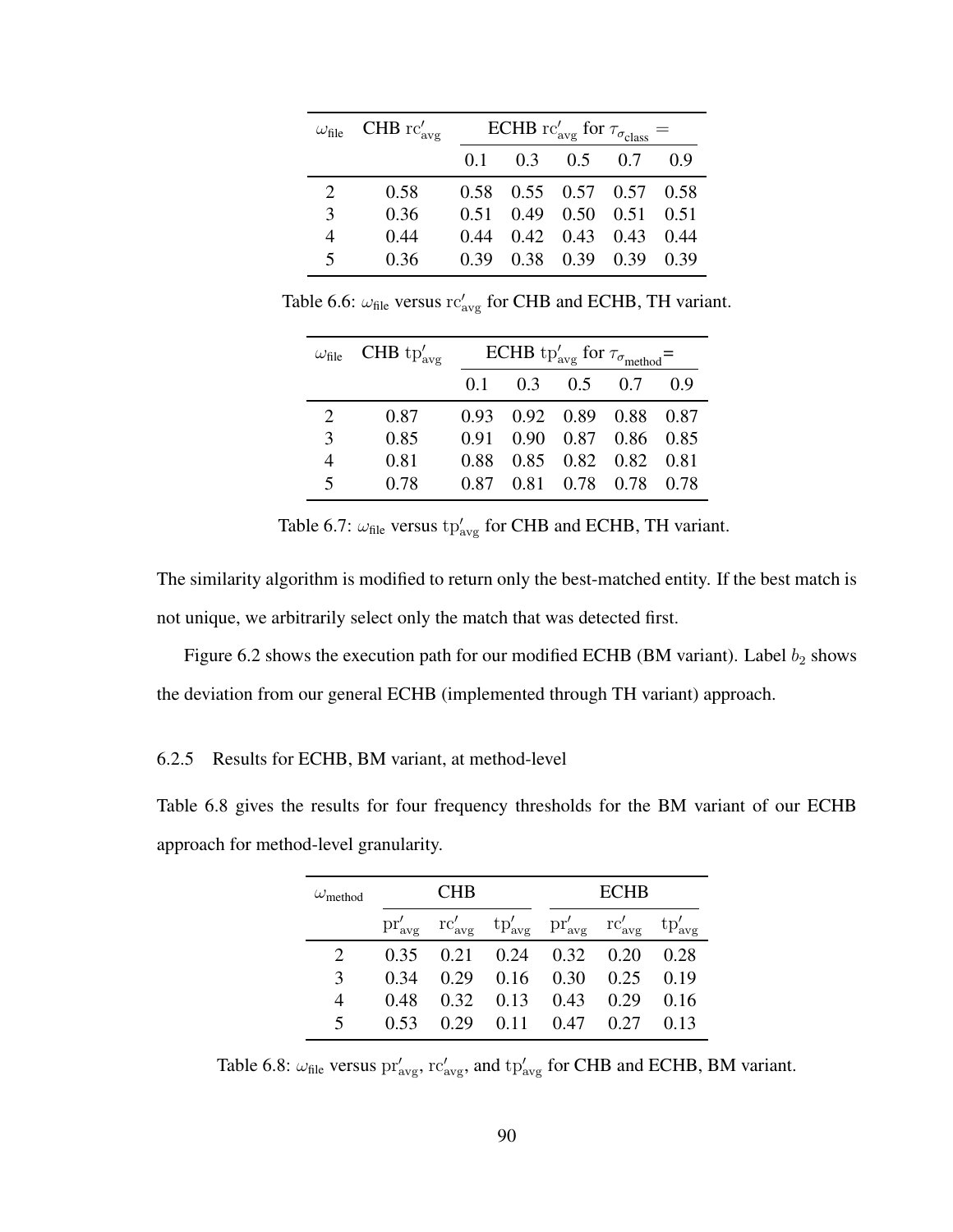| $\omega_{\text{file}}$ | CHB $\text{rc}'_{\text{avg}}$ | ECHB $\text{rc}'_{\text{avg}}$ for $\tau_{\sigma_{\text{class}}} =$ | | | | |
|---|---|---|---|---|---|---|
| | | 0.1 | 0.3 | 0.5 | 0.7 | 0.9 |
| 2 | 0.58 | 0.58 | 0.55 | 0.57 | 0.57 | 0.58 |
| 3 | 0.36 | 0.51 | 0.49 | 0.50 | 0.51 | 0.51 |
| 4 | 0.44 | 0.44 | 0.42 | 0.43 | 0.43 | 0.44 |
| 5 | 0.36 | 0.39 | 0.38 | 0.39 | 0.39 | 0.39 |

Table 6.6: $\omega_{\text{file}}$ versus $\text{rc}'_{\text{avg}}$ for CHB and ECHB, TH variant.

| $\omega_{\text{file}}$ | CHB $\text{tp}'_{\text{avg}}$ | ECHB $\text{tp}'_{\text{avg}}$ for $\tau_{\sigma_{\text{method}}} =$ | | | | |
|---|---|---|---|---|---|---|
| | | 0.1 | 0.3 | 0.5 | 0.7 | 0.9 |
| 2 | 0.87 | 0.93 | 0.92 | 0.89 | 0.88 | 0.87 |
| 3 | 0.85 | 0.91 | 0.90 | 0.87 | 0.86 | 0.85 |
| 4 | 0.81 | 0.88 | 0.85 | 0.82 | 0.82 | 0.81 |
| 5 | 0.78 | 0.87 | 0.81 | 0.78 | 0.78 | 0.78 |

Table 6.7: $\omega_{\text{file}}$ versus $\text{tp}'_{\text{avg}}$ for CHB and ECHB, TH variant.

The similarity algorithm is modified to return only the best-matched entity. If the best match is not unique, we arbitrarily select only the match that was detected first.

Figure 6.2 shows the execution path for our modified ECHB (BM variant). Label $b_2$ shows the deviation from our general ECHB (implemented through TH variant) approach.

### 6.2.5 Results for ECHB, BM variant, at method-level

Table 6.8 gives the results for four frequency thresholds for the BM variant of our ECHB approach for method-level granularity.

| $\omega_{\text{method}}$ | CHB | | | ECHB | | |
|---|---|---|---|---|---|---|
| | $\text{pr}'_{\text{avg}}$ | $\text{rc}'_{\text{avg}}$ | $\text{tp}'_{\text{avg}}$ | $\text{pr}'_{\text{avg}}$ | $\text{rc}'_{\text{avg}}$ | $\text{tp}'_{\text{avg}}$ |
| 2 | 0.35 | 0.21 | 0.24 | 0.32 | 0.20 | 0.28 |
| 3 | 0.34 | 0.29 | 0.16 | 0.30 | 0.25 | 0.19 |
| 4 | 0.48 | 0.32 | 0.13 | 0.43 | 0.29 | 0.16 |
| 5 | 0.53 | 0.29 | 0.11 | 0.47 | 0.27 | 0.13 |

Table 6.8: $\omega_{\text{file}}$ versus $\text{pr}'_{\text{avg}}$, $\text{rc}'_{\text{avg}}$, and $\text{tp}'_{\text{avg}}$ for CHB and ECHB, BM variant.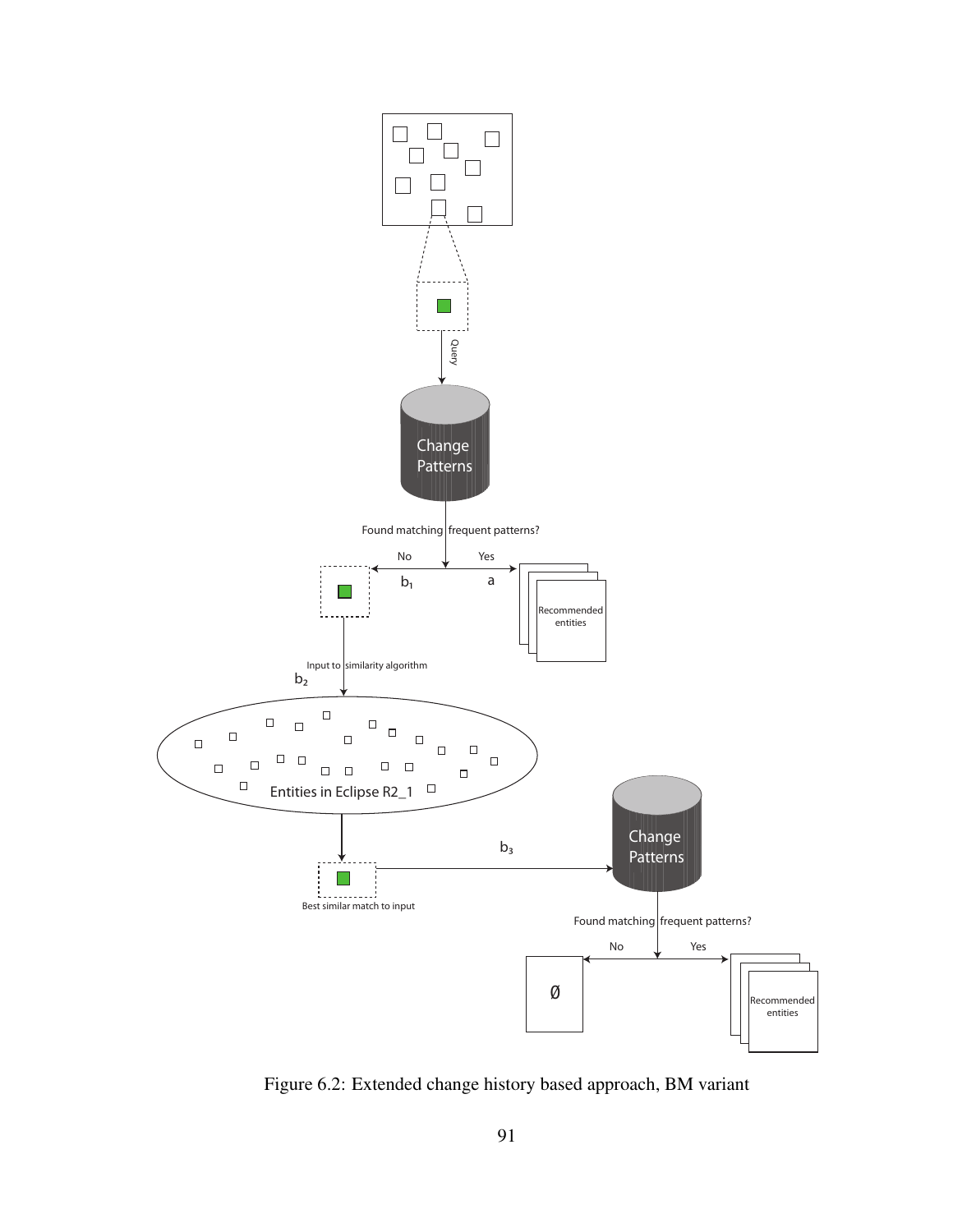Figure 6.2: Extended change history based approach, BM variant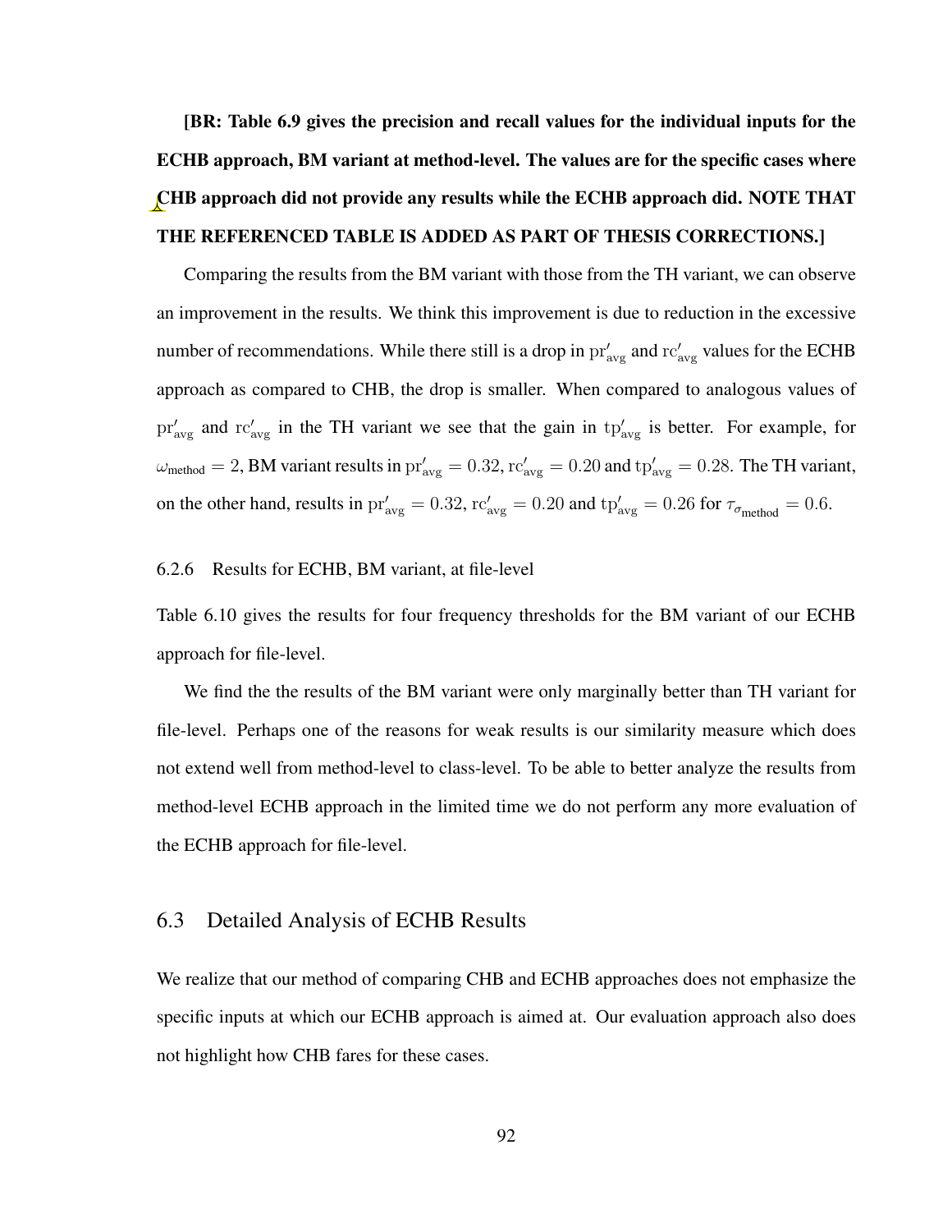**[BR: Table 6.9 gives the precision and recall values for the individual inputs for the ECHB approach, BM variant at method-level. The values are for the specific cases where CHB approach did not provide any results while the ECHB approach did. NOTE THAT THE REFERENCED TABLE IS ADDED AS PART OF THESIS CORRECTIONS.]**

Comparing the results from the BM variant with those from the TH variant, we can observe an improvement in the results. We think this improvement is due to reduction in the excessive number of recommendations. While there still is a drop in $\mathrm{pr}'_{\mathrm{avg}}$ and $\mathrm{rc}'_{\mathrm{avg}}$ values for the ECHB approach as compared to CHB, the drop is smaller. When compared to analogous values of $\mathrm{pr}'_{\mathrm{avg}}$ and $\mathrm{rc}'_{\mathrm{avg}}$ in the TH variant we see that the gain in $\mathrm{tp}'_{\mathrm{avg}}$ is better. For example, for $\omega_{\mathrm{method}} = 2$, BM variant results in $\mathrm{pr}'_{\mathrm{avg}} = 0.32$, $\mathrm{rc}'_{\mathrm{avg}} = 0.20$ and $\mathrm{tp}'_{\mathrm{avg}} = 0.28$. The TH variant, on the other hand, results in $\mathrm{pr}'_{\mathrm{avg}} = 0.32$, $\mathrm{rc}'_{\mathrm{avg}} = 0.20$ and $\mathrm{tp}'_{\mathrm{avg}} = 0.26$ for $\tau_{\sigma_{\mathrm{method}}} = 0.6$.

### 6.2.6 Results for ECHB, BM variant, at file-level

Table 6.10 gives the results for four frequency thresholds for the BM variant of our ECHB approach for file-level.

We find the the results of the BM variant were only marginally better than TH variant for file-level. Perhaps one of the reasons for weak results is our similarity measure which does not extend well from method-level to class-level. To be able to better analyze the results from method-level ECHB approach in the limited time we do not perform any more evaluation of the ECHB approach for file-level.

## 6.3 Detailed Analysis of ECHB Results

We realize that our method of comparing CHB and ECHB approaches does not emphasize the specific inputs at which our ECHB approach is aimed at. Our evaluation approach also does not highlight how CHB fares for these cases.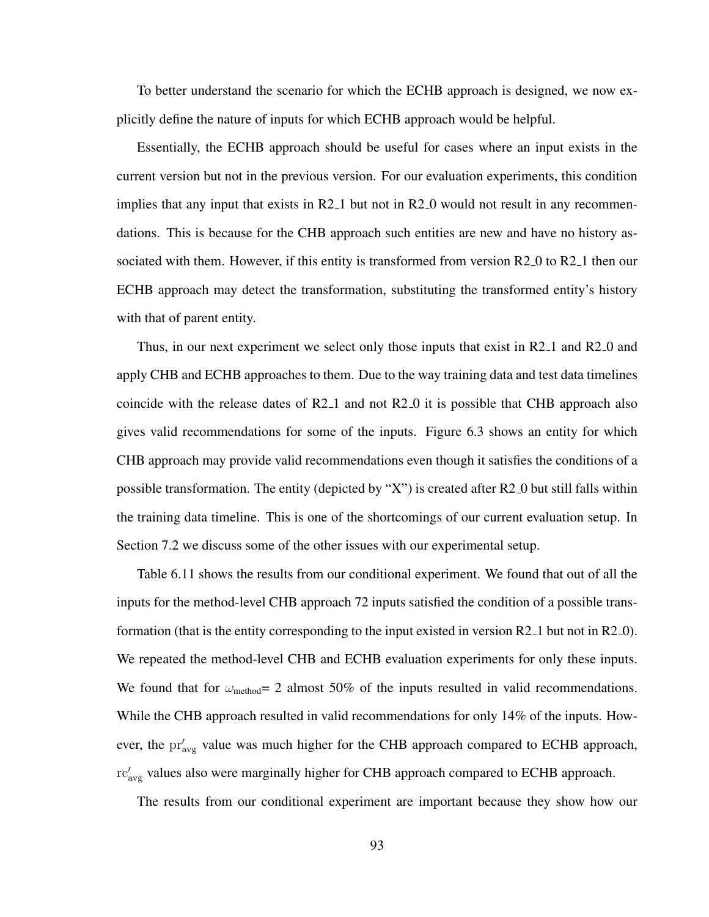To better understand the scenario for which the ECHB approach is designed, we now explicitly define the nature of inputs for which ECHB approach would be helpful.

Essentially, the ECHB approach should be useful for cases where an input exists in the current version but not in the previous version. For our evaluation experiments, this condition implies that any input that exists in R2_1 but not in R2_0 would not result in any recommendations. This is because for the CHB approach such entities are new and have no history associated with them. However, if this entity is transformed from version R2_0 to R2_1 then our ECHB approach may detect the transformation, substituting the transformed entity's history with that of parent entity.

Thus, in our next experiment we select only those inputs that exist in R2_1 and R2_0 and apply CHB and ECHB approaches to them. Due to the way training data and test data timelines coincide with the release dates of R2_1 and not R2_0 it is possible that CHB approach also gives valid recommendations for some of the inputs. Figure 6.3 shows an entity for which CHB approach may provide valid recommendations even though it satisfies the conditions of a possible transformation. The entity (depicted by "X") is created after R2_0 but still falls within the training data timeline. This is one of the shortcomings of our current evaluation setup. In Section 7.2 we discuss some of the other issues with our experimental setup.

Table 6.11 shows the results from our conditional experiment. We found that out of all the inputs for the method-level CHB approach 72 inputs satisfied the condition of a possible transformation (that is the entity corresponding to the input existed in version R2_1 but not in R2_0). We repeated the method-level CHB and ECHB evaluation experiments for only these inputs. We found that for $\omega_{\text{method}}$= 2 almost 50% of the inputs resulted in valid recommendations. While the CHB approach resulted in valid recommendations for only 14% of the inputs. However, the $\text{pr}'_{\text{avg}}$ value was much higher for the CHB approach compared to ECHB approach, $\text{rc}'_{\text{avg}}$ values also were marginally higher for CHB approach compared to ECHB approach.

The results from our conditional experiment are important because they show how our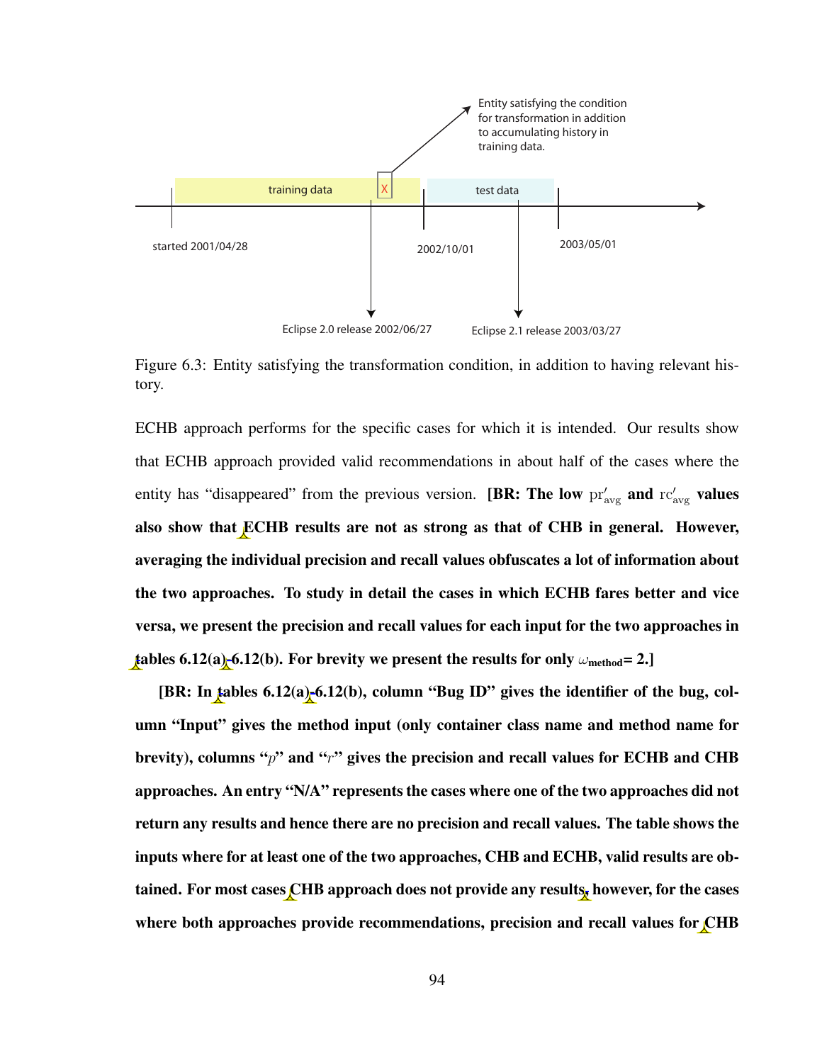Figure 6.3: Entity satisfying the transformation condition, in addition to having relevant history.

ECHB approach performs for the specific cases for which it is intended. Our results show that ECHB approach provided valid recommendations in about half of the cases where the entity has "disappeared" from the previous version. **[BR: The low $\mathrm{pr}'_{\mathrm{avg}}$ and $\mathrm{rc}'_{\mathrm{avg}}$ values also show that ECHB results are not as strong as that of CHB in general. However, averaging the individual precision and recall values obfuscates a lot of information about the two approaches. To study in detail the cases in which ECHB fares better and vice versa, we present the precision and recall values for each input for the two approaches in tables 6.12(a)-6.12(b). For brevity we present the results for only $\omega_{\mathbf{method}}$= 2.]**

**[BR: In tables 6.12(a)-6.12(b), column "Bug ID" gives the identifier of the bug, column "Input" gives the method input (only container class name and method name for brevity), columns "$p$" and "$r$" gives the precision and recall values for ECHB and CHB approaches. An entry "N/A" represents the cases where one of the two approaches did not return any results and hence there are no precision and recall values. The table shows the inputs where for at least one of the two approaches, CHB and ECHB, valid results are obtained. For most cases CHB approach does not provide any results, however, for the cases where both approaches provide recommendations, precision and recall values for CHB**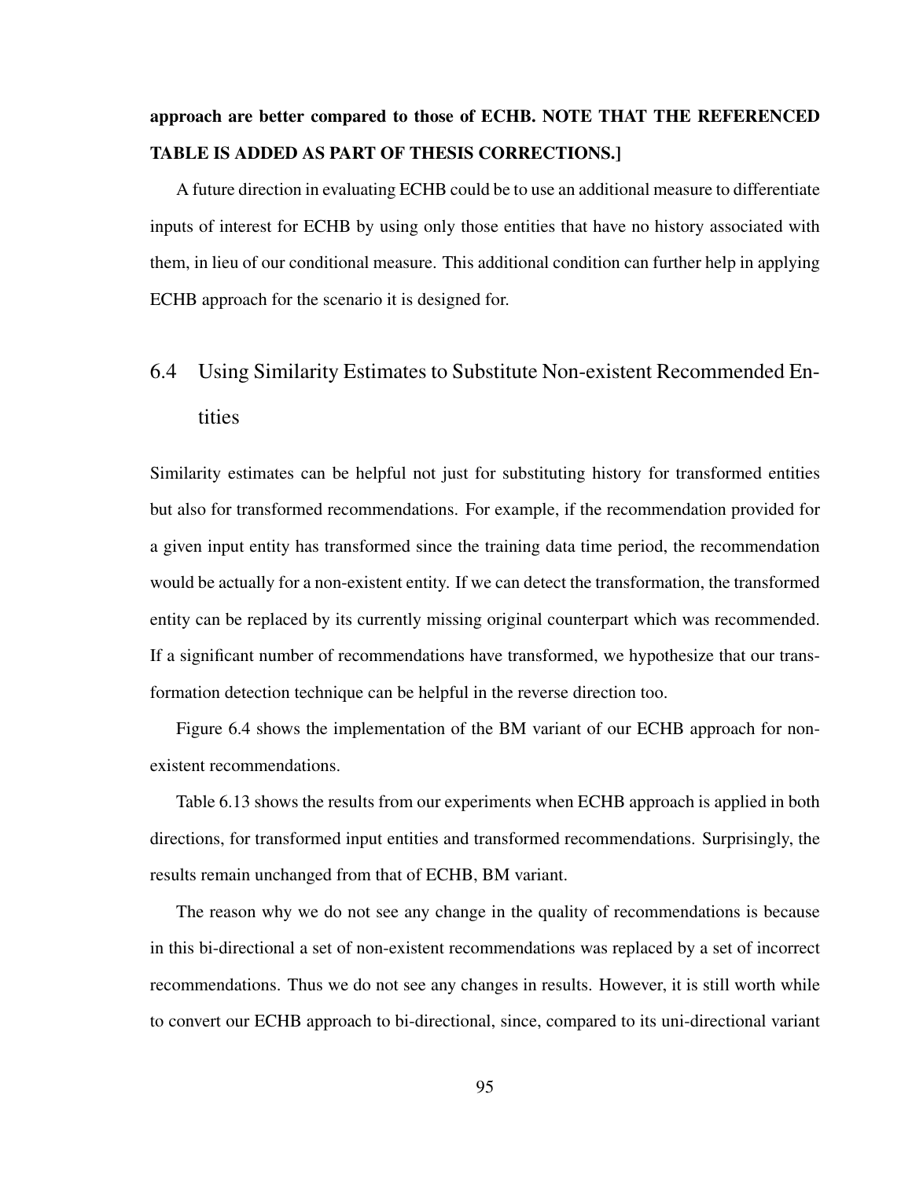**approach are better compared to those of ECHB. NOTE THAT THE REFERENCED TABLE IS ADDED AS PART OF THESIS CORRECTIONS.]**

A future direction in evaluating ECHB could be to use an additional measure to differentiate inputs of interest for ECHB by using only those entities that have no history associated with them, in lieu of our conditional measure. This additional condition can further help in applying ECHB approach for the scenario it is designed for.

## 6.4 Using Similarity Estimates to Substitute Non-existent Recommended Entities

Similarity estimates can be helpful not just for substituting history for transformed entities but also for transformed recommendations. For example, if the recommendation provided for a given input entity has transformed since the training data time period, the recommendation would be actually for a non-existent entity. If we can detect the transformation, the transformed entity can be replaced by its currently missing original counterpart which was recommended. If a significant number of recommendations have transformed, we hypothesize that our transformation detection technique can be helpful in the reverse direction too.

Figure 6.4 shows the implementation of the BM variant of our ECHB approach for non-existent recommendations.

Table 6.13 shows the results from our experiments when ECHB approach is applied in both directions, for transformed input entities and transformed recommendations. Surprisingly, the results remain unchanged from that of ECHB, BM variant.

The reason why we do not see any change in the quality of recommendations is because in this bi-directional a set of non-existent recommendations was replaced by a set of incorrect recommendations. Thus we do not see any changes in results. However, it is still worth while to convert our ECHB approach to bi-directional, since, compared to its uni-directional variant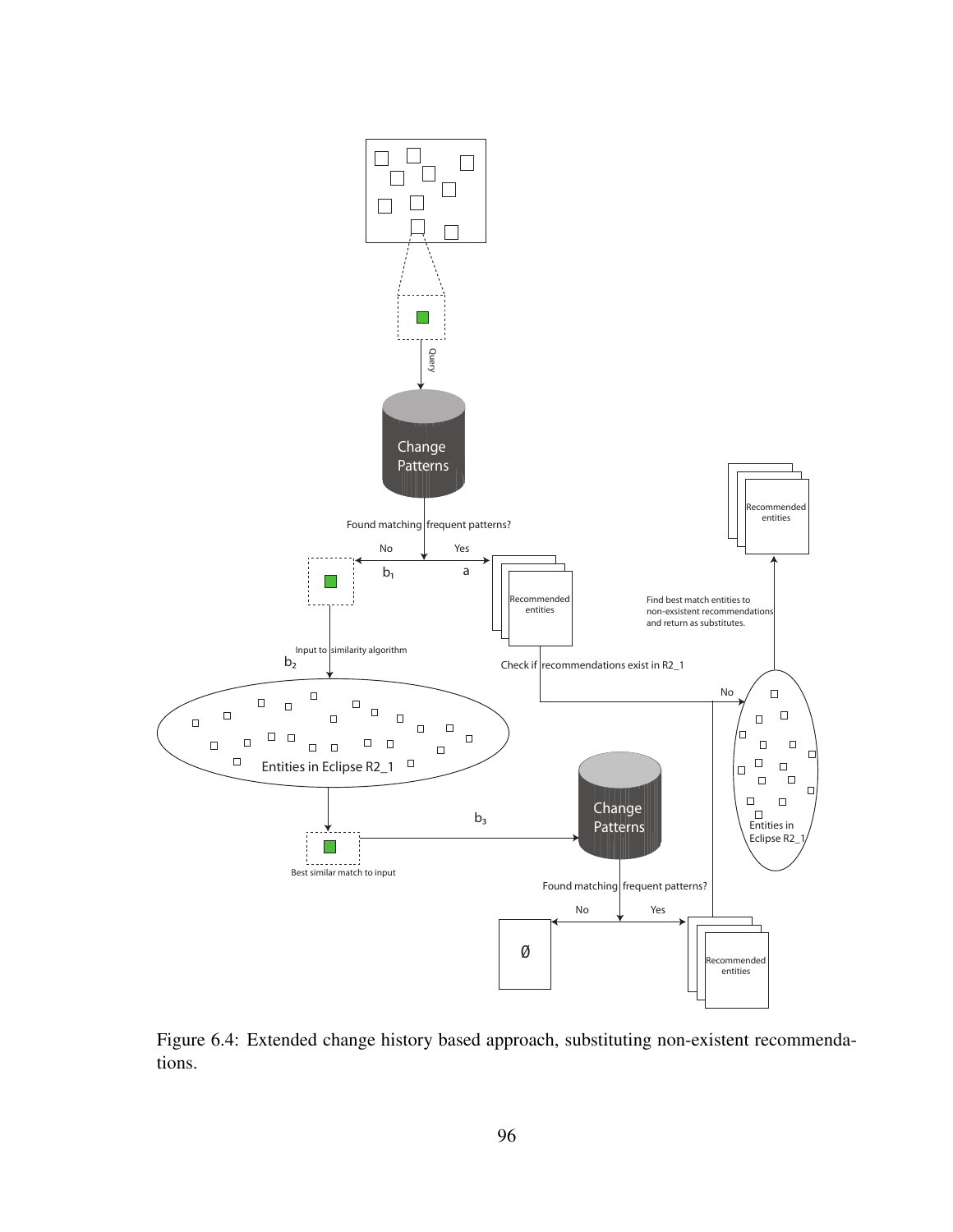Figure 6.4: Extended change history based approach, substituting non-existent recommendations.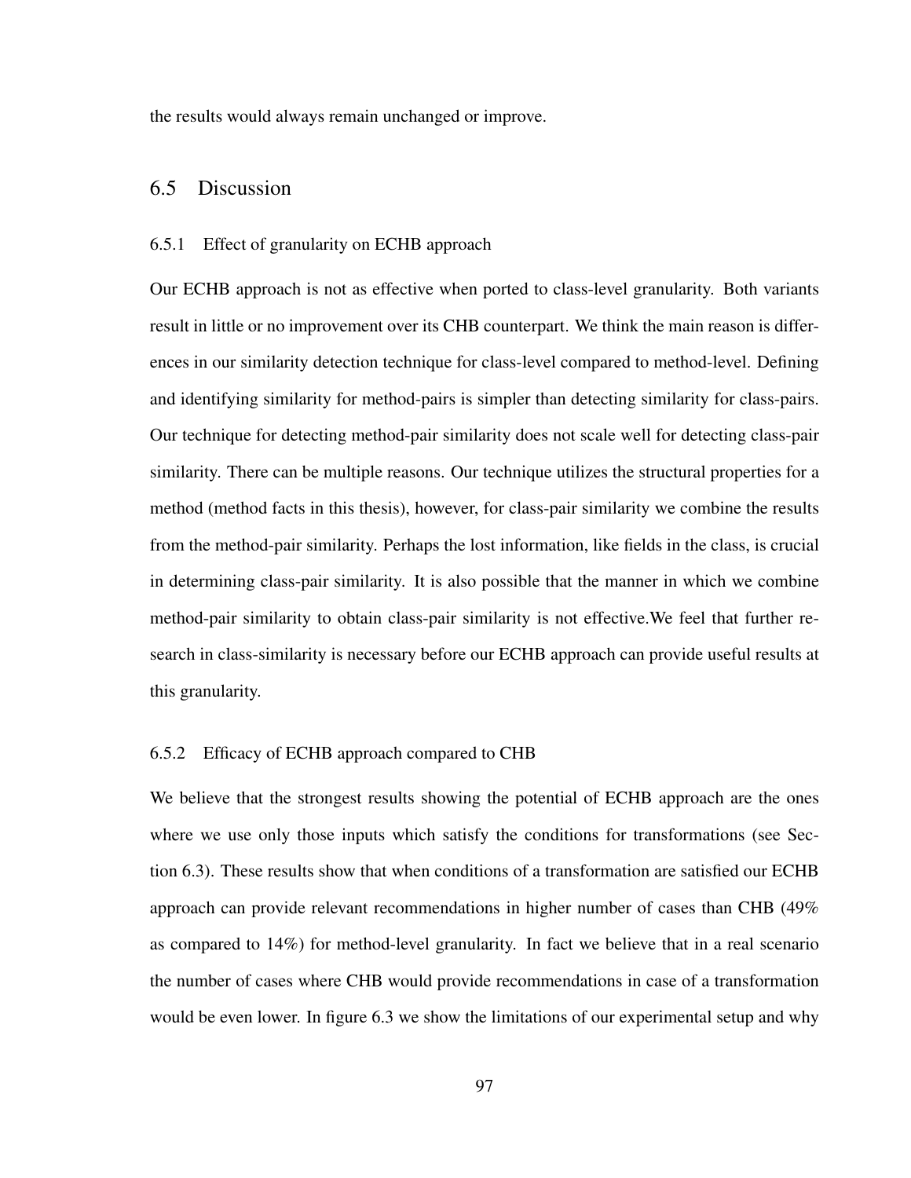the results would always remain unchanged or improve.

## 6.5 Discussion

### 6.5.1 Effect of granularity on ECHB approach

Our ECHB approach is not as effective when ported to class-level granularity. Both variants result in little or no improvement over its CHB counterpart. We think the main reason is differences in our similarity detection technique for class-level compared to method-level. Defining and identifying similarity for method-pairs is simpler than detecting similarity for class-pairs. Our technique for detecting method-pair similarity does not scale well for detecting class-pair similarity. There can be multiple reasons. Our technique utilizes the structural properties for a method (method facts in this thesis), however, for class-pair similarity we combine the results from the method-pair similarity. Perhaps the lost information, like fields in the class, is crucial in determining class-pair similarity. It is also possible that the manner in which we combine method-pair similarity to obtain class-pair similarity is not effective.We feel that further research in class-similarity is necessary before our ECHB approach can provide useful results at this granularity.

### 6.5.2 Efficacy of ECHB approach compared to CHB

We believe that the strongest results showing the potential of ECHB approach are the ones where we use only those inputs which satisfy the conditions for transformations (see Section 6.3). These results show that when conditions of a transformation are satisfied our ECHB approach can provide relevant recommendations in higher number of cases than CHB (49% as compared to 14%) for method-level granularity. In fact we believe that in a real scenario the number of cases where CHB would provide recommendations in case of a transformation would be even lower. In figure 6.3 we show the limitations of our experimental setup and why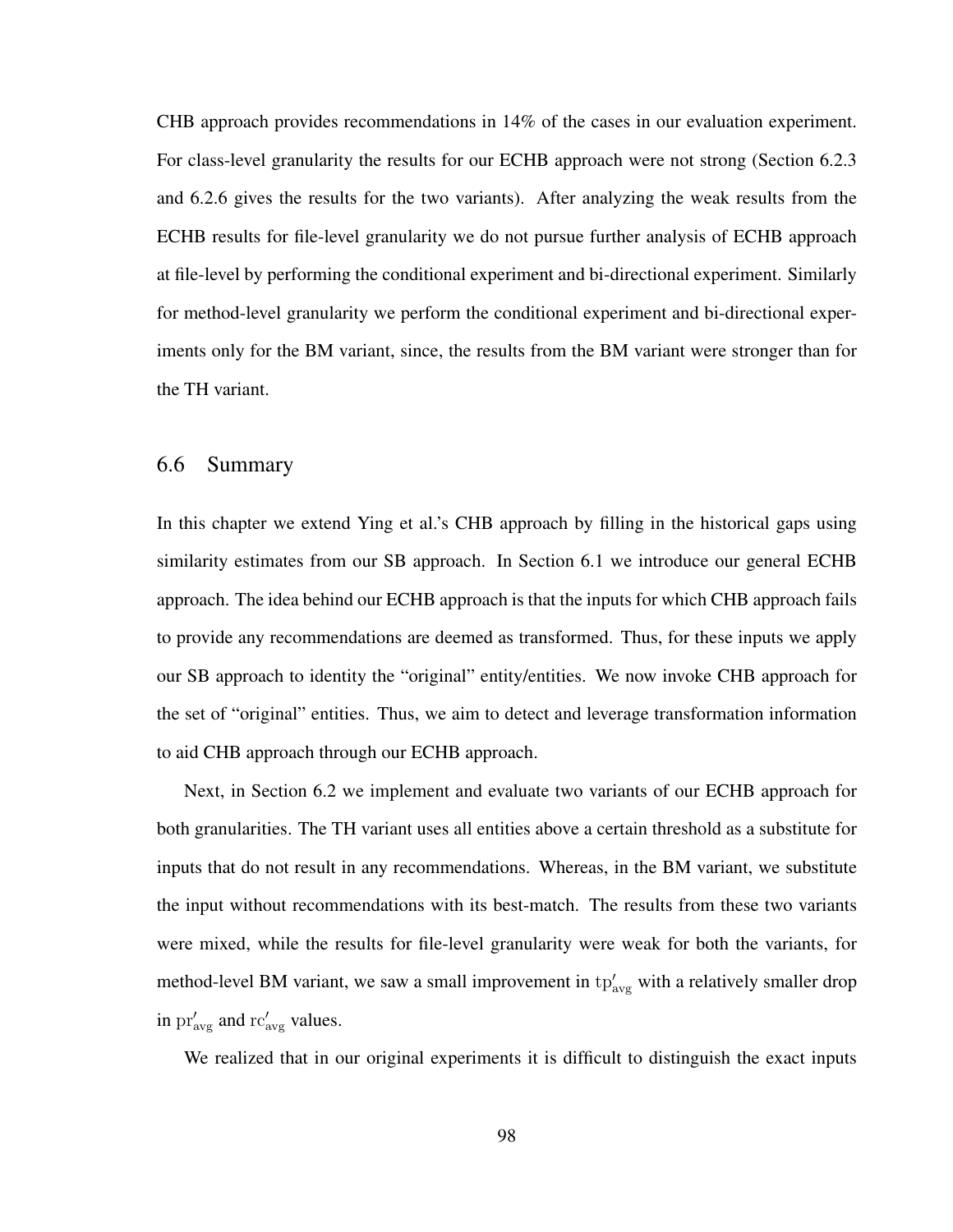CHB approach provides recommendations in 14% of the cases in our evaluation experiment. For class-level granularity the results for our ECHB approach were not strong (Section 6.2.3 and 6.2.6 gives the results for the two variants). After analyzing the weak results from the ECHB results for file-level granularity we do not pursue further analysis of ECHB approach at file-level by performing the conditional experiment and bi-directional experiment. Similarly for method-level granularity we perform the conditional experiment and bi-directional experiments only for the BM variant, since, the results from the BM variant were stronger than for the TH variant.

## 6.6 Summary

In this chapter we extend Ying et al.'s CHB approach by filling in the historical gaps using similarity estimates from our SB approach. In Section 6.1 we introduce our general ECHB approach. The idea behind our ECHB approach is that the inputs for which CHB approach fails to provide any recommendations are deemed as transformed. Thus, for these inputs we apply our SB approach to identity the "original" entity/entities. We now invoke CHB approach for the set of "original" entities. Thus, we aim to detect and leverage transformation information to aid CHB approach through our ECHB approach.

Next, in Section 6.2 we implement and evaluate two variants of our ECHB approach for both granularities. The TH variant uses all entities above a certain threshold as a substitute for inputs that do not result in any recommendations. Whereas, in the BM variant, we substitute the input without recommendations with its best-match. The results from these two variants were mixed, while the results for file-level granularity were weak for both the variants, for method-level BM variant, we saw a small improvement in $\mathrm{tp}'_{\mathrm{avg}}$ with a relatively smaller drop in $\mathrm{pr}'_{\mathrm{avg}}$ and $\mathrm{rc}'_{\mathrm{avg}}$ values.

We realized that in our original experiments it is difficult to distinguish the exact inputs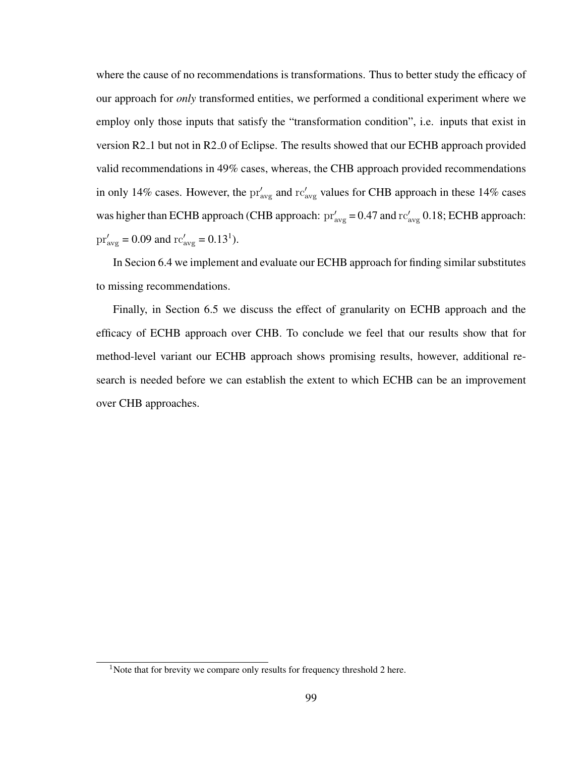where the cause of no recommendations is transformations. Thus to better study the efficacy of our approach for *only* transformed entities, we performed a conditional experiment where we employ only those inputs that satisfy the “transformation condition”, i.e. inputs that exist in version R2_1 but not in R2_0 of Eclipse. The results showed that our ECHB approach provided valid recommendations in 49% cases, whereas, the CHB approach provided recommendations in only 14% cases. However, the $\mathrm{pr}'_{\mathrm{avg}}$ and $\mathrm{rc}'_{\mathrm{avg}}$ values for CHB approach in these 14% cases was higher than ECHB approach (CHB approach: $\mathrm{pr}'_{\mathrm{avg}} = 0.47$ and $\mathrm{rc}'_{\mathrm{avg}}$ 0.18; ECHB approach: $\mathrm{pr}'_{\mathrm{avg}} = 0.09$ and $\mathrm{rc}'_{\mathrm{avg}} = 0.13$[1]).

In Secion 6.4 we implement and evaluate our ECHB approach for finding similar substitutes to missing recommendations.

Finally, in Section 6.5 we discuss the effect of granularity on ECHB approach and the efficacy of ECHB approach over CHB. To conclude we feel that our results show that for method-level variant our ECHB approach shows promising results, however, additional research is needed before we can establish the extent to which ECHB can be an improvement over CHB approaches.

[1] Note that for brevity we compare only results for frequency threshold 2 here.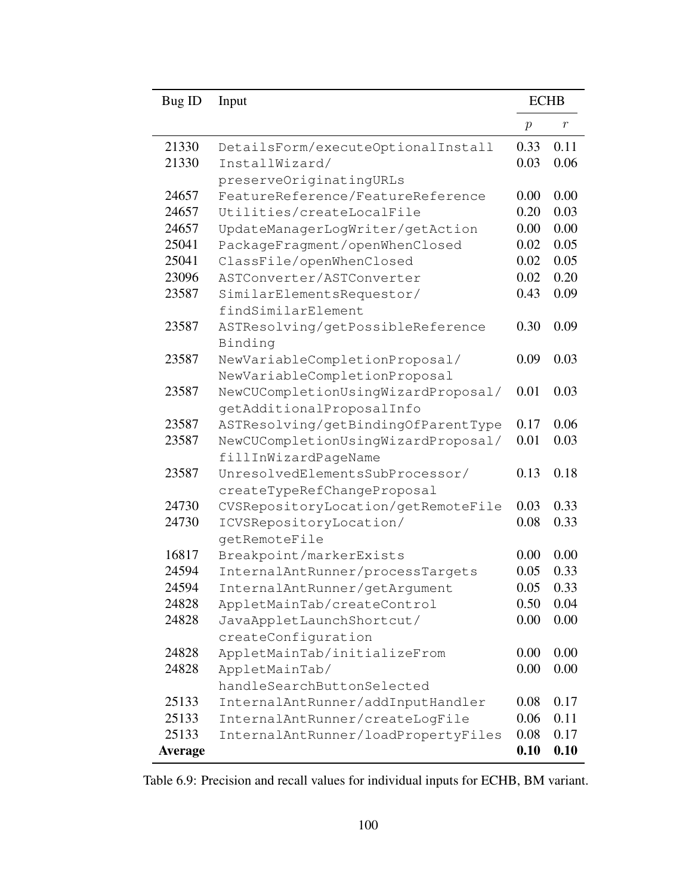| Bug ID | Input | ECHB | |
|---|---|---|---|
| | | $p$ | $r$ |
| 21330 | DetailsForm/executeOptionalInstall | 0.33 | 0.11 |
| 21330 | InstallWizard/preserveOriginatingURLs | 0.03 | 0.06 |
| 24657 | FeatureReference/FeatureReference | 0.00 | 0.00 |
| 24657 | Utilities/createLocalFile | 0.20 | 0.03 |
| 24657 | UpdateManagerLogWriter/getAction | 0.00 | 0.00 |
| 25041 | PackageFragment/openWhenClosed | 0.02 | 0.05 |
| 25041 | ClassFile/openWhenClosed | 0.02 | 0.05 |
| 23096 | ASTConverter/ASTConverter | 0.02 | 0.20 |
| 23587 | SimilarElementsRequestor/findSimilarElement | 0.43 | 0.09 |
| 23587 | ASTResolving/getPossibleReferenceBinding | 0.30 | 0.09 |
| 23587 | NewVariableCompletionProposal/NewVariableCompletionProposal | 0.09 | 0.03 |
| 23587 | NewCUCompletionUsingWizardProposal/getAdditionalProposalInfo | 0.01 | 0.03 |
| 23587 | ASTResolving/getBindingOfParentType | 0.17 | 0.06 |
| 23587 | NewCUCompletionUsingWizardProposal/fillInWizardPageName | 0.01 | 0.03 |
| 23587 | UnresolvedElementsSubProcessor/createTypeRefChangeProposal | 0.13 | 0.18 |
| 24730 | CVSRepositoryLocation/getRemoteFile | 0.03 | 0.33 |
| 24730 | ICVSRepositoryLocation/getRemoteFile | 0.08 | 0.33 |
| 16817 | Breakpoint/markerExists | 0.00 | 0.00 |
| 24594 | InternalAntRunner/processTargets | 0.05 | 0.33 |
| 24594 | InternalAntRunner/getArgument | 0.05 | 0.33 |
| 24828 | AppletMainTab/createControl | 0.50 | 0.04 |
| 24828 | JavaAppletLaunchShortcut/createConfiguration | 0.00 | 0.00 |
| 24828 | AppletMainTab/initializeFrom | 0.00 | 0.00 |
| 24828 | AppletMainTab/handleSearchButtonSelected | 0.00 | 0.00 |
| 25133 | InternalAntRunner/addInputHandler | 0.08 | 0.17 |
| 25133 | InternalAntRunner/createLogFile | 0.06 | 0.11 |
| 25133 | InternalAntRunner/loadPropertyFiles | 0.08 | 0.17 |
| **Average** | | **0.10** | **0.10** |

Table 6.9: Precision and recall values for individual inputs for ECHB, BM variant.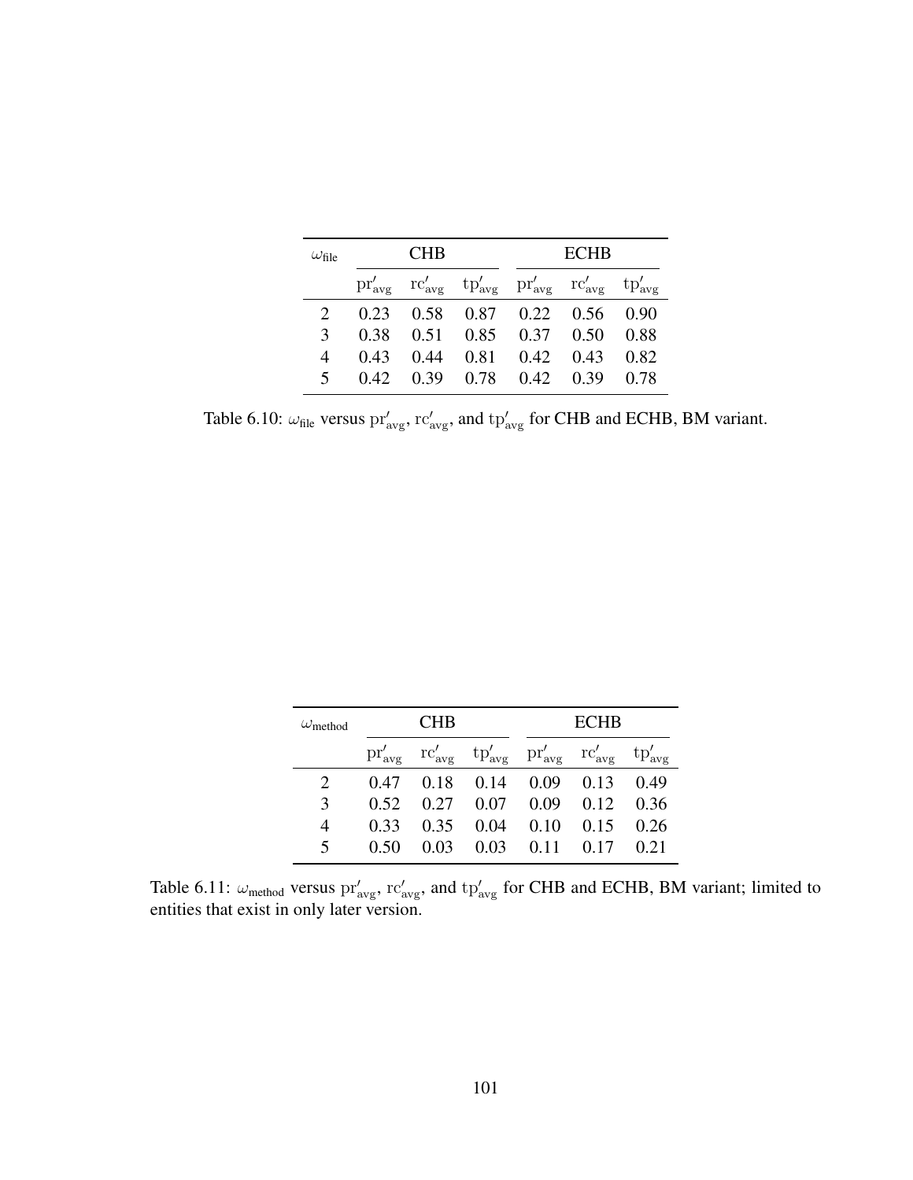| $\omega_{\text{file}}$ | CHB | | | ECHB | | |
|---|---|---|---|---|---|---|
| | $\text{pr}'_{\text{avg}}$ | $\text{rc}'_{\text{avg}}$ | $\text{tp}'_{\text{avg}}$ | $\text{pr}'_{\text{avg}}$ | $\text{rc}'_{\text{avg}}$ | $\text{tp}'_{\text{avg}}$ |
| 2 | 0.23 | 0.58 | 0.87 | 0.22 | 0.56 | 0.90 |
| 3 | 0.38 | 0.51 | 0.85 | 0.37 | 0.50 | 0.88 |
| 4 | 0.43 | 0.44 | 0.81 | 0.42 | 0.43 | 0.82 |
| 5 | 0.42 | 0.39 | 0.78 | 0.42 | 0.39 | 0.78 |

Table 6.10: $\omega_{\text{file}}$ versus $\text{pr}'_{\text{avg}}$, $\text{rc}'_{\text{avg}}$, and $\text{tp}'_{\text{avg}}$ for CHB and ECHB, BM variant.

| $\omega_{\text{method}}$ | CHB | | | ECHB | | |
|---|---|---|---|---|---|---|
| | $\text{pr}'_{\text{avg}}$ | $\text{rc}'_{\text{avg}}$ | $\text{tp}'_{\text{avg}}$ | $\text{pr}'_{\text{avg}}$ | $\text{rc}'_{\text{avg}}$ | $\text{tp}'_{\text{avg}}$ |
| 2 | 0.47 | 0.18 | 0.14 | 0.09 | 0.13 | 0.49 |
| 3 | 0.52 | 0.27 | 0.07 | 0.09 | 0.12 | 0.36 |
| 4 | 0.33 | 0.35 | 0.04 | 0.10 | 0.15 | 0.26 |
| 5 | 0.50 | 0.03 | 0.03 | 0.11 | 0.17 | 0.21 |

Table 6.11: $\omega_{\text{method}}$ versus $\text{pr}'_{\text{avg}}$, $\text{rc}'_{\text{avg}}$, and $\text{tp}'_{\text{avg}}$ for CHB and ECHB, BM variant; limited to entities that exist in only later version.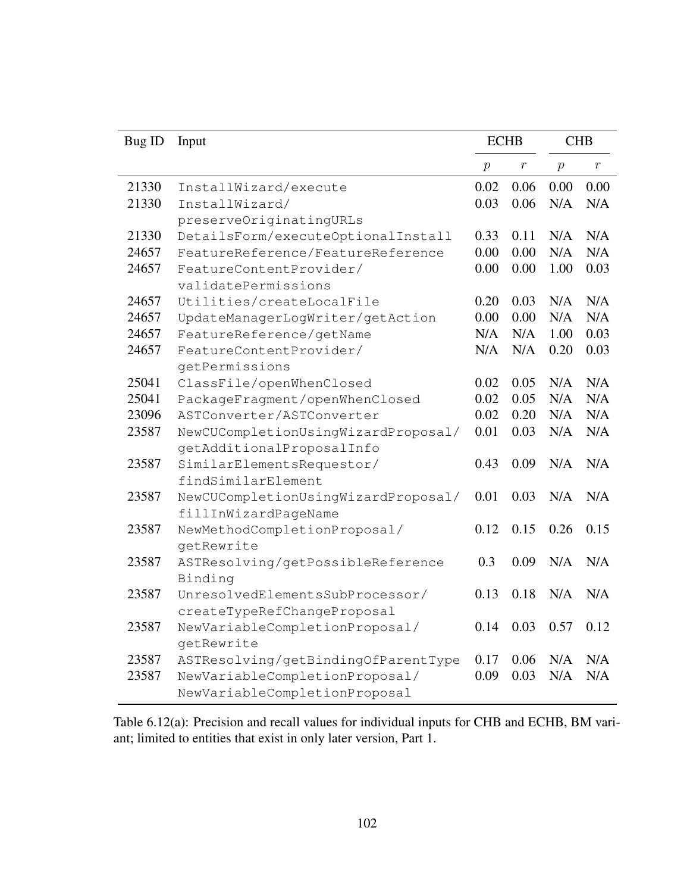| Bug ID | Input | ECHB | | CHB | |
|---|---|---|---|---|---|
| | | $p$ | $r$ | $p$ | $r$ |
| 21330 | InstallWizard/execute | 0.02 | 0.06 | 0.00 | 0.00 |
| 21330 | InstallWizard/preserveOriginatingURLs | 0.03 | 0.06 | N/A | N/A |
| 21330 | DetailsForm/executeOptionalInstall | 0.33 | 0.11 | N/A | N/A |
| 24657 | FeatureReference/FeatureReference | 0.00 | 0.00 | N/A | N/A |
| 24657 | FeatureContentProvider/validatePermissions | 0.00 | 0.00 | 1.00 | 0.03 |
| 24657 | Utilities/createLocalFile | 0.20 | 0.03 | N/A | N/A |
| 24657 | UpdateManagerLogWriter/getAction | 0.00 | 0.00 | N/A | N/A |
| 24657 | FeatureReference/getName | N/A | N/A | 1.00 | 0.03 |
| 24657 | FeatureContentProvider/getPermissions | N/A | N/A | 0.20 | 0.03 |
| 25041 | ClassFile/openWhenClosed | 0.02 | 0.05 | N/A | N/A |
| 25041 | PackageFragment/openWhenClosed | 0.02 | 0.05 | N/A | N/A |
| 23096 | ASTConverter/ASTConverter | 0.02 | 0.20 | N/A | N/A |
| 23587 | NewCUCompletionUsingWizardProposal/getAdditionalProposalInfo | 0.01 | 0.03 | N/A | N/A |
| 23587 | SimilarElementsRequestor/findSimilarElement | 0.43 | 0.09 | N/A | N/A |
| 23587 | NewCUCompletionUsingWizardProposal/fillInWizardPageName | 0.01 | 0.03 | N/A | N/A |
| 23587 | NewMethodCompletionProposal/getRewrite | 0.12 | 0.15 | 0.26 | 0.15 |
| 23587 | ASTResolving/getPossibleReferenceBinding | 0.3 | 0.09 | N/A | N/A |
| 23587 | UnresolvedElementsSubProcessor/createTypeRefChangeProposal | 0.13 | 0.18 | N/A | N/A |
| 23587 | NewVariableCompletionProposal/getRewrite | 0.14 | 0.03 | 0.57 | 0.12 |
| 23587 | ASTResolving/getBindingOfParentType | 0.17 | 0.06 | N/A | N/A |
| 23587 | NewVariableCompletionProposal/NewVariableCompletionProposal | 0.09 | 0.03 | N/A | N/A |

Table 6.12(a): Precision and recall values for individual inputs for CHB and ECHB, BM variant; limited to entities that exist in only later version, Part 1.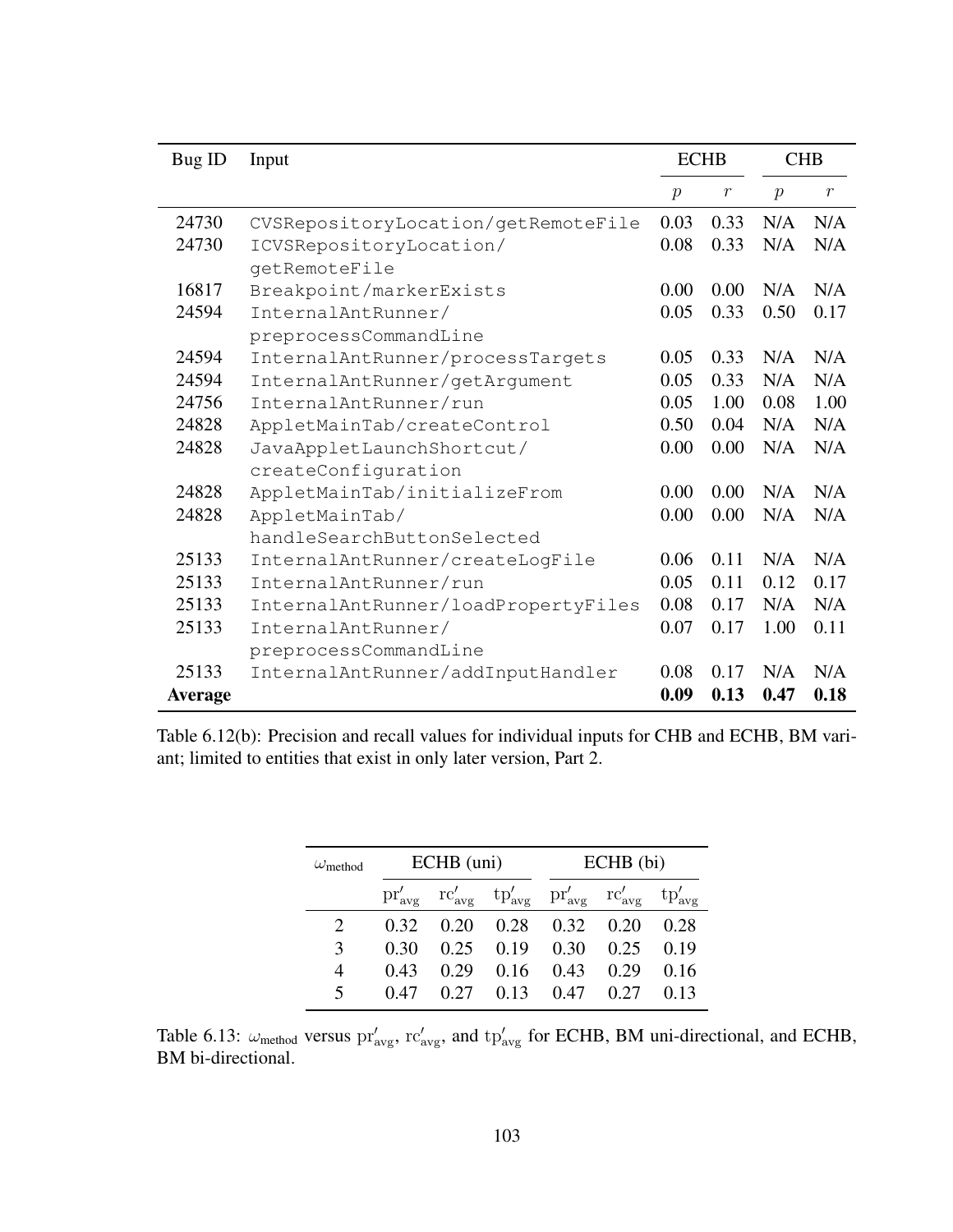| Bug ID | Input | ECHB | | CHB | |
|---|---|---|---|---|---|
| | | $p$ | $r$ | $p$ | $r$ |
| 24730 | `CVSRepositoryLocation/getRemoteFile` | 0.03 | 0.33 | N/A | N/A |
| 24730 | `ICVSRepositoryLocation/getRemoteFile` | 0.08 | 0.33 | N/A | N/A |
| 16817 | `Breakpoint/markerExists` | 0.00 | 0.00 | N/A | N/A |
| 24594 | `InternalAntRunner/preprocessCommandLine` | 0.05 | 0.33 | 0.50 | 0.17 |
| 24594 | `InternalAntRunner/processTargets` | 0.05 | 0.33 | N/A | N/A |
| 24594 | `InternalAntRunner/getArgument` | 0.05 | 0.33 | N/A | N/A |
| 24756 | `InternalAntRunner/run` | 0.05 | 1.00 | 0.08 | 1.00 |
| 24828 | `AppletMainTab/createControl` | 0.50 | 0.04 | N/A | N/A |
| 24828 | `JavaAppletLaunchShortcut/createConfiguration` | 0.00 | 0.00 | N/A | N/A |
| 24828 | `AppletMainTab/initializeFrom` | 0.00 | 0.00 | N/A | N/A |
| 24828 | `AppletMainTab/handleSearchButtonSelected` | 0.00 | 0.00 | N/A | N/A |
| 25133 | `InternalAntRunner/createLogFile` | 0.06 | 0.11 | N/A | N/A |
| 25133 | `InternalAntRunner/run` | 0.05 | 0.11 | 0.12 | 0.17 |
| 25133 | `InternalAntRunner/loadPropertyFiles` | 0.08 | 0.17 | N/A | N/A |
| 25133 | `InternalAntRunner/preprocessCommandLine` | 0.07 | 0.17 | 1.00 | 0.11 |
| 25133 | `InternalAntRunner/addInputHandler` | 0.08 | 0.17 | N/A | N/A |
| **Average** | | **0.09** | **0.13** | **0.47** | **0.18** |

Table 6.12(b): Precision and recall values for individual inputs for CHB and ECHB, BM variant; limited to entities that exist in only later version, Part 2.

| $\omega_{\text{method}}$ | ECHB (uni) | | | ECHB (bi) | | |
|---|---|---|---|---|---|---|
| | $\text{pr}'_{\text{avg}}$ | $\text{rc}'_{\text{avg}}$ | $\text{tp}'_{\text{avg}}$ | $\text{pr}'_{\text{avg}}$ | $\text{rc}'_{\text{avg}}$ | $\text{tp}'_{\text{avg}}$ |
| 2 | 0.32 | 0.20 | 0.28 | 0.32 | 0.20 | 0.28 |
| 3 | 0.30 | 0.25 | 0.19 | 0.30 | 0.25 | 0.19 |
| 4 | 0.43 | 0.29 | 0.16 | 0.43 | 0.29 | 0.16 |
| 5 | 0.47 | 0.27 | 0.13 | 0.47 | 0.27 | 0.13 |

Table 6.13: $\omega_{\text{method}}$ versus $\text{pr}'_{\text{avg}}$, $\text{rc}'_{\text{avg}}$, and $\text{tp}'_{\text{avg}}$ for ECHB, BM uni-directional, and ECHB, BM bi-directional.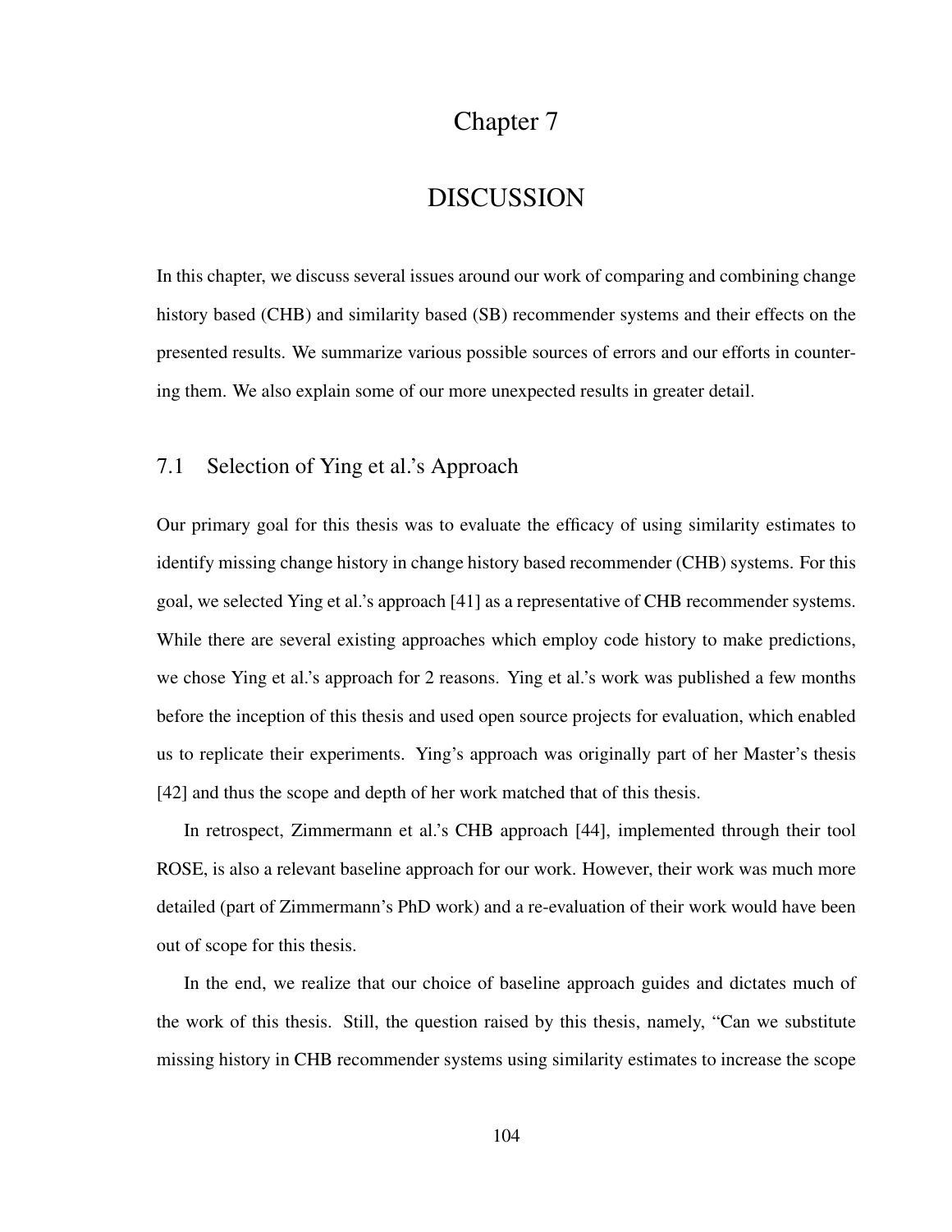# Chapter 7

# DISCUSSION

In this chapter, we discuss several issues around our work of comparing and combining change history based (CHB) and similarity based (SB) recommender systems and their effects on the presented results. We summarize various possible sources of errors and our efforts in countering them. We also explain some of our more unexpected results in greater detail.

## 7.1 Selection of Ying et al.'s Approach

Our primary goal for this thesis was to evaluate the efficacy of using similarity estimates to identify missing change history in change history based recommender (CHB) systems. For this goal, we selected Ying et al.'s approach [41] as a representative of CHB recommender systems. While there are several existing approaches which employ code history to make predictions, we chose Ying et al.'s approach for 2 reasons. Ying et al.'s work was published a few months before the inception of this thesis and used open source projects for evaluation, which enabled us to replicate their experiments. Ying's approach was originally part of her Master's thesis [42] and thus the scope and depth of her work matched that of this thesis.

In retrospect, Zimmermann et al.'s CHB approach [44], implemented through their tool ROSE, is also a relevant baseline approach for our work. However, their work was much more detailed (part of Zimmermann's PhD work) and a re-evaluation of their work would have been out of scope for this thesis.

In the end, we realize that our choice of baseline approach guides and dictates much of the work of this thesis. Still, the question raised by this thesis, namely, "Can we substitute missing history in CHB recommender systems using similarity estimates to increase the scope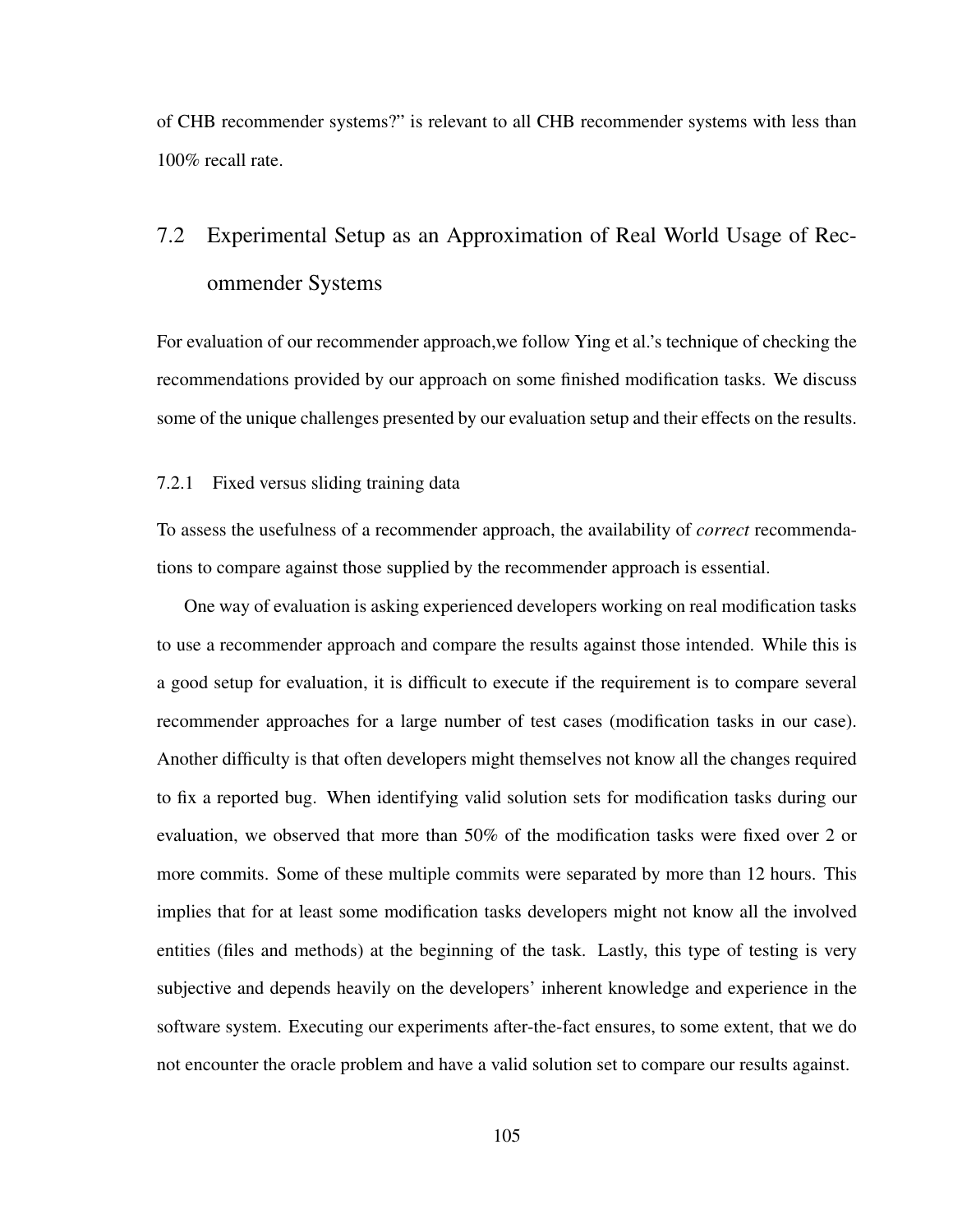of CHB recommender systems?" is relevant to all CHB recommender systems with less than 100% recall rate.

## 7.2 Experimental Setup as an Approximation of Real World Usage of Recommender Systems

For evaluation of our recommender approach,we follow Ying et al.'s technique of checking the recommendations provided by our approach on some finished modification tasks. We discuss some of the unique challenges presented by our evaluation setup and their effects on the results.

### 7.2.1 Fixed versus sliding training data

To assess the usefulness of a recommender approach, the availability of *correct* recommendations to compare against those supplied by the recommender approach is essential.

One way of evaluation is asking experienced developers working on real modification tasks to use a recommender approach and compare the results against those intended. While this is a good setup for evaluation, it is difficult to execute if the requirement is to compare several recommender approaches for a large number of test cases (modification tasks in our case). Another difficulty is that often developers might themselves not know all the changes required to fix a reported bug. When identifying valid solution sets for modification tasks during our evaluation, we observed that more than 50% of the modification tasks were fixed over 2 or more commits. Some of these multiple commits were separated by more than 12 hours. This implies that for at least some modification tasks developers might not know all the involved entities (files and methods) at the beginning of the task. Lastly, this type of testing is very subjective and depends heavily on the developers' inherent knowledge and experience in the software system. Executing our experiments after-the-fact ensures, to some extent, that we do not encounter the oracle problem and have a valid solution set to compare our results against.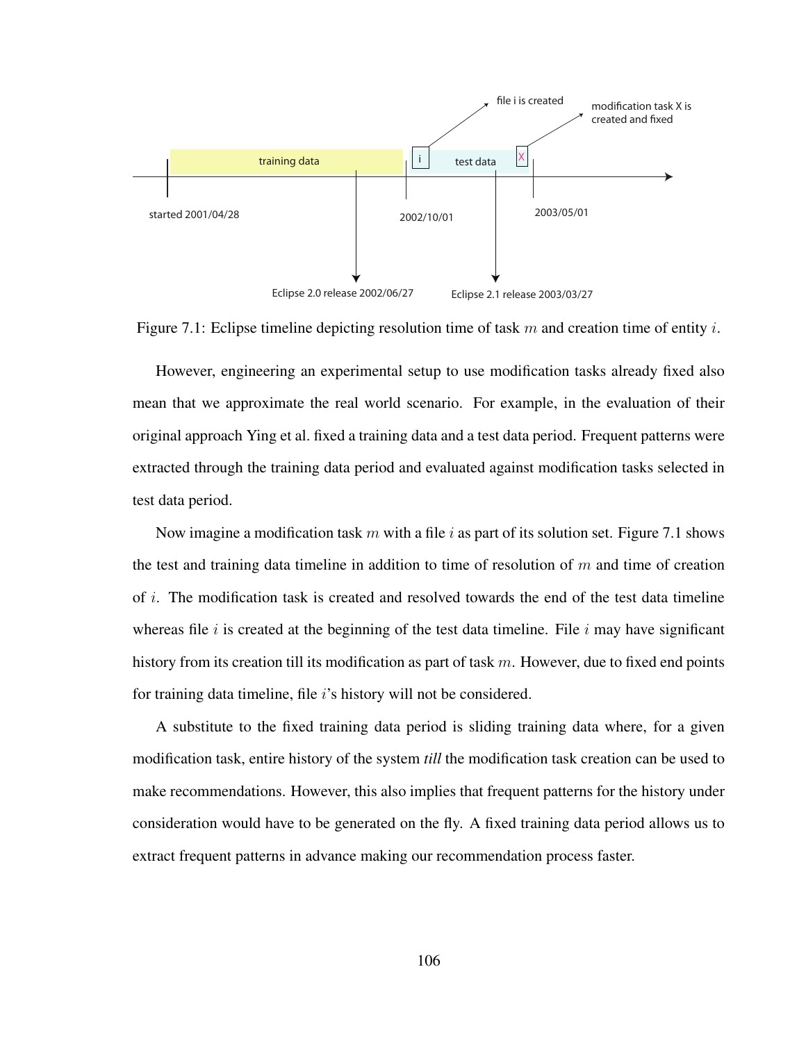Figure 7.1: Eclipse timeline depicting resolution time of task $m$ and creation time of entity $i$.

However, engineering an experimental setup to use modification tasks already fixed also mean that we approximate the real world scenario. For example, in the evaluation of their original approach Ying et al. fixed a training data and a test data period. Frequent patterns were extracted through the training data period and evaluated against modification tasks selected in test data period.

Now imagine a modification task $m$ with a file $i$ as part of its solution set. Figure 7.1 shows the test and training data timeline in addition to time of resolution of $m$ and time of creation of $i$. The modification task is created and resolved towards the end of the test data timeline whereas file $i$ is created at the beginning of the test data timeline. File $i$ may have significant history from its creation till its modification as part of task $m$. However, due to fixed end points for training data timeline, file $i$'s history will not be considered.

A substitute to the fixed training data period is sliding training data where, for a given modification task, entire history of the system *till* the modification task creation can be used to make recommendations. However, this also implies that frequent patterns for the history under consideration would have to be generated on the fly. A fixed training data period allows us to extract frequent patterns in advance making our recommendation process faster.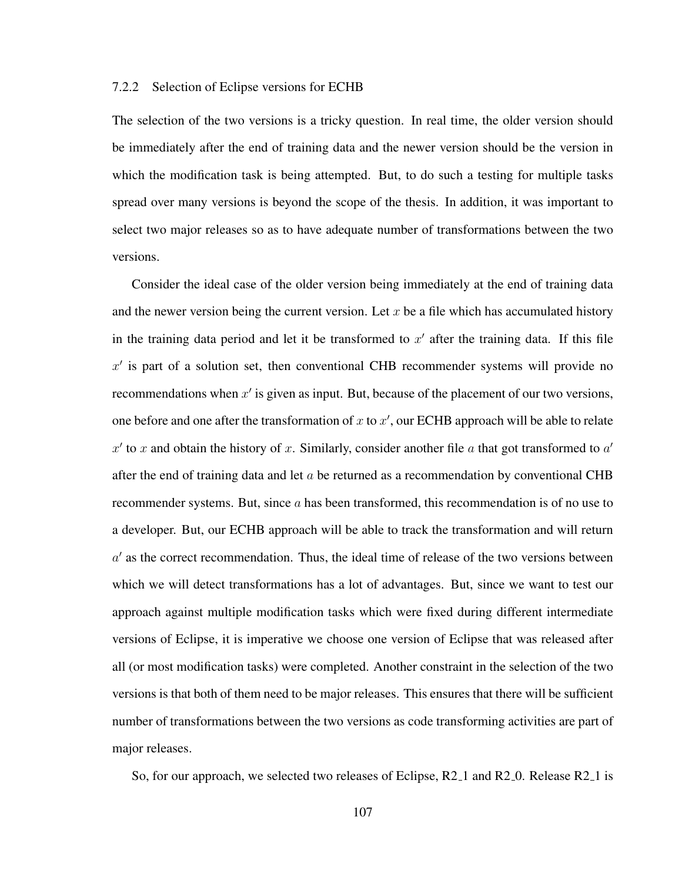#### 7.2.2 Selection of Eclipse versions for ECHB

The selection of the two versions is a tricky question. In real time, the older version should be immediately after the end of training data and the newer version should be the version in which the modification task is being attempted. But, to do such a testing for multiple tasks spread over many versions is beyond the scope of the thesis. In addition, it was important to select two major releases so as to have adequate number of transformations between the two versions.

Consider the ideal case of the older version being immediately at the end of training data and the newer version being the current version. Let $x$ be a file which has accumulated history in the training data period and let it be transformed to $x'$ after the training data. If this file $x'$ is part of a solution set, then conventional CHB recommender systems will provide no recommendations when $x'$ is given as input. But, because of the placement of our two versions, one before and one after the transformation of $x$ to $x'$, our ECHB approach will be able to relate $x'$ to $x$ and obtain the history of $x$. Similarly, consider another file $a$ that got transformed to $a'$ after the end of training data and let $a$ be returned as a recommendation by conventional CHB recommender systems. But, since $a$ has been transformed, this recommendation is of no use to a developer. But, our ECHB approach will be able to track the transformation and will return $a'$ as the correct recommendation. Thus, the ideal time of release of the two versions between which we will detect transformations has a lot of advantages. But, since we want to test our approach against multiple modification tasks which were fixed during different intermediate versions of Eclipse, it is imperative we choose one version of Eclipse that was released after all (or most modification tasks) were completed. Another constraint in the selection of the two versions is that both of them need to be major releases. This ensures that there will be sufficient number of transformations between the two versions as code transforming activities are part of major releases.

So, for our approach, we selected two releases of Eclipse, R2_1 and R2_0. Release R2_1 is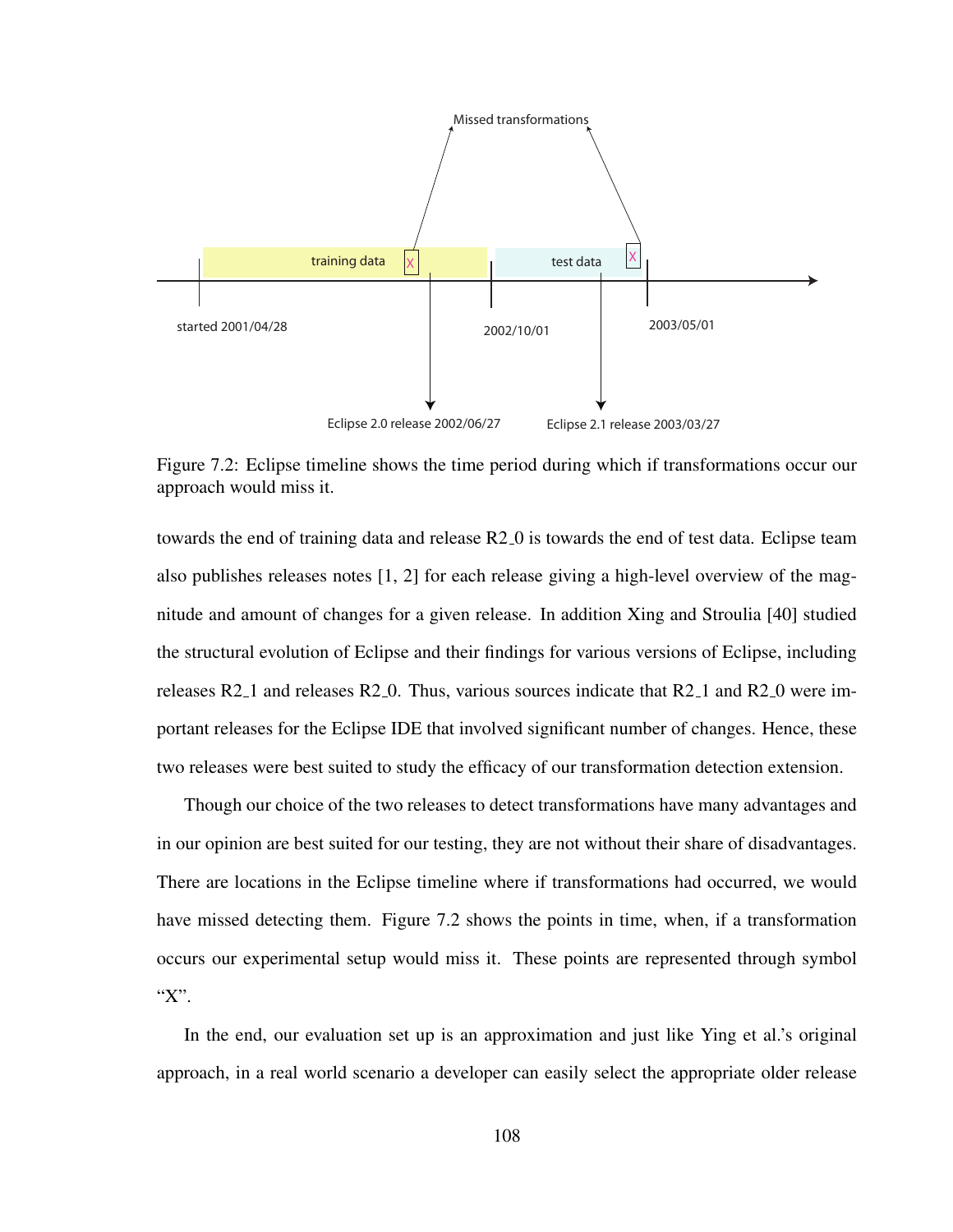Figure 7.2: Eclipse timeline shows the time period during which if transformations occur our approach would miss it.

towards the end of training data and release R2_0 is towards the end of test data. Eclipse team also publishes releases notes [1, 2] for each release giving a high-level overview of the magnitude and amount of changes for a given release. In addition Xing and Stroulia [40] studied the structural evolution of Eclipse and their findings for various versions of Eclipse, including releases R2_1 and releases R2_0. Thus, various sources indicate that R2_1 and R2_0 were important releases for the Eclipse IDE that involved significant number of changes. Hence, these two releases were best suited to study the efficacy of our transformation detection extension.

Though our choice of the two releases to detect transformations have many advantages and in our opinion are best suited for our testing, they are not without their share of disadvantages. There are locations in the Eclipse timeline where if transformations had occurred, we would have missed detecting them. Figure 7.2 shows the points in time, when, if a transformation occurs our experimental setup would miss it. These points are represented through symbol "X".

In the end, our evaluation set up is an approximation and just like Ying et al.'s original approach, in a real world scenario a developer can easily select the appropriate older release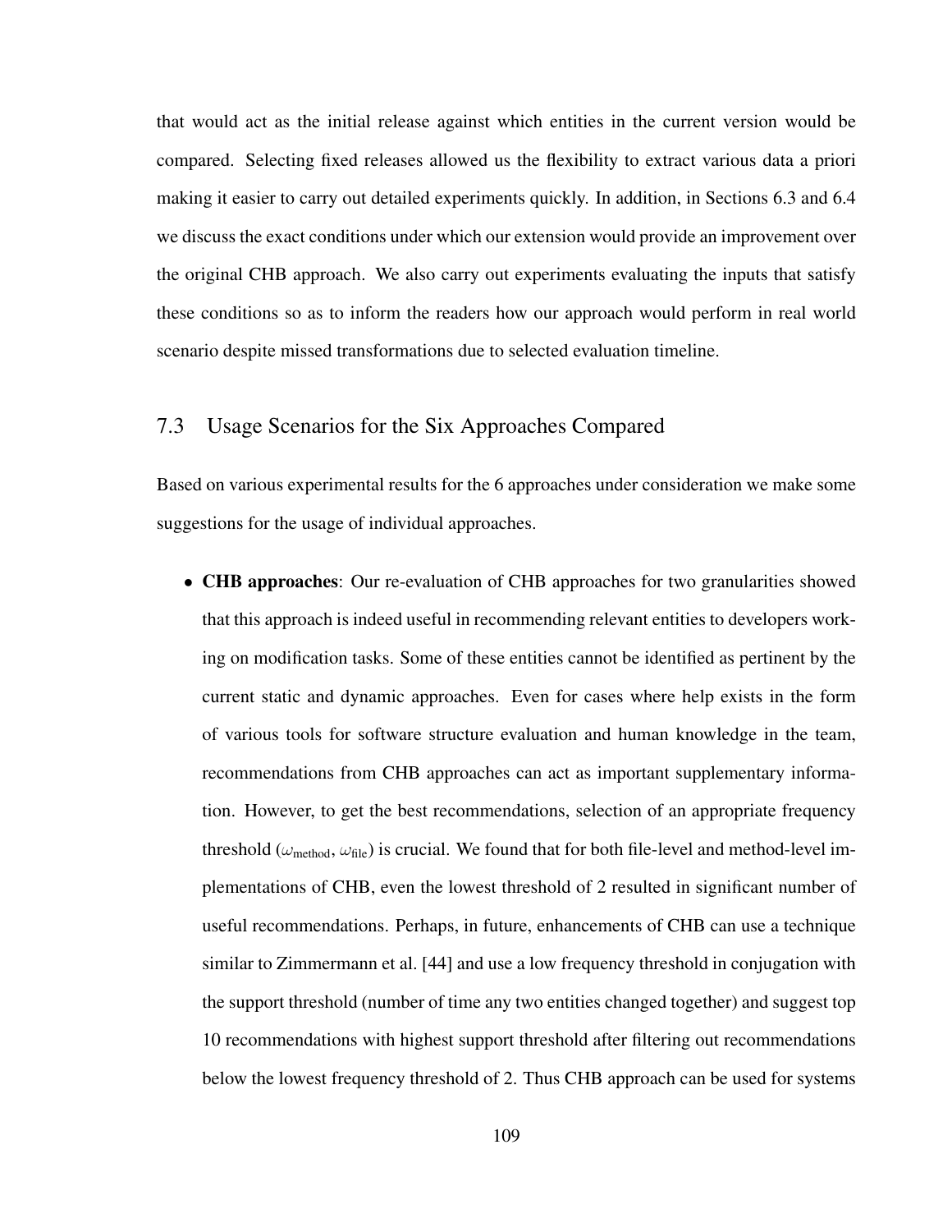that would act as the initial release against which entities in the current version would be compared. Selecting fixed releases allowed us the flexibility to extract various data a priori making it easier to carry out detailed experiments quickly. In addition, in Sections 6.3 and 6.4 we discuss the exact conditions under which our extension would provide an improvement over the original CHB approach. We also carry out experiments evaluating the inputs that satisfy these conditions so as to inform the readers how our approach would perform in real world scenario despite missed transformations due to selected evaluation timeline.

## 7.3 Usage Scenarios for the Six Approaches Compared

Based on various experimental results for the 6 approaches under consideration we make some suggestions for the usage of individual approaches.

- **CHB approaches**: Our re-evaluation of CHB approaches for two granularities showed that this approach is indeed useful in recommending relevant entities to developers working on modification tasks. Some of these entities cannot be identified as pertinent by the current static and dynamic approaches. Even for cases where help exists in the form of various tools for software structure evaluation and human knowledge in the team, recommendations from CHB approaches can act as important supplementary information. However, to get the best recommendations, selection of an appropriate frequency threshold ($\omega_{\text{method}}$, $\omega_{\text{file}}$) is crucial. We found that for both file-level and method-level implementations of CHB, even the lowest threshold of 2 resulted in significant number of useful recommendations. Perhaps, in future, enhancements of CHB can use a technique similar to Zimmermann et al. [44] and use a low frequency threshold in conjugation with the support threshold (number of time any two entities changed together) and suggest top 10 recommendations with highest support threshold after filtering out recommendations below the lowest frequency threshold of 2. Thus CHB approach can be used for systems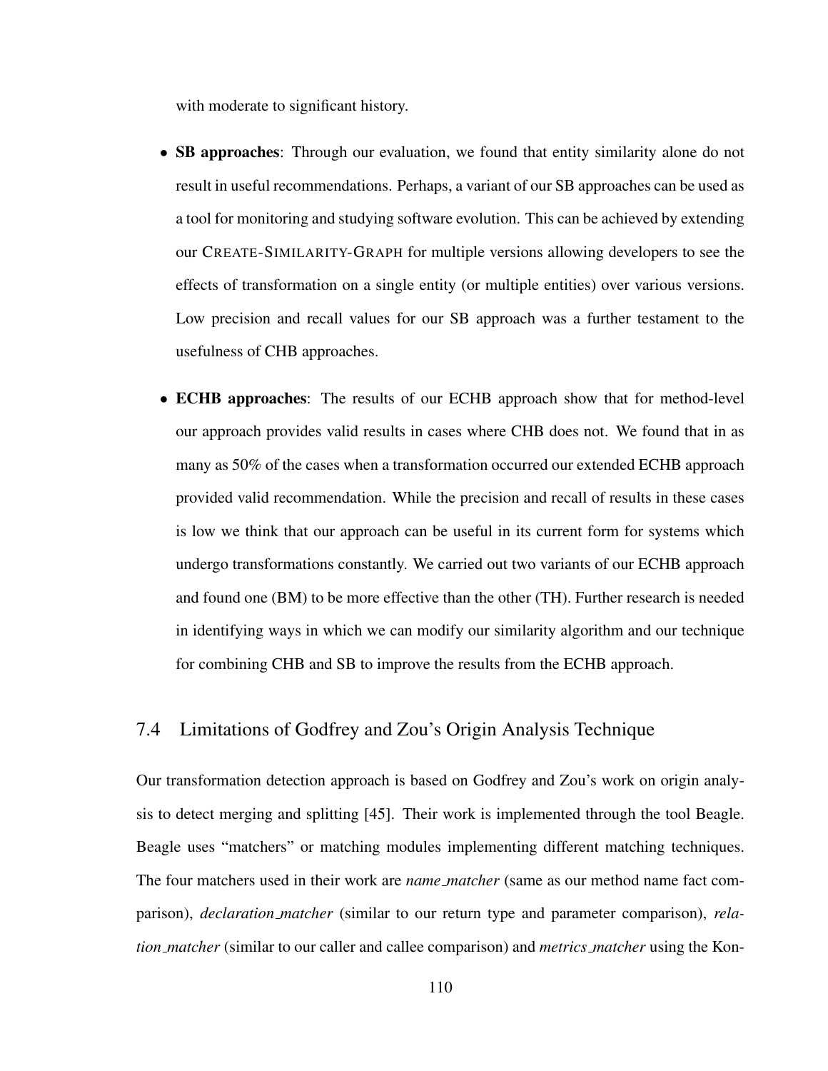with moderate to significant history.

- **SB approaches**: Through our evaluation, we found that entity similarity alone do not result in useful recommendations. Perhaps, a variant of our SB approaches can be used as a tool for monitoring and studying software evolution. This can be achieved by extending our CREATE-SIMILARITY-GRAPH for multiple versions allowing developers to see the effects of transformation on a single entity (or multiple entities) over various versions. Low precision and recall values for our SB approach was a further testament to the usefulness of CHB approaches.

- **ECHB approaches**: The results of our ECHB approach show that for method-level our approach provides valid results in cases where CHB does not. We found that in as many as 50% of the cases when a transformation occurred our extended ECHB approach provided valid recommendation. While the precision and recall of results in these cases is low we think that our approach can be useful in its current form for systems which undergo transformations constantly. We carried out two variants of our ECHB approach and found one (BM) to be more effective than the other (TH). Further research is needed in identifying ways in which we can modify our similarity algorithm and our technique for combining CHB and SB to improve the results from the ECHB approach.

## 7.4 Limitations of Godfrey and Zou's Origin Analysis Technique

Our transformation detection approach is based on Godfrey and Zou's work on origin analysis to detect merging and splitting [45]. Their work is implemented through the tool Beagle. Beagle uses "matchers" or matching modules implementing different matching techniques. The four matchers used in their work are *name_matcher* (same as our method name fact comparison), *declaration_matcher* (similar to our return type and parameter comparison), *relation_matcher* (similar to our caller and callee comparison) and *metrics_matcher* using the Kon-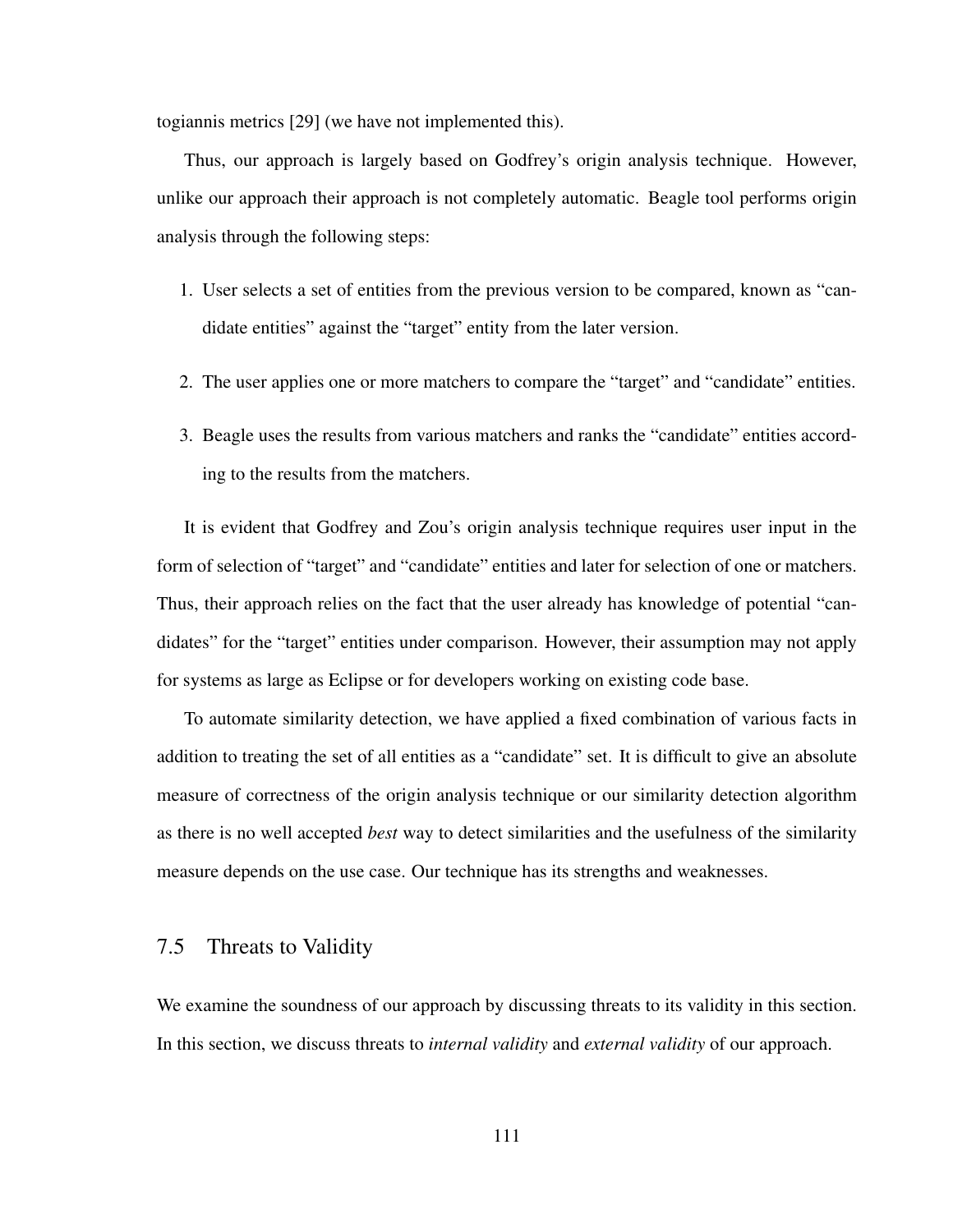togiannis metrics [29] (we have not implemented this).

Thus, our approach is largely based on Godfrey's origin analysis technique. However, unlike our approach their approach is not completely automatic. Beagle tool performs origin analysis through the following steps:

1. User selects a set of entities from the previous version to be compared, known as "candidate entities" against the "target" entity from the later version.
2. The user applies one or more matchers to compare the "target" and "candidate" entities.
3. Beagle uses the results from various matchers and ranks the "candidate" entities according to the results from the matchers.

It is evident that Godfrey and Zou's origin analysis technique requires user input in the form of selection of "target" and "candidate" entities and later for selection of one or matchers. Thus, their approach relies on the fact that the user already has knowledge of potential "candidates" for the "target" entities under comparison. However, their assumption may not apply for systems as large as Eclipse or for developers working on existing code base.

To automate similarity detection, we have applied a fixed combination of various facts in addition to treating the set of all entities as a "candidate" set. It is difficult to give an absolute measure of correctness of the origin analysis technique or our similarity detection algorithm as there is no well accepted *best* way to detect similarities and the usefulness of the similarity measure depends on the use case. Our technique has its strengths and weaknesses.

## 7.5 Threats to Validity

We examine the soundness of our approach by discussing threats to its validity in this section. In this section, we discuss threats to *internal validity* and *external validity* of our approach.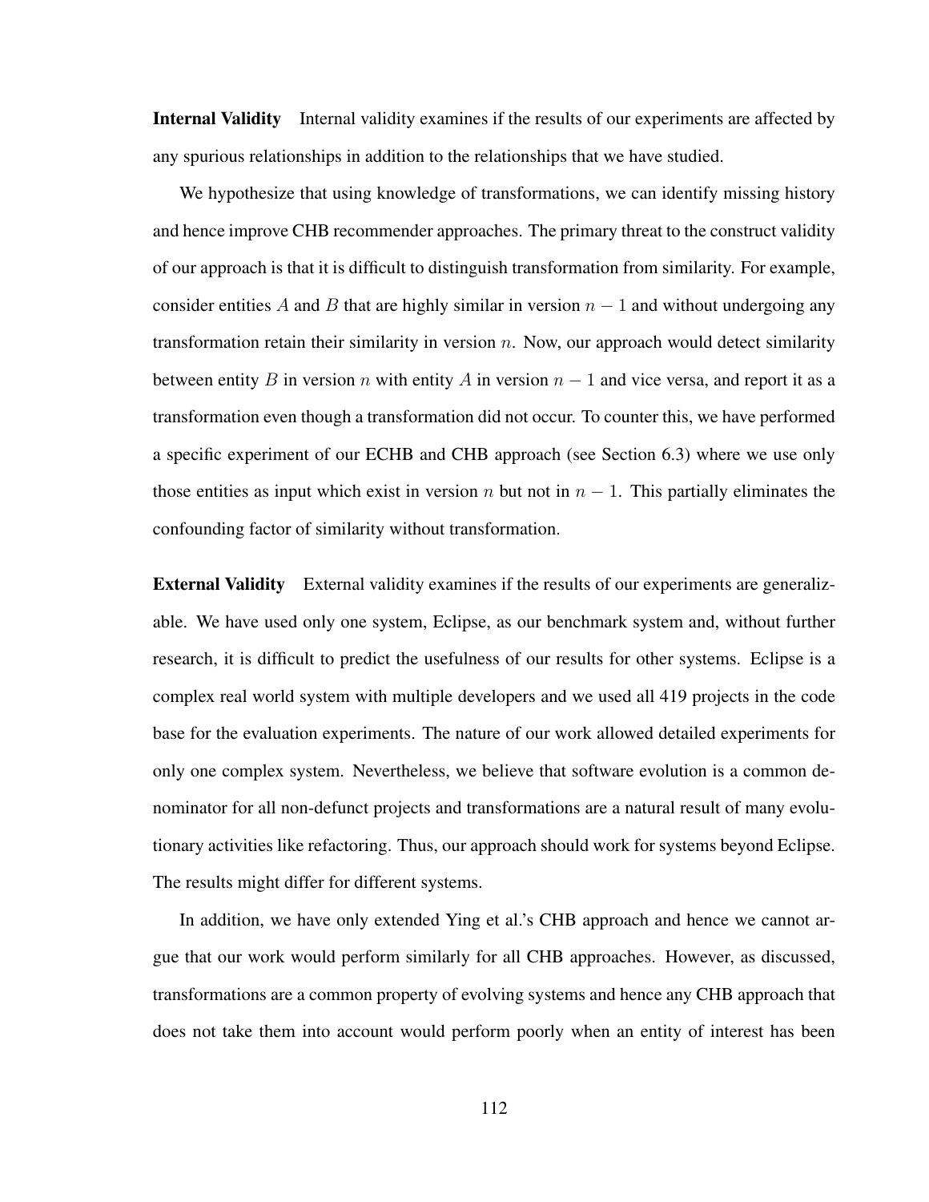**Internal Validity** Internal validity examines if the results of our experiments are affected by any spurious relationships in addition to the relationships that we have studied.

We hypothesize that using knowledge of transformations, we can identify missing history and hence improve CHB recommender approaches. The primary threat to the construct validity of our approach is that it is difficult to distinguish transformation from similarity. For example, consider entities $A$ and $B$ that are highly similar in version $n - 1$ and without undergoing any transformation retain their similarity in version $n$. Now, our approach would detect similarity between entity $B$ in version $n$ with entity $A$ in version $n - 1$ and vice versa, and report it as a transformation even though a transformation did not occur. To counter this, we have performed a specific experiment of our ECHB and CHB approach (see Section 6.3) where we use only those entities as input which exist in version $n$ but not in $n - 1$. This partially eliminates the confounding factor of similarity without transformation.

**External Validity** External validity examines if the results of our experiments are generalizable. We have used only one system, Eclipse, as our benchmark system and, without further research, it is difficult to predict the usefulness of our results for other systems. Eclipse is a complex real world system with multiple developers and we used all 419 projects in the code base for the evaluation experiments. The nature of our work allowed detailed experiments for only one complex system. Nevertheless, we believe that software evolution is a common denominator for all non-defunct projects and transformations are a natural result of many evolutionary activities like refactoring. Thus, our approach should work for systems beyond Eclipse. The results might differ for different systems.

In addition, we have only extended Ying et al.'s CHB approach and hence we cannot argue that our work would perform similarly for all CHB approaches. However, as discussed, transformations are a common property of evolving systems and hence any CHB approach that does not take them into account would perform poorly when an entity of interest has been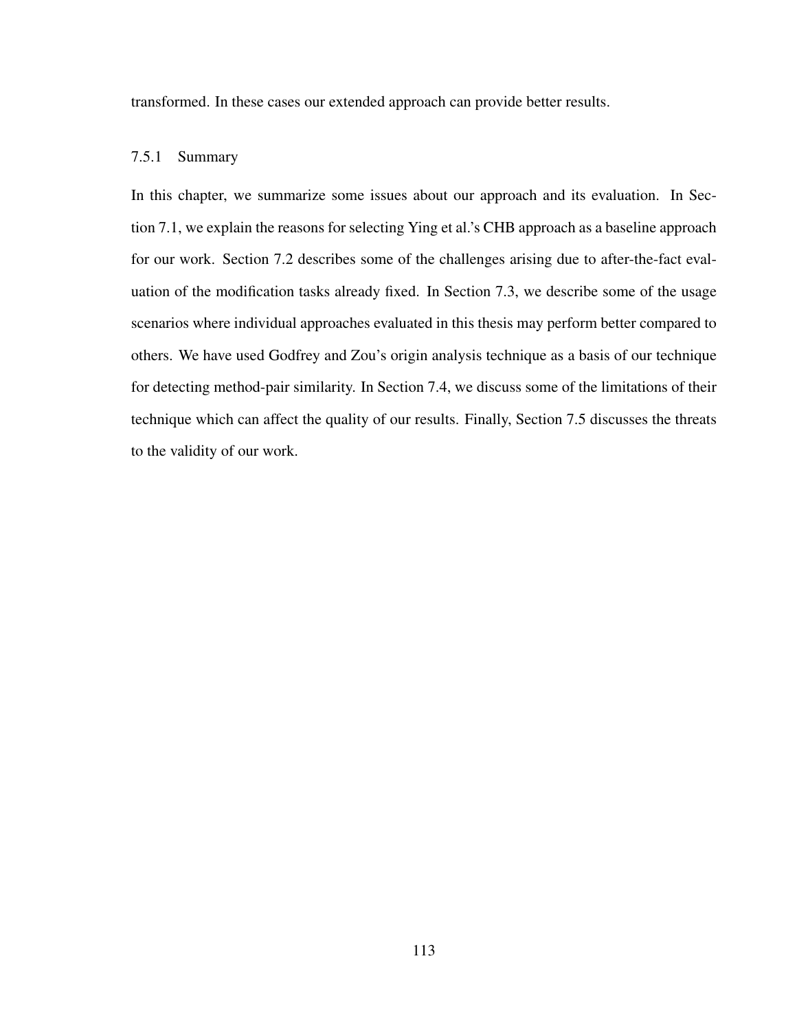transformed. In these cases our extended approach can provide better results.

### 7.5.1 Summary

In this chapter, we summarize some issues about our approach and its evaluation. In Section 7.1, we explain the reasons for selecting Ying et al.'s CHB approach as a baseline approach for our work. Section 7.2 describes some of the challenges arising due to after-the-fact evaluation of the modification tasks already fixed. In Section 7.3, we describe some of the usage scenarios where individual approaches evaluated in this thesis may perform better compared to others. We have used Godfrey and Zou's origin analysis technique as a basis of our technique for detecting method-pair similarity. In Section 7.4, we discuss some of the limitations of their technique which can affect the quality of our results. Finally, Section 7.5 discusses the threats to the validity of our work.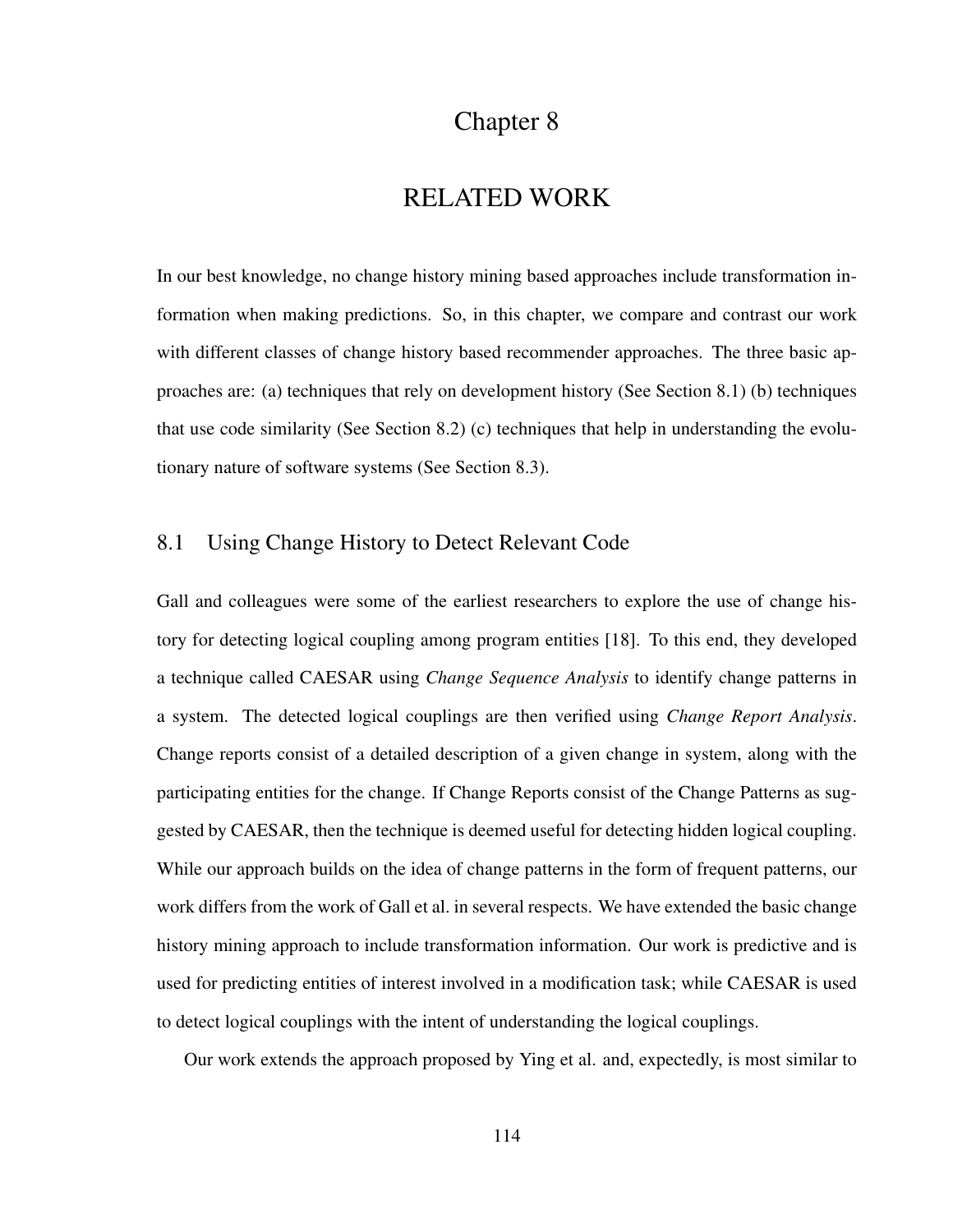# Chapter 8

# RELATED WORK

In our best knowledge, no change history mining based approaches include transformation information when making predictions. So, in this chapter, we compare and contrast our work with different classes of change history based recommender approaches. The three basic approaches are: (a) techniques that rely on development history (See Section 8.1) (b) techniques that use code similarity (See Section 8.2) (c) techniques that help in understanding the evolutionary nature of software systems (See Section 8.3).

## 8.1 Using Change History to Detect Relevant Code

Gall and colleagues were some of the earliest researchers to explore the use of change history for detecting logical coupling among program entities [18]. To this end, they developed a technique called CAESAR using *Change Sequence Analysis* to identify change patterns in a system. The detected logical couplings are then verified using *Change Report Analysis*. Change reports consist of a detailed description of a given change in system, along with the participating entities for the change. If Change Reports consist of the Change Patterns as suggested by CAESAR, then the technique is deemed useful for detecting hidden logical coupling. While our approach builds on the idea of change patterns in the form of frequent patterns, our work differs from the work of Gall et al. in several respects. We have extended the basic change history mining approach to include transformation information. Our work is predictive and is used for predicting entities of interest involved in a modification task; while CAESAR is used to detect logical couplings with the intent of understanding the logical couplings.

Our work extends the approach proposed by Ying et al. and, expectedly, is most similar to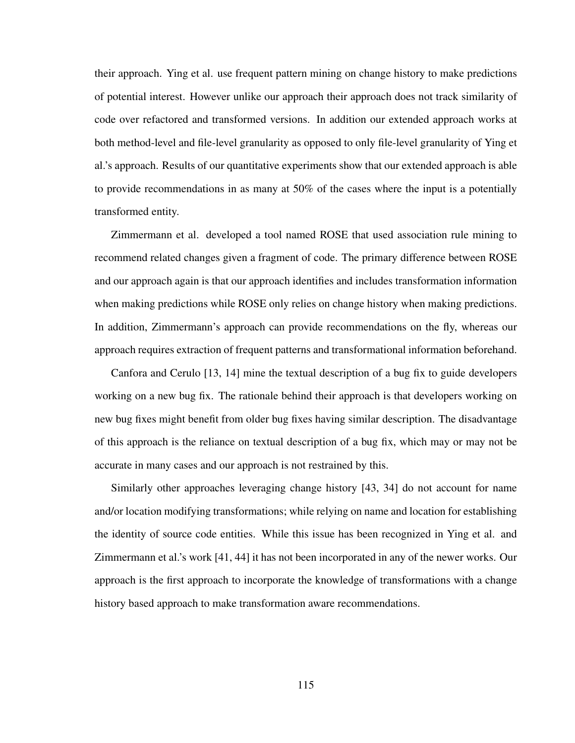their approach. Ying et al. use frequent pattern mining on change history to make predictions of potential interest. However unlike our approach their approach does not track similarity of code over refactored and transformed versions. In addition our extended approach works at both method-level and file-level granularity as opposed to only file-level granularity of Ying et al.'s approach. Results of our quantitative experiments show that our extended approach is able to provide recommendations in as many at 50% of the cases where the input is a potentially transformed entity.

Zimmermann et al. developed a tool named ROSE that used association rule mining to recommend related changes given a fragment of code. The primary difference between ROSE and our approach again is that our approach identifies and includes transformation information when making predictions while ROSE only relies on change history when making predictions. In addition, Zimmermann's approach can provide recommendations on the fly, whereas our approach requires extraction of frequent patterns and transformational information beforehand.

Canfora and Cerulo [13, 14] mine the textual description of a bug fix to guide developers working on a new bug fix. The rationale behind their approach is that developers working on new bug fixes might benefit from older bug fixes having similar description. The disadvantage of this approach is the reliance on textual description of a bug fix, which may or may not be accurate in many cases and our approach is not restrained by this.

Similarly other approaches leveraging change history [43, 34] do not account for name and/or location modifying transformations; while relying on name and location for establishing the identity of source code entities. While this issue has been recognized in Ying et al. and Zimmermann et al.'s work [41, 44] it has not been incorporated in any of the newer works. Our approach is the first approach to incorporate the knowledge of transformations with a change history based approach to make transformation aware recommendations.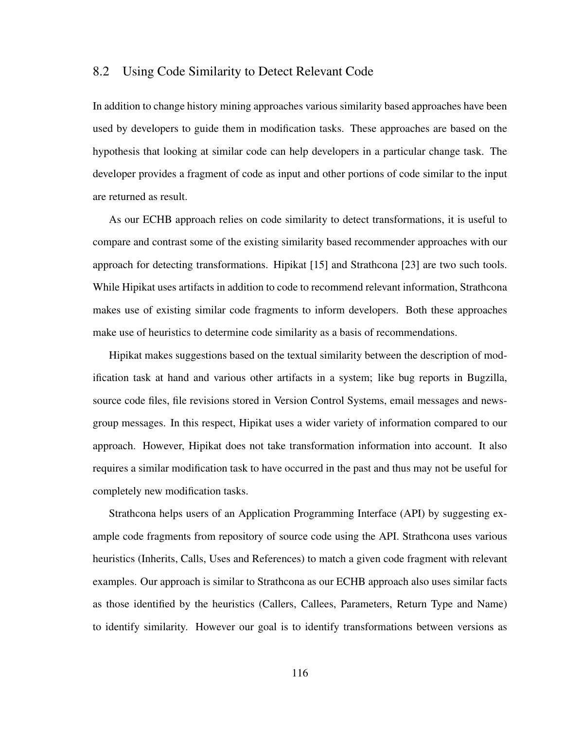## 8.2 Using Code Similarity to Detect Relevant Code

In addition to change history mining approaches various similarity based approaches have been used by developers to guide them in modification tasks. These approaches are based on the hypothesis that looking at similar code can help developers in a particular change task. The developer provides a fragment of code as input and other portions of code similar to the input are returned as result.

As our ECHB approach relies on code similarity to detect transformations, it is useful to compare and contrast some of the existing similarity based recommender approaches with our approach for detecting transformations. Hipikat [15] and Strathcona [23] are two such tools. While Hipikat uses artifacts in addition to code to recommend relevant information, Strathcona makes use of existing similar code fragments to inform developers. Both these approaches make use of heuristics to determine code similarity as a basis of recommendations.

Hipikat makes suggestions based on the textual similarity between the description of modification task at hand and various other artifacts in a system; like bug reports in Bugzilla, source code files, file revisions stored in Version Control Systems, email messages and newsgroup messages. In this respect, Hipikat uses a wider variety of information compared to our approach. However, Hipikat does not take transformation information into account. It also requires a similar modification task to have occurred in the past and thus may not be useful for completely new modification tasks.

Strathcona helps users of an Application Programming Interface (API) by suggesting example code fragments from repository of source code using the API. Strathcona uses various heuristics (Inherits, Calls, Uses and References) to match a given code fragment with relevant examples. Our approach is similar to Strathcona as our ECHB approach also uses similar facts as those identified by the heuristics (Callers, Callees, Parameters, Return Type and Name) to identify similarity. However our goal is to identify transformations between versions as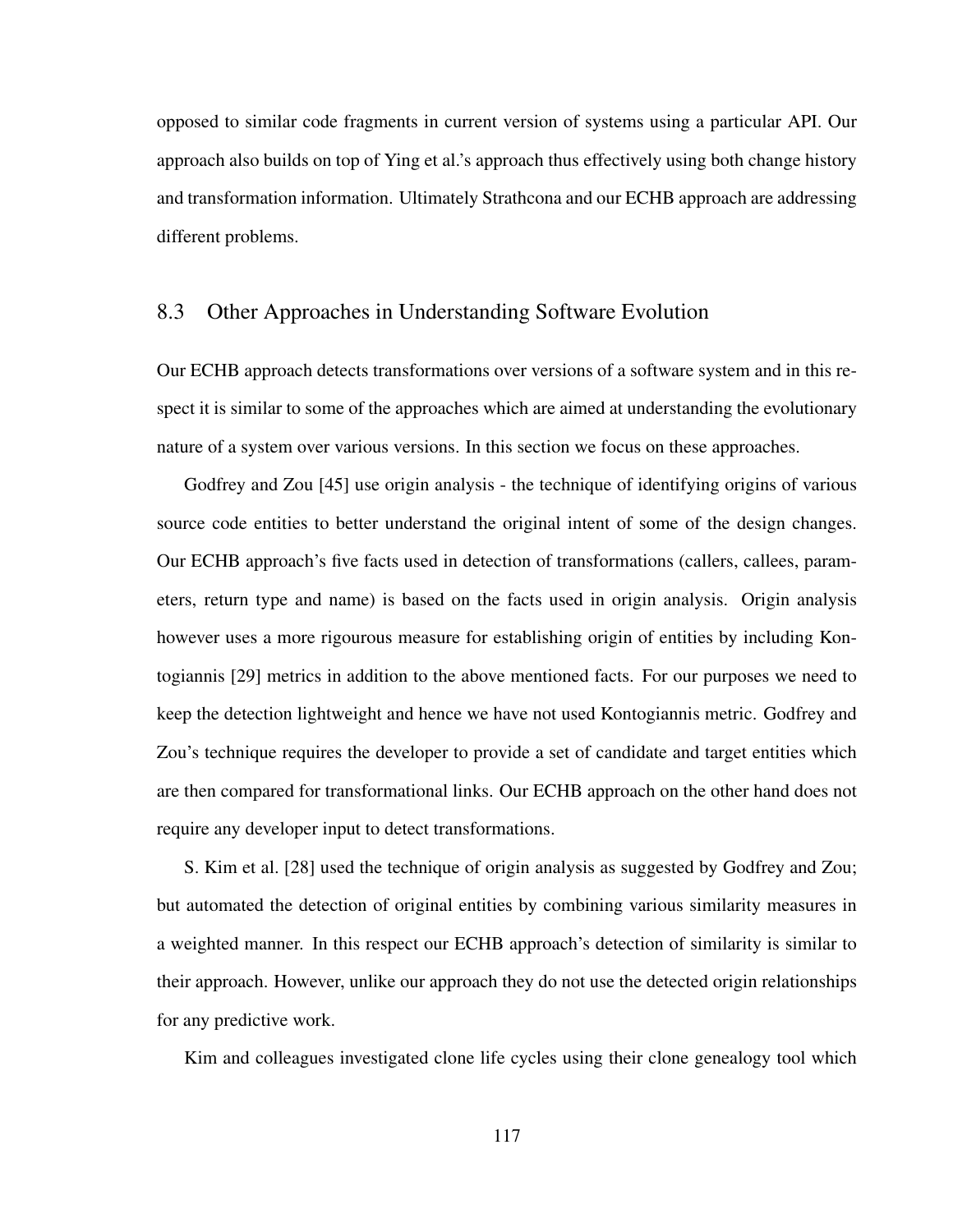opposed to similar code fragments in current version of systems using a particular API. Our approach also builds on top of Ying et al.'s approach thus effectively using both change history and transformation information. Ultimately Strathcona and our ECHB approach are addressing different problems.

## 8.3 Other Approaches in Understanding Software Evolution

Our ECHB approach detects transformations over versions of a software system and in this respect it is similar to some of the approaches which are aimed at understanding the evolutionary nature of a system over various versions. In this section we focus on these approaches.

Godfrey and Zou [45] use origin analysis - the technique of identifying origins of various source code entities to better understand the original intent of some of the design changes. Our ECHB approach's five facts used in detection of transformations (callers, callees, parameters, return type and name) is based on the facts used in origin analysis. Origin analysis however uses a more rigourous measure for establishing origin of entities by including Kontogiannis [29] metrics in addition to the above mentioned facts. For our purposes we need to keep the detection lightweight and hence we have not used Kontogiannis metric. Godfrey and Zou's technique requires the developer to provide a set of candidate and target entities which are then compared for transformational links. Our ECHB approach on the other hand does not require any developer input to detect transformations.

S. Kim et al. [28] used the technique of origin analysis as suggested by Godfrey and Zou; but automated the detection of original entities by combining various similarity measures in a weighted manner. In this respect our ECHB approach's detection of similarity is similar to their approach. However, unlike our approach they do not use the detected origin relationships for any predictive work.

Kim and colleagues investigated clone life cycles using their clone genealogy tool which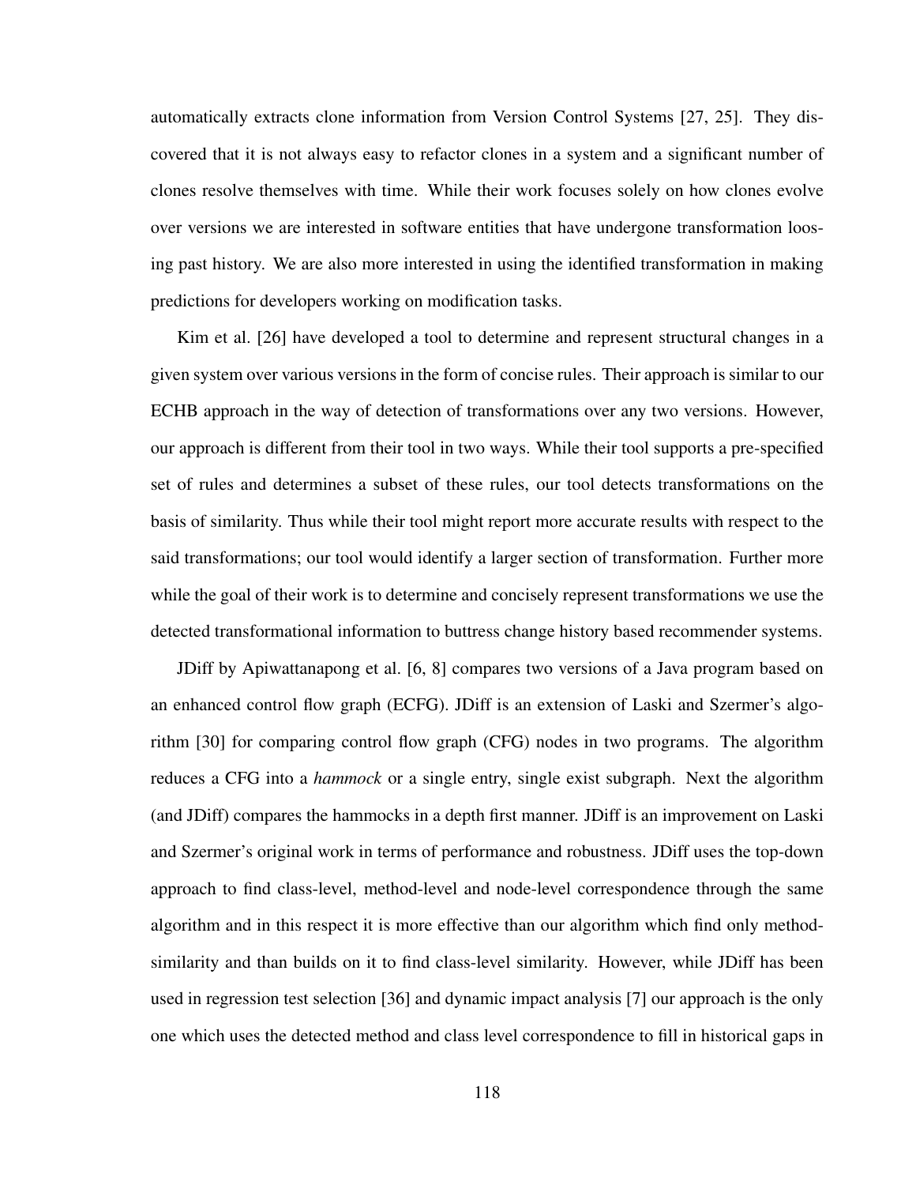automatically extracts clone information from Version Control Systems [27, 25]. They discovered that it is not always easy to refactor clones in a system and a significant number of clones resolve themselves with time. While their work focuses solely on how clones evolve over versions we are interested in software entities that have undergone transformation loosing past history. We are also more interested in using the identified transformation in making predictions for developers working on modification tasks.

Kim et al. [26] have developed a tool to determine and represent structural changes in a given system over various versions in the form of concise rules. Their approach is similar to our ECHB approach in the way of detection of transformations over any two versions. However, our approach is different from their tool in two ways. While their tool supports a pre-specified set of rules and determines a subset of these rules, our tool detects transformations on the basis of similarity. Thus while their tool might report more accurate results with respect to the said transformations; our tool would identify a larger section of transformation. Further more while the goal of their work is to determine and concisely represent transformations we use the detected transformational information to buttress change history based recommender systems.

JDiff by Apiwattanapong et al. [6, 8] compares two versions of a Java program based on an enhanced control flow graph (ECFG). JDiff is an extension of Laski and Szermer's algorithm [30] for comparing control flow graph (CFG) nodes in two programs. The algorithm reduces a CFG into a *hammock* or a single entry, single exist subgraph. Next the algorithm (and JDiff) compares the hammocks in a depth first manner. JDiff is an improvement on Laski and Szermer's original work in terms of performance and robustness. JDiff uses the top-down approach to find class-level, method-level and node-level correspondence through the same algorithm and in this respect it is more effective than our algorithm which find only method-similarity and than builds on it to find class-level similarity. However, while JDiff has been used in regression test selection [36] and dynamic impact analysis [7] our approach is the only one which uses the detected method and class level correspondence to fill in historical gaps in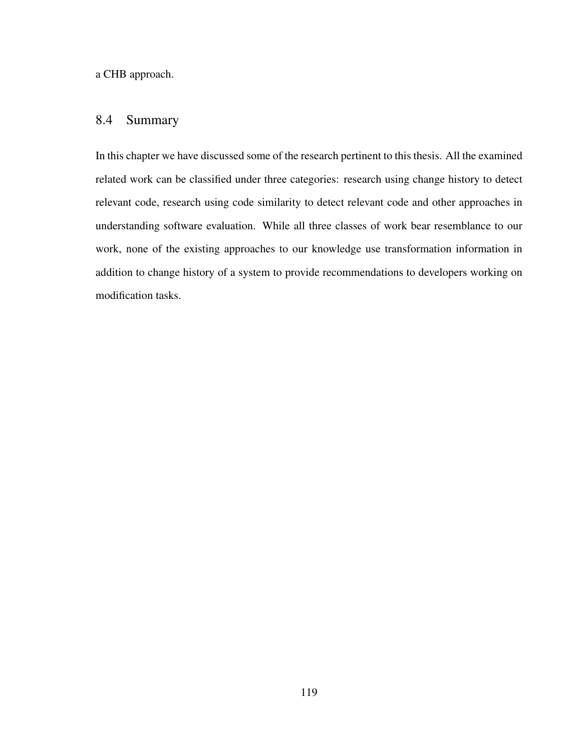a CHB approach.

## 8.4 Summary

In this chapter we have discussed some of the research pertinent to this thesis. All the examined related work can be classified under three categories: research using change history to detect relevant code, research using code similarity to detect relevant code and other approaches in understanding software evaluation. While all three classes of work bear resemblance to our work, none of the existing approaches to our knowledge use transformation information in addition to change history of a system to provide recommendations to developers working on modification tasks.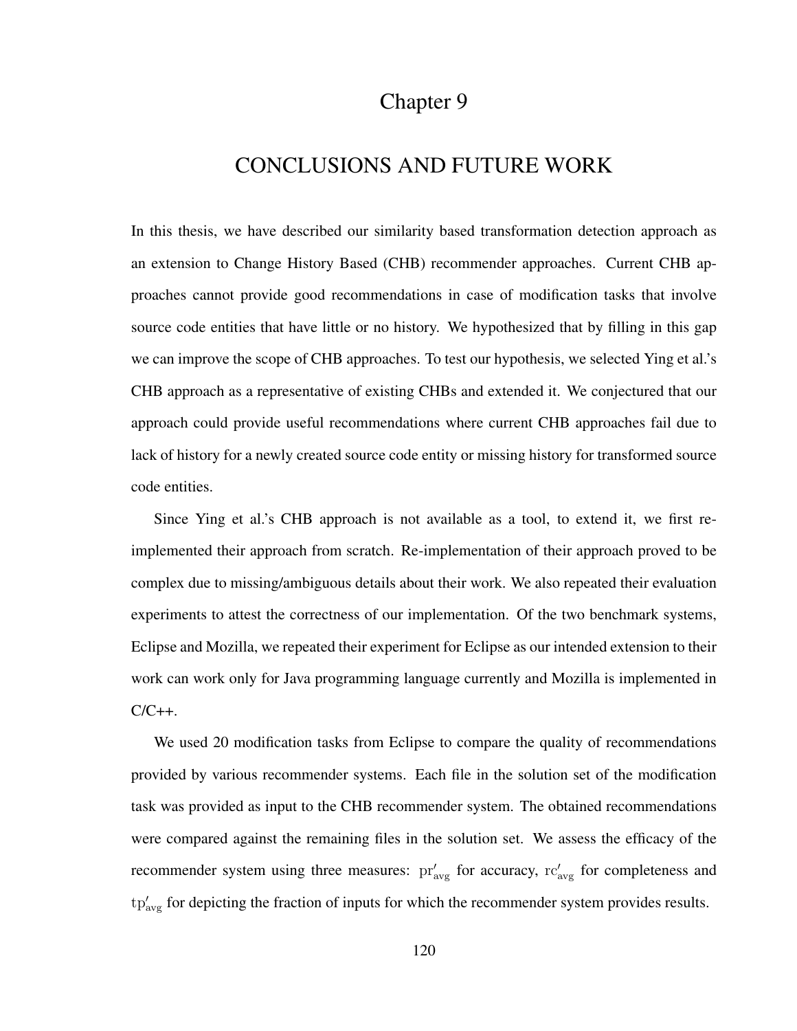# Chapter 9

# CONCLUSIONS AND FUTURE WORK

In this thesis, we have described our similarity based transformation detection approach as an extension to Change History Based (CHB) recommender approaches. Current CHB approaches cannot provide good recommendations in case of modification tasks that involve source code entities that have little or no history. We hypothesized that by filling in this gap we can improve the scope of CHB approaches. To test our hypothesis, we selected Ying et al.'s CHB approach as a representative of existing CHBs and extended it. We conjectured that our approach could provide useful recommendations where current CHB approaches fail due to lack of history for a newly created source code entity or missing history for transformed source code entities.

Since Ying et al.'s CHB approach is not available as a tool, to extend it, we first re-implemented their approach from scratch. Re-implementation of their approach proved to be complex due to missing/ambiguous details about their work. We also repeated their evaluation experiments to attest the correctness of our implementation. Of the two benchmark systems, Eclipse and Mozilla, we repeated their experiment for Eclipse as our intended extension to their work can work only for Java programming language currently and Mozilla is implemented in C/C++.

We used 20 modification tasks from Eclipse to compare the quality of recommendations provided by various recommender systems. Each file in the solution set of the modification task was provided as input to the CHB recommender system. The obtained recommendations were compared against the remaining files in the solution set. We assess the efficacy of the recommender system using three measures: $\mathrm{pr}'_{\mathrm{avg}}$ for accuracy, $\mathrm{rc}'_{\mathrm{avg}}$ for completeness and $\mathrm{tp}'_{\mathrm{avg}}$ for depicting the fraction of inputs for which the recommender system provides results.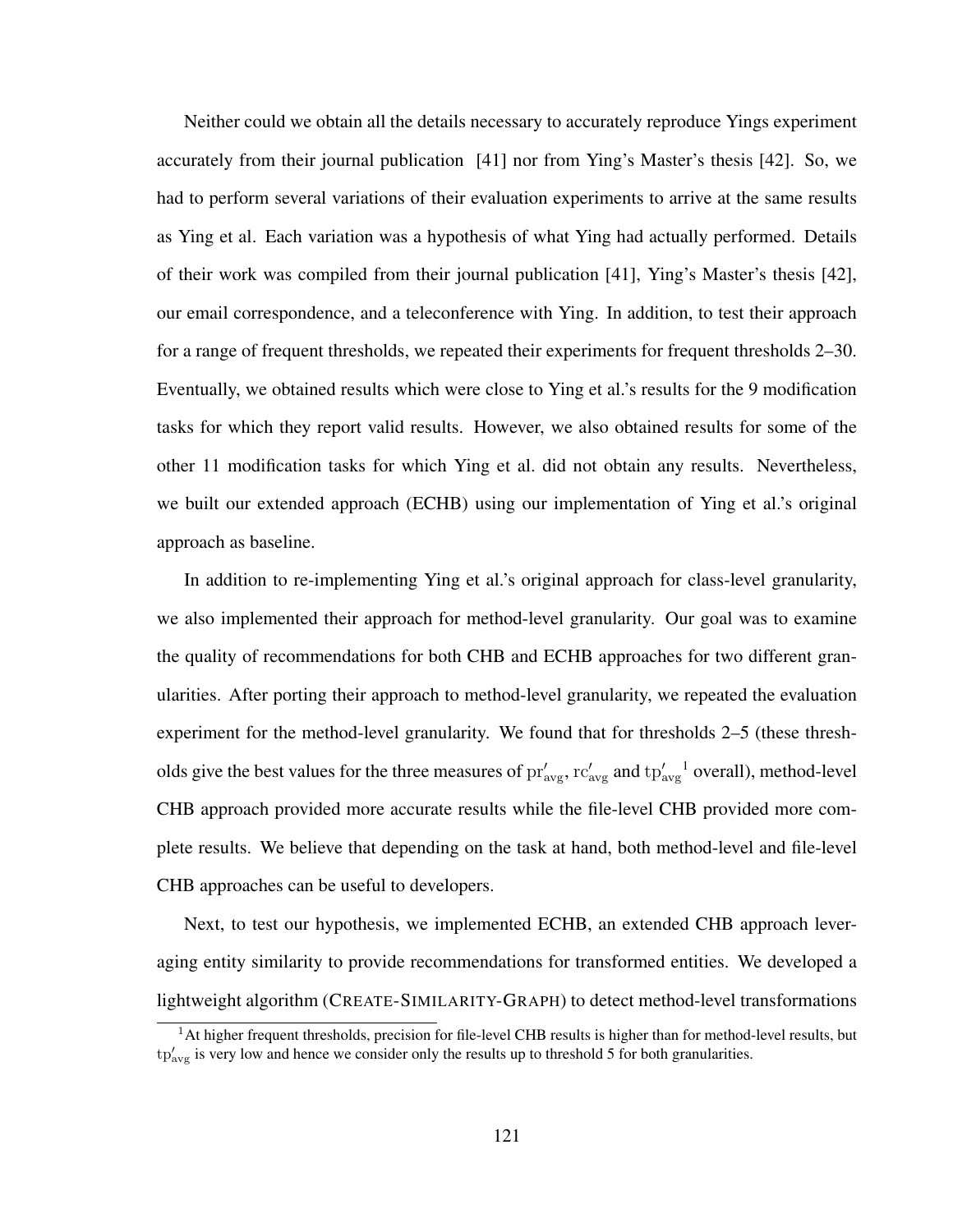Neither could we obtain all the details necessary to accurately reproduce Yings experiment accurately from their journal publication [41] nor from Ying's Master's thesis [42]. So, we had to perform several variations of their evaluation experiments to arrive at the same results as Ying et al. Each variation was a hypothesis of what Ying had actually performed. Details of their work was compiled from their journal publication [41], Ying's Master's thesis [42], our email correspondence, and a teleconference with Ying. In addition, to test their approach for a range of frequent thresholds, we repeated their experiments for frequent thresholds 2–30. Eventually, we obtained results which were close to Ying et al.'s results for the 9 modification tasks for which they report valid results. However, we also obtained results for some of the other 11 modification tasks for which Ying et al. did not obtain any results. Nevertheless, we built our extended approach (ECHB) using our implementation of Ying et al.'s original approach as baseline.

In addition to re-implementing Ying et al.'s original approach for class-level granularity, we also implemented their approach for method-level granularity. Our goal was to examine the quality of recommendations for both CHB and ECHB approaches for two different granularities. After porting their approach to method-level granularity, we repeated the evaluation experiment for the method-level granularity. We found that for thresholds 2–5 (these thresholds give the best values for the three measures of $\mathrm{pr}'_{\mathrm{avg}}$, $\mathrm{rc}'_{\mathrm{avg}}$ and $\mathrm{tp}'_{\mathrm{avg}}$ [1] overall), method-level CHB approach provided more accurate results while the file-level CHB provided more complete results. We believe that depending on the task at hand, both method-level and file-level CHB approaches can be useful to developers.

Next, to test our hypothesis, we implemented ECHB, an extended CHB approach leveraging entity similarity to provide recommendations for transformed entities. We developed a lightweight algorithm (CREATE-SIMILARITY-GRAPH) to detect method-level transformations

[1] At higher frequent thresholds, precision for file-level CHB results is higher than for method-level results, but $\mathrm{tp}'_{\mathrm{avg}}$ is very low and hence we consider only the results up to threshold 5 for both granularities.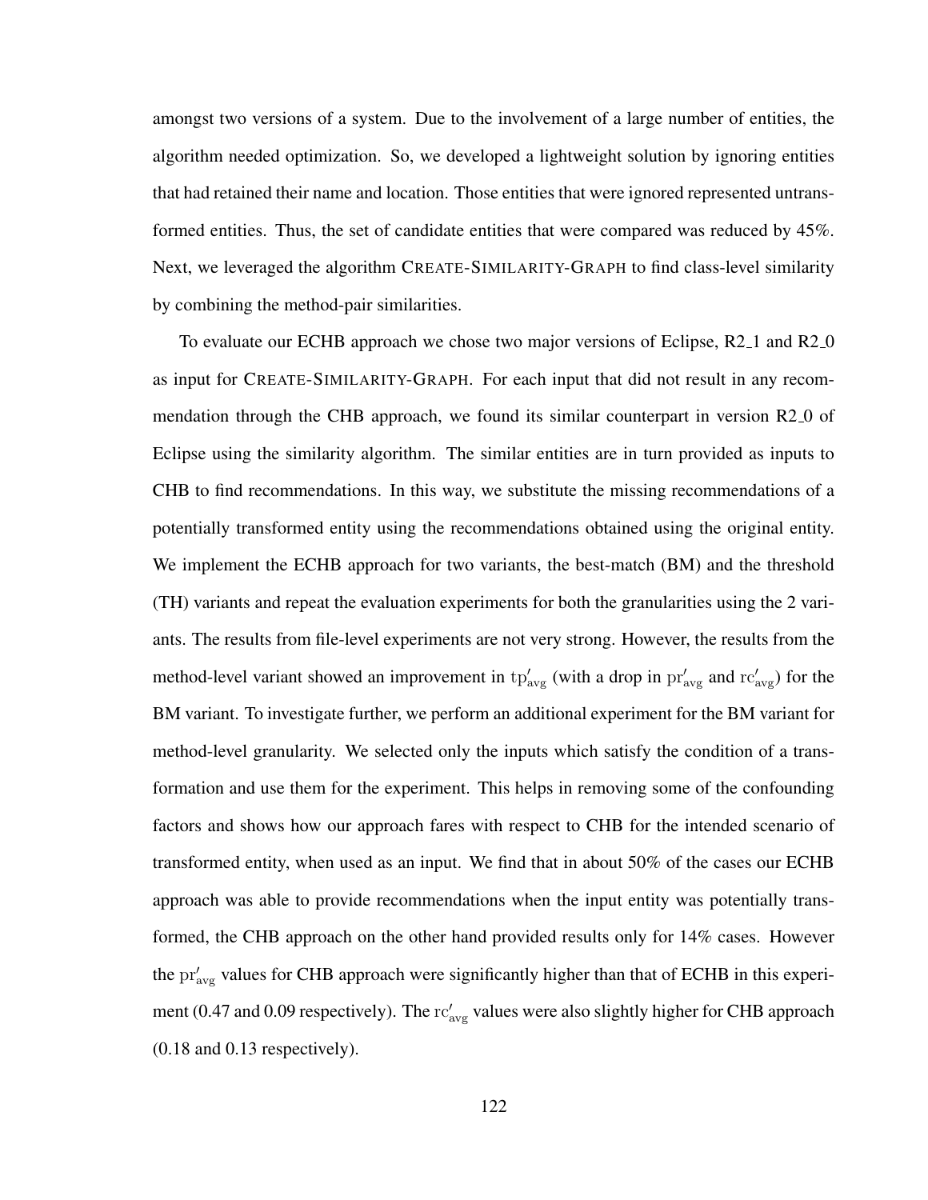amongst two versions of a system. Due to the involvement of a large number of entities, the algorithm needed optimization. So, we developed a lightweight solution by ignoring entities that had retained their name and location. Those entities that were ignored represented untransformed entities. Thus, the set of candidate entities that were compared was reduced by 45%. Next, we leveraged the algorithm CREATE-SIMILARITY-GRAPH to find class-level similarity by combining the method-pair similarities.

To evaluate our ECHB approach we chose two major versions of Eclipse, R2_1 and R2_0 as input for CREATE-SIMILARITY-GRAPH. For each input that did not result in any recommendation through the CHB approach, we found its similar counterpart in version R2_0 of Eclipse using the similarity algorithm. The similar entities are in turn provided as inputs to CHB to find recommendations. In this way, we substitute the missing recommendations of a potentially transformed entity using the recommendations obtained using the original entity. We implement the ECHB approach for two variants, the best-match (BM) and the threshold (TH) variants and repeat the evaluation experiments for both the granularities using the 2 variants. The results from file-level experiments are not very strong. However, the results from the method-level variant showed an improvement in $\mathrm{tp}'_{\mathrm{avg}}$ (with a drop in $\mathrm{pr}'_{\mathrm{avg}}$ and $\mathrm{rc}'_{\mathrm{avg}}$) for the BM variant. To investigate further, we perform an additional experiment for the BM variant for method-level granularity. We selected only the inputs which satisfy the condition of a transformation and use them for the experiment. This helps in removing some of the confounding factors and shows how our approach fares with respect to CHB for the intended scenario of transformed entity, when used as an input. We find that in about 50% of the cases our ECHB approach was able to provide recommendations when the input entity was potentially transformed, the CHB approach on the other hand provided results only for 14% cases. However the $\mathrm{pr}'_{\mathrm{avg}}$ values for CHB approach were significantly higher than that of ECHB in this experiment (0.47 and 0.09 respectively). The $\mathrm{rc}'_{\mathrm{avg}}$ values were also slightly higher for CHB approach (0.18 and 0.13 respectively).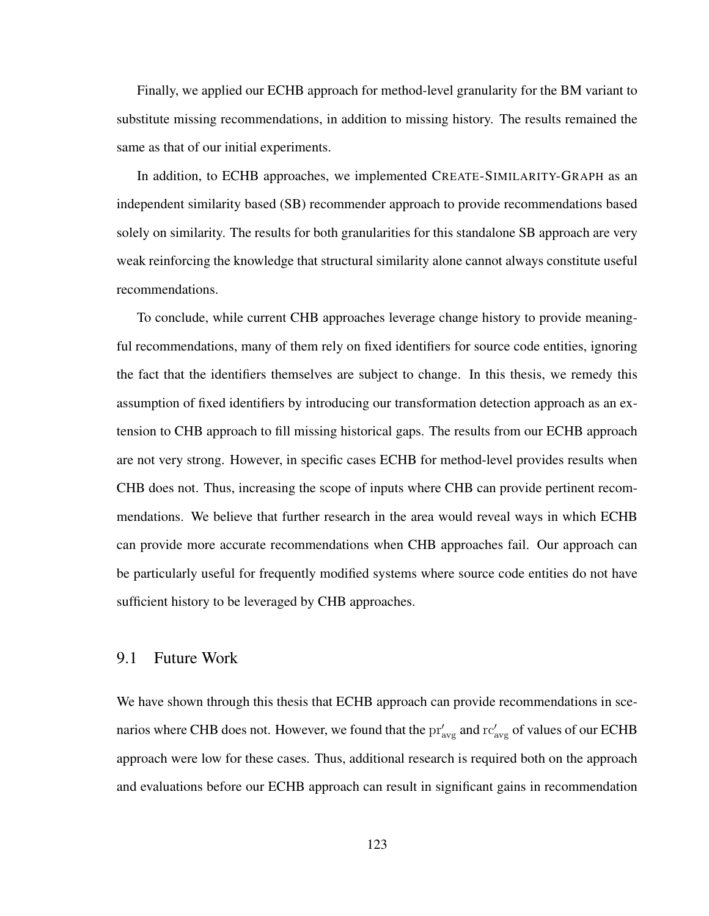Finally, we applied our ECHB approach for method-level granularity for the BM variant to substitute missing recommendations, in addition to missing history. The results remained the same as that of our initial experiments.

In addition, to ECHB approaches, we implemented CREATE-SIMILARITY-GRAPH as an independent similarity based (SB) recommender approach to provide recommendations based solely on similarity. The results for both granularities for this standalone SB approach are very weak reinforcing the knowledge that structural similarity alone cannot always constitute useful recommendations.

To conclude, while current CHB approaches leverage change history to provide meaningful recommendations, many of them rely on fixed identifiers for source code entities, ignoring the fact that the identifiers themselves are subject to change. In this thesis, we remedy this assumption of fixed identifiers by introducing our transformation detection approach as an extension to CHB approach to fill missing historical gaps. The results from our ECHB approach are not very strong. However, in specific cases ECHB for method-level provides results when CHB does not. Thus, increasing the scope of inputs where CHB can provide pertinent recommendations. We believe that further research in the area would reveal ways in which ECHB can provide more accurate recommendations when CHB approaches fail. Our approach can be particularly useful for frequently modified systems where source code entities do not have sufficient history to be leveraged by CHB approaches.

## 9.1 Future Work

We have shown through this thesis that ECHB approach can provide recommendations in scenarios where CHB does not. However, we found that the $\mathrm{pr}'_{\mathrm{avg}}$ and $\mathrm{rc}'_{\mathrm{avg}}$ of values of our ECHB approach were low for these cases. Thus, additional research is required both on the approach and evaluations before our ECHB approach can result in significant gains in recommendation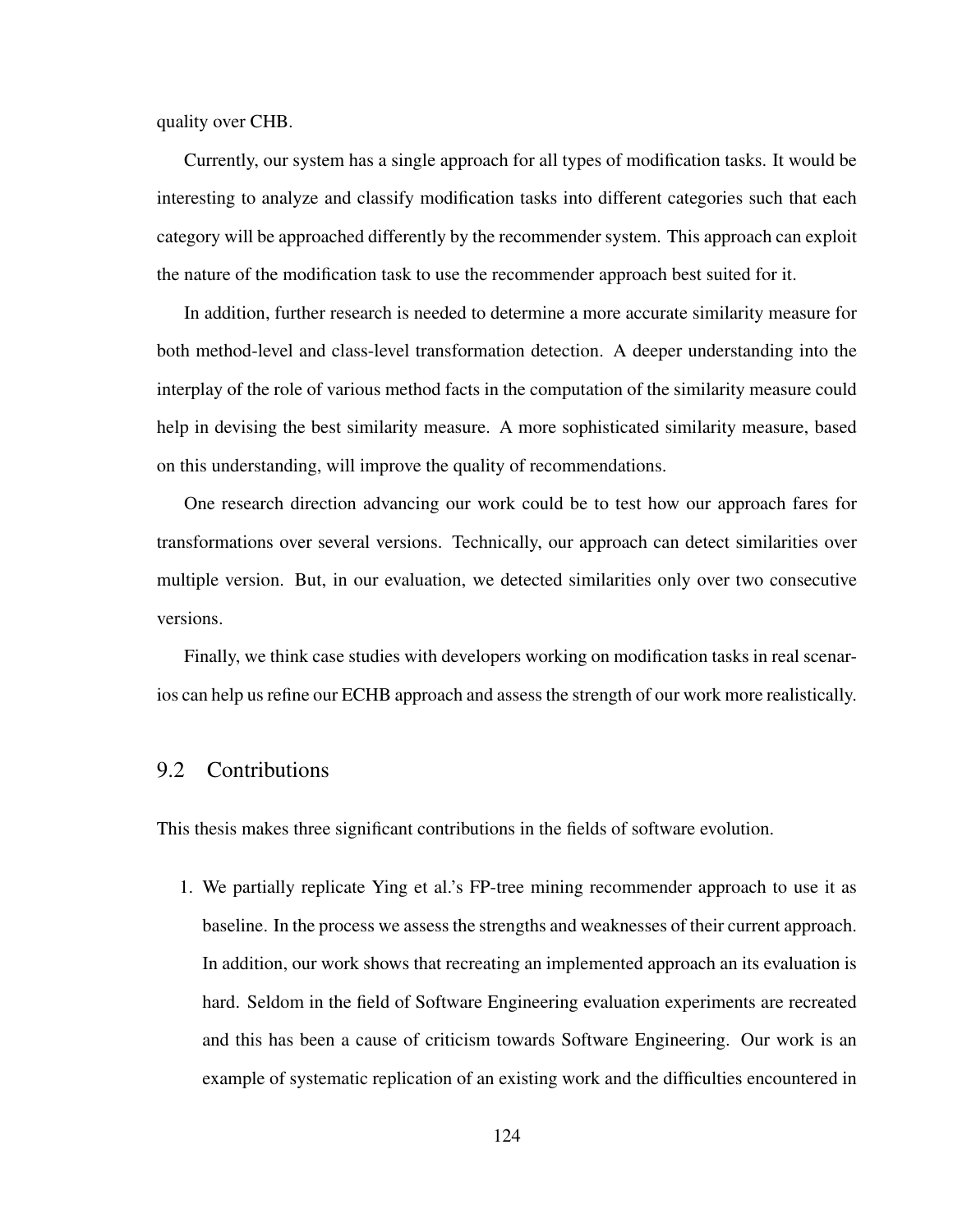quality over CHB.

Currently, our system has a single approach for all types of modification tasks. It would be interesting to analyze and classify modification tasks into different categories such that each category will be approached differently by the recommender system. This approach can exploit the nature of the modification task to use the recommender approach best suited for it.

In addition, further research is needed to determine a more accurate similarity measure for both method-level and class-level transformation detection. A deeper understanding into the interplay of the role of various method facts in the computation of the similarity measure could help in devising the best similarity measure. A more sophisticated similarity measure, based on this understanding, will improve the quality of recommendations.

One research direction advancing our work could be to test how our approach fares for transformations over several versions. Technically, our approach can detect similarities over multiple version. But, in our evaluation, we detected similarities only over two consecutive versions.

Finally, we think case studies with developers working on modification tasks in real scenarios can help us refine our ECHB approach and assess the strength of our work more realistically.

## 9.2 Contributions

This thesis makes three significant contributions in the fields of software evolution.

1. We partially replicate Ying et al.'s FP-tree mining recommender approach to use it as baseline. In the process we assess the strengths and weaknesses of their current approach. In addition, our work shows that recreating an implemented approach an its evaluation is hard. Seldom in the field of Software Engineering evaluation experiments are recreated and this has been a cause of criticism towards Software Engineering. Our work is an example of systematic replication of an existing work and the difficulties encountered in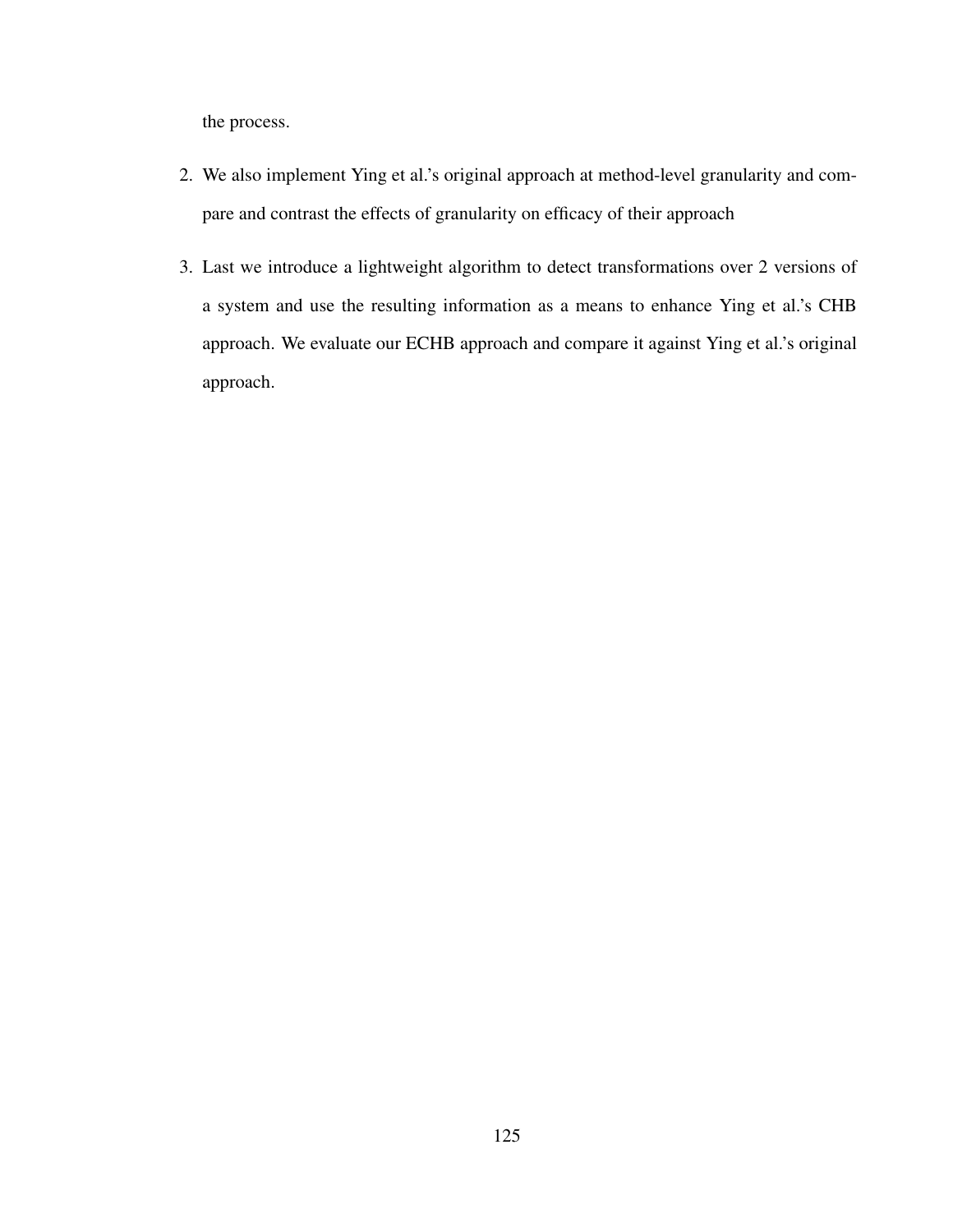the process.

2. We also implement Ying et al.'s original approach at method-level granularity and compare and contrast the effects of granularity on efficacy of their approach

3. Last we introduce a lightweight algorithm to detect transformations over 2 versions of a system and use the resulting information as a means to enhance Ying et al.'s CHB approach. We evaluate our ECHB approach and compare it against Ying et al.'s original approach.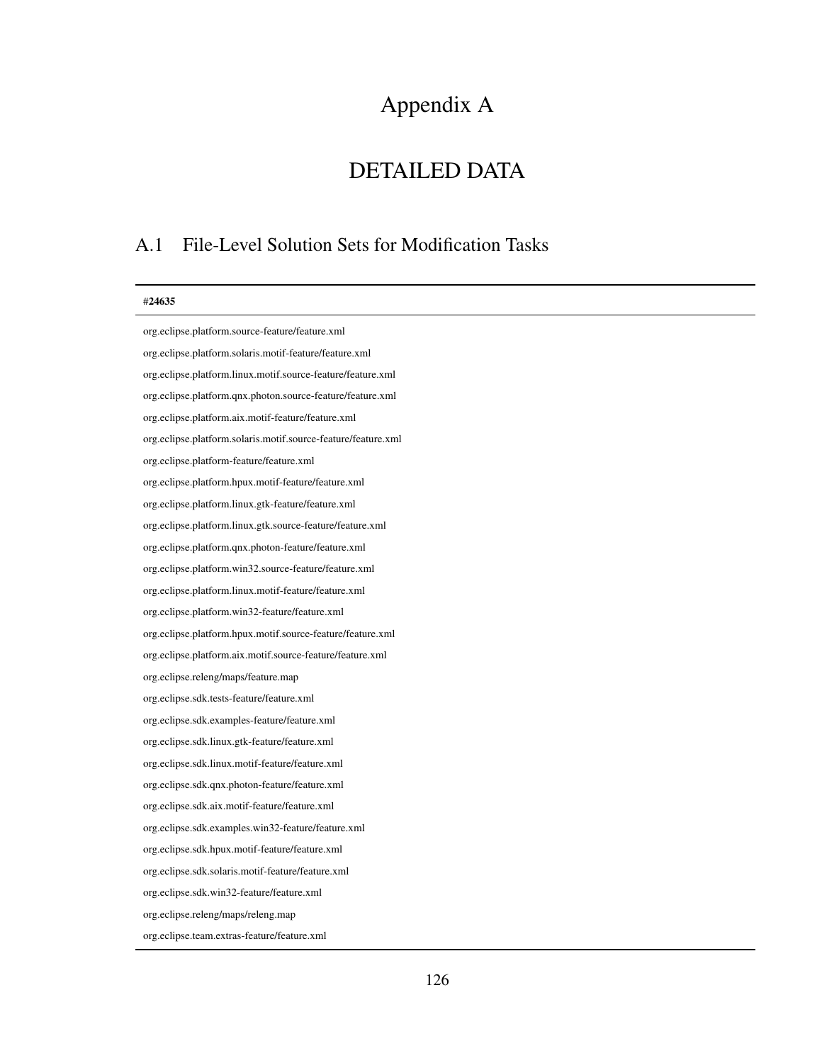# Appendix A

# DETAILED DATA

## A.1 File-Level Solution Sets for Modification Tasks

| **#24635** |
|---|
| org.eclipse.platform.source-feature/feature.xml |
| org.eclipse.platform.solaris.motif-feature/feature.xml |
| org.eclipse.platform.linux.motif.source-feature/feature.xml |
| org.eclipse.platform.qnx.photon.source-feature/feature.xml |
| org.eclipse.platform.aix.motif-feature/feature.xml |
| org.eclipse.platform.solaris.motif.source-feature/feature.xml |
| org.eclipse.platform-feature/feature.xml |
| org.eclipse.platform.hpux.motif-feature/feature.xml |
| org.eclipse.platform.linux.gtk-feature/feature.xml |
| org.eclipse.platform.linux.gtk.source-feature/feature.xml |
| org.eclipse.platform.qnx.photon-feature/feature.xml |
| org.eclipse.platform.win32.source-feature/feature.xml |
| org.eclipse.platform.linux.motif-feature/feature.xml |
| org.eclipse.platform.win32-feature/feature.xml |
| org.eclipse.platform.hpux.motif.source-feature/feature.xml |
| org.eclipse.platform.aix.motif.source-feature/feature.xml |
| org.eclipse.releng/maps/feature.map |
| org.eclipse.sdk.tests-feature/feature.xml |
| org.eclipse.sdk.examples-feature/feature.xml |
| org.eclipse.sdk.linux.gtk-feature/feature.xml |
| org.eclipse.sdk.linux.motif-feature/feature.xml |
| org.eclipse.sdk.qnx.photon-feature/feature.xml |
| org.eclipse.sdk.aix.motif-feature/feature.xml |
| org.eclipse.sdk.examples.win32-feature/feature.xml |
| org.eclipse.sdk.hpux.motif-feature/feature.xml |
| org.eclipse.sdk.solaris.motif-feature/feature.xml |
| org.eclipse.sdk.win32-feature/feature.xml |
| org.eclipse.releng/maps/releng.map |
| org.eclipse.team.extras-feature/feature.xml |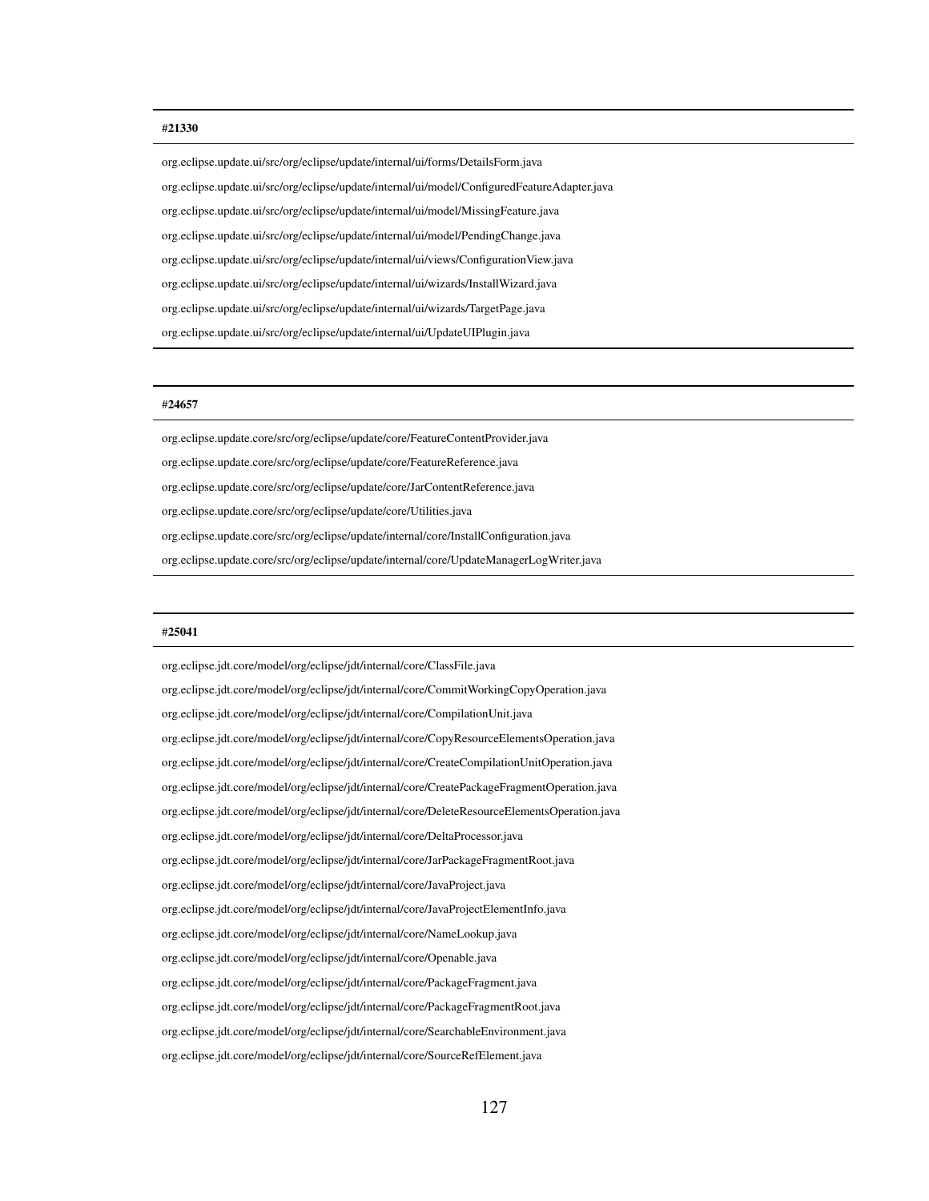| #21330 |
| --- |
| org.eclipse.update.ui/src/org/eclipse/update/internal/ui/forms/DetailsForm.java |
| org.eclipse.update.ui/src/org/eclipse/update/internal/ui/model/ConfiguredFeatureAdapter.java |
| org.eclipse.update.ui/src/org/eclipse/update/internal/ui/model/MissingFeature.java |
| org.eclipse.update.ui/src/org/eclipse/update/internal/ui/model/PendingChange.java |
| org.eclipse.update.ui/src/org/eclipse/update/internal/ui/views/ConfigurationView.java |
| org.eclipse.update.ui/src/org/eclipse/update/internal/ui/wizards/InstallWizard.java |
| org.eclipse.update.ui/src/org/eclipse/update/internal/ui/wizards/TargetPage.java |
| org.eclipse.update.ui/src/org/eclipse/update/internal/ui/UpdateUIPlugin.java |

| #24657 |
| --- |
| org.eclipse.update.core/src/org/eclipse/update/core/FeatureContentProvider.java |
| org.eclipse.update.core/src/org/eclipse/update/core/FeatureReference.java |
| org.eclipse.update.core/src/org/eclipse/update/core/JarContentReference.java |
| org.eclipse.update.core/src/org/eclipse/update/core/Utilities.java |
| org.eclipse.update.core/src/org/eclipse/update/internal/core/InstallConfiguration.java |
| org.eclipse.update.core/src/org/eclipse/update/internal/core/UpdateManagerLogWriter.java |

| #25041 |
| --- |
| org.eclipse.jdt.core/model/org/eclipse/jdt/internal/core/ClassFile.java |
| org.eclipse.jdt.core/model/org/eclipse/jdt/internal/core/CommitWorkingCopyOperation.java |
| org.eclipse.jdt.core/model/org/eclipse/jdt/internal/core/CompilationUnit.java |
| org.eclipse.jdt.core/model/org/eclipse/jdt/internal/core/CopyResourceElementsOperation.java |
| org.eclipse.jdt.core/model/org/eclipse/jdt/internal/core/CreateCompilationUnitOperation.java |
| org.eclipse.jdt.core/model/org/eclipse/jdt/internal/core/CreatePackageFragmentOperation.java |
| org.eclipse.jdt.core/model/org/eclipse/jdt/internal/core/DeleteResourceElementsOperation.java |
| org.eclipse.jdt.core/model/org/eclipse/jdt/internal/core/DeltaProcessor.java |
| org.eclipse.jdt.core/model/org/eclipse/jdt/internal/core/JarPackageFragmentRoot.java |
| org.eclipse.jdt.core/model/org/eclipse/jdt/internal/core/JavaProject.java |
| org.eclipse.jdt.core/model/org/eclipse/jdt/internal/core/JavaProjectElementInfo.java |
| org.eclipse.jdt.core/model/org/eclipse/jdt/internal/core/NameLookup.java |
| org.eclipse.jdt.core/model/org/eclipse/jdt/internal/core/Openable.java |
| org.eclipse.jdt.core/model/org/eclipse/jdt/internal/core/PackageFragment.java |
| org.eclipse.jdt.core/model/org/eclipse/jdt/internal/core/PackageFragmentRoot.java |
| org.eclipse.jdt.core/model/org/eclipse/jdt/internal/core/SearchableEnvironment.java |
| org.eclipse.jdt.core/model/org/eclipse/jdt/internal/core/SourceRefElement.java |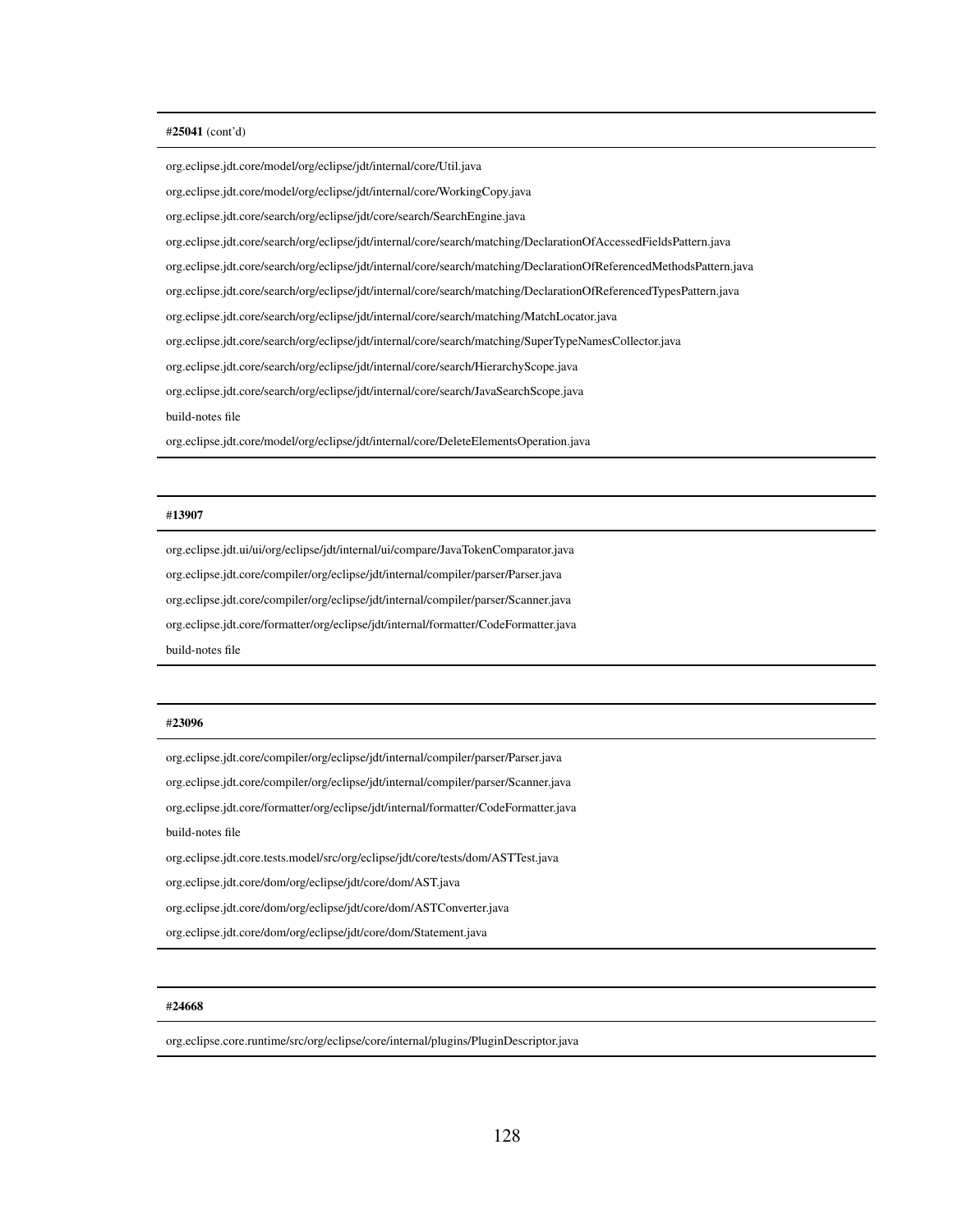| **#25041** (cont'd) |
|---|
| org.eclipse.jdt.core/model/org/eclipse/jdt/internal/core/Util.java |
| org.eclipse.jdt.core/model/org/eclipse/jdt/internal/core/WorkingCopy.java |
| org.eclipse.jdt.core/search/org/eclipse/jdt/core/search/SearchEngine.java |
| org.eclipse.jdt.core/search/org/eclipse/jdt/internal/core/search/matching/DeclarationOfAccessedFieldsPattern.java |
| org.eclipse.jdt.core/search/org/eclipse/jdt/internal/core/search/matching/DeclarationOfReferencedMethodsPattern.java |
| org.eclipse.jdt.core/search/org/eclipse/jdt/internal/core/search/matching/DeclarationOfReferencedTypesPattern.java |
| org.eclipse.jdt.core/search/org/eclipse/jdt/internal/core/search/matching/MatchLocator.java |
| org.eclipse.jdt.core/search/org/eclipse/jdt/internal/core/search/matching/SuperTypeNamesCollector.java |
| org.eclipse.jdt.core/search/org/eclipse/jdt/internal/core/search/HierarchyScope.java |
| org.eclipse.jdt.core/search/org/eclipse/jdt/internal/core/search/JavaSearchScope.java |
| build-notes file |
| org.eclipse.jdt.core/model/org/eclipse/jdt/internal/core/DeleteElementsOperation.java |

| **#13907** |
|---|
| org.eclipse.jdt.ui/ui/org/eclipse/jdt/internal/ui/compare/JavaTokenComparator.java |
| org.eclipse.jdt.core/compiler/org/eclipse/jdt/internal/compiler/parser/Parser.java |
| org.eclipse.jdt.core/compiler/org/eclipse/jdt/internal/compiler/parser/Scanner.java |
| org.eclipse.jdt.core/formatter/org/eclipse/jdt/internal/formatter/CodeFormatter.java |
| build-notes file |

| **#23096** |
|---|
| org.eclipse.jdt.core/compiler/org/eclipse/jdt/internal/compiler/parser/Parser.java |
| org.eclipse.jdt.core/compiler/org/eclipse/jdt/internal/compiler/parser/Scanner.java |
| org.eclipse.jdt.core/formatter/org/eclipse/jdt/internal/formatter/CodeFormatter.java |
| build-notes file |
| org.eclipse.jdt.core.tests.model/src/org/eclipse/jdt/core/tests/dom/ASTTest.java |
| org.eclipse.jdt.core/dom/org/eclipse/jdt/core/dom/AST.java |
| org.eclipse.jdt.core/dom/org/eclipse/jdt/core/dom/ASTConverter.java |
| org.eclipse.jdt.core/dom/org/eclipse/jdt/core/dom/Statement.java |

| **#24668** |
|---|
| org.eclipse.core.runtime/src/org/eclipse/core/internal/plugins/PluginDescriptor.java |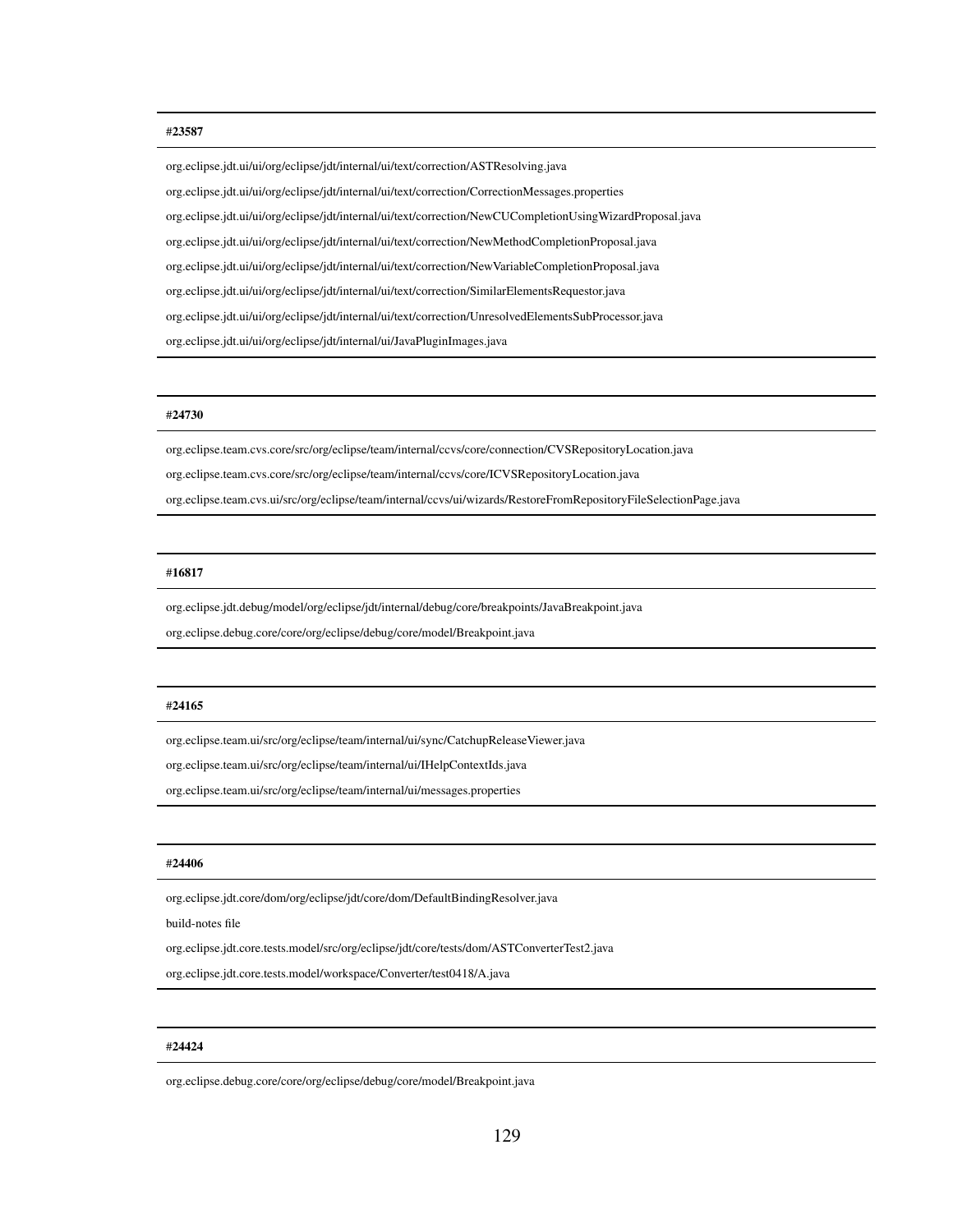| #23587 |
| --- |
| org.eclipse.jdt.ui/ui/org/eclipse/jdt/internal/ui/text/correction/ASTResolving.java |
| org.eclipse.jdt.ui/ui/org/eclipse/jdt/internal/ui/text/correction/CorrectionMessages.properties |
| org.eclipse.jdt.ui/ui/org/eclipse/jdt/internal/ui/text/correction/NewCUCompletionUsingWizardProposal.java |
| org.eclipse.jdt.ui/ui/org/eclipse/jdt/internal/ui/text/correction/NewMethodCompletionProposal.java |
| org.eclipse.jdt.ui/ui/org/eclipse/jdt/internal/ui/text/correction/NewVariableCompletionProposal.java |
| org.eclipse.jdt.ui/ui/org/eclipse/jdt/internal/ui/text/correction/SimilarElementsRequestor.java |
| org.eclipse.jdt.ui/ui/org/eclipse/jdt/internal/ui/text/correction/UnresolvedElementsSubProcessor.java |
| org.eclipse.jdt.ui/ui/org/eclipse/jdt/internal/ui/JavaPluginImages.java |

| #24730 |
| --- |
| org.eclipse.team.cvs.core/src/org/eclipse/team/internal/ccvs/core/connection/CVSRepositoryLocation.java |
| org.eclipse.team.cvs.core/src/org/eclipse/team/internal/ccvs/core/ICVSRepositoryLocation.java |
| org.eclipse.team.cvs.ui/src/org/eclipse/team/internal/ccvs/ui/wizards/RestoreFromRepositoryFileSelectionPage.java |

| #16817 |
| --- |
| org.eclipse.jdt.debug/model/org/eclipse/jdt/internal/debug/core/breakpoints/JavaBreakpoint.java |
| org.eclipse.debug.core/core/org/eclipse/debug/core/model/Breakpoint.java |

| #24165 |
| --- |
| org.eclipse.team.ui/src/org/eclipse/team/internal/ui/sync/CatchupReleaseViewer.java |
| org.eclipse.team.ui/src/org/eclipse/team/internal/ui/IHelpContextIds.java |
| org.eclipse.team.ui/src/org/eclipse/team/internal/ui/messages.properties |

| #24406 |
| --- |
| org.eclipse.jdt.core/dom/org/eclipse/jdt/core/dom/DefaultBindingResolver.java |
| build-notes file |
| org.eclipse.jdt.core.tests.model/src/org/eclipse/jdt/core/tests/dom/ASTConverterTest2.java |
| org.eclipse.jdt.core.tests.model/workspace/Converter/test0418/A.java |

| #24424 |
| --- |
| org.eclipse.debug.core/core/org/eclipse/debug/core/model/Breakpoint.java |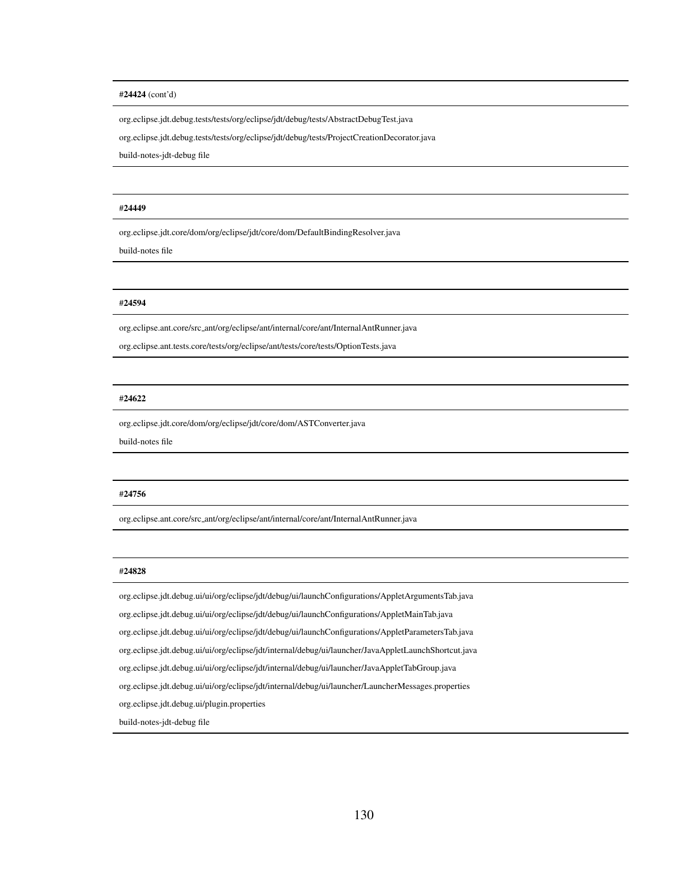| **#24424** (cont'd) |
| --- |
| org.eclipse.jdt.debug.tests/tests/org/eclipse/jdt/debug/tests/AbstractDebugTest.java |
| org.eclipse.jdt.debug.tests/tests/org/eclipse/jdt/debug/tests/ProjectCreationDecorator.java |
| build-notes-jdt-debug file |

| **#24449** |
| --- |
| org.eclipse.jdt.core/dom/org/eclipse/jdt/core/dom/DefaultBindingResolver.java |
| build-notes file |

| **#24594** |
| --- |
| org.eclipse.ant.core/src_ant/org/eclipse/ant/internal/core/ant/InternalAntRunner.java |
| org.eclipse.ant.tests.core/tests/org/eclipse/ant/tests/core/tests/OptionTests.java |

| **#24622** |
| --- |
| org.eclipse.jdt.core/dom/org/eclipse/jdt/core/dom/ASTConverter.java |
| build-notes file |

| **#24756** |
| --- |
| org.eclipse.ant.core/src_ant/org/eclipse/ant/internal/core/ant/InternalAntRunner.java |

| **#24828** |
| --- |
| org.eclipse.jdt.debug.ui/ui/org/eclipse/jdt/debug/ui/launchConfigurations/AppletArgumentsTab.java |
| org.eclipse.jdt.debug.ui/ui/org/eclipse/jdt/debug/ui/launchConfigurations/AppletMainTab.java |
| org.eclipse.jdt.debug.ui/ui/org/eclipse/jdt/debug/ui/launchConfigurations/AppletParametersTab.java |
| org.eclipse.jdt.debug.ui/ui/org/eclipse/jdt/internal/debug/ui/launcher/JavaAppletLaunchShortcut.java |
| org.eclipse.jdt.debug.ui/ui/org/eclipse/jdt/internal/debug/ui/launcher/JavaAppletTabGroup.java |
| org.eclipse.jdt.debug.ui/ui/org/eclipse/jdt/internal/debug/ui/launcher/LauncherMessages.properties |
| org.eclipse.jdt.debug.ui/plugin.properties |
| build-notes-jdt-debug file |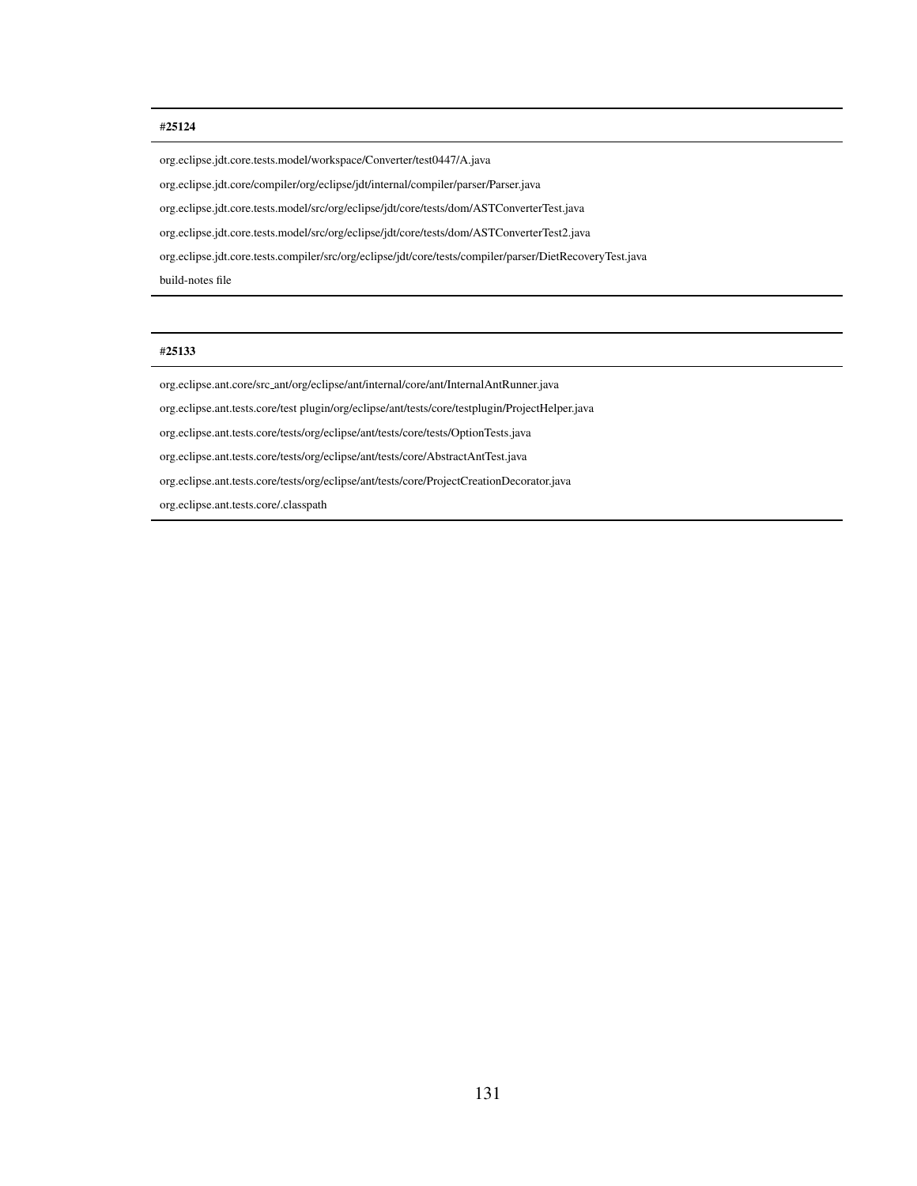| #25124 |
| --- |
| org.eclipse.jdt.core.tests.model/workspace/Converter/test0447/A.java |
| org.eclipse.jdt.core/compiler/org/eclipse/jdt/internal/compiler/parser/Parser.java |
| org.eclipse.jdt.core.tests.model/src/org/eclipse/jdt/core/tests/dom/ASTConverterTest.java |
| org.eclipse.jdt.core.tests.model/src/org/eclipse/jdt/core/tests/dom/ASTConverterTest2.java |
| org.eclipse.jdt.core.tests.compiler/src/org/eclipse/jdt/core/tests/compiler/parser/DietRecoveryTest.java |
| build-notes file |

| #25133 |
| --- |
| org.eclipse.ant.core/src_ant/org/eclipse/ant/internal/core/ant/InternalAntRunner.java |
| org.eclipse.ant.tests.core/test plugin/org/eclipse/ant/tests/core/testplugin/ProjectHelper.java |
| org.eclipse.ant.tests.core/tests/org/eclipse/ant/tests/core/tests/OptionTests.java |
| org.eclipse.ant.tests.core/tests/org/eclipse/ant/tests/core/AbstractAntTest.java |
| org.eclipse.ant.tests.core/tests/org/eclipse/ant/tests/core/ProjectCreationDecorator.java |
| org.eclipse.ant.tests.core/.classpath |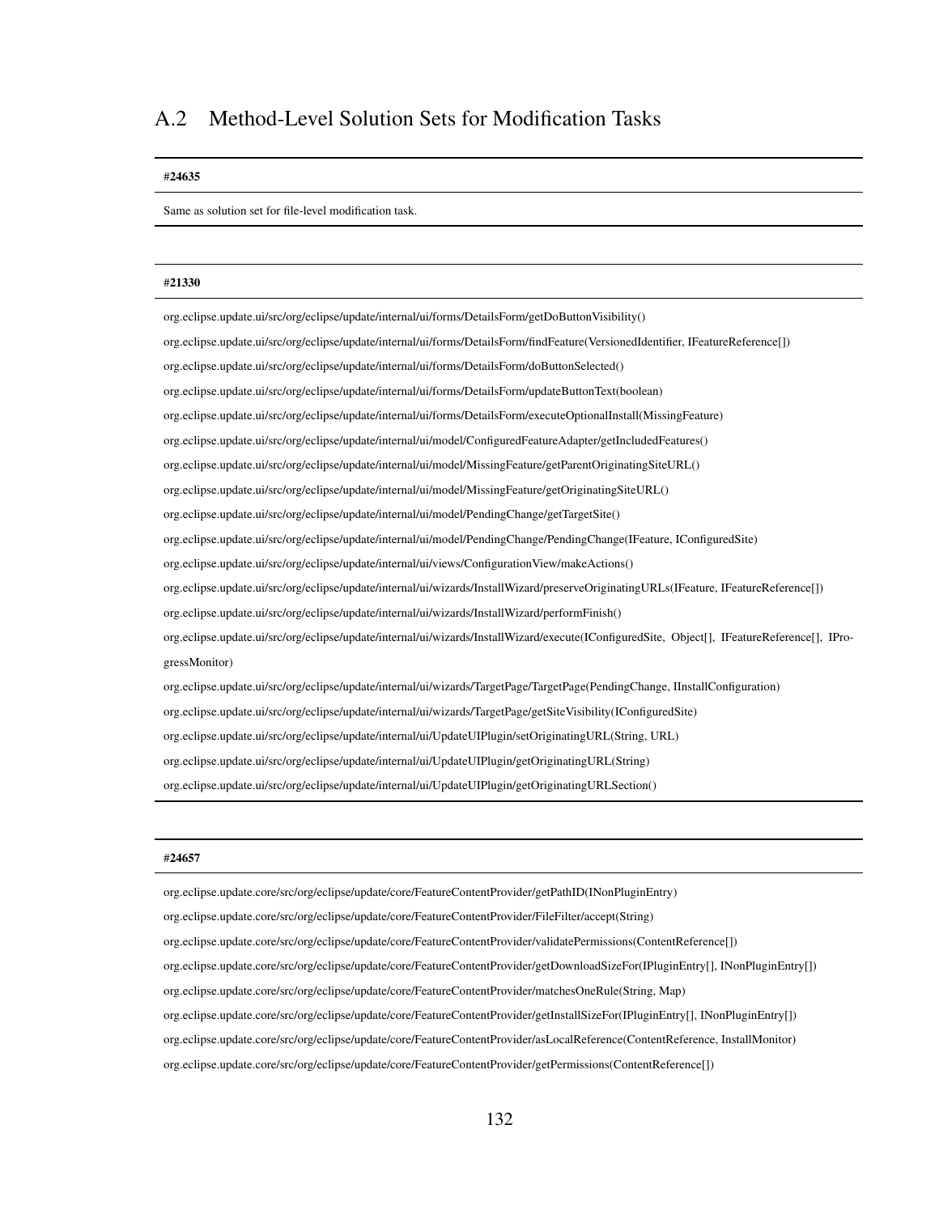## A.2 Method-Level Solution Sets for Modification Tasks

| **#24635** |
| --- |
| Same as solution set for file-level modification task. |

| **#21330** |
| --- |
| org.eclipse.update.ui/src/org/eclipse/update/internal/ui/forms/DetailsForm/getDoButtonVisibility() |
| org.eclipse.update.ui/src/org/eclipse/update/internal/ui/forms/DetailsForm/findFeature(VersionedIdentifier, IFeatureReference[]) |
| org.eclipse.update.ui/src/org/eclipse/update/internal/ui/forms/DetailsForm/doButtonSelected() |
| org.eclipse.update.ui/src/org/eclipse/update/internal/ui/forms/DetailsForm/updateButtonText(boolean) |
| org.eclipse.update.ui/src/org/eclipse/update/internal/ui/forms/DetailsForm/executeOptionalInstall(MissingFeature) |
| org.eclipse.update.ui/src/org/eclipse/update/internal/ui/model/ConfiguredFeatureAdapter/getIncludedFeatures() |
| org.eclipse.update.ui/src/org/eclipse/update/internal/ui/model/MissingFeature/getParentOriginatingSiteURL() |
| org.eclipse.update.ui/src/org/eclipse/update/internal/ui/model/MissingFeature/getOriginatingSiteURL() |
| org.eclipse.update.ui/src/org/eclipse/update/internal/ui/model/PendingChange/getTargetSite() |
| org.eclipse.update.ui/src/org/eclipse/update/internal/ui/model/PendingChange/PendingChange(IFeature, IConfiguredSite) |
| org.eclipse.update.ui/src/org/eclipse/update/internal/ui/views/ConfigurationView/makeActions() |
| org.eclipse.update.ui/src/org/eclipse/update/internal/ui/wizards/InstallWizard/preserveOriginatingURLs(IFeature, IFeatureReference[]) |
| org.eclipse.update.ui/src/org/eclipse/update/internal/ui/wizards/InstallWizard/performFinish() |
| org.eclipse.update.ui/src/org/eclipse/update/internal/ui/wizards/InstallWizard/execute(IConfiguredSite, Object[], IFeatureReference[], IProgressMonitor) |
| org.eclipse.update.ui/src/org/eclipse/update/internal/ui/wizards/TargetPage/TargetPage(PendingChange, IInstallConfiguration) |
| org.eclipse.update.ui/src/org/eclipse/update/internal/ui/wizards/TargetPage/getSiteVisibility(IConfiguredSite) |
| org.eclipse.update.ui/src/org/eclipse/update/internal/ui/UpdateUIPlugin/setOriginatingURL(String, URL) |
| org.eclipse.update.ui/src/org/eclipse/update/internal/ui/UpdateUIPlugin/getOriginatingURL(String) |
| org.eclipse.update.ui/src/org/eclipse/update/internal/ui/UpdateUIPlugin/getOriginatingURLSection() |

| **#24657** |
| --- |
| org.eclipse.update.core/src/org/eclipse/update/core/FeatureContentProvider/getPathID(INonPluginEntry) |
| org.eclipse.update.core/src/org/eclipse/update/core/FeatureContentProvider/FileFilter/accept(String) |
| org.eclipse.update.core/src/org/eclipse/update/core/FeatureContentProvider/validatePermissions(ContentReference[]) |
| org.eclipse.update.core/src/org/eclipse/update/core/FeatureContentProvider/getDownloadSizeFor(IPluginEntry[], INonPluginEntry[]) |
| org.eclipse.update.core/src/org/eclipse/update/core/FeatureContentProvider/matchesOneRule(String, Map) |
| org.eclipse.update.core/src/org/eclipse/update/core/FeatureContentProvider/getInstallSizeFor(IPluginEntry[], INonPluginEntry[]) |
| org.eclipse.update.core/src/org/eclipse/update/core/FeatureContentProvider/asLocalReference(ContentReference, InstallMonitor) |
| org.eclipse.update.core/src/org/eclipse/update/core/FeatureContentProvider/getPermissions(ContentReference[]) |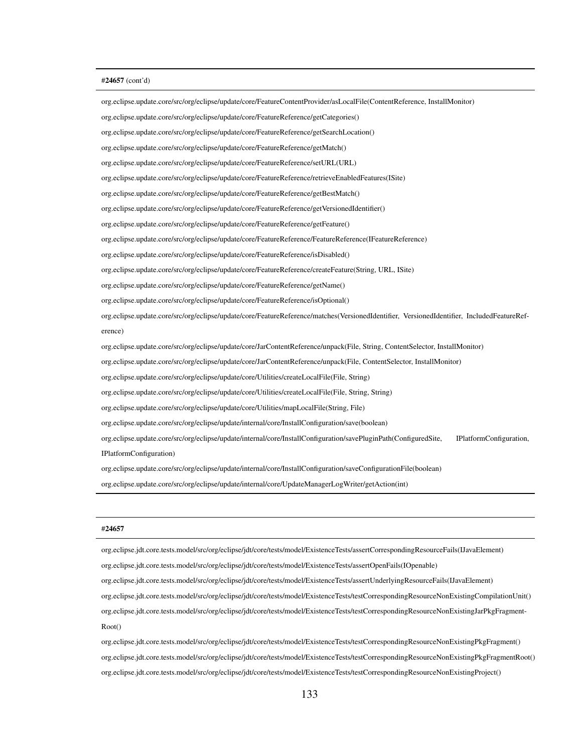| **#24657** (cont'd) |
|---|
| org.eclipse.update.core/src/org/eclipse/update/core/FeatureContentProvider/asLocalFile(ContentReference, InstallMonitor) |
| org.eclipse.update.core/src/org/eclipse/update/core/FeatureReference/getCategories() |
| org.eclipse.update.core/src/org/eclipse/update/core/FeatureReference/getSearchLocation() |
| org.eclipse.update.core/src/org/eclipse/update/core/FeatureReference/getMatch() |
| org.eclipse.update.core/src/org/eclipse/update/core/FeatureReference/setURL(URL) |
| org.eclipse.update.core/src/org/eclipse/update/core/FeatureReference/retrieveEnabledFeatures(ISite) |
| org.eclipse.update.core/src/org/eclipse/update/core/FeatureReference/getBestMatch() |
| org.eclipse.update.core/src/org/eclipse/update/core/FeatureReference/getVersionedIdentifier() |
| org.eclipse.update.core/src/org/eclipse/update/core/FeatureReference/getFeature() |
| org.eclipse.update.core/src/org/eclipse/update/core/FeatureReference/FeatureReference(IFeatureReference) |
| org.eclipse.update.core/src/org/eclipse/update/core/FeatureReference/isDisabled() |
| org.eclipse.update.core/src/org/eclipse/update/core/FeatureReference/createFeature(String, URL, ISite) |
| org.eclipse.update.core/src/org/eclipse/update/core/FeatureReference/getName() |
| org.eclipse.update.core/src/org/eclipse/update/core/FeatureReference/isOptional() |
| org.eclipse.update.core/src/org/eclipse/update/core/FeatureReference/matches(VersionedIdentifier, VersionedIdentifier, IncludedFeatureReference) |
| org.eclipse.update.core/src/org/eclipse/update/core/JarContentReference/unpack(File, String, ContentSelector, InstallMonitor) |
| org.eclipse.update.core/src/org/eclipse/update/core/JarContentReference/unpack(File, ContentSelector, InstallMonitor) |
| org.eclipse.update.core/src/org/eclipse/update/core/Utilities/createLocalFile(File, String) |
| org.eclipse.update.core/src/org/eclipse/update/core/Utilities/createLocalFile(File, String, String) |
| org.eclipse.update.core/src/org/eclipse/update/core/Utilities/mapLocalFile(String, File) |
| org.eclipse.update.core/src/org/eclipse/update/internal/core/InstallConfiguration/save(boolean) |
| org.eclipse.update.core/src/org/eclipse/update/internal/core/InstallConfiguration/savePluginPath(ConfiguredSite, IPlatformConfiguration, IPlatformConfiguration) |
| org.eclipse.update.core/src/org/eclipse/update/internal/core/InstallConfiguration/saveConfigurationFile(boolean) |
| org.eclipse.update.core/src/org/eclipse/update/internal/core/UpdateManagerLogWriter/getAction(int) |

| **#24657** |
|---|
| org.eclipse.jdt.core.tests.model/src/org/eclipse/jdt/core/tests/model/ExistenceTests/assertCorrespondingResourceFails(IJavaElement) |
| org.eclipse.jdt.core.tests.model/src/org/eclipse/jdt/core/tests/model/ExistenceTests/assertOpenFails(IOpenable) |
| org.eclipse.jdt.core.tests.model/src/org/eclipse/jdt/core/tests/model/ExistenceTests/assertUnderlyingResourceFails(IJavaElement) |
| org.eclipse.jdt.core.tests.model/src/org/eclipse/jdt/core/tests/model/ExistenceTests/testCorrespondingResourceNonExistingCompilationUnit() |
| org.eclipse.jdt.core.tests.model/src/org/eclipse/jdt/core/tests/model/ExistenceTests/testCorrespondingResourceNonExistingJarPkgFragmentRoot() |
| org.eclipse.jdt.core.tests.model/src/org/eclipse/jdt/core/tests/model/ExistenceTests/testCorrespondingResourceNonExistingPkgFragment() |
| org.eclipse.jdt.core.tests.model/src/org/eclipse/jdt/core/tests/model/ExistenceTests/testCorrespondingResourceNonExistingPkgFragmentRoot() |
| org.eclipse.jdt.core.tests.model/src/org/eclipse/jdt/core/tests/model/ExistenceTests/testCorrespondingResourceNonExistingProject() |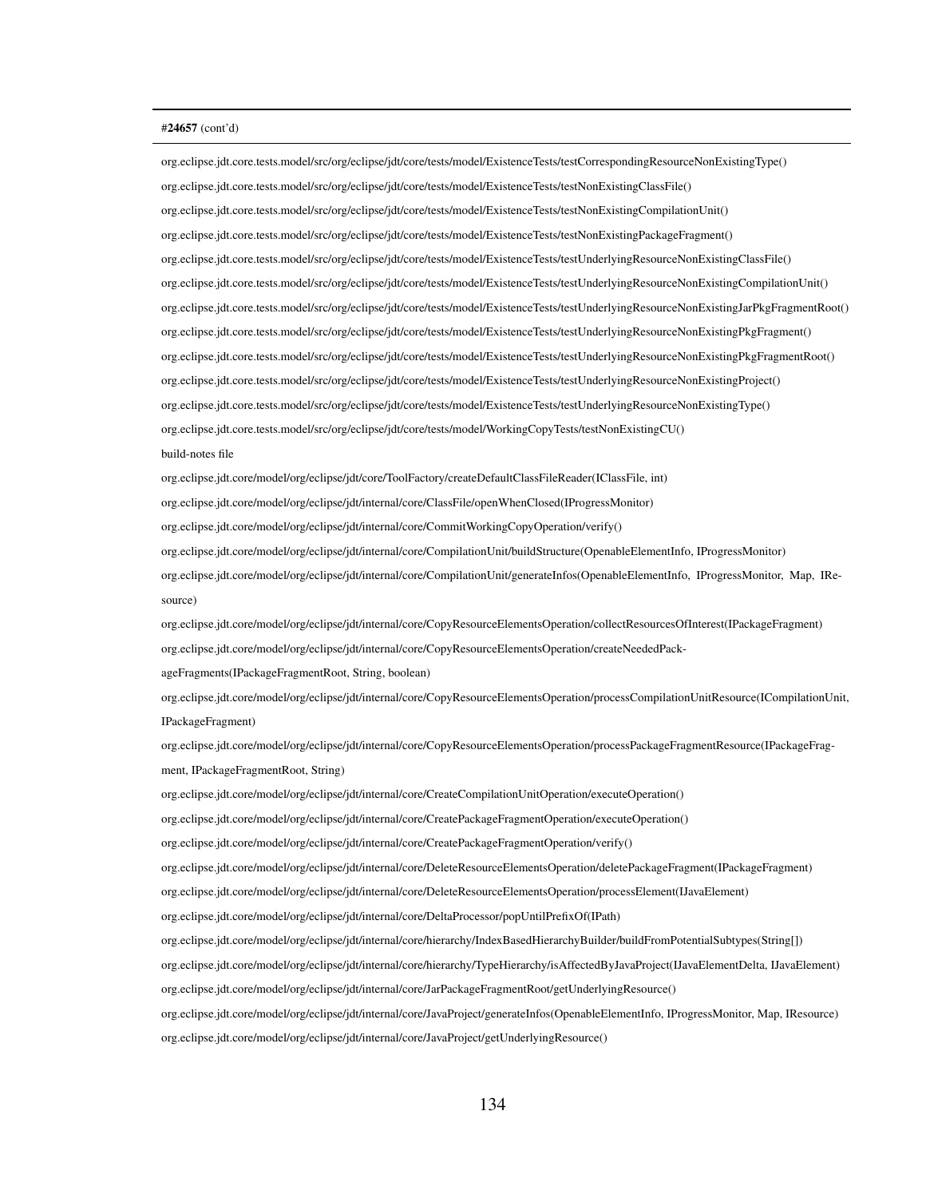#**24657** (cont'd)

org.eclipse.jdt.core.tests.model/src/org/eclipse/jdt/core/tests/model/ExistenceTests/testCorrespondingResourceNonExistingType()

org.eclipse.jdt.core.tests.model/src/org/eclipse/jdt/core/tests/model/ExistenceTests/testNonExistingClassFile()

org.eclipse.jdt.core.tests.model/src/org/eclipse/jdt/core/tests/model/ExistenceTests/testNonExistingCompilationUnit()

org.eclipse.jdt.core.tests.model/src/org/eclipse/jdt/core/tests/model/ExistenceTests/testNonExistingPackageFragment()

org.eclipse.jdt.core.tests.model/src/org/eclipse/jdt/core/tests/model/ExistenceTests/testUnderlyingResourceNonExistingClassFile()

org.eclipse.jdt.core.tests.model/src/org/eclipse/jdt/core/tests/model/ExistenceTests/testUnderlyingResourceNonExistingCompilationUnit()

org.eclipse.jdt.core.tests.model/src/org/eclipse/jdt/core/tests/model/ExistenceTests/testUnderlyingResourceNonExistingJarPkgFragmentRoot()

org.eclipse.jdt.core.tests.model/src/org/eclipse/jdt/core/tests/model/ExistenceTests/testUnderlyingResourceNonExistingPkgFragment()

org.eclipse.jdt.core.tests.model/src/org/eclipse/jdt/core/tests/model/ExistenceTests/testUnderlyingResourceNonExistingPkgFragmentRoot()

org.eclipse.jdt.core.tests.model/src/org/eclipse/jdt/core/tests/model/ExistenceTests/testUnderlyingResourceNonExistingProject()

org.eclipse.jdt.core.tests.model/src/org/eclipse/jdt/core/tests/model/ExistenceTests/testUnderlyingResourceNonExistingType()

org.eclipse.jdt.core.tests.model/src/org/eclipse/jdt/core/tests/model/WorkingCopyTests/testNonExistingCU()

build-notes file

org.eclipse.jdt.core/model/org/eclipse/jdt/core/ToolFactory/createDefaultClassFileReader(IClassFile, int)

org.eclipse.jdt.core/model/org/eclipse/jdt/internal/core/ClassFile/openWhenClosed(IProgressMonitor)

org.eclipse.jdt.core/model/org/eclipse/jdt/internal/core/CommitWorkingCopyOperation/verify()

org.eclipse.jdt.core/model/org/eclipse/jdt/internal/core/CompilationUnit/buildStructure(OpenableElementInfo, IProgressMonitor)

org.eclipse.jdt.core/model/org/eclipse/jdt/internal/core/CompilationUnit/generateInfos(OpenableElementInfo, IProgressMonitor, Map, IResource)

org.eclipse.jdt.core/model/org/eclipse/jdt/internal/core/CopyResourceElementsOperation/collectResourcesOfInterest(IPackageFragment)

org.eclipse.jdt.core/model/org/eclipse/jdt/internal/core/CopyResourceElementsOperation/createNeededPackageFragments(IPackageFragmentRoot, String, boolean)

org.eclipse.jdt.core/model/org/eclipse/jdt/internal/core/CopyResourceElementsOperation/processCompilationUnitResource(ICompilationUnit, IPackageFragment)

org.eclipse.jdt.core/model/org/eclipse/jdt/internal/core/CopyResourceElementsOperation/processPackageFragmentResource(IPackageFragment, IPackageFragmentRoot, String)

org.eclipse.jdt.core/model/org/eclipse/jdt/internal/core/CreateCompilationUnitOperation/executeOperation()

org.eclipse.jdt.core/model/org/eclipse/jdt/internal/core/CreatePackageFragmentOperation/executeOperation()

org.eclipse.jdt.core/model/org/eclipse/jdt/internal/core/CreatePackageFragmentOperation/verify()

org.eclipse.jdt.core/model/org/eclipse/jdt/internal/core/DeleteResourceElementsOperation/deletePackageFragment(IPackageFragment)

org.eclipse.jdt.core/model/org/eclipse/jdt/internal/core/DeleteResourceElementsOperation/processElement(IJavaElement)

org.eclipse.jdt.core/model/org/eclipse/jdt/internal/core/DeltaProcessor/popUntilPrefixOf(IPath)

org.eclipse.jdt.core/model/org/eclipse/jdt/internal/core/hierarchy/IndexBasedHierarchyBuilder/buildFromPotentialSubtypes(String[])

org.eclipse.jdt.core/model/org/eclipse/jdt/internal/core/hierarchy/TypeHierarchy/isAffectedByJavaProject(IJavaElementDelta, IJavaElement)

org.eclipse.jdt.core/model/org/eclipse/jdt/internal/core/JarPackageFragmentRoot/getUnderlyingResource()

org.eclipse.jdt.core/model/org/eclipse/jdt/internal/core/JavaProject/generateInfos(OpenableElementInfo, IProgressMonitor, Map, IResource)

org.eclipse.jdt.core/model/org/eclipse/jdt/internal/core/JavaProject/getUnderlyingResource()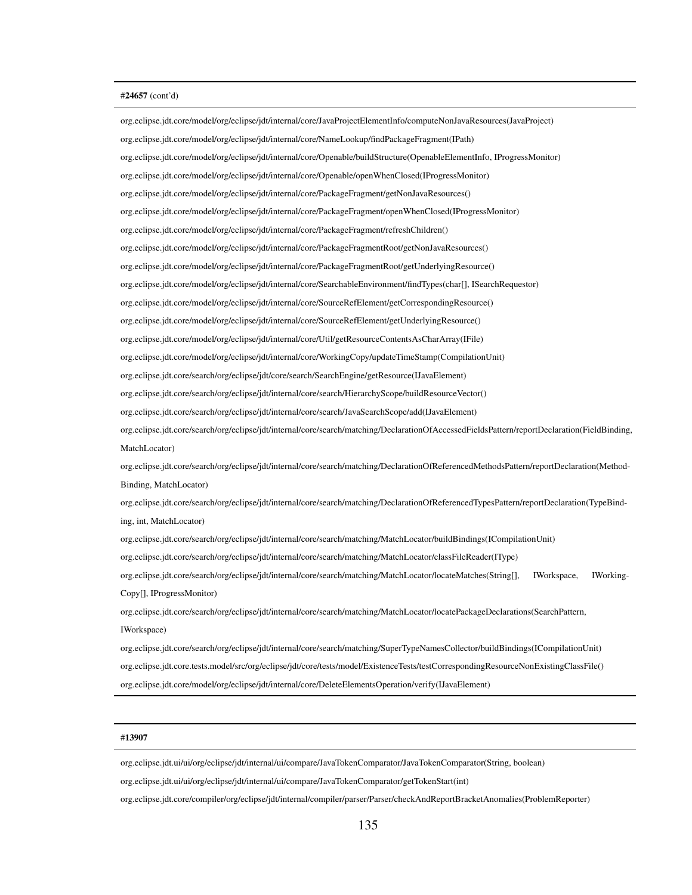**#24657** (cont'd)

org.eclipse.jdt.core/model/org/eclipse/jdt/internal/core/JavaProjectElementInfo/computeNonJavaResources(JavaProject)

org.eclipse.jdt.core/model/org/eclipse/jdt/internal/core/NameLookup/findPackageFragment(IPath)

org.eclipse.jdt.core/model/org/eclipse/jdt/internal/core/Openable/buildStructure(OpenableElementInfo, IProgressMonitor)

org.eclipse.jdt.core/model/org/eclipse/jdt/internal/core/Openable/openWhenClosed(IProgressMonitor)

org.eclipse.jdt.core/model/org/eclipse/jdt/internal/core/PackageFragment/getNonJavaResources()

org.eclipse.jdt.core/model/org/eclipse/jdt/internal/core/PackageFragment/openWhenClosed(IProgressMonitor)

org.eclipse.jdt.core/model/org/eclipse/jdt/internal/core/PackageFragment/refreshChildren()

org.eclipse.jdt.core/model/org/eclipse/jdt/internal/core/PackageFragmentRoot/getNonJavaResources()

org.eclipse.jdt.core/model/org/eclipse/jdt/internal/core/PackageFragmentRoot/getUnderlyingResource()

org.eclipse.jdt.core/model/org/eclipse/jdt/internal/core/SearchableEnvironment/findTypes(char[], ISearchRequestor)

org.eclipse.jdt.core/model/org/eclipse/jdt/internal/core/SourceRefElement/getCorrespondingResource()

org.eclipse.jdt.core/model/org/eclipse/jdt/internal/core/SourceRefElement/getUnderlyingResource()

org.eclipse.jdt.core/model/org/eclipse/jdt/internal/core/Util/getResourceContentsAsCharArray(IFile)

org.eclipse.jdt.core/model/org/eclipse/jdt/internal/core/WorkingCopy/updateTimeStamp(CompilationUnit)

org.eclipse.jdt.core/search/org/eclipse/jdt/core/search/SearchEngine/getResource(IJavaElement)

org.eclipse.jdt.core/search/org/eclipse/jdt/internal/core/search/HierarchyScope/buildResourceVector()

org.eclipse.jdt.core/search/org/eclipse/jdt/internal/core/search/JavaSearchScope/add(IJavaElement)

org.eclipse.jdt.core/search/org/eclipse/jdt/internal/core/search/matching/DeclarationOfAccessedFieldsPattern/reportDeclaration(FieldBinding, MatchLocator)

org.eclipse.jdt.core/search/org/eclipse/jdt/internal/core/search/matching/DeclarationOfReferencedMethodsPattern/reportDeclaration(MethodBinding, MatchLocator)

org.eclipse.jdt.core/search/org/eclipse/jdt/internal/core/search/matching/DeclarationOfReferencedTypesPattern/reportDeclaration(TypeBinding, int, MatchLocator)

org.eclipse.jdt.core/search/org/eclipse/jdt/internal/core/search/matching/MatchLocator/buildBindings(ICompilationUnit)

org.eclipse.jdt.core/search/org/eclipse/jdt/internal/core/search/matching/MatchLocator/classFileReader(IType)

org.eclipse.jdt.core/search/org/eclipse/jdt/internal/core/search/matching/MatchLocator/locateMatches(String[], IWorkspace, IWorkingCopy[], IProgressMonitor)

org.eclipse.jdt.core/search/org/eclipse/jdt/internal/core/search/matching/MatchLocator/locatePackageDeclarations(SearchPattern, IWorkspace)

org.eclipse.jdt.core/search/org/eclipse/jdt/internal/core/search/matching/SuperTypeNamesCollector/buildBindings(ICompilationUnit)

org.eclipse.jdt.core.tests.model/src/org/eclipse/jdt/core/tests/model/ExistenceTests/testCorrespondingResourceNonExistingClassFile()

org.eclipse.jdt.core/model/org/eclipse/jdt/internal/core/DeleteElementsOperation/verify(IJavaElement)

**#13907**

org.eclipse.jdt.ui/ui/org/eclipse/jdt/internal/ui/compare/JavaTokenComparator/JavaTokenComparator(String, boolean)

org.eclipse.jdt.ui/ui/org/eclipse/jdt/internal/ui/compare/JavaTokenComparator/getTokenStart(int)

org.eclipse.jdt.core/compiler/org/eclipse/jdt/internal/compiler/parser/Parser/checkAndReportBracketAnomalies(ProblemReporter)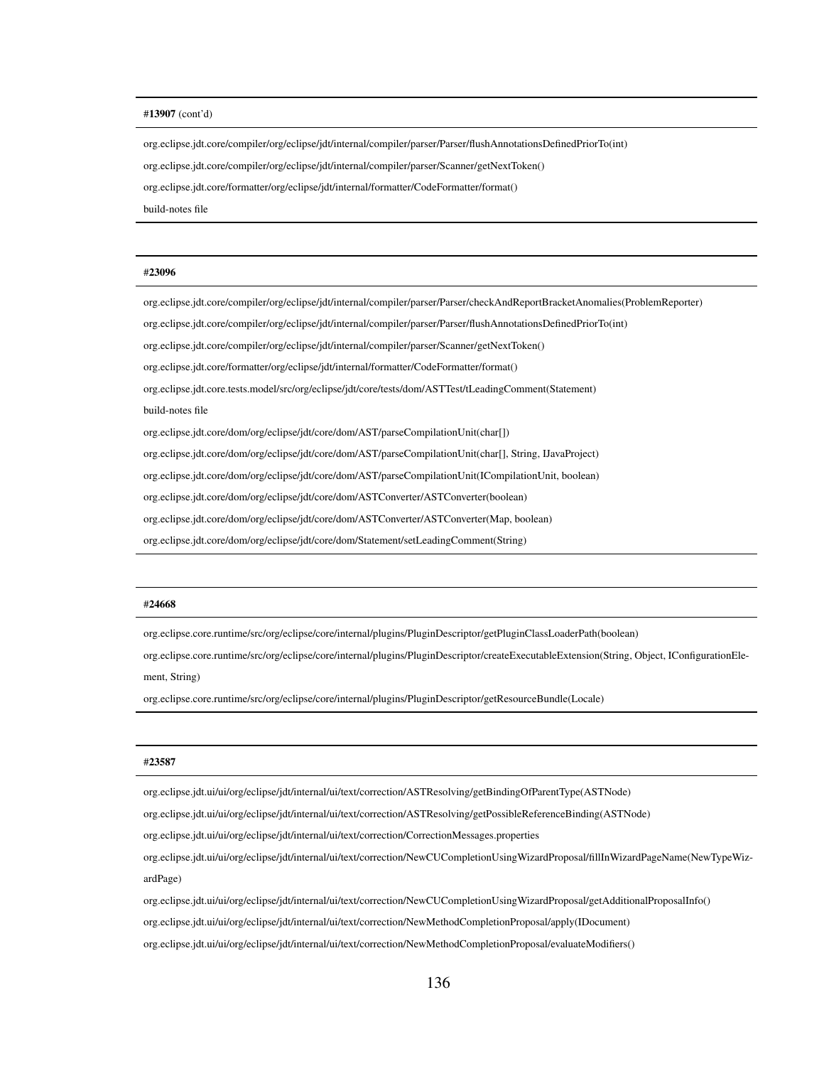| **#13907** (cont'd) |
|---|
| org.eclipse.jdt.core/compiler/org/eclipse/jdt/internal/compiler/parser/Parser/flushAnnotationsDefinedPriorTo(int) |
| org.eclipse.jdt.core/compiler/org/eclipse/jdt/internal/compiler/parser/Scanner/getNextToken() |
| org.eclipse.jdt.core/formatter/org/eclipse/jdt/internal/formatter/CodeFormatter/format() |
| build-notes file |

| **#23096** |
|---|
| org.eclipse.jdt.core/compiler/org/eclipse/jdt/internal/compiler/parser/Parser/checkAndReportBracketAnomalies(ProblemReporter) |
| org.eclipse.jdt.core/compiler/org/eclipse/jdt/internal/compiler/parser/Parser/flushAnnotationsDefinedPriorTo(int) |
| org.eclipse.jdt.core/compiler/org/eclipse/jdt/internal/compiler/parser/Scanner/getNextToken() |
| org.eclipse.jdt.core/formatter/org/eclipse/jdt/internal/formatter/CodeFormatter/format() |
| org.eclipse.jdt.core.tests.model/src/org/eclipse/jdt/core/tests/dom/ASTTest/tLeadingComment(Statement) |
| build-notes file |
| org.eclipse.jdt.core/dom/org/eclipse/jdt/core/dom/AST/parseCompilationUnit(char[]) |
| org.eclipse.jdt.core/dom/org/eclipse/jdt/core/dom/AST/parseCompilationUnit(char[], String, IJavaProject) |
| org.eclipse.jdt.core/dom/org/eclipse/jdt/core/dom/AST/parseCompilationUnit(ICompilationUnit, boolean) |
| org.eclipse.jdt.core/dom/org/eclipse/jdt/core/dom/ASTConverter/ASTConverter(boolean) |
| org.eclipse.jdt.core/dom/org/eclipse/jdt/core/dom/ASTConverter/ASTConverter(Map, boolean) |
| org.eclipse.jdt.core/dom/org/eclipse/jdt/core/dom/Statement/setLeadingComment(String) |

| **#24668** |
|---|
| org.eclipse.core.runtime/src/org/eclipse/core/internal/plugins/PluginDescriptor/getPluginClassLoaderPath(boolean) |
| org.eclipse.core.runtime/src/org/eclipse/core/internal/plugins/PluginDescriptor/createExecutableExtension(String, Object, IConfigurationElement, String) |
| org.eclipse.core.runtime/src/org/eclipse/core/internal/plugins/PluginDescriptor/getResourceBundle(Locale) |

| **#23587** |
|---|
| org.eclipse.jdt.ui/ui/org/eclipse/jdt/internal/ui/text/correction/ASTResolving/getBindingOfParentType(ASTNode) |
| org.eclipse.jdt.ui/ui/org/eclipse/jdt/internal/ui/text/correction/ASTResolving/getPossibleReferenceBinding(ASTNode) |
| org.eclipse.jdt.ui/ui/org/eclipse/jdt/internal/ui/text/correction/CorrectionMessages.properties |
| org.eclipse.jdt.ui/ui/org/eclipse/jdt/internal/ui/text/correction/NewCUCompletionUsingWizardProposal/fillInWizardPageName(NewTypeWizardPage) |
| org.eclipse.jdt.ui/ui/org/eclipse/jdt/internal/ui/text/correction/NewCUCompletionUsingWizardProposal/getAdditionalProposalInfo() |
| org.eclipse.jdt.ui/ui/org/eclipse/jdt/internal/ui/text/correction/NewMethodCompletionProposal/apply(IDocument) |
| org.eclipse.jdt.ui/ui/org/eclipse/jdt/internal/ui/text/correction/NewMethodCompletionProposal/evaluateModifiers() |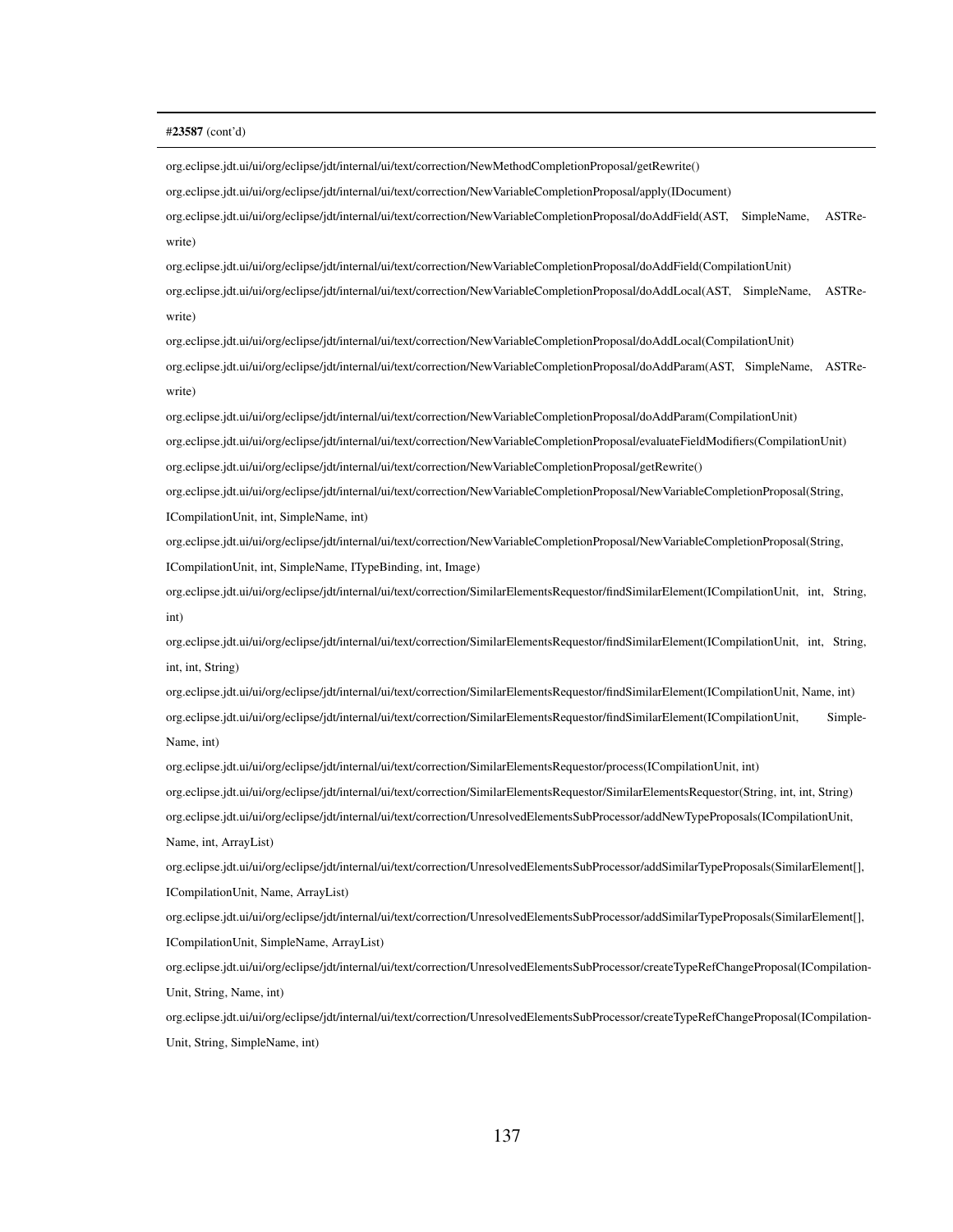**#23587** (cont'd)

org.eclipse.jdt.ui/ui/org/eclipse/jdt/internal/ui/text/correction/NewMethodCompletionProposal/getRewrite()

org.eclipse.jdt.ui/ui/org/eclipse/jdt/internal/ui/text/correction/NewVariableCompletionProposal/apply(IDocument)

org.eclipse.jdt.ui/ui/org/eclipse/jdt/internal/ui/text/correction/NewVariableCompletionProposal/doAddField(AST, SimpleName, ASTRewrite)

org.eclipse.jdt.ui/ui/org/eclipse/jdt/internal/ui/text/correction/NewVariableCompletionProposal/doAddField(CompilationUnit)

org.eclipse.jdt.ui/ui/org/eclipse/jdt/internal/ui/text/correction/NewVariableCompletionProposal/doAddLocal(AST, SimpleName, ASTRewrite)

org.eclipse.jdt.ui/ui/org/eclipse/jdt/internal/ui/text/correction/NewVariableCompletionProposal/doAddLocal(CompilationUnit)

org.eclipse.jdt.ui/ui/org/eclipse/jdt/internal/ui/text/correction/NewVariableCompletionProposal/doAddParam(AST, SimpleName, ASTRewrite)

org.eclipse.jdt.ui/ui/org/eclipse/jdt/internal/ui/text/correction/NewVariableCompletionProposal/doAddParam(CompilationUnit)

org.eclipse.jdt.ui/ui/org/eclipse/jdt/internal/ui/text/correction/NewVariableCompletionProposal/evaluateFieldModifiers(CompilationUnit)

org.eclipse.jdt.ui/ui/org/eclipse/jdt/internal/ui/text/correction/NewVariableCompletionProposal/getRewrite()

org.eclipse.jdt.ui/ui/org/eclipse/jdt/internal/ui/text/correction/NewVariableCompletionProposal/NewVariableCompletionProposal(String, ICompilationUnit, int, SimpleName, int)

org.eclipse.jdt.ui/ui/org/eclipse/jdt/internal/ui/text/correction/NewVariableCompletionProposal/NewVariableCompletionProposal(String, ICompilationUnit, int, SimpleName, ITypeBinding, int, Image)

org.eclipse.jdt.ui/ui/org/eclipse/jdt/internal/ui/text/correction/SimilarElementsRequestor/findSimilarElement(ICompilationUnit, int, String, int)

org.eclipse.jdt.ui/ui/org/eclipse/jdt/internal/ui/text/correction/SimilarElementsRequestor/findSimilarElement(ICompilationUnit, int, String, int, int, String)

org.eclipse.jdt.ui/ui/org/eclipse/jdt/internal/ui/text/correction/SimilarElementsRequestor/findSimilarElement(ICompilationUnit, Name, int)

org.eclipse.jdt.ui/ui/org/eclipse/jdt/internal/ui/text/correction/SimilarElementsRequestor/findSimilarElement(ICompilationUnit, SimpleName, int)

org.eclipse.jdt.ui/ui/org/eclipse/jdt/internal/ui/text/correction/SimilarElementsRequestor/process(ICompilationUnit, int)

org.eclipse.jdt.ui/ui/org/eclipse/jdt/internal/ui/text/correction/SimilarElementsRequestor/SimilarElementsRequestor(String, int, int, String)

org.eclipse.jdt.ui/ui/org/eclipse/jdt/internal/ui/text/correction/UnresolvedElementsSubProcessor/addNewTypeProposals(ICompilationUnit, Name, int, ArrayList)

org.eclipse.jdt.ui/ui/org/eclipse/jdt/internal/ui/text/correction/UnresolvedElementsSubProcessor/addSimilarTypeProposals(SimilarElement[], ICompilationUnit, Name, ArrayList)

org.eclipse.jdt.ui/ui/org/eclipse/jdt/internal/ui/text/correction/UnresolvedElementsSubProcessor/addSimilarTypeProposals(SimilarElement[], ICompilationUnit, SimpleName, ArrayList)

org.eclipse.jdt.ui/ui/org/eclipse/jdt/internal/ui/text/correction/UnresolvedElementsSubProcessor/createTypeRefChangeProposal(ICompilationUnit, String, Name, int)

org.eclipse.jdt.ui/ui/org/eclipse/jdt/internal/ui/text/correction/UnresolvedElementsSubProcessor/createTypeRefChangeProposal(ICompilationUnit, String, SimpleName, int)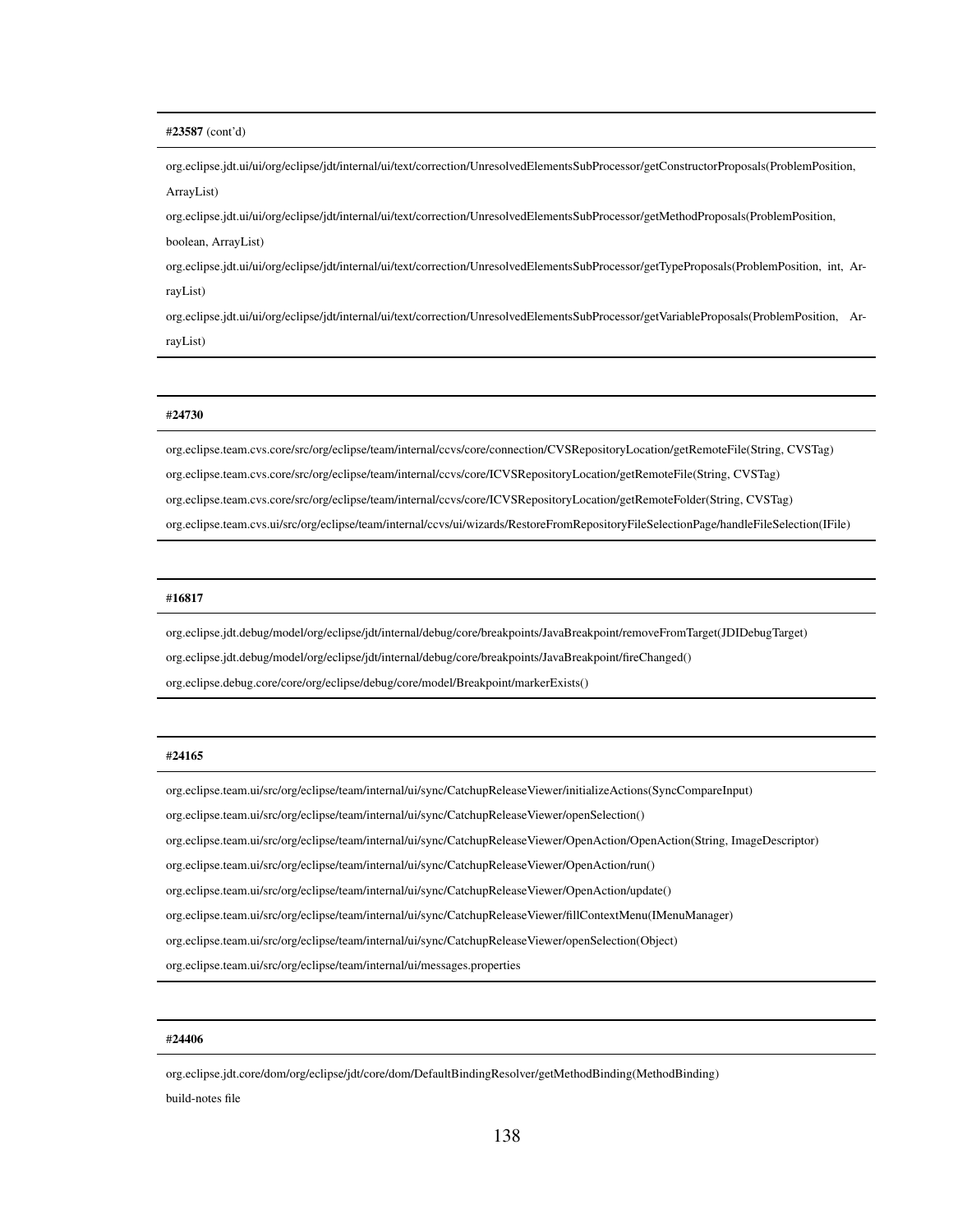**#23587** (cont'd)

org.eclipse.jdt.ui/ui/org/eclipse/jdt/internal/ui/text/correction/UnresolvedElementsSubProcessor/getConstructorProposals(ProblemPosition, ArrayList)

org.eclipse.jdt.ui/ui/org/eclipse/jdt/internal/ui/text/correction/UnresolvedElementsSubProcessor/getMethodProposals(ProblemPosition, boolean, ArrayList)

org.eclipse.jdt.ui/ui/org/eclipse/jdt/internal/ui/text/correction/UnresolvedElementsSubProcessor/getTypeProposals(ProblemPosition, int, ArrayList)

org.eclipse.jdt.ui/ui/org/eclipse/jdt/internal/ui/text/correction/UnresolvedElementsSubProcessor/getVariableProposals(ProblemPosition, ArrayList)

**#24730**

org.eclipse.team.cvs.core/src/org/eclipse/team/internal/ccvs/core/connection/CVSRepositoryLocation/getRemoteFile(String, CVSTag)

org.eclipse.team.cvs.core/src/org/eclipse/team/internal/ccvs/core/ICVSRepositoryLocation/getRemoteFile(String, CVSTag)

org.eclipse.team.cvs.core/src/org/eclipse/team/internal/ccvs/core/ICVSRepositoryLocation/getRemoteFolder(String, CVSTag)

org.eclipse.team.cvs.ui/src/org/eclipse/team/internal/ccvs/ui/wizards/RestoreFromRepositoryFileSelectionPage/handleFileSelection(IFile)

**#16817**

org.eclipse.jdt.debug/model/org/eclipse/jdt/internal/debug/core/breakpoints/JavaBreakpoint/removeFromTarget(JDIDebugTarget)

org.eclipse.jdt.debug/model/org/eclipse/jdt/internal/debug/core/breakpoints/JavaBreakpoint/fireChanged()

org.eclipse.debug.core/core/org/eclipse/debug/core/model/Breakpoint/markerExists()

**#24165**

org.eclipse.team.ui/src/org/eclipse/team/internal/ui/sync/CatchupReleaseViewer/initializeActions(SyncCompareInput)

org.eclipse.team.ui/src/org/eclipse/team/internal/ui/sync/CatchupReleaseViewer/openSelection()

org.eclipse.team.ui/src/org/eclipse/team/internal/ui/sync/CatchupReleaseViewer/OpenAction/OpenAction(String, ImageDescriptor)

org.eclipse.team.ui/src/org/eclipse/team/internal/ui/sync/CatchupReleaseViewer/OpenAction/run()

org.eclipse.team.ui/src/org/eclipse/team/internal/ui/sync/CatchupReleaseViewer/OpenAction/update()

org.eclipse.team.ui/src/org/eclipse/team/internal/ui/sync/CatchupReleaseViewer/fillContextMenu(IMenuManager)

org.eclipse.team.ui/src/org/eclipse/team/internal/ui/sync/CatchupReleaseViewer/openSelection(Object)

org.eclipse.team.ui/src/org/eclipse/team/internal/ui/messages.properties

**#24406**

org.eclipse.jdt.core/dom/org/eclipse/jdt/core/dom/DefaultBindingResolver/getMethodBinding(MethodBinding)

build-notes file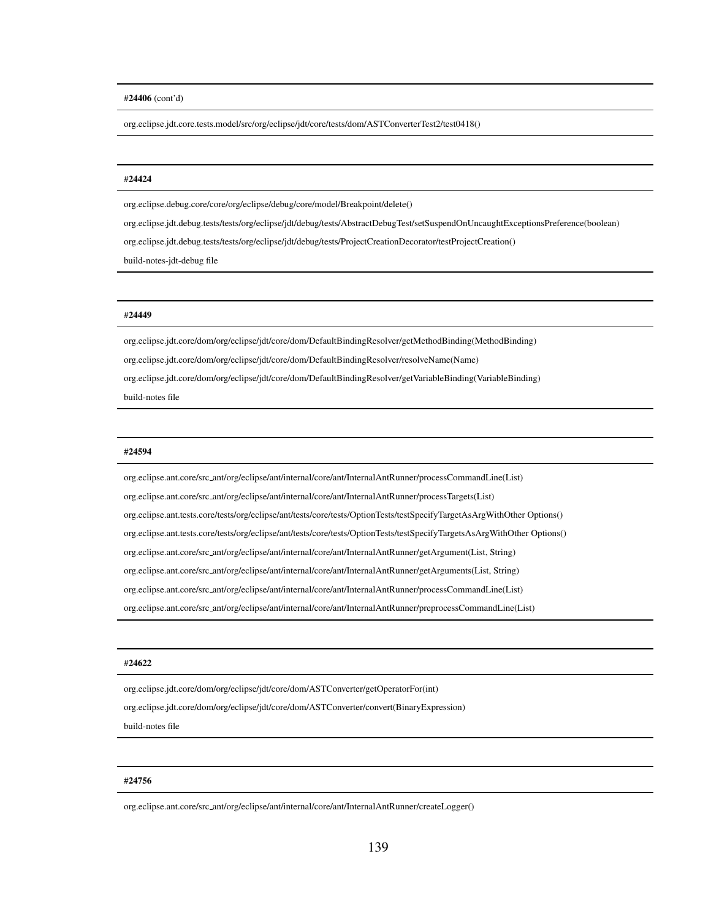**#24406** (cont'd)

org.eclipse.jdt.core.tests.model/src/org/eclipse/jdt/core/tests/dom/ASTConverterTest2/test0418()

**#24424**

org.eclipse.debug.core/core/org/eclipse/debug/core/model/Breakpoint/delete()

org.eclipse.jdt.debug.tests/tests/org/eclipse/jdt/debug/tests/AbstractDebugTest/setSuspendOnUncaughtExceptionsPreference(boolean)

org.eclipse.jdt.debug.tests/tests/org/eclipse/jdt/debug/tests/ProjectCreationDecorator/testProjectCreation()

build-notes-jdt-debug file

**#24449**

org.eclipse.jdt.core/dom/org/eclipse/jdt/core/dom/DefaultBindingResolver/getMethodBinding(MethodBinding)

org.eclipse.jdt.core/dom/org/eclipse/jdt/core/dom/DefaultBindingResolver/resolveName(Name)

org.eclipse.jdt.core/dom/org/eclipse/jdt/core/dom/DefaultBindingResolver/getVariableBinding(VariableBinding)

build-notes file

**#24594**

org.eclipse.ant.core/src_ant/org/eclipse/ant/internal/core/ant/InternalAntRunner/processCommandLine(List)

org.eclipse.ant.core/src_ant/org/eclipse/ant/internal/core/ant/InternalAntRunner/processTargets(List)

org.eclipse.ant.tests.core/tests/org/eclipse/ant/tests/core/tests/OptionTests/testSpecifyTargetAsArgWithOther Options()

org.eclipse.ant.tests.core/tests/org/eclipse/ant/tests/core/tests/OptionTests/testSpecifyTargetsAsArgWithOther Options()

org.eclipse.ant.core/src_ant/org/eclipse/ant/internal/core/ant/InternalAntRunner/getArgument(List, String)

org.eclipse.ant.core/src_ant/org/eclipse/ant/internal/core/ant/InternalAntRunner/getArguments(List, String)

org.eclipse.ant.core/src_ant/org/eclipse/ant/internal/core/ant/InternalAntRunner/processCommandLine(List)

org.eclipse.ant.core/src_ant/org/eclipse/ant/internal/core/ant/InternalAntRunner/preprocessCommandLine(List)

**#24622**

org.eclipse.jdt.core/dom/org/eclipse/jdt/core/dom/ASTConverter/getOperatorFor(int)

org.eclipse.jdt.core/dom/org/eclipse/jdt/core/dom/ASTConverter/convert(BinaryExpression)

build-notes file

**#24756**

org.eclipse.ant.core/src_ant/org/eclipse/ant/internal/core/ant/InternalAntRunner/createLogger()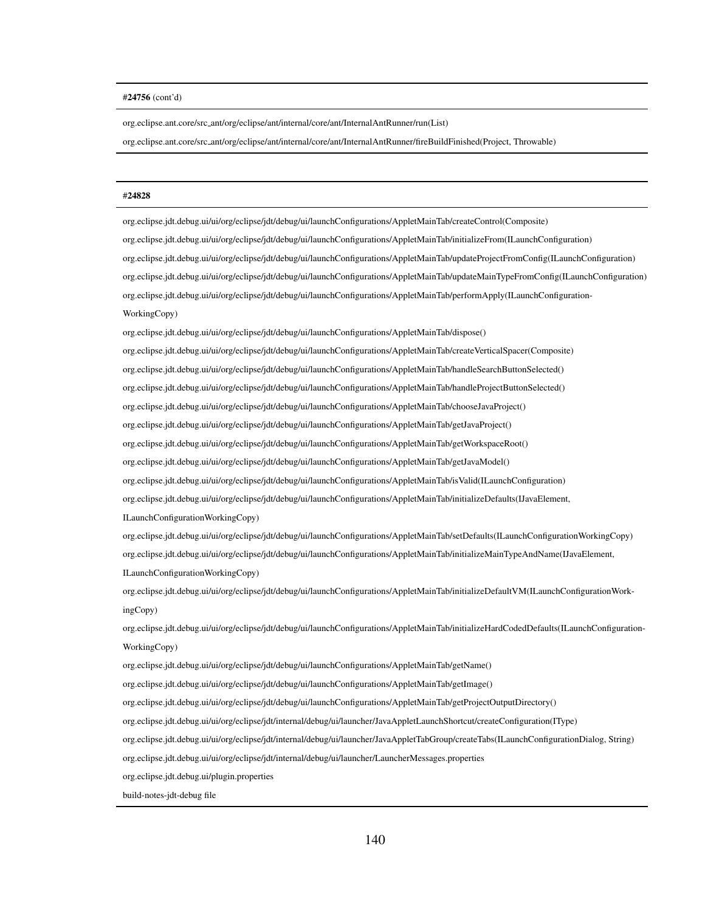**#24756** (cont'd)

org.eclipse.ant.core/src_ant/org/eclipse/ant/internal/core/ant/InternalAntRunner/run(List)

org.eclipse.ant.core/src_ant/org/eclipse/ant/internal/core/ant/InternalAntRunner/fireBuildFinished(Project, Throwable)

**#24828**

org.eclipse.jdt.debug.ui/ui/org/eclipse/jdt/debug/ui/launchConfigurations/AppletMainTab/createControl(Composite)

org.eclipse.jdt.debug.ui/ui/org/eclipse/jdt/debug/ui/launchConfigurations/AppletMainTab/initializeFrom(ILaunchConfiguration)

org.eclipse.jdt.debug.ui/ui/org/eclipse/jdt/debug/ui/launchConfigurations/AppletMainTab/updateProjectFromConfig(ILaunchConfiguration)

org.eclipse.jdt.debug.ui/ui/org/eclipse/jdt/debug/ui/launchConfigurations/AppletMainTab/updateMainTypeFromConfig(ILaunchConfiguration)

org.eclipse.jdt.debug.ui/ui/org/eclipse/jdt/debug/ui/launchConfigurations/AppletMainTab/performApply(ILaunchConfigurationWorkingCopy)

org.eclipse.jdt.debug.ui/ui/org/eclipse/jdt/debug/ui/launchConfigurations/AppletMainTab/dispose()

org.eclipse.jdt.debug.ui/ui/org/eclipse/jdt/debug/ui/launchConfigurations/AppletMainTab/createVerticalSpacer(Composite)

org.eclipse.jdt.debug.ui/ui/org/eclipse/jdt/debug/ui/launchConfigurations/AppletMainTab/handleSearchButtonSelected()

org.eclipse.jdt.debug.ui/ui/org/eclipse/jdt/debug/ui/launchConfigurations/AppletMainTab/handleProjectButtonSelected()

org.eclipse.jdt.debug.ui/ui/org/eclipse/jdt/debug/ui/launchConfigurations/AppletMainTab/chooseJavaProject()

org.eclipse.jdt.debug.ui/ui/org/eclipse/jdt/debug/ui/launchConfigurations/AppletMainTab/getJavaProject()

org.eclipse.jdt.debug.ui/ui/org/eclipse/jdt/debug/ui/launchConfigurations/AppletMainTab/getWorkspaceRoot()

org.eclipse.jdt.debug.ui/ui/org/eclipse/jdt/debug/ui/launchConfigurations/AppletMainTab/getJavaModel()

org.eclipse.jdt.debug.ui/ui/org/eclipse/jdt/debug/ui/launchConfigurations/AppletMainTab/isValid(ILaunchConfiguration)

org.eclipse.jdt.debug.ui/ui/org/eclipse/jdt/debug/ui/launchConfigurations/AppletMainTab/initializeDefaults(IJavaElement, ILaunchConfigurationWorkingCopy)

org.eclipse.jdt.debug.ui/ui/org/eclipse/jdt/debug/ui/launchConfigurations/AppletMainTab/setDefaults(ILaunchConfigurationWorkingCopy)

org.eclipse.jdt.debug.ui/ui/org/eclipse/jdt/debug/ui/launchConfigurations/AppletMainTab/initializeMainTypeAndName(IJavaElement, ILaunchConfigurationWorkingCopy)

org.eclipse.jdt.debug.ui/ui/org/eclipse/jdt/debug/ui/launchConfigurations/AppletMainTab/initializeDefaultVM(ILaunchConfigurationWorkingCopy)

org.eclipse.jdt.debug.ui/ui/org/eclipse/jdt/debug/ui/launchConfigurations/AppletMainTab/initializeHardCodedDefaults(ILaunchConfigurationWorkingCopy)

org.eclipse.jdt.debug.ui/ui/org/eclipse/jdt/debug/ui/launchConfigurations/AppletMainTab/getName()

org.eclipse.jdt.debug.ui/ui/org/eclipse/jdt/debug/ui/launchConfigurations/AppletMainTab/getImage()

org.eclipse.jdt.debug.ui/ui/org/eclipse/jdt/debug/ui/launchConfigurations/AppletMainTab/getProjectOutputDirectory()

org.eclipse.jdt.debug.ui/ui/org/eclipse/jdt/internal/debug/ui/launcher/JavaAppletLaunchShortcut/createConfiguration(IType)

org.eclipse.jdt.debug.ui/ui/org/eclipse/jdt/internal/debug/ui/launcher/JavaAppletTabGroup/createTabs(ILaunchConfigurationDialog, String)

org.eclipse.jdt.debug.ui/ui/org/eclipse/jdt/internal/debug/ui/launcher/LauncherMessages.properties

org.eclipse.jdt.debug.ui/plugin.properties

build-notes-jdt-debug file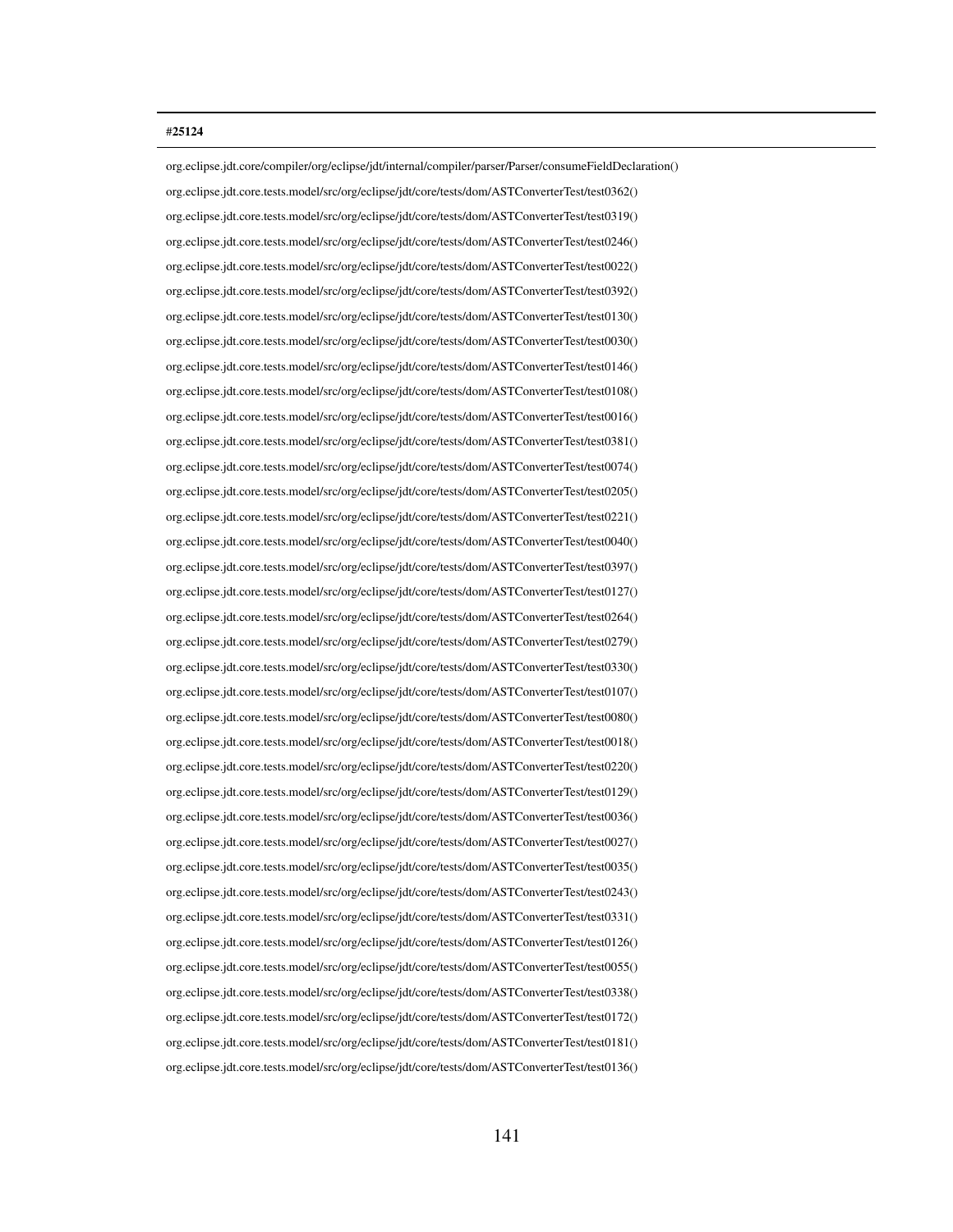| #25124 |
| --- |
| org.eclipse.jdt.core/compiler/org/eclipse/jdt/internal/compiler/parser/Parser/consumeFieldDeclaration() |
| org.eclipse.jdt.core.tests.model/src/org/eclipse/jdt/core/tests/dom/ASTConverterTest/test0362() |
| org.eclipse.jdt.core.tests.model/src/org/eclipse/jdt/core/tests/dom/ASTConverterTest/test0319() |
| org.eclipse.jdt.core.tests.model/src/org/eclipse/jdt/core/tests/dom/ASTConverterTest/test0246() |
| org.eclipse.jdt.core.tests.model/src/org/eclipse/jdt/core/tests/dom/ASTConverterTest/test0022() |
| org.eclipse.jdt.core.tests.model/src/org/eclipse/jdt/core/tests/dom/ASTConverterTest/test0392() |
| org.eclipse.jdt.core.tests.model/src/org/eclipse/jdt/core/tests/dom/ASTConverterTest/test0130() |
| org.eclipse.jdt.core.tests.model/src/org/eclipse/jdt/core/tests/dom/ASTConverterTest/test0030() |
| org.eclipse.jdt.core.tests.model/src/org/eclipse/jdt/core/tests/dom/ASTConverterTest/test0146() |
| org.eclipse.jdt.core.tests.model/src/org/eclipse/jdt/core/tests/dom/ASTConverterTest/test0108() |
| org.eclipse.jdt.core.tests.model/src/org/eclipse/jdt/core/tests/dom/ASTConverterTest/test0016() |
| org.eclipse.jdt.core.tests.model/src/org/eclipse/jdt/core/tests/dom/ASTConverterTest/test0381() |
| org.eclipse.jdt.core.tests.model/src/org/eclipse/jdt/core/tests/dom/ASTConverterTest/test0074() |
| org.eclipse.jdt.core.tests.model/src/org/eclipse/jdt/core/tests/dom/ASTConverterTest/test0205() |
| org.eclipse.jdt.core.tests.model/src/org/eclipse/jdt/core/tests/dom/ASTConverterTest/test0221() |
| org.eclipse.jdt.core.tests.model/src/org/eclipse/jdt/core/tests/dom/ASTConverterTest/test0040() |
| org.eclipse.jdt.core.tests.model/src/org/eclipse/jdt/core/tests/dom/ASTConverterTest/test0397() |
| org.eclipse.jdt.core.tests.model/src/org/eclipse/jdt/core/tests/dom/ASTConverterTest/test0127() |
| org.eclipse.jdt.core.tests.model/src/org/eclipse/jdt/core/tests/dom/ASTConverterTest/test0264() |
| org.eclipse.jdt.core.tests.model/src/org/eclipse/jdt/core/tests/dom/ASTConverterTest/test0279() |
| org.eclipse.jdt.core.tests.model/src/org/eclipse/jdt/core/tests/dom/ASTConverterTest/test0330() |
| org.eclipse.jdt.core.tests.model/src/org/eclipse/jdt/core/tests/dom/ASTConverterTest/test0107() |
| org.eclipse.jdt.core.tests.model/src/org/eclipse/jdt/core/tests/dom/ASTConverterTest/test0080() |
| org.eclipse.jdt.core.tests.model/src/org/eclipse/jdt/core/tests/dom/ASTConverterTest/test0018() |
| org.eclipse.jdt.core.tests.model/src/org/eclipse/jdt/core/tests/dom/ASTConverterTest/test0220() |
| org.eclipse.jdt.core.tests.model/src/org/eclipse/jdt/core/tests/dom/ASTConverterTest/test0129() |
| org.eclipse.jdt.core.tests.model/src/org/eclipse/jdt/core/tests/dom/ASTConverterTest/test0036() |
| org.eclipse.jdt.core.tests.model/src/org/eclipse/jdt/core/tests/dom/ASTConverterTest/test0027() |
| org.eclipse.jdt.core.tests.model/src/org/eclipse/jdt/core/tests/dom/ASTConverterTest/test0035() |
| org.eclipse.jdt.core.tests.model/src/org/eclipse/jdt/core/tests/dom/ASTConverterTest/test0243() |
| org.eclipse.jdt.core.tests.model/src/org/eclipse/jdt/core/tests/dom/ASTConverterTest/test0331() |
| org.eclipse.jdt.core.tests.model/src/org/eclipse/jdt/core/tests/dom/ASTConverterTest/test0126() |
| org.eclipse.jdt.core.tests.model/src/org/eclipse/jdt/core/tests/dom/ASTConverterTest/test0055() |
| org.eclipse.jdt.core.tests.model/src/org/eclipse/jdt/core/tests/dom/ASTConverterTest/test0338() |
| org.eclipse.jdt.core.tests.model/src/org/eclipse/jdt/core/tests/dom/ASTConverterTest/test0172() |
| org.eclipse.jdt.core.tests.model/src/org/eclipse/jdt/core/tests/dom/ASTConverterTest/test0181() |
| org.eclipse.jdt.core.tests.model/src/org/eclipse/jdt/core/tests/dom/ASTConverterTest/test0136() |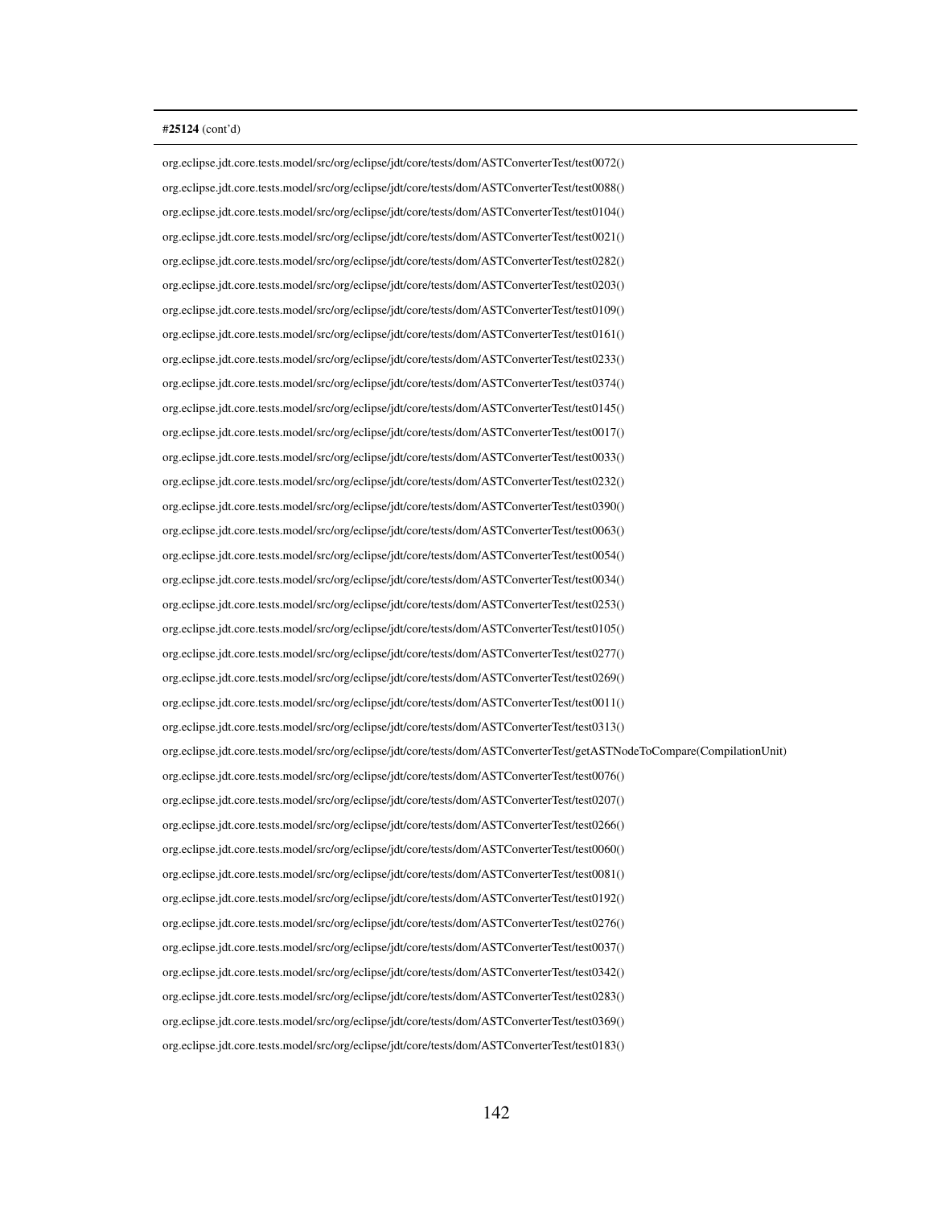**#25124** (cont'd)

org.eclipse.jdt.core.tests.model/src/org/eclipse/jdt/core/tests/dom/ASTConverterTest/test0072()

org.eclipse.jdt.core.tests.model/src/org/eclipse/jdt/core/tests/dom/ASTConverterTest/test0088()

org.eclipse.jdt.core.tests.model/src/org/eclipse/jdt/core/tests/dom/ASTConverterTest/test0104()

org.eclipse.jdt.core.tests.model/src/org/eclipse/jdt/core/tests/dom/ASTConverterTest/test0021()

org.eclipse.jdt.core.tests.model/src/org/eclipse/jdt/core/tests/dom/ASTConverterTest/test0282()

org.eclipse.jdt.core.tests.model/src/org/eclipse/jdt/core/tests/dom/ASTConverterTest/test0203()

org.eclipse.jdt.core.tests.model/src/org/eclipse/jdt/core/tests/dom/ASTConverterTest/test0109()

org.eclipse.jdt.core.tests.model/src/org/eclipse/jdt/core/tests/dom/ASTConverterTest/test0161()

org.eclipse.jdt.core.tests.model/src/org/eclipse/jdt/core/tests/dom/ASTConverterTest/test0233()

org.eclipse.jdt.core.tests.model/src/org/eclipse/jdt/core/tests/dom/ASTConverterTest/test0374()

org.eclipse.jdt.core.tests.model/src/org/eclipse/jdt/core/tests/dom/ASTConverterTest/test0145()

org.eclipse.jdt.core.tests.model/src/org/eclipse/jdt/core/tests/dom/ASTConverterTest/test0017()

org.eclipse.jdt.core.tests.model/src/org/eclipse/jdt/core/tests/dom/ASTConverterTest/test0033()

org.eclipse.jdt.core.tests.model/src/org/eclipse/jdt/core/tests/dom/ASTConverterTest/test0232()

org.eclipse.jdt.core.tests.model/src/org/eclipse/jdt/core/tests/dom/ASTConverterTest/test0390()

org.eclipse.jdt.core.tests.model/src/org/eclipse/jdt/core/tests/dom/ASTConverterTest/test0063()

org.eclipse.jdt.core.tests.model/src/org/eclipse/jdt/core/tests/dom/ASTConverterTest/test0054()

org.eclipse.jdt.core.tests.model/src/org/eclipse/jdt/core/tests/dom/ASTConverterTest/test0034()

org.eclipse.jdt.core.tests.model/src/org/eclipse/jdt/core/tests/dom/ASTConverterTest/test0253()

org.eclipse.jdt.core.tests.model/src/org/eclipse/jdt/core/tests/dom/ASTConverterTest/test0105()

org.eclipse.jdt.core.tests.model/src/org/eclipse/jdt/core/tests/dom/ASTConverterTest/test0277()

org.eclipse.jdt.core.tests.model/src/org/eclipse/jdt/core/tests/dom/ASTConverterTest/test0269()

org.eclipse.jdt.core.tests.model/src/org/eclipse/jdt/core/tests/dom/ASTConverterTest/test0011()

org.eclipse.jdt.core.tests.model/src/org/eclipse/jdt/core/tests/dom/ASTConverterTest/test0313()

org.eclipse.jdt.core.tests.model/src/org/eclipse/jdt/core/tests/dom/ASTConverterTest/getASTNodeToCompare(CompilationUnit)

org.eclipse.jdt.core.tests.model/src/org/eclipse/jdt/core/tests/dom/ASTConverterTest/test0076()

org.eclipse.jdt.core.tests.model/src/org/eclipse/jdt/core/tests/dom/ASTConverterTest/test0207()

org.eclipse.jdt.core.tests.model/src/org/eclipse/jdt/core/tests/dom/ASTConverterTest/test0266()

org.eclipse.jdt.core.tests.model/src/org/eclipse/jdt/core/tests/dom/ASTConverterTest/test0060()

org.eclipse.jdt.core.tests.model/src/org/eclipse/jdt/core/tests/dom/ASTConverterTest/test0081()

org.eclipse.jdt.core.tests.model/src/org/eclipse/jdt/core/tests/dom/ASTConverterTest/test0192()

org.eclipse.jdt.core.tests.model/src/org/eclipse/jdt/core/tests/dom/ASTConverterTest/test0276()

org.eclipse.jdt.core.tests.model/src/org/eclipse/jdt/core/tests/dom/ASTConverterTest/test0037()

org.eclipse.jdt.core.tests.model/src/org/eclipse/jdt/core/tests/dom/ASTConverterTest/test0342()

org.eclipse.jdt.core.tests.model/src/org/eclipse/jdt/core/tests/dom/ASTConverterTest/test0283()

org.eclipse.jdt.core.tests.model/src/org/eclipse/jdt/core/tests/dom/ASTConverterTest/test0369()

org.eclipse.jdt.core.tests.model/src/org/eclipse/jdt/core/tests/dom/ASTConverterTest/test0183()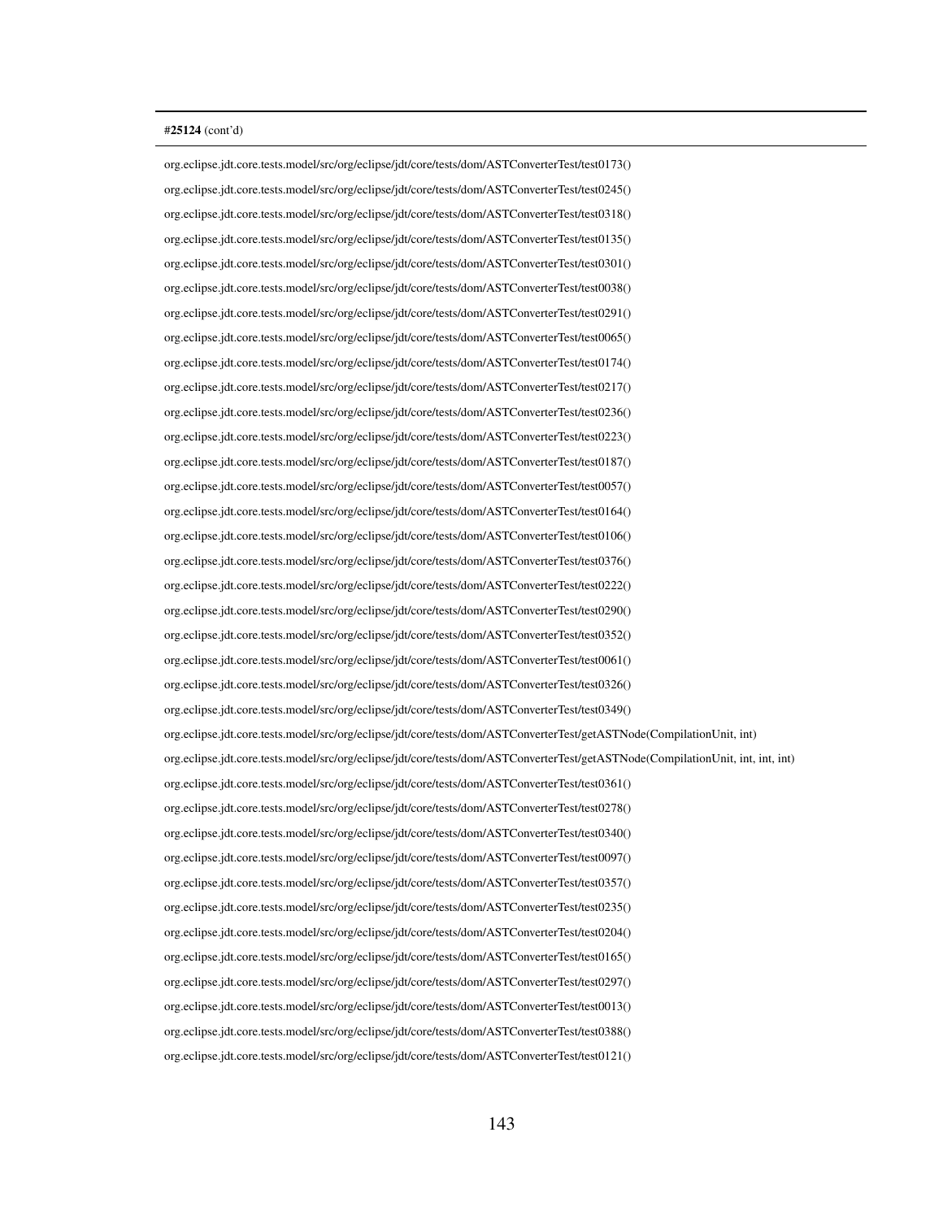**#25124** (cont'd)

org.eclipse.jdt.core.tests.model/src/org/eclipse/jdt/core/tests/dom/ASTConverterTest/test0173()

org.eclipse.jdt.core.tests.model/src/org/eclipse/jdt/core/tests/dom/ASTConverterTest/test0245()

org.eclipse.jdt.core.tests.model/src/org/eclipse/jdt/core/tests/dom/ASTConverterTest/test0318()

org.eclipse.jdt.core.tests.model/src/org/eclipse/jdt/core/tests/dom/ASTConverterTest/test0135()

org.eclipse.jdt.core.tests.model/src/org/eclipse/jdt/core/tests/dom/ASTConverterTest/test0301()

org.eclipse.jdt.core.tests.model/src/org/eclipse/jdt/core/tests/dom/ASTConverterTest/test0038()

org.eclipse.jdt.core.tests.model/src/org/eclipse/jdt/core/tests/dom/ASTConverterTest/test0291()

org.eclipse.jdt.core.tests.model/src/org/eclipse/jdt/core/tests/dom/ASTConverterTest/test0065()

org.eclipse.jdt.core.tests.model/src/org/eclipse/jdt/core/tests/dom/ASTConverterTest/test0174()

org.eclipse.jdt.core.tests.model/src/org/eclipse/jdt/core/tests/dom/ASTConverterTest/test0217()

org.eclipse.jdt.core.tests.model/src/org/eclipse/jdt/core/tests/dom/ASTConverterTest/test0236()

org.eclipse.jdt.core.tests.model/src/org/eclipse/jdt/core/tests/dom/ASTConverterTest/test0223()

org.eclipse.jdt.core.tests.model/src/org/eclipse/jdt/core/tests/dom/ASTConverterTest/test0187()

org.eclipse.jdt.core.tests.model/src/org/eclipse/jdt/core/tests/dom/ASTConverterTest/test0057()

org.eclipse.jdt.core.tests.model/src/org/eclipse/jdt/core/tests/dom/ASTConverterTest/test0164()

org.eclipse.jdt.core.tests.model/src/org/eclipse/jdt/core/tests/dom/ASTConverterTest/test0106()

org.eclipse.jdt.core.tests.model/src/org/eclipse/jdt/core/tests/dom/ASTConverterTest/test0376()

org.eclipse.jdt.core.tests.model/src/org/eclipse/jdt/core/tests/dom/ASTConverterTest/test0222()

org.eclipse.jdt.core.tests.model/src/org/eclipse/jdt/core/tests/dom/ASTConverterTest/test0290()

org.eclipse.jdt.core.tests.model/src/org/eclipse/jdt/core/tests/dom/ASTConverterTest/test0352()

org.eclipse.jdt.core.tests.model/src/org/eclipse/jdt/core/tests/dom/ASTConverterTest/test0061()

org.eclipse.jdt.core.tests.model/src/org/eclipse/jdt/core/tests/dom/ASTConverterTest/test0326()

org.eclipse.jdt.core.tests.model/src/org/eclipse/jdt/core/tests/dom/ASTConverterTest/test0349()

org.eclipse.jdt.core.tests.model/src/org/eclipse/jdt/core/tests/dom/ASTConverterTest/getASTNode(CompilationUnit, int)

org.eclipse.jdt.core.tests.model/src/org/eclipse/jdt/core/tests/dom/ASTConverterTest/getASTNode(CompilationUnit, int, int, int)

org.eclipse.jdt.core.tests.model/src/org/eclipse/jdt/core/tests/dom/ASTConverterTest/test0361()

org.eclipse.jdt.core.tests.model/src/org/eclipse/jdt/core/tests/dom/ASTConverterTest/test0278()

org.eclipse.jdt.core.tests.model/src/org/eclipse/jdt/core/tests/dom/ASTConverterTest/test0340()

org.eclipse.jdt.core.tests.model/src/org/eclipse/jdt/core/tests/dom/ASTConverterTest/test0097()

org.eclipse.jdt.core.tests.model/src/org/eclipse/jdt/core/tests/dom/ASTConverterTest/test0357()

org.eclipse.jdt.core.tests.model/src/org/eclipse/jdt/core/tests/dom/ASTConverterTest/test0235()

org.eclipse.jdt.core.tests.model/src/org/eclipse/jdt/core/tests/dom/ASTConverterTest/test0204()

org.eclipse.jdt.core.tests.model/src/org/eclipse/jdt/core/tests/dom/ASTConverterTest/test0165()

org.eclipse.jdt.core.tests.model/src/org/eclipse/jdt/core/tests/dom/ASTConverterTest/test0297()

org.eclipse.jdt.core.tests.model/src/org/eclipse/jdt/core/tests/dom/ASTConverterTest/test0013()

org.eclipse.jdt.core.tests.model/src/org/eclipse/jdt/core/tests/dom/ASTConverterTest/test0388()

org.eclipse.jdt.core.tests.model/src/org/eclipse/jdt/core/tests/dom/ASTConverterTest/test0121()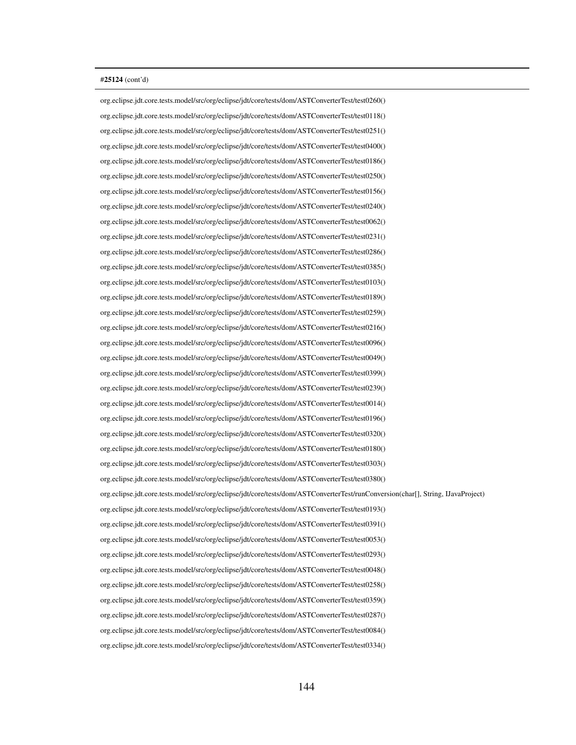**#25124** (cont'd)

org.eclipse.jdt.core.tests.model/src/org/eclipse/jdt/core/tests/dom/ASTConverterTest/test0260()

org.eclipse.jdt.core.tests.model/src/org/eclipse/jdt/core/tests/dom/ASTConverterTest/test0118()

org.eclipse.jdt.core.tests.model/src/org/eclipse/jdt/core/tests/dom/ASTConverterTest/test0251()

org.eclipse.jdt.core.tests.model/src/org/eclipse/jdt/core/tests/dom/ASTConverterTest/test0400()

org.eclipse.jdt.core.tests.model/src/org/eclipse/jdt/core/tests/dom/ASTConverterTest/test0186()

org.eclipse.jdt.core.tests.model/src/org/eclipse/jdt/core/tests/dom/ASTConverterTest/test0250()

org.eclipse.jdt.core.tests.model/src/org/eclipse/jdt/core/tests/dom/ASTConverterTest/test0156()

org.eclipse.jdt.core.tests.model/src/org/eclipse/jdt/core/tests/dom/ASTConverterTest/test0240()

org.eclipse.jdt.core.tests.model/src/org/eclipse/jdt/core/tests/dom/ASTConverterTest/test0062()

org.eclipse.jdt.core.tests.model/src/org/eclipse/jdt/core/tests/dom/ASTConverterTest/test0231()

org.eclipse.jdt.core.tests.model/src/org/eclipse/jdt/core/tests/dom/ASTConverterTest/test0286()

org.eclipse.jdt.core.tests.model/src/org/eclipse/jdt/core/tests/dom/ASTConverterTest/test0385()

org.eclipse.jdt.core.tests.model/src/org/eclipse/jdt/core/tests/dom/ASTConverterTest/test0103()

org.eclipse.jdt.core.tests.model/src/org/eclipse/jdt/core/tests/dom/ASTConverterTest/test0189()

org.eclipse.jdt.core.tests.model/src/org/eclipse/jdt/core/tests/dom/ASTConverterTest/test0259()

org.eclipse.jdt.core.tests.model/src/org/eclipse/jdt/core/tests/dom/ASTConverterTest/test0216()

org.eclipse.jdt.core.tests.model/src/org/eclipse/jdt/core/tests/dom/ASTConverterTest/test0096()

org.eclipse.jdt.core.tests.model/src/org/eclipse/jdt/core/tests/dom/ASTConverterTest/test0049()

org.eclipse.jdt.core.tests.model/src/org/eclipse/jdt/core/tests/dom/ASTConverterTest/test0399()

org.eclipse.jdt.core.tests.model/src/org/eclipse/jdt/core/tests/dom/ASTConverterTest/test0239()

org.eclipse.jdt.core.tests.model/src/org/eclipse/jdt/core/tests/dom/ASTConverterTest/test0014()

org.eclipse.jdt.core.tests.model/src/org/eclipse/jdt/core/tests/dom/ASTConverterTest/test0196()

org.eclipse.jdt.core.tests.model/src/org/eclipse/jdt/core/tests/dom/ASTConverterTest/test0320()

org.eclipse.jdt.core.tests.model/src/org/eclipse/jdt/core/tests/dom/ASTConverterTest/test0180()

org.eclipse.jdt.core.tests.model/src/org/eclipse/jdt/core/tests/dom/ASTConverterTest/test0303()

org.eclipse.jdt.core.tests.model/src/org/eclipse/jdt/core/tests/dom/ASTConverterTest/test0380()

org.eclipse.jdt.core.tests.model/src/org/eclipse/jdt/core/tests/dom/ASTConverterTest/runConversion(char[], String, IJavaProject)

org.eclipse.jdt.core.tests.model/src/org/eclipse/jdt/core/tests/dom/ASTConverterTest/test0193()

org.eclipse.jdt.core.tests.model/src/org/eclipse/jdt/core/tests/dom/ASTConverterTest/test0391()

org.eclipse.jdt.core.tests.model/src/org/eclipse/jdt/core/tests/dom/ASTConverterTest/test0053()

org.eclipse.jdt.core.tests.model/src/org/eclipse/jdt/core/tests/dom/ASTConverterTest/test0293()

org.eclipse.jdt.core.tests.model/src/org/eclipse/jdt/core/tests/dom/ASTConverterTest/test0048()

org.eclipse.jdt.core.tests.model/src/org/eclipse/jdt/core/tests/dom/ASTConverterTest/test0258()

org.eclipse.jdt.core.tests.model/src/org/eclipse/jdt/core/tests/dom/ASTConverterTest/test0359()

org.eclipse.jdt.core.tests.model/src/org/eclipse/jdt/core/tests/dom/ASTConverterTest/test0287()

org.eclipse.jdt.core.tests.model/src/org/eclipse/jdt/core/tests/dom/ASTConverterTest/test0084()

org.eclipse.jdt.core.tests.model/src/org/eclipse/jdt/core/tests/dom/ASTConverterTest/test0334()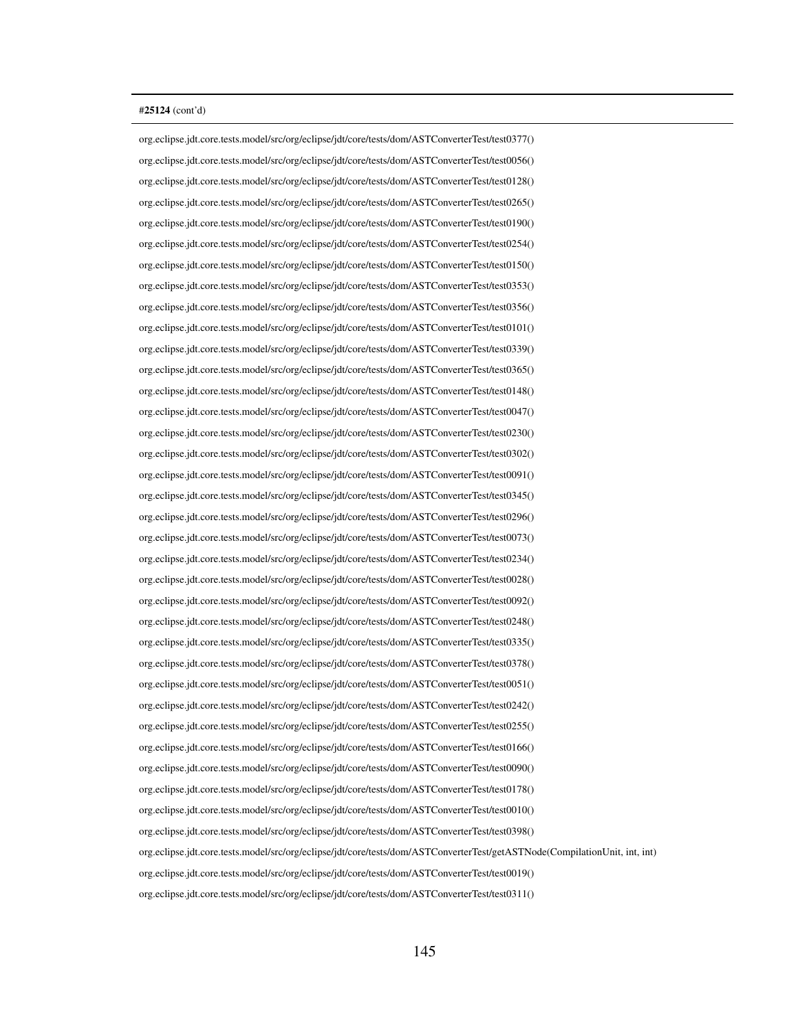**#25124** (cont'd)

org.eclipse.jdt.core.tests.model/src/org/eclipse/jdt/core/tests/dom/ASTConverterTest/test0377()

org.eclipse.jdt.core.tests.model/src/org/eclipse/jdt/core/tests/dom/ASTConverterTest/test0056()

org.eclipse.jdt.core.tests.model/src/org/eclipse/jdt/core/tests/dom/ASTConverterTest/test0128()

org.eclipse.jdt.core.tests.model/src/org/eclipse/jdt/core/tests/dom/ASTConverterTest/test0265()

org.eclipse.jdt.core.tests.model/src/org/eclipse/jdt/core/tests/dom/ASTConverterTest/test0190()

org.eclipse.jdt.core.tests.model/src/org/eclipse/jdt/core/tests/dom/ASTConverterTest/test0254()

org.eclipse.jdt.core.tests.model/src/org/eclipse/jdt/core/tests/dom/ASTConverterTest/test0150()

org.eclipse.jdt.core.tests.model/src/org/eclipse/jdt/core/tests/dom/ASTConverterTest/test0353()

org.eclipse.jdt.core.tests.model/src/org/eclipse/jdt/core/tests/dom/ASTConverterTest/test0356()

org.eclipse.jdt.core.tests.model/src/org/eclipse/jdt/core/tests/dom/ASTConverterTest/test0101()

org.eclipse.jdt.core.tests.model/src/org/eclipse/jdt/core/tests/dom/ASTConverterTest/test0339()

org.eclipse.jdt.core.tests.model/src/org/eclipse/jdt/core/tests/dom/ASTConverterTest/test0365()

org.eclipse.jdt.core.tests.model/src/org/eclipse/jdt/core/tests/dom/ASTConverterTest/test0148()

org.eclipse.jdt.core.tests.model/src/org/eclipse/jdt/core/tests/dom/ASTConverterTest/test0047()

org.eclipse.jdt.core.tests.model/src/org/eclipse/jdt/core/tests/dom/ASTConverterTest/test0230()

org.eclipse.jdt.core.tests.model/src/org/eclipse/jdt/core/tests/dom/ASTConverterTest/test0302()

org.eclipse.jdt.core.tests.model/src/org/eclipse/jdt/core/tests/dom/ASTConverterTest/test0091()

org.eclipse.jdt.core.tests.model/src/org/eclipse/jdt/core/tests/dom/ASTConverterTest/test0345()

org.eclipse.jdt.core.tests.model/src/org/eclipse/jdt/core/tests/dom/ASTConverterTest/test0296()

org.eclipse.jdt.core.tests.model/src/org/eclipse/jdt/core/tests/dom/ASTConverterTest/test0073()

org.eclipse.jdt.core.tests.model/src/org/eclipse/jdt/core/tests/dom/ASTConverterTest/test0234()

org.eclipse.jdt.core.tests.model/src/org/eclipse/jdt/core/tests/dom/ASTConverterTest/test0028()

org.eclipse.jdt.core.tests.model/src/org/eclipse/jdt/core/tests/dom/ASTConverterTest/test0092()

org.eclipse.jdt.core.tests.model/src/org/eclipse/jdt/core/tests/dom/ASTConverterTest/test0248()

org.eclipse.jdt.core.tests.model/src/org/eclipse/jdt/core/tests/dom/ASTConverterTest/test0335()

org.eclipse.jdt.core.tests.model/src/org/eclipse/jdt/core/tests/dom/ASTConverterTest/test0378()

org.eclipse.jdt.core.tests.model/src/org/eclipse/jdt/core/tests/dom/ASTConverterTest/test0051()

org.eclipse.jdt.core.tests.model/src/org/eclipse/jdt/core/tests/dom/ASTConverterTest/test0242()

org.eclipse.jdt.core.tests.model/src/org/eclipse/jdt/core/tests/dom/ASTConverterTest/test0255()

org.eclipse.jdt.core.tests.model/src/org/eclipse/jdt/core/tests/dom/ASTConverterTest/test0166()

org.eclipse.jdt.core.tests.model/src/org/eclipse/jdt/core/tests/dom/ASTConverterTest/test0090()

org.eclipse.jdt.core.tests.model/src/org/eclipse/jdt/core/tests/dom/ASTConverterTest/test0178()

org.eclipse.jdt.core.tests.model/src/org/eclipse/jdt/core/tests/dom/ASTConverterTest/test0010()

org.eclipse.jdt.core.tests.model/src/org/eclipse/jdt/core/tests/dom/ASTConverterTest/test0398()

org.eclipse.jdt.core.tests.model/src/org/eclipse/jdt/core/tests/dom/ASTConverterTest/getASTNode(CompilationUnit, int, int)

org.eclipse.jdt.core.tests.model/src/org/eclipse/jdt/core/tests/dom/ASTConverterTest/test0019()

org.eclipse.jdt.core.tests.model/src/org/eclipse/jdt/core/tests/dom/ASTConverterTest/test0311()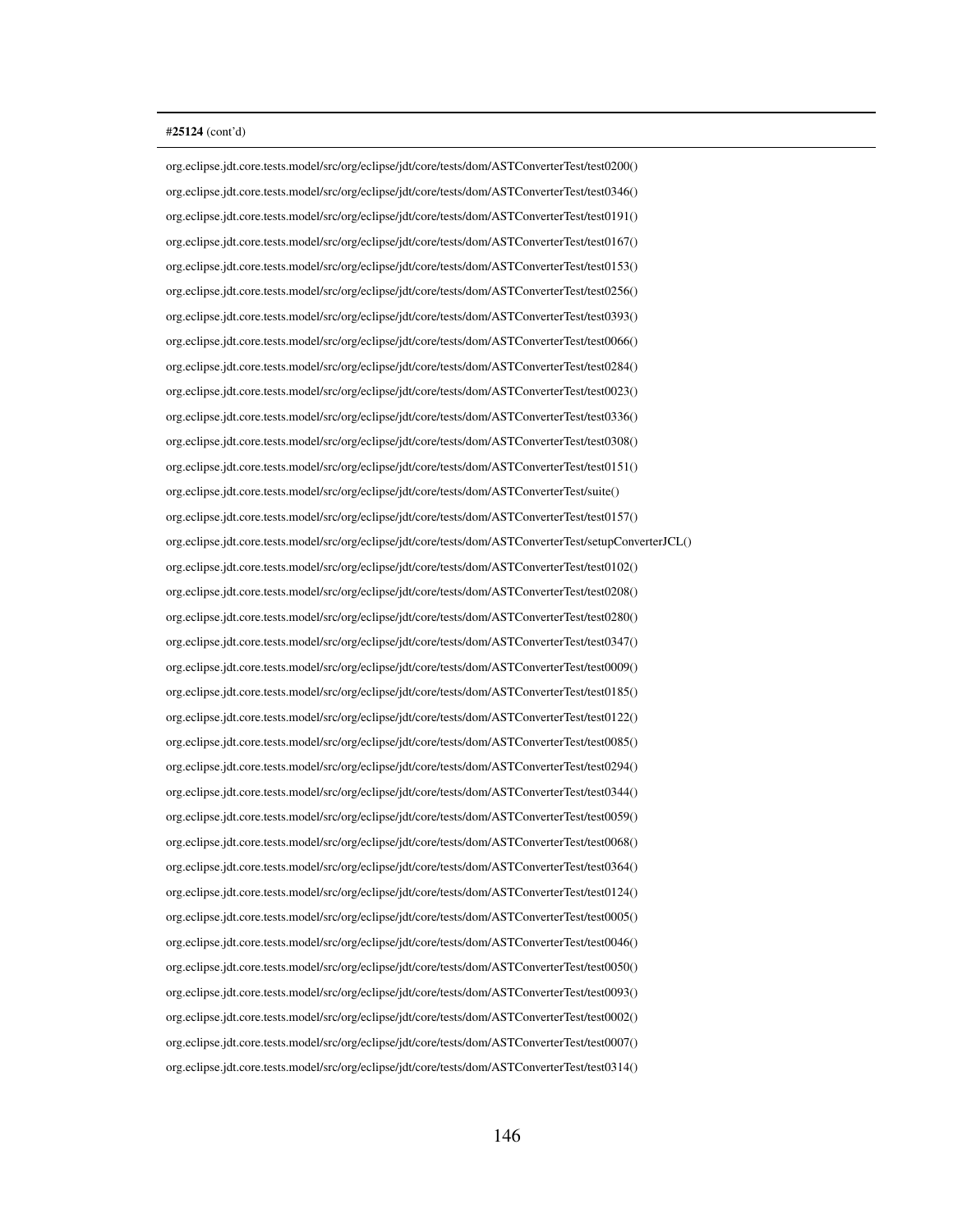#**25124** (cont'd)

org.eclipse.jdt.core.tests.model/src/org/eclipse/jdt/core/tests/dom/ASTConverterTest/test0200()

org.eclipse.jdt.core.tests.model/src/org/eclipse/jdt/core/tests/dom/ASTConverterTest/test0346()

org.eclipse.jdt.core.tests.model/src/org/eclipse/jdt/core/tests/dom/ASTConverterTest/test0191()

org.eclipse.jdt.core.tests.model/src/org/eclipse/jdt/core/tests/dom/ASTConverterTest/test0167()

org.eclipse.jdt.core.tests.model/src/org/eclipse/jdt/core/tests/dom/ASTConverterTest/test0153()

org.eclipse.jdt.core.tests.model/src/org/eclipse/jdt/core/tests/dom/ASTConverterTest/test0256()

org.eclipse.jdt.core.tests.model/src/org/eclipse/jdt/core/tests/dom/ASTConverterTest/test0393()

org.eclipse.jdt.core.tests.model/src/org/eclipse/jdt/core/tests/dom/ASTConverterTest/test0066()

org.eclipse.jdt.core.tests.model/src/org/eclipse/jdt/core/tests/dom/ASTConverterTest/test0284()

org.eclipse.jdt.core.tests.model/src/org/eclipse/jdt/core/tests/dom/ASTConverterTest/test0023()

org.eclipse.jdt.core.tests.model/src/org/eclipse/jdt/core/tests/dom/ASTConverterTest/test0336()

org.eclipse.jdt.core.tests.model/src/org/eclipse/jdt/core/tests/dom/ASTConverterTest/test0308()

org.eclipse.jdt.core.tests.model/src/org/eclipse/jdt/core/tests/dom/ASTConverterTest/test0151()

org.eclipse.jdt.core.tests.model/src/org/eclipse/jdt/core/tests/dom/ASTConverterTest/suite()

org.eclipse.jdt.core.tests.model/src/org/eclipse/jdt/core/tests/dom/ASTConverterTest/test0157()

org.eclipse.jdt.core.tests.model/src/org/eclipse/jdt/core/tests/dom/ASTConverterTest/setupConverterJCL()

org.eclipse.jdt.core.tests.model/src/org/eclipse/jdt/core/tests/dom/ASTConverterTest/test0102()

org.eclipse.jdt.core.tests.model/src/org/eclipse/jdt/core/tests/dom/ASTConverterTest/test0208()

org.eclipse.jdt.core.tests.model/src/org/eclipse/jdt/core/tests/dom/ASTConverterTest/test0280()

org.eclipse.jdt.core.tests.model/src/org/eclipse/jdt/core/tests/dom/ASTConverterTest/test0347()

org.eclipse.jdt.core.tests.model/src/org/eclipse/jdt/core/tests/dom/ASTConverterTest/test0009()

org.eclipse.jdt.core.tests.model/src/org/eclipse/jdt/core/tests/dom/ASTConverterTest/test0185()

org.eclipse.jdt.core.tests.model/src/org/eclipse/jdt/core/tests/dom/ASTConverterTest/test0122()

org.eclipse.jdt.core.tests.model/src/org/eclipse/jdt/core/tests/dom/ASTConverterTest/test0085()

org.eclipse.jdt.core.tests.model/src/org/eclipse/jdt/core/tests/dom/ASTConverterTest/test0294()

org.eclipse.jdt.core.tests.model/src/org/eclipse/jdt/core/tests/dom/ASTConverterTest/test0344()

org.eclipse.jdt.core.tests.model/src/org/eclipse/jdt/core/tests/dom/ASTConverterTest/test0059()

org.eclipse.jdt.core.tests.model/src/org/eclipse/jdt/core/tests/dom/ASTConverterTest/test0068()

org.eclipse.jdt.core.tests.model/src/org/eclipse/jdt/core/tests/dom/ASTConverterTest/test0364()

org.eclipse.jdt.core.tests.model/src/org/eclipse/jdt/core/tests/dom/ASTConverterTest/test0124()

org.eclipse.jdt.core.tests.model/src/org/eclipse/jdt/core/tests/dom/ASTConverterTest/test0005()

org.eclipse.jdt.core.tests.model/src/org/eclipse/jdt/core/tests/dom/ASTConverterTest/test0046()

org.eclipse.jdt.core.tests.model/src/org/eclipse/jdt/core/tests/dom/ASTConverterTest/test0050()

org.eclipse.jdt.core.tests.model/src/org/eclipse/jdt/core/tests/dom/ASTConverterTest/test0093()

org.eclipse.jdt.core.tests.model/src/org/eclipse/jdt/core/tests/dom/ASTConverterTest/test0002()

org.eclipse.jdt.core.tests.model/src/org/eclipse/jdt/core/tests/dom/ASTConverterTest/test0007()

org.eclipse.jdt.core.tests.model/src/org/eclipse/jdt/core/tests/dom/ASTConverterTest/test0314()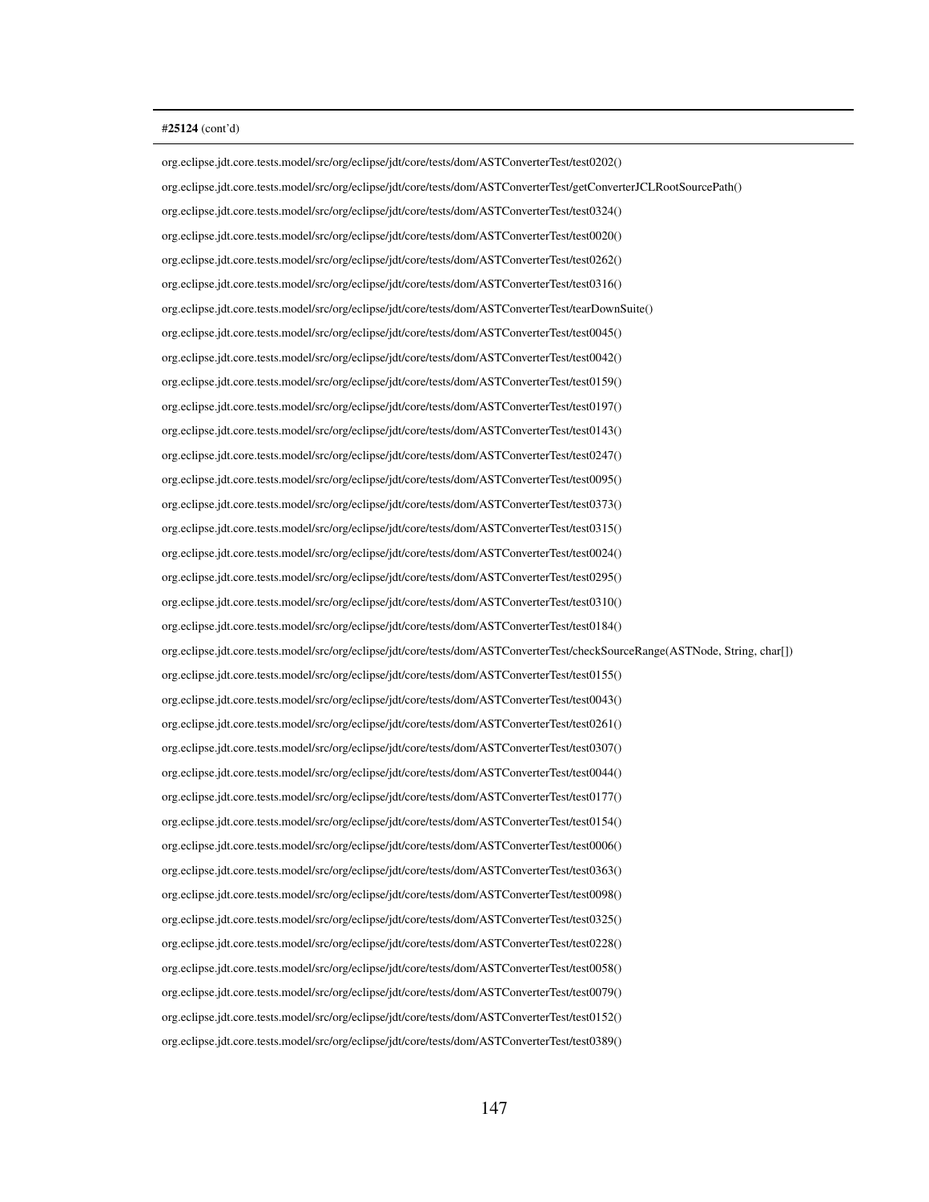**#25124** (cont'd)

org.eclipse.jdt.core.tests.model/src/org/eclipse/jdt/core/tests/dom/ASTConverterTest/test0202()

org.eclipse.jdt.core.tests.model/src/org/eclipse/jdt/core/tests/dom/ASTConverterTest/getConverterJCLRootSourcePath()

org.eclipse.jdt.core.tests.model/src/org/eclipse/jdt/core/tests/dom/ASTConverterTest/test0324()

org.eclipse.jdt.core.tests.model/src/org/eclipse/jdt/core/tests/dom/ASTConverterTest/test0020()

org.eclipse.jdt.core.tests.model/src/org/eclipse/jdt/core/tests/dom/ASTConverterTest/test0262()

org.eclipse.jdt.core.tests.model/src/org/eclipse/jdt/core/tests/dom/ASTConverterTest/test0316()

org.eclipse.jdt.core.tests.model/src/org/eclipse/jdt/core/tests/dom/ASTConverterTest/tearDownSuite()

org.eclipse.jdt.core.tests.model/src/org/eclipse/jdt/core/tests/dom/ASTConverterTest/test0045()

org.eclipse.jdt.core.tests.model/src/org/eclipse/jdt/core/tests/dom/ASTConverterTest/test0042()

org.eclipse.jdt.core.tests.model/src/org/eclipse/jdt/core/tests/dom/ASTConverterTest/test0159()

org.eclipse.jdt.core.tests.model/src/org/eclipse/jdt/core/tests/dom/ASTConverterTest/test0197()

org.eclipse.jdt.core.tests.model/src/org/eclipse/jdt/core/tests/dom/ASTConverterTest/test0143()

org.eclipse.jdt.core.tests.model/src/org/eclipse/jdt/core/tests/dom/ASTConverterTest/test0247()

org.eclipse.jdt.core.tests.model/src/org/eclipse/jdt/core/tests/dom/ASTConverterTest/test0095()

org.eclipse.jdt.core.tests.model/src/org/eclipse/jdt/core/tests/dom/ASTConverterTest/test0373()

org.eclipse.jdt.core.tests.model/src/org/eclipse/jdt/core/tests/dom/ASTConverterTest/test0315()

org.eclipse.jdt.core.tests.model/src/org/eclipse/jdt/core/tests/dom/ASTConverterTest/test0024()

org.eclipse.jdt.core.tests.model/src/org/eclipse/jdt/core/tests/dom/ASTConverterTest/test0295()

org.eclipse.jdt.core.tests.model/src/org/eclipse/jdt/core/tests/dom/ASTConverterTest/test0310()

org.eclipse.jdt.core.tests.model/src/org/eclipse/jdt/core/tests/dom/ASTConverterTest/test0184()

org.eclipse.jdt.core.tests.model/src/org/eclipse/jdt/core/tests/dom/ASTConverterTest/checkSourceRange(ASTNode, String, char[])

org.eclipse.jdt.core.tests.model/src/org/eclipse/jdt/core/tests/dom/ASTConverterTest/test0155()

org.eclipse.jdt.core.tests.model/src/org/eclipse/jdt/core/tests/dom/ASTConverterTest/test0043()

org.eclipse.jdt.core.tests.model/src/org/eclipse/jdt/core/tests/dom/ASTConverterTest/test0261()

org.eclipse.jdt.core.tests.model/src/org/eclipse/jdt/core/tests/dom/ASTConverterTest/test0307()

org.eclipse.jdt.core.tests.model/src/org/eclipse/jdt/core/tests/dom/ASTConverterTest/test0044()

org.eclipse.jdt.core.tests.model/src/org/eclipse/jdt/core/tests/dom/ASTConverterTest/test0177()

org.eclipse.jdt.core.tests.model/src/org/eclipse/jdt/core/tests/dom/ASTConverterTest/test0154()

org.eclipse.jdt.core.tests.model/src/org/eclipse/jdt/core/tests/dom/ASTConverterTest/test0006()

org.eclipse.jdt.core.tests.model/src/org/eclipse/jdt/core/tests/dom/ASTConverterTest/test0363()

org.eclipse.jdt.core.tests.model/src/org/eclipse/jdt/core/tests/dom/ASTConverterTest/test0098()

org.eclipse.jdt.core.tests.model/src/org/eclipse/jdt/core/tests/dom/ASTConverterTest/test0325()

org.eclipse.jdt.core.tests.model/src/org/eclipse/jdt/core/tests/dom/ASTConverterTest/test0228()

org.eclipse.jdt.core.tests.model/src/org/eclipse/jdt/core/tests/dom/ASTConverterTest/test0058()

org.eclipse.jdt.core.tests.model/src/org/eclipse/jdt/core/tests/dom/ASTConverterTest/test0079()

org.eclipse.jdt.core.tests.model/src/org/eclipse/jdt/core/tests/dom/ASTConverterTest/test0152()

org.eclipse.jdt.core.tests.model/src/org/eclipse/jdt/core/tests/dom/ASTConverterTest/test0389()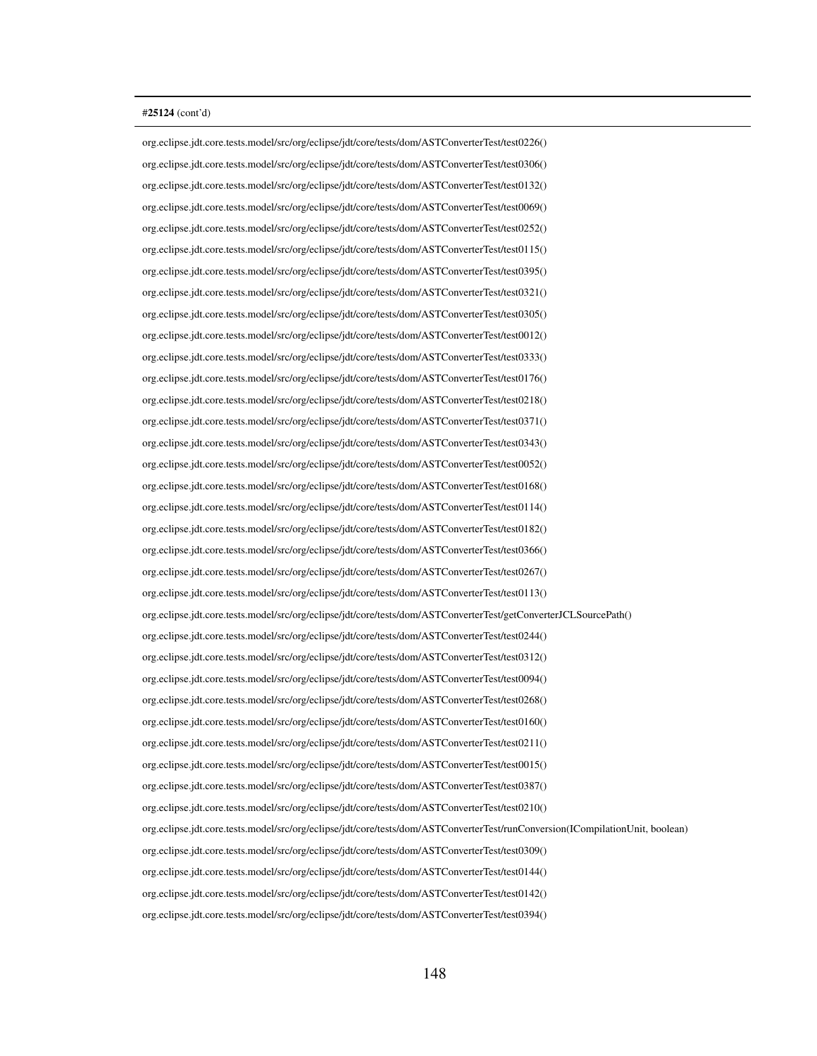**#25124** (cont'd)

org.eclipse.jdt.core.tests.model/src/org/eclipse/jdt/core/tests/dom/ASTConverterTest/test0226()

org.eclipse.jdt.core.tests.model/src/org/eclipse/jdt/core/tests/dom/ASTConverterTest/test0306()

org.eclipse.jdt.core.tests.model/src/org/eclipse/jdt/core/tests/dom/ASTConverterTest/test0132()

org.eclipse.jdt.core.tests.model/src/org/eclipse/jdt/core/tests/dom/ASTConverterTest/test0069()

org.eclipse.jdt.core.tests.model/src/org/eclipse/jdt/core/tests/dom/ASTConverterTest/test0252()

org.eclipse.jdt.core.tests.model/src/org/eclipse/jdt/core/tests/dom/ASTConverterTest/test0115()

org.eclipse.jdt.core.tests.model/src/org/eclipse/jdt/core/tests/dom/ASTConverterTest/test0395()

org.eclipse.jdt.core.tests.model/src/org/eclipse/jdt/core/tests/dom/ASTConverterTest/test0321()

org.eclipse.jdt.core.tests.model/src/org/eclipse/jdt/core/tests/dom/ASTConverterTest/test0305()

org.eclipse.jdt.core.tests.model/src/org/eclipse/jdt/core/tests/dom/ASTConverterTest/test0012()

org.eclipse.jdt.core.tests.model/src/org/eclipse/jdt/core/tests/dom/ASTConverterTest/test0333()

org.eclipse.jdt.core.tests.model/src/org/eclipse/jdt/core/tests/dom/ASTConverterTest/test0176()

org.eclipse.jdt.core.tests.model/src/org/eclipse/jdt/core/tests/dom/ASTConverterTest/test0218()

org.eclipse.jdt.core.tests.model/src/org/eclipse/jdt/core/tests/dom/ASTConverterTest/test0371()

org.eclipse.jdt.core.tests.model/src/org/eclipse/jdt/core/tests/dom/ASTConverterTest/test0343()

org.eclipse.jdt.core.tests.model/src/org/eclipse/jdt/core/tests/dom/ASTConverterTest/test0052()

org.eclipse.jdt.core.tests.model/src/org/eclipse/jdt/core/tests/dom/ASTConverterTest/test0168()

org.eclipse.jdt.core.tests.model/src/org/eclipse/jdt/core/tests/dom/ASTConverterTest/test0114()

org.eclipse.jdt.core.tests.model/src/org/eclipse/jdt/core/tests/dom/ASTConverterTest/test0182()

org.eclipse.jdt.core.tests.model/src/org/eclipse/jdt/core/tests/dom/ASTConverterTest/test0366()

org.eclipse.jdt.core.tests.model/src/org/eclipse/jdt/core/tests/dom/ASTConverterTest/test0267()

org.eclipse.jdt.core.tests.model/src/org/eclipse/jdt/core/tests/dom/ASTConverterTest/test0113()

org.eclipse.jdt.core.tests.model/src/org/eclipse/jdt/core/tests/dom/ASTConverterTest/getConverterJCLSourcePath()

org.eclipse.jdt.core.tests.model/src/org/eclipse/jdt/core/tests/dom/ASTConverterTest/test0244()

org.eclipse.jdt.core.tests.model/src/org/eclipse/jdt/core/tests/dom/ASTConverterTest/test0312()

org.eclipse.jdt.core.tests.model/src/org/eclipse/jdt/core/tests/dom/ASTConverterTest/test0094()

org.eclipse.jdt.core.tests.model/src/org/eclipse/jdt/core/tests/dom/ASTConverterTest/test0268()

org.eclipse.jdt.core.tests.model/src/org/eclipse/jdt/core/tests/dom/ASTConverterTest/test0160()

org.eclipse.jdt.core.tests.model/src/org/eclipse/jdt/core/tests/dom/ASTConverterTest/test0211()

org.eclipse.jdt.core.tests.model/src/org/eclipse/jdt/core/tests/dom/ASTConverterTest/test0015()

org.eclipse.jdt.core.tests.model/src/org/eclipse/jdt/core/tests/dom/ASTConverterTest/test0387()

org.eclipse.jdt.core.tests.model/src/org/eclipse/jdt/core/tests/dom/ASTConverterTest/test0210()

org.eclipse.jdt.core.tests.model/src/org/eclipse/jdt/core/tests/dom/ASTConverterTest/runConversion(ICompilationUnit, boolean)

org.eclipse.jdt.core.tests.model/src/org/eclipse/jdt/core/tests/dom/ASTConverterTest/test0309()

org.eclipse.jdt.core.tests.model/src/org/eclipse/jdt/core/tests/dom/ASTConverterTest/test0144()

org.eclipse.jdt.core.tests.model/src/org/eclipse/jdt/core/tests/dom/ASTConverterTest/test0142()

org.eclipse.jdt.core.tests.model/src/org/eclipse/jdt/core/tests/dom/ASTConverterTest/test0394()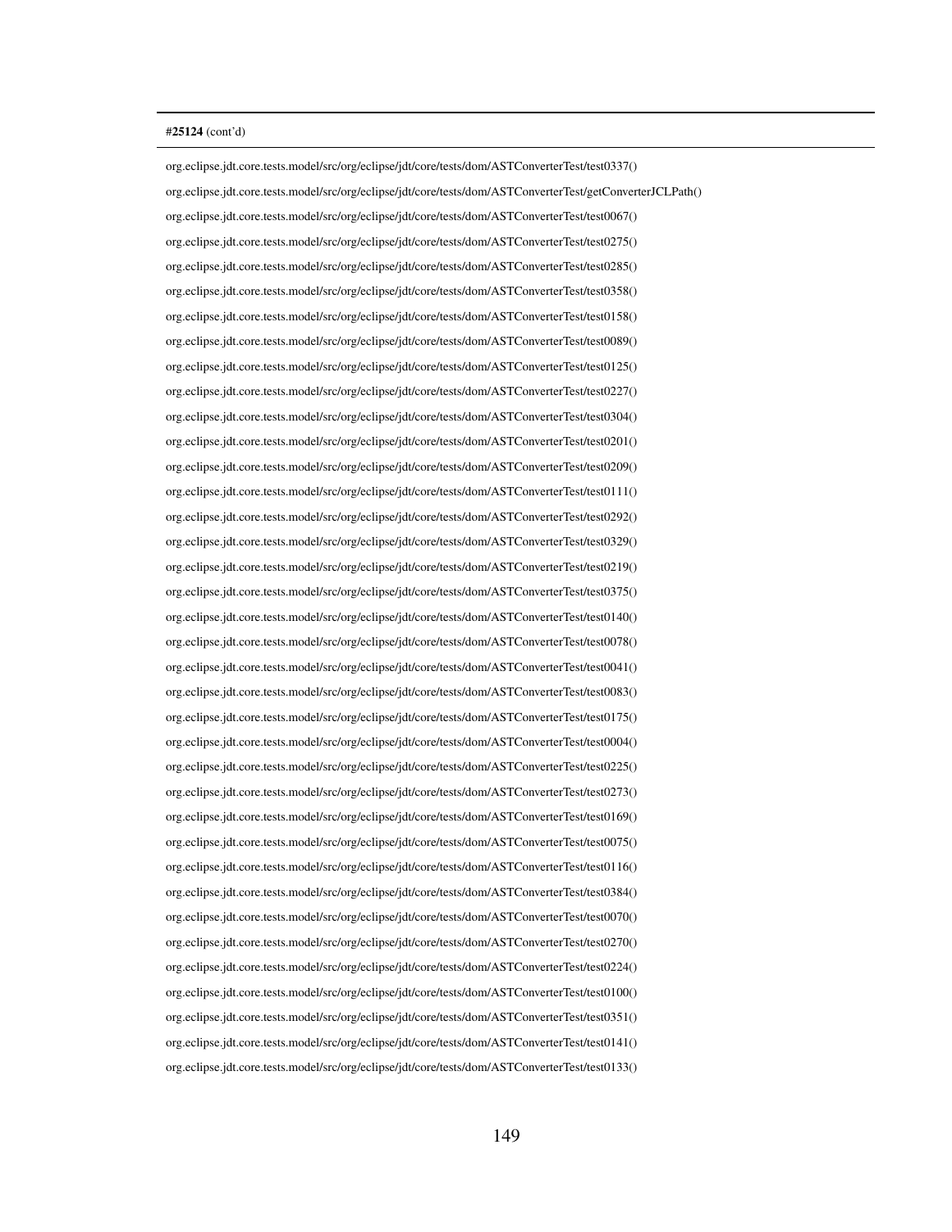**#25124** (cont'd)

org.eclipse.jdt.core.tests.model/src/org/eclipse/jdt/core/tests/dom/ASTConverterTest/test0337()

org.eclipse.jdt.core.tests.model/src/org/eclipse/jdt/core/tests/dom/ASTConverterTest/getConverterJCLPath()

org.eclipse.jdt.core.tests.model/src/org/eclipse/jdt/core/tests/dom/ASTConverterTest/test0067()

org.eclipse.jdt.core.tests.model/src/org/eclipse/jdt/core/tests/dom/ASTConverterTest/test0275()

org.eclipse.jdt.core.tests.model/src/org/eclipse/jdt/core/tests/dom/ASTConverterTest/test0285()

org.eclipse.jdt.core.tests.model/src/org/eclipse/jdt/core/tests/dom/ASTConverterTest/test0358()

org.eclipse.jdt.core.tests.model/src/org/eclipse/jdt/core/tests/dom/ASTConverterTest/test0158()

org.eclipse.jdt.core.tests.model/src/org/eclipse/jdt/core/tests/dom/ASTConverterTest/test0089()

org.eclipse.jdt.core.tests.model/src/org/eclipse/jdt/core/tests/dom/ASTConverterTest/test0125()

org.eclipse.jdt.core.tests.model/src/org/eclipse/jdt/core/tests/dom/ASTConverterTest/test0227()

org.eclipse.jdt.core.tests.model/src/org/eclipse/jdt/core/tests/dom/ASTConverterTest/test0304()

org.eclipse.jdt.core.tests.model/src/org/eclipse/jdt/core/tests/dom/ASTConverterTest/test0201()

org.eclipse.jdt.core.tests.model/src/org/eclipse/jdt/core/tests/dom/ASTConverterTest/test0209()

org.eclipse.jdt.core.tests.model/src/org/eclipse/jdt/core/tests/dom/ASTConverterTest/test0111()

org.eclipse.jdt.core.tests.model/src/org/eclipse/jdt/core/tests/dom/ASTConverterTest/test0292()

org.eclipse.jdt.core.tests.model/src/org/eclipse/jdt/core/tests/dom/ASTConverterTest/test0329()

org.eclipse.jdt.core.tests.model/src/org/eclipse/jdt/core/tests/dom/ASTConverterTest/test0219()

org.eclipse.jdt.core.tests.model/src/org/eclipse/jdt/core/tests/dom/ASTConverterTest/test0375()

org.eclipse.jdt.core.tests.model/src/org/eclipse/jdt/core/tests/dom/ASTConverterTest/test0140()

org.eclipse.jdt.core.tests.model/src/org/eclipse/jdt/core/tests/dom/ASTConverterTest/test0078()

org.eclipse.jdt.core.tests.model/src/org/eclipse/jdt/core/tests/dom/ASTConverterTest/test0041()

org.eclipse.jdt.core.tests.model/src/org/eclipse/jdt/core/tests/dom/ASTConverterTest/test0083()

org.eclipse.jdt.core.tests.model/src/org/eclipse/jdt/core/tests/dom/ASTConverterTest/test0175()

org.eclipse.jdt.core.tests.model/src/org/eclipse/jdt/core/tests/dom/ASTConverterTest/test0004()

org.eclipse.jdt.core.tests.model/src/org/eclipse/jdt/core/tests/dom/ASTConverterTest/test0225()

org.eclipse.jdt.core.tests.model/src/org/eclipse/jdt/core/tests/dom/ASTConverterTest/test0273()

org.eclipse.jdt.core.tests.model/src/org/eclipse/jdt/core/tests/dom/ASTConverterTest/test0169()

org.eclipse.jdt.core.tests.model/src/org/eclipse/jdt/core/tests/dom/ASTConverterTest/test0075()

org.eclipse.jdt.core.tests.model/src/org/eclipse/jdt/core/tests/dom/ASTConverterTest/test0116()

org.eclipse.jdt.core.tests.model/src/org/eclipse/jdt/core/tests/dom/ASTConverterTest/test0384()

org.eclipse.jdt.core.tests.model/src/org/eclipse/jdt/core/tests/dom/ASTConverterTest/test0070()

org.eclipse.jdt.core.tests.model/src/org/eclipse/jdt/core/tests/dom/ASTConverterTest/test0270()

org.eclipse.jdt.core.tests.model/src/org/eclipse/jdt/core/tests/dom/ASTConverterTest/test0224()

org.eclipse.jdt.core.tests.model/src/org/eclipse/jdt/core/tests/dom/ASTConverterTest/test0100()

org.eclipse.jdt.core.tests.model/src/org/eclipse/jdt/core/tests/dom/ASTConverterTest/test0351()

org.eclipse.jdt.core.tests.model/src/org/eclipse/jdt/core/tests/dom/ASTConverterTest/test0141()

org.eclipse.jdt.core.tests.model/src/org/eclipse/jdt/core/tests/dom/ASTConverterTest/test0133()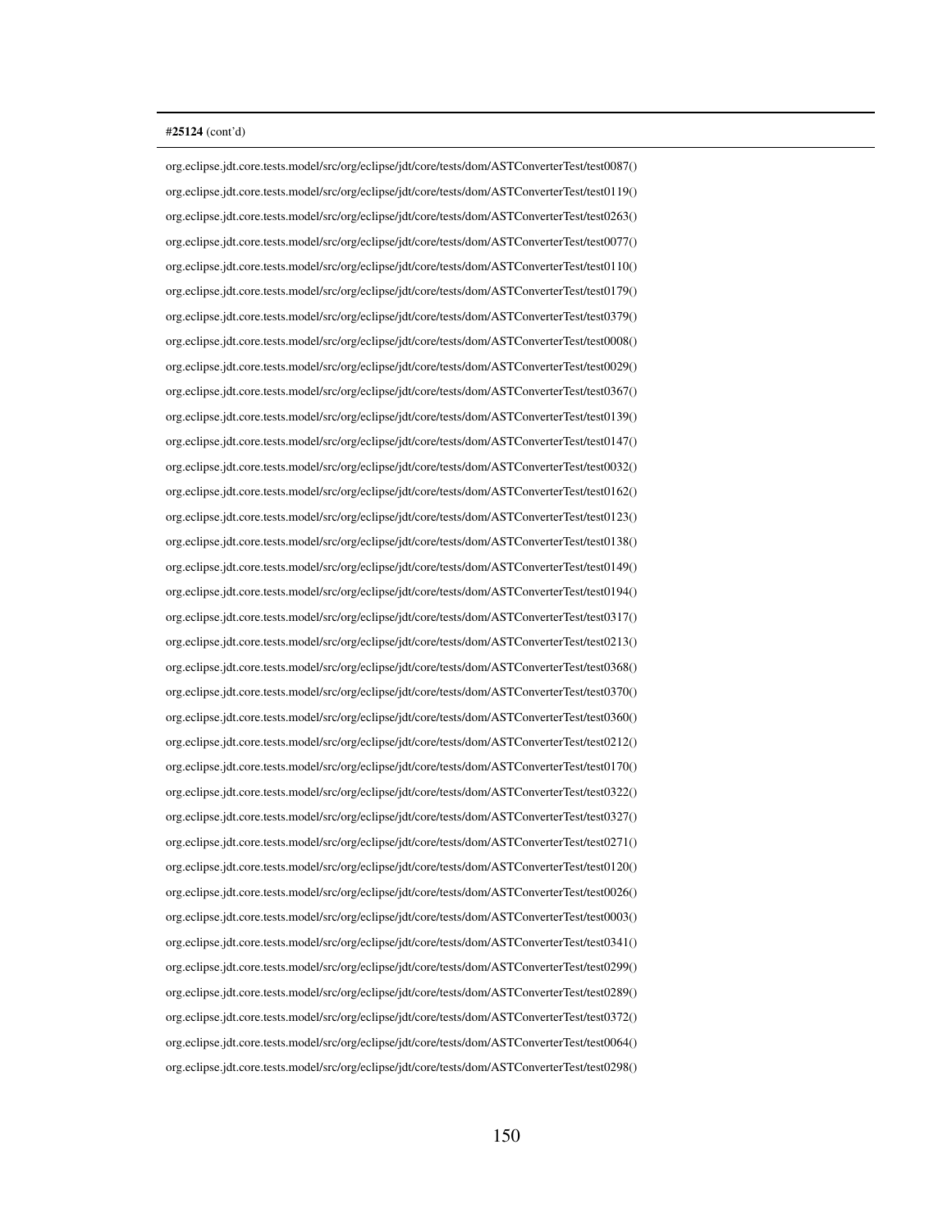**#25124** (cont'd)

org.eclipse.jdt.core.tests.model/src/org/eclipse/jdt/core/tests/dom/ASTConverterTest/test0087()
org.eclipse.jdt.core.tests.model/src/org/eclipse/jdt/core/tests/dom/ASTConverterTest/test0119()
org.eclipse.jdt.core.tests.model/src/org/eclipse/jdt/core/tests/dom/ASTConverterTest/test0263()
org.eclipse.jdt.core.tests.model/src/org/eclipse/jdt/core/tests/dom/ASTConverterTest/test0077()
org.eclipse.jdt.core.tests.model/src/org/eclipse/jdt/core/tests/dom/ASTConverterTest/test0110()
org.eclipse.jdt.core.tests.model/src/org/eclipse/jdt/core/tests/dom/ASTConverterTest/test0179()
org.eclipse.jdt.core.tests.model/src/org/eclipse/jdt/core/tests/dom/ASTConverterTest/test0379()
org.eclipse.jdt.core.tests.model/src/org/eclipse/jdt/core/tests/dom/ASTConverterTest/test0008()
org.eclipse.jdt.core.tests.model/src/org/eclipse/jdt/core/tests/dom/ASTConverterTest/test0029()
org.eclipse.jdt.core.tests.model/src/org/eclipse/jdt/core/tests/dom/ASTConverterTest/test0367()
org.eclipse.jdt.core.tests.model/src/org/eclipse/jdt/core/tests/dom/ASTConverterTest/test0139()
org.eclipse.jdt.core.tests.model/src/org/eclipse/jdt/core/tests/dom/ASTConverterTest/test0147()
org.eclipse.jdt.core.tests.model/src/org/eclipse/jdt/core/tests/dom/ASTConverterTest/test0032()
org.eclipse.jdt.core.tests.model/src/org/eclipse/jdt/core/tests/dom/ASTConverterTest/test0162()
org.eclipse.jdt.core.tests.model/src/org/eclipse/jdt/core/tests/dom/ASTConverterTest/test0123()
org.eclipse.jdt.core.tests.model/src/org/eclipse/jdt/core/tests/dom/ASTConverterTest/test0138()
org.eclipse.jdt.core.tests.model/src/org/eclipse/jdt/core/tests/dom/ASTConverterTest/test0149()
org.eclipse.jdt.core.tests.model/src/org/eclipse/jdt/core/tests/dom/ASTConverterTest/test0194()
org.eclipse.jdt.core.tests.model/src/org/eclipse/jdt/core/tests/dom/ASTConverterTest/test0317()
org.eclipse.jdt.core.tests.model/src/org/eclipse/jdt/core/tests/dom/ASTConverterTest/test0213()
org.eclipse.jdt.core.tests.model/src/org/eclipse/jdt/core/tests/dom/ASTConverterTest/test0368()
org.eclipse.jdt.core.tests.model/src/org/eclipse/jdt/core/tests/dom/ASTConverterTest/test0370()
org.eclipse.jdt.core.tests.model/src/org/eclipse/jdt/core/tests/dom/ASTConverterTest/test0360()
org.eclipse.jdt.core.tests.model/src/org/eclipse/jdt/core/tests/dom/ASTConverterTest/test0212()
org.eclipse.jdt.core.tests.model/src/org/eclipse/jdt/core/tests/dom/ASTConverterTest/test0170()
org.eclipse.jdt.core.tests.model/src/org/eclipse/jdt/core/tests/dom/ASTConverterTest/test0322()
org.eclipse.jdt.core.tests.model/src/org/eclipse/jdt/core/tests/dom/ASTConverterTest/test0327()
org.eclipse.jdt.core.tests.model/src/org/eclipse/jdt/core/tests/dom/ASTConverterTest/test0271()
org.eclipse.jdt.core.tests.model/src/org/eclipse/jdt/core/tests/dom/ASTConverterTest/test0120()
org.eclipse.jdt.core.tests.model/src/org/eclipse/jdt/core/tests/dom/ASTConverterTest/test0026()
org.eclipse.jdt.core.tests.model/src/org/eclipse/jdt/core/tests/dom/ASTConverterTest/test0003()
org.eclipse.jdt.core.tests.model/src/org/eclipse/jdt/core/tests/dom/ASTConverterTest/test0341()
org.eclipse.jdt.core.tests.model/src/org/eclipse/jdt/core/tests/dom/ASTConverterTest/test0299()
org.eclipse.jdt.core.tests.model/src/org/eclipse/jdt/core/tests/dom/ASTConverterTest/test0289()
org.eclipse.jdt.core.tests.model/src/org/eclipse/jdt/core/tests/dom/ASTConverterTest/test0372()
org.eclipse.jdt.core.tests.model/src/org/eclipse/jdt/core/tests/dom/ASTConverterTest/test0064()
org.eclipse.jdt.core.tests.model/src/org/eclipse/jdt/core/tests/dom/ASTConverterTest/test0298()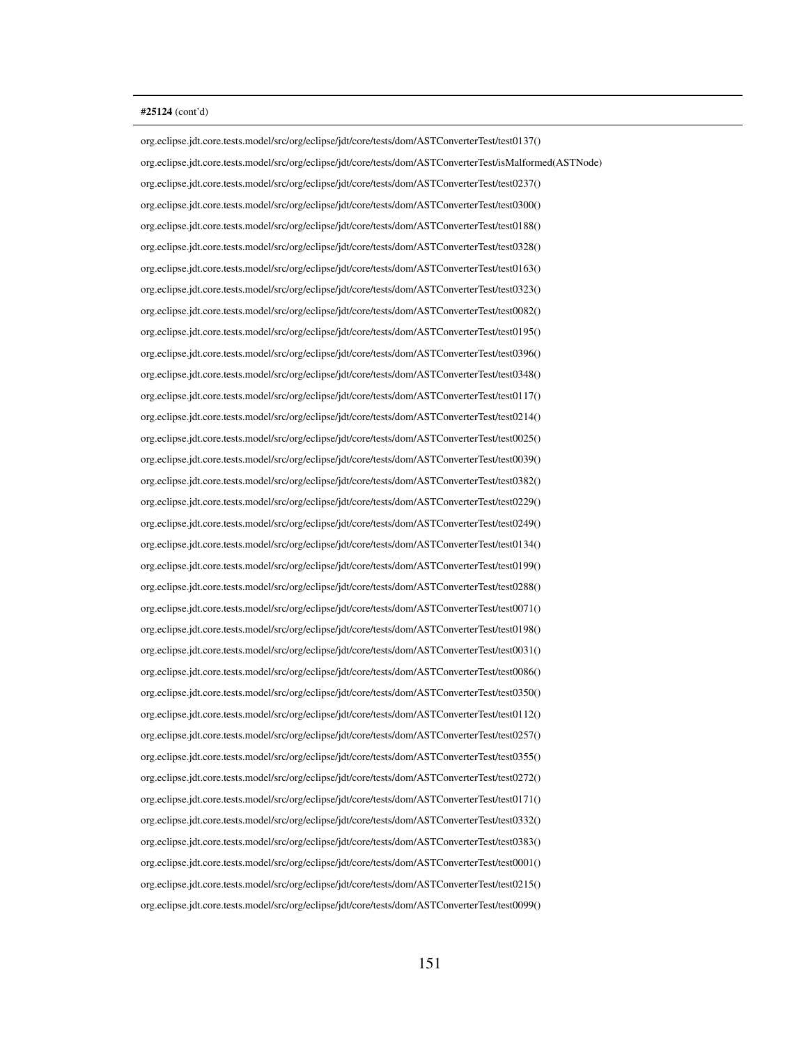**#25124** (cont'd)

org.eclipse.jdt.core.tests.model/src/org/eclipse/jdt/core/tests/dom/ASTConverterTest/test0137()

org.eclipse.jdt.core.tests.model/src/org/eclipse/jdt/core/tests/dom/ASTConverterTest/isMalformed(ASTNode)

org.eclipse.jdt.core.tests.model/src/org/eclipse/jdt/core/tests/dom/ASTConverterTest/test0237()

org.eclipse.jdt.core.tests.model/src/org/eclipse/jdt/core/tests/dom/ASTConverterTest/test0300()

org.eclipse.jdt.core.tests.model/src/org/eclipse/jdt/core/tests/dom/ASTConverterTest/test0188()

org.eclipse.jdt.core.tests.model/src/org/eclipse/jdt/core/tests/dom/ASTConverterTest/test0328()

org.eclipse.jdt.core.tests.model/src/org/eclipse/jdt/core/tests/dom/ASTConverterTest/test0163()

org.eclipse.jdt.core.tests.model/src/org/eclipse/jdt/core/tests/dom/ASTConverterTest/test0323()

org.eclipse.jdt.core.tests.model/src/org/eclipse/jdt/core/tests/dom/ASTConverterTest/test0082()

org.eclipse.jdt.core.tests.model/src/org/eclipse/jdt/core/tests/dom/ASTConverterTest/test0195()

org.eclipse.jdt.core.tests.model/src/org/eclipse/jdt/core/tests/dom/ASTConverterTest/test0396()

org.eclipse.jdt.core.tests.model/src/org/eclipse/jdt/core/tests/dom/ASTConverterTest/test0348()

org.eclipse.jdt.core.tests.model/src/org/eclipse/jdt/core/tests/dom/ASTConverterTest/test0117()

org.eclipse.jdt.core.tests.model/src/org/eclipse/jdt/core/tests/dom/ASTConverterTest/test0214()

org.eclipse.jdt.core.tests.model/src/org/eclipse/jdt/core/tests/dom/ASTConverterTest/test0025()

org.eclipse.jdt.core.tests.model/src/org/eclipse/jdt/core/tests/dom/ASTConverterTest/test0039()

org.eclipse.jdt.core.tests.model/src/org/eclipse/jdt/core/tests/dom/ASTConverterTest/test0382()

org.eclipse.jdt.core.tests.model/src/org/eclipse/jdt/core/tests/dom/ASTConverterTest/test0229()

org.eclipse.jdt.core.tests.model/src/org/eclipse/jdt/core/tests/dom/ASTConverterTest/test0249()

org.eclipse.jdt.core.tests.model/src/org/eclipse/jdt/core/tests/dom/ASTConverterTest/test0134()

org.eclipse.jdt.core.tests.model/src/org/eclipse/jdt/core/tests/dom/ASTConverterTest/test0199()

org.eclipse.jdt.core.tests.model/src/org/eclipse/jdt/core/tests/dom/ASTConverterTest/test0288()

org.eclipse.jdt.core.tests.model/src/org/eclipse/jdt/core/tests/dom/ASTConverterTest/test0071()

org.eclipse.jdt.core.tests.model/src/org/eclipse/jdt/core/tests/dom/ASTConverterTest/test0198()

org.eclipse.jdt.core.tests.model/src/org/eclipse/jdt/core/tests/dom/ASTConverterTest/test0031()

org.eclipse.jdt.core.tests.model/src/org/eclipse/jdt/core/tests/dom/ASTConverterTest/test0086()

org.eclipse.jdt.core.tests.model/src/org/eclipse/jdt/core/tests/dom/ASTConverterTest/test0350()

org.eclipse.jdt.core.tests.model/src/org/eclipse/jdt/core/tests/dom/ASTConverterTest/test0112()

org.eclipse.jdt.core.tests.model/src/org/eclipse/jdt/core/tests/dom/ASTConverterTest/test0257()

org.eclipse.jdt.core.tests.model/src/org/eclipse/jdt/core/tests/dom/ASTConverterTest/test0355()

org.eclipse.jdt.core.tests.model/src/org/eclipse/jdt/core/tests/dom/ASTConverterTest/test0272()

org.eclipse.jdt.core.tests.model/src/org/eclipse/jdt/core/tests/dom/ASTConverterTest/test0171()

org.eclipse.jdt.core.tests.model/src/org/eclipse/jdt/core/tests/dom/ASTConverterTest/test0332()

org.eclipse.jdt.core.tests.model/src/org/eclipse/jdt/core/tests/dom/ASTConverterTest/test0383()

org.eclipse.jdt.core.tests.model/src/org/eclipse/jdt/core/tests/dom/ASTConverterTest/test0001()

org.eclipse.jdt.core.tests.model/src/org/eclipse/jdt/core/tests/dom/ASTConverterTest/test0215()

org.eclipse.jdt.core.tests.model/src/org/eclipse/jdt/core/tests/dom/ASTConverterTest/test0099()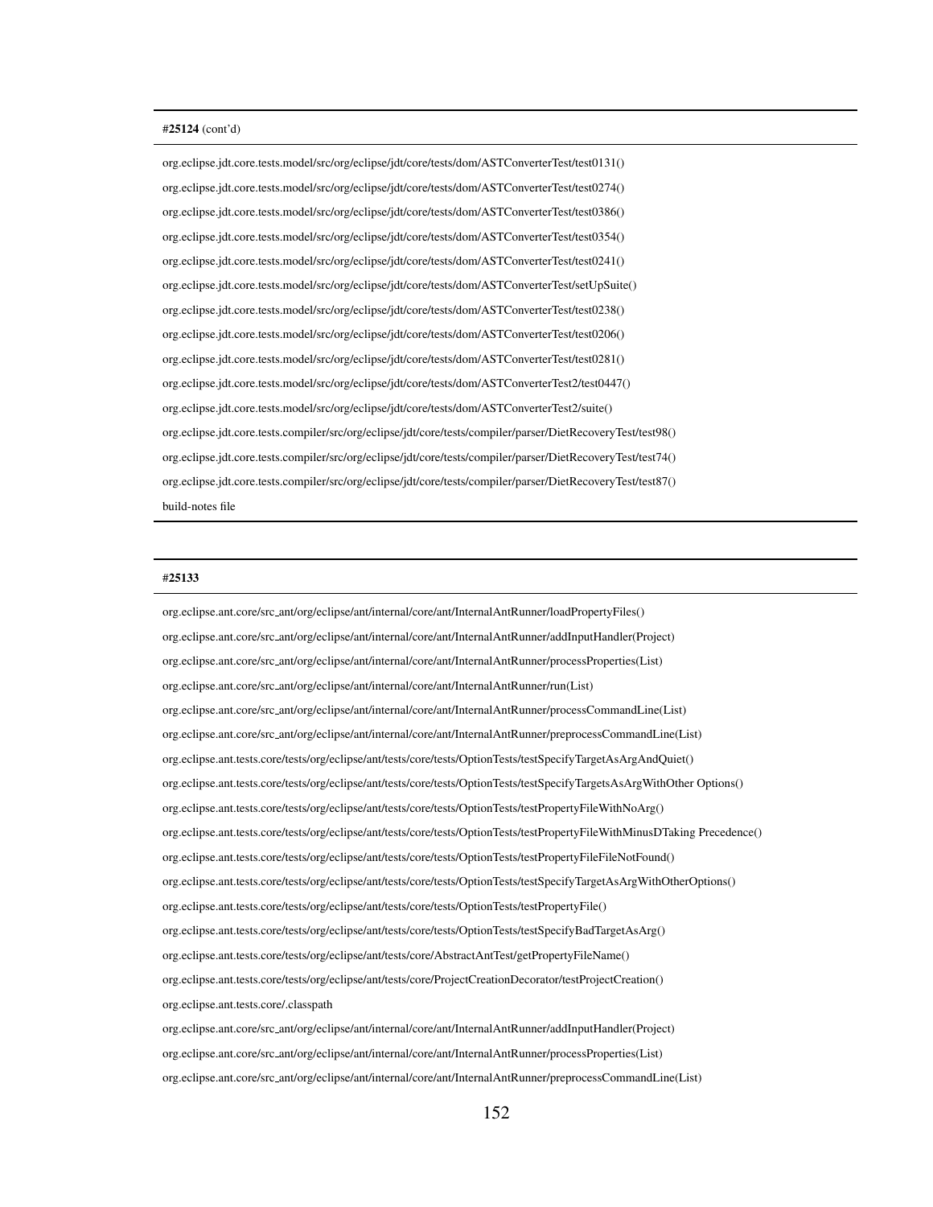**#25124** (cont'd)

org.eclipse.jdt.core.tests.model/src/org/eclipse/jdt/core/tests/dom/ASTConverterTest/test0131()

org.eclipse.jdt.core.tests.model/src/org/eclipse/jdt/core/tests/dom/ASTConverterTest/test0274()

org.eclipse.jdt.core.tests.model/src/org/eclipse/jdt/core/tests/dom/ASTConverterTest/test0386()

org.eclipse.jdt.core.tests.model/src/org/eclipse/jdt/core/tests/dom/ASTConverterTest/test0354()

org.eclipse.jdt.core.tests.model/src/org/eclipse/jdt/core/tests/dom/ASTConverterTest/test0241()

org.eclipse.jdt.core.tests.model/src/org/eclipse/jdt/core/tests/dom/ASTConverterTest/setUpSuite()

org.eclipse.jdt.core.tests.model/src/org/eclipse/jdt/core/tests/dom/ASTConverterTest/test0238()

org.eclipse.jdt.core.tests.model/src/org/eclipse/jdt/core/tests/dom/ASTConverterTest/test0206()

org.eclipse.jdt.core.tests.model/src/org/eclipse/jdt/core/tests/dom/ASTConverterTest/test0281()

org.eclipse.jdt.core.tests.model/src/org/eclipse/jdt/core/tests/dom/ASTConverterTest2/test0447()

org.eclipse.jdt.core.tests.model/src/org/eclipse/jdt/core/tests/dom/ASTConverterTest2/suite()

org.eclipse.jdt.core.tests.compiler/src/org/eclipse/jdt/core/tests/compiler/parser/DietRecoveryTest/test98()

org.eclipse.jdt.core.tests.compiler/src/org/eclipse/jdt/core/tests/compiler/parser/DietRecoveryTest/test74()

org.eclipse.jdt.core.tests.compiler/src/org/eclipse/jdt/core/tests/compiler/parser/DietRecoveryTest/test87()

build-notes file

**#25133**

org.eclipse.ant.core/src_ant/org/eclipse/ant/internal/core/ant/InternalAntRunner/loadPropertyFiles()

org.eclipse.ant.core/src_ant/org/eclipse/ant/internal/core/ant/InternalAntRunner/addInputHandler(Project)

org.eclipse.ant.core/src_ant/org/eclipse/ant/internal/core/ant/InternalAntRunner/processProperties(List)

org.eclipse.ant.core/src_ant/org/eclipse/ant/internal/core/ant/InternalAntRunner/run(List)

org.eclipse.ant.core/src_ant/org/eclipse/ant/internal/core/ant/InternalAntRunner/processCommandLine(List)

org.eclipse.ant.core/src_ant/org/eclipse/ant/internal/core/ant/InternalAntRunner/preprocessCommandLine(List)

org.eclipse.ant.tests.core/tests/org/eclipse/ant/tests/core/tests/OptionTests/testSpecifyTargetAsArgAndQuiet()

org.eclipse.ant.tests.core/tests/org/eclipse/ant/tests/core/tests/OptionTests/testSpecifyTargetsAsArgWithOther Options()

org.eclipse.ant.tests.core/tests/org/eclipse/ant/tests/core/tests/OptionTests/testPropertyFileWithNoArg()

org.eclipse.ant.tests.core/tests/org/eclipse/ant/tests/core/tests/OptionTests/testPropertyFileWithMinusDTaking Precedence()

org.eclipse.ant.tests.core/tests/org/eclipse/ant/tests/core/tests/OptionTests/testPropertyFileFileNotFound()

org.eclipse.ant.tests.core/tests/org/eclipse/ant/tests/core/tests/OptionTests/testSpecifyTargetAsArgWithOtherOptions()

org.eclipse.ant.tests.core/tests/org/eclipse/ant/tests/core/tests/OptionTests/testPropertyFile()

org.eclipse.ant.tests.core/tests/org/eclipse/ant/tests/core/tests/OptionTests/testSpecifyBadTargetAsArg()

org.eclipse.ant.tests.core/tests/org/eclipse/ant/tests/core/AbstractAntTest/getPropertyFileName()

org.eclipse.ant.tests.core/tests/org/eclipse/ant/tests/core/ProjectCreationDecorator/testProjectCreation()

org.eclipse.ant.tests.core/.classpath

org.eclipse.ant.core/src_ant/org/eclipse/ant/internal/core/ant/InternalAntRunner/addInputHandler(Project)

org.eclipse.ant.core/src_ant/org/eclipse/ant/internal/core/ant/InternalAntRunner/processProperties(List)

org.eclipse.ant.core/src_ant/org/eclipse/ant/internal/core/ant/InternalAntRunner/preprocessCommandLine(List)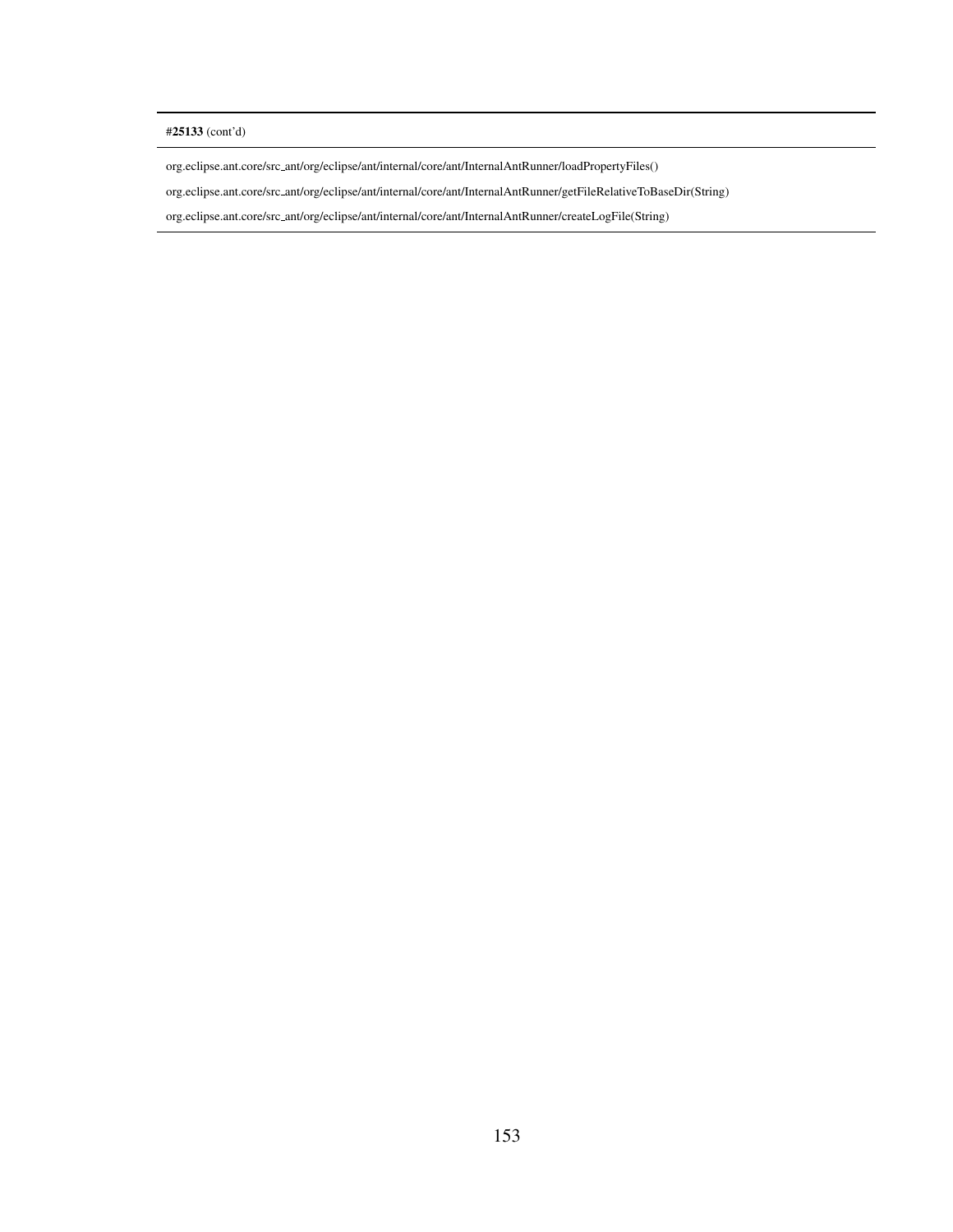| #**25133** (cont'd) |
| --- |
| org.eclipse.ant.core/src_ant/org/eclipse/ant/internal/core/ant/InternalAntRunner/loadPropertyFiles() |
| org.eclipse.ant.core/src_ant/org/eclipse/ant/internal/core/ant/InternalAntRunner/getFileRelativeToBaseDir(String) |
| org.eclipse.ant.core/src_ant/org/eclipse/ant/internal/core/ant/InternalAntRunner/createLogFile(String) |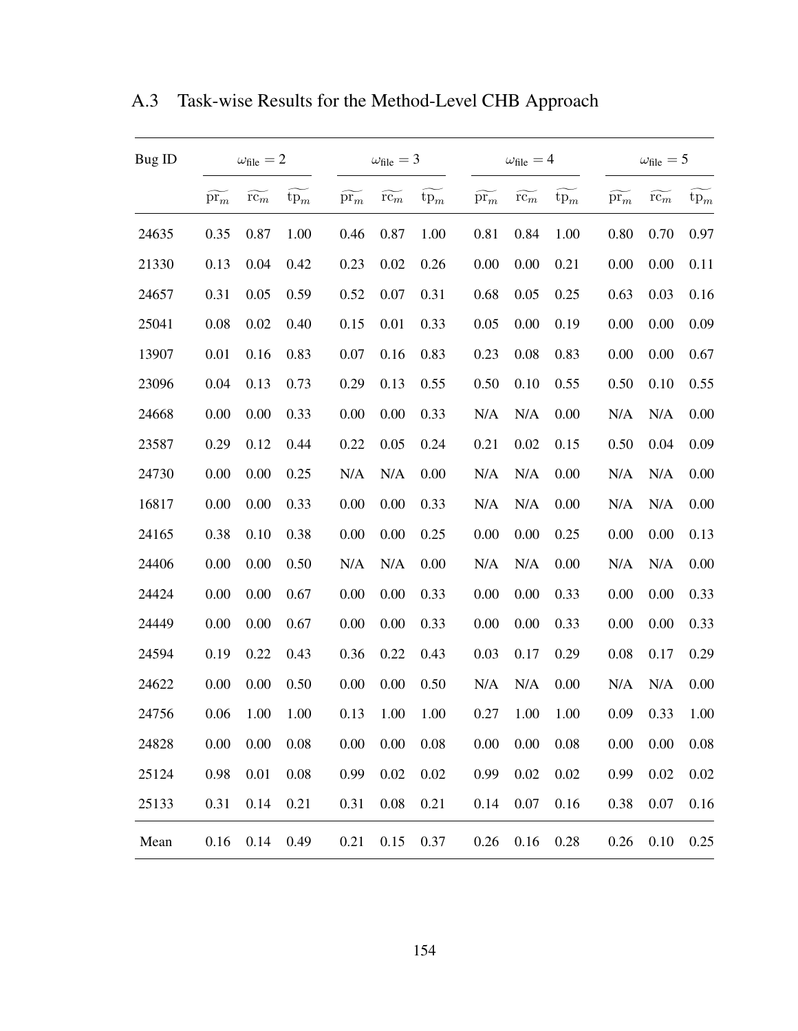## A.3 Task-wise Results for the Method-Level CHB Approach

| Bug ID | $\omega_{\text{file}} = 2$ | | | $\omega_{\text{file}} = 3$ | | | $\omega_{\text{file}} = 4$ | | | $\omega_{\text{file}} = 5$ | | |
|---|---|---|---|---|---|---|---|---|---|---|---|---|
| | $\widetilde{\text{pr}_m}$ | $\widetilde{\text{rc}_m}$ | $\widetilde{\text{tp}_m}$ | $\widetilde{\text{pr}_m}$ | $\widetilde{\text{rc}_m}$ | $\widetilde{\text{tp}_m}$ | $\widetilde{\text{pr}_m}$ | $\widetilde{\text{rc}_m}$ | $\widetilde{\text{tp}_m}$ | $\widetilde{\text{pr}_m}$ | $\widetilde{\text{rc}_m}$ | $\widetilde{\text{tp}_m}$ |
| 24635 | 0.35 | 0.87 | 1.00 | 0.46 | 0.87 | 1.00 | 0.81 | 0.84 | 1.00 | 0.80 | 0.70 | 0.97 |
| 21330 | 0.13 | 0.04 | 0.42 | 0.23 | 0.02 | 0.26 | 0.00 | 0.00 | 0.21 | 0.00 | 0.00 | 0.11 |
| 24657 | 0.31 | 0.05 | 0.59 | 0.52 | 0.07 | 0.31 | 0.68 | 0.05 | 0.25 | 0.63 | 0.03 | 0.16 |
| 25041 | 0.08 | 0.02 | 0.40 | 0.15 | 0.01 | 0.33 | 0.05 | 0.00 | 0.19 | 0.00 | 0.00 | 0.09 |
| 13907 | 0.01 | 0.16 | 0.83 | 0.07 | 0.16 | 0.83 | 0.23 | 0.08 | 0.83 | 0.00 | 0.00 | 0.67 |
| 23096 | 0.04 | 0.13 | 0.73 | 0.29 | 0.13 | 0.55 | 0.50 | 0.10 | 0.55 | 0.50 | 0.10 | 0.55 |
| 24668 | 0.00 | 0.00 | 0.33 | 0.00 | 0.00 | 0.33 | N/A | N/A | 0.00 | N/A | N/A | 0.00 |
| 23587 | 0.29 | 0.12 | 0.44 | 0.22 | 0.05 | 0.24 | 0.21 | 0.02 | 0.15 | 0.50 | 0.04 | 0.09 |
| 24730 | 0.00 | 0.00 | 0.25 | N/A | N/A | 0.00 | N/A | N/A | 0.00 | N/A | N/A | 0.00 |
| 16817 | 0.00 | 0.00 | 0.33 | 0.00 | 0.00 | 0.33 | N/A | N/A | 0.00 | N/A | N/A | 0.00 |
| 24165 | 0.38 | 0.10 | 0.38 | 0.00 | 0.00 | 0.25 | 0.00 | 0.00 | 0.25 | 0.00 | 0.00 | 0.13 |
| 24406 | 0.00 | 0.00 | 0.50 | N/A | N/A | 0.00 | N/A | N/A | 0.00 | N/A | N/A | 0.00 |
| 24424 | 0.00 | 0.00 | 0.67 | 0.00 | 0.00 | 0.33 | 0.00 | 0.00 | 0.33 | 0.00 | 0.00 | 0.33 |
| 24449 | 0.00 | 0.00 | 0.67 | 0.00 | 0.00 | 0.33 | 0.00 | 0.00 | 0.33 | 0.00 | 0.00 | 0.33 |
| 24594 | 0.19 | 0.22 | 0.43 | 0.36 | 0.22 | 0.43 | 0.03 | 0.17 | 0.29 | 0.08 | 0.17 | 0.29 |
| 24622 | 0.00 | 0.00 | 0.50 | 0.00 | 0.00 | 0.50 | N/A | N/A | 0.00 | N/A | N/A | 0.00 |
| 24756 | 0.06 | 1.00 | 1.00 | 0.13 | 1.00 | 1.00 | 0.27 | 1.00 | 1.00 | 0.09 | 0.33 | 1.00 |
| 24828 | 0.00 | 0.00 | 0.08 | 0.00 | 0.00 | 0.08 | 0.00 | 0.00 | 0.08 | 0.00 | 0.00 | 0.08 |
| 25124 | 0.98 | 0.01 | 0.08 | 0.99 | 0.02 | 0.02 | 0.99 | 0.02 | 0.02 | 0.99 | 0.02 | 0.02 |
| 25133 | 0.31 | 0.14 | 0.21 | 0.31 | 0.08 | 0.21 | 0.14 | 0.07 | 0.16 | 0.38 | 0.07 | 0.16 |
| Mean | 0.16 | 0.14 | 0.49 | 0.21 | 0.15 | 0.37 | 0.26 | 0.16 | 0.28 | 0.26 | 0.10 | 0.25 |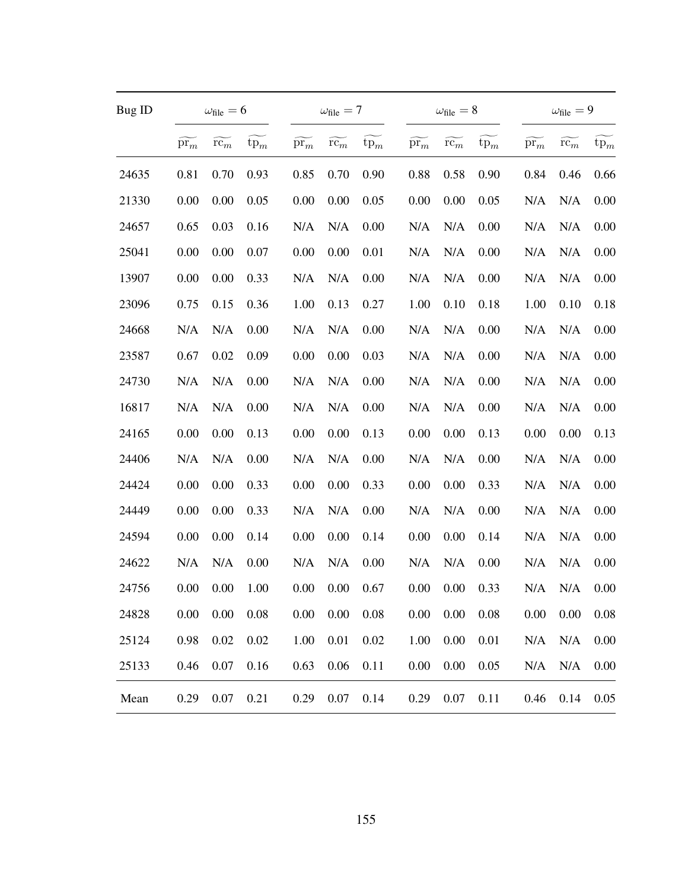| Bug ID | $\omega_{\text{file}} = 6$ | | | $\omega_{\text{file}} = 7$ | | | $\omega_{\text{file}} = 8$ | | | $\omega_{\text{file}} = 9$ | | |
|---|---|---|---|---|---|---|---|---|---|---|---|---|
| | $\widetilde{\text{pr}_m}$ | $\widetilde{\text{rc}_m}$ | $\widetilde{\text{tp}_m}$ | $\widetilde{\text{pr}_m}$ | $\widetilde{\text{rc}_m}$ | $\widetilde{\text{tp}_m}$ | $\widetilde{\text{pr}_m}$ | $\widetilde{\text{rc}_m}$ | $\widetilde{\text{tp}_m}$ | $\widetilde{\text{pr}_m}$ | $\widetilde{\text{rc}_m}$ | $\widetilde{\text{tp}_m}$ |
| 24635 | 0.81 | 0.70 | 0.93 | 0.85 | 0.70 | 0.90 | 0.88 | 0.58 | 0.90 | 0.84 | 0.46 | 0.66 |
| 21330 | 0.00 | 0.00 | 0.05 | 0.00 | 0.00 | 0.05 | 0.00 | 0.00 | 0.05 | N/A | N/A | 0.00 |
| 24657 | 0.65 | 0.03 | 0.16 | N/A | N/A | 0.00 | N/A | N/A | 0.00 | N/A | N/A | 0.00 |
| 25041 | 0.00 | 0.00 | 0.07 | 0.00 | 0.00 | 0.01 | N/A | N/A | 0.00 | N/A | N/A | 0.00 |
| 13907 | 0.00 | 0.00 | 0.33 | N/A | N/A | 0.00 | N/A | N/A | 0.00 | N/A | N/A | 0.00 |
| 23096 | 0.75 | 0.15 | 0.36 | 1.00 | 0.13 | 0.27 | 1.00 | 0.10 | 0.18 | 1.00 | 0.10 | 0.18 |
| 24668 | N/A | N/A | 0.00 | N/A | N/A | 0.00 | N/A | N/A | 0.00 | N/A | N/A | 0.00 |
| 23587 | 0.67 | 0.02 | 0.09 | 0.00 | 0.00 | 0.03 | N/A | N/A | 0.00 | N/A | N/A | 0.00 |
| 24730 | N/A | N/A | 0.00 | N/A | N/A | 0.00 | N/A | N/A | 0.00 | N/A | N/A | 0.00 |
| 16817 | N/A | N/A | 0.00 | N/A | N/A | 0.00 | N/A | N/A | 0.00 | N/A | N/A | 0.00 |
| 24165 | 0.00 | 0.00 | 0.13 | 0.00 | 0.00 | 0.13 | 0.00 | 0.00 | 0.13 | 0.00 | 0.00 | 0.13 |
| 24406 | N/A | N/A | 0.00 | N/A | N/A | 0.00 | N/A | N/A | 0.00 | N/A | N/A | 0.00 |
| 24424 | 0.00 | 0.00 | 0.33 | 0.00 | 0.00 | 0.33 | 0.00 | 0.00 | 0.33 | N/A | N/A | 0.00 |
| 24449 | 0.00 | 0.00 | 0.33 | N/A | N/A | 0.00 | N/A | N/A | 0.00 | N/A | N/A | 0.00 |
| 24594 | 0.00 | 0.00 | 0.14 | 0.00 | 0.00 | 0.14 | 0.00 | 0.00 | 0.14 | N/A | N/A | 0.00 |
| 24622 | N/A | N/A | 0.00 | N/A | N/A | 0.00 | N/A | N/A | 0.00 | N/A | N/A | 0.00 |
| 24756 | 0.00 | 0.00 | 1.00 | 0.00 | 0.00 | 0.67 | 0.00 | 0.00 | 0.33 | N/A | N/A | 0.00 |
| 24828 | 0.00 | 0.00 | 0.08 | 0.00 | 0.00 | 0.08 | 0.00 | 0.00 | 0.08 | 0.00 | 0.00 | 0.08 |
| 25124 | 0.98 | 0.02 | 0.02 | 1.00 | 0.01 | 0.02 | 1.00 | 0.00 | 0.01 | N/A | N/A | 0.00 |
| 25133 | 0.46 | 0.07 | 0.16 | 0.63 | 0.06 | 0.11 | 0.00 | 0.00 | 0.05 | N/A | N/A | 0.00 |
| Mean | 0.29 | 0.07 | 0.21 | 0.29 | 0.07 | 0.14 | 0.29 | 0.07 | 0.11 | 0.46 | 0.14 | 0.05 |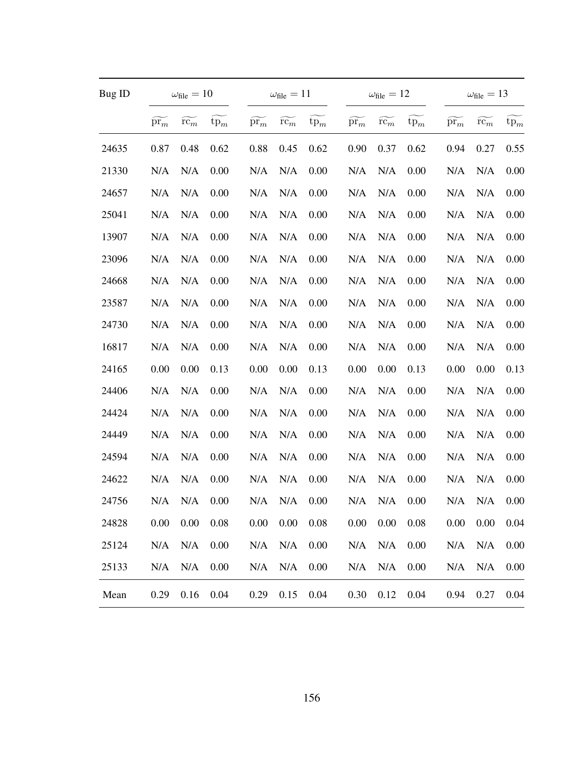| Bug ID | $\omega_{\text{file}} = 10$ | | | $\omega_{\text{file}} = 11$ | | | $\omega_{\text{file}} = 12$ | | | $\omega_{\text{file}} = 13$ | | |
|---|---|---|---|---|---|---|---|---|---|---|---|---|
| | $\widetilde{\text{pr}_m}$ | $\widetilde{\text{rc}_m}$ | $\widetilde{\text{tp}_m}$ | $\widetilde{\text{pr}_m}$ | $\widetilde{\text{rc}_m}$ | $\widetilde{\text{tp}_m}$ | $\widetilde{\text{pr}_m}$ | $\widetilde{\text{rc}_m}$ | $\widetilde{\text{tp}_m}$ | $\widetilde{\text{pr}_m}$ | $\widetilde{\text{rc}_m}$ | $\widetilde{\text{tp}_m}$ |
| 24635 | 0.87 | 0.48 | 0.62 | 0.88 | 0.45 | 0.62 | 0.90 | 0.37 | 0.62 | 0.94 | 0.27 | 0.55 |
| 21330 | N/A | N/A | 0.00 | N/A | N/A | 0.00 | N/A | N/A | 0.00 | N/A | N/A | 0.00 |
| 24657 | N/A | N/A | 0.00 | N/A | N/A | 0.00 | N/A | N/A | 0.00 | N/A | N/A | 0.00 |
| 25041 | N/A | N/A | 0.00 | N/A | N/A | 0.00 | N/A | N/A | 0.00 | N/A | N/A | 0.00 |
| 13907 | N/A | N/A | 0.00 | N/A | N/A | 0.00 | N/A | N/A | 0.00 | N/A | N/A | 0.00 |
| 23096 | N/A | N/A | 0.00 | N/A | N/A | 0.00 | N/A | N/A | 0.00 | N/A | N/A | 0.00 |
| 24668 | N/A | N/A | 0.00 | N/A | N/A | 0.00 | N/A | N/A | 0.00 | N/A | N/A | 0.00 |
| 23587 | N/A | N/A | 0.00 | N/A | N/A | 0.00 | N/A | N/A | 0.00 | N/A | N/A | 0.00 |
| 24730 | N/A | N/A | 0.00 | N/A | N/A | 0.00 | N/A | N/A | 0.00 | N/A | N/A | 0.00 |
| 16817 | N/A | N/A | 0.00 | N/A | N/A | 0.00 | N/A | N/A | 0.00 | N/A | N/A | 0.00 |
| 24165 | 0.00 | 0.00 | 0.13 | 0.00 | 0.00 | 0.13 | 0.00 | 0.00 | 0.13 | 0.00 | 0.00 | 0.13 |
| 24406 | N/A | N/A | 0.00 | N/A | N/A | 0.00 | N/A | N/A | 0.00 | N/A | N/A | 0.00 |
| 24424 | N/A | N/A | 0.00 | N/A | N/A | 0.00 | N/A | N/A | 0.00 | N/A | N/A | 0.00 |
| 24449 | N/A | N/A | 0.00 | N/A | N/A | 0.00 | N/A | N/A | 0.00 | N/A | N/A | 0.00 |
| 24594 | N/A | N/A | 0.00 | N/A | N/A | 0.00 | N/A | N/A | 0.00 | N/A | N/A | 0.00 |
| 24622 | N/A | N/A | 0.00 | N/A | N/A | 0.00 | N/A | N/A | 0.00 | N/A | N/A | 0.00 |
| 24756 | N/A | N/A | 0.00 | N/A | N/A | 0.00 | N/A | N/A | 0.00 | N/A | N/A | 0.00 |
| 24828 | 0.00 | 0.00 | 0.08 | 0.00 | 0.00 | 0.08 | 0.00 | 0.00 | 0.08 | 0.00 | 0.00 | 0.04 |
| 25124 | N/A | N/A | 0.00 | N/A | N/A | 0.00 | N/A | N/A | 0.00 | N/A | N/A | 0.00 |
| 25133 | N/A | N/A | 0.00 | N/A | N/A | 0.00 | N/A | N/A | 0.00 | N/A | N/A | 0.00 |
| Mean | 0.29 | 0.16 | 0.04 | 0.29 | 0.15 | 0.04 | 0.30 | 0.12 | 0.04 | 0.94 | 0.27 | 0.04 |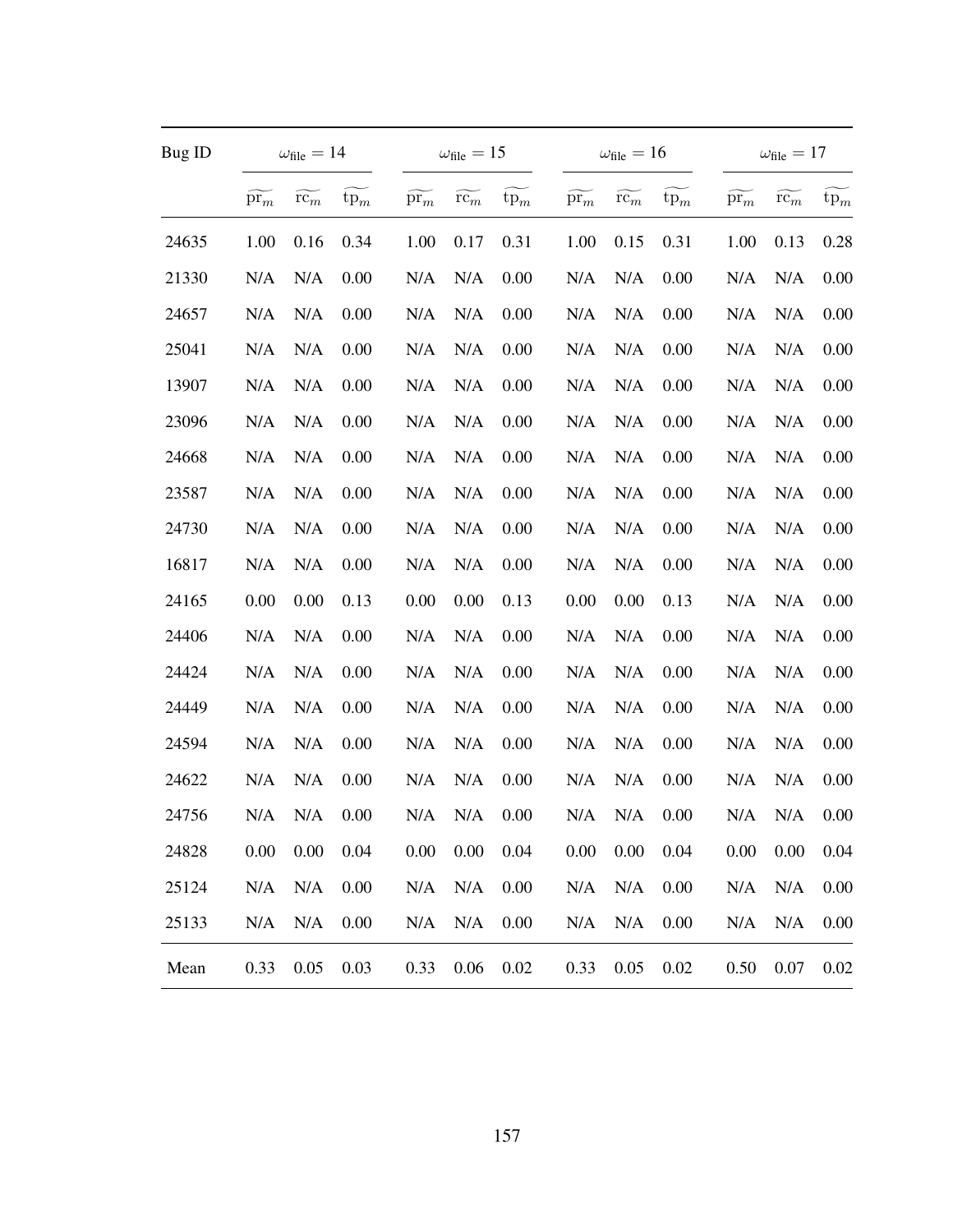| Bug ID | $\omega_{\text{file}} = 14$ | | | $\omega_{\text{file}} = 15$ | | | $\omega_{\text{file}} = 16$ | | | $\omega_{\text{file}} = 17$ | | |
|---|---|---|---|---|---|---|---|---|---|---|---|---|
| | $\widetilde{\text{pr}_m}$ | $\widetilde{\text{rc}_m}$ | $\widetilde{\text{tp}_m}$ | $\widetilde{\text{pr}_m}$ | $\widetilde{\text{rc}_m}$ | $\widetilde{\text{tp}_m}$ | $\widetilde{\text{pr}_m}$ | $\widetilde{\text{rc}_m}$ | $\widetilde{\text{tp}_m}$ | $\widetilde{\text{pr}_m}$ | $\widetilde{\text{rc}_m}$ | $\widetilde{\text{tp}_m}$ |
| 24635 | 1.00 | 0.16 | 0.34 | 1.00 | 0.17 | 0.31 | 1.00 | 0.15 | 0.31 | 1.00 | 0.13 | 0.28 |
| 21330 | N/A | N/A | 0.00 | N/A | N/A | 0.00 | N/A | N/A | 0.00 | N/A | N/A | 0.00 |
| 24657 | N/A | N/A | 0.00 | N/A | N/A | 0.00 | N/A | N/A | 0.00 | N/A | N/A | 0.00 |
| 25041 | N/A | N/A | 0.00 | N/A | N/A | 0.00 | N/A | N/A | 0.00 | N/A | N/A | 0.00 |
| 13907 | N/A | N/A | 0.00 | N/A | N/A | 0.00 | N/A | N/A | 0.00 | N/A | N/A | 0.00 |
| 23096 | N/A | N/A | 0.00 | N/A | N/A | 0.00 | N/A | N/A | 0.00 | N/A | N/A | 0.00 |
| 24668 | N/A | N/A | 0.00 | N/A | N/A | 0.00 | N/A | N/A | 0.00 | N/A | N/A | 0.00 |
| 23587 | N/A | N/A | 0.00 | N/A | N/A | 0.00 | N/A | N/A | 0.00 | N/A | N/A | 0.00 |
| 24730 | N/A | N/A | 0.00 | N/A | N/A | 0.00 | N/A | N/A | 0.00 | N/A | N/A | 0.00 |
| 16817 | N/A | N/A | 0.00 | N/A | N/A | 0.00 | N/A | N/A | 0.00 | N/A | N/A | 0.00 |
| 24165 | 0.00 | 0.00 | 0.13 | 0.00 | 0.00 | 0.13 | 0.00 | 0.00 | 0.13 | N/A | N/A | 0.00 |
| 24406 | N/A | N/A | 0.00 | N/A | N/A | 0.00 | N/A | N/A | 0.00 | N/A | N/A | 0.00 |
| 24424 | N/A | N/A | 0.00 | N/A | N/A | 0.00 | N/A | N/A | 0.00 | N/A | N/A | 0.00 |
| 24449 | N/A | N/A | 0.00 | N/A | N/A | 0.00 | N/A | N/A | 0.00 | N/A | N/A | 0.00 |
| 24594 | N/A | N/A | 0.00 | N/A | N/A | 0.00 | N/A | N/A | 0.00 | N/A | N/A | 0.00 |
| 24622 | N/A | N/A | 0.00 | N/A | N/A | 0.00 | N/A | N/A | 0.00 | N/A | N/A | 0.00 |
| 24756 | N/A | N/A | 0.00 | N/A | N/A | 0.00 | N/A | N/A | 0.00 | N/A | N/A | 0.00 |
| 24828 | 0.00 | 0.00 | 0.04 | 0.00 | 0.00 | 0.04 | 0.00 | 0.00 | 0.04 | 0.00 | 0.00 | 0.04 |
| 25124 | N/A | N/A | 0.00 | N/A | N/A | 0.00 | N/A | N/A | 0.00 | N/A | N/A | 0.00 |
| 25133 | N/A | N/A | 0.00 | N/A | N/A | 0.00 | N/A | N/A | 0.00 | N/A | N/A | 0.00 |
| Mean | 0.33 | 0.05 | 0.03 | 0.33 | 0.06 | 0.02 | 0.33 | 0.05 | 0.02 | 0.50 | 0.07 | 0.02 |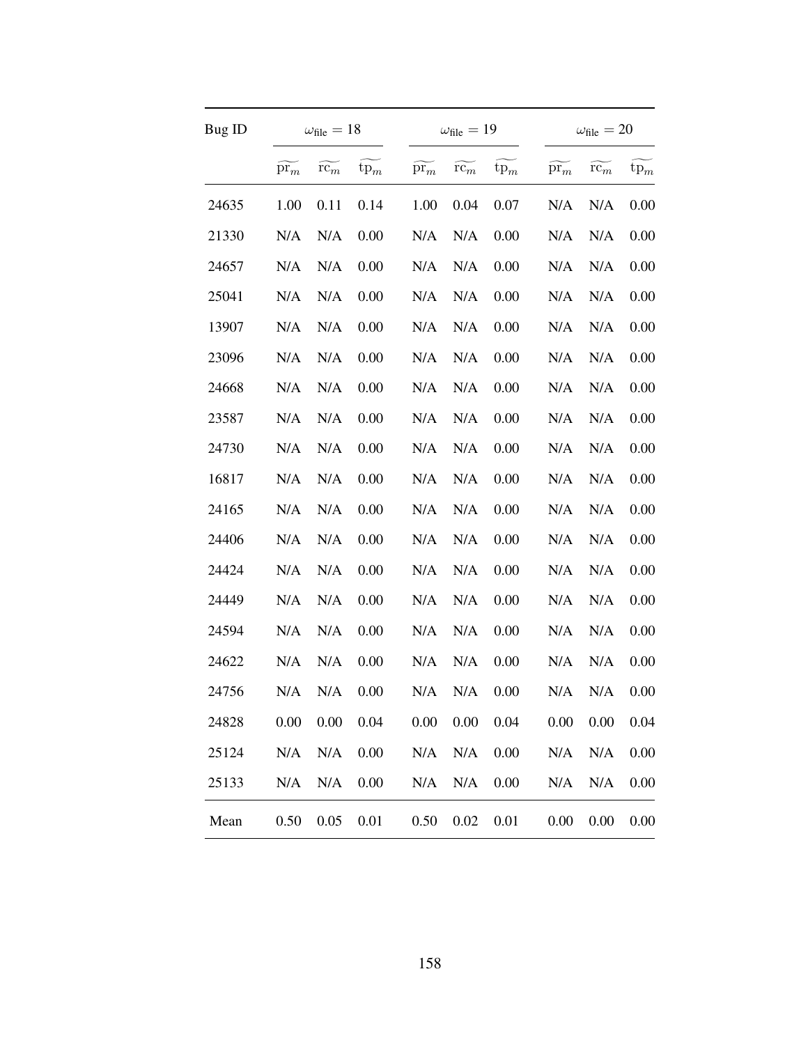| Bug ID | $\omega_{\text{file}} = 18$ | | | $\omega_{\text{file}} = 19$ | | | $\omega_{\text{file}} = 20$ | | |
|---|---|---|---|---|---|---|---|---|---|
| | $\widetilde{\text{pr}_m}$ | $\widetilde{\text{rc}_m}$ | $\widetilde{\text{tp}_m}$ | $\widetilde{\text{pr}_m}$ | $\widetilde{\text{rc}_m}$ | $\widetilde{\text{tp}_m}$ | $\widetilde{\text{pr}_m}$ | $\widetilde{\text{rc}_m}$ | $\widetilde{\text{tp}_m}$ |
| 24635 | 1.00 | 0.11 | 0.14 | 1.00 | 0.04 | 0.07 | N/A | N/A | 0.00 |
| 21330 | N/A | N/A | 0.00 | N/A | N/A | 0.00 | N/A | N/A | 0.00 |
| 24657 | N/A | N/A | 0.00 | N/A | N/A | 0.00 | N/A | N/A | 0.00 |
| 25041 | N/A | N/A | 0.00 | N/A | N/A | 0.00 | N/A | N/A | 0.00 |
| 13907 | N/A | N/A | 0.00 | N/A | N/A | 0.00 | N/A | N/A | 0.00 |
| 23096 | N/A | N/A | 0.00 | N/A | N/A | 0.00 | N/A | N/A | 0.00 |
| 24668 | N/A | N/A | 0.00 | N/A | N/A | 0.00 | N/A | N/A | 0.00 |
| 23587 | N/A | N/A | 0.00 | N/A | N/A | 0.00 | N/A | N/A | 0.00 |
| 24730 | N/A | N/A | 0.00 | N/A | N/A | 0.00 | N/A | N/A | 0.00 |
| 16817 | N/A | N/A | 0.00 | N/A | N/A | 0.00 | N/A | N/A | 0.00 |
| 24165 | N/A | N/A | 0.00 | N/A | N/A | 0.00 | N/A | N/A | 0.00 |
| 24406 | N/A | N/A | 0.00 | N/A | N/A | 0.00 | N/A | N/A | 0.00 |
| 24424 | N/A | N/A | 0.00 | N/A | N/A | 0.00 | N/A | N/A | 0.00 |
| 24449 | N/A | N/A | 0.00 | N/A | N/A | 0.00 | N/A | N/A | 0.00 |
| 24594 | N/A | N/A | 0.00 | N/A | N/A | 0.00 | N/A | N/A | 0.00 |
| 24622 | N/A | N/A | 0.00 | N/A | N/A | 0.00 | N/A | N/A | 0.00 |
| 24756 | N/A | N/A | 0.00 | N/A | N/A | 0.00 | N/A | N/A | 0.00 |
| 24828 | 0.00 | 0.00 | 0.04 | 0.00 | 0.00 | 0.04 | 0.00 | 0.00 | 0.04 |
| 25124 | N/A | N/A | 0.00 | N/A | N/A | 0.00 | N/A | N/A | 0.00 |
| 25133 | N/A | N/A | 0.00 | N/A | N/A | 0.00 | N/A | N/A | 0.00 |
| Mean | 0.50 | 0.05 | 0.01 | 0.50 | 0.02 | 0.01 | 0.00 | 0.00 | 0.00 |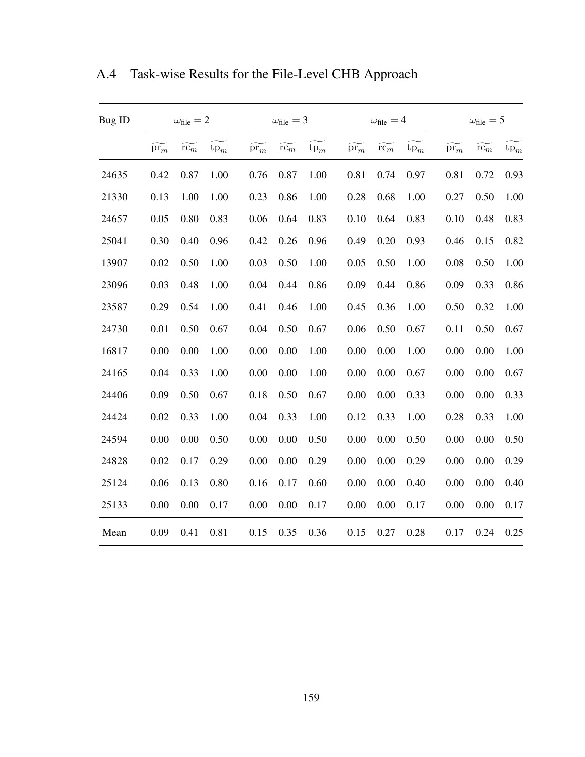### A.4 Task-wise Results for the File-Level CHB Approach

| Bug ID | $\omega_{\text{file}} = 2$ | | | $\omega_{\text{file}} = 3$ | | | $\omega_{\text{file}} = 4$ | | | $\omega_{\text{file}} = 5$ | | |
|---|---|---|---|---|---|---|---|---|---|---|---|---|
| | $\widetilde{\text{pr}_m}$ | $\widetilde{\text{rc}_m}$ | $\widetilde{\text{tp}_m}$ | $\widetilde{\text{pr}_m}$ | $\widetilde{\text{rc}_m}$ | $\widetilde{\text{tp}_m}$ | $\widetilde{\text{pr}_m}$ | $\widetilde{\text{rc}_m}$ | $\widetilde{\text{tp}_m}$ | $\widetilde{\text{pr}_m}$ | $\widetilde{\text{rc}_m}$ | $\widetilde{\text{tp}_m}$ |
| 24635 | 0.42 | 0.87 | 1.00 | 0.76 | 0.87 | 1.00 | 0.81 | 0.74 | 0.97 | 0.81 | 0.72 | 0.93 |
| 21330 | 0.13 | 1.00 | 1.00 | 0.23 | 0.86 | 1.00 | 0.28 | 0.68 | 1.00 | 0.27 | 0.50 | 1.00 |
| 24657 | 0.05 | 0.80 | 0.83 | 0.06 | 0.64 | 0.83 | 0.10 | 0.64 | 0.83 | 0.10 | 0.48 | 0.83 |
| 25041 | 0.30 | 0.40 | 0.96 | 0.42 | 0.26 | 0.96 | 0.49 | 0.20 | 0.93 | 0.46 | 0.15 | 0.82 |
| 13907 | 0.02 | 0.50 | 1.00 | 0.03 | 0.50 | 1.00 | 0.05 | 0.50 | 1.00 | 0.08 | 0.50 | 1.00 |
| 23096 | 0.03 | 0.48 | 1.00 | 0.04 | 0.44 | 0.86 | 0.09 | 0.44 | 0.86 | 0.09 | 0.33 | 0.86 |
| 23587 | 0.29 | 0.54 | 1.00 | 0.41 | 0.46 | 1.00 | 0.45 | 0.36 | 1.00 | 0.50 | 0.32 | 1.00 |
| 24730 | 0.01 | 0.50 | 0.67 | 0.04 | 0.50 | 0.67 | 0.06 | 0.50 | 0.67 | 0.11 | 0.50 | 0.67 |
| 16817 | 0.00 | 0.00 | 1.00 | 0.00 | 0.00 | 1.00 | 0.00 | 0.00 | 1.00 | 0.00 | 0.00 | 1.00 |
| 24165 | 0.04 | 0.33 | 1.00 | 0.00 | 0.00 | 1.00 | 0.00 | 0.00 | 0.67 | 0.00 | 0.00 | 0.67 |
| 24406 | 0.09 | 0.50 | 0.67 | 0.18 | 0.50 | 0.67 | 0.00 | 0.00 | 0.33 | 0.00 | 0.00 | 0.33 |
| 24424 | 0.02 | 0.33 | 1.00 | 0.04 | 0.33 | 1.00 | 0.12 | 0.33 | 1.00 | 0.28 | 0.33 | 1.00 |
| 24594 | 0.00 | 0.00 | 0.50 | 0.00 | 0.00 | 0.50 | 0.00 | 0.00 | 0.50 | 0.00 | 0.00 | 0.50 |
| 24828 | 0.02 | 0.17 | 0.29 | 0.00 | 0.00 | 0.29 | 0.00 | 0.00 | 0.29 | 0.00 | 0.00 | 0.29 |
| 25124 | 0.06 | 0.13 | 0.80 | 0.16 | 0.17 | 0.60 | 0.00 | 0.00 | 0.40 | 0.00 | 0.00 | 0.40 |
| 25133 | 0.00 | 0.00 | 0.17 | 0.00 | 0.00 | 0.17 | 0.00 | 0.00 | 0.17 | 0.00 | 0.00 | 0.17 |
| Mean | 0.09 | 0.41 | 0.81 | 0.15 | 0.35 | 0.36 | 0.15 | 0.27 | 0.28 | 0.17 | 0.24 | 0.25 |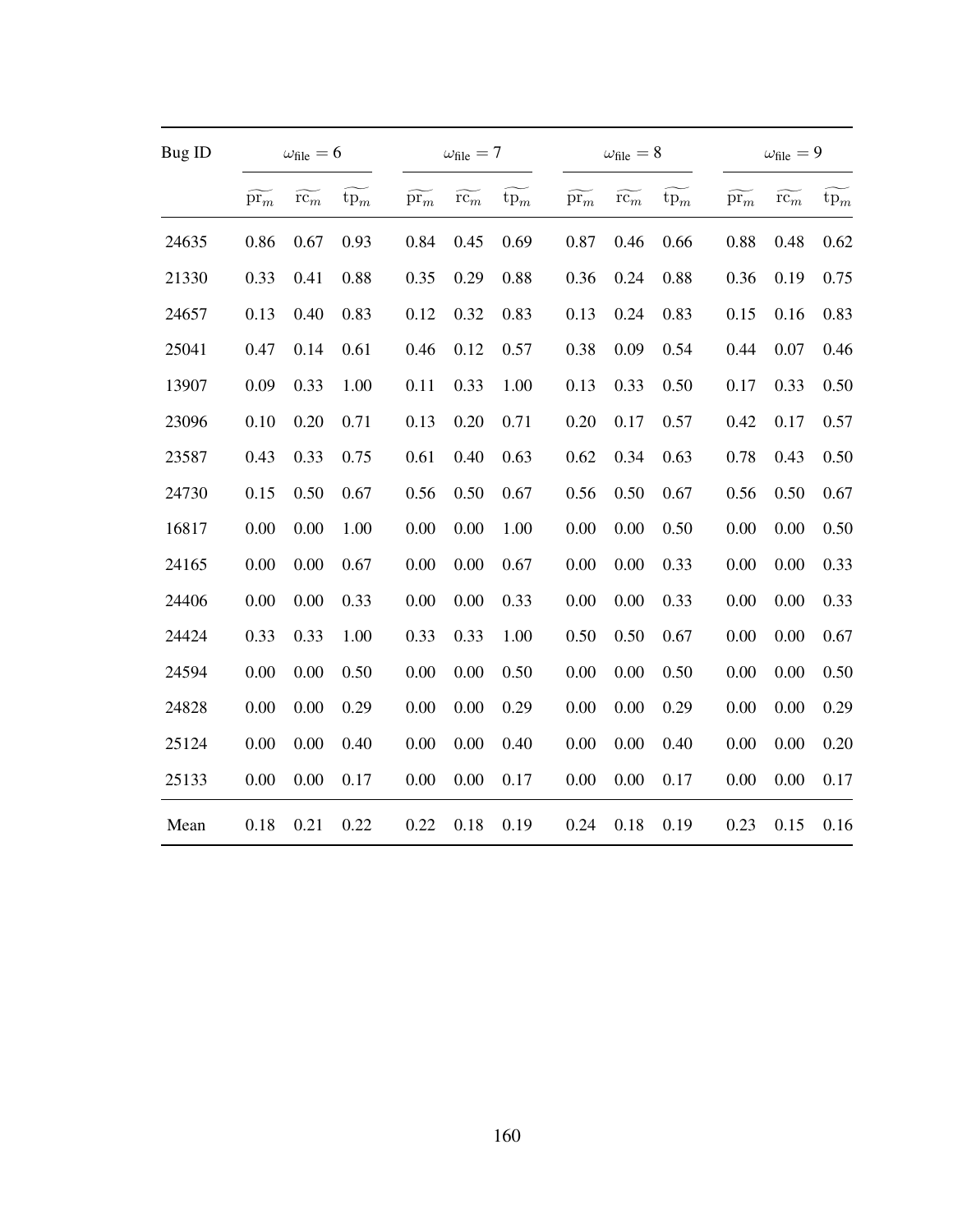| Bug ID | $\omega_{\text{file}} = 6$ | | | $\omega_{\text{file}} = 7$ | | | $\omega_{\text{file}} = 8$ | | | $\omega_{\text{file}} = 9$ | | |
|---|---|---|---|---|---|---|---|---|---|---|---|---|
| | $\widetilde{\text{pr}_m}$ | $\widetilde{\text{rc}_m}$ | $\widetilde{\text{tp}_m}$ | $\widetilde{\text{pr}_m}$ | $\widetilde{\text{rc}_m}$ | $\widetilde{\text{tp}_m}$ | $\widetilde{\text{pr}_m}$ | $\widetilde{\text{rc}_m}$ | $\widetilde{\text{tp}_m}$ | $\widetilde{\text{pr}_m}$ | $\widetilde{\text{rc}_m}$ | $\widetilde{\text{tp}_m}$ |
| 24635 | 0.86 | 0.67 | 0.93 | 0.84 | 0.45 | 0.69 | 0.87 | 0.46 | 0.66 | 0.88 | 0.48 | 0.62 |
| 21330 | 0.33 | 0.41 | 0.88 | 0.35 | 0.29 | 0.88 | 0.36 | 0.24 | 0.88 | 0.36 | 0.19 | 0.75 |
| 24657 | 0.13 | 0.40 | 0.83 | 0.12 | 0.32 | 0.83 | 0.13 | 0.24 | 0.83 | 0.15 | 0.16 | 0.83 |
| 25041 | 0.47 | 0.14 | 0.61 | 0.46 | 0.12 | 0.57 | 0.38 | 0.09 | 0.54 | 0.44 | 0.07 | 0.46 |
| 13907 | 0.09 | 0.33 | 1.00 | 0.11 | 0.33 | 1.00 | 0.13 | 0.33 | 0.50 | 0.17 | 0.33 | 0.50 |
| 23096 | 0.10 | 0.20 | 0.71 | 0.13 | 0.20 | 0.71 | 0.20 | 0.17 | 0.57 | 0.42 | 0.17 | 0.57 |
| 23587 | 0.43 | 0.33 | 0.75 | 0.61 | 0.40 | 0.63 | 0.62 | 0.34 | 0.63 | 0.78 | 0.43 | 0.50 |
| 24730 | 0.15 | 0.50 | 0.67 | 0.56 | 0.50 | 0.67 | 0.56 | 0.50 | 0.67 | 0.56 | 0.50 | 0.67 |
| 16817 | 0.00 | 0.00 | 1.00 | 0.00 | 0.00 | 1.00 | 0.00 | 0.00 | 0.50 | 0.00 | 0.00 | 0.50 |
| 24165 | 0.00 | 0.00 | 0.67 | 0.00 | 0.00 | 0.67 | 0.00 | 0.00 | 0.33 | 0.00 | 0.00 | 0.33 |
| 24406 | 0.00 | 0.00 | 0.33 | 0.00 | 0.00 | 0.33 | 0.00 | 0.00 | 0.33 | 0.00 | 0.00 | 0.33 |
| 24424 | 0.33 | 0.33 | 1.00 | 0.33 | 0.33 | 1.00 | 0.50 | 0.50 | 0.67 | 0.00 | 0.00 | 0.67 |
| 24594 | 0.00 | 0.00 | 0.50 | 0.00 | 0.00 | 0.50 | 0.00 | 0.00 | 0.50 | 0.00 | 0.00 | 0.50 |
| 24828 | 0.00 | 0.00 | 0.29 | 0.00 | 0.00 | 0.29 | 0.00 | 0.00 | 0.29 | 0.00 | 0.00 | 0.29 |
| 25124 | 0.00 | 0.00 | 0.40 | 0.00 | 0.00 | 0.40 | 0.00 | 0.00 | 0.40 | 0.00 | 0.00 | 0.20 |
| 25133 | 0.00 | 0.00 | 0.17 | 0.00 | 0.00 | 0.17 | 0.00 | 0.00 | 0.17 | 0.00 | 0.00 | 0.17 |
| Mean | 0.18 | 0.21 | 0.22 | 0.22 | 0.18 | 0.19 | 0.24 | 0.18 | 0.19 | 0.23 | 0.15 | 0.16 |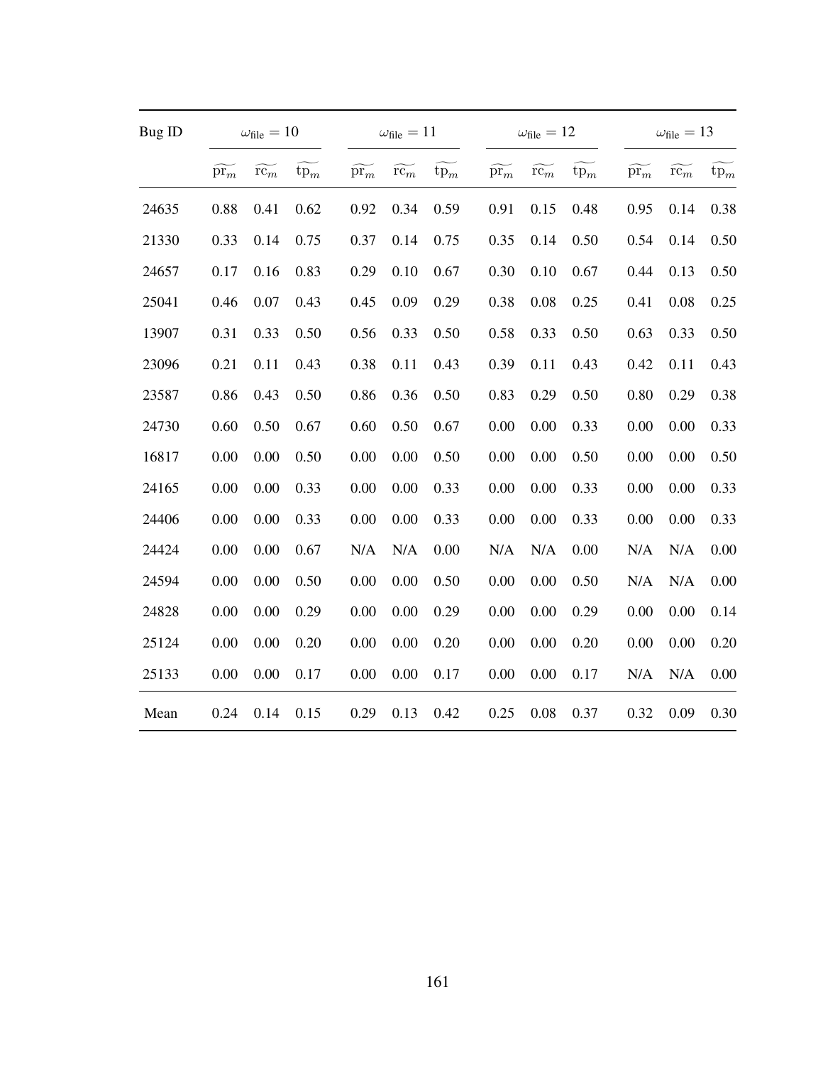| Bug ID | $\omega_{\text{file}} = 10$ | | | $\omega_{\text{file}} = 11$ | | | $\omega_{\text{file}} = 12$ | | | $\omega_{\text{file}} = 13$ | | |
|---|---|---|---|---|---|---|---|---|---|---|---|---|
| | $\widetilde{\text{pr}_m}$ | $\widetilde{\text{rc}_m}$ | $\widetilde{\text{tp}_m}$ | $\widetilde{\text{pr}_m}$ | $\widetilde{\text{rc}_m}$ | $\widetilde{\text{tp}_m}$ | $\widetilde{\text{pr}_m}$ | $\widetilde{\text{rc}_m}$ | $\widetilde{\text{tp}_m}$ | $\widetilde{\text{pr}_m}$ | $\widetilde{\text{rc}_m}$ | $\widetilde{\text{tp}_m}$ |
| 24635 | 0.88 | 0.41 | 0.62 | 0.92 | 0.34 | 0.59 | 0.91 | 0.15 | 0.48 | 0.95 | 0.14 | 0.38 |
| 21330 | 0.33 | 0.14 | 0.75 | 0.37 | 0.14 | 0.75 | 0.35 | 0.14 | 0.50 | 0.54 | 0.14 | 0.50 |
| 24657 | 0.17 | 0.16 | 0.83 | 0.29 | 0.10 | 0.67 | 0.30 | 0.10 | 0.67 | 0.44 | 0.13 | 0.50 |
| 25041 | 0.46 | 0.07 | 0.43 | 0.45 | 0.09 | 0.29 | 0.38 | 0.08 | 0.25 | 0.41 | 0.08 | 0.25 |
| 13907 | 0.31 | 0.33 | 0.50 | 0.56 | 0.33 | 0.50 | 0.58 | 0.33 | 0.50 | 0.63 | 0.33 | 0.50 |
| 23096 | 0.21 | 0.11 | 0.43 | 0.38 | 0.11 | 0.43 | 0.39 | 0.11 | 0.43 | 0.42 | 0.11 | 0.43 |
| 23587 | 0.86 | 0.43 | 0.50 | 0.86 | 0.36 | 0.50 | 0.83 | 0.29 | 0.50 | 0.80 | 0.29 | 0.38 |
| 24730 | 0.60 | 0.50 | 0.67 | 0.60 | 0.50 | 0.67 | 0.00 | 0.00 | 0.33 | 0.00 | 0.00 | 0.33 |
| 16817 | 0.00 | 0.00 | 0.50 | 0.00 | 0.00 | 0.50 | 0.00 | 0.00 | 0.50 | 0.00 | 0.00 | 0.50 |
| 24165 | 0.00 | 0.00 | 0.33 | 0.00 | 0.00 | 0.33 | 0.00 | 0.00 | 0.33 | 0.00 | 0.00 | 0.33 |
| 24406 | 0.00 | 0.00 | 0.33 | 0.00 | 0.00 | 0.33 | 0.00 | 0.00 | 0.33 | 0.00 | 0.00 | 0.33 |
| 24424 | 0.00 | 0.00 | 0.67 | N/A | N/A | 0.00 | N/A | N/A | 0.00 | N/A | N/A | 0.00 |
| 24594 | 0.00 | 0.00 | 0.50 | 0.00 | 0.00 | 0.50 | 0.00 | 0.00 | 0.50 | N/A | N/A | 0.00 |
| 24828 | 0.00 | 0.00 | 0.29 | 0.00 | 0.00 | 0.29 | 0.00 | 0.00 | 0.29 | 0.00 | 0.00 | 0.14 |
| 25124 | 0.00 | 0.00 | 0.20 | 0.00 | 0.00 | 0.20 | 0.00 | 0.00 | 0.20 | 0.00 | 0.00 | 0.20 |
| 25133 | 0.00 | 0.00 | 0.17 | 0.00 | 0.00 | 0.17 | 0.00 | 0.00 | 0.17 | N/A | N/A | 0.00 |
| Mean | 0.24 | 0.14 | 0.15 | 0.29 | 0.13 | 0.42 | 0.25 | 0.08 | 0.37 | 0.32 | 0.09 | 0.30 |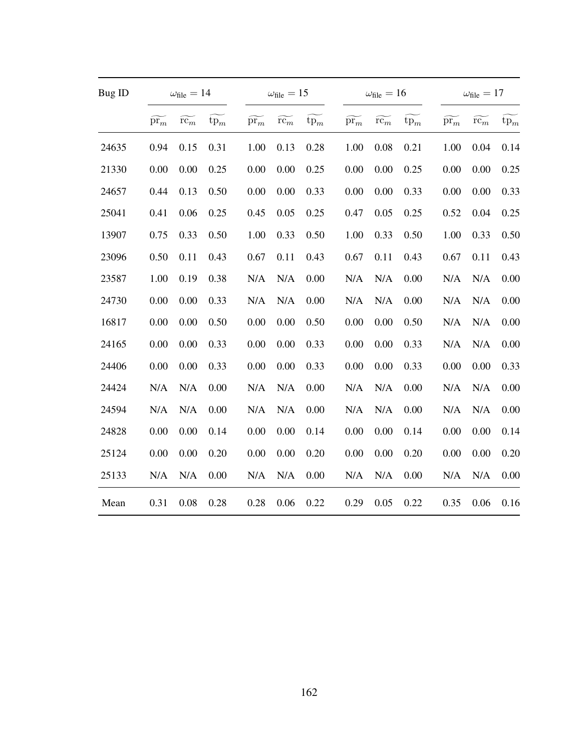| Bug ID | $\omega_{\text{file}} = 14$ | | | $\omega_{\text{file}} = 15$ | | | $\omega_{\text{file}} = 16$ | | | $\omega_{\text{file}} = 17$ | | |
|---|---|---|---|---|---|---|---|---|---|---|---|---|
| | $\widetilde{\text{pr}_m}$ | $\widetilde{\text{rc}_m}$ | $\widetilde{\text{tp}_m}$ | $\widetilde{\text{pr}_m}$ | $\widetilde{\text{rc}_m}$ | $\widetilde{\text{tp}_m}$ | $\widetilde{\text{pr}_m}$ | $\widetilde{\text{rc}_m}$ | $\widetilde{\text{tp}_m}$ | $\widetilde{\text{pr}_m}$ | $\widetilde{\text{rc}_m}$ | $\widetilde{\text{tp}_m}$ |
| 24635 | 0.94 | 0.15 | 0.31 | 1.00 | 0.13 | 0.28 | 1.00 | 0.08 | 0.21 | 1.00 | 0.04 | 0.14 |
| 21330 | 0.00 | 0.00 | 0.25 | 0.00 | 0.00 | 0.25 | 0.00 | 0.00 | 0.25 | 0.00 | 0.00 | 0.25 |
| 24657 | 0.44 | 0.13 | 0.50 | 0.00 | 0.00 | 0.33 | 0.00 | 0.00 | 0.33 | 0.00 | 0.00 | 0.33 |
| 25041 | 0.41 | 0.06 | 0.25 | 0.45 | 0.05 | 0.25 | 0.47 | 0.05 | 0.25 | 0.52 | 0.04 | 0.25 |
| 13907 | 0.75 | 0.33 | 0.50 | 1.00 | 0.33 | 0.50 | 1.00 | 0.33 | 0.50 | 1.00 | 0.33 | 0.50 |
| 23096 | 0.50 | 0.11 | 0.43 | 0.67 | 0.11 | 0.43 | 0.67 | 0.11 | 0.43 | 0.67 | 0.11 | 0.43 |
| 23587 | 1.00 | 0.19 | 0.38 | N/A | N/A | 0.00 | N/A | N/A | 0.00 | N/A | N/A | 0.00 |
| 24730 | 0.00 | 0.00 | 0.33 | N/A | N/A | 0.00 | N/A | N/A | 0.00 | N/A | N/A | 0.00 |
| 16817 | 0.00 | 0.00 | 0.50 | 0.00 | 0.00 | 0.50 | 0.00 | 0.00 | 0.50 | N/A | N/A | 0.00 |
| 24165 | 0.00 | 0.00 | 0.33 | 0.00 | 0.00 | 0.33 | 0.00 | 0.00 | 0.33 | N/A | N/A | 0.00 |
| 24406 | 0.00 | 0.00 | 0.33 | 0.00 | 0.00 | 0.33 | 0.00 | 0.00 | 0.33 | 0.00 | 0.00 | 0.33 |
| 24424 | N/A | N/A | 0.00 | N/A | N/A | 0.00 | N/A | N/A | 0.00 | N/A | N/A | 0.00 |
| 24594 | N/A | N/A | 0.00 | N/A | N/A | 0.00 | N/A | N/A | 0.00 | N/A | N/A | 0.00 |
| 24828 | 0.00 | 0.00 | 0.14 | 0.00 | 0.00 | 0.14 | 0.00 | 0.00 | 0.14 | 0.00 | 0.00 | 0.14 |
| 25124 | 0.00 | 0.00 | 0.20 | 0.00 | 0.00 | 0.20 | 0.00 | 0.00 | 0.20 | 0.00 | 0.00 | 0.20 |
| 25133 | N/A | N/A | 0.00 | N/A | N/A | 0.00 | N/A | N/A | 0.00 | N/A | N/A | 0.00 |
| Mean | 0.31 | 0.08 | 0.28 | 0.28 | 0.06 | 0.22 | 0.29 | 0.05 | 0.22 | 0.35 | 0.06 | 0.16 |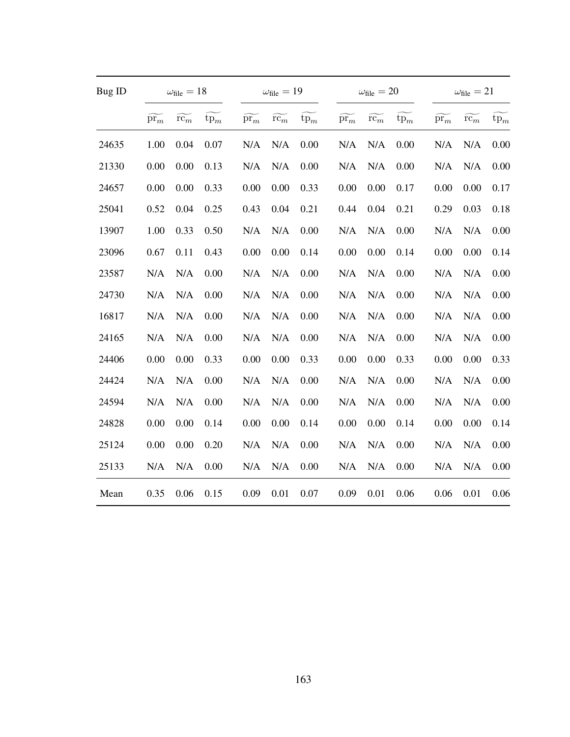| Bug ID | $\omega_{\text{file}} = 18$ | | | $\omega_{\text{file}} = 19$ | | | $\omega_{\text{file}} = 20$ | | | $\omega_{\text{file}} = 21$ | | |
|---|---|---|---|---|---|---|---|---|---|---|---|---|
| | $\widetilde{\text{pr}_m}$ | $\widetilde{\text{rc}_m}$ | $\widetilde{\text{tp}_m}$ | $\widetilde{\text{pr}_m}$ | $\widetilde{\text{rc}_m}$ | $\widetilde{\text{tp}_m}$ | $\widetilde{\text{pr}_m}$ | $\widetilde{\text{rc}_m}$ | $\widetilde{\text{tp}_m}$ | $\widetilde{\text{pr}_m}$ | $\widetilde{\text{rc}_m}$ | $\widetilde{\text{tp}_m}$ |
| 24635 | 1.00 | 0.04 | 0.07 | N/A | N/A | 0.00 | N/A | N/A | 0.00 | N/A | N/A | 0.00 |
| 21330 | 0.00 | 0.00 | 0.13 | N/A | N/A | 0.00 | N/A | N/A | 0.00 | N/A | N/A | 0.00 |
| 24657 | 0.00 | 0.00 | 0.33 | 0.00 | 0.00 | 0.33 | 0.00 | 0.00 | 0.17 | 0.00 | 0.00 | 0.17 |
| 25041 | 0.52 | 0.04 | 0.25 | 0.43 | 0.04 | 0.21 | 0.44 | 0.04 | 0.21 | 0.29 | 0.03 | 0.18 |
| 13907 | 1.00 | 0.33 | 0.50 | N/A | N/A | 0.00 | N/A | N/A | 0.00 | N/A | N/A | 0.00 |
| 23096 | 0.67 | 0.11 | 0.43 | 0.00 | 0.00 | 0.14 | 0.00 | 0.00 | 0.14 | 0.00 | 0.00 | 0.14 |
| 23587 | N/A | N/A | 0.00 | N/A | N/A | 0.00 | N/A | N/A | 0.00 | N/A | N/A | 0.00 |
| 24730 | N/A | N/A | 0.00 | N/A | N/A | 0.00 | N/A | N/A | 0.00 | N/A | N/A | 0.00 |
| 16817 | N/A | N/A | 0.00 | N/A | N/A | 0.00 | N/A | N/A | 0.00 | N/A | N/A | 0.00 |
| 24165 | N/A | N/A | 0.00 | N/A | N/A | 0.00 | N/A | N/A | 0.00 | N/A | N/A | 0.00 |
| 24406 | 0.00 | 0.00 | 0.33 | 0.00 | 0.00 | 0.33 | 0.00 | 0.00 | 0.33 | 0.00 | 0.00 | 0.33 |
| 24424 | N/A | N/A | 0.00 | N/A | N/A | 0.00 | N/A | N/A | 0.00 | N/A | N/A | 0.00 |
| 24594 | N/A | N/A | 0.00 | N/A | N/A | 0.00 | N/A | N/A | 0.00 | N/A | N/A | 0.00 |
| 24828 | 0.00 | 0.00 | 0.14 | 0.00 | 0.00 | 0.14 | 0.00 | 0.00 | 0.14 | 0.00 | 0.00 | 0.14 |
| 25124 | 0.00 | 0.00 | 0.20 | N/A | N/A | 0.00 | N/A | N/A | 0.00 | N/A | N/A | 0.00 |
| 25133 | N/A | N/A | 0.00 | N/A | N/A | 0.00 | N/A | N/A | 0.00 | N/A | N/A | 0.00 |
| Mean | 0.35 | 0.06 | 0.15 | 0.09 | 0.01 | 0.07 | 0.09 | 0.01 | 0.06 | 0.06 | 0.01 | 0.06 |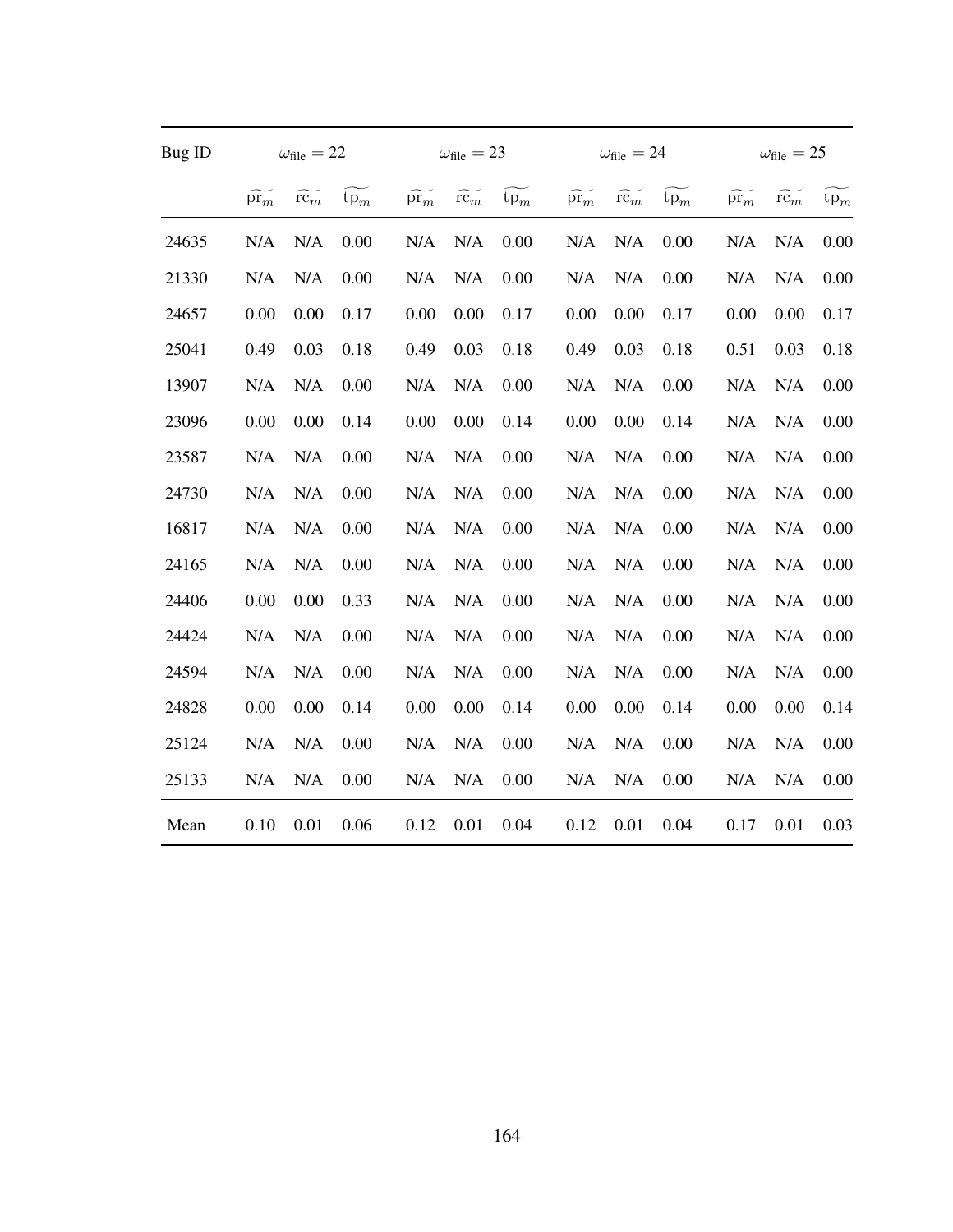| Bug ID | $\omega_{\text{file}} = 22$ | | | $\omega_{\text{file}} = 23$ | | | $\omega_{\text{file}} = 24$ | | | $\omega_{\text{file}} = 25$ | | |
|---|---|---|---|---|---|---|---|---|---|---|---|---|
| | $\widetilde{\text{pr}_m}$ | $\widetilde{\text{rc}_m}$ | $\widetilde{\text{tp}_m}$ | $\widetilde{\text{pr}_m}$ | $\widetilde{\text{rc}_m}$ | $\widetilde{\text{tp}_m}$ | $\widetilde{\text{pr}_m}$ | $\widetilde{\text{rc}_m}$ | $\widetilde{\text{tp}_m}$ | $\widetilde{\text{pr}_m}$ | $\widetilde{\text{rc}_m}$ | $\widetilde{\text{tp}_m}$ |
| 24635 | N/A | N/A | 0.00 | N/A | N/A | 0.00 | N/A | N/A | 0.00 | N/A | N/A | 0.00 |
| 21330 | N/A | N/A | 0.00 | N/A | N/A | 0.00 | N/A | N/A | 0.00 | N/A | N/A | 0.00 |
| 24657 | 0.00 | 0.00 | 0.17 | 0.00 | 0.00 | 0.17 | 0.00 | 0.00 | 0.17 | 0.00 | 0.00 | 0.17 |
| 25041 | 0.49 | 0.03 | 0.18 | 0.49 | 0.03 | 0.18 | 0.49 | 0.03 | 0.18 | 0.51 | 0.03 | 0.18 |
| 13907 | N/A | N/A | 0.00 | N/A | N/A | 0.00 | N/A | N/A | 0.00 | N/A | N/A | 0.00 |
| 23096 | 0.00 | 0.00 | 0.14 | 0.00 | 0.00 | 0.14 | 0.00 | 0.00 | 0.14 | N/A | N/A | 0.00 |
| 23587 | N/A | N/A | 0.00 | N/A | N/A | 0.00 | N/A | N/A | 0.00 | N/A | N/A | 0.00 |
| 24730 | N/A | N/A | 0.00 | N/A | N/A | 0.00 | N/A | N/A | 0.00 | N/A | N/A | 0.00 |
| 16817 | N/A | N/A | 0.00 | N/A | N/A | 0.00 | N/A | N/A | 0.00 | N/A | N/A | 0.00 |
| 24165 | N/A | N/A | 0.00 | N/A | N/A | 0.00 | N/A | N/A | 0.00 | N/A | N/A | 0.00 |
| 24406 | 0.00 | 0.00 | 0.33 | N/A | N/A | 0.00 | N/A | N/A | 0.00 | N/A | N/A | 0.00 |
| 24424 | N/A | N/A | 0.00 | N/A | N/A | 0.00 | N/A | N/A | 0.00 | N/A | N/A | 0.00 |
| 24594 | N/A | N/A | 0.00 | N/A | N/A | 0.00 | N/A | N/A | 0.00 | N/A | N/A | 0.00 |
| 24828 | 0.00 | 0.00 | 0.14 | 0.00 | 0.00 | 0.14 | 0.00 | 0.00 | 0.14 | 0.00 | 0.00 | 0.14 |
| 25124 | N/A | N/A | 0.00 | N/A | N/A | 0.00 | N/A | N/A | 0.00 | N/A | N/A | 0.00 |
| 25133 | N/A | N/A | 0.00 | N/A | N/A | 0.00 | N/A | N/A | 0.00 | N/A | N/A | 0.00 |
| Mean | 0.10 | 0.01 | 0.06 | 0.12 | 0.01 | 0.04 | 0.12 | 0.01 | 0.04 | 0.17 | 0.01 | 0.03 |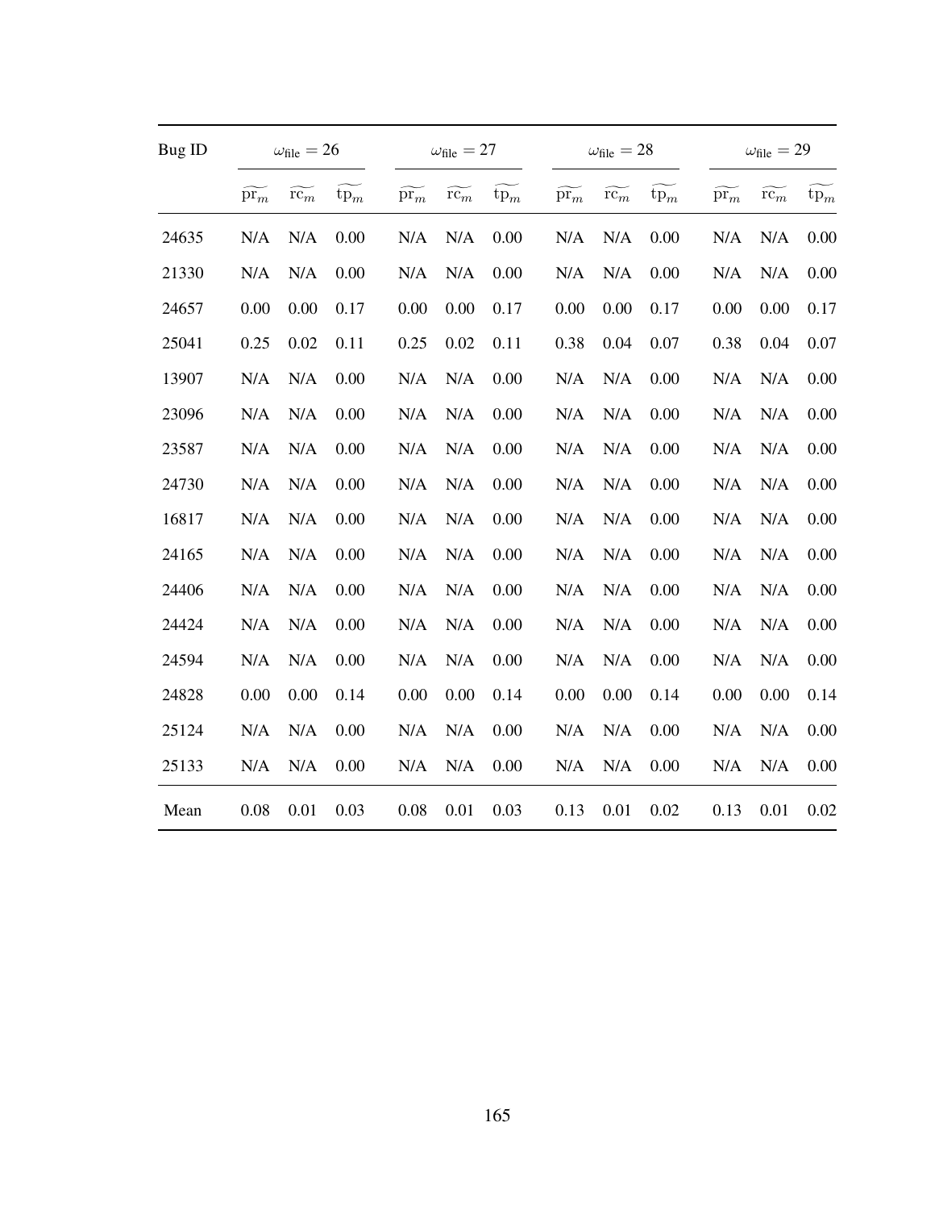| Bug ID | $\omega_{\text{file}} = 26$ | | | $\omega_{\text{file}} = 27$ | | | $\omega_{\text{file}} = 28$ | | | $\omega_{\text{file}} = 29$ | | |
|---|---|---|---|---|---|---|---|---|---|---|---|---|
| | $\widetilde{\text{pr}_m}$ | $\widetilde{\text{rc}_m}$ | $\widetilde{\text{tp}_m}$ | $\widetilde{\text{pr}_m}$ | $\widetilde{\text{rc}_m}$ | $\widetilde{\text{tp}_m}$ | $\widetilde{\text{pr}_m}$ | $\widetilde{\text{rc}_m}$ | $\widetilde{\text{tp}_m}$ | $\widetilde{\text{pr}_m}$ | $\widetilde{\text{rc}_m}$ | $\widetilde{\text{tp}_m}$ |
| 24635 | N/A | N/A | 0.00 | N/A | N/A | 0.00 | N/A | N/A | 0.00 | N/A | N/A | 0.00 |
| 21330 | N/A | N/A | 0.00 | N/A | N/A | 0.00 | N/A | N/A | 0.00 | N/A | N/A | 0.00 |
| 24657 | 0.00 | 0.00 | 0.17 | 0.00 | 0.00 | 0.17 | 0.00 | 0.00 | 0.17 | 0.00 | 0.00 | 0.17 |
| 25041 | 0.25 | 0.02 | 0.11 | 0.25 | 0.02 | 0.11 | 0.38 | 0.04 | 0.07 | 0.38 | 0.04 | 0.07 |
| 13907 | N/A | N/A | 0.00 | N/A | N/A | 0.00 | N/A | N/A | 0.00 | N/A | N/A | 0.00 |
| 23096 | N/A | N/A | 0.00 | N/A | N/A | 0.00 | N/A | N/A | 0.00 | N/A | N/A | 0.00 |
| 23587 | N/A | N/A | 0.00 | N/A | N/A | 0.00 | N/A | N/A | 0.00 | N/A | N/A | 0.00 |
| 24730 | N/A | N/A | 0.00 | N/A | N/A | 0.00 | N/A | N/A | 0.00 | N/A | N/A | 0.00 |
| 16817 | N/A | N/A | 0.00 | N/A | N/A | 0.00 | N/A | N/A | 0.00 | N/A | N/A | 0.00 |
| 24165 | N/A | N/A | 0.00 | N/A | N/A | 0.00 | N/A | N/A | 0.00 | N/A | N/A | 0.00 |
| 24406 | N/A | N/A | 0.00 | N/A | N/A | 0.00 | N/A | N/A | 0.00 | N/A | N/A | 0.00 |
| 24424 | N/A | N/A | 0.00 | N/A | N/A | 0.00 | N/A | N/A | 0.00 | N/A | N/A | 0.00 |
| 24594 | N/A | N/A | 0.00 | N/A | N/A | 0.00 | N/A | N/A | 0.00 | N/A | N/A | 0.00 |
| 24828 | 0.00 | 0.00 | 0.14 | 0.00 | 0.00 | 0.14 | 0.00 | 0.00 | 0.14 | 0.00 | 0.00 | 0.14 |
| 25124 | N/A | N/A | 0.00 | N/A | N/A | 0.00 | N/A | N/A | 0.00 | N/A | N/A | 0.00 |
| 25133 | N/A | N/A | 0.00 | N/A | N/A | 0.00 | N/A | N/A | 0.00 | N/A | N/A | 0.00 |
| Mean | 0.08 | 0.01 | 0.03 | 0.08 | 0.01 | 0.03 | 0.13 | 0.01 | 0.02 | 0.13 | 0.01 | 0.02 |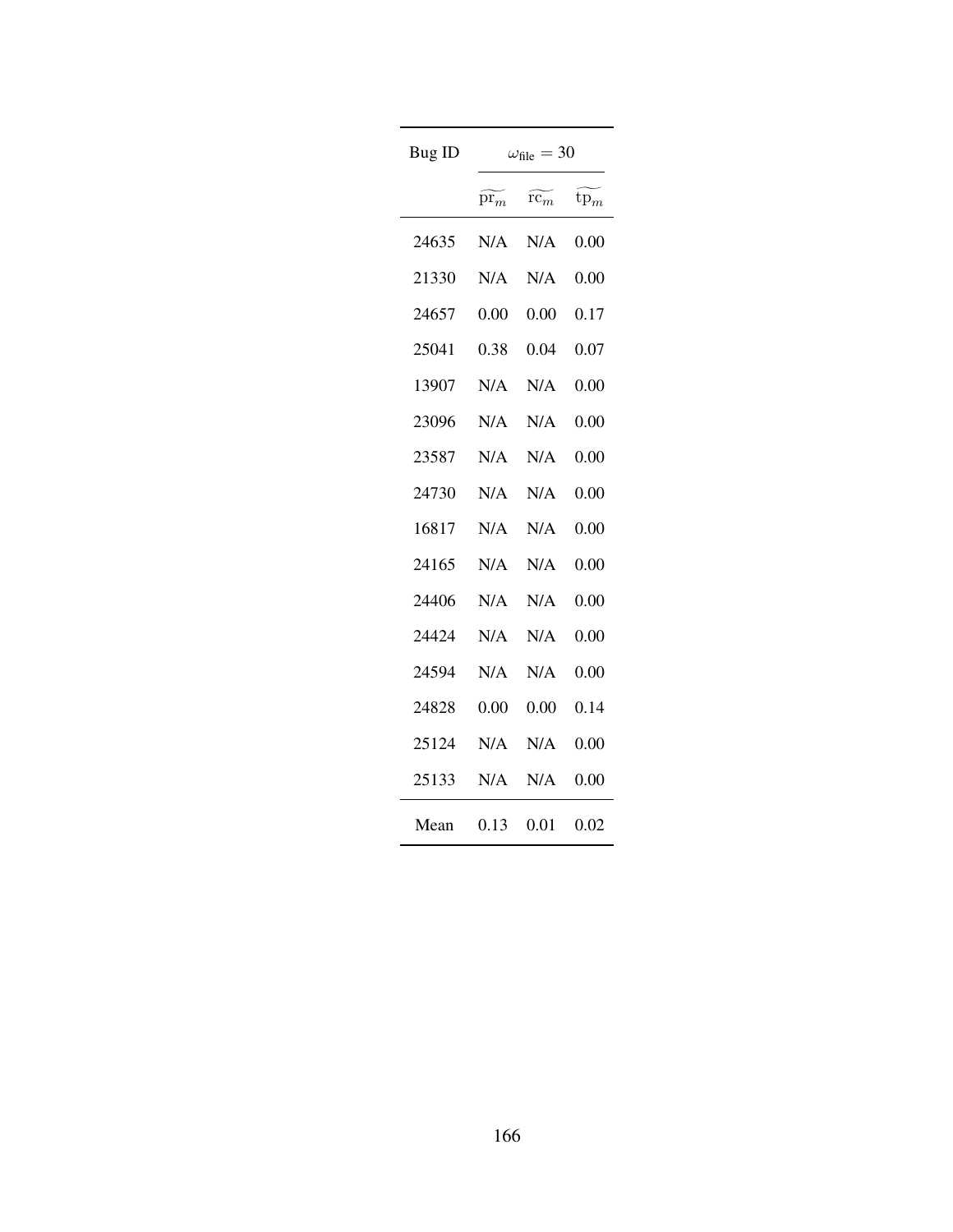| Bug ID | $\omega_{\text{file}} = 30$ | | |
|---|---|---|---|
| | $\widetilde{\text{pr}_m}$ | $\widetilde{\text{rc}_m}$ | $\widetilde{\text{tp}_m}$ |
| 24635 | N/A | N/A | 0.00 |
| 21330 | N/A | N/A | 0.00 |
| 24657 | 0.00 | 0.00 | 0.17 |
| 25041 | 0.38 | 0.04 | 0.07 |
| 13907 | N/A | N/A | 0.00 |
| 23096 | N/A | N/A | 0.00 |
| 23587 | N/A | N/A | 0.00 |
| 24730 | N/A | N/A | 0.00 |
| 16817 | N/A | N/A | 0.00 |
| 24165 | N/A | N/A | 0.00 |
| 24406 | N/A | N/A | 0.00 |
| 24424 | N/A | N/A | 0.00 |
| 24594 | N/A | N/A | 0.00 |
| 24828 | 0.00 | 0.00 | 0.14 |
| 25124 | N/A | N/A | 0.00 |
| 25133 | N/A | N/A | 0.00 |
| Mean | 0.13 | 0.01 | 0.02 |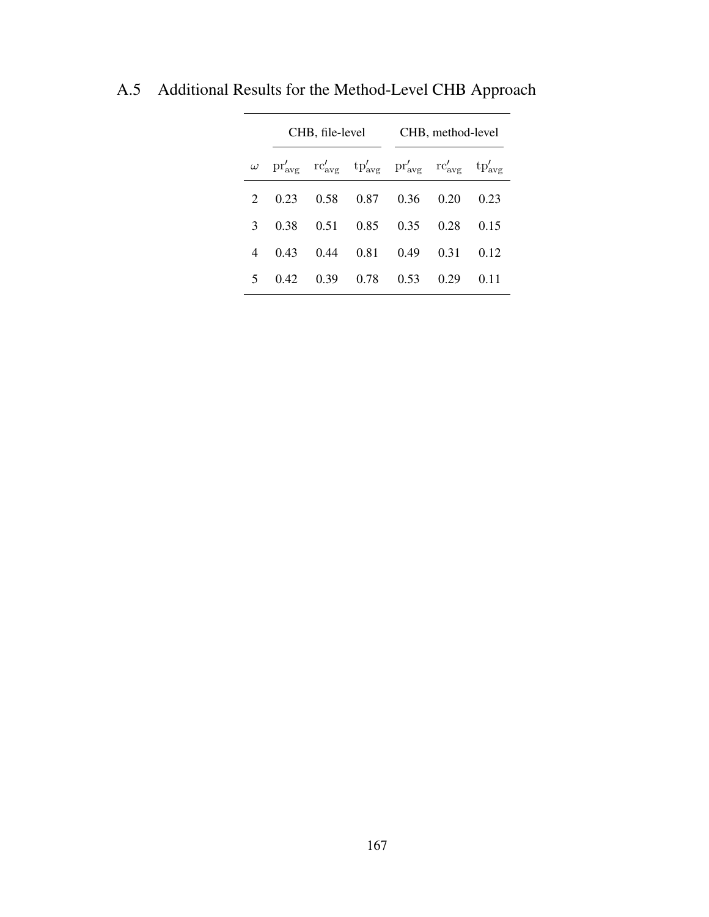## A.5 Additional Results for the Method-Level CHB Approach

| | CHB, file-level | | | CHB, method-level | | |
|---|---|---|---|---|---|---|
| $\omega$ | $\mathrm{pr}'_{\mathrm{avg}}$ | $\mathrm{rc}'_{\mathrm{avg}}$ | $\mathrm{tp}'_{\mathrm{avg}}$ | $\mathrm{pr}'_{\mathrm{avg}}$ | $\mathrm{rc}'_{\mathrm{avg}}$ | $\mathrm{tp}'_{\mathrm{avg}}$ |
| 2 | 0.23 | 0.58 | 0.87 | 0.36 | 0.20 | 0.23 |
| 3 | 0.38 | 0.51 | 0.85 | 0.35 | 0.28 | 0.15 |
| 4 | 0.43 | 0.44 | 0.81 | 0.49 | 0.31 | 0.12 |
| 5 | 0.42 | 0.39 | 0.78 | 0.53 | 0.29 | 0.11 |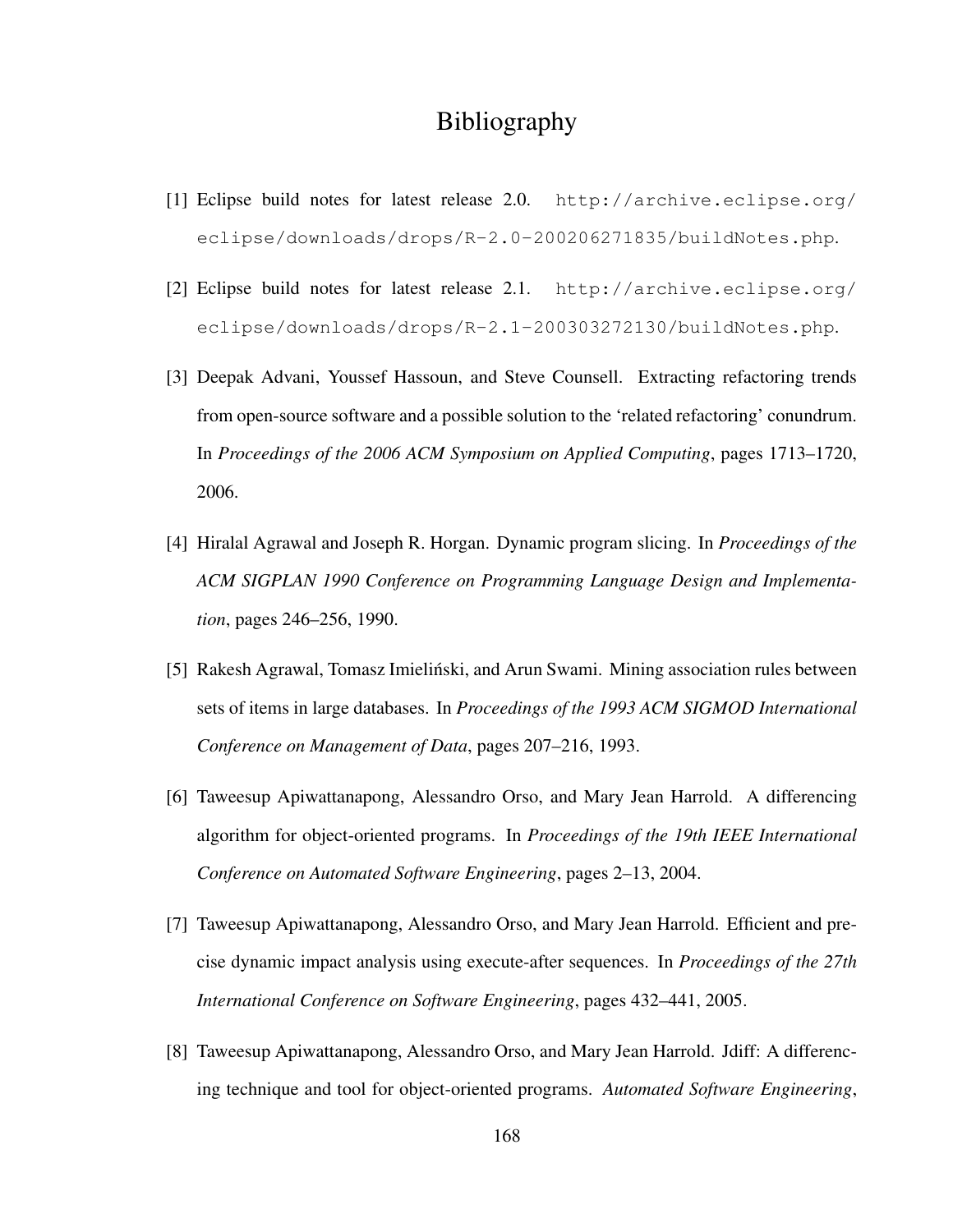# Bibliography

[1] Eclipse build notes for latest release 2.0. http://archive.eclipse.org/eclipse/downloads/drops/R-2.0-200206271835/buildNotes.php.

[2] Eclipse build notes for latest release 2.1. http://archive.eclipse.org/eclipse/downloads/drops/R-2.1-200303272130/buildNotes.php.

[3] Deepak Advani, Youssef Hassoun, and Steve Counsell. Extracting refactoring trends from open-source software and a possible solution to the 'related refactoring' conundrum. In *Proceedings of the 2006 ACM Symposium on Applied Computing*, pages 1713–1720, 2006.

[4] Hiralal Agrawal and Joseph R. Horgan. Dynamic program slicing. In *Proceedings of the ACM SIGPLAN 1990 Conference on Programming Language Design and Implementation*, pages 246–256, 1990.

[5] Rakesh Agrawal, Tomasz Imieliński, and Arun Swami. Mining association rules between sets of items in large databases. In *Proceedings of the 1993 ACM SIGMOD International Conference on Management of Data*, pages 207–216, 1993.

[6] Taweesup Apiwattanapong, Alessandro Orso, and Mary Jean Harrold. A differencing algorithm for object-oriented programs. In *Proceedings of the 19th IEEE International Conference on Automated Software Engineering*, pages 2–13, 2004.

[7] Taweesup Apiwattanapong, Alessandro Orso, and Mary Jean Harrold. Efficient and precise dynamic impact analysis using execute-after sequences. In *Proceedings of the 27th International Conference on Software Engineering*, pages 432–441, 2005.

[8] Taweesup Apiwattanapong, Alessandro Orso, and Mary Jean Harrold. Jdiff: A differencing technique and tool for object-oriented programs. *Automated Software Engineering*,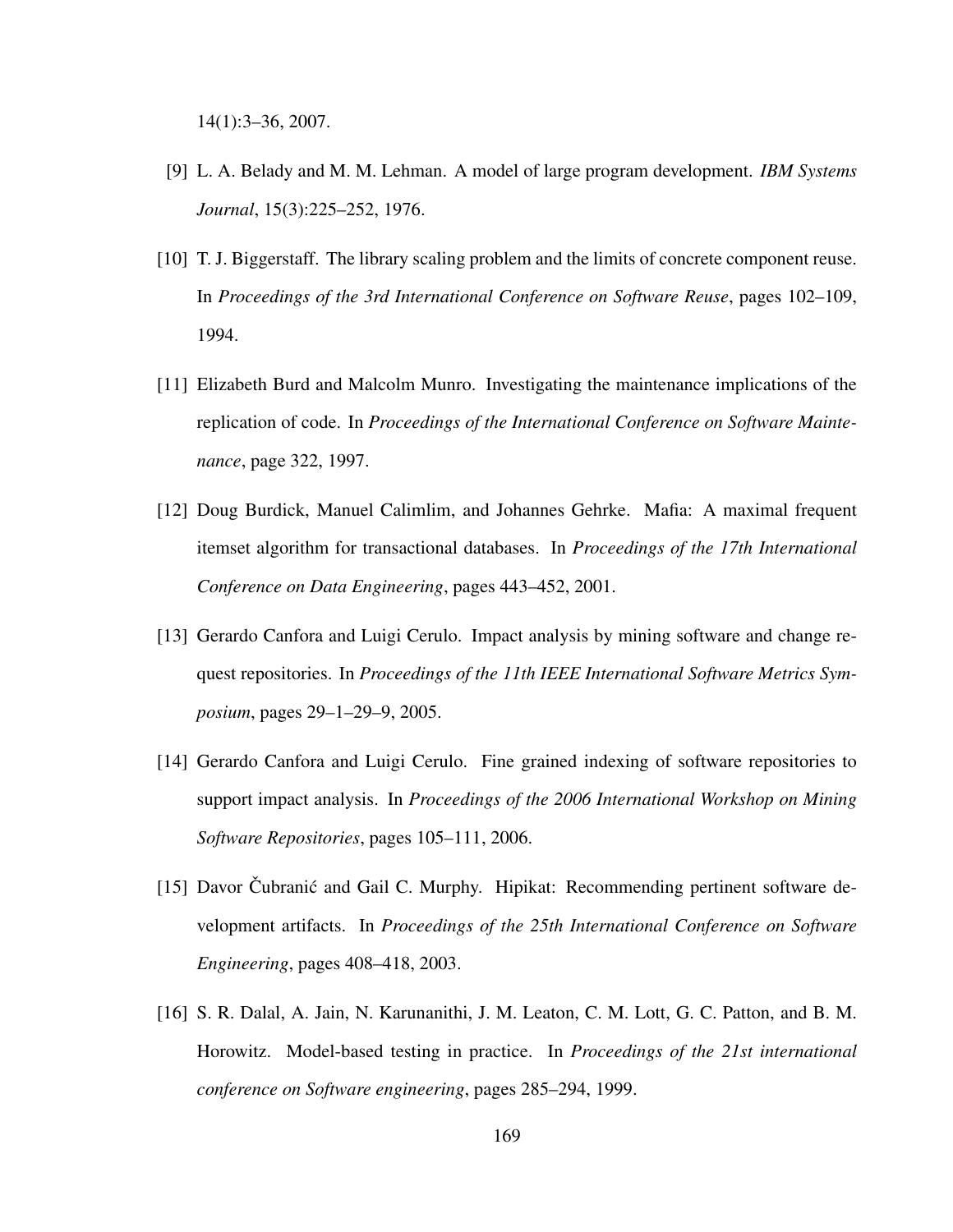14(1):3–36, 2007.

[9] L. A. Belady and M. M. Lehman. A model of large program development. *IBM Systems Journal*, 15(3):225–252, 1976.

[10] T. J. Biggerstaff. The library scaling problem and the limits of concrete component reuse. In *Proceedings of the 3rd International Conference on Software Reuse*, pages 102–109, 1994.

[11] Elizabeth Burd and Malcolm Munro. Investigating the maintenance implications of the replication of code. In *Proceedings of the International Conference on Software Maintenance*, page 322, 1997.

[12] Doug Burdick, Manuel Calimlim, and Johannes Gehrke. Mafia: A maximal frequent itemset algorithm for transactional databases. In *Proceedings of the 17th International Conference on Data Engineering*, pages 443–452, 2001.

[13] Gerardo Canfora and Luigi Cerulo. Impact analysis by mining software and change request repositories. In *Proceedings of the 11th IEEE International Software Metrics Symposium*, pages 29–1–29–9, 2005.

[14] Gerardo Canfora and Luigi Cerulo. Fine grained indexing of software repositories to support impact analysis. In *Proceedings of the 2006 International Workshop on Mining Software Repositories*, pages 105–111, 2006.

[15] Davor Čubranić and Gail C. Murphy. Hipikat: Recommending pertinent software development artifacts. In *Proceedings of the 25th International Conference on Software Engineering*, pages 408–418, 2003.

[16] S. R. Dalal, A. Jain, N. Karunanithi, J. M. Leaton, C. M. Lott, G. C. Patton, and B. M. Horowitz. Model-based testing in practice. In *Proceedings of the 21st international conference on Software engineering*, pages 285–294, 1999.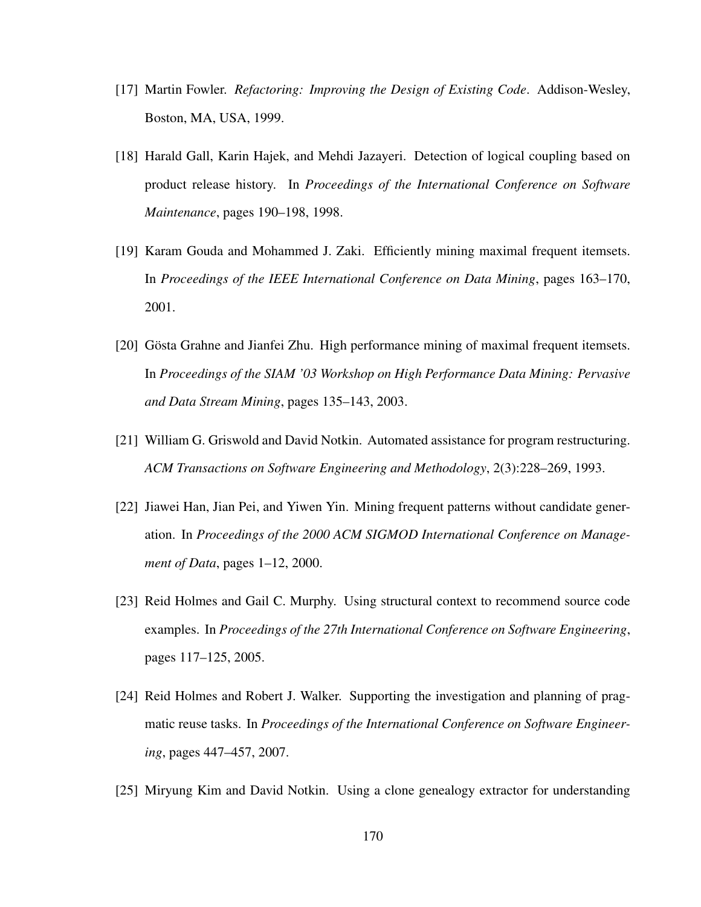[17] Martin Fowler. *Refactoring: Improving the Design of Existing Code*. Addison-Wesley, Boston, MA, USA, 1999.

[18] Harald Gall, Karin Hajek, and Mehdi Jazayeri. Detection of logical coupling based on product release history. In *Proceedings of the International Conference on Software Maintenance*, pages 190–198, 1998.

[19] Karam Gouda and Mohammed J. Zaki. Efficiently mining maximal frequent itemsets. In *Proceedings of the IEEE International Conference on Data Mining*, pages 163–170, 2001.

[20] Gösta Grahne and Jianfei Zhu. High performance mining of maximal frequent itemsets. In *Proceedings of the SIAM '03 Workshop on High Performance Data Mining: Pervasive and Data Stream Mining*, pages 135–143, 2003.

[21] William G. Griswold and David Notkin. Automated assistance for program restructuring. *ACM Transactions on Software Engineering and Methodology*, 2(3):228–269, 1993.

[22] Jiawei Han, Jian Pei, and Yiwen Yin. Mining frequent patterns without candidate generation. In *Proceedings of the 2000 ACM SIGMOD International Conference on Management of Data*, pages 1–12, 2000.

[23] Reid Holmes and Gail C. Murphy. Using structural context to recommend source code examples. In *Proceedings of the 27th International Conference on Software Engineering*, pages 117–125, 2005.

[24] Reid Holmes and Robert J. Walker. Supporting the investigation and planning of pragmatic reuse tasks. In *Proceedings of the International Conference on Software Engineering*, pages 447–457, 2007.

[25] Miryung Kim and David Notkin. Using a clone genealogy extractor for understanding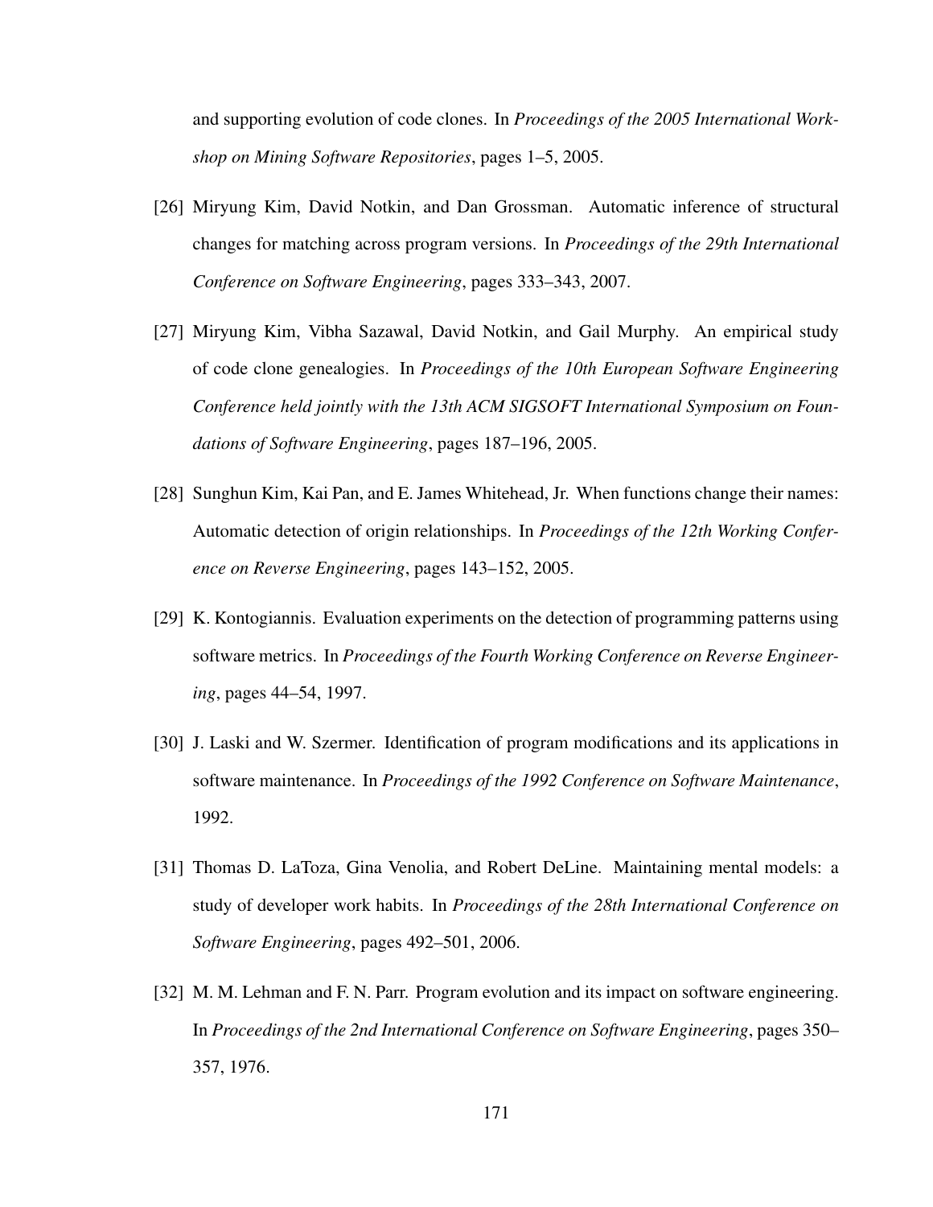and supporting evolution of code clones. In *Proceedings of the 2005 International Workshop on Mining Software Repositories*, pages 1–5, 2005.

[26] Miryung Kim, David Notkin, and Dan Grossman. Automatic inference of structural changes for matching across program versions. In *Proceedings of the 29th International Conference on Software Engineering*, pages 333–343, 2007.

[27] Miryung Kim, Vibha Sazawal, David Notkin, and Gail Murphy. An empirical study of code clone genealogies. In *Proceedings of the 10th European Software Engineering Conference held jointly with the 13th ACM SIGSOFT International Symposium on Foundations of Software Engineering*, pages 187–196, 2005.

[28] Sunghun Kim, Kai Pan, and E. James Whitehead, Jr. When functions change their names: Automatic detection of origin relationships. In *Proceedings of the 12th Working Conference on Reverse Engineering*, pages 143–152, 2005.

[29] K. Kontogiannis. Evaluation experiments on the detection of programming patterns using software metrics. In *Proceedings of the Fourth Working Conference on Reverse Engineering*, pages 44–54, 1997.

[30] J. Laski and W. Szermer. Identification of program modifications and its applications in software maintenance. In *Proceedings of the 1992 Conference on Software Maintenance*, 1992.

[31] Thomas D. LaToza, Gina Venolia, and Robert DeLine. Maintaining mental models: a study of developer work habits. In *Proceedings of the 28th International Conference on Software Engineering*, pages 492–501, 2006.

[32] M. M. Lehman and F. N. Parr. Program evolution and its impact on software engineering. In *Proceedings of the 2nd International Conference on Software Engineering*, pages 350–357, 1976.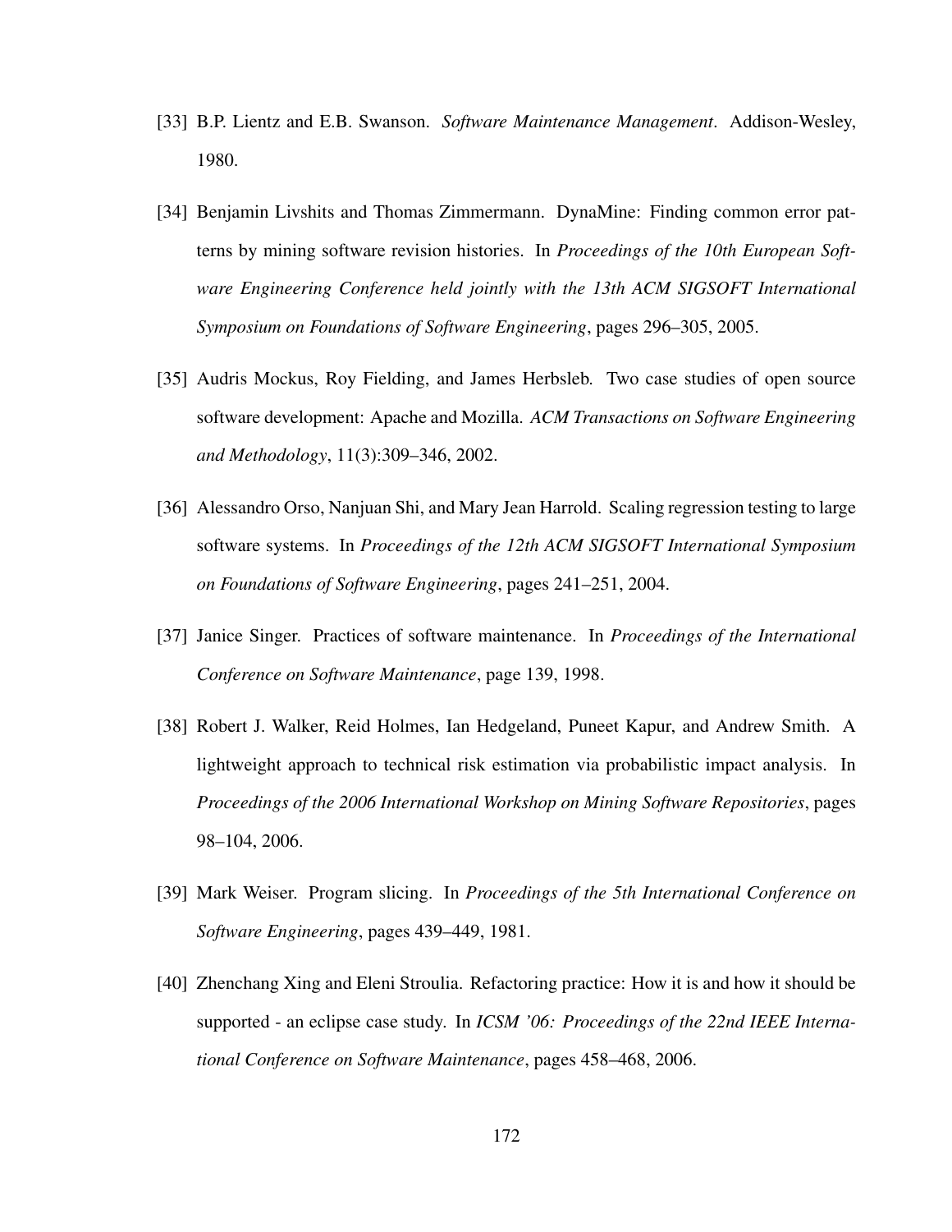[33] B.P. Lientz and E.B. Swanson. *Software Maintenance Management*. Addison-Wesley, 1980.

[34] Benjamin Livshits and Thomas Zimmermann. DynaMine: Finding common error patterns by mining software revision histories. In *Proceedings of the 10th European Software Engineering Conference held jointly with the 13th ACM SIGSOFT International Symposium on Foundations of Software Engineering*, pages 296–305, 2005.

[35] Audris Mockus, Roy Fielding, and James Herbsleb. Two case studies of open source software development: Apache and Mozilla. *ACM Transactions on Software Engineering and Methodology*, 11(3):309–346, 2002.

[36] Alessandro Orso, Nanjuan Shi, and Mary Jean Harrold. Scaling regression testing to large software systems. In *Proceedings of the 12th ACM SIGSOFT International Symposium on Foundations of Software Engineering*, pages 241–251, 2004.

[37] Janice Singer. Practices of software maintenance. In *Proceedings of the International Conference on Software Maintenance*, page 139, 1998.

[38] Robert J. Walker, Reid Holmes, Ian Hedgeland, Puneet Kapur, and Andrew Smith. A lightweight approach to technical risk estimation via probabilistic impact analysis. In *Proceedings of the 2006 International Workshop on Mining Software Repositories*, pages 98–104, 2006.

[39] Mark Weiser. Program slicing. In *Proceedings of the 5th International Conference on Software Engineering*, pages 439–449, 1981.

[40] Zhenchang Xing and Eleni Stroulia. Refactoring practice: How it is and how it should be supported - an eclipse case study. In *ICSM '06: Proceedings of the 22nd IEEE International Conference on Software Maintenance*, pages 458–468, 2006.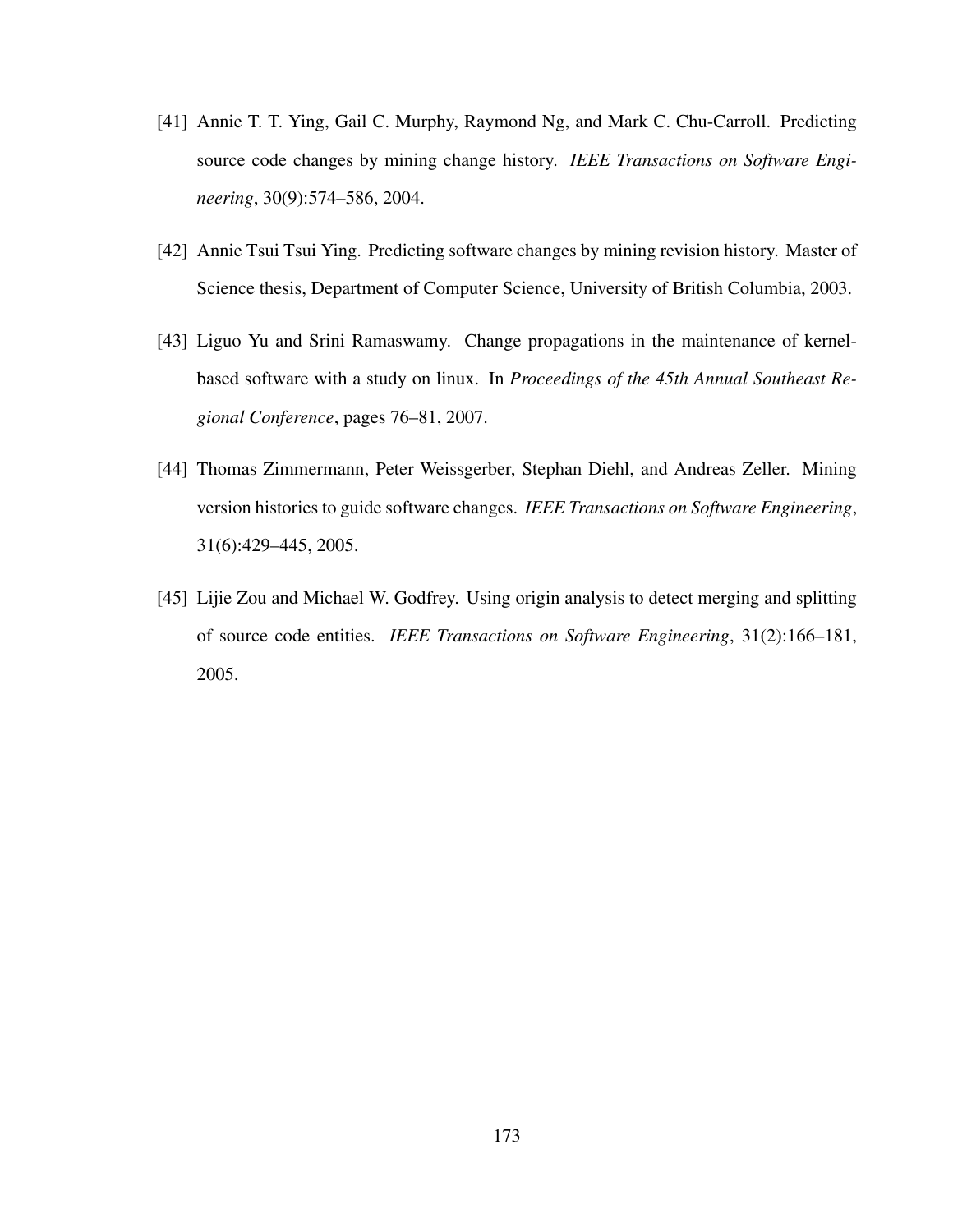[41] Annie T. T. Ying, Gail C. Murphy, Raymond Ng, and Mark C. Chu-Carroll. Predicting source code changes by mining change history. *IEEE Transactions on Software Engineering*, 30(9):574–586, 2004.

[42] Annie Tsui Tsui Ying. Predicting software changes by mining revision history. Master of Science thesis, Department of Computer Science, University of British Columbia, 2003.

[43] Liguo Yu and Srini Ramaswamy. Change propagations in the maintenance of kernel-based software with a study on linux. In *Proceedings of the 45th Annual Southeast Regional Conference*, pages 76–81, 2007.

[44] Thomas Zimmermann, Peter Weissgerber, Stephan Diehl, and Andreas Zeller. Mining version histories to guide software changes. *IEEE Transactions on Software Engineering*, 31(6):429–445, 2005.

[45] Lijie Zou and Michael W. Godfrey. Using origin analysis to detect merging and splitting of source code entities. *IEEE Transactions on Software Engineering*, 31(2):166–181, 2005.